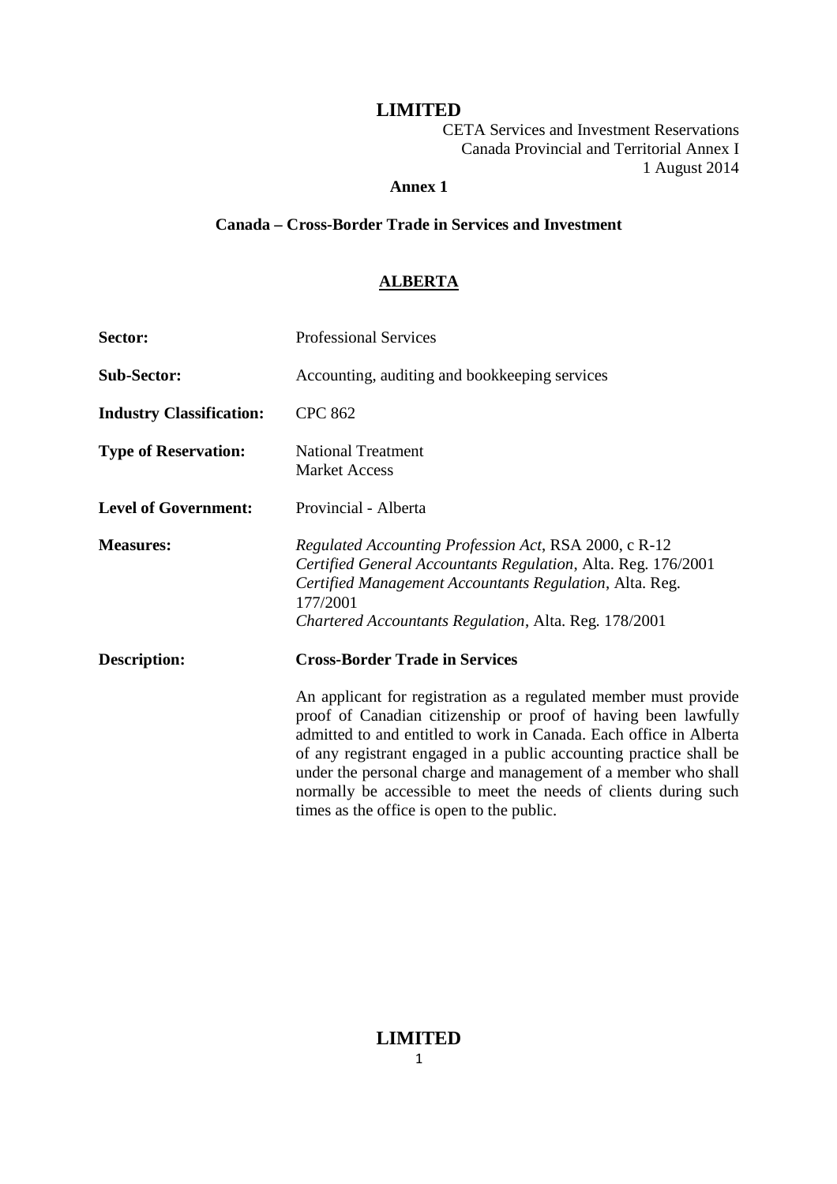**LIMITED**

CETA Services and Investment Reservations
Canada Provincial and Territorial Annex I
1 August 2014

# Annex 1

## Canada – Cross-Border Trade in Services and Investment

### ALBERTA

| | |
|---|---|
| **Sector:** | Professional Services |
| **Sub-Sector:** | Accounting, auditing and bookkeeping services |
| **Industry Classification:** | CPC 862 |
| **Type of Reservation:** | National Treatment<br>Market Access |
| **Level of Government:** | Provincial - Alberta |
| **Measures:** | *Regulated Accounting Profession Act*, RSA 2000, c R-12<br>*Certified General Accountants Regulation*, Alta. Reg. 176/2001<br>*Certified Management Accountants Regulation*, Alta. Reg. 177/2001<br>*Chartered Accountants Regulation*, Alta. Reg. 178/2001 |
| **Description:** | **Cross-Border Trade in Services**<br><br>An applicant for registration as a regulated member must provide proof of Canadian citizenship or proof of having been lawfully admitted to and entitled to work in Canada. Each office in Alberta of any registrant engaged in a public accounting practice shall be under the personal charge and management of a member who shall normally be accessible to meet the needs of clients during such times as the office is open to the public. |

**LIMITED**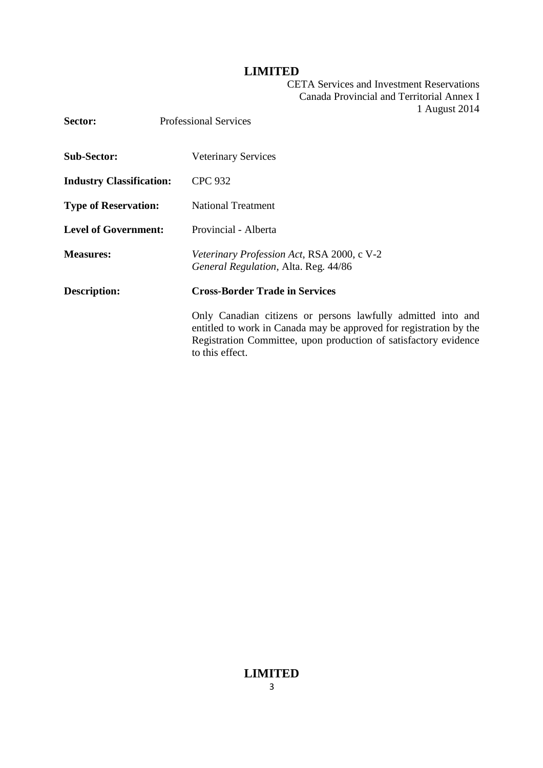**Sector:** Professional Services

**Sub-Sector:** Veterinary Services

**Industry Classification:** CPC 932

**Type of Reservation:** National Treatment

**Level of Government:** Provincial - Alberta

**Measures:** *Veterinary Profession Act*, RSA 2000, c V-2
*General Regulation*, Alta. Reg. 44/86

**Description:** **Cross-Border Trade in Services**

Only Canadian citizens or persons lawfully admitted into and entitled to work in Canada may be approved for registration by the Registration Committee, upon production of satisfactory evidence to this effect.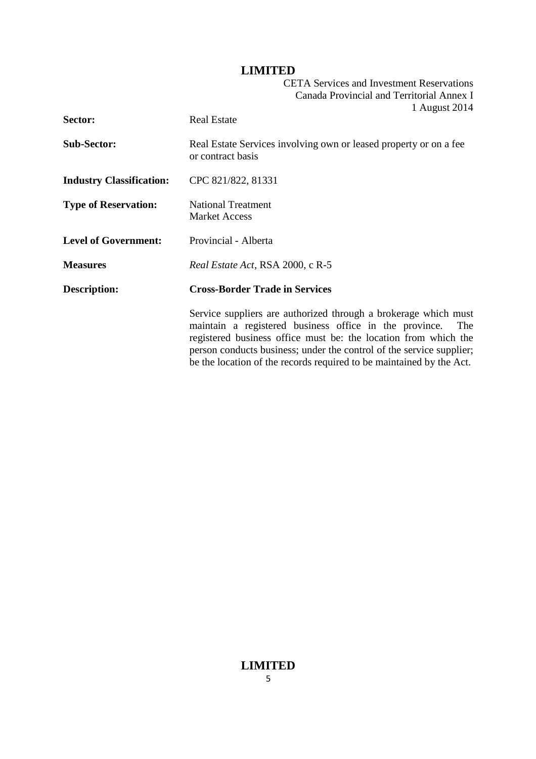| | |
|---|---|
| **Sector:** | Real Estate |
| **Sub-Sector:** | Real Estate Services involving own or leased property or on a fee or contract basis |
| **Industry Classification:** | CPC 821/822, 81331 |
| **Type of Reservation:** | National Treatment<br>Market Access |
| **Level of Government:** | Provincial - Alberta |
| **Measures** | *Real Estate Act*, RSA 2000, c R-5 |
| **Description:** | **Cross-Border Trade in Services**<br><br>Service suppliers are authorized through a brokerage which must maintain a registered business office in the province. The registered business office must be: the location from which the person conducts business; under the control of the service supplier; be the location of the records required to be maintained by the Act. |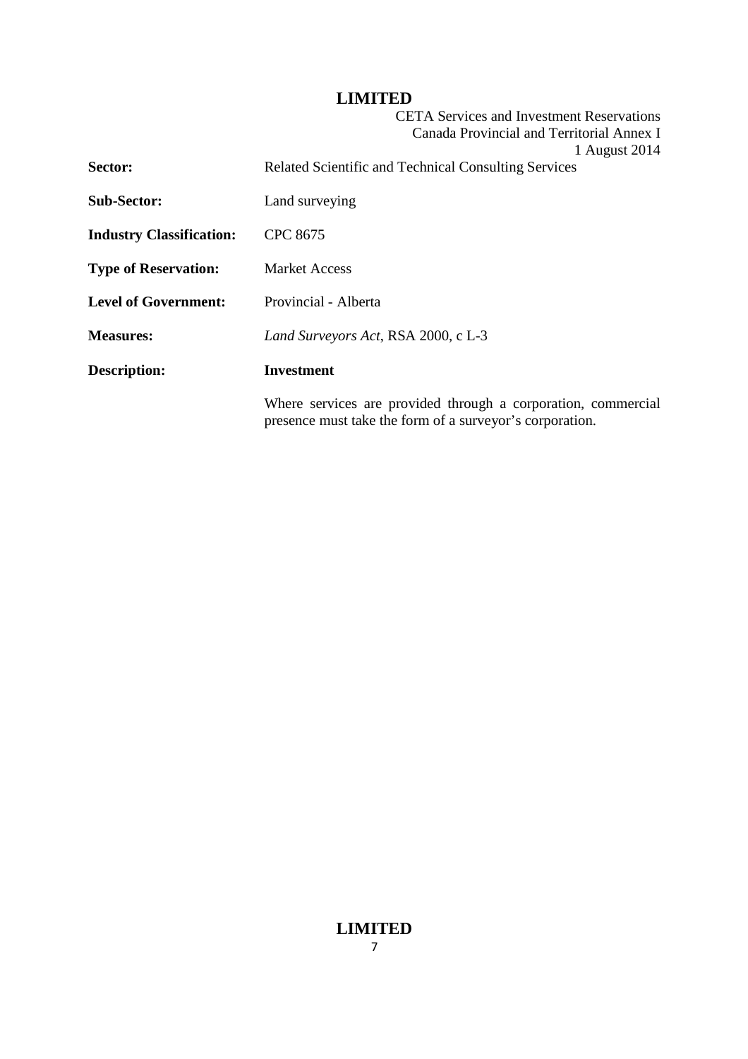| | |
|---|---|
| **Sector:** | Related Scientific and Technical Consulting Services |
| **Sub-Sector:** | Land surveying |
| **Industry Classification:** | CPC 8675 |
| **Type of Reservation:** | Market Access |
| **Level of Government:** | Provincial - Alberta |
| **Measures:** | *Land Surveyors Act*, RSA 2000, c L-3 |
| **Description:** | **Investment** |
| | Where services are provided through a corporation, commercial presence must take the form of a surveyor's corporation. |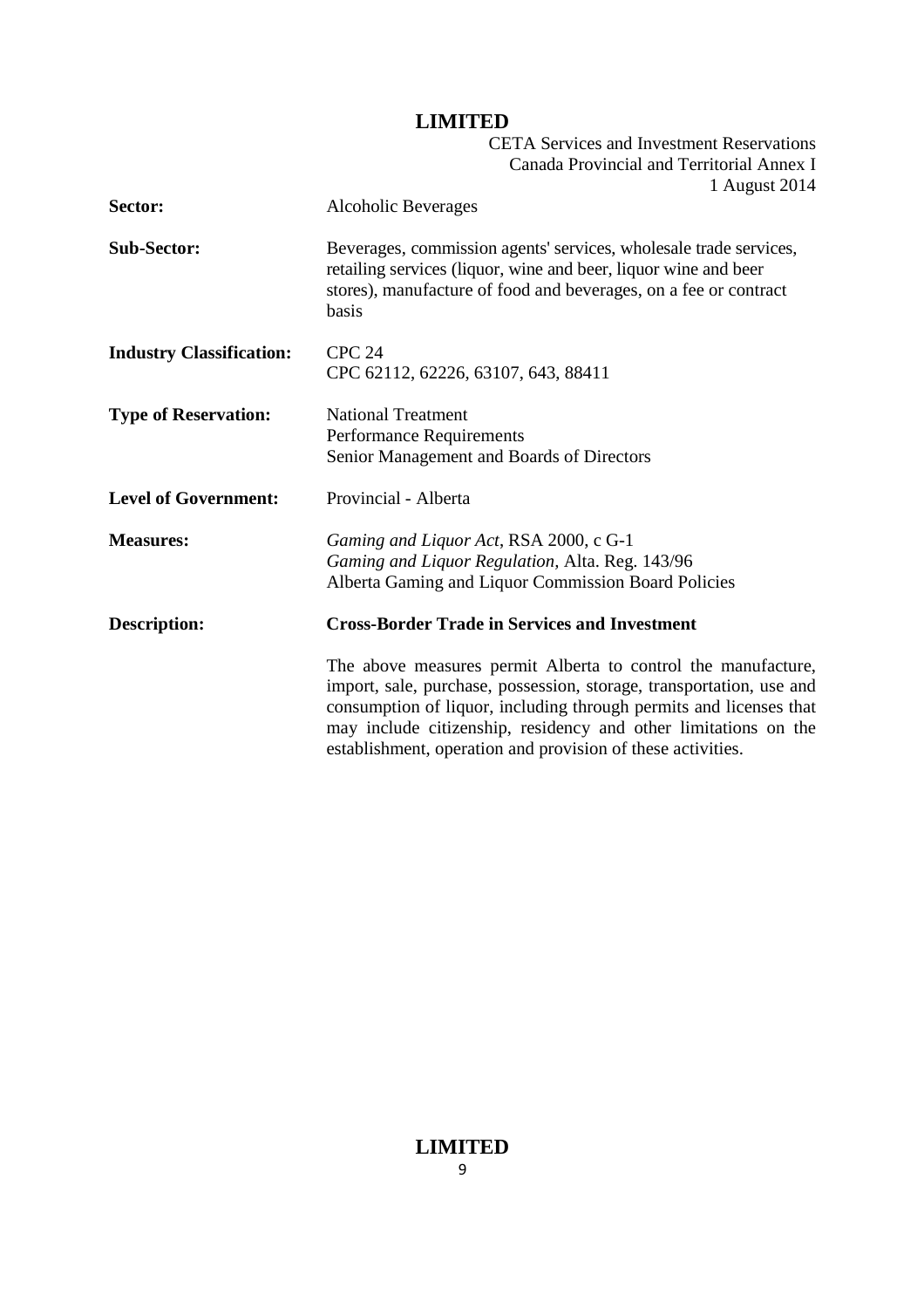| | |
|---|---|
| **Sector:** | Alcoholic Beverages |
| **Sub-Sector:** | Beverages, commission agents' services, wholesale trade services, retailing services (liquor, wine and beer, liquor wine and beer stores), manufacture of food and beverages, on a fee or contract basis |
| **Industry Classification:** | CPC 24<br>CPC 62112, 62226, 63107, 643, 88411 |
| **Type of Reservation:** | National Treatment<br>Performance Requirements<br>Senior Management and Boards of Directors |
| **Level of Government:** | Provincial - Alberta |
| **Measures:** | *Gaming and Liquor Act*, RSA 2000, c G-1<br>*Gaming and Liquor Regulation*, Alta. Reg. 143/96<br>Alberta Gaming and Liquor Commission Board Policies |
| **Description:** | **Cross-Border Trade in Services and Investment**<br><br>The above measures permit Alberta to control the manufacture, import, sale, purchase, possession, storage, transportation, use and consumption of liquor, including through permits and licenses that may include citizenship, residency and other limitations on the establishment, operation and provision of these activities. |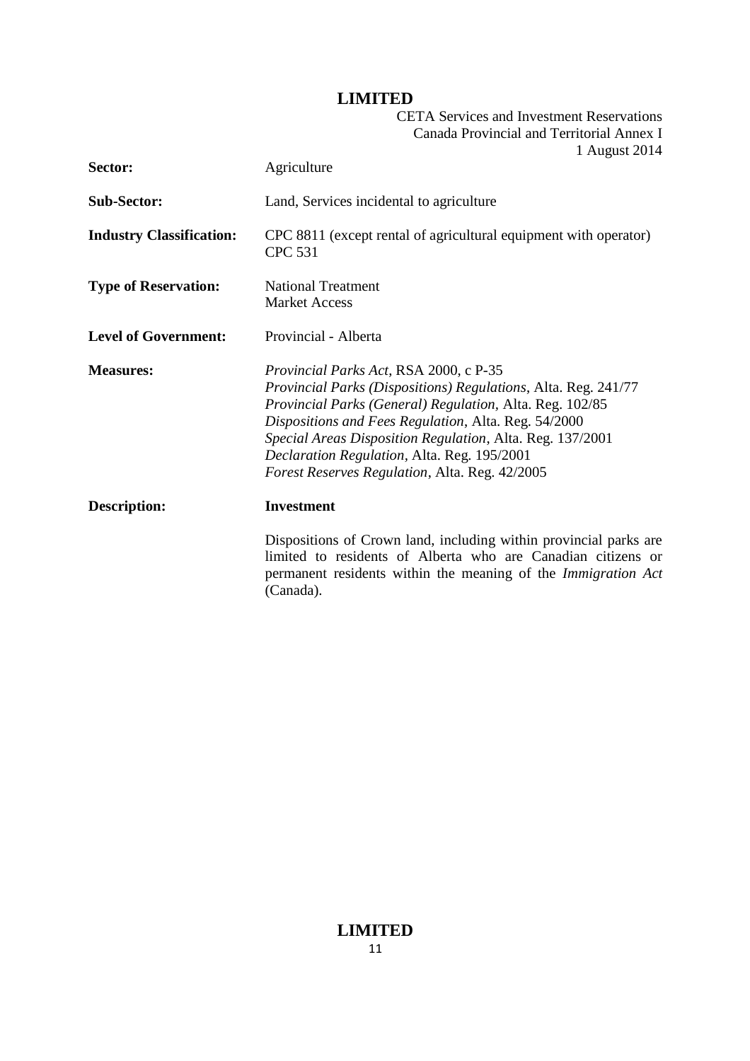| | |
|---|---|
| **Sector:** | Agriculture |
| **Sub-Sector:** | Land, Services incidental to agriculture |
| **Industry Classification:** | CPC 8811 (except rental of agricultural equipment with operator)<br>CPC 531 |
| **Type of Reservation:** | National Treatment<br>Market Access |
| **Level of Government:** | Provincial - Alberta |
| **Measures:** | *Provincial Parks Act*, RSA 2000, c P-35<br>*Provincial Parks (Dispositions) Regulations*, Alta. Reg. 241/77<br>*Provincial Parks (General) Regulation*, Alta. Reg. 102/85<br>*Dispositions and Fees Regulation*, Alta. Reg. 54/2000<br>*Special Areas Disposition Regulation*, Alta. Reg. 137/2001<br>*Declaration Regulation*, Alta. Reg. 195/2001<br>*Forest Reserves Regulation*, Alta. Reg. 42/2005 |
| **Description:** | **Investment**<br><br>Dispositions of Crown land, including within provincial parks are limited to residents of Alberta who are Canadian citizens or permanent residents within the meaning of the *Immigration Act* (Canada). |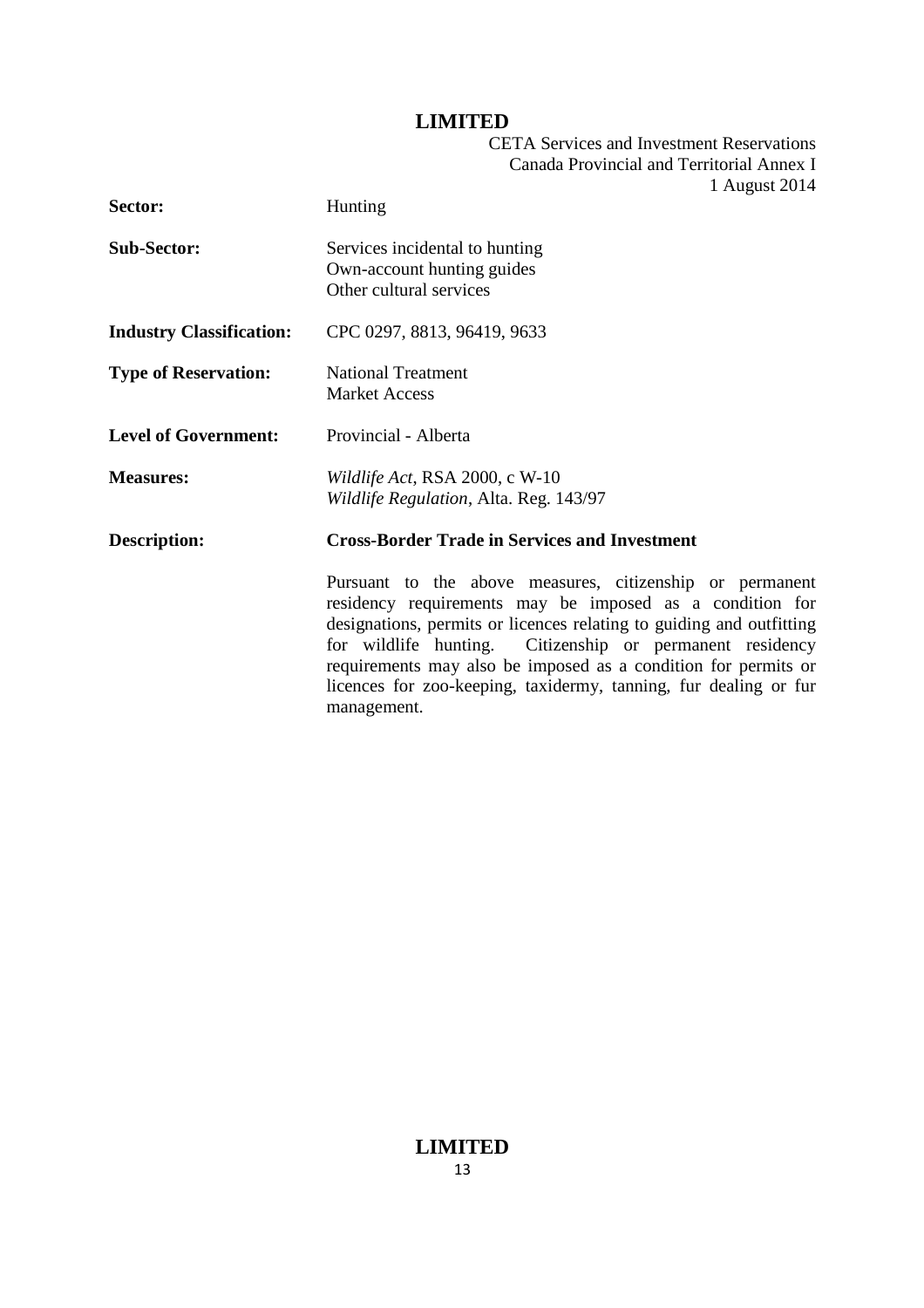| | |
|---|---|
| **Sector:** | Hunting |
| **Sub-Sector:** | Services incidental to hunting<br>Own-account hunting guides<br>Other cultural services |
| **Industry Classification:** | CPC 0297, 8813, 96419, 9633 |
| **Type of Reservation:** | National Treatment<br>Market Access |
| **Level of Government:** | Provincial - Alberta |
| **Measures:** | *Wildlife Act*, RSA 2000, c W-10<br>*Wildlife Regulation*, Alta. Reg. 143/97 |
| **Description:** | **Cross-Border Trade in Services and Investment** |

Pursuant to the above measures, citizenship or permanent residency requirements may be imposed as a condition for designations, permits or licences relating to guiding and outfitting for wildlife hunting. Citizenship or permanent residency requirements may also be imposed as a condition for permits or licences for zoo-keeping, taxidermy, tanning, fur dealing or fur management.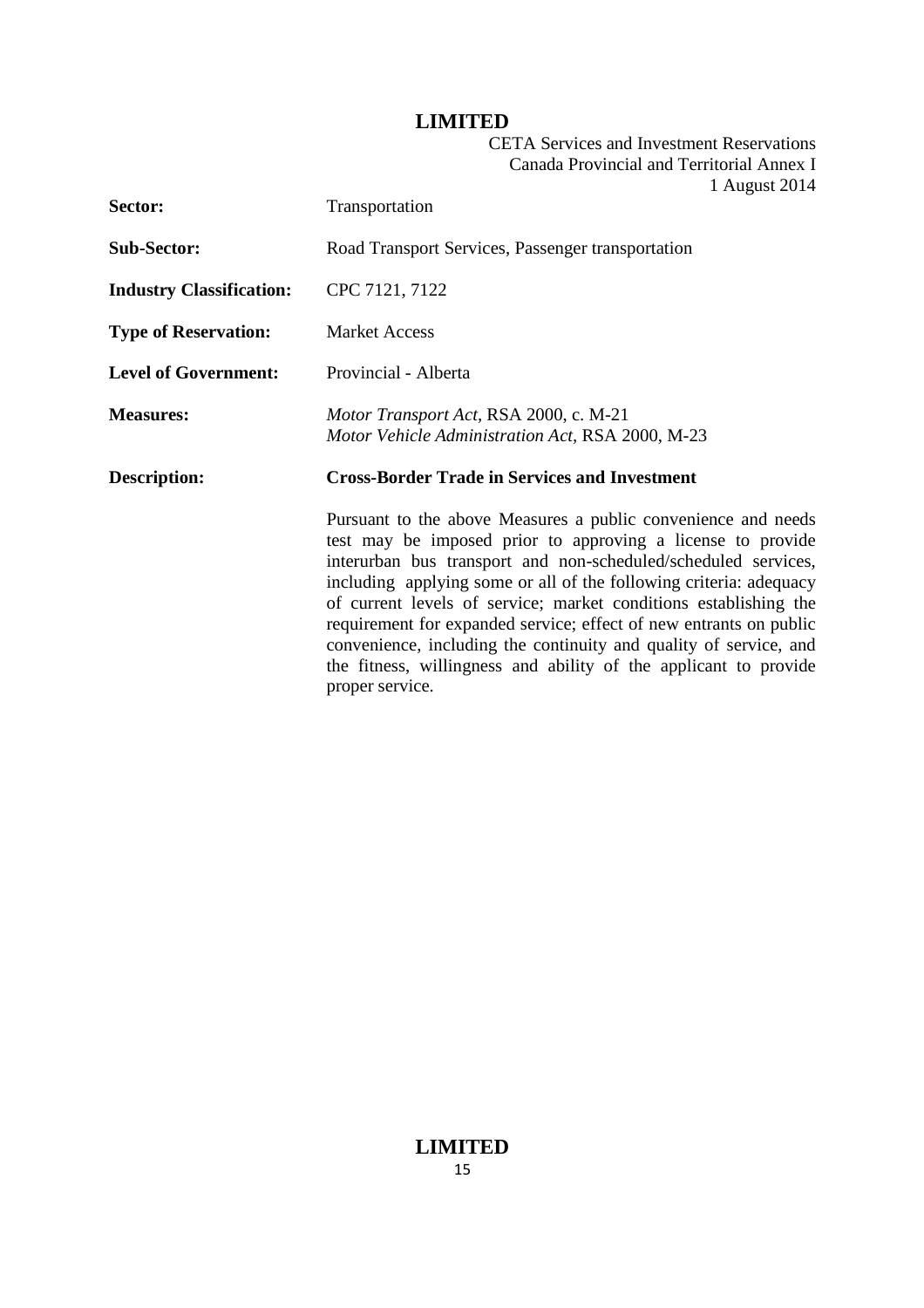| | |
|---|---|
| **Sector:** | Transportation |
| **Sub-Sector:** | Road Transport Services, Passenger transportation |
| **Industry Classification:** | CPC 7121, 7122 |
| **Type of Reservation:** | Market Access |
| **Level of Government:** | Provincial - Alberta |
| **Measures:** | *Motor Transport Act,* RSA 2000, c. M-21<br>*Motor Vehicle Administration Act,* RSA 2000, M-23 |
| **Description:** | **Cross-Border Trade in Services and Investment**<br><br>Pursuant to the above Measures a public convenience and needs test may be imposed prior to approving a license to provide interurban bus transport and non-scheduled/scheduled services, including applying some or all of the following criteria: adequacy of current levels of service; market conditions establishing the requirement for expanded service; effect of new entrants on public convenience, including the continuity and quality of service, and the fitness, willingness and ability of the applicant to provide proper service. |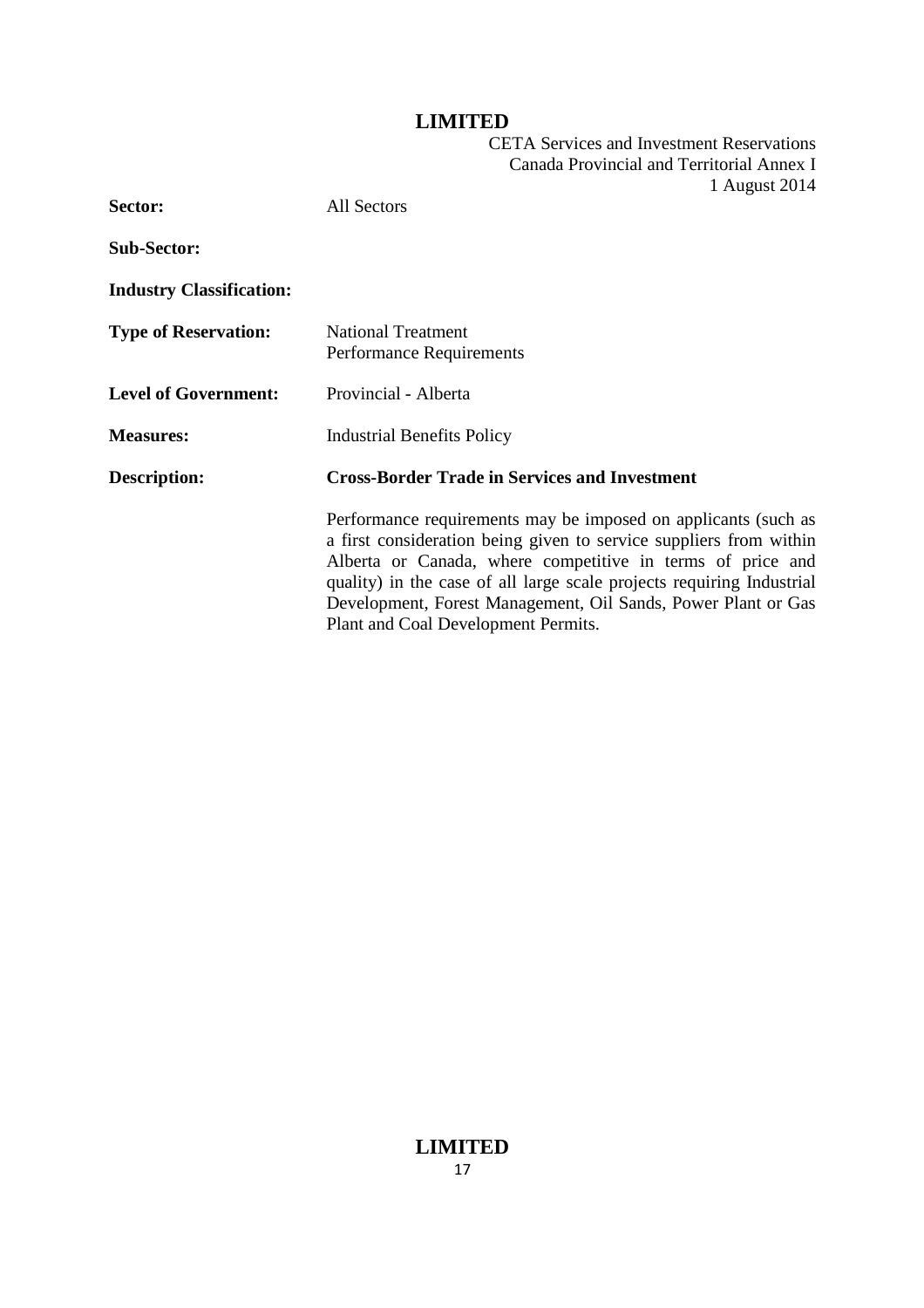| | |
|---|---|
| **Sector:** | All Sectors |
| **Sub-Sector:** | |
| **Industry Classification:** | |
| **Type of Reservation:** | National Treatment<br>Performance Requirements |
| **Level of Government:** | Provincial - Alberta |
| **Measures:** | Industrial Benefits Policy |
| **Description:** | **Cross-Border Trade in Services and Investment**<br><br>Performance requirements may be imposed on applicants (such as a first consideration being given to service suppliers from within Alberta or Canada, where competitive in terms of price and quality) in the case of all large scale projects requiring Industrial Development, Forest Management, Oil Sands, Power Plant or Gas Plant and Coal Development Permits. |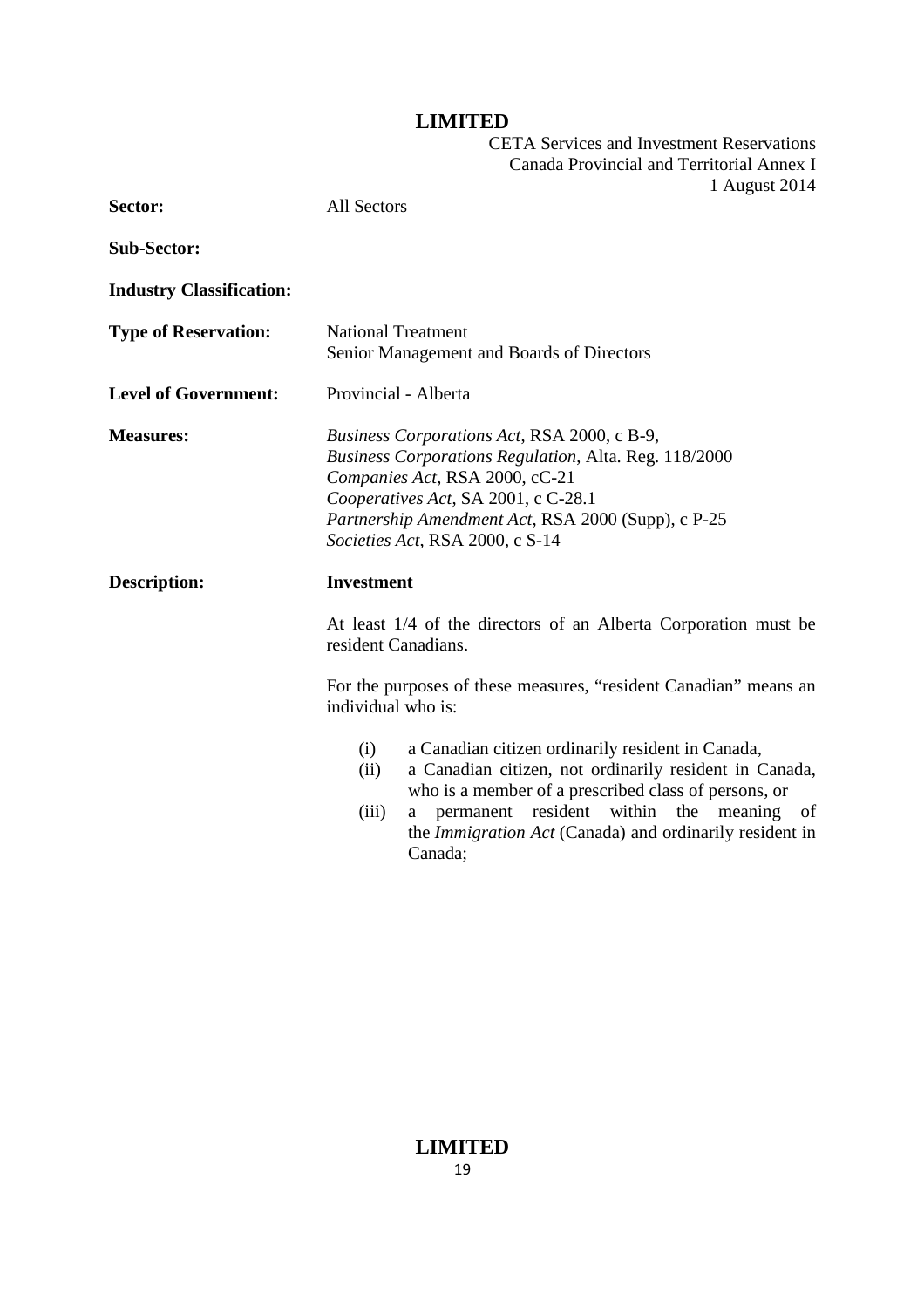| | |
|---|---|
| **Sector:** | All Sectors |
| **Sub-Sector:** | |
| **Industry Classification:** | |
| **Type of Reservation:** | National Treatment<br>Senior Management and Boards of Directors |
| **Level of Government:** | Provincial - Alberta |
| **Measures:** | *Business Corporations Act*, RSA 2000, c B-9,<br>*Business Corporations Regulation*, Alta. Reg. 118/2000<br>*Companies Act*, RSA 2000, cC-21<br>*Cooperatives Act*, SA 2001, c C-28.1<br>*Partnership Amendment Act*, RSA 2000 (Supp), c P-25<br>*Societies Act*, RSA 2000, c S-14 |
| **Description:** | **Investment** |

At least 1/4 of the directors of an Alberta Corporation must be resident Canadians.

For the purposes of these measures, "resident Canadian" means an individual who is:

(i) a Canadian citizen ordinarily resident in Canada,
(ii) a Canadian citizen, not ordinarily resident in Canada, who is a member of a prescribed class of persons, or
(iii) a permanent resident within the meaning of the *Immigration Act* (Canada) and ordinarily resident in Canada;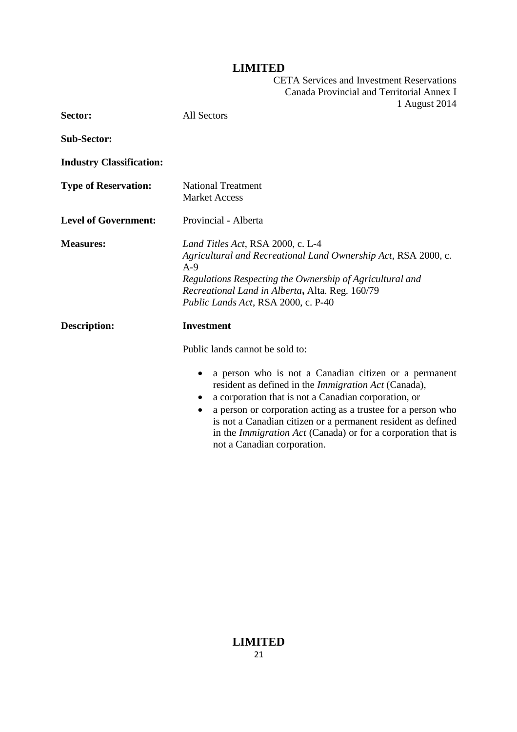| | |
|---|---|
| **Sector:** | All Sectors |
| **Sub-Sector:** | |
| **Industry Classification:** | |
| **Type of Reservation:** | National Treatment<br>Market Access |
| **Level of Government:** | Provincial - Alberta |
| **Measures:** | *Land Titles Act*, RSA 2000, c. L-4<br>*Agricultural and Recreational Land Ownership Act*, RSA 2000, c. A-9<br>*Regulations Respecting the Ownership of Agricultural and Recreational Land in Alberta*, Alta. Reg. 160/79<br>*Public Lands Act*, RSA 2000, c. P-40 |
| **Description:** | **Investment** |

Public lands cannot be sold to:

- a person who is not a Canadian citizen or a permanent resident as defined in the *Immigration Act* (Canada),
- a corporation that is not a Canadian corporation, or
- a person or corporation acting as a trustee for a person who is not a Canadian citizen or a permanent resident as defined in the *Immigration Act* (Canada) or for a corporation that is not a Canadian corporation.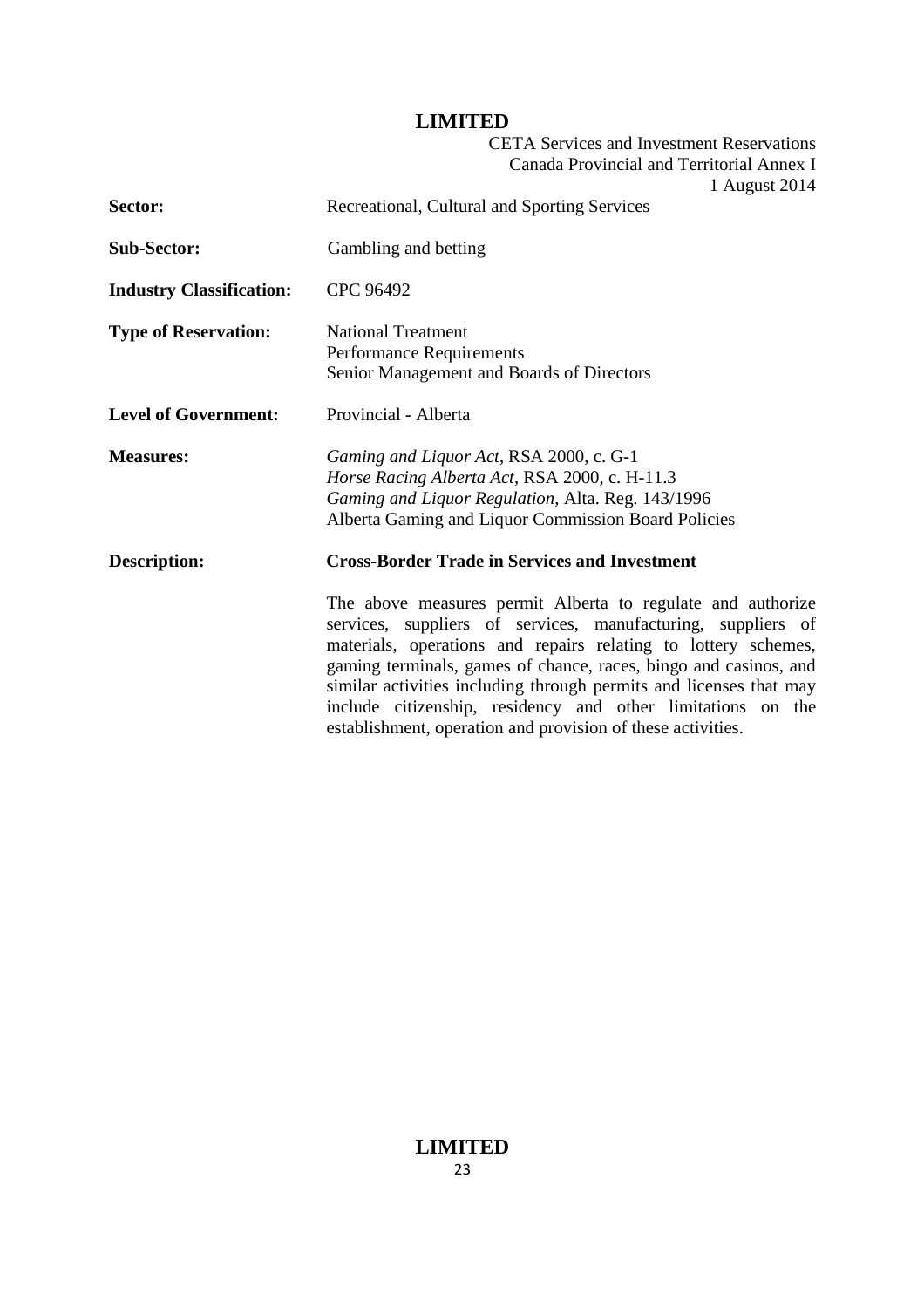| | |
|---|---|
| **Sector:** | Recreational, Cultural and Sporting Services |
| **Sub-Sector:** | Gambling and betting |
| **Industry Classification:** | CPC 96492 |
| **Type of Reservation:** | National Treatment<br>Performance Requirements<br>Senior Management and Boards of Directors |
| **Level of Government:** | Provincial - Alberta |
| **Measures:** | *Gaming and Liquor Act*, RSA 2000, c. G-1<br>*Horse Racing Alberta Act*, RSA 2000, c. H-11.3<br>*Gaming and Liquor Regulation*, Alta. Reg. 143/1996<br>Alberta Gaming and Liquor Commission Board Policies |
| **Description:** | **Cross-Border Trade in Services and Investment** |

The above measures permit Alberta to regulate and authorize services, suppliers of services, manufacturing, suppliers of materials, operations and repairs relating to lottery schemes, gaming terminals, games of chance, races, bingo and casinos, and similar activities including through permits and licenses that may include citizenship, residency and other limitations on the establishment, operation and provision of these activities.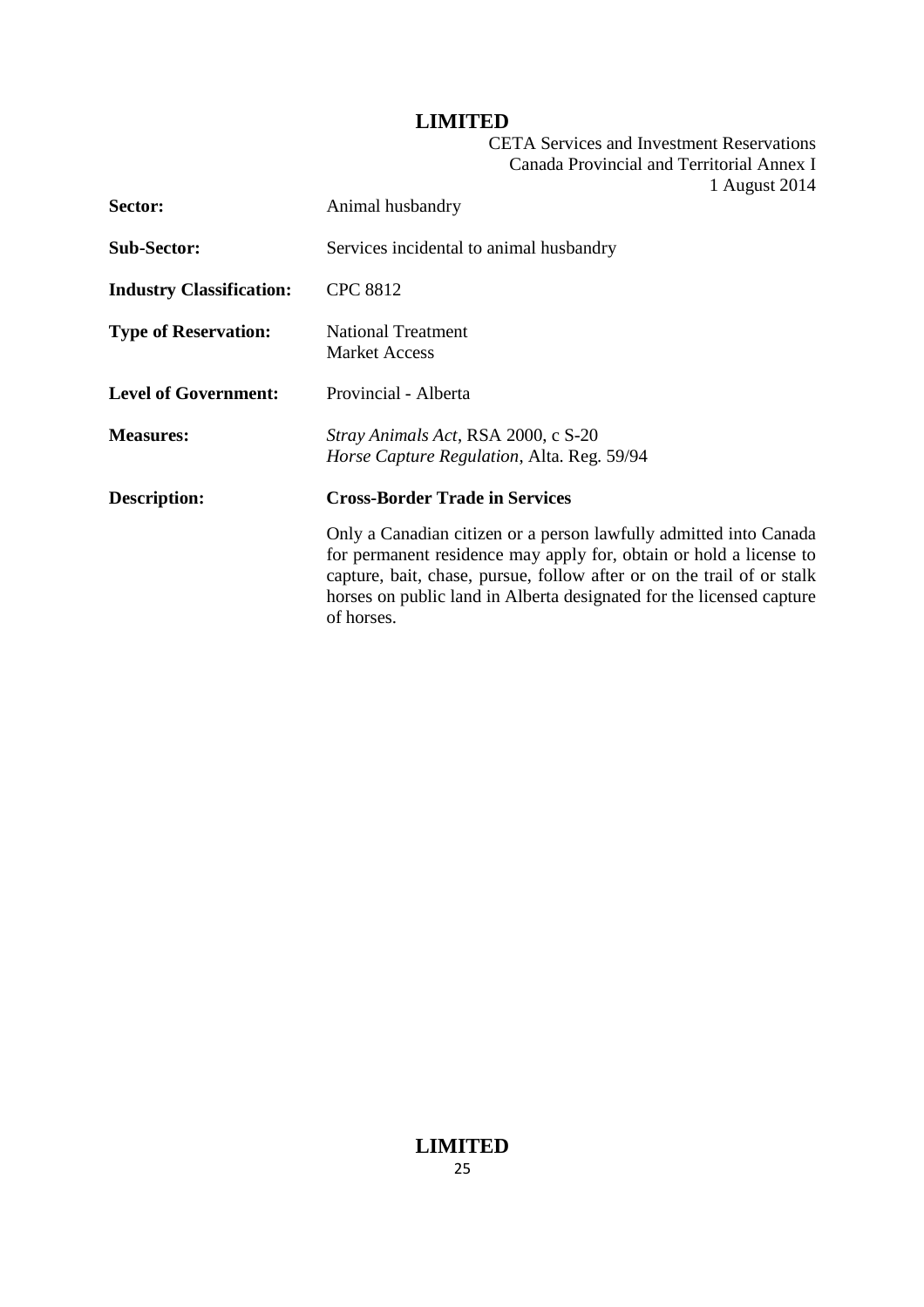| | |
|---|---|
| **Sector:** | Animal husbandry |
| **Sub-Sector:** | Services incidental to animal husbandry |
| **Industry Classification:** | CPC 8812 |
| **Type of Reservation:** | National Treatment<br>Market Access |
| **Level of Government:** | Provincial - Alberta |
| **Measures:** | *Stray Animals Act*, RSA 2000, c S-20<br>*Horse Capture Regulation*, Alta. Reg. 59/94 |
| **Description:** | **Cross-Border Trade in Services**<br><br>Only a Canadian citizen or a person lawfully admitted into Canada for permanent residence may apply for, obtain or hold a license to capture, bait, chase, pursue, follow after or on the trail of or stalk horses on public land in Alberta designated for the licensed capture of horses. |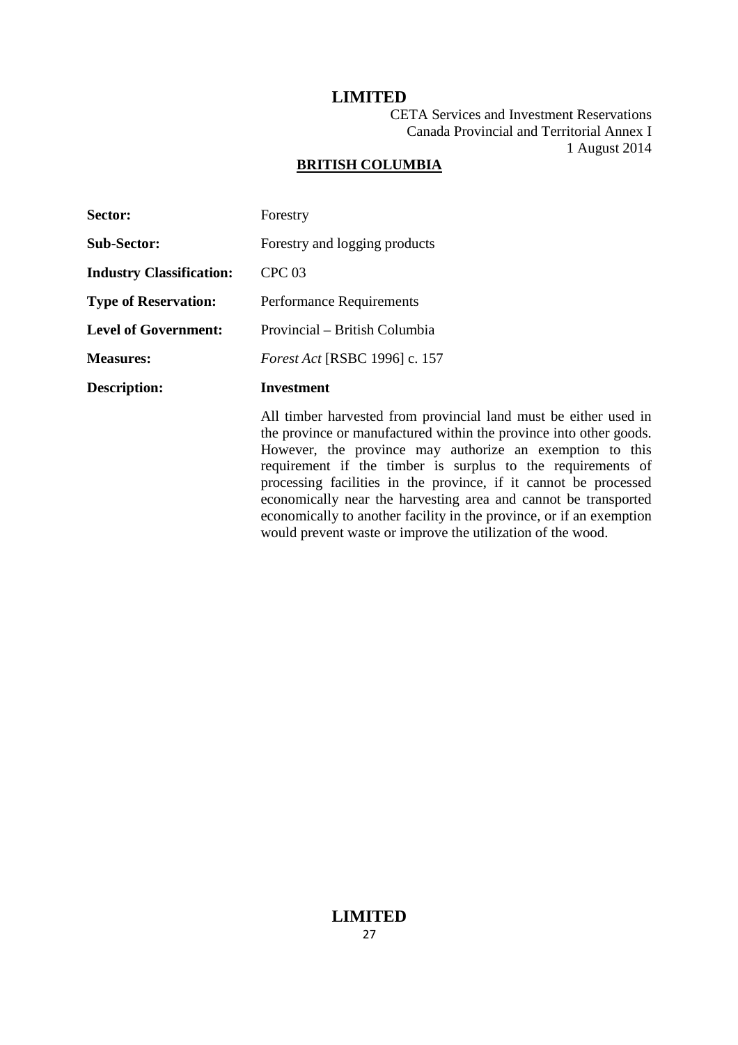## BRITISH COLUMBIA

| | |
|---|---|
| **Sector:** | Forestry |
| **Sub-Sector:** | Forestry and logging products |
| **Industry Classification:** | CPC 03 |
| **Type of Reservation:** | Performance Requirements |
| **Level of Government:** | Provincial – British Columbia |
| **Measures:** | *Forest Act* [RSBC 1996] c. 157 |
| **Description:** | **Investment** |

All timber harvested from provincial land must be either used in the province or manufactured within the province into other goods. However, the province may authorize an exemption to this requirement if the timber is surplus to the requirements of processing facilities in the province, if it cannot be processed economically near the harvesting area and cannot be transported economically to another facility in the province, or if an exemption would prevent waste or improve the utilization of the wood.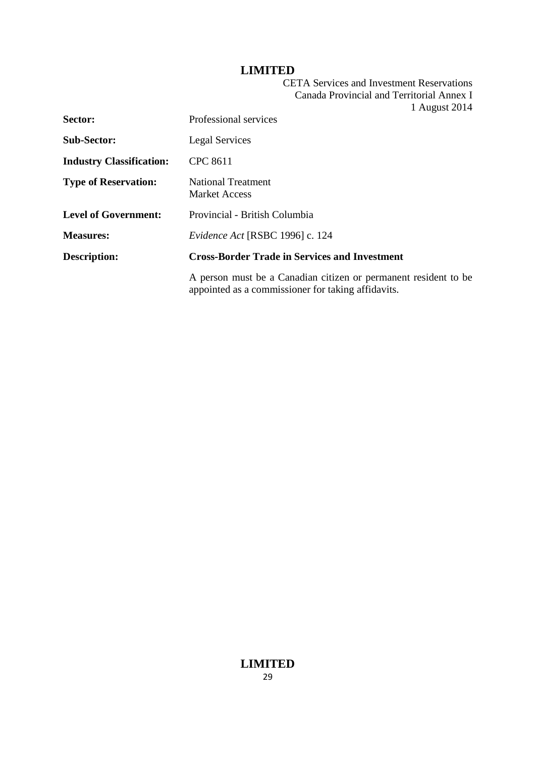| | |
|---|---|
| **Sector:** | Professional services |
| **Sub-Sector:** | Legal Services |
| **Industry Classification:** | CPC 8611 |
| **Type of Reservation:** | National Treatment<br>Market Access |
| **Level of Government:** | Provincial - British Columbia |
| **Measures:** | *Evidence Act* [RSBC 1996] c. 124 |
| **Description:** | **Cross-Border Trade in Services and Investment** |
| | A person must be a Canadian citizen or permanent resident to be appointed as a commissioner for taking affidavits. |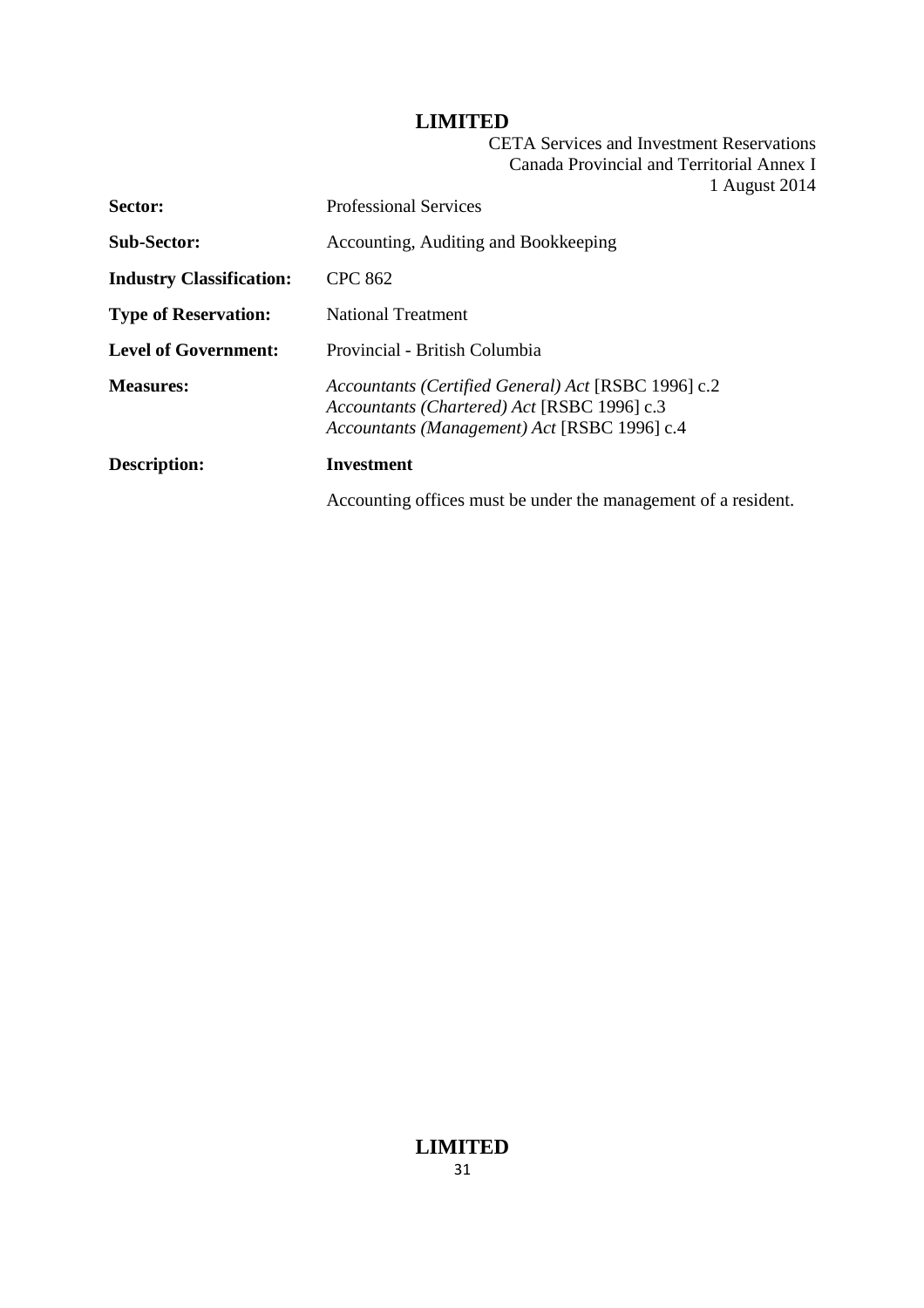| | |
|---|---|
| **Sector:** | Professional Services |
| **Sub-Sector:** | Accounting, Auditing and Bookkeeping |
| **Industry Classification:** | CPC 862 |
| **Type of Reservation:** | National Treatment |
| **Level of Government:** | Provincial - British Columbia |
| **Measures:** | *Accountants (Certified General) Act* [RSBC 1996] c.2<br>*Accountants (Chartered) Act* [RSBC 1996] c.3<br>*Accountants (Management) Act* [RSBC 1996] c.4 |
| **Description:** | **Investment**<br><br>Accounting offices must be under the management of a resident. |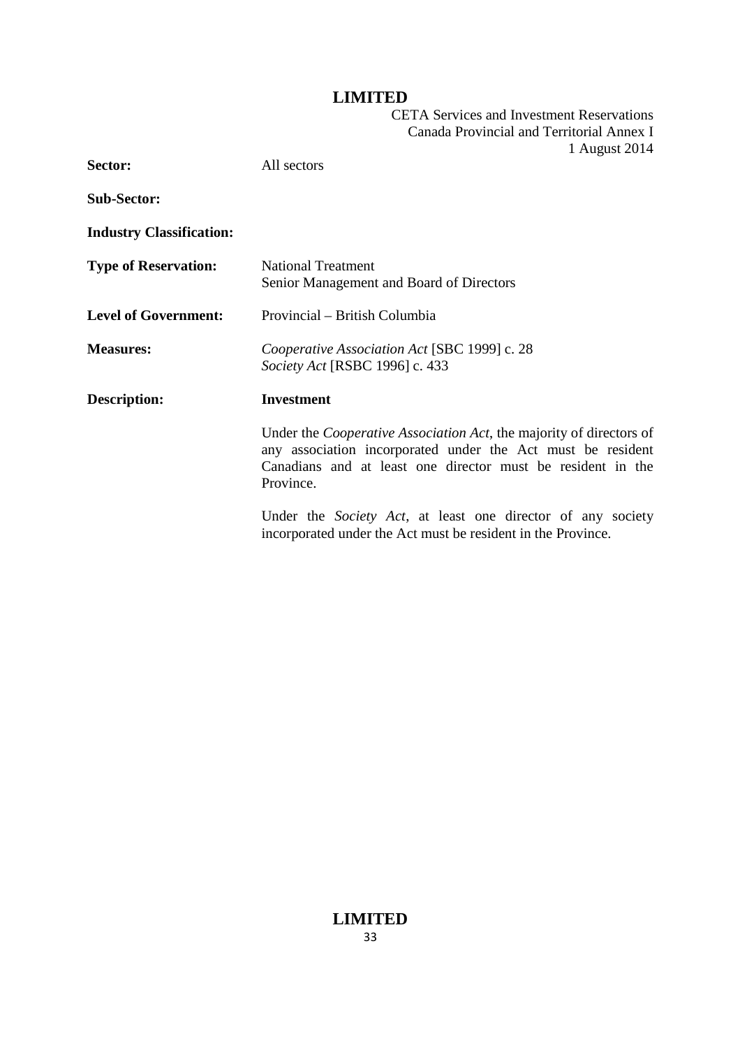| | |
|---|---|
| **Sector:** | All sectors |
| **Sub-Sector:** | |
| **Industry Classification:** | |
| **Type of Reservation:** | National Treatment<br>Senior Management and Board of Directors |
| **Level of Government:** | Provincial – British Columbia |
| **Measures:** | *Cooperative Association Act* [SBC 1999] c. 28<br>*Society Act* [RSBC 1996] c. 433 |
| **Description:** | **Investment**<br><br>Under the *Cooperative Association Act*, the majority of directors of any association incorporated under the Act must be resident Canadians and at least one director must be resident in the Province.<br><br>Under the *Society Act*, at least one director of any society incorporated under the Act must be resident in the Province. |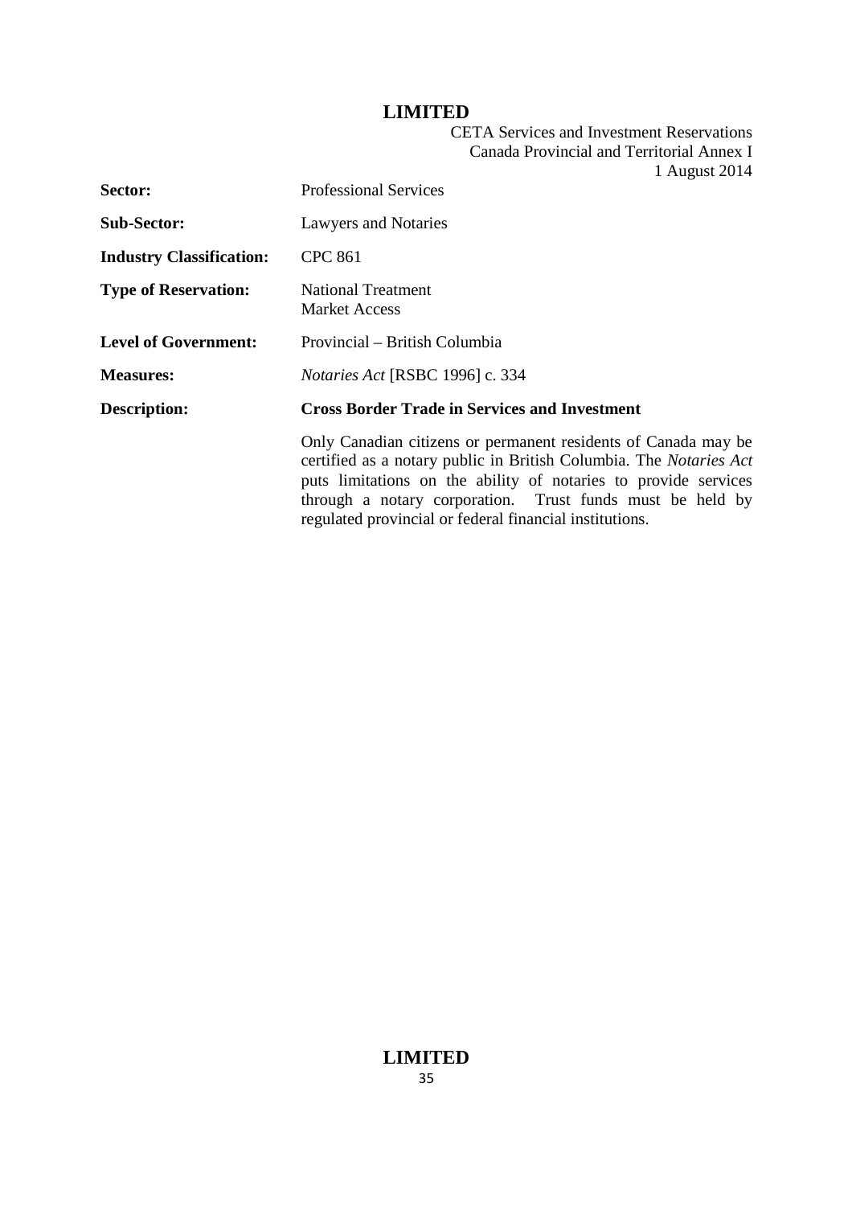| | |
|---|---|
| **Sector:** | Professional Services |
| **Sub-Sector:** | Lawyers and Notaries |
| **Industry Classification:** | CPC 861 |
| **Type of Reservation:** | National Treatment<br>Market Access |
| **Level of Government:** | Provincial – British Columbia |
| **Measures:** | *Notaries Act* [RSBC 1996] c. 334 |
| **Description:** | **Cross Border Trade in Services and Investment** |
| | Only Canadian citizens or permanent residents of Canada may be certified as a notary public in British Columbia. The *Notaries Act* puts limitations on the ability of notaries to provide services through a notary corporation. Trust funds must be held by regulated provincial or federal financial institutions. |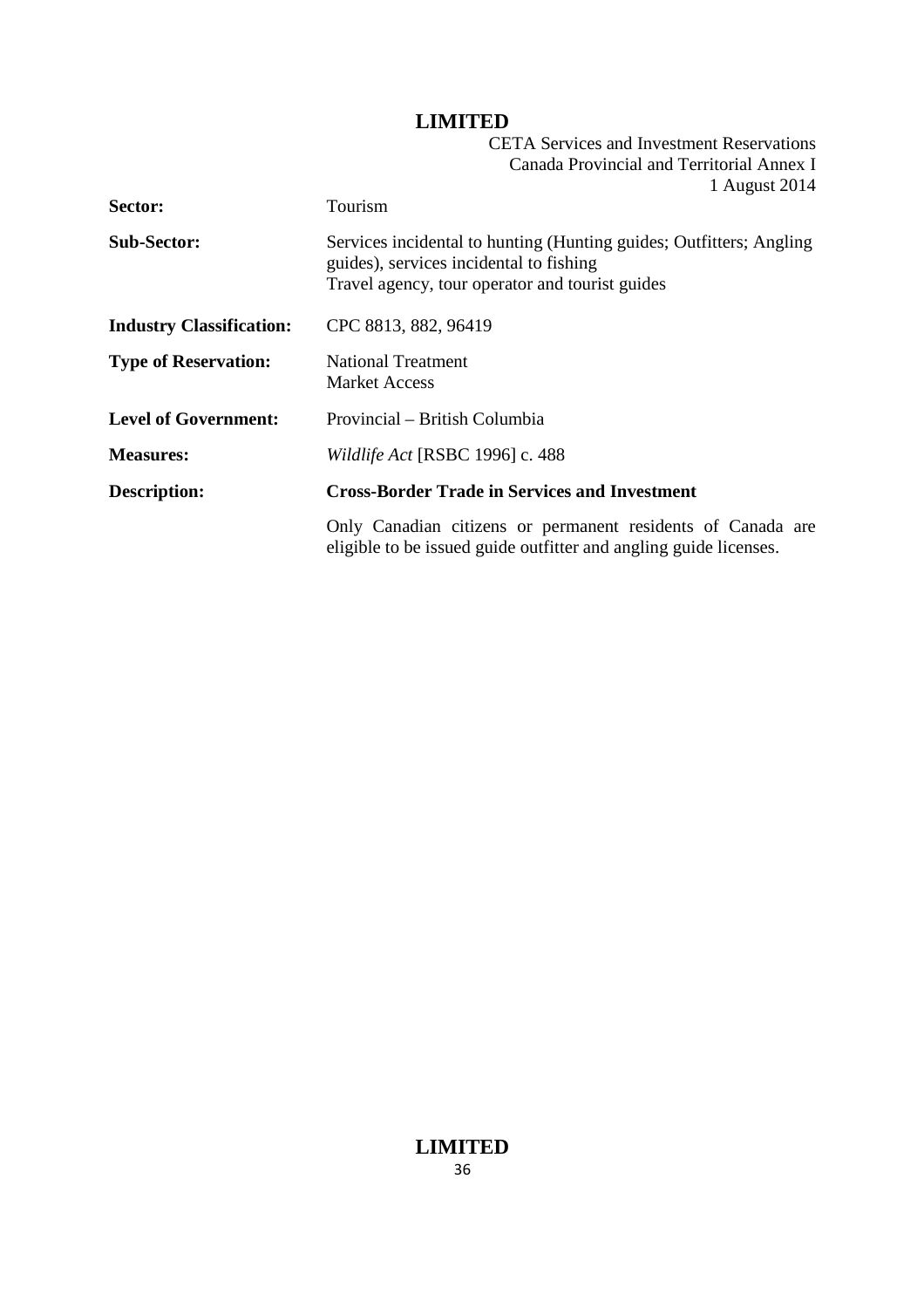| | |
|---|---|
| **Sector:** | Tourism |
| **Sub-Sector:** | Services incidental to hunting (Hunting guides; Outfitters; Angling guides), services incidental to fishing<br>Travel agency, tour operator and tourist guides |
| **Industry Classification:** | CPC 8813, 882, 96419 |
| **Type of Reservation:** | National Treatment<br>Market Access |
| **Level of Government:** | Provincial – British Columbia |
| **Measures:** | *Wildlife Act* [RSBC 1996] c. 488 |
| **Description:** | **Cross-Border Trade in Services and Investment**<br><br>Only Canadian citizens or permanent residents of Canada are eligible to be issued guide outfitter and angling guide licenses. |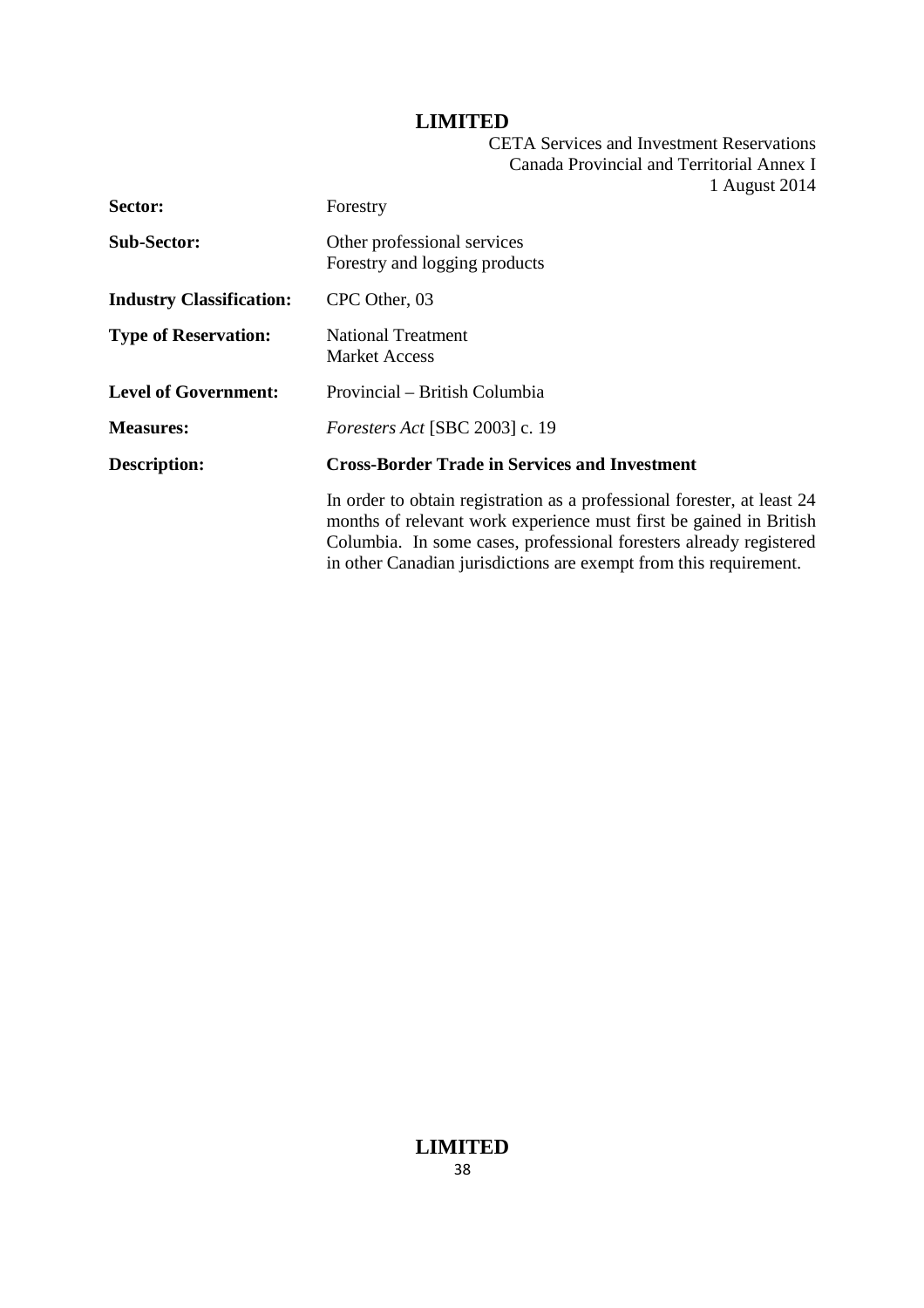| | |
|---|---|
| **Sector:** | Forestry |
| **Sub-Sector:** | Other professional services<br>Forestry and logging products |
| **Industry Classification:** | CPC Other, 03 |
| **Type of Reservation:** | National Treatment<br>Market Access |
| **Level of Government:** | Provincial – British Columbia |
| **Measures:** | *Foresters Act* [SBC 2003] c. 19 |
| **Description:** | **Cross-Border Trade in Services and Investment** |
| | In order to obtain registration as a professional forester, at least 24 months of relevant work experience must first be gained in British Columbia. In some cases, professional foresters already registered in other Canadian jurisdictions are exempt from this requirement. |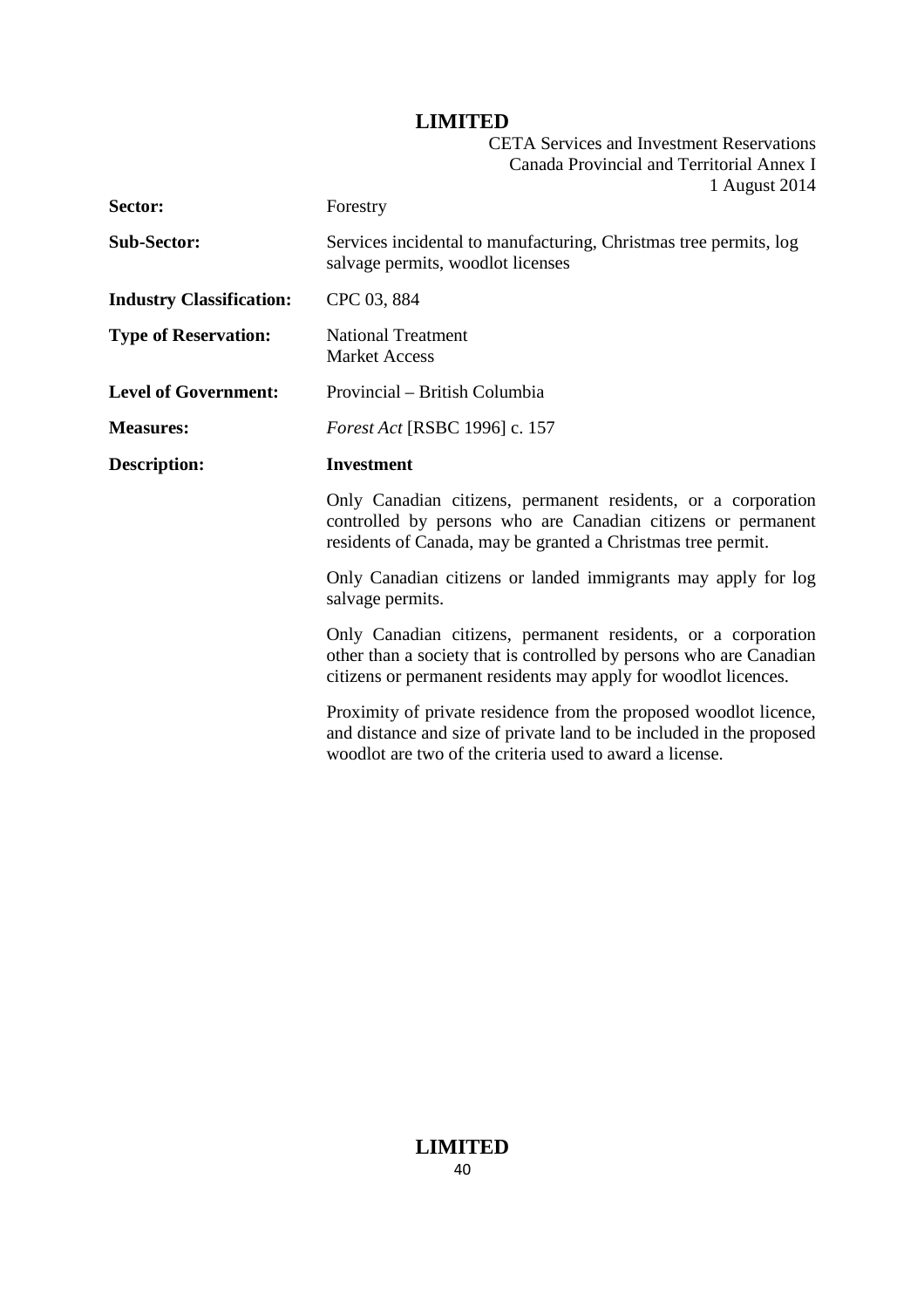| | |
|---|---|
| **Sector:** | Forestry |
| **Sub-Sector:** | Services incidental to manufacturing, Christmas tree permits, log salvage permits, woodlot licenses |
| **Industry Classification:** | CPC 03, 884 |
| **Type of Reservation:** | National Treatment<br>Market Access |
| **Level of Government:** | Provincial – British Columbia |
| **Measures:** | *Forest Act* [RSBC 1996] c. 157 |
| **Description:** | **Investment** |

Only Canadian citizens, permanent residents, or a corporation controlled by persons who are Canadian citizens or permanent residents of Canada, may be granted a Christmas tree permit.

Only Canadian citizens or landed immigrants may apply for log salvage permits.

Only Canadian citizens, permanent residents, or a corporation other than a society that is controlled by persons who are Canadian citizens or permanent residents may apply for woodlot licences.

Proximity of private residence from the proposed woodlot licence, and distance and size of private land to be included in the proposed woodlot are two of the criteria used to award a license.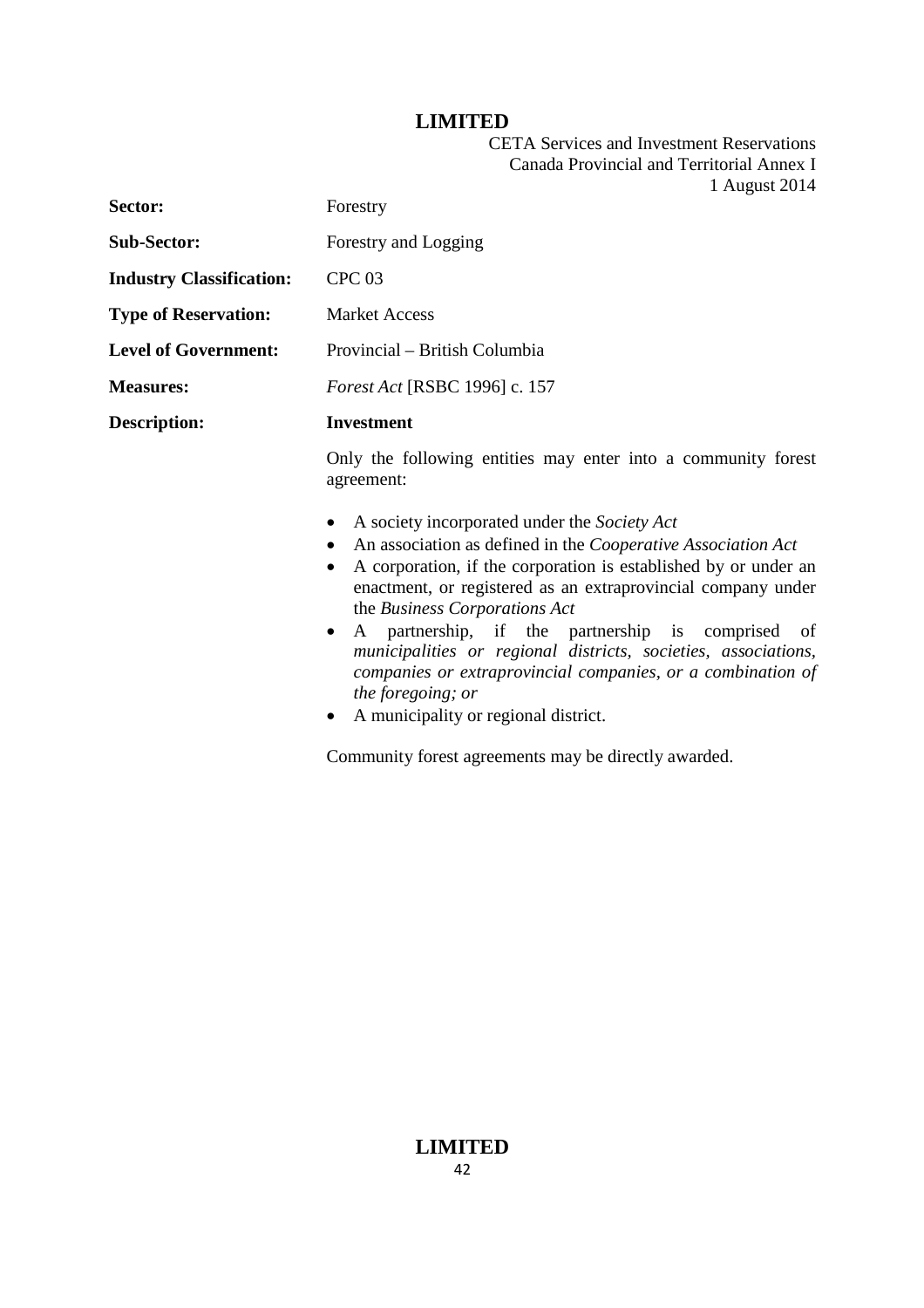| | |
|---|---|
| **Sector:** | Forestry |
| **Sub-Sector:** | Forestry and Logging |
| **Industry Classification:** | CPC 03 |
| **Type of Reservation:** | Market Access |
| **Level of Government:** | Provincial – British Columbia |
| **Measures:** | *Forest Act* [RSBC 1996] c. 157 |
| **Description:** | **Investment** |

Only the following entities may enter into a community forest agreement:

- A society incorporated under the *Society Act*
- An association as defined in the *Cooperative Association Act*
- A corporation, if the corporation is established by or under an enactment, or registered as an extraprovincial company under the *Business Corporations Act*
- A partnership, if the partnership is comprised of *municipalities or regional districts, societies, associations, companies or extraprovincial companies, or a combination of the foregoing; or*
- A municipality or regional district.

Community forest agreements may be directly awarded.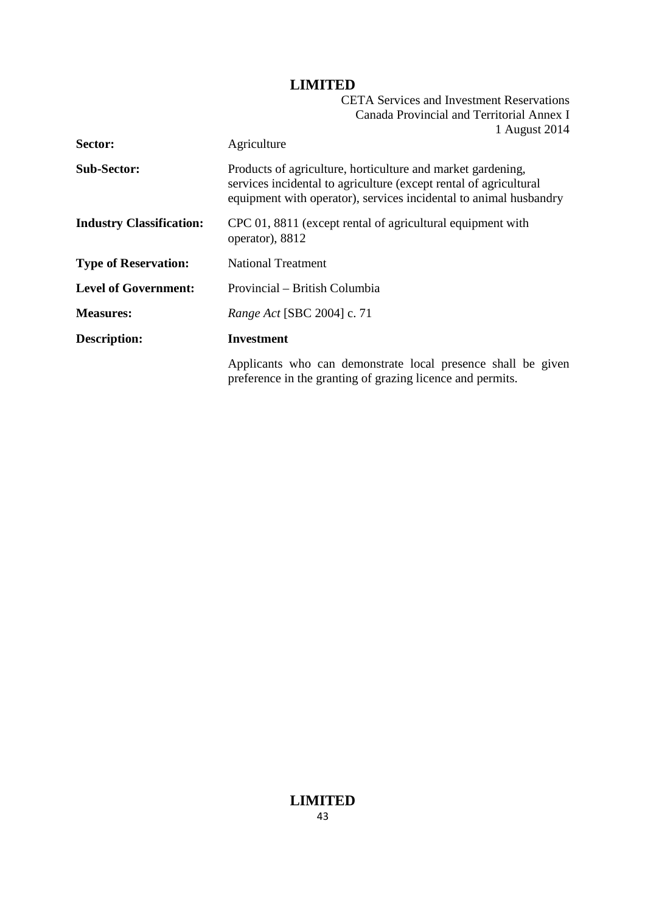| | |
|---|---|
| **Sector:** | Agriculture |
| **Sub-Sector:** | Products of agriculture, horticulture and market gardening, services incidental to agriculture (except rental of agricultural equipment with operator), services incidental to animal husbandry |
| **Industry Classification:** | CPC 01, 8811 (except rental of agricultural equipment with operator), 8812 |
| **Type of Reservation:** | National Treatment |
| **Level of Government:** | Provincial – British Columbia |
| **Measures:** | *Range Act* [SBC 2004] c. 71 |
| **Description:** | **Investment** |
| | Applicants who can demonstrate local presence shall be given preference in the granting of grazing licence and permits. |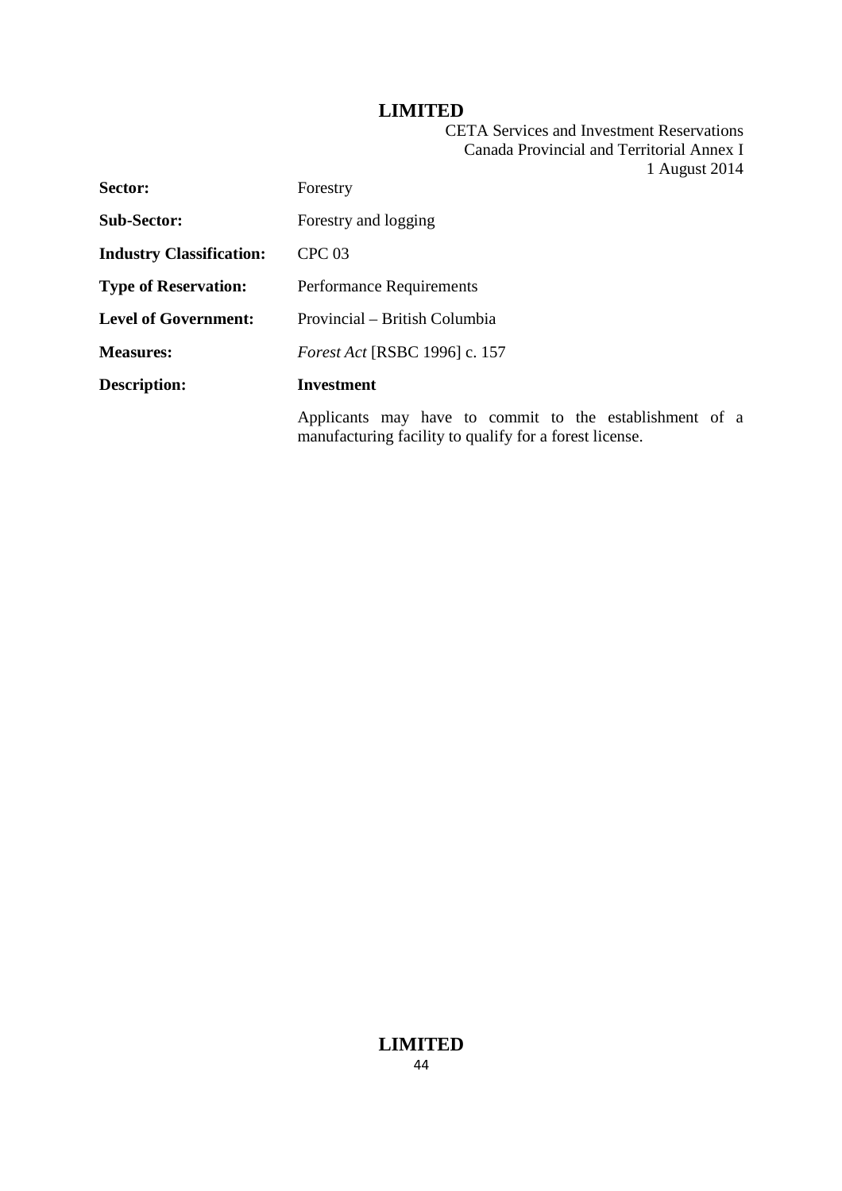| | |
|---|---|
| **Sector:** | Forestry |
| **Sub-Sector:** | Forestry and logging |
| **Industry Classification:** | CPC 03 |
| **Type of Reservation:** | Performance Requirements |
| **Level of Government:** | Provincial – British Columbia |
| **Measures:** | *Forest Act* [RSBC 1996] c. 157 |
| **Description:** | **Investment** |
| | Applicants may have to commit to the establishment of a manufacturing facility to qualify for a forest license. |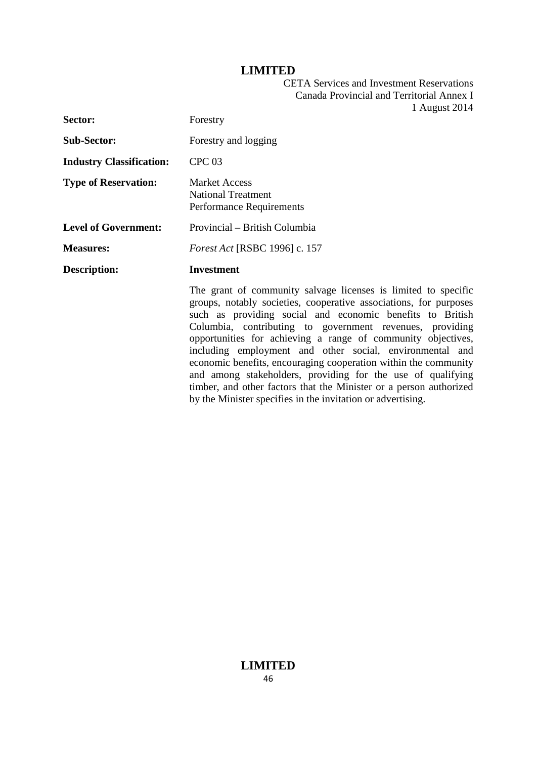| | |
|---|---|
| **Sector:** | Forestry |
| **Sub-Sector:** | Forestry and logging |
| **Industry Classification:** | CPC 03 |
| **Type of Reservation:** | Market Access<br>National Treatment<br>Performance Requirements |
| **Level of Government:** | Provincial – British Columbia |
| **Measures:** | *Forest Act* [RSBC 1996] c. 157 |
| **Description:** | **Investment** |

The grant of community salvage licenses is limited to specific groups, notably societies, cooperative associations, for purposes such as providing social and economic benefits to British Columbia, contributing to government revenues, providing opportunities for achieving a range of community objectives, including employment and other social, environmental and economic benefits, encouraging cooperation within the community and among stakeholders, providing for the use of qualifying timber, and other factors that the Minister or a person authorized by the Minister specifies in the invitation or advertising.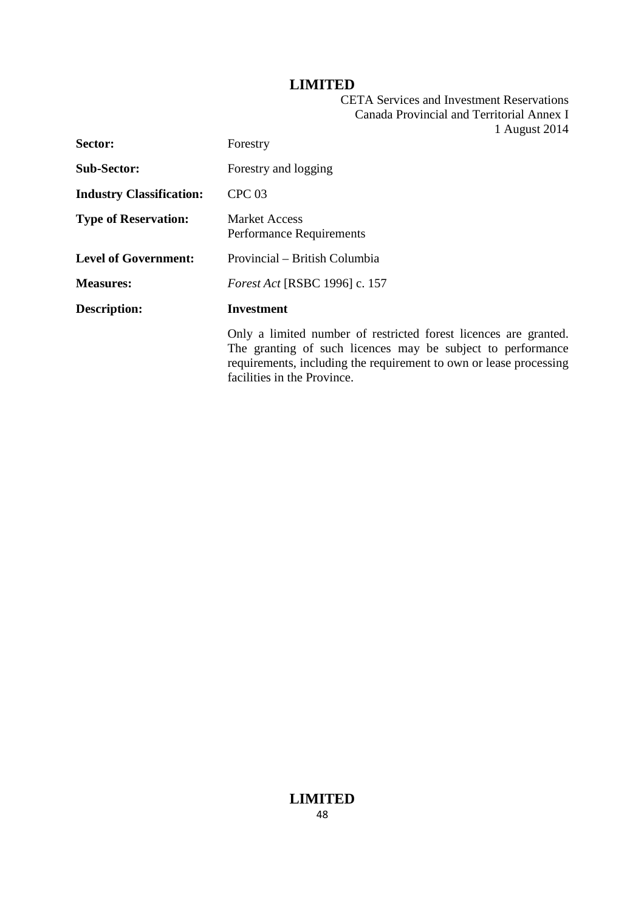| | |
|---|---|
| **Sector:** | Forestry |
| **Sub-Sector:** | Forestry and logging |
| **Industry Classification:** | CPC 03 |
| **Type of Reservation:** | Market Access<br>Performance Requirements |
| **Level of Government:** | Provincial – British Columbia |
| **Measures:** | *Forest Act* [RSBC 1996] c. 157 |
| **Description:** | **Investment**<br><br>Only a limited number of restricted forest licences are granted. The granting of such licences may be subject to performance requirements, including the requirement to own or lease processing facilities in the Province. |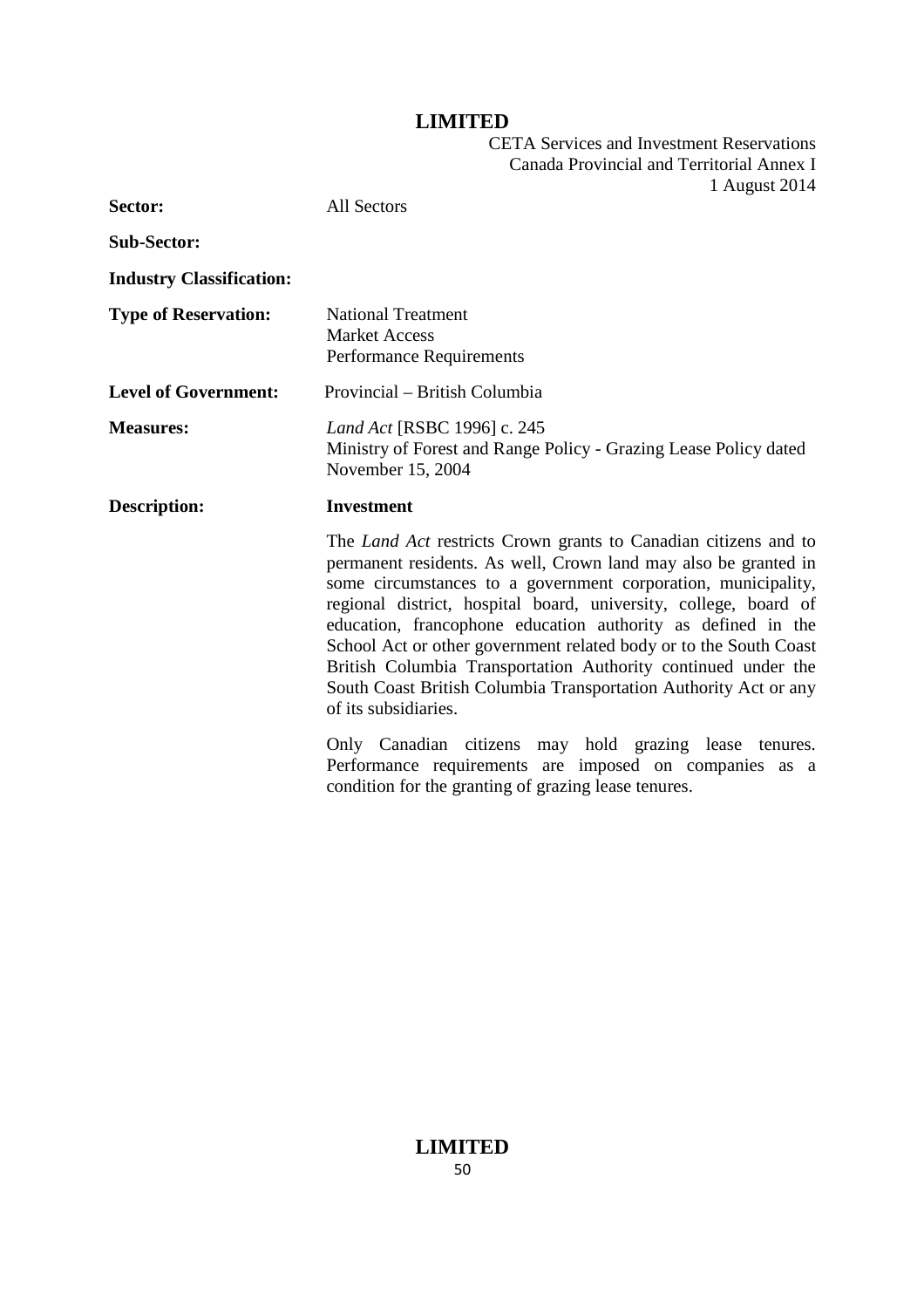| | |
|---|---|
| **Sector:** | All Sectors |
| **Sub-Sector:** | |
| **Industry Classification:** | |
| **Type of Reservation:** | National Treatment<br>Market Access<br>Performance Requirements |
| **Level of Government:** | Provincial – British Columbia |
| **Measures:** | *Land Act* [RSBC 1996] c. 245<br>Ministry of Forest and Range Policy - Grazing Lease Policy dated November 15, 2004 |
| **Description:** | **Investment** |

The *Land Act* restricts Crown grants to Canadian citizens and to permanent residents. As well, Crown land may also be granted in some circumstances to a government corporation, municipality, regional district, hospital board, university, college, board of education, francophone education authority as defined in the School Act or other government related body or to the South Coast British Columbia Transportation Authority continued under the South Coast British Columbia Transportation Authority Act or any of its subsidiaries.

Only Canadian citizens may hold grazing lease tenures. Performance requirements are imposed on companies as a condition for the granting of grazing lease tenures.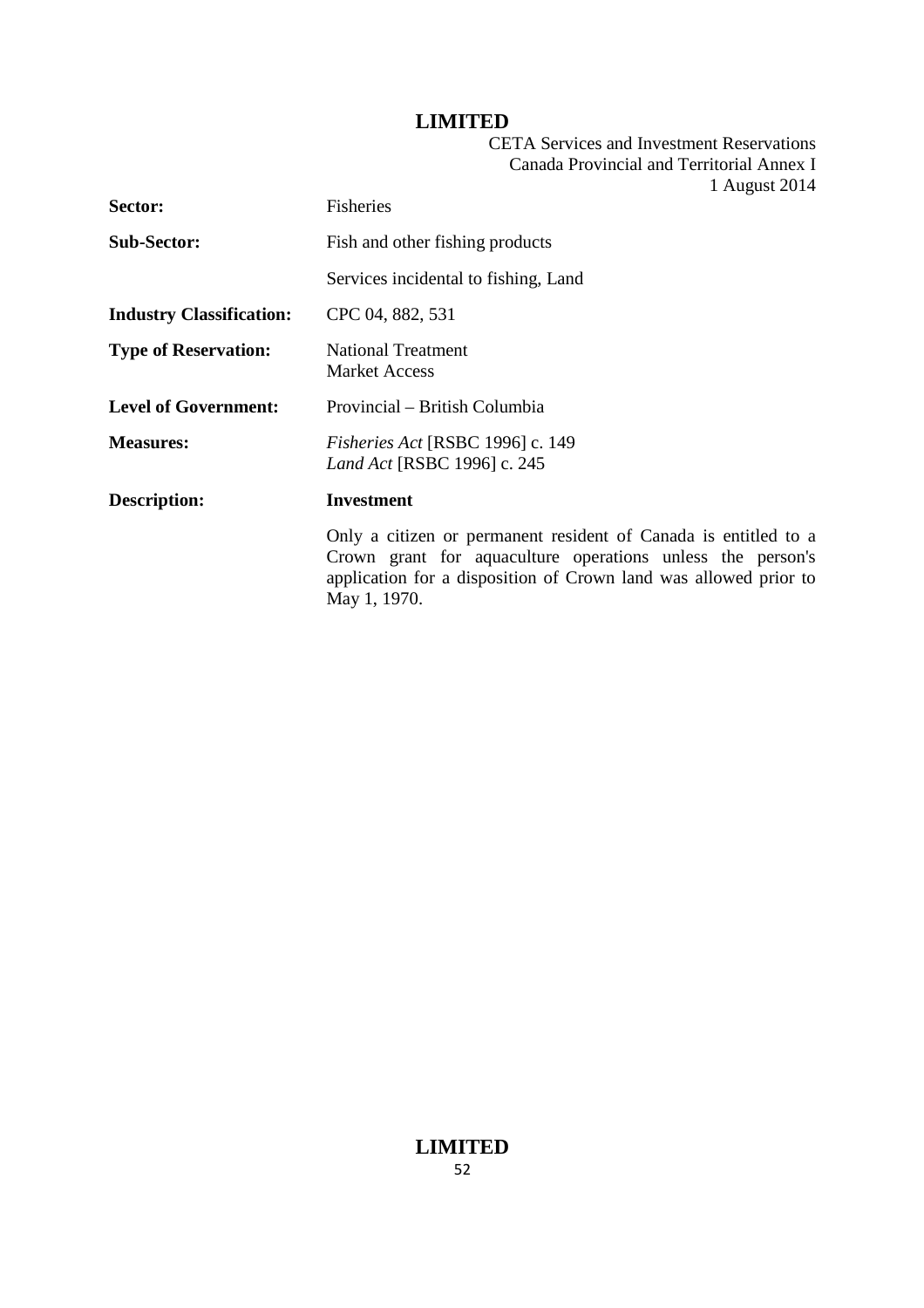| | |
|---|---|
| **Sector:** | Fisheries |
| **Sub-Sector:** | Fish and other fishing products<br><br>Services incidental to fishing, Land |
| **Industry Classification:** | CPC 04, 882, 531 |
| **Type of Reservation:** | National Treatment<br>Market Access |
| **Level of Government:** | Provincial – British Columbia |
| **Measures:** | *Fisheries Act* [RSBC 1996] c. 149<br>*Land Act* [RSBC 1996] c. 245 |
| **Description:** | **Investment**<br><br>Only a citizen or permanent resident of Canada is entitled to a Crown grant for aquaculture operations unless the person's application for a disposition of Crown land was allowed prior to May 1, 1970. |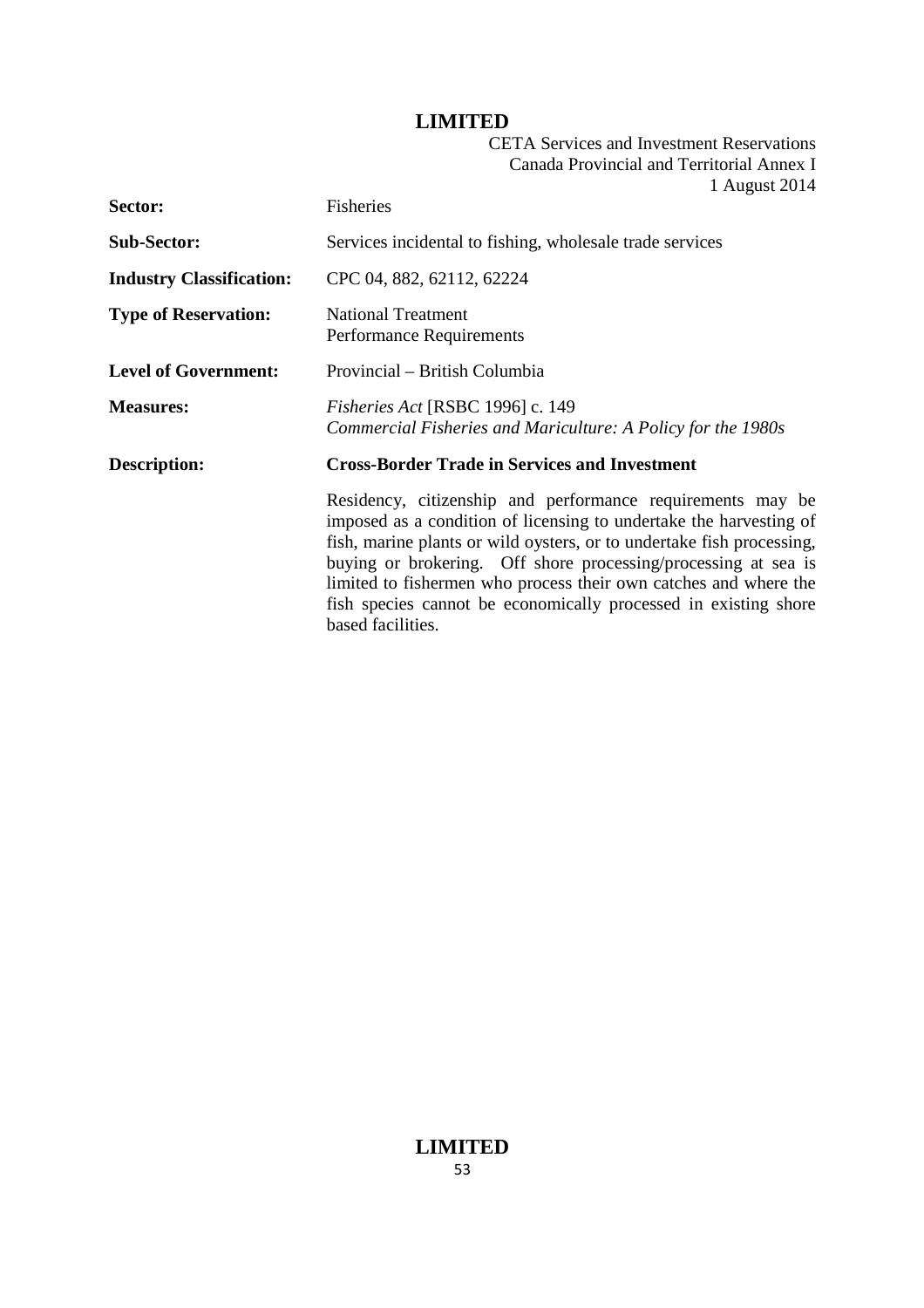| | |
|---|---|
| **Sector:** | Fisheries |
| **Sub-Sector:** | Services incidental to fishing, wholesale trade services |
| **Industry Classification:** | CPC 04, 882, 62112, 62224 |
| **Type of Reservation:** | National Treatment<br>Performance Requirements |
| **Level of Government:** | Provincial – British Columbia |
| **Measures:** | *Fisheries Act* [RSBC 1996] c. 149<br>*Commercial Fisheries and Mariculture: A Policy for the 1980s* |
| **Description:** | **Cross-Border Trade in Services and Investment**<br><br>Residency, citizenship and performance requirements may be imposed as a condition of licensing to undertake the harvesting of fish, marine plants or wild oysters, or to undertake fish processing, buying or brokering. Off shore processing/processing at sea is limited to fishermen who process their own catches and where the fish species cannot be economically processed in existing shore based facilities. |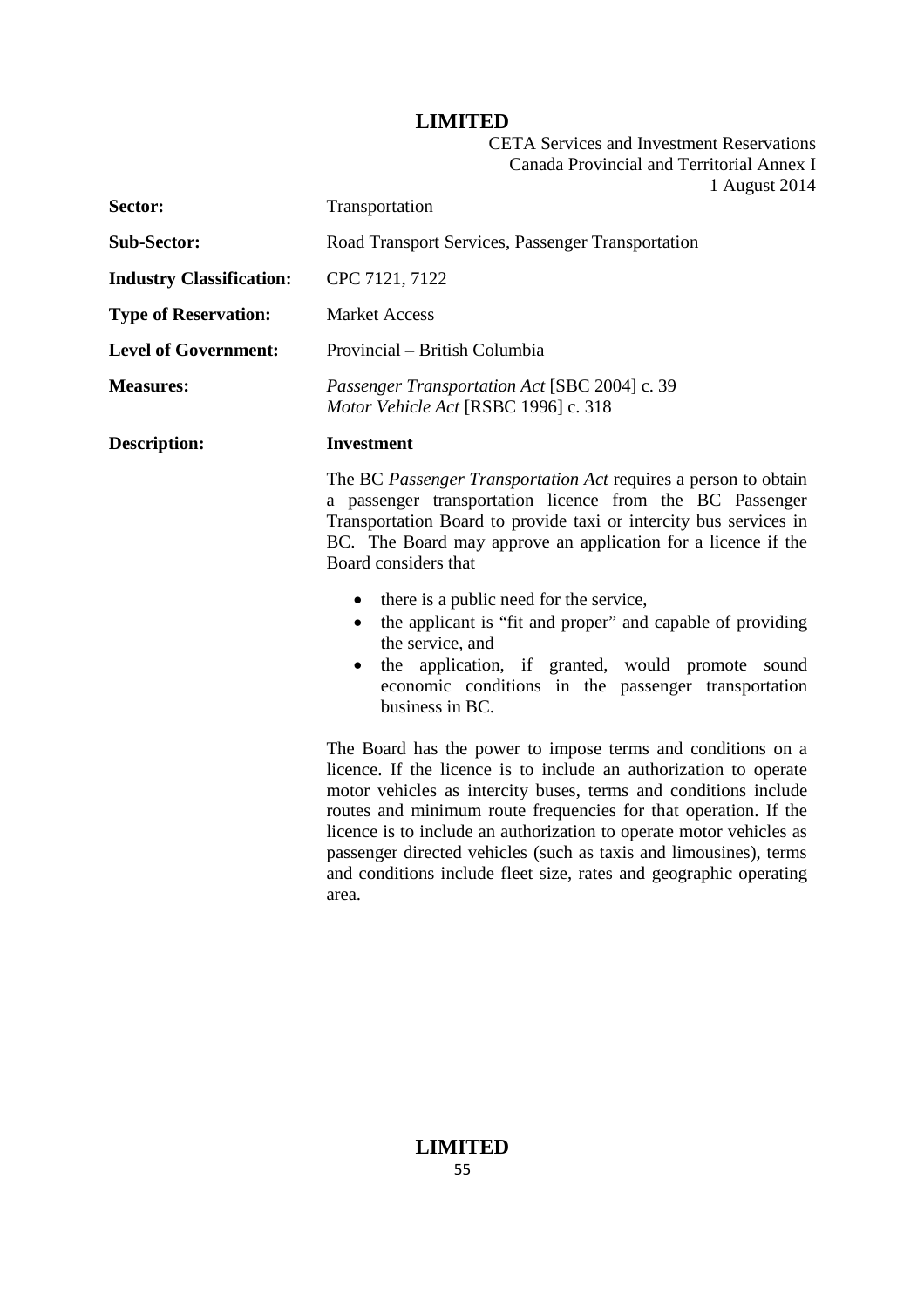| | |
|---|---|
| **Sector:** | Transportation |
| **Sub-Sector:** | Road Transport Services, Passenger Transportation |
| **Industry Classification:** | CPC 7121, 7122 |
| **Type of Reservation:** | Market Access |
| **Level of Government:** | Provincial – British Columbia |
| **Measures:** | *Passenger Transportation Act* [SBC 2004] c. 39<br>*Motor Vehicle Act* [RSBC 1996] c. 318 |
| **Description:** | **Investment** |

The BC *Passenger Transportation Act* requires a person to obtain a passenger transportation licence from the BC Passenger Transportation Board to provide taxi or intercity bus services in BC. The Board may approve an application for a licence if the Board considers that

- there is a public need for the service,
- the applicant is "fit and proper" and capable of providing the service, and
- the application, if granted, would promote sound economic conditions in the passenger transportation business in BC.

The Board has the power to impose terms and conditions on a licence. If the licence is to include an authorization to operate motor vehicles as intercity buses, terms and conditions include routes and minimum route frequencies for that operation. If the licence is to include an authorization to operate motor vehicles as passenger directed vehicles (such as taxis and limousines), terms and conditions include fleet size, rates and geographic operating area.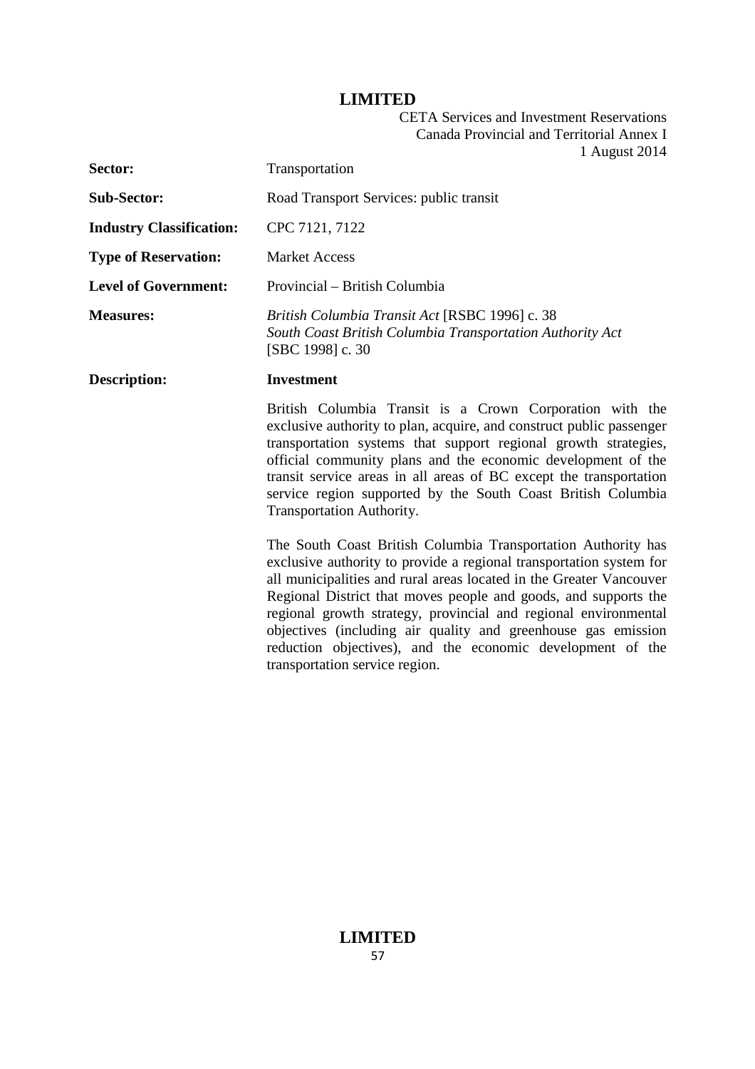| | |
|---|---|
| **Sector:** | Transportation |
| **Sub-Sector:** | Road Transport Services: public transit |
| **Industry Classification:** | CPC 7121, 7122 |
| **Type of Reservation:** | Market Access |
| **Level of Government:** | Provincial – British Columbia |
| **Measures:** | *British Columbia Transit Act* [RSBC 1996] c. 38<br>*South Coast British Columbia Transportation Authority Act* [SBC 1998] c. 30 |
| **Description:** | **Investment** |

British Columbia Transit is a Crown Corporation with the exclusive authority to plan, acquire, and construct public passenger transportation systems that support regional growth strategies, official community plans and the economic development of the transit service areas in all areas of BC except the transportation service region supported by the South Coast British Columbia Transportation Authority.

The South Coast British Columbia Transportation Authority has exclusive authority to provide a regional transportation system for all municipalities and rural areas located in the Greater Vancouver Regional District that moves people and goods, and supports the regional growth strategy, provincial and regional environmental objectives (including air quality and greenhouse gas emission reduction objectives), and the economic development of the transportation service region.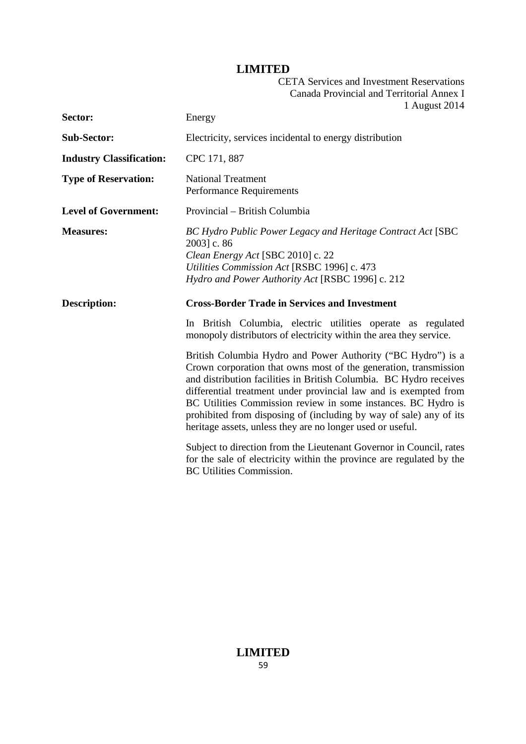| | |
|---|---|
| **Sector:** | Energy |
| **Sub-Sector:** | Electricity, services incidental to energy distribution |
| **Industry Classification:** | CPC 171, 887 |
| **Type of Reservation:** | National Treatment<br>Performance Requirements |
| **Level of Government:** | Provincial – British Columbia |
| **Measures:** | *BC Hydro Public Power Legacy and Heritage Contract Act* [SBC 2003] c. 86<br>*Clean Energy Act* [SBC 2010] c. 22<br>*Utilities Commission Act* [RSBC 1996] c. 473<br>*Hydro and Power Authority Act* [RSBC 1996] c. 212 |
| **Description:** | **Cross-Border Trade in Services and Investment** |

In British Columbia, electric utilities operate as regulated monopoly distributors of electricity within the area they service.

British Columbia Hydro and Power Authority ("BC Hydro") is a Crown corporation that owns most of the generation, transmission and distribution facilities in British Columbia. BC Hydro receives differential treatment under provincial law and is exempted from BC Utilities Commission review in some instances. BC Hydro is prohibited from disposing of (including by way of sale) any of its heritage assets, unless they are no longer used or useful.

Subject to direction from the Lieutenant Governor in Council, rates for the sale of electricity within the province are regulated by the BC Utilities Commission.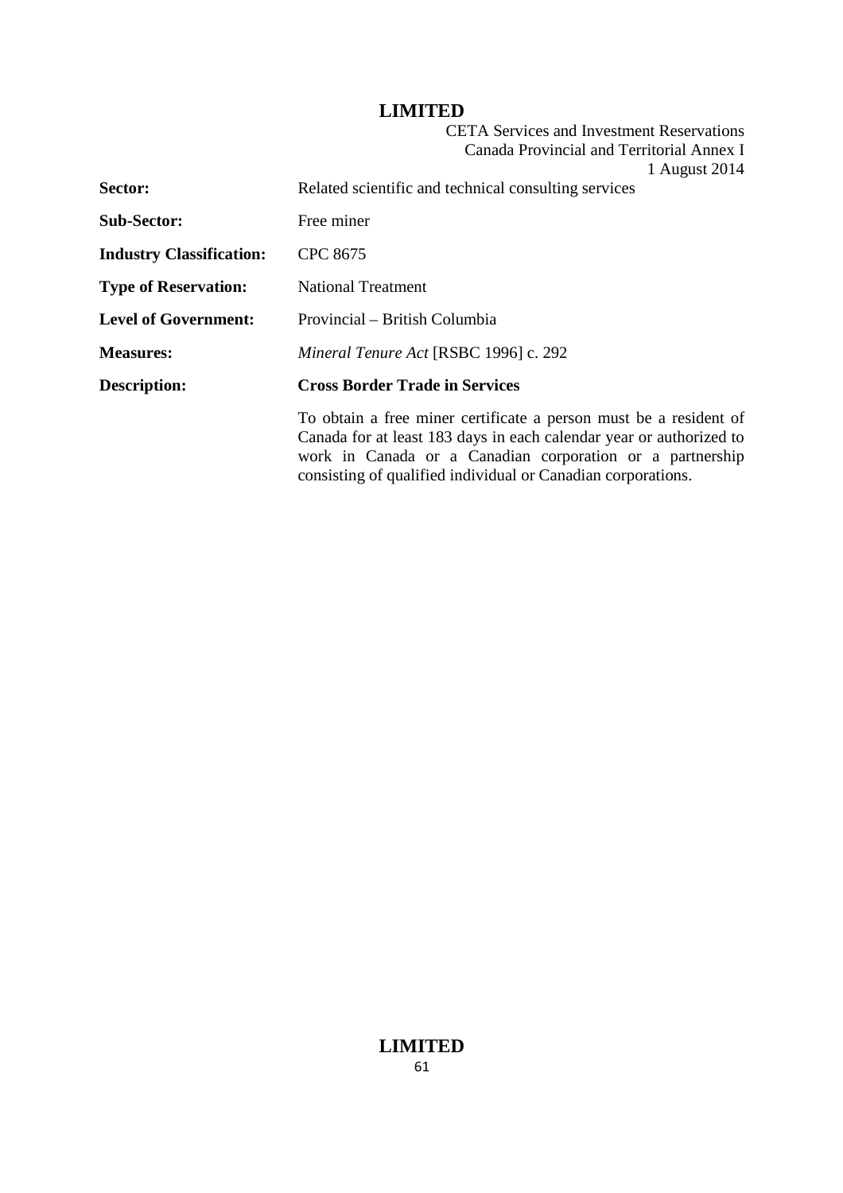| | |
|---|---|
| **Sector:** | Related scientific and technical consulting services |
| **Sub-Sector:** | Free miner |
| **Industry Classification:** | CPC 8675 |
| **Type of Reservation:** | National Treatment |
| **Level of Government:** | Provincial – British Columbia |
| **Measures:** | *Mineral Tenure Act* [RSBC 1996] c. 292 |
| **Description:** | **Cross Border Trade in Services** |
| | To obtain a free miner certificate a person must be a resident of Canada for at least 183 days in each calendar year or authorized to work in Canada or a Canadian corporation or a partnership consisting of qualified individual or Canadian corporations. |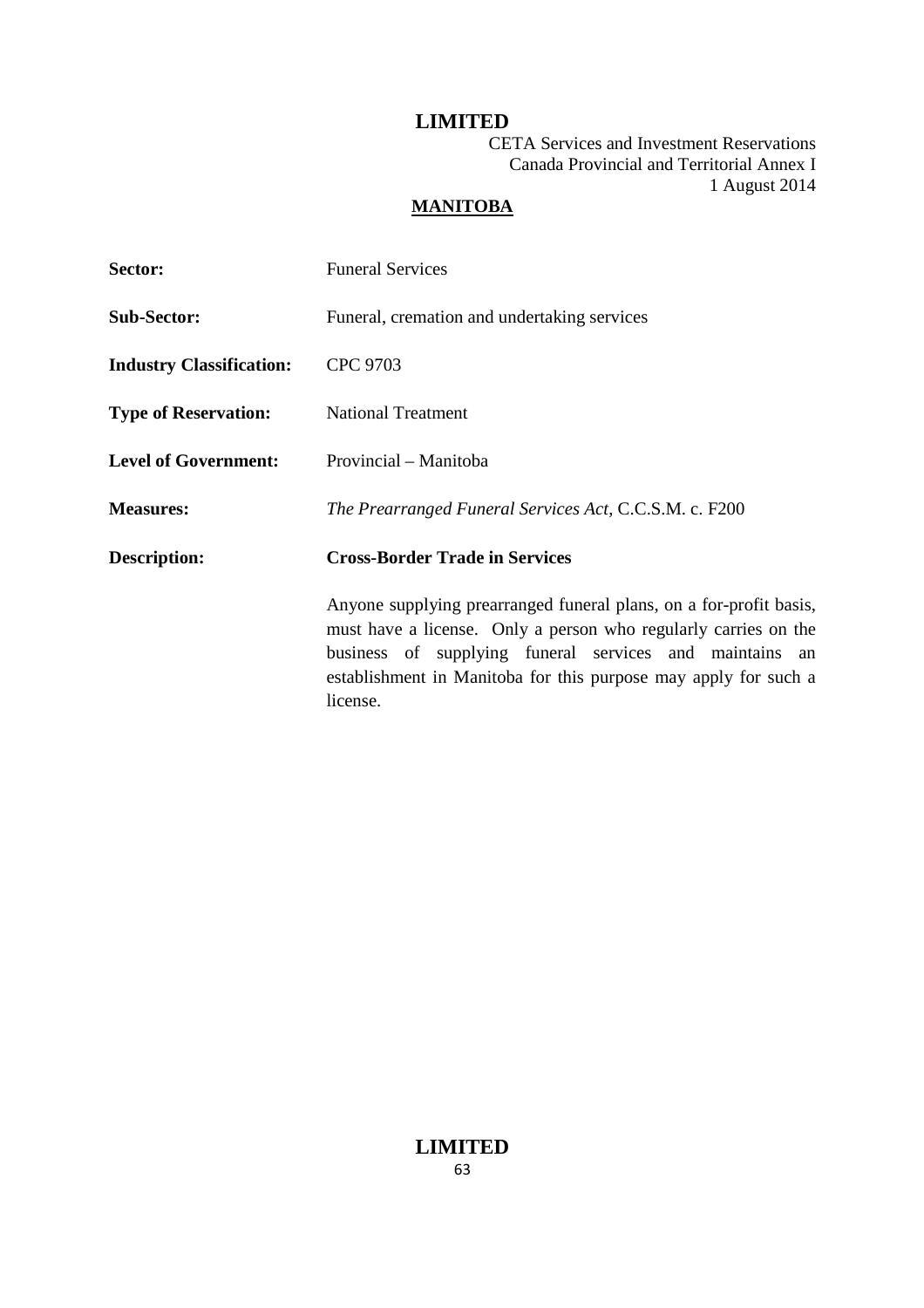## MANITOBA

| | |
|---|---|
| **Sector:** | Funeral Services |
| **Sub-Sector:** | Funeral, cremation and undertaking services |
| **Industry Classification:** | CPC 9703 |
| **Type of Reservation:** | National Treatment |
| **Level of Government:** | Provincial – Manitoba |
| **Measures:** | *The Prearranged Funeral Services Act*, C.C.S.M. c. F200 |
| **Description:** | **Cross-Border Trade in Services** |
| | Anyone supplying prearranged funeral plans, on a for-profit basis, must have a license. Only a person who regularly carries on the business of supplying funeral services and maintains an establishment in Manitoba for this purpose may apply for such a license. |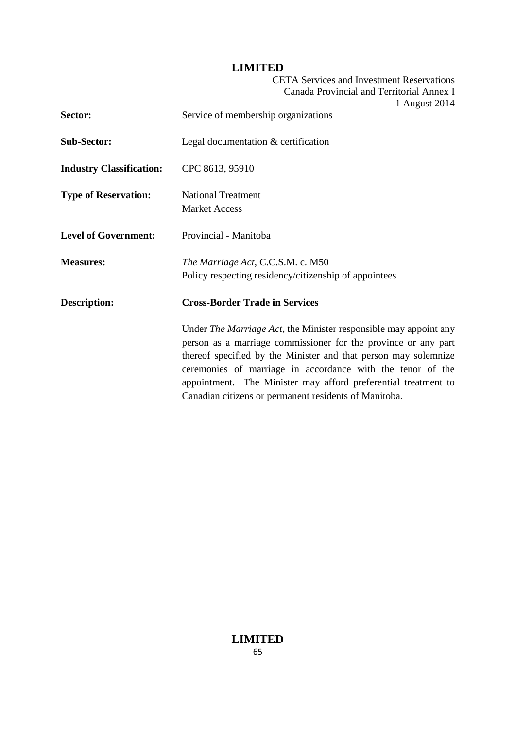| | |
|---|---|
| **Sector:** | Service of membership organizations |
| **Sub-Sector:** | Legal documentation & certification |
| **Industry Classification:** | CPC 8613, 95910 |
| **Type of Reservation:** | National Treatment<br>Market Access |
| **Level of Government:** | Provincial - Manitoba |
| **Measures:** | *The Marriage Act*, C.C.S.M. c. M50<br>Policy respecting residency/citizenship of appointees |
| **Description:** | **Cross-Border Trade in Services**<br><br>Under *The Marriage Act*, the Minister responsible may appoint any person as a marriage commissioner for the province or any part thereof specified by the Minister and that person may solemnize ceremonies of marriage in accordance with the tenor of the appointment. The Minister may afford preferential treatment to Canadian citizens or permanent residents of Manitoba. |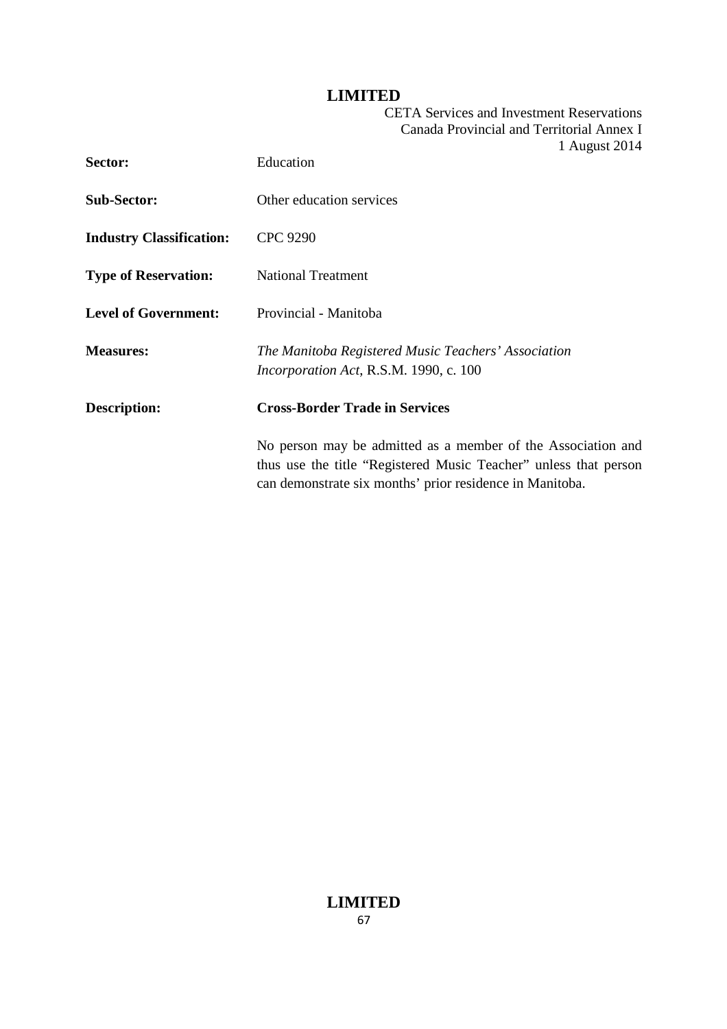| | |
|---|---|
| **Sector:** | Education |
| **Sub-Sector:** | Other education services |
| **Industry Classification:** | CPC 9290 |
| **Type of Reservation:** | National Treatment |
| **Level of Government:** | Provincial - Manitoba |
| **Measures:** | *The Manitoba Registered Music Teachers' Association Incorporation Act*, R.S.M. 1990, c. 100 |
| **Description:** | **Cross-Border Trade in Services**<br><br>No person may be admitted as a member of the Association and thus use the title "Registered Music Teacher" unless that person can demonstrate six months' prior residence in Manitoba. |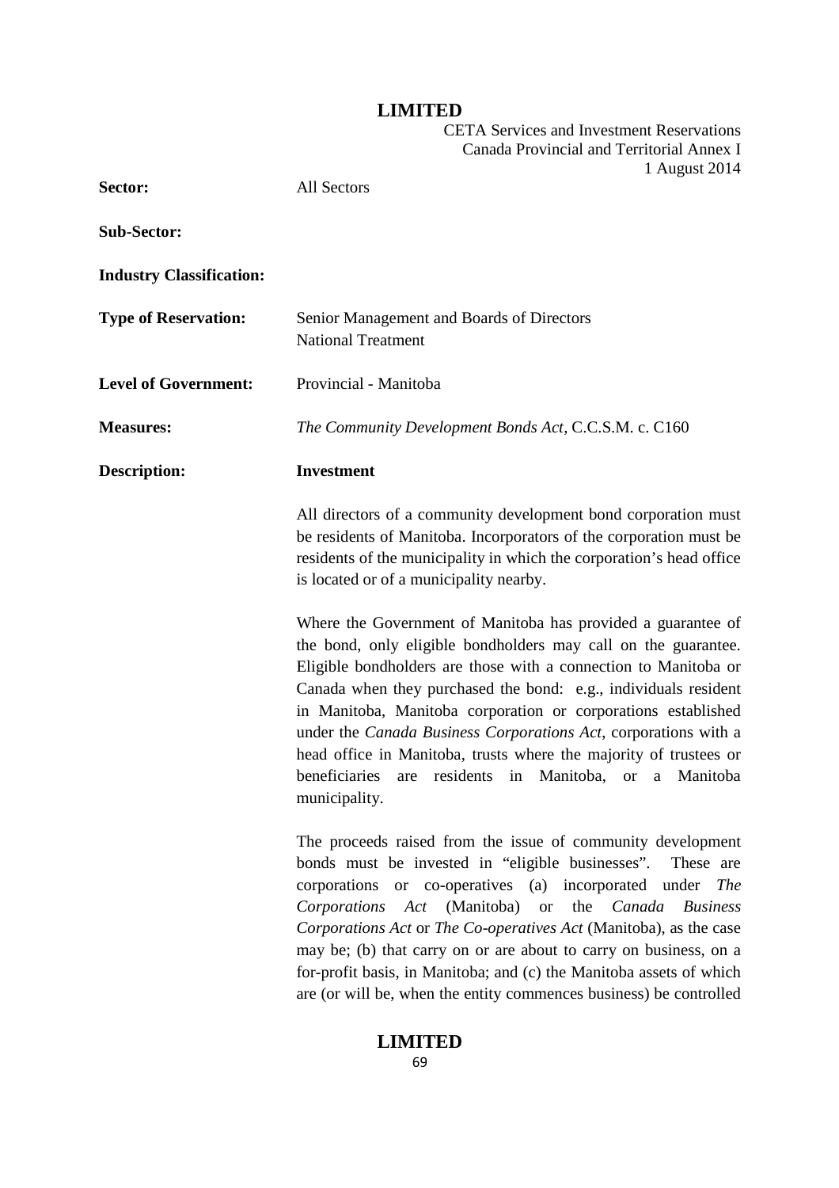| | |
|---|---|
| **Sector:** | All Sectors |
| **Sub-Sector:** | |
| **Industry Classification:** | |
| **Type of Reservation:** | Senior Management and Boards of Directors<br>National Treatment |
| **Level of Government:** | Provincial - Manitoba |
| **Measures:** | *The Community Development Bonds Act*, C.C.S.M. c. C160 |
| **Description:** | **Investment** |

All directors of a community development bond corporation must be residents of Manitoba. Incorporators of the corporation must be residents of the municipality in which the corporation's head office is located or of a municipality nearby.

Where the Government of Manitoba has provided a guarantee of the bond, only eligible bondholders may call on the guarantee. Eligible bondholders are those with a connection to Manitoba or Canada when they purchased the bond: e.g., individuals resident in Manitoba, Manitoba corporation or corporations established under the *Canada Business Corporations Act*, corporations with a head office in Manitoba, trusts where the majority of trustees or beneficiaries are residents in Manitoba, or a Manitoba municipality.

The proceeds raised from the issue of community development bonds must be invested in "eligible businesses". These are corporations or co-operatives (a) incorporated under *The Corporations Act* (Manitoba) or the *Canada Business Corporations Act* or *The Co-operatives Act* (Manitoba), as the case may be; (b) that carry on or are about to carry on business, on a for-profit basis, in Manitoba; and (c) the Manitoba assets of which are (or will be, when the entity commences business) be controlled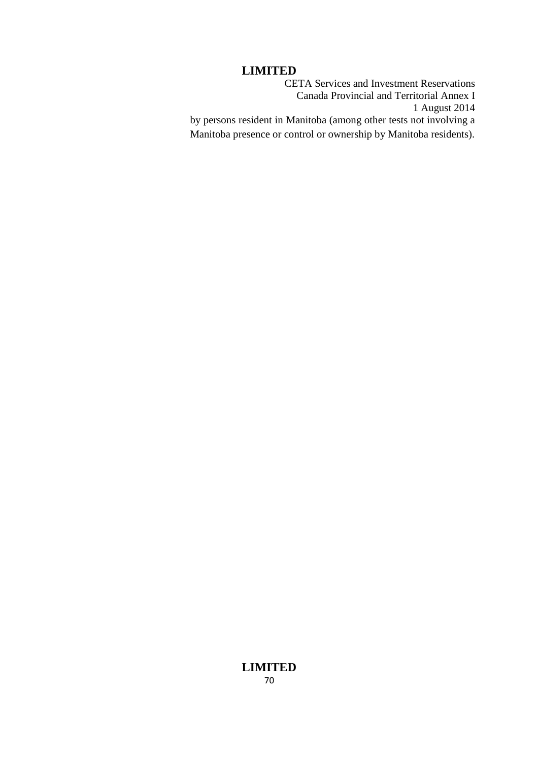by persons resident in Manitoba (among other tests not involving a Manitoba presence or control or ownership by Manitoba residents).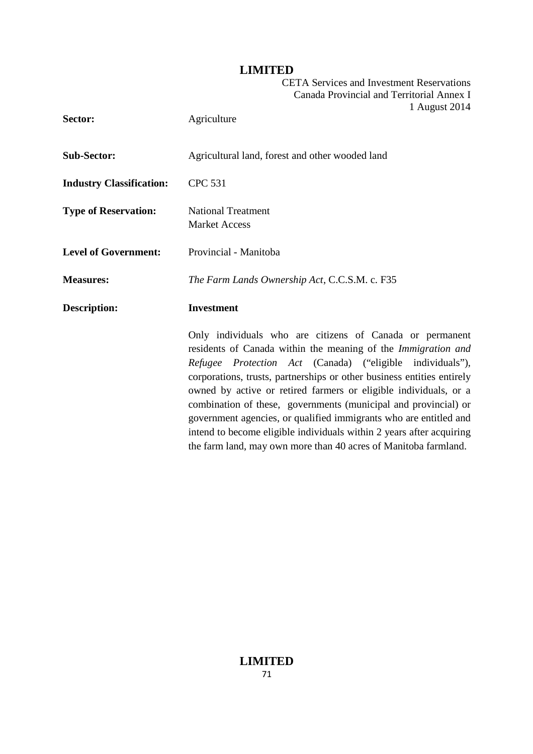| | |
|---|---|
| **Sector:** | Agriculture |
| **Sub-Sector:** | Agricultural land, forest and other wooded land |
| **Industry Classification:** | CPC 531 |
| **Type of Reservation:** | National Treatment<br>Market Access |
| **Level of Government:** | Provincial - Manitoba |
| **Measures:** | *The Farm Lands Ownership Act*, C.C.S.M. c. F35 |
| **Description:** | **Investment** |

Only individuals who are citizens of Canada or permanent residents of Canada within the meaning of the *Immigration and Refugee Protection Act* (Canada) ("eligible individuals"), corporations, trusts, partnerships or other business entities entirely owned by active or retired farmers or eligible individuals, or a combination of these, governments (municipal and provincial) or government agencies, or qualified immigrants who are entitled and intend to become eligible individuals within 2 years after acquiring the farm land, may own more than 40 acres of Manitoba farmland.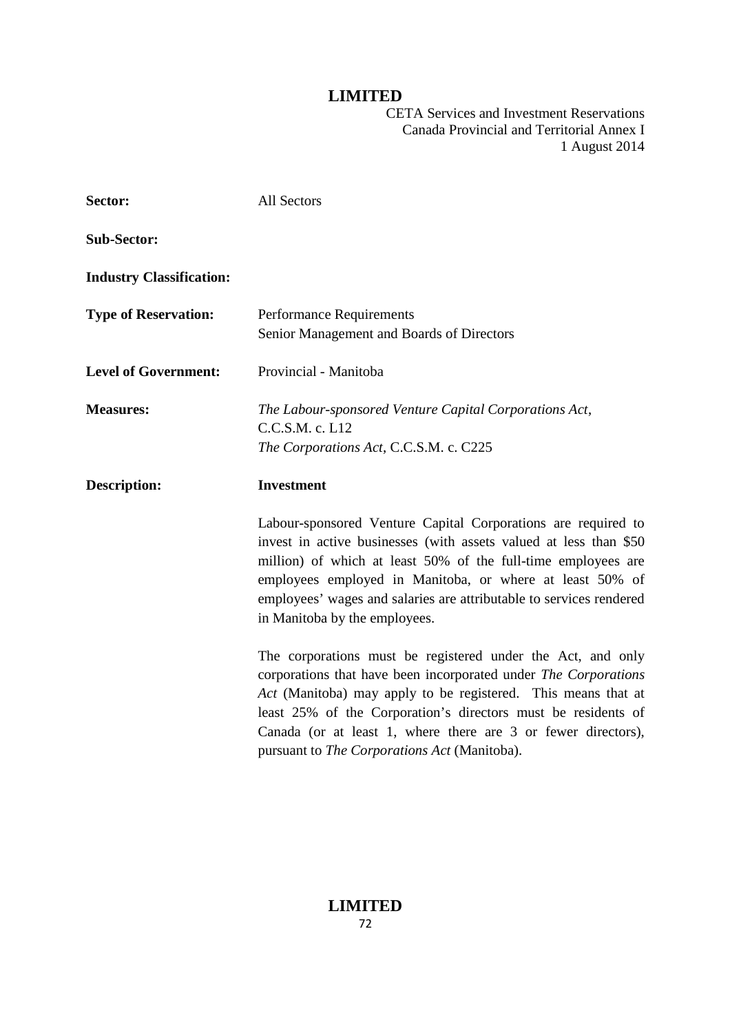| | |
|---|---|
| **Sector:** | All Sectors |
| **Sub-Sector:** | |
| **Industry Classification:** | |
| **Type of Reservation:** | Performance Requirements<br>Senior Management and Boards of Directors |
| **Level of Government:** | Provincial - Manitoba |
| **Measures:** | *The Labour-sponsored Venture Capital Corporations Act*, C.C.S.M. c. L12<br>*The Corporations Act*, C.C.S.M. c. C225 |
| **Description:** | **Investment** |

Labour-sponsored Venture Capital Corporations are required to invest in active businesses (with assets valued at less than $50 million) of which at least 50% of the full-time employees are employees employed in Manitoba, or where at least 50% of employees' wages and salaries are attributable to services rendered in Manitoba by the employees.

The corporations must be registered under the Act, and only corporations that have been incorporated under *The Corporations Act* (Manitoba) may apply to be registered. This means that at least 25% of the Corporation's directors must be residents of Canada (or at least 1, where there are 3 or fewer directors), pursuant to *The Corporations Act* (Manitoba).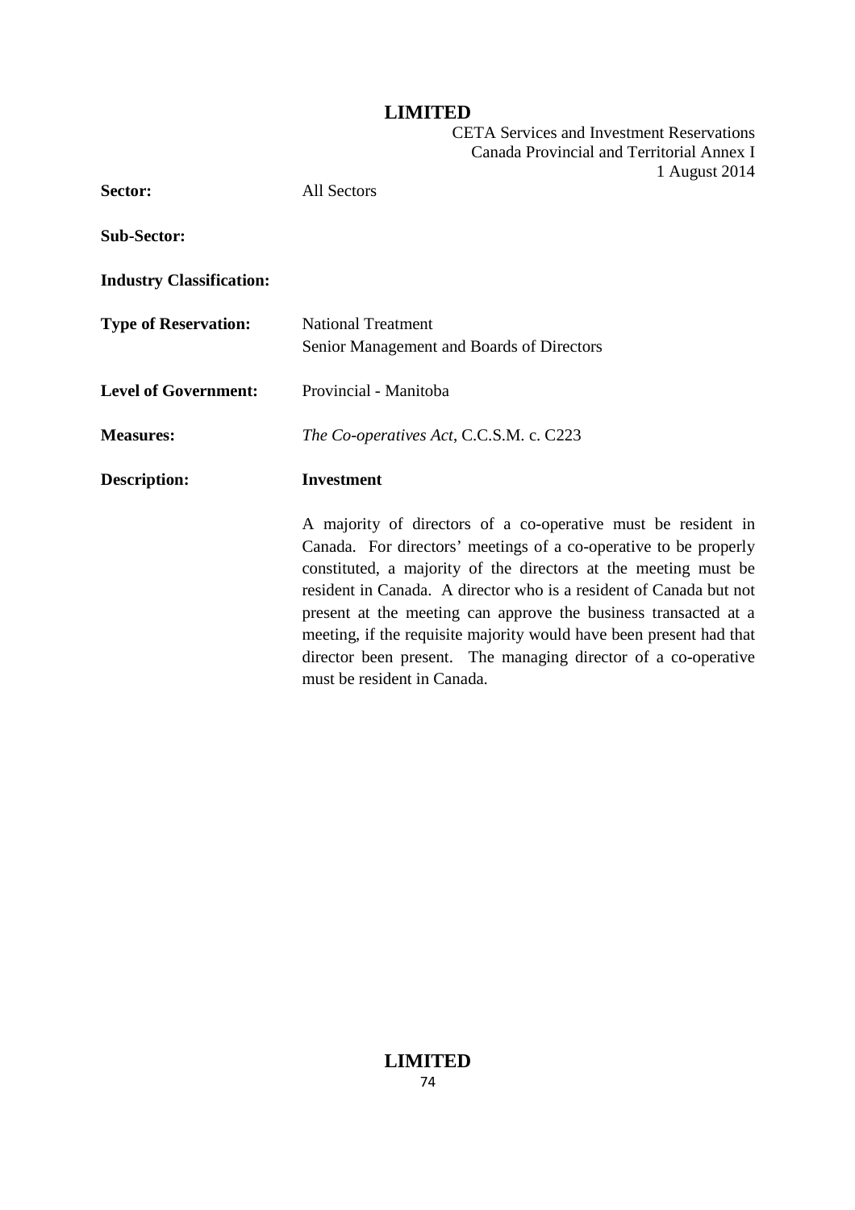| | |
|---|---|
| **Sector:** | All Sectors |
| **Sub-Sector:** | |
| **Industry Classification:** | |
| **Type of Reservation:** | National Treatment<br>Senior Management and Boards of Directors |
| **Level of Government:** | Provincial - Manitoba |
| **Measures:** | *The Co-operatives Act*, C.C.S.M. c. C223 |
| **Description:** | **Investment** |
| | A majority of directors of a co-operative must be resident in Canada. For directors' meetings of a co-operative to be properly constituted, a majority of the directors at the meeting must be resident in Canada. A director who is a resident of Canada but not present at the meeting can approve the business transacted at a meeting, if the requisite majority would have been present had that director been present. The managing director of a co-operative must be resident in Canada. |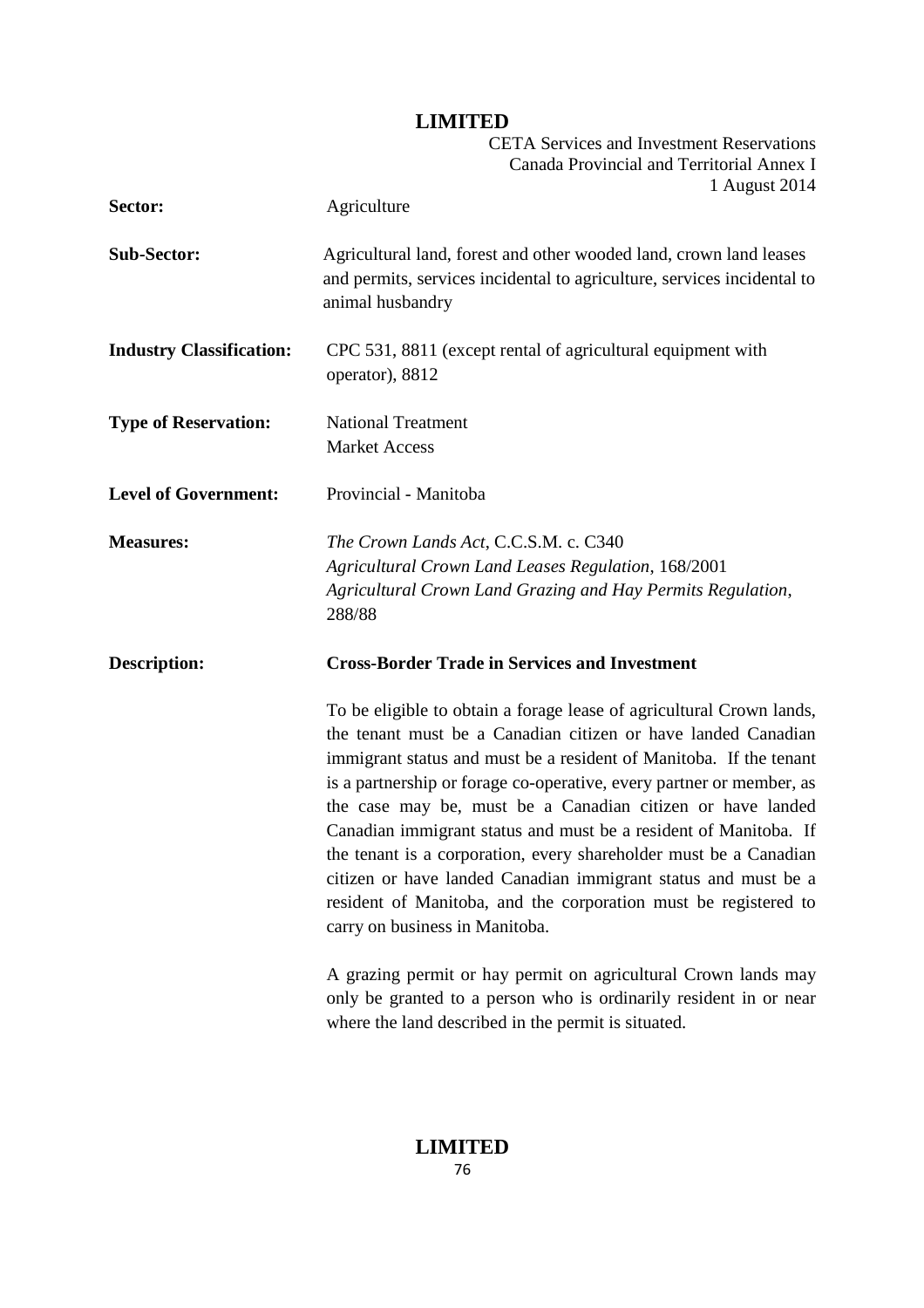| | |
|---|---|
| **Sector:** | Agriculture |
| **Sub-Sector:** | Agricultural land, forest and other wooded land, crown land leases and permits, services incidental to agriculture, services incidental to animal husbandry |
| **Industry Classification:** | CPC 531, 8811 (except rental of agricultural equipment with operator), 8812 |
| **Type of Reservation:** | National Treatment<br>Market Access |
| **Level of Government:** | Provincial - Manitoba |
| **Measures:** | *The Crown Lands Act*, C.C.S.M. c. C340<br>*Agricultural Crown Land Leases Regulation*, 168/2001<br>*Agricultural Crown Land Grazing and Hay Permits Regulation*, 288/88 |
| **Description:** | **Cross-Border Trade in Services and Investment** |

To be eligible to obtain a forage lease of agricultural Crown lands, the tenant must be a Canadian citizen or have landed Canadian immigrant status and must be a resident of Manitoba. If the tenant is a partnership or forage co-operative, every partner or member, as the case may be, must be a Canadian citizen or have landed Canadian immigrant status and must be a resident of Manitoba. If the tenant is a corporation, every shareholder must be a Canadian citizen or have landed Canadian immigrant status and must be a resident of Manitoba, and the corporation must be registered to carry on business in Manitoba.

A grazing permit or hay permit on agricultural Crown lands may only be granted to a person who is ordinarily resident in or near where the land described in the permit is situated.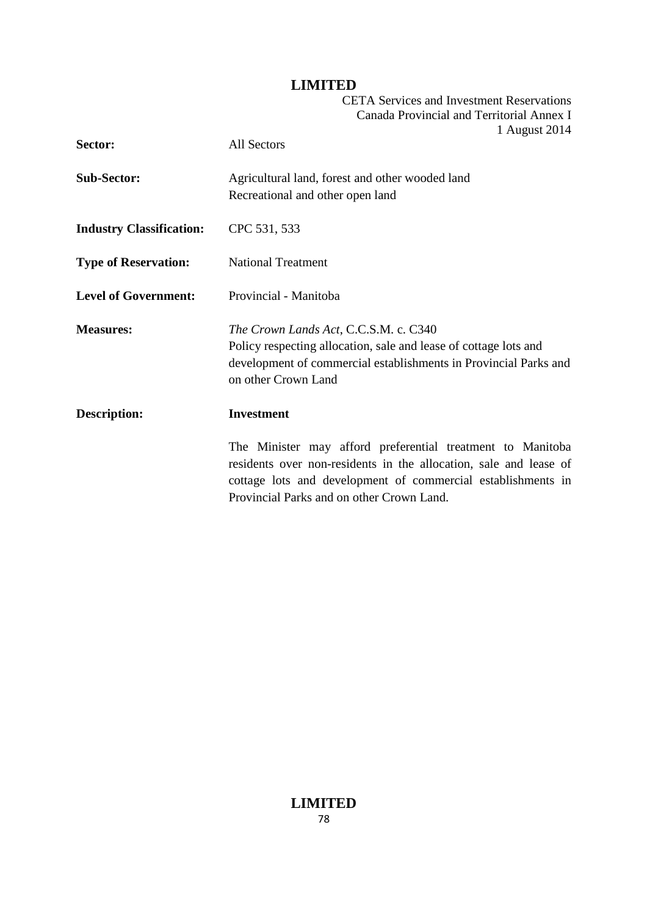| | |
|---|---|
| **Sector:** | All Sectors |
| **Sub-Sector:** | Agricultural land, forest and other wooded land<br>Recreational and other open land |
| **Industry Classification:** | CPC 531, 533 |
| **Type of Reservation:** | National Treatment |
| **Level of Government:** | Provincial - Manitoba |
| **Measures:** | *The Crown Lands Act*, C.C.S.M. c. C340<br>Policy respecting allocation, sale and lease of cottage lots and development of commercial establishments in Provincial Parks and on other Crown Land |
| **Description:** | **Investment**<br><br>The Minister may afford preferential treatment to Manitoba residents over non-residents in the allocation, sale and lease of cottage lots and development of commercial establishments in Provincial Parks and on other Crown Land. |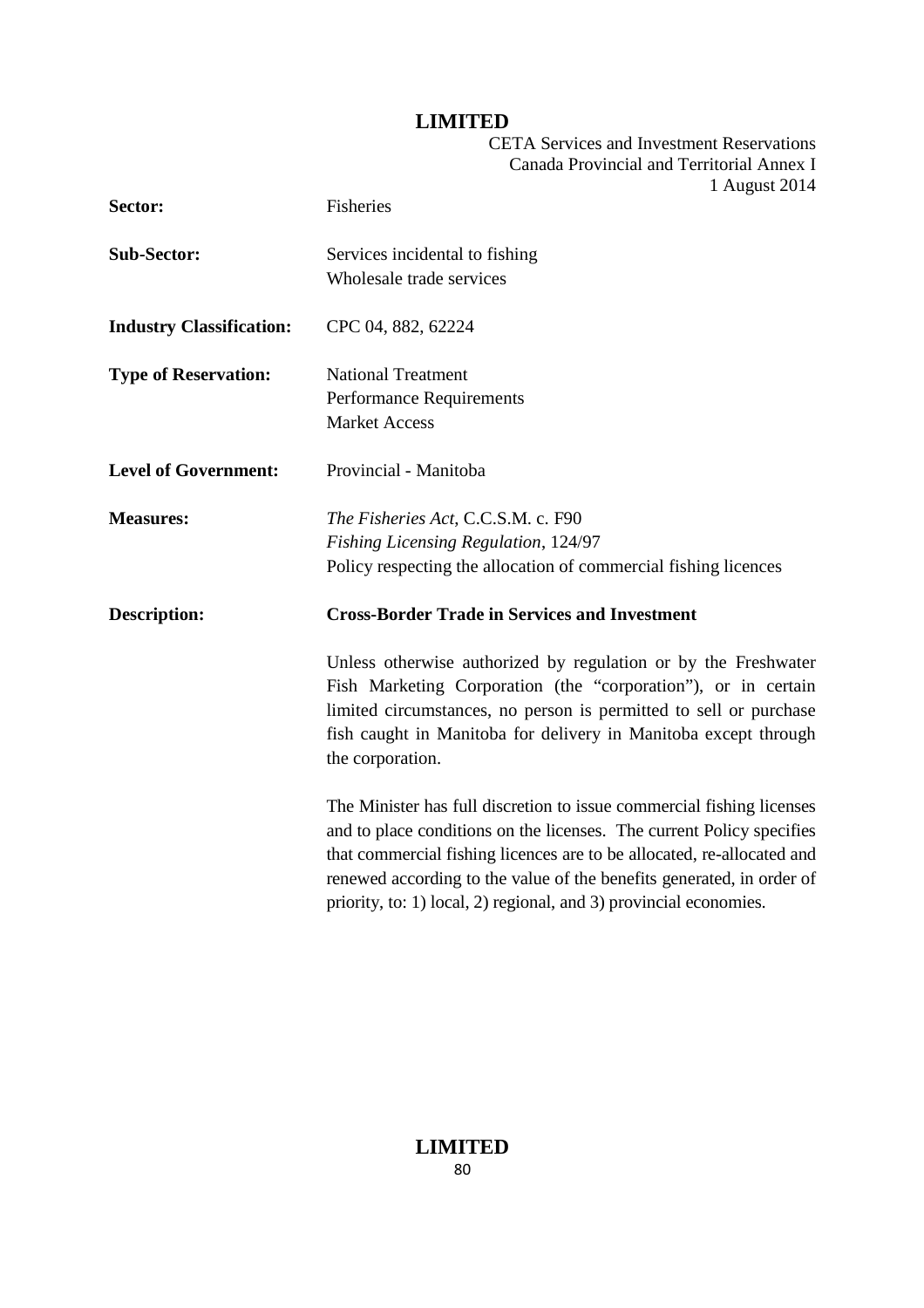| | |
|---|---|
| **Sector:** | Fisheries |
| **Sub-Sector:** | Services incidental to fishing<br>Wholesale trade services |
| **Industry Classification:** | CPC 04, 882, 62224 |
| **Type of Reservation:** | National Treatment<br>Performance Requirements<br>Market Access |
| **Level of Government:** | Provincial - Manitoba |
| **Measures:** | *The Fisheries Act*, C.C.S.M. c. F90<br>*Fishing Licensing Regulation*, 124/97<br>Policy respecting the allocation of commercial fishing licences |
| **Description:** | **Cross-Border Trade in Services and Investment** |

Unless otherwise authorized by regulation or by the Freshwater Fish Marketing Corporation (the "corporation"), or in certain limited circumstances, no person is permitted to sell or purchase fish caught in Manitoba for delivery in Manitoba except through the corporation.

The Minister has full discretion to issue commercial fishing licenses and to place conditions on the licenses. The current Policy specifies that commercial fishing licences are to be allocated, re-allocated and renewed according to the value of the benefits generated, in order of priority, to: 1) local, 2) regional, and 3) provincial economies.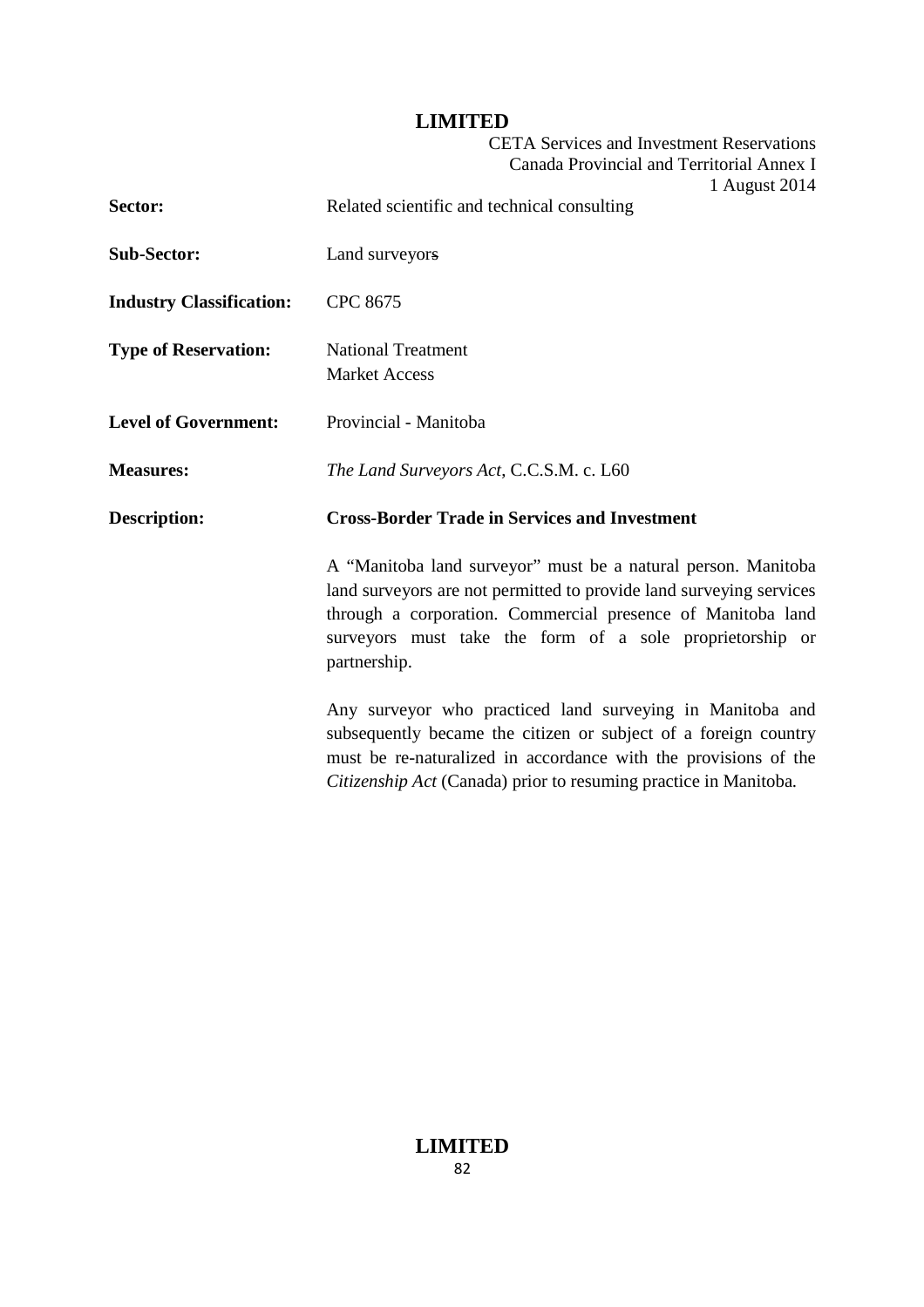| | |
|---|---|
| **Sector:** | Related scientific and technical consulting |
| **Sub-Sector:** | Land surveyors |
| **Industry Classification:** | CPC 8675 |
| **Type of Reservation:** | National Treatment<br>Market Access |
| **Level of Government:** | Provincial - Manitoba |
| **Measures:** | *The Land Surveyors Act*, C.C.S.M. c. L60 |
| **Description:** | **Cross-Border Trade in Services and Investment** |

A "Manitoba land surveyor" must be a natural person. Manitoba land surveyors are not permitted to provide land surveying services through a corporation. Commercial presence of Manitoba land surveyors must take the form of a sole proprietorship or partnership.

Any surveyor who practiced land surveying in Manitoba and subsequently became the citizen or subject of a foreign country must be re-naturalized in accordance with the provisions of the *Citizenship Act* (Canada) prior to resuming practice in Manitoba.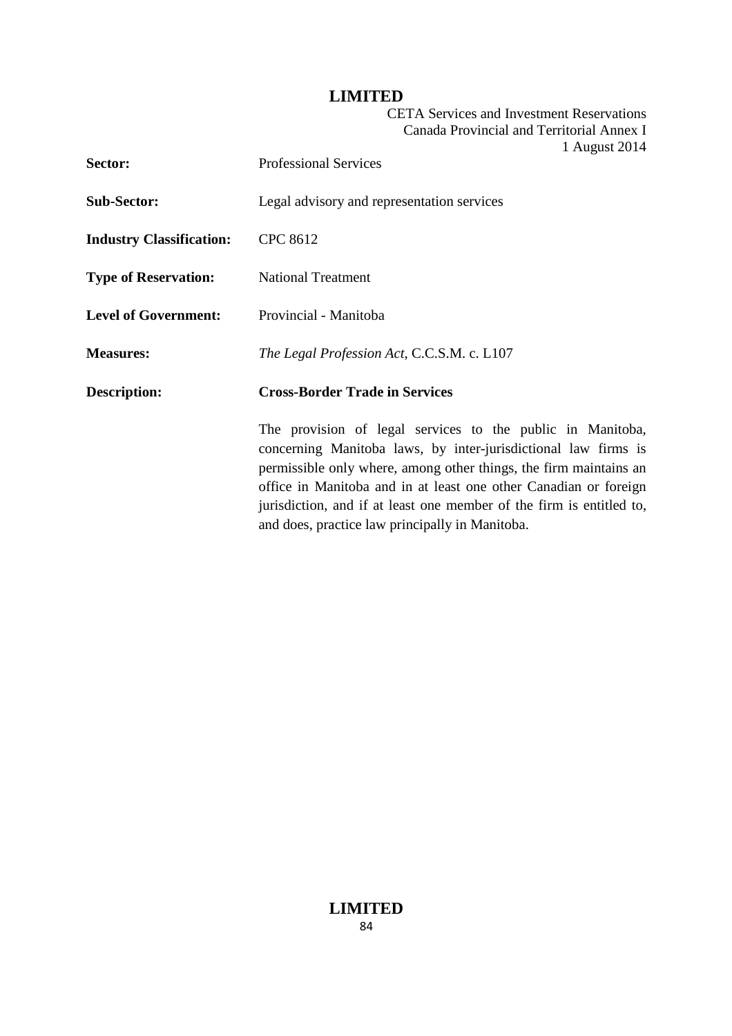| | |
|---|---|
| **Sector:** | Professional Services |
| **Sub-Sector:** | Legal advisory and representation services |
| **Industry Classification:** | CPC 8612 |
| **Type of Reservation:** | National Treatment |
| **Level of Government:** | Provincial - Manitoba |
| **Measures:** | *The Legal Profession Act*, C.C.S.M. c. L107 |
| **Description:** | **Cross-Border Trade in Services** |

The provision of legal services to the public in Manitoba, concerning Manitoba laws, by inter-jurisdictional law firms is permissible only where, among other things, the firm maintains an office in Manitoba and in at least one other Canadian or foreign jurisdiction, and if at least one member of the firm is entitled to, and does, practice law principally in Manitoba.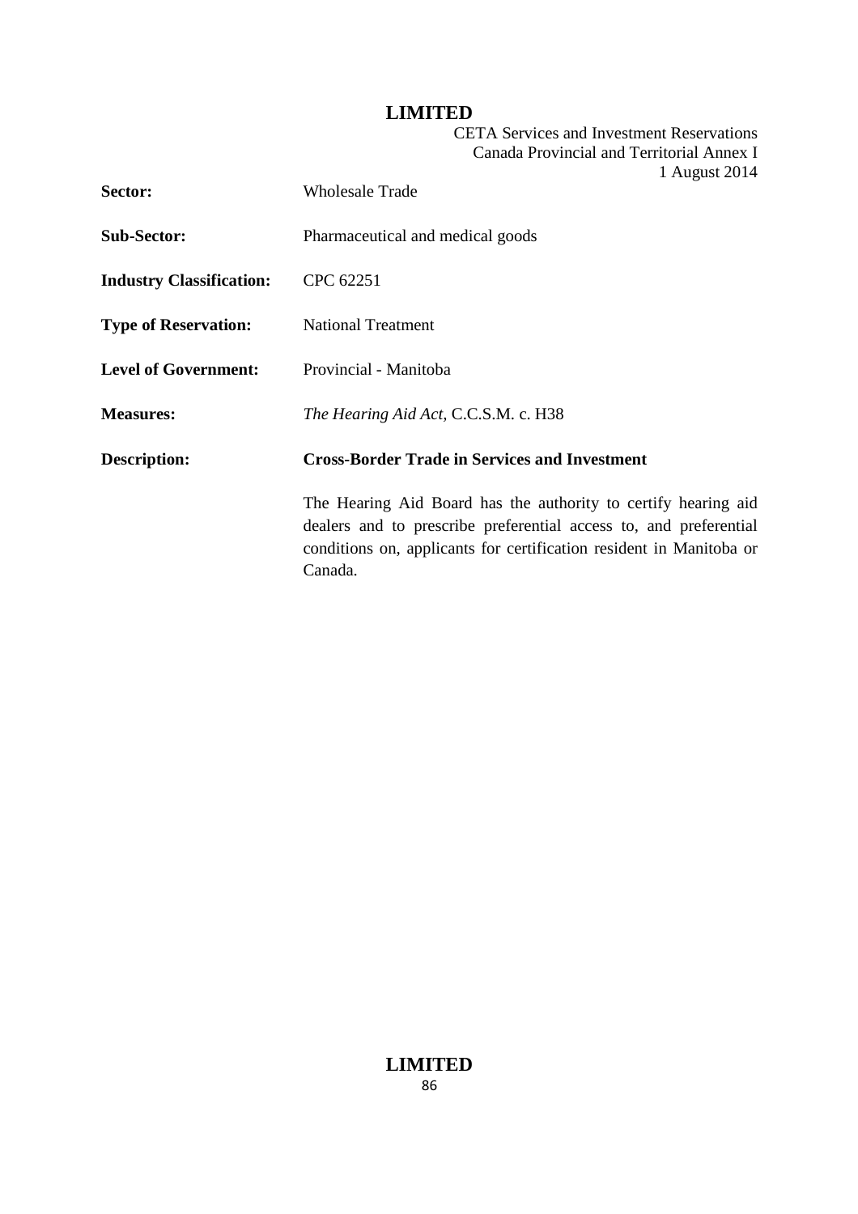| | |
|---|---|
| **Sector:** | Wholesale Trade |
| **Sub-Sector:** | Pharmaceutical and medical goods |
| **Industry Classification:** | CPC 62251 |
| **Type of Reservation:** | National Treatment |
| **Level of Government:** | Provincial - Manitoba |
| **Measures:** | *The Hearing Aid Act*, C.C.S.M. c. H38 |
| **Description:** | **Cross-Border Trade in Services and Investment** |
| | The Hearing Aid Board has the authority to certify hearing aid dealers and to prescribe preferential access to, and preferential conditions on, applicants for certification resident in Manitoba or Canada. |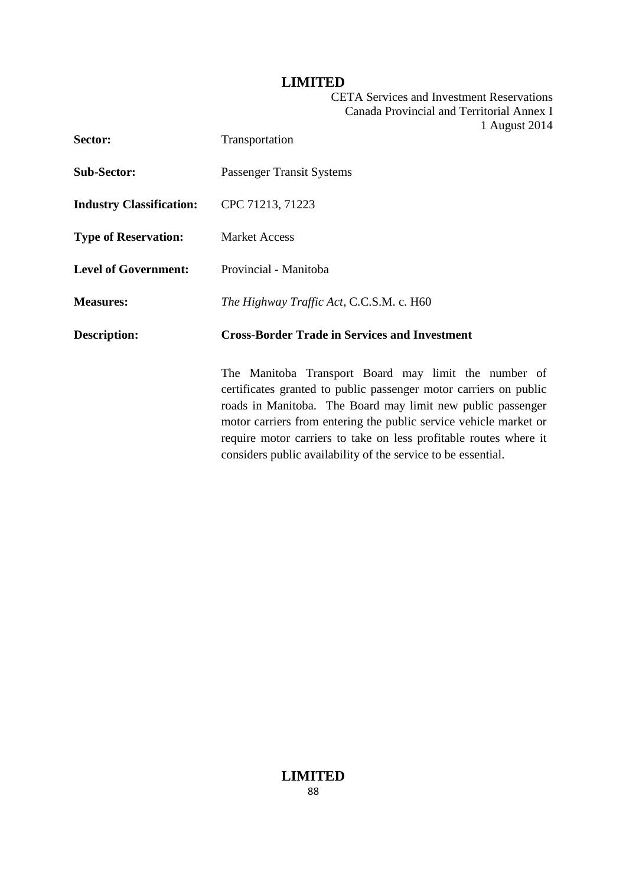**Sector:** Transportation

**Sub-Sector:** Passenger Transit Systems

**Industry Classification:** CPC 71213, 71223

**Type of Reservation:** Market Access

**Level of Government:** Provincial - Manitoba

**Measures:** *The Highway Traffic Act*, C.C.S.M. c. H60

**Description:** **Cross-Border Trade in Services and Investment**

The Manitoba Transport Board may limit the number of certificates granted to public passenger motor carriers on public roads in Manitoba. The Board may limit new public passenger motor carriers from entering the public service vehicle market or require motor carriers to take on less profitable routes where it considers public availability of the service to be essential.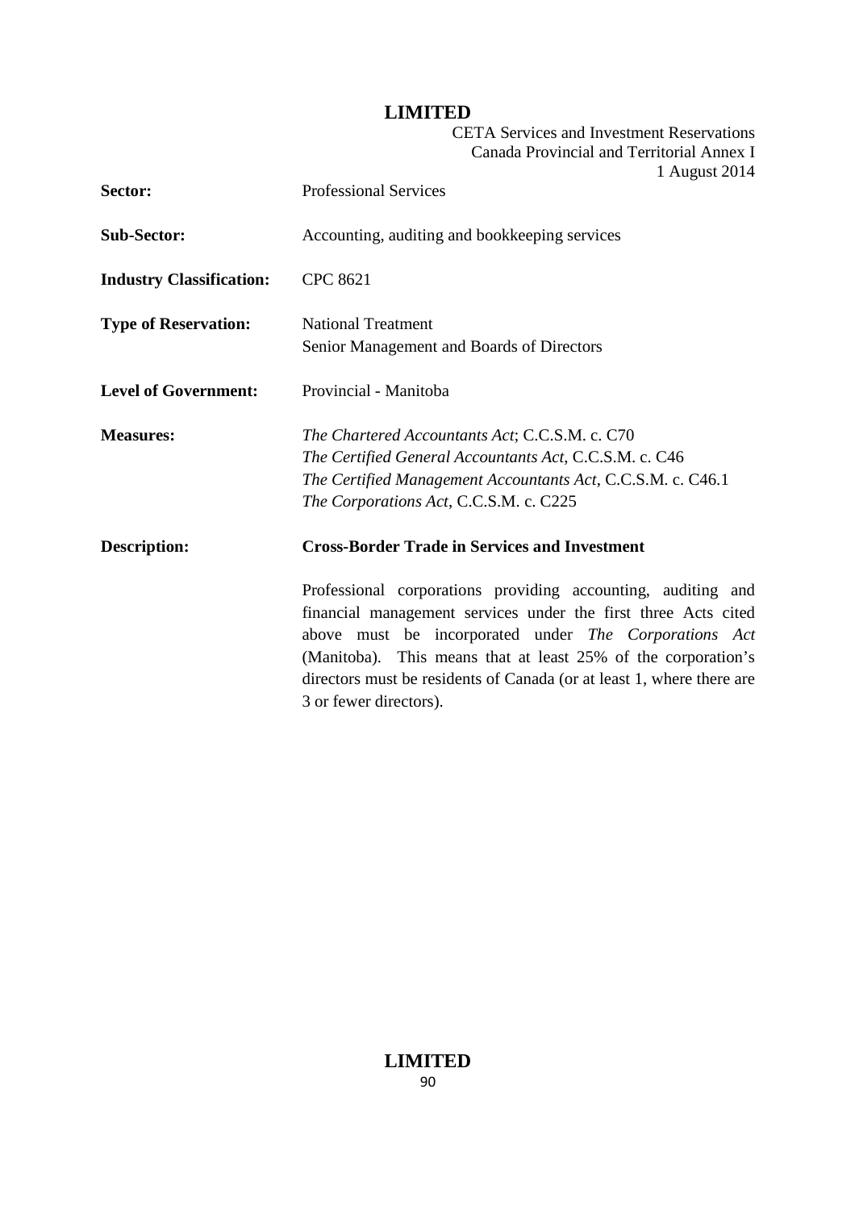| | |
|---|---|
| **Sector:** | Professional Services |
| **Sub-Sector:** | Accounting, auditing and bookkeeping services |
| **Industry Classification:** | CPC 8621 |
| **Type of Reservation:** | National Treatment<br>Senior Management and Boards of Directors |
| **Level of Government:** | Provincial - Manitoba |
| **Measures:** | *The Chartered Accountants Act*; C.C.S.M. c. C70<br>*The Certified General Accountants Act*, C.C.S.M. c. C46<br>*The Certified Management Accountants Act*, C.C.S.M. c. C46.1<br>*The Corporations Act*, C.C.S.M. c. C225 |
| **Description:** | **Cross-Border Trade in Services and Investment**<br><br>Professional corporations providing accounting, auditing and financial management services under the first three Acts cited above must be incorporated under *The Corporations Act* (Manitoba). This means that at least 25% of the corporation's directors must be residents of Canada (or at least 1, where there are 3 or fewer directors). |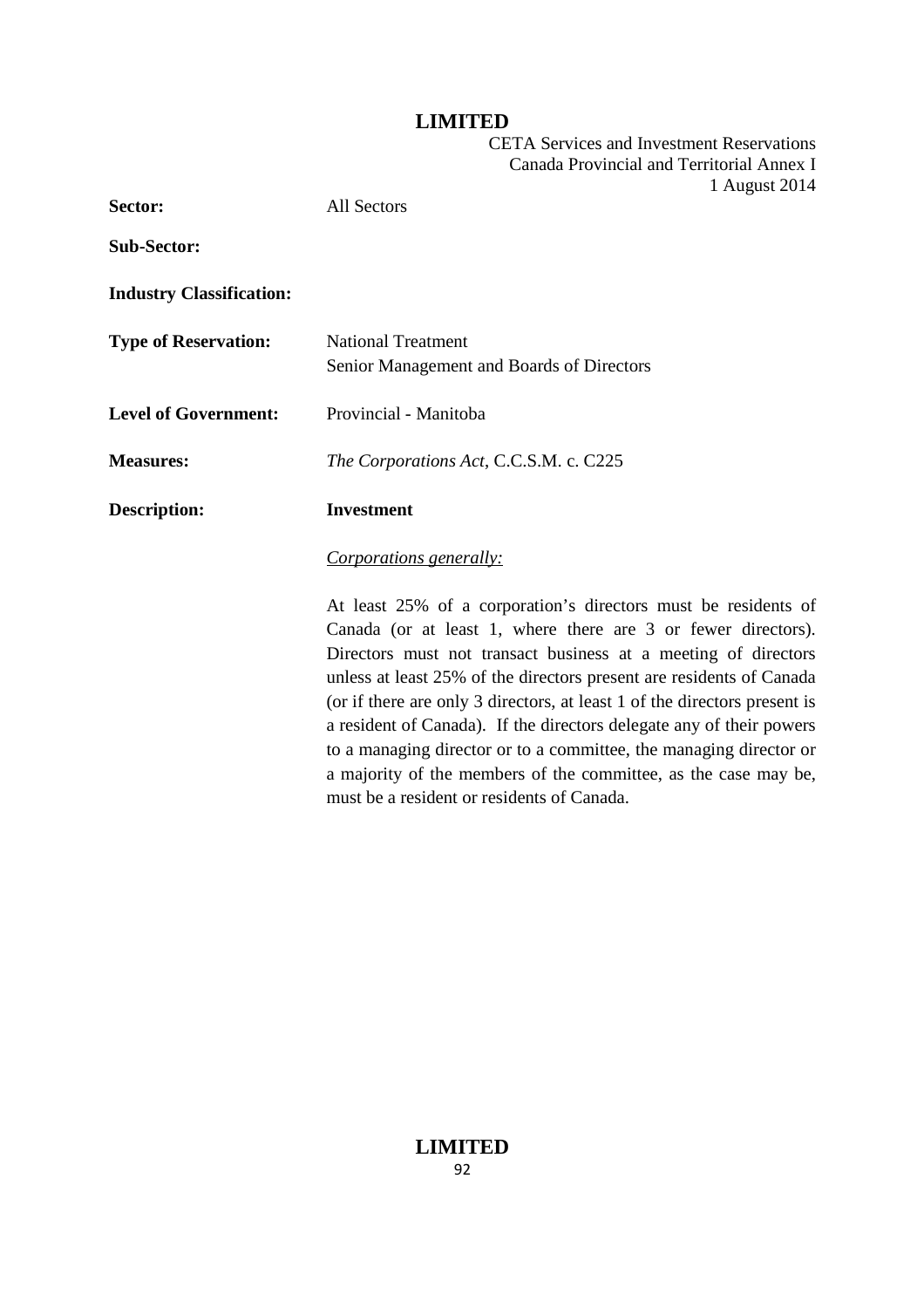| | |
|---|---|
| **Sector:** | All Sectors |
| **Sub-Sector:** | |
| **Industry Classification:** | |
| **Type of Reservation:** | National Treatment<br>Senior Management and Boards of Directors |
| **Level of Government:** | Provincial - Manitoba |
| **Measures:** | *The Corporations Act*, C.C.S.M. c. C225 |
| **Description:** | **Investment** |

<u>*Corporations generally:*</u>

At least 25% of a corporation's directors must be residents of Canada (or at least 1, where there are 3 or fewer directors). Directors must not transact business at a meeting of directors unless at least 25% of the directors present are residents of Canada (or if there are only 3 directors, at least 1 of the directors present is a resident of Canada). If the directors delegate any of their powers to a managing director or to a committee, the managing director or a majority of the members of the committee, as the case may be, must be a resident or residents of Canada.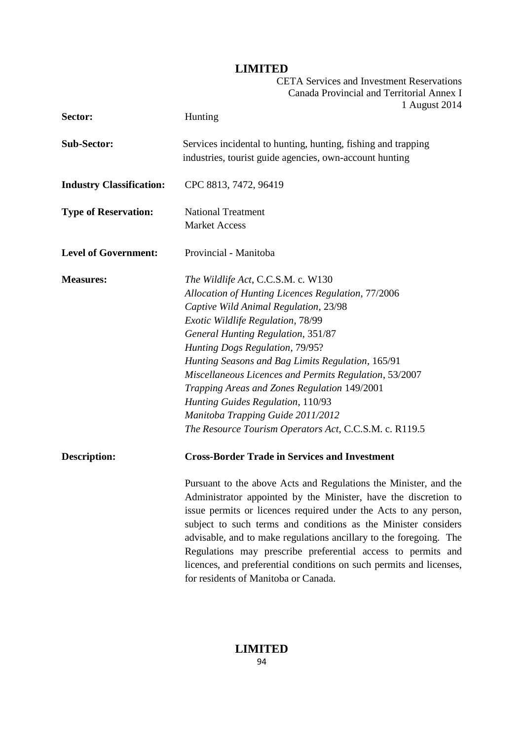| | |
|---|---|
| **Sector:** | Hunting |
| **Sub-Sector:** | Services incidental to hunting, hunting, fishing and trapping industries, tourist guide agencies, own-account hunting |
| **Industry Classification:** | CPC 8813, 7472, 96419 |
| **Type of Reservation:** | National Treatment<br>Market Access |
| **Level of Government:** | Provincial - Manitoba |
| **Measures:** | *The Wildlife Act*, C.C.S.M. c. W130<br>*Allocation of Hunting Licences Regulation*, 77/2006<br>*Captive Wild Animal Regulation*, 23/98<br>*Exotic Wildlife Regulation*, 78/99<br>*General Hunting Regulation*, 351/87<br>*Hunting Dogs Regulation*, 79/95?<br>*Hunting Seasons and Bag Limits Regulation*, 165/91<br>*Miscellaneous Licences and Permits Regulation*, 53/2007<br>*Trapping Areas and Zones Regulation* 149/2001<br>*Hunting Guides Regulation*, 110/93<br>*Manitoba Trapping Guide 2011/2012*<br>*The Resource Tourism Operators Act*, C.C.S.M. c. R119.5 |
| **Description:** | **Cross-Border Trade in Services and Investment**<br><br>Pursuant to the above Acts and Regulations the Minister, and the Administrator appointed by the Minister, have the discretion to issue permits or licences required under the Acts to any person, subject to such terms and conditions as the Minister considers advisable, and to make regulations ancillary to the foregoing. The Regulations may prescribe preferential access to permits and licences, and preferential conditions on such permits and licenses, for residents of Manitoba or Canada. |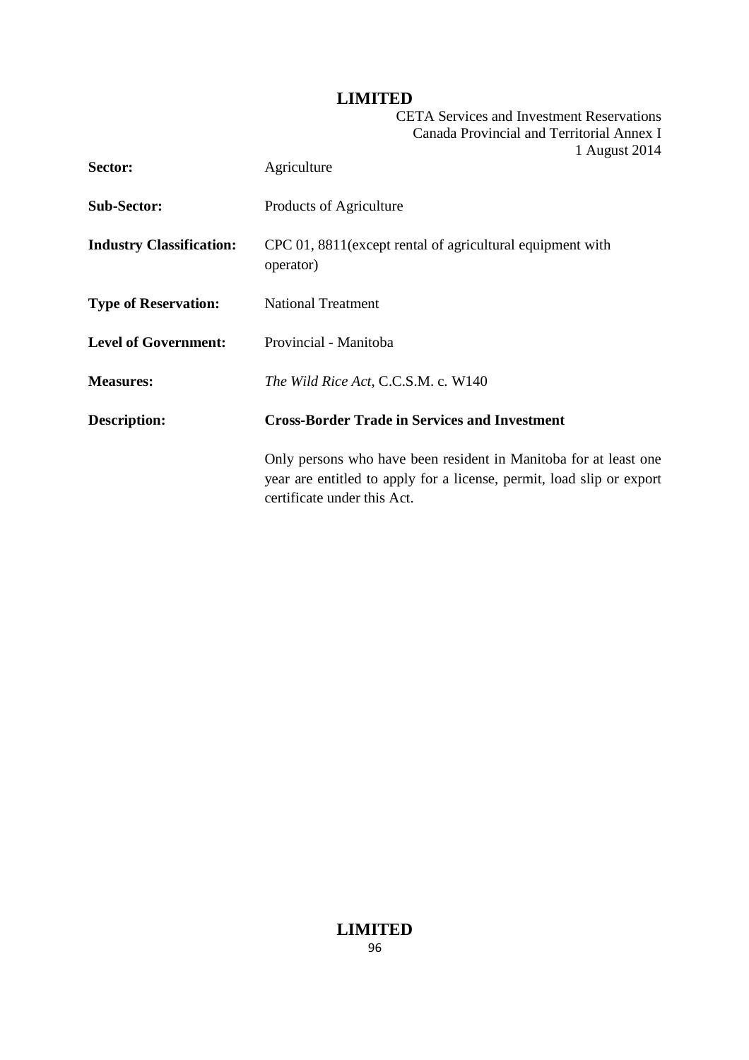| | |
|---|---|
| **Sector:** | Agriculture |
| **Sub-Sector:** | Products of Agriculture |
| **Industry Classification:** | CPC 01, 8811(except rental of agricultural equipment with operator) |
| **Type of Reservation:** | National Treatment |
| **Level of Government:** | Provincial - Manitoba |
| **Measures:** | *The Wild Rice Act*, C.C.S.M. c. W140 |
| **Description:** | **Cross-Border Trade in Services and Investment** |
| | Only persons who have been resident in Manitoba for at least one year are entitled to apply for a license, permit, load slip or export certificate under this Act. |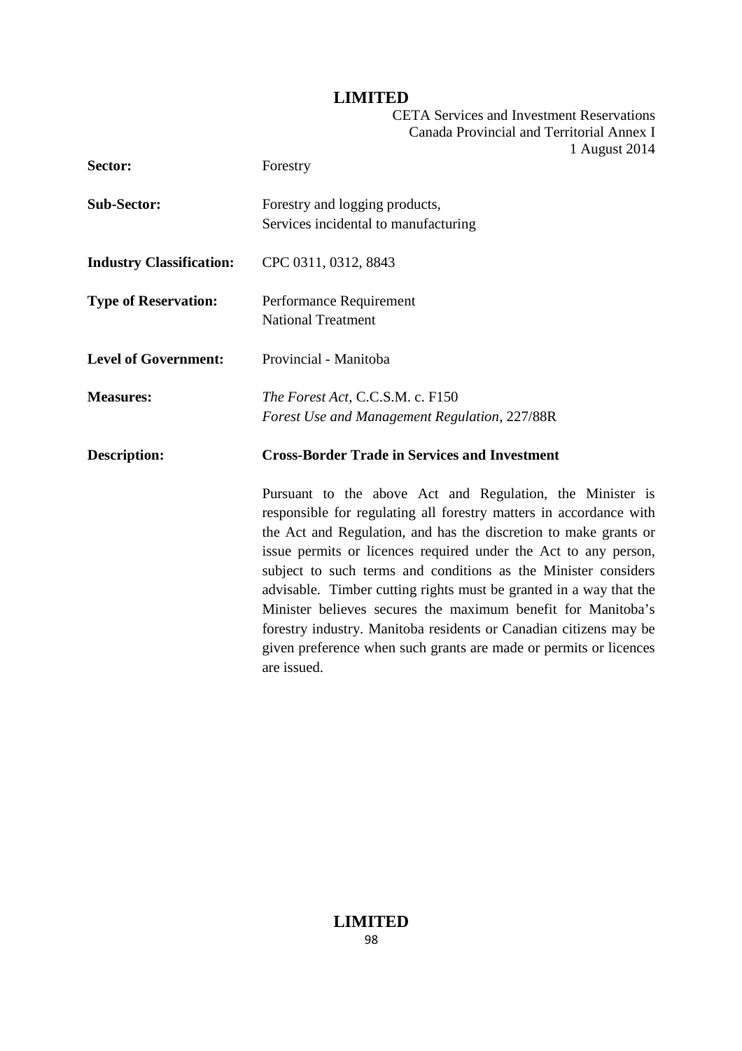| | |
|---|---|
| **Sector:** | Forestry |
| **Sub-Sector:** | Forestry and logging products,<br>Services incidental to manufacturing |
| **Industry Classification:** | CPC 0311, 0312, 8843 |
| **Type of Reservation:** | Performance Requirement<br>National Treatment |
| **Level of Government:** | Provincial - Manitoba |
| **Measures:** | *The Forest Act*, C.C.S.M. c. F150<br>*Forest Use and Management Regulation*, 227/88R |
| **Description:** | **Cross-Border Trade in Services and Investment** |

Pursuant to the above Act and Regulation, the Minister is responsible for regulating all forestry matters in accordance with the Act and Regulation, and has the discretion to make grants or issue permits or licences required under the Act to any person, subject to such terms and conditions as the Minister considers advisable. Timber cutting rights must be granted in a way that the Minister believes secures the maximum benefit for Manitoba's forestry industry. Manitoba residents or Canadian citizens may be given preference when such grants are made or permits or licences are issued.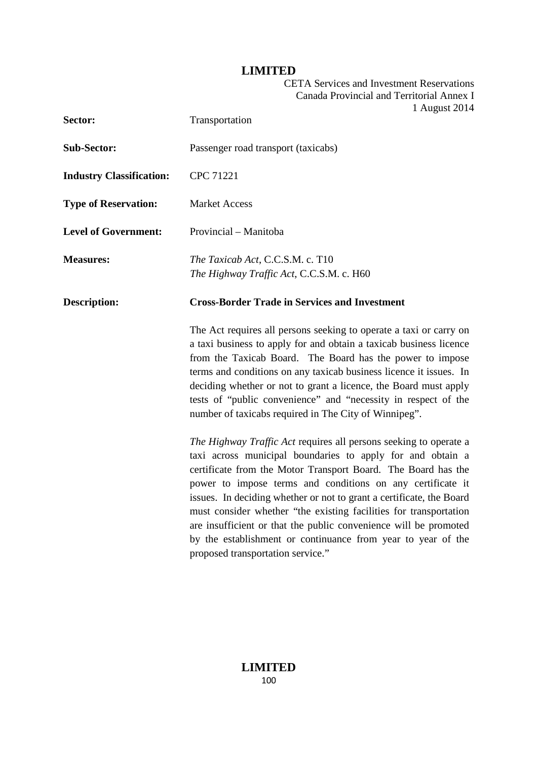| | |
|---|---|
| **Sector:** | Transportation |
| **Sub-Sector:** | Passenger road transport (taxicabs) |
| **Industry Classification:** | CPC 71221 |
| **Type of Reservation:** | Market Access |
| **Level of Government:** | Provincial – Manitoba |
| **Measures:** | *The Taxicab Act*, C.C.S.M. c. T10<br>*The Highway Traffic Act*, C.C.S.M. c. H60 |
| **Description:** | **Cross-Border Trade in Services and Investment** |

The Act requires all persons seeking to operate a taxi or carry on a taxi business to apply for and obtain a taxicab business licence from the Taxicab Board. The Board has the power to impose terms and conditions on any taxicab business licence it issues. In deciding whether or not to grant a licence, the Board must apply tests of "public convenience" and "necessity in respect of the number of taxicabs required in The City of Winnipeg".

*The Highway Traffic Act* requires all persons seeking to operate a taxi across municipal boundaries to apply for and obtain a certificate from the Motor Transport Board. The Board has the power to impose terms and conditions on any certificate it issues. In deciding whether or not to grant a certificate, the Board must consider whether "the existing facilities for transportation are insufficient or that the public convenience will be promoted by the establishment or continuance from year to year of the proposed transportation service."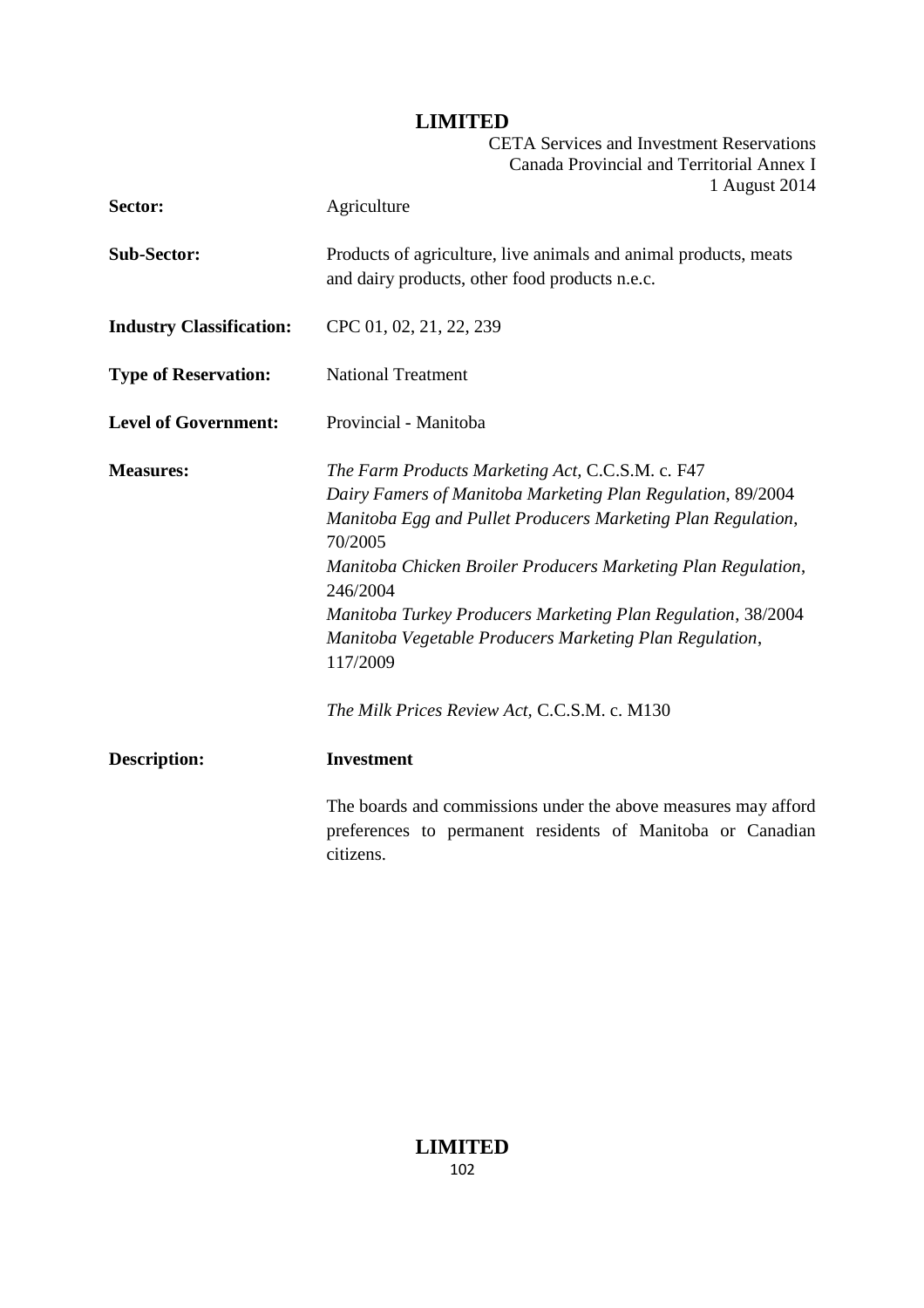| | |
|---|---|
| **Sector:** | Agriculture |
| **Sub-Sector:** | Products of agriculture, live animals and animal products, meats and dairy products, other food products n.e.c. |
| **Industry Classification:** | CPC 01, 02, 21, 22, 239 |
| **Type of Reservation:** | National Treatment |
| **Level of Government:** | Provincial - Manitoba |
| **Measures:** | *The Farm Products Marketing Act*, C.C.S.M. c. F47<br>*Dairy Famers of Manitoba Marketing Plan Regulation*, 89/2004<br>*Manitoba Egg and Pullet Producers Marketing Plan Regulation*, 70/2005<br>*Manitoba Chicken Broiler Producers Marketing Plan Regulation*, 246/2004<br>*Manitoba Turkey Producers Marketing Plan Regulation*, 38/2004<br>*Manitoba Vegetable Producers Marketing Plan Regulation*, 117/2009<br><br>*The Milk Prices Review Act*, C.C.S.M. c. M130 |
| **Description:** | **Investment**<br><br>The boards and commissions under the above measures may afford preferences to permanent residents of Manitoba or Canadian citizens. |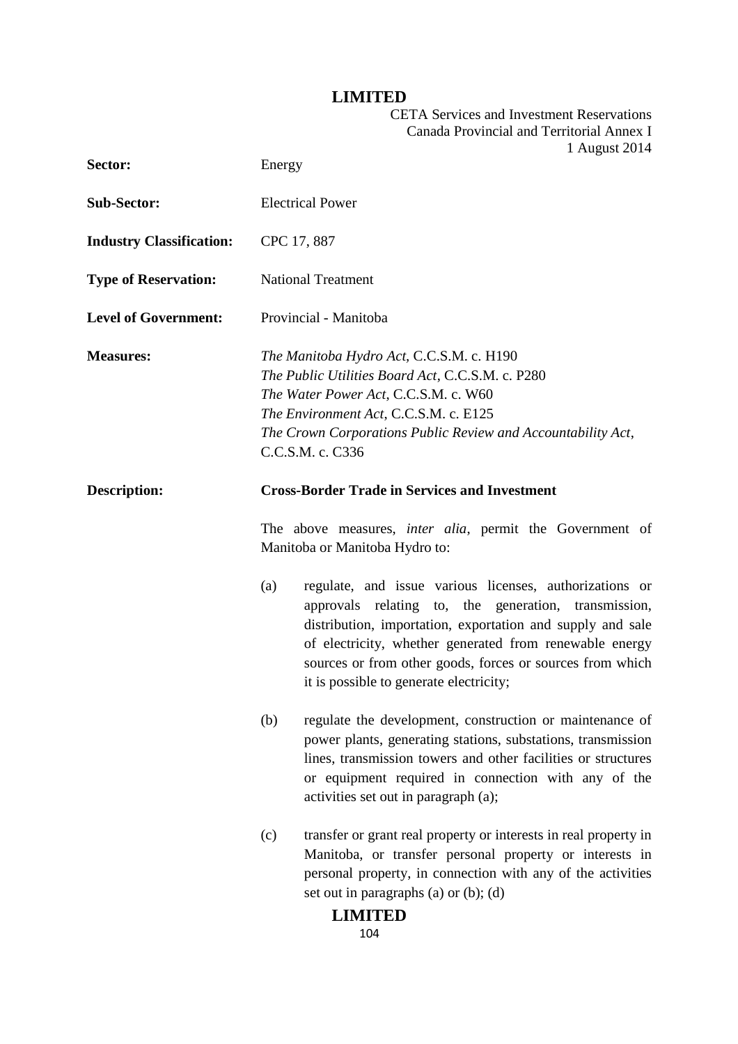| | |
|---|---|
| **Sector:** | Energy |
| **Sub-Sector:** | Electrical Power |
| **Industry Classification:** | CPC 17, 887 |
| **Type of Reservation:** | National Treatment |
| **Level of Government:** | Provincial - Manitoba |
| **Measures:** | *The Manitoba Hydro Act*, C.C.S.M. c. H190<br>*The Public Utilities Board Act*, C.C.S.M. c. P280<br>*The Water Power Act*, C.C.S.M. c. W60<br>*The Environment Act*, C.C.S.M. c. E125<br>*The Crown Corporations Public Review and Accountability Act*, C.C.S.M. c. C336 |
| **Description:** | **Cross-Border Trade in Services and Investment** |

The above measures, *inter alia*, permit the Government of Manitoba or Manitoba Hydro to:

(a) regulate, and issue various licenses, authorizations or approvals relating to, the generation, transmission, distribution, importation, exportation and supply and sale of electricity, whether generated from renewable energy sources or from other goods, forces or sources from which it is possible to generate electricity;

(b) regulate the development, construction or maintenance of power plants, generating stations, substations, transmission lines, transmission towers and other facilities or structures or equipment required in connection with any of the activities set out in paragraph (a);

(c) transfer or grant real property or interests in real property in Manitoba, or transfer personal property or interests in personal property, in connection with any of the activities set out in paragraphs (a) or (b); (d)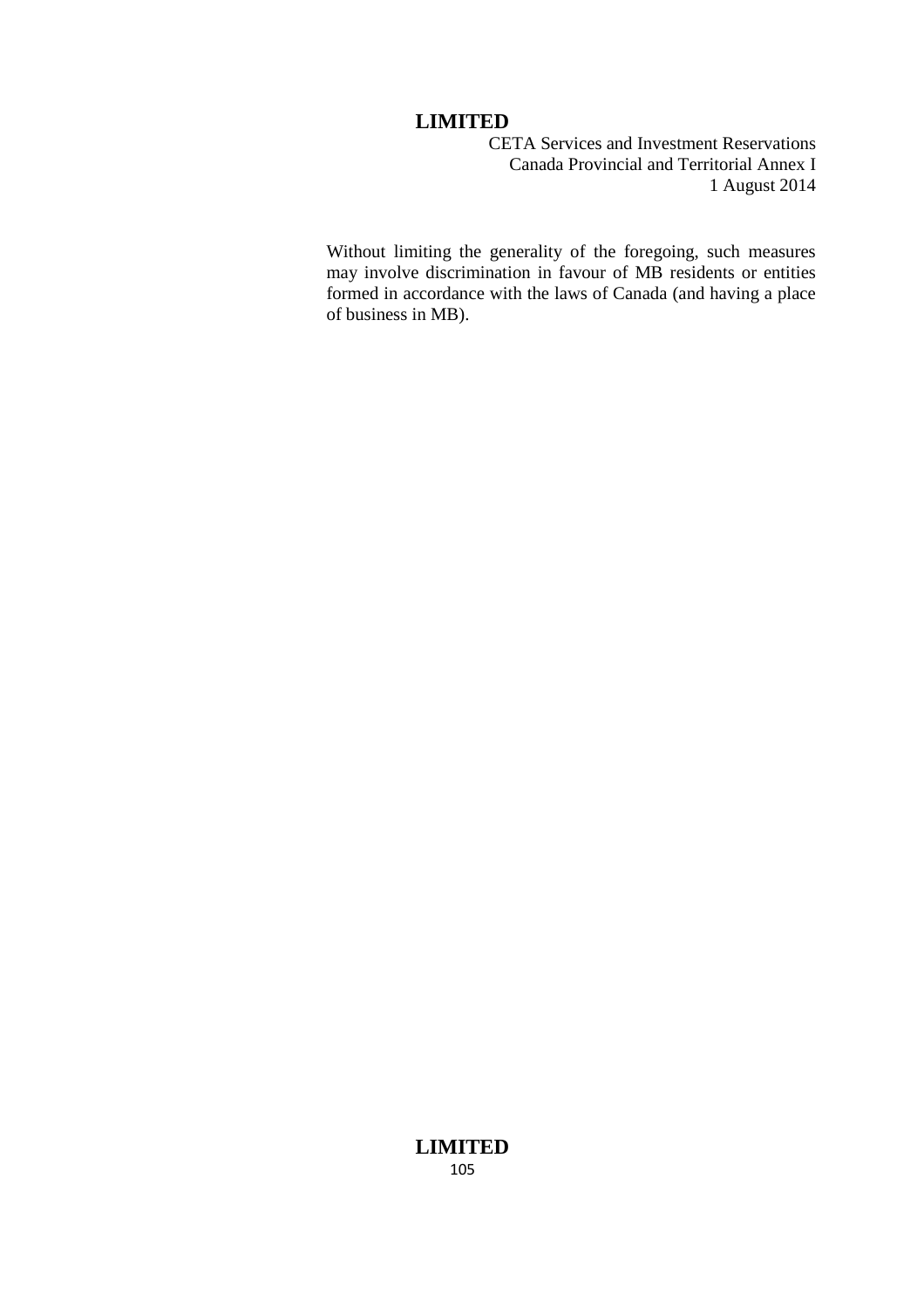Without limiting the generality of the foregoing, such measures may involve discrimination in favour of MB residents or entities formed in accordance with the laws of Canada (and having a place of business in MB).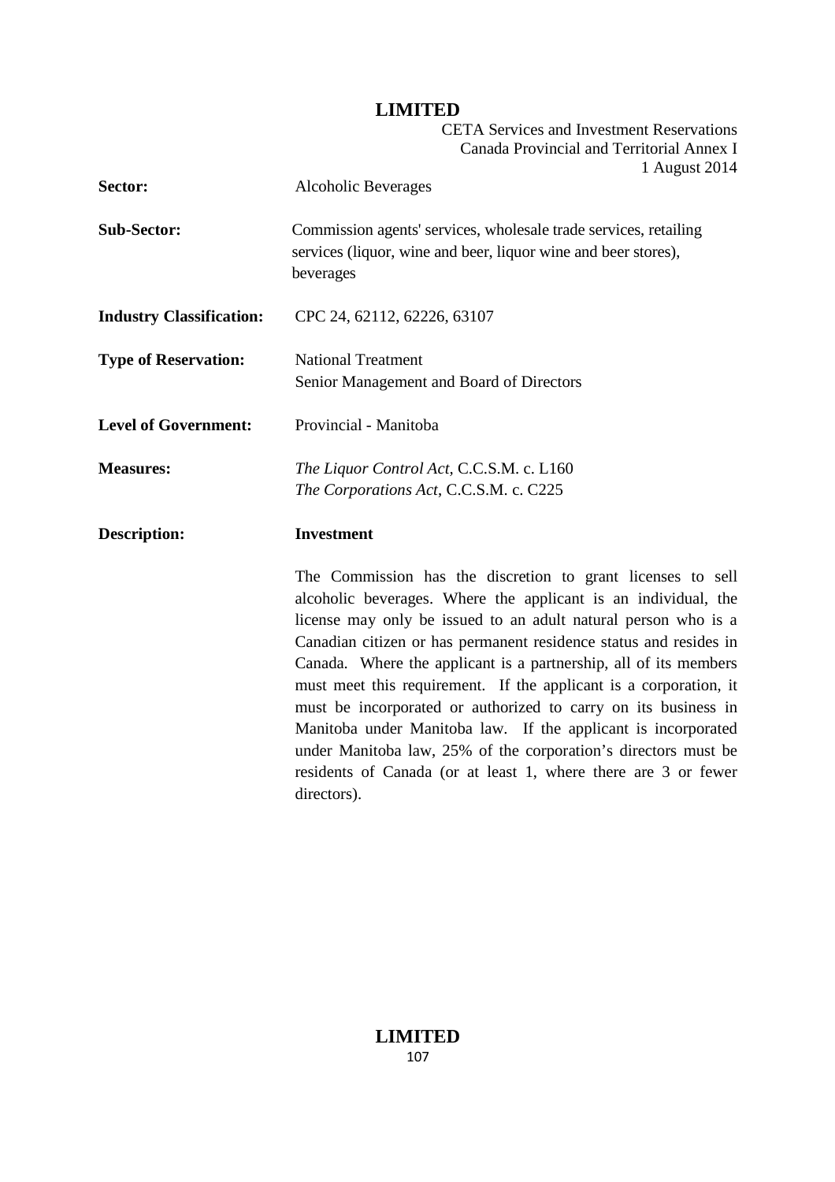| | |
|---|---|
| **Sector:** | Alcoholic Beverages |
| **Sub-Sector:** | Commission agents' services, wholesale trade services, retailing services (liquor, wine and beer, liquor wine and beer stores), beverages |
| **Industry Classification:** | CPC 24, 62112, 62226, 63107 |
| **Type of Reservation:** | National Treatment<br>Senior Management and Board of Directors |
| **Level of Government:** | Provincial - Manitoba |
| **Measures:** | *The Liquor Control Act*, C.C.S.M. c. L160<br>*The Corporations Act*, C.C.S.M. c. C225 |
| **Description:** | **Investment** |

The Commission has the discretion to grant licenses to sell alcoholic beverages. Where the applicant is an individual, the license may only be issued to an adult natural person who is a Canadian citizen or has permanent residence status and resides in Canada. Where the applicant is a partnership, all of its members must meet this requirement. If the applicant is a corporation, it must be incorporated or authorized to carry on its business in Manitoba under Manitoba law. If the applicant is incorporated under Manitoba law, 25% of the corporation's directors must be residents of Canada (or at least 1, where there are 3 or fewer directors).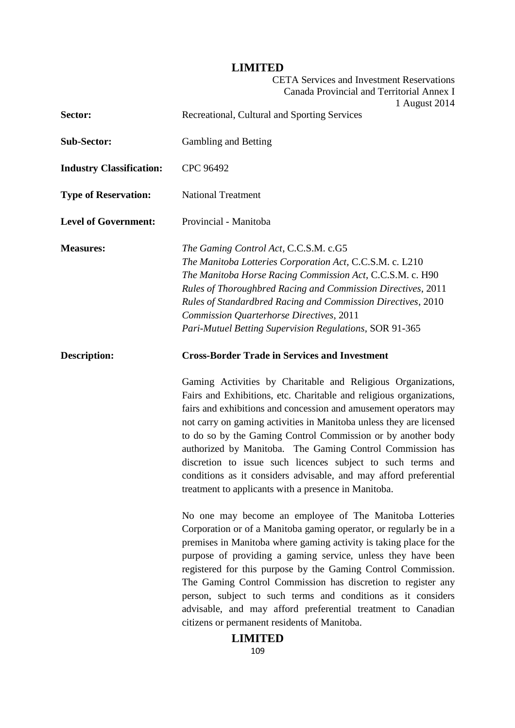| | |
|---|---|
| **Sector:** | Recreational, Cultural and Sporting Services |
| **Sub-Sector:** | Gambling and Betting |
| **Industry Classification:** | CPC 96492 |
| **Type of Reservation:** | National Treatment |
| **Level of Government:** | Provincial - Manitoba |
| **Measures:** | *The Gaming Control Act*, C.C.S.M. c.G5<br>*The Manitoba Lotteries Corporation Act*, C.C.S.M. c. L210<br>*The Manitoba Horse Racing Commission Act*, C.C.S.M. c. H90<br>*Rules of Thoroughbred Racing and Commission Directives*, 2011<br>*Rules of Standardbred Racing and Commission Directives*, 2010<br>*Commission Quarterhorse Directives*, 2011<br>*Pari-Mutuel Betting Supervision Regulations*, SOR 91-365 |
| **Description:** | **Cross-Border Trade in Services and Investment** |

Gaming Activities by Charitable and Religious Organizations, Fairs and Exhibitions, etc. Charitable and religious organizations, fairs and exhibitions and concession and amusement operators may not carry on gaming activities in Manitoba unless they are licensed to do so by the Gaming Control Commission or by another body authorized by Manitoba. The Gaming Control Commission has discretion to issue such licences subject to such terms and conditions as it considers advisable, and may afford preferential treatment to applicants with a presence in Manitoba.

No one may become an employee of The Manitoba Lotteries Corporation or of a Manitoba gaming operator, or regularly be in a premises in Manitoba where gaming activity is taking place for the purpose of providing a gaming service, unless they have been registered for this purpose by the Gaming Control Commission. The Gaming Control Commission has discretion to register any person, subject to such terms and conditions as it considers advisable, and may afford preferential treatment to Canadian citizens or permanent residents of Manitoba.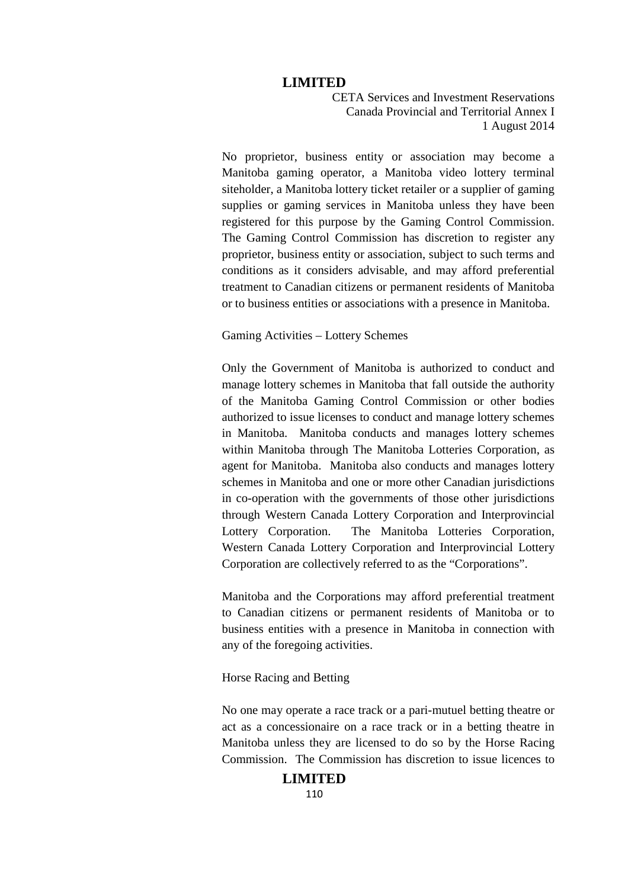No proprietor, business entity or association may become a Manitoba gaming operator, a Manitoba video lottery terminal siteholder, a Manitoba lottery ticket retailer or a supplier of gaming supplies or gaming services in Manitoba unless they have been registered for this purpose by the Gaming Control Commission. The Gaming Control Commission has discretion to register any proprietor, business entity or association, subject to such terms and conditions as it considers advisable, and may afford preferential treatment to Canadian citizens or permanent residents of Manitoba or to business entities or associations with a presence in Manitoba.

Gaming Activities – Lottery Schemes

Only the Government of Manitoba is authorized to conduct and manage lottery schemes in Manitoba that fall outside the authority of the Manitoba Gaming Control Commission or other bodies authorized to issue licenses to conduct and manage lottery schemes in Manitoba. Manitoba conducts and manages lottery schemes within Manitoba through The Manitoba Lotteries Corporation, as agent for Manitoba. Manitoba also conducts and manages lottery schemes in Manitoba and one or more other Canadian jurisdictions in co-operation with the governments of those other jurisdictions through Western Canada Lottery Corporation and Interprovincial Lottery Corporation. The Manitoba Lotteries Corporation, Western Canada Lottery Corporation and Interprovincial Lottery Corporation are collectively referred to as the "Corporations".

Manitoba and the Corporations may afford preferential treatment to Canadian citizens or permanent residents of Manitoba or to business entities with a presence in Manitoba in connection with any of the foregoing activities.

Horse Racing and Betting

No one may operate a race track or a pari-mutuel betting theatre or act as a concessionaire on a race track or in a betting theatre in Manitoba unless they are licensed to do so by the Horse Racing Commission. The Commission has discretion to issue licences to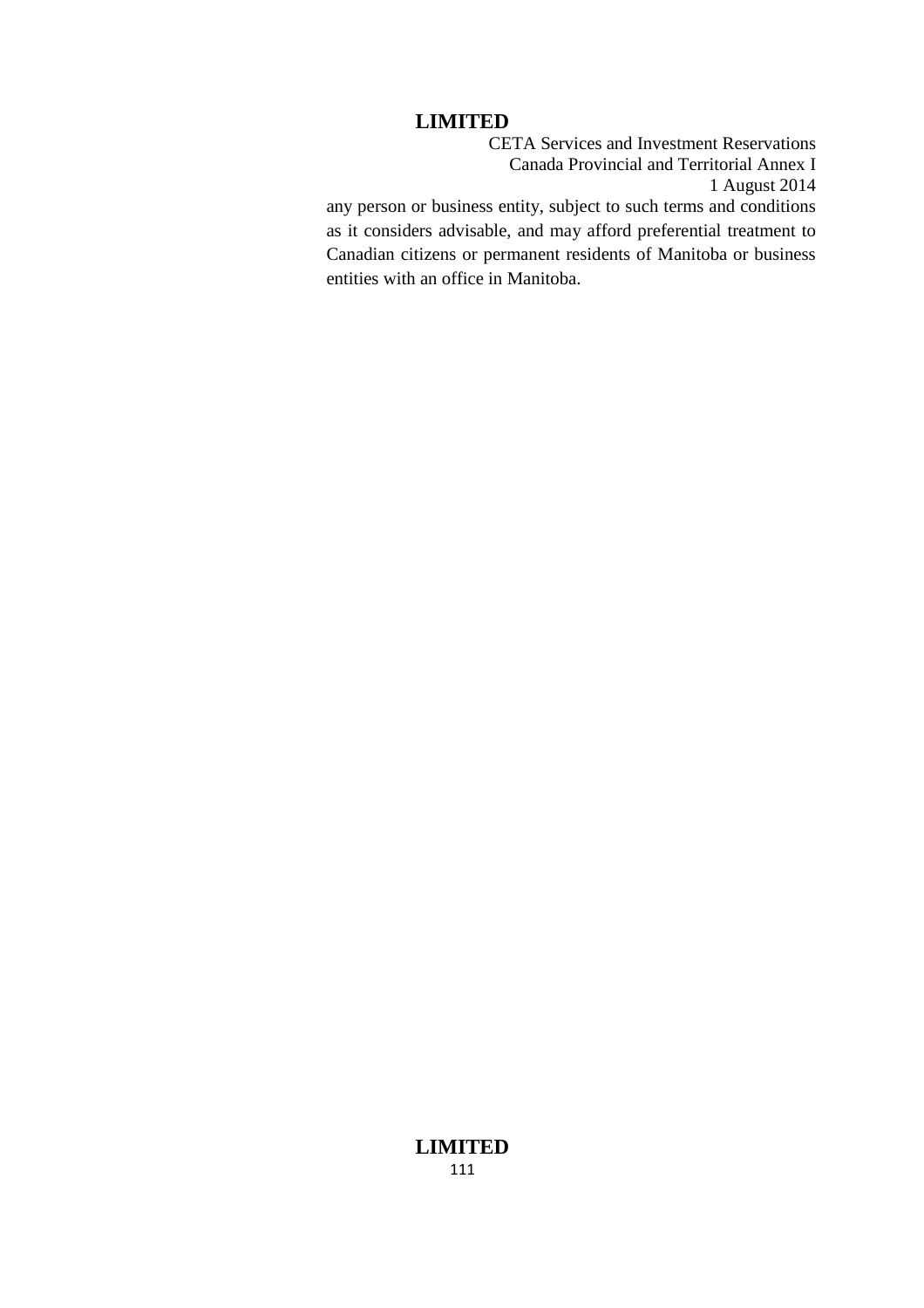any person or business entity, subject to such terms and conditions as it considers advisable, and may afford preferential treatment to Canadian citizens or permanent residents of Manitoba or business entities with an office in Manitoba.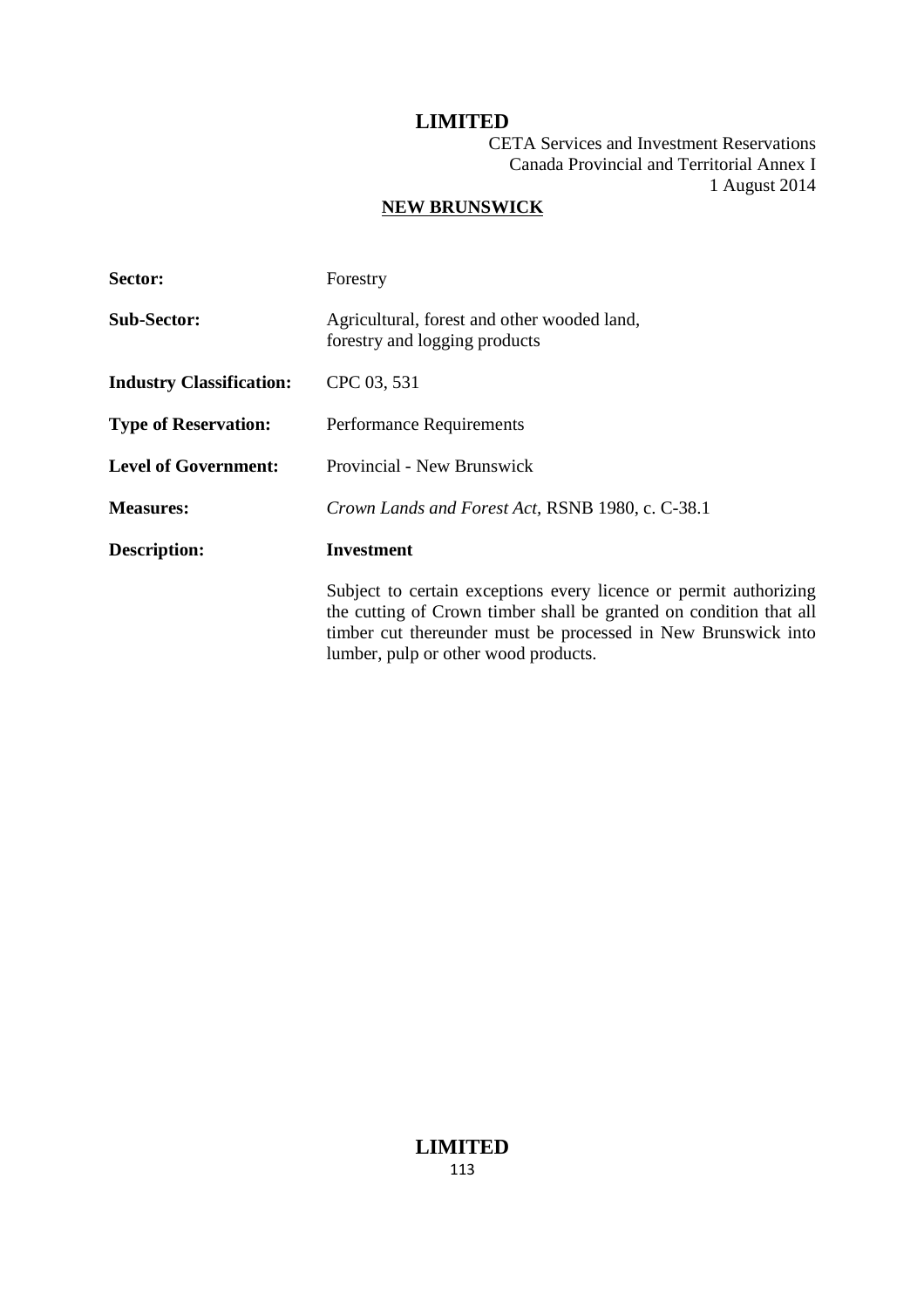## NEW BRUNSWICK

| | |
|---|---|
| **Sector:** | Forestry |
| **Sub-Sector:** | Agricultural, forest and other wooded land, forestry and logging products |
| **Industry Classification:** | CPC 03, 531 |
| **Type of Reservation:** | Performance Requirements |
| **Level of Government:** | Provincial - New Brunswick |
| **Measures:** | *Crown Lands and Forest Act*, RSNB 1980, c. C-38.1 |
| **Description:** | **Investment** |
| | Subject to certain exceptions every licence or permit authorizing the cutting of Crown timber shall be granted on condition that all timber cut thereunder must be processed in New Brunswick into lumber, pulp or other wood products. |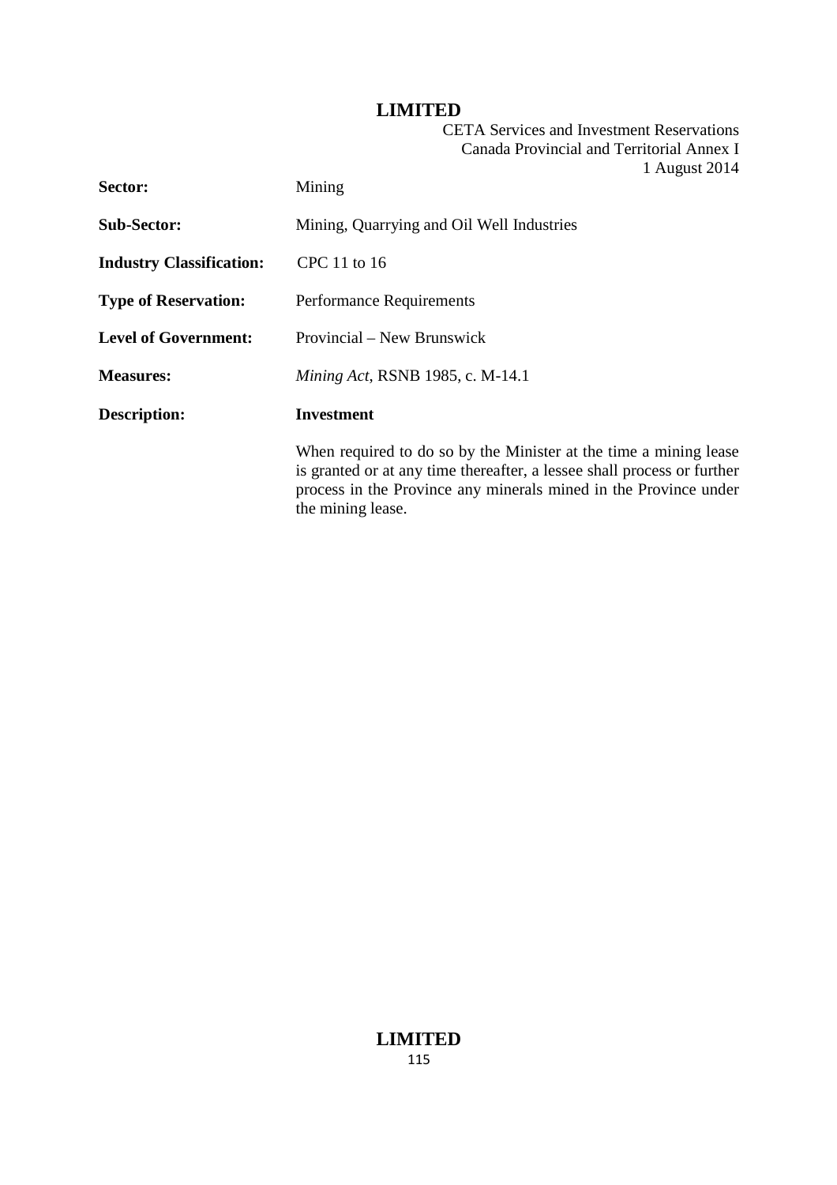| | |
|---|---|
| **Sector:** | Mining |
| **Sub-Sector:** | Mining, Quarrying and Oil Well Industries |
| **Industry Classification:** | CPC 11 to 16 |
| **Type of Reservation:** | Performance Requirements |
| **Level of Government:** | Provincial – New Brunswick |
| **Measures:** | *Mining Act*, RSNB 1985, c. M-14.1 |
| **Description:** | **Investment**<br><br>When required to do so by the Minister at the time a mining lease is granted or at any time thereafter, a lessee shall process or further process in the Province any minerals mined in the Province under the mining lease. |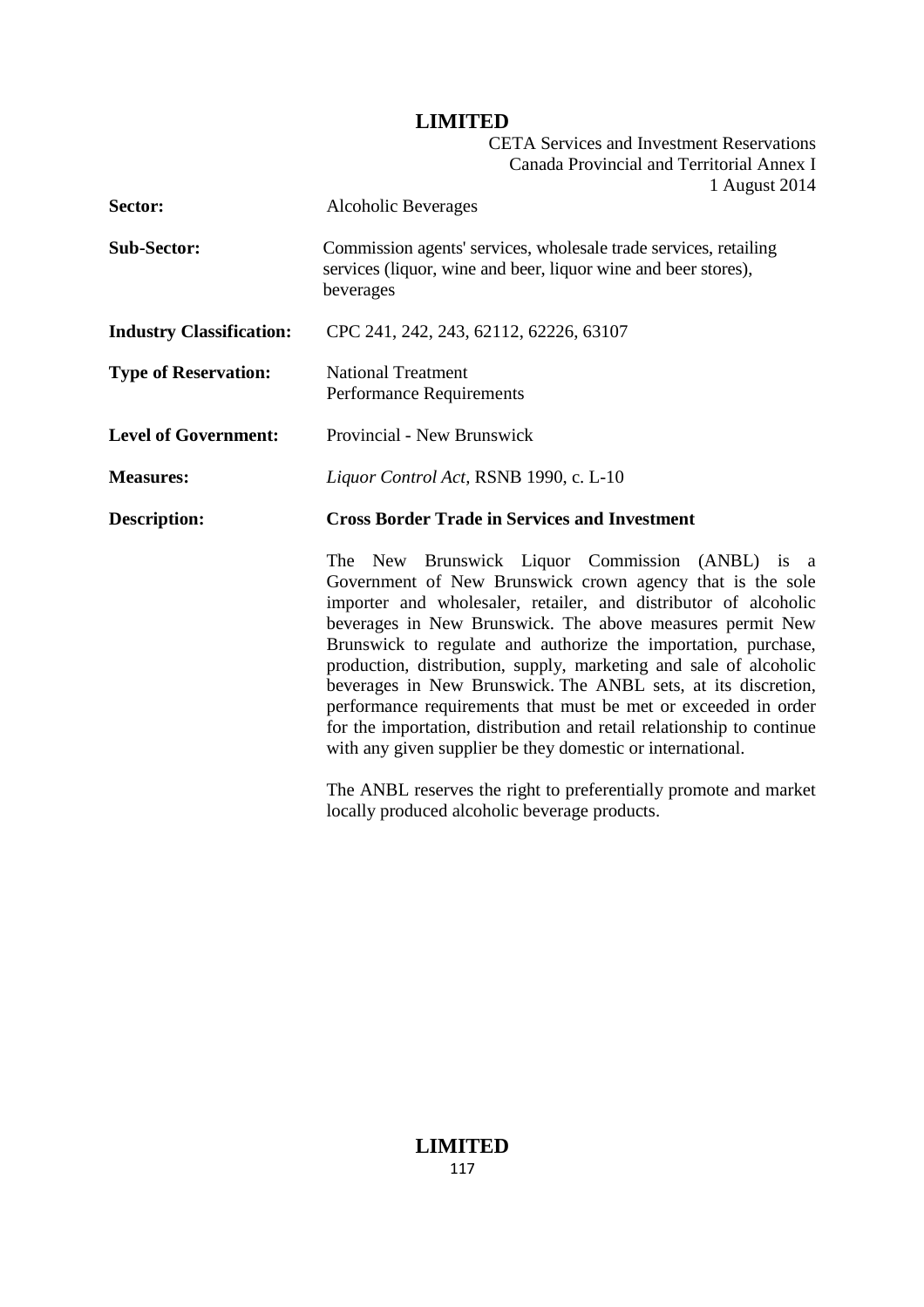**Sector:** Alcoholic Beverages

**Sub-Sector:** Commission agents' services, wholesale trade services, retailing services (liquor, wine and beer, liquor wine and beer stores), beverages

**Industry Classification:** CPC 241, 242, 243, 62112, 62226, 63107

**Type of Reservation:** National Treatment
Performance Requirements

**Level of Government:** Provincial - New Brunswick

**Measures:** *Liquor Control Act*, RSNB 1990, c. L-10

**Description:** **Cross Border Trade in Services and Investment**

The New Brunswick Liquor Commission (ANBL) is a Government of New Brunswick crown agency that is the sole importer and wholesaler, retailer, and distributor of alcoholic beverages in New Brunswick. The above measures permit New Brunswick to regulate and authorize the importation, purchase, production, distribution, supply, marketing and sale of alcoholic beverages in New Brunswick. The ANBL sets, at its discretion, performance requirements that must be met or exceeded in order for the importation, distribution and retail relationship to continue with any given supplier be they domestic or international.

The ANBL reserves the right to preferentially promote and market locally produced alcoholic beverage products.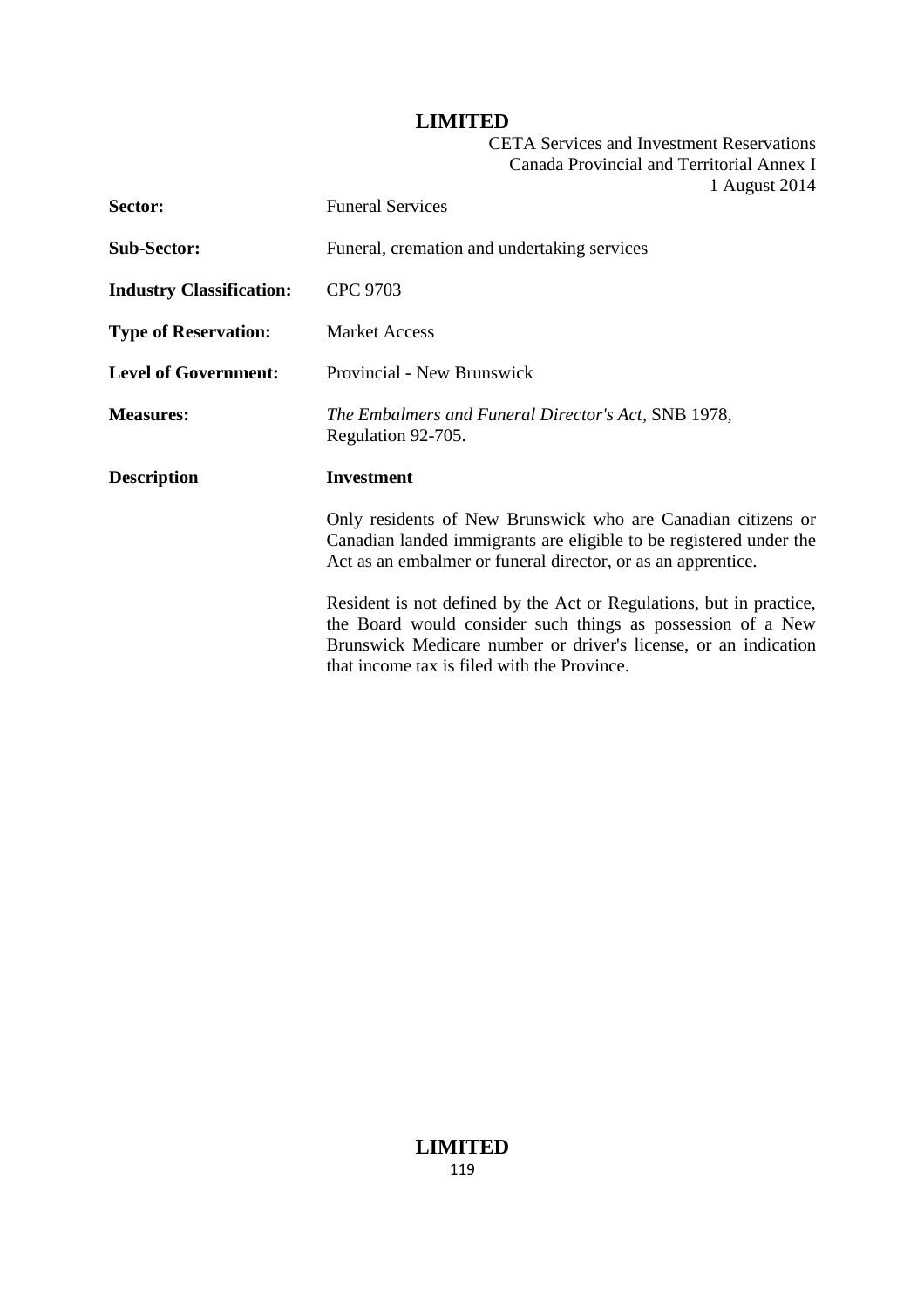| | |
|---|---|
| **Sector:** | Funeral Services |
| **Sub-Sector:** | Funeral, cremation and undertaking services |
| **Industry Classification:** | CPC 9703 |
| **Type of Reservation:** | Market Access |
| **Level of Government:** | Provincial - New Brunswick |
| **Measures:** | *The Embalmers and Funeral Director's Act*, SNB 1978, Regulation 92-705. |
| **Description** | **Investment** |

Only residents of New Brunswick who are Canadian citizens or Canadian landed immigrants are eligible to be registered under the Act as an embalmer or funeral director, or as an apprentice.

Resident is not defined by the Act or Regulations, but in practice, the Board would consider such things as possession of a New Brunswick Medicare number or driver's license, or an indication that income tax is filed with the Province.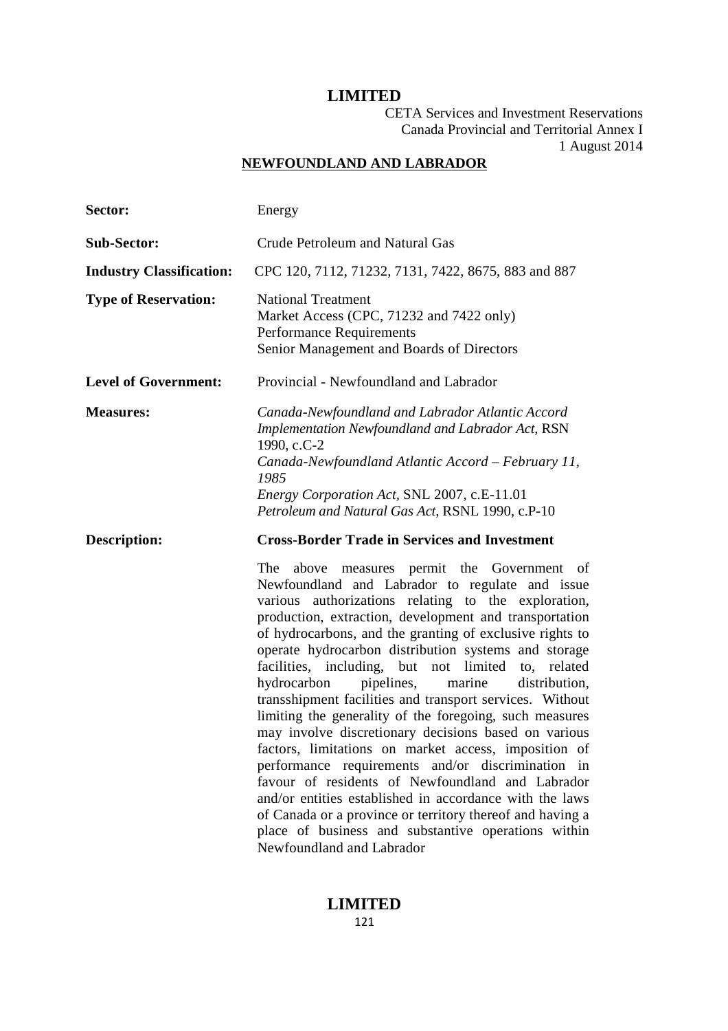**LIMITED**

CETA Services and Investment Reservations
Canada Provincial and Territorial Annex I
1 August 2014

## NEWFOUNDLAND AND LABRADOR

**Sector:** Energy

**Sub-Sector:** Crude Petroleum and Natural Gas

**Industry Classification:** CPC 120, 7112, 71232, 7131, 7422, 8675, 883 and 887

**Type of Reservation:** National Treatment
Market Access (CPC, 71232 and 7422 only)
Performance Requirements
Senior Management and Boards of Directors

**Level of Government:** Provincial - Newfoundland and Labrador

**Measures:** *Canada-Newfoundland and Labrador Atlantic Accord Implementation Newfoundland and Labrador Act*, RSN 1990, c.C-2
*Canada-Newfoundland Atlantic Accord – February 11, 1985*
*Energy Corporation Act*, SNL 2007, c.E-11.01
*Petroleum and Natural Gas Act*, RSNL 1990, c.P-10

**Description:** **Cross-Border Trade in Services and Investment**

The above measures permit the Government of Newfoundland and Labrador to regulate and issue various authorizations relating to the exploration, production, extraction, development and transportation of hydrocarbons, and the granting of exclusive rights to operate hydrocarbon distribution systems and storage facilities, including, but not limited to, related hydrocarbon pipelines, marine distribution, transshipment facilities and transport services. Without limiting the generality of the foregoing, such measures may involve discretionary decisions based on various factors, limitations on market access, imposition of performance requirements and/or discrimination in favour of residents of Newfoundland and Labrador and/or entities established in accordance with the laws of Canada or a province or territory thereof and having a place of business and substantive operations within Newfoundland and Labrador

**LIMITED**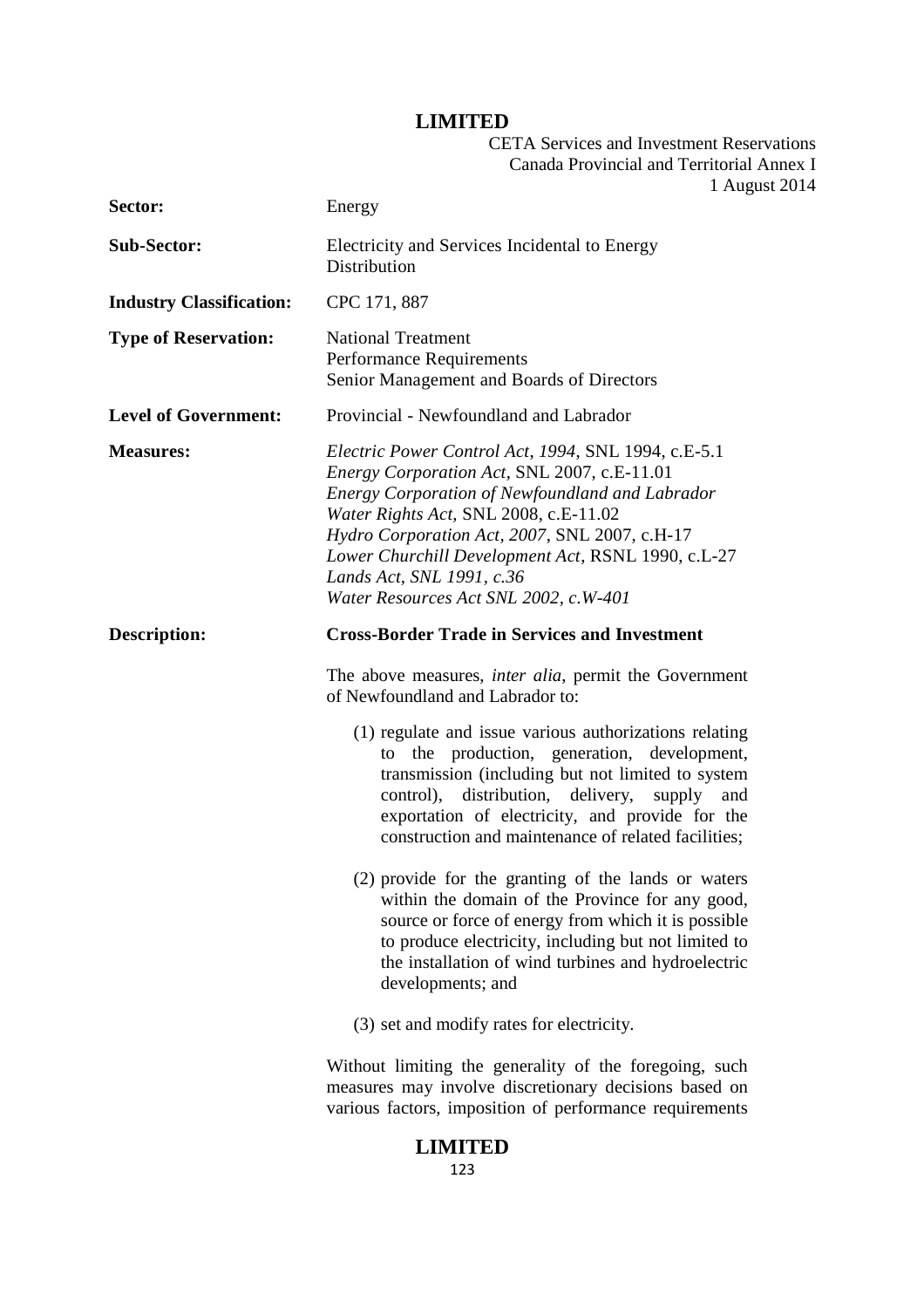| | |
|---|---|
| **Sector:** | Energy |
| **Sub-Sector:** | Electricity and Services Incidental to Energy Distribution |
| **Industry Classification:** | CPC 171, 887 |
| **Type of Reservation:** | National Treatment<br>Performance Requirements<br>Senior Management and Boards of Directors |
| **Level of Government:** | Provincial - Newfoundland and Labrador |
| **Measures:** | *Electric Power Control Act, 1994*, SNL 1994, c.E-5.1<br>*Energy Corporation Act*, SNL 2007, c.E-11.01<br>*Energy Corporation of Newfoundland and Labrador Water Rights Act*, SNL 2008, c.E-11.02<br>*Hydro Corporation Act, 2007*, SNL 2007, c.H-17<br>*Lower Churchill Development Act*, RSNL 1990, c.L-27<br>*Lands Act, SNL 1991, c.36*<br>*Water Resources Act SNL 2002, c.W-401* |
| **Description:** | **Cross-Border Trade in Services and Investment** |

The above measures, *inter alia*, permit the Government of Newfoundland and Labrador to:

(1) regulate and issue various authorizations relating to the production, generation, development, transmission (including but not limited to system control), distribution, delivery, supply and exportation of electricity, and provide for the construction and maintenance of related facilities;

(2) provide for the granting of the lands or waters within the domain of the Province for any good, source or force of energy from which it is possible to produce electricity, including but not limited to the installation of wind turbines and hydroelectric developments; and

(3) set and modify rates for electricity.

Without limiting the generality of the foregoing, such measures may involve discretionary decisions based on various factors, imposition of performance requirements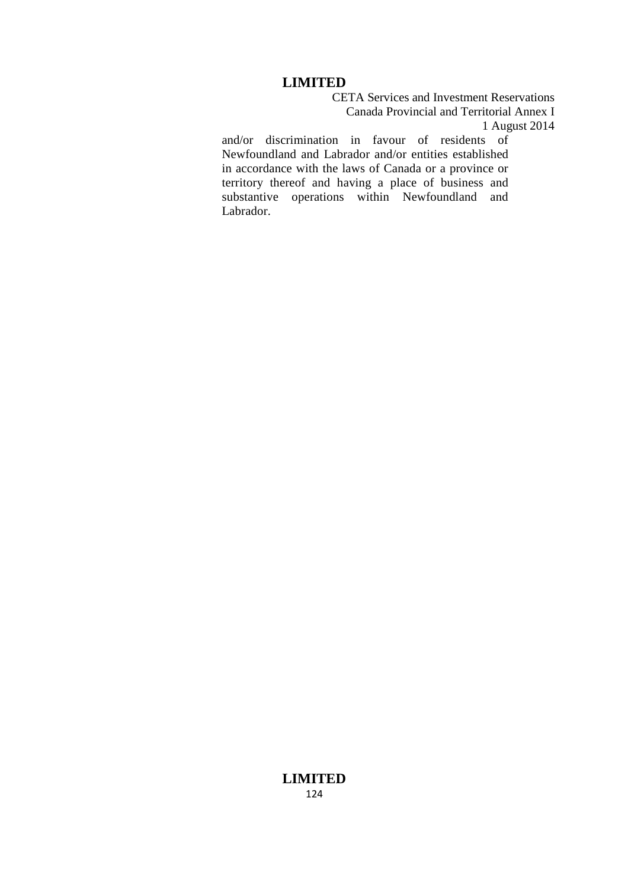and/or discrimination in favour of residents of Newfoundland and Labrador and/or entities established in accordance with the laws of Canada or a province or territory thereof and having a place of business and substantive operations within Newfoundland and Labrador.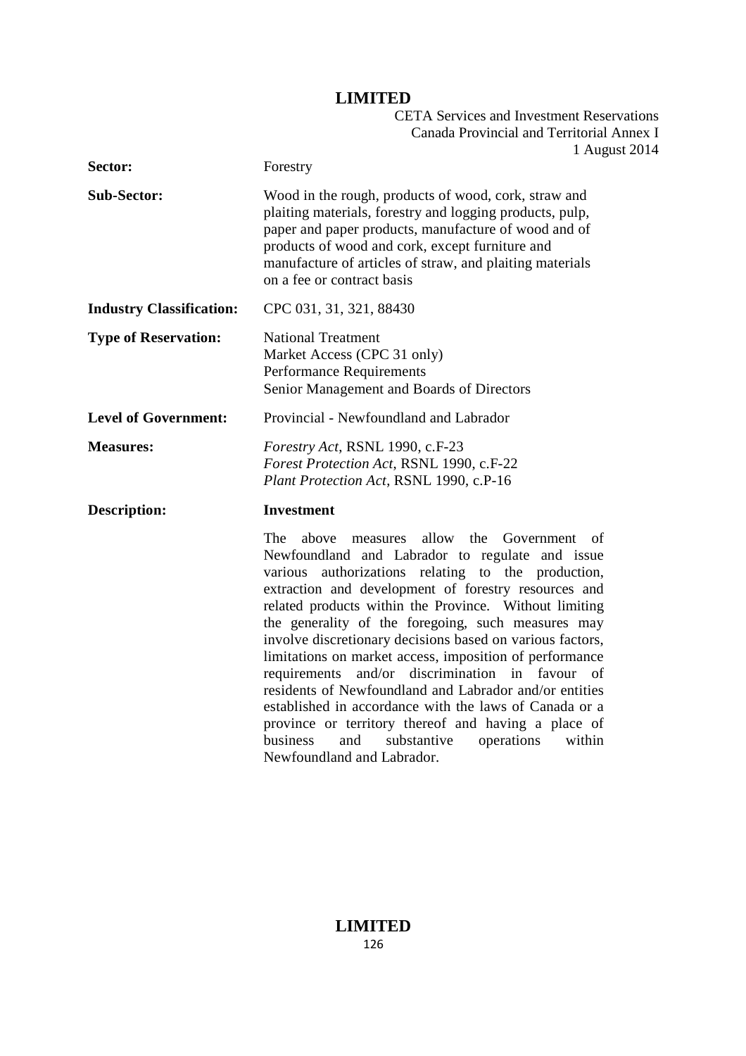| | |
|---|---|
| **Sector:** | Forestry |
| **Sub-Sector:** | Wood in the rough, products of wood, cork, straw and plaiting materials, forestry and logging products, pulp, paper and paper products, manufacture of wood and of products of wood and cork, except furniture and manufacture of articles of straw, and plaiting materials on a fee or contract basis |
| **Industry Classification:** | CPC 031, 31, 321, 88430 |
| **Type of Reservation:** | National Treatment<br>Market Access (CPC 31 only)<br>Performance Requirements<br>Senior Management and Boards of Directors |
| **Level of Government:** | Provincial - Newfoundland and Labrador |
| **Measures:** | *Forestry Act*, RSNL 1990, c.F-23<br>*Forest Protection Act*, RSNL 1990, c.F-22<br>*Plant Protection Act*, RSNL 1990, c.P-16 |
| **Description:** | **Investment**<br><br>The above measures allow the Government of Newfoundland and Labrador to regulate and issue various authorizations relating to the production, extraction and development of forestry resources and related products within the Province. Without limiting the generality of the foregoing, such measures may involve discretionary decisions based on various factors, limitations on market access, imposition of performance requirements and/or discrimination in favour of residents of Newfoundland and Labrador and/or entities established in accordance with the laws of Canada or a province or territory thereof and having a place of business and substantive operations within Newfoundland and Labrador. |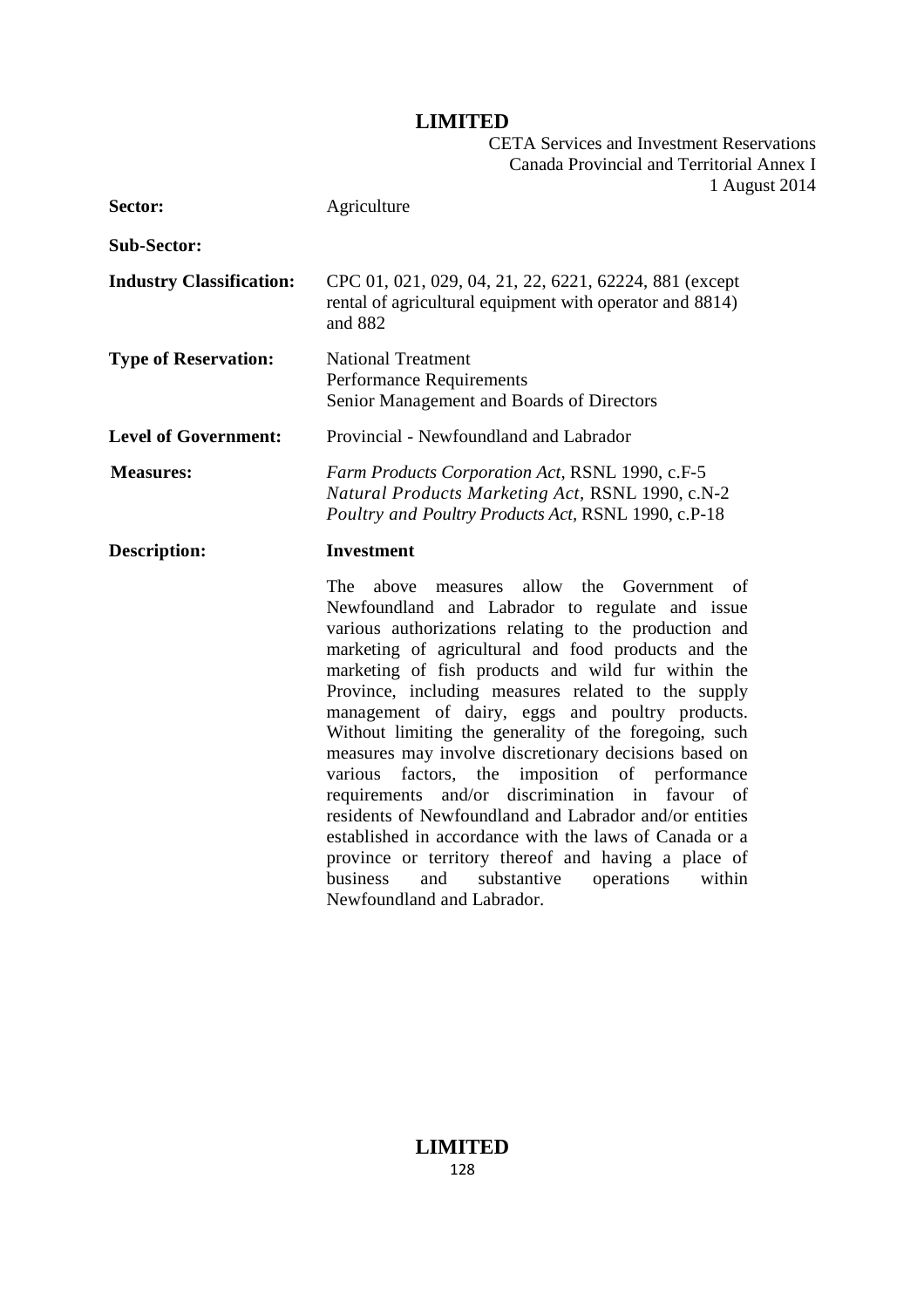| | |
|---|---|
| **Sector:** | Agriculture |
| **Sub-Sector:** | |
| **Industry Classification:** | CPC 01, 021, 029, 04, 21, 22, 6221, 62224, 881 (except rental of agricultural equipment with operator and 8814) and 882 |
| **Type of Reservation:** | National Treatment<br>Performance Requirements<br>Senior Management and Boards of Directors |
| **Level of Government:** | Provincial - Newfoundland and Labrador |
| **Measures:** | *Farm Products Corporation Act*, RSNL 1990, c.F-5<br>*Natural Products Marketing Act*, RSNL 1990, c.N-2<br>*Poultry and Poultry Products Act*, RSNL 1990, c.P-18 |
| **Description:** | **Investment** |

The above measures allow the Government of Newfoundland and Labrador to regulate and issue various authorizations relating to the production and marketing of agricultural and food products and the marketing of fish products and wild fur within the Province, including measures related to the supply management of dairy, eggs and poultry products. Without limiting the generality of the foregoing, such measures may involve discretionary decisions based on various factors, the imposition of performance requirements and/or discrimination in favour of residents of Newfoundland and Labrador and/or entities established in accordance with the laws of Canada or a province or territory thereof and having a place of business and substantive operations within Newfoundland and Labrador.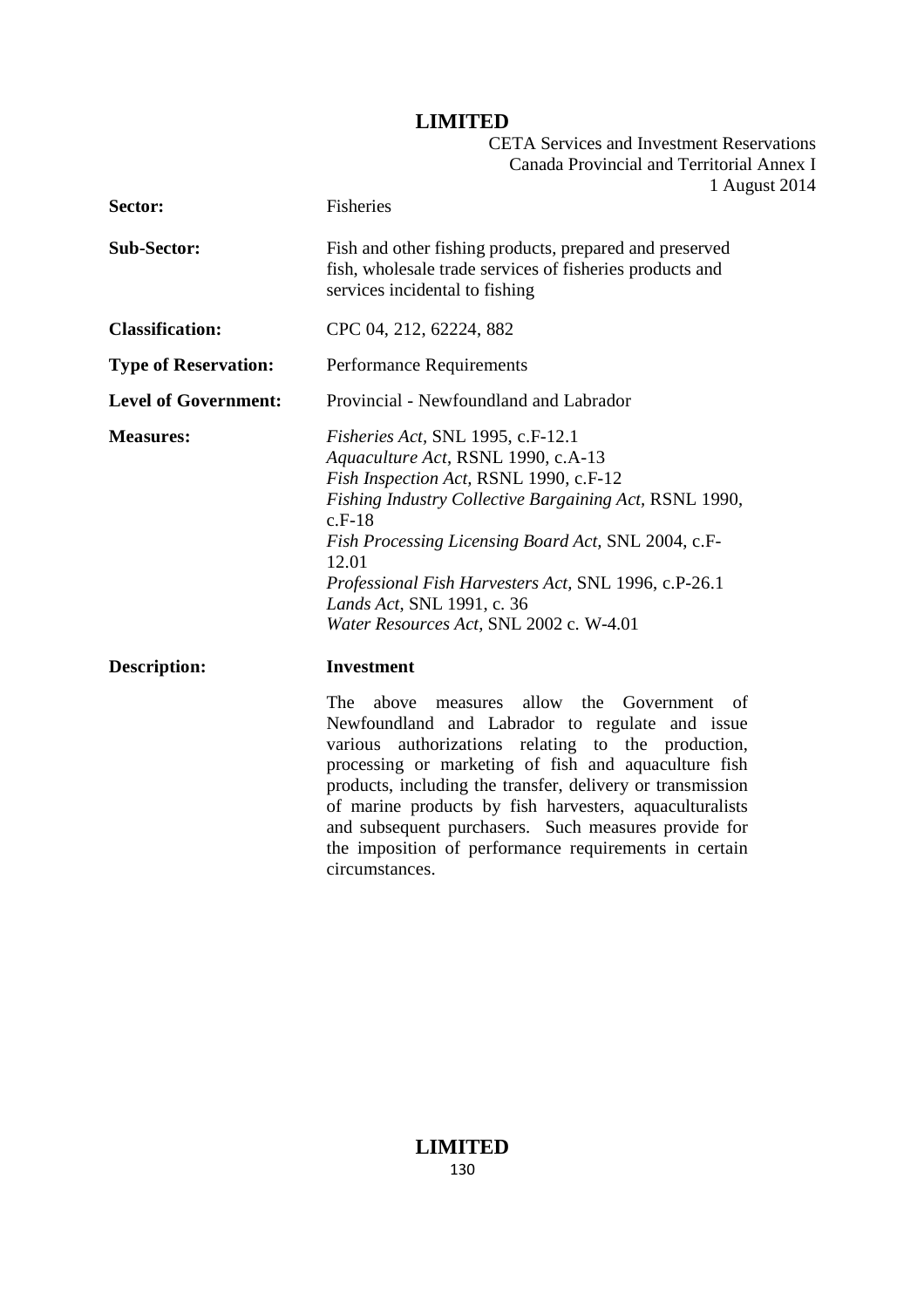| | |
|---|---|
| **Sector:** | Fisheries |
| **Sub-Sector:** | Fish and other fishing products, prepared and preserved fish, wholesale trade services of fisheries products and services incidental to fishing |
| **Classification:** | CPC 04, 212, 62224, 882 |
| **Type of Reservation:** | Performance Requirements |
| **Level of Government:** | Provincial - Newfoundland and Labrador |
| **Measures:** | *Fisheries Act*, SNL 1995, c.F-12.1<br>*Aquaculture Act*, RSNL 1990, c.A-13<br>*Fish Inspection Act*, RSNL 1990, c.F-12<br>*Fishing Industry Collective Bargaining Act*, RSNL 1990, c.F-18<br>*Fish Processing Licensing Board Act*, SNL 2004, c.F-12.01<br>*Professional Fish Harvesters Act*, SNL 1996, c.P-26.1<br>*Lands Act*, SNL 1991, c. 36<br>*Water Resources Act*, SNL 2002 c. W-4.01 |
| **Description:** | **Investment**<br><br>The above measures allow the Government of Newfoundland and Labrador to regulate and issue various authorizations relating to the production, processing or marketing of fish and aquaculture fish products, including the transfer, delivery or transmission of marine products by fish harvesters, aquaculturalists and subsequent purchasers. Such measures provide for the imposition of performance requirements in certain circumstances. |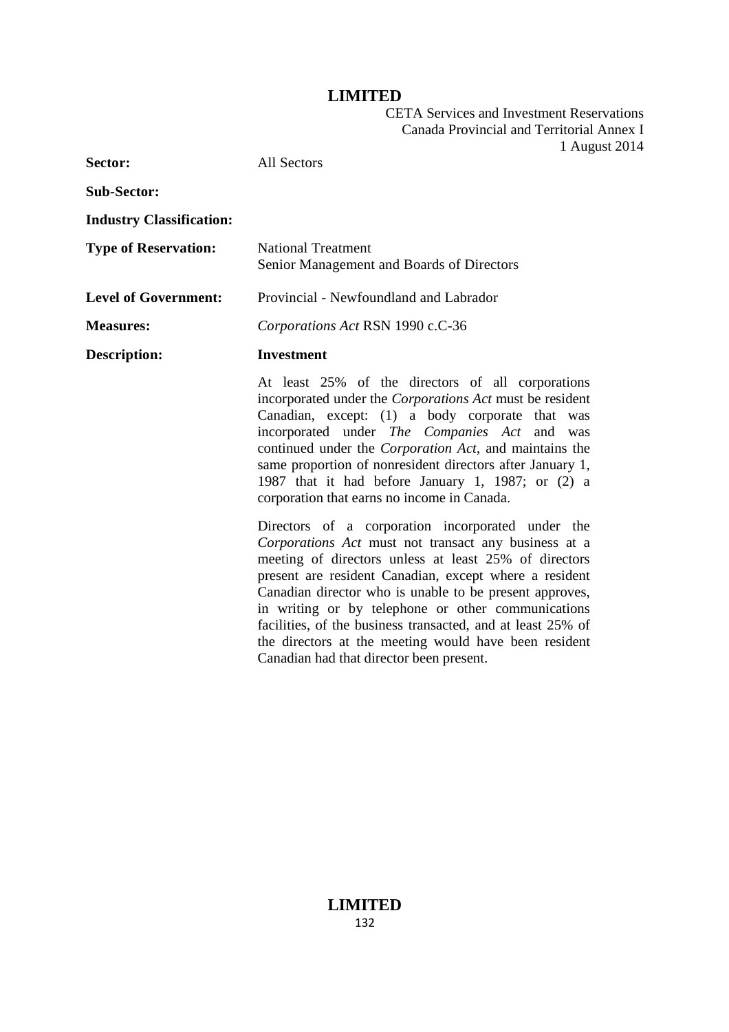| | |
|---|---|
| **Sector:** | All Sectors |
| **Sub-Sector:** | |
| **Industry Classification:** | |
| **Type of Reservation:** | National Treatment<br>Senior Management and Boards of Directors |
| **Level of Government:** | Provincial - Newfoundland and Labrador |
| **Measures:** | *Corporations Act* RSN 1990 c.C-36 |
| **Description:** | **Investment** |

At least 25% of the directors of all corporations incorporated under the *Corporations Act* must be resident Canadian, except: (1) a body corporate that was incorporated under *The Companies Act* and was continued under the *Corporation Act*, and maintains the same proportion of nonresident directors after January 1, 1987 that it had before January 1, 1987; or (2) a corporation that earns no income in Canada.

Directors of a corporation incorporated under the *Corporations Act* must not transact any business at a meeting of directors unless at least 25% of directors present are resident Canadian, except where a resident Canadian director who is unable to be present approves, in writing or by telephone or other communications facilities, of the business transacted, and at least 25% of the directors at the meeting would have been resident Canadian had that director been present.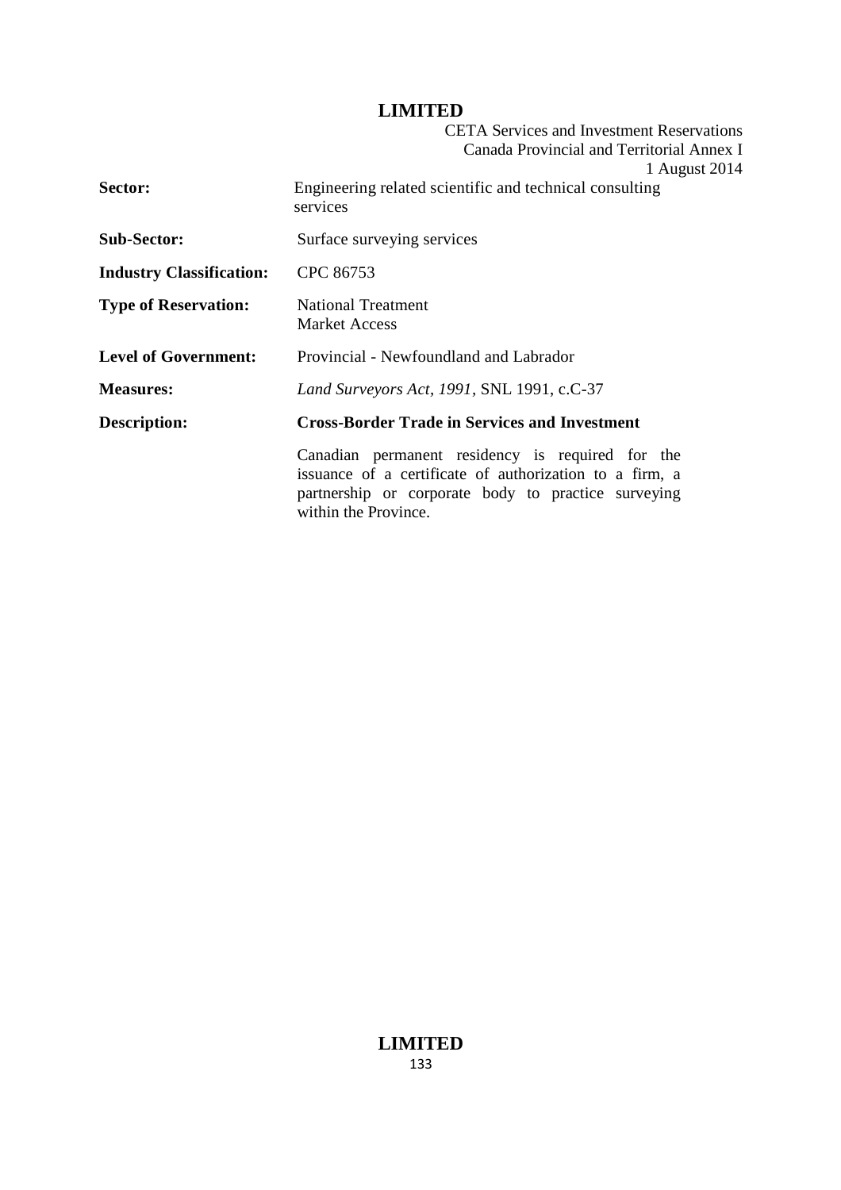| | |
|---|---|
| **Sector:** | Engineering related scientific and technical consulting services |
| **Sub-Sector:** | Surface surveying services |
| **Industry Classification:** | CPC 86753 |
| **Type of Reservation:** | National Treatment<br>Market Access |
| **Level of Government:** | Provincial - Newfoundland and Labrador |
| **Measures:** | *Land Surveyors Act, 1991*, SNL 1991, c.C-37 |
| **Description:** | **Cross-Border Trade in Services and Investment**<br><br>Canadian permanent residency is required for the issuance of a certificate of authorization to a firm, a partnership or corporate body to practice surveying within the Province. |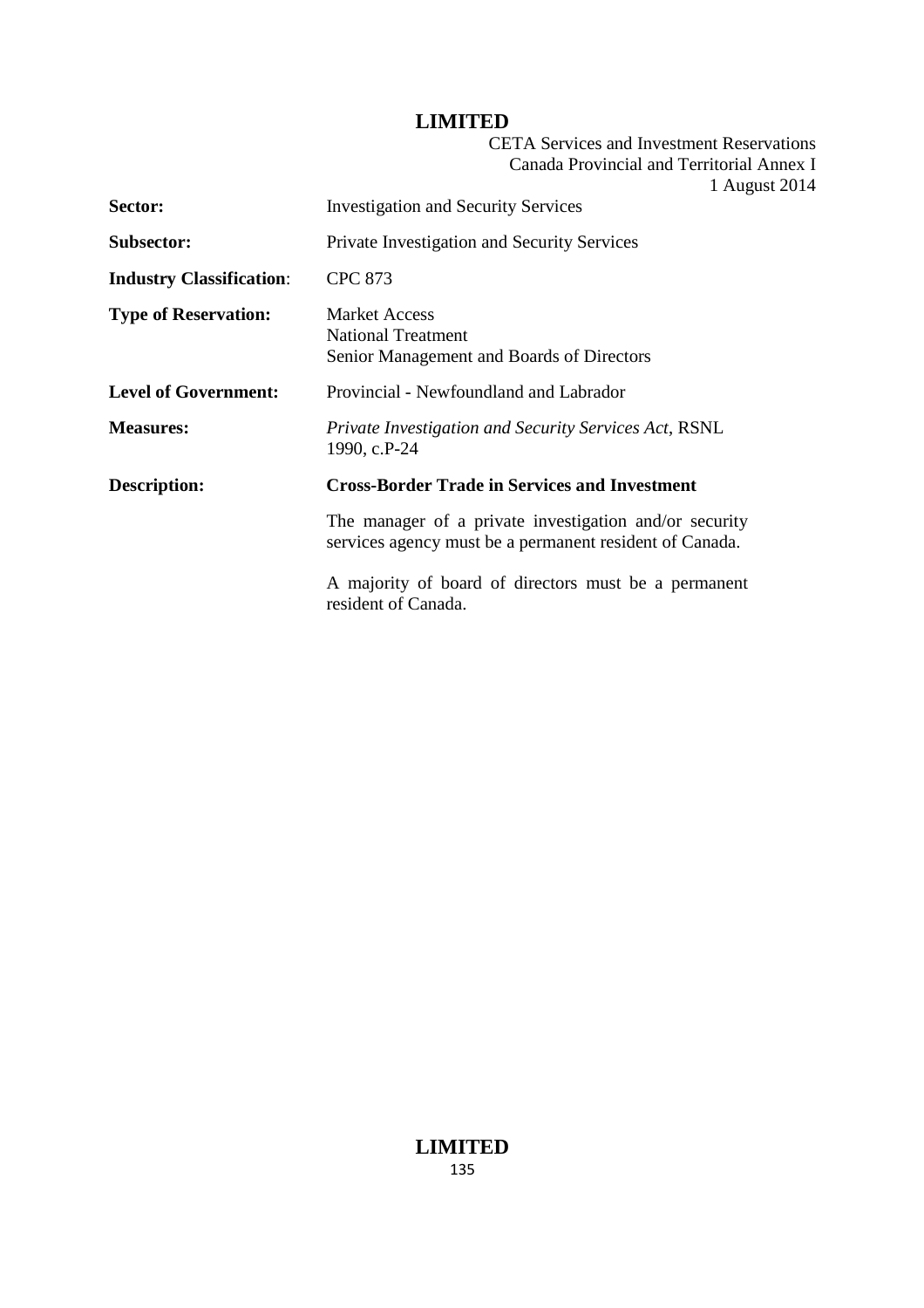| | |
|---|---|
| **Sector:** | Investigation and Security Services |
| **Subsector:** | Private Investigation and Security Services |
| **Industry Classification:** | CPC 873 |
| **Type of Reservation:** | Market Access<br>National Treatment<br>Senior Management and Boards of Directors |
| **Level of Government:** | Provincial - Newfoundland and Labrador |
| **Measures:** | *Private Investigation and Security Services Act*, RSNL 1990, c.P-24 |
| **Description:** | **Cross-Border Trade in Services and Investment**<br><br>The manager of a private investigation and/or security services agency must be a permanent resident of Canada.<br><br>A majority of board of directors must be a permanent resident of Canada. |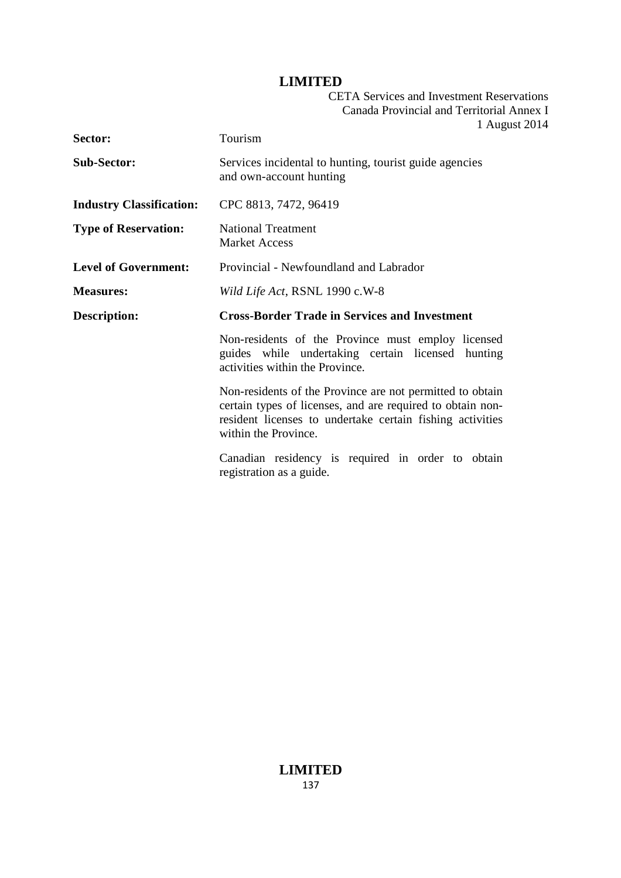| | |
|---|---|
| **Sector:** | Tourism |
| **Sub-Sector:** | Services incidental to hunting, tourist guide agencies and own-account hunting |
| **Industry Classification:** | CPC 8813, 7472, 96419 |
| **Type of Reservation:** | National Treatment<br>Market Access |
| **Level of Government:** | Provincial - Newfoundland and Labrador |
| **Measures:** | *Wild Life Act*, RSNL 1990 c.W-8 |
| **Description:** | **Cross-Border Trade in Services and Investment** |

Non-residents of the Province must employ licensed guides while undertaking certain licensed hunting activities within the Province.

Non-residents of the Province are not permitted to obtain certain types of licenses, and are required to obtain non-resident licenses to undertake certain fishing activities within the Province.

Canadian residency is required in order to obtain registration as a guide.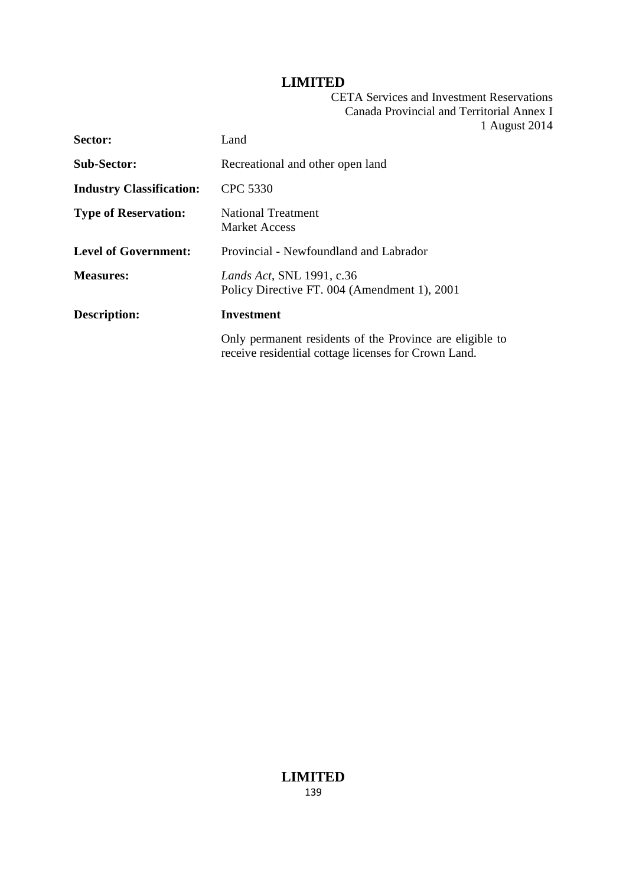| | |
|---|---|
| **Sector:** | Land |
| **Sub-Sector:** | Recreational and other open land |
| **Industry Classification:** | CPC 5330 |
| **Type of Reservation:** | National Treatment<br>Market Access |
| **Level of Government:** | Provincial - Newfoundland and Labrador |
| **Measures:** | *Lands Act*, SNL 1991, c.36<br>Policy Directive FT. 004 (Amendment 1), 2001 |
| **Description:** | **Investment** |
| | Only permanent residents of the Province are eligible to receive residential cottage licenses for Crown Land. |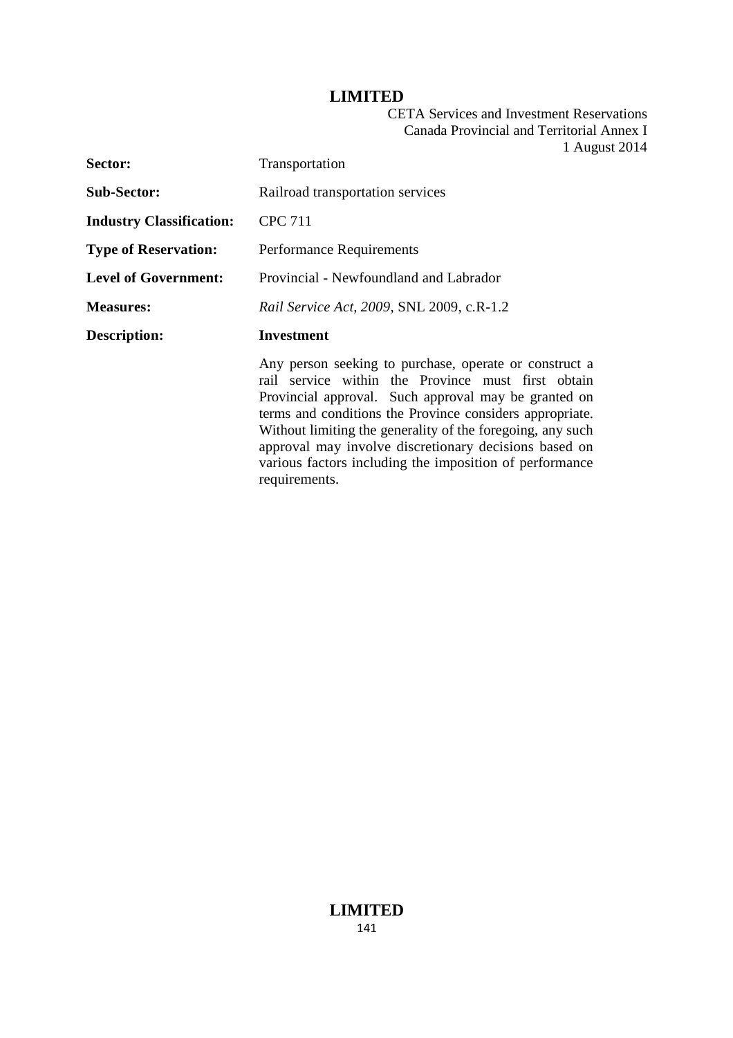| | |
|---|---|
| **Sector:** | Transportation |
| **Sub-Sector:** | Railroad transportation services |
| **Industry Classification:** | CPC 711 |
| **Type of Reservation:** | Performance Requirements |
| **Level of Government:** | Provincial - Newfoundland and Labrador |
| **Measures:** | *Rail Service Act, 2009*, SNL 2009, c.R-1.2 |
| **Description:** | **Investment** |
| | Any person seeking to purchase, operate or construct a rail service within the Province must first obtain Provincial approval. Such approval may be granted on terms and conditions the Province considers appropriate. Without limiting the generality of the foregoing, any such approval may involve discretionary decisions based on various factors including the imposition of performance requirements. |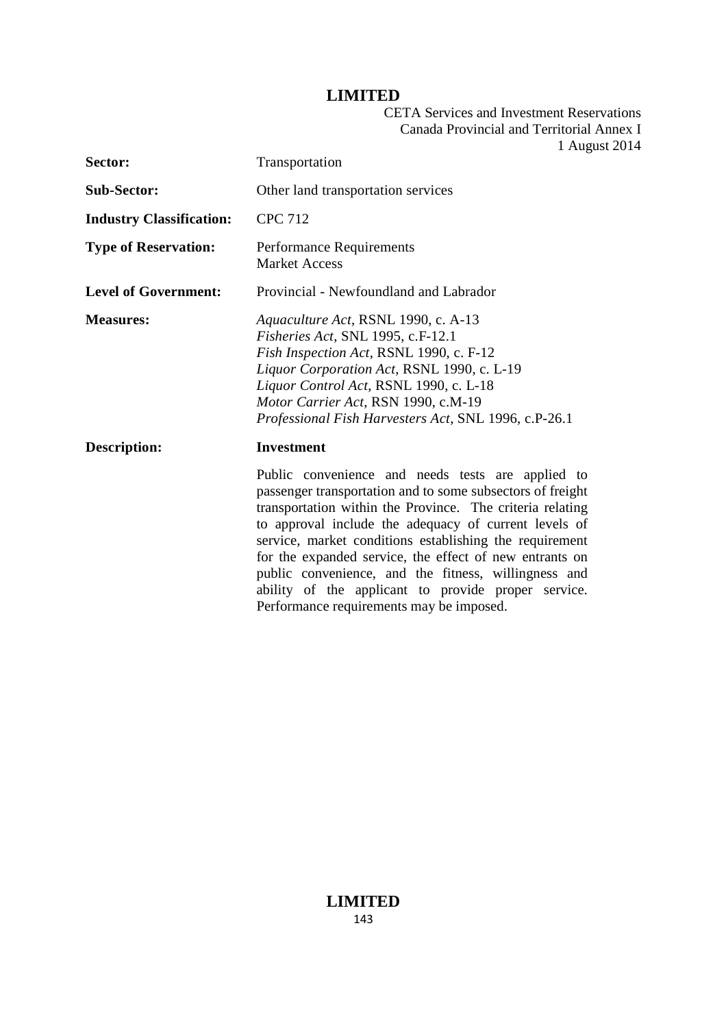| | |
|---|---|
| **Sector:** | Transportation |
| **Sub-Sector:** | Other land transportation services |
| **Industry Classification:** | CPC 712 |
| **Type of Reservation:** | Performance Requirements<br>Market Access |
| **Level of Government:** | Provincial - Newfoundland and Labrador |
| **Measures:** | *Aquaculture Act*, RSNL 1990, c. A-13<br>*Fisheries Act*, SNL 1995, c.F-12.1<br>*Fish Inspection Act*, RSNL 1990, c. F-12<br>*Liquor Corporation Act*, RSNL 1990, c. L-19<br>*Liquor Control Act*, RSNL 1990, c. L-18<br>*Motor Carrier Act*, RSN 1990, c.M-19<br>*Professional Fish Harvesters Act*, SNL 1996, c.P-26.1 |
| **Description:** | **Investment**<br><br>Public convenience and needs tests are applied to passenger transportation and to some subsectors of freight transportation within the Province. The criteria relating to approval include the adequacy of current levels of service, market conditions establishing the requirement for the expanded service, the effect of new entrants on public convenience, and the fitness, willingness and ability of the applicant to provide proper service. Performance requirements may be imposed. |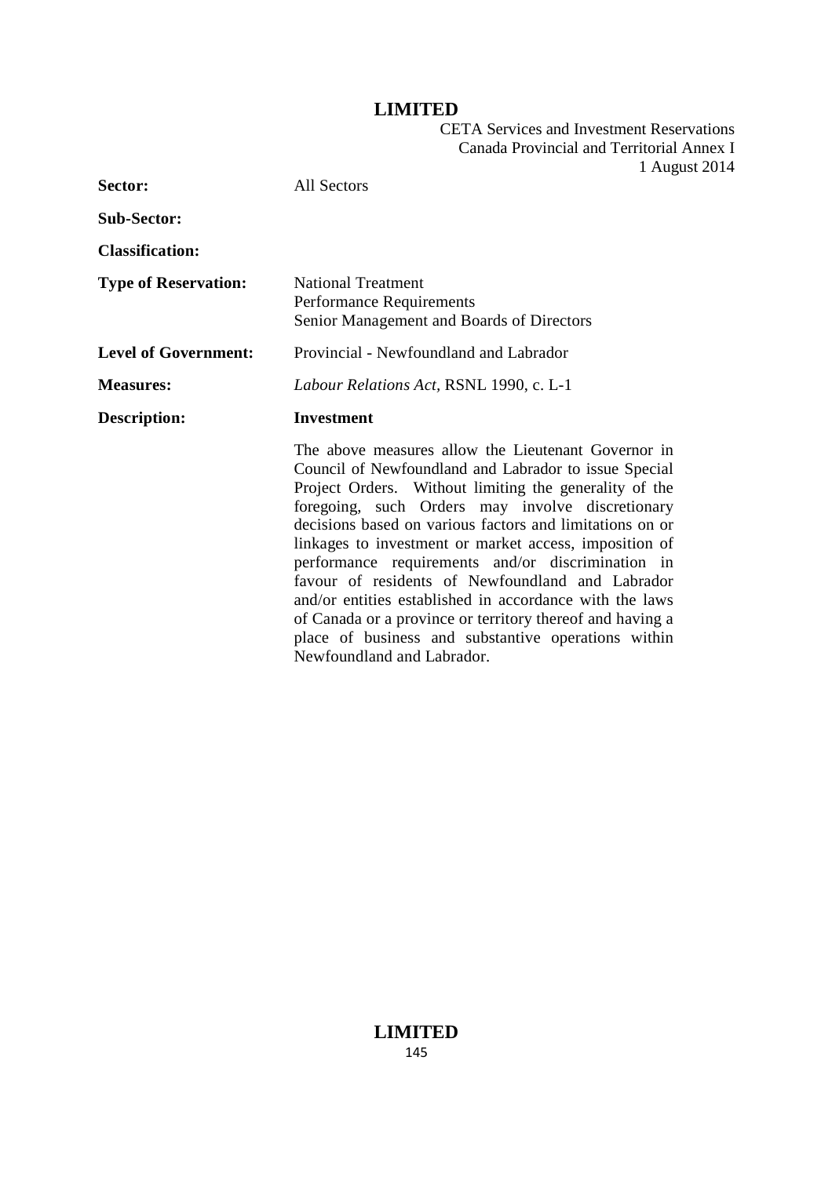| | |
|---|---|
| **Sector:** | All Sectors |
| **Sub-Sector:** | |
| **Classification:** | |
| **Type of Reservation:** | National Treatment<br>Performance Requirements<br>Senior Management and Boards of Directors |
| **Level of Government:** | Provincial - Newfoundland and Labrador |
| **Measures:** | *Labour Relations Act*, RSNL 1990, c. L-1 |
| **Description:** | **Investment**<br><br>The above measures allow the Lieutenant Governor in Council of Newfoundland and Labrador to issue Special Project Orders. Without limiting the generality of the foregoing, such Orders may involve discretionary decisions based on various factors and limitations on or linkages to investment or market access, imposition of performance requirements and/or discrimination in favour of residents of Newfoundland and Labrador and/or entities established in accordance with the laws of Canada or a province or territory thereof and having a place of business and substantive operations within Newfoundland and Labrador. |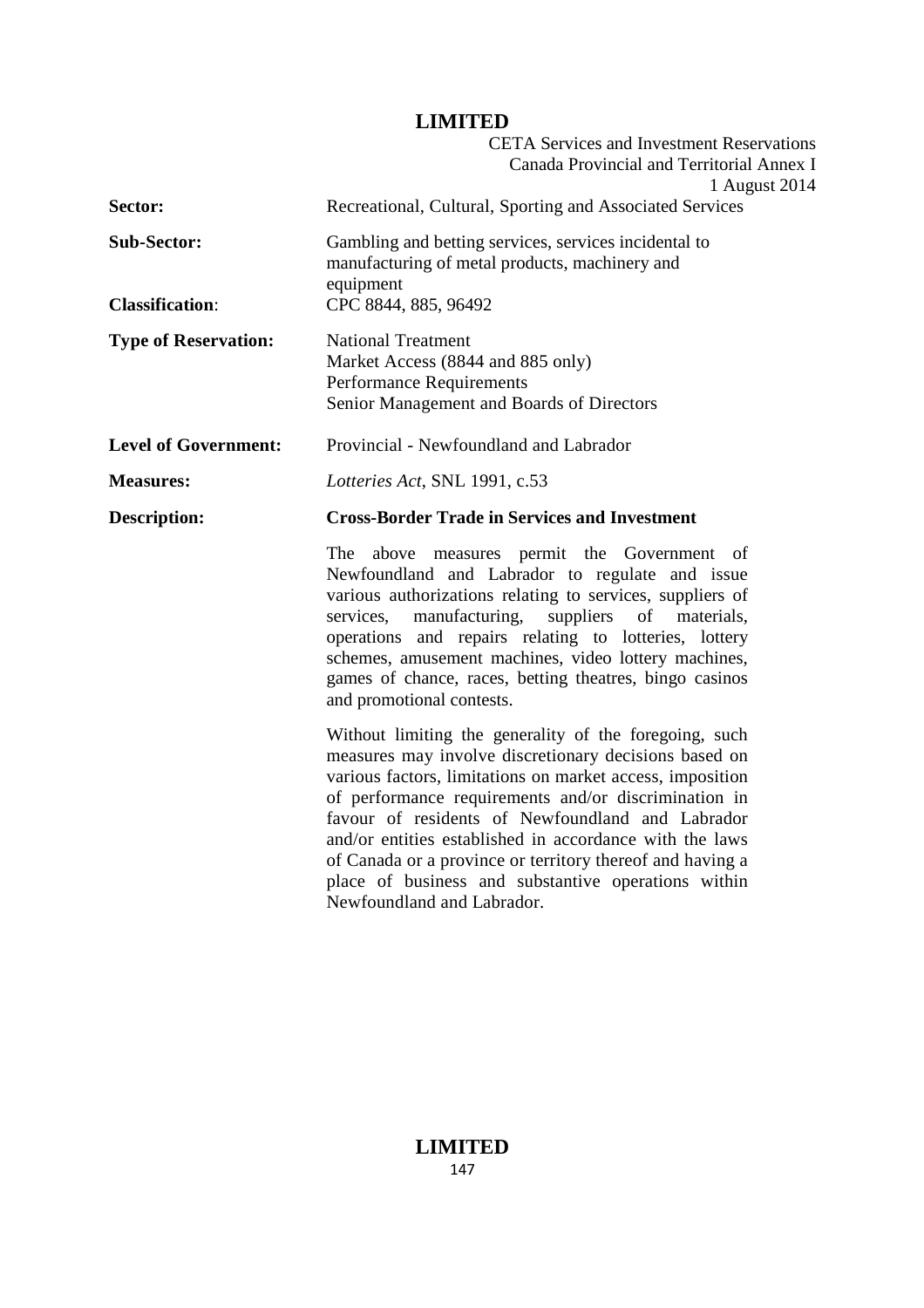| | |
|---|---|
| **Sector:** | Recreational, Cultural, Sporting and Associated Services |
| **Sub-Sector:** | Gambling and betting services, services incidental to manufacturing of metal products, machinery and equipment |
| **Classification:** | CPC 8844, 885, 96492 |
| **Type of Reservation:** | National Treatment<br>Market Access (8844 and 885 only)<br>Performance Requirements<br>Senior Management and Boards of Directors |
| **Level of Government:** | Provincial - Newfoundland and Labrador |
| **Measures:** | *Lotteries Act*, SNL 1991, c.53 |
| **Description:** | **Cross-Border Trade in Services and Investment** |

The above measures permit the Government of Newfoundland and Labrador to regulate and issue various authorizations relating to services, suppliers of services, manufacturing, suppliers of materials, operations and repairs relating to lotteries, lottery schemes, amusement machines, video lottery machines, games of chance, races, betting theatres, bingo casinos and promotional contests.

Without limiting the generality of the foregoing, such measures may involve discretionary decisions based on various factors, limitations on market access, imposition of performance requirements and/or discrimination in favour of residents of Newfoundland and Labrador and/or entities established in accordance with the laws of Canada or a province or territory thereof and having a place of business and substantive operations within Newfoundland and Labrador.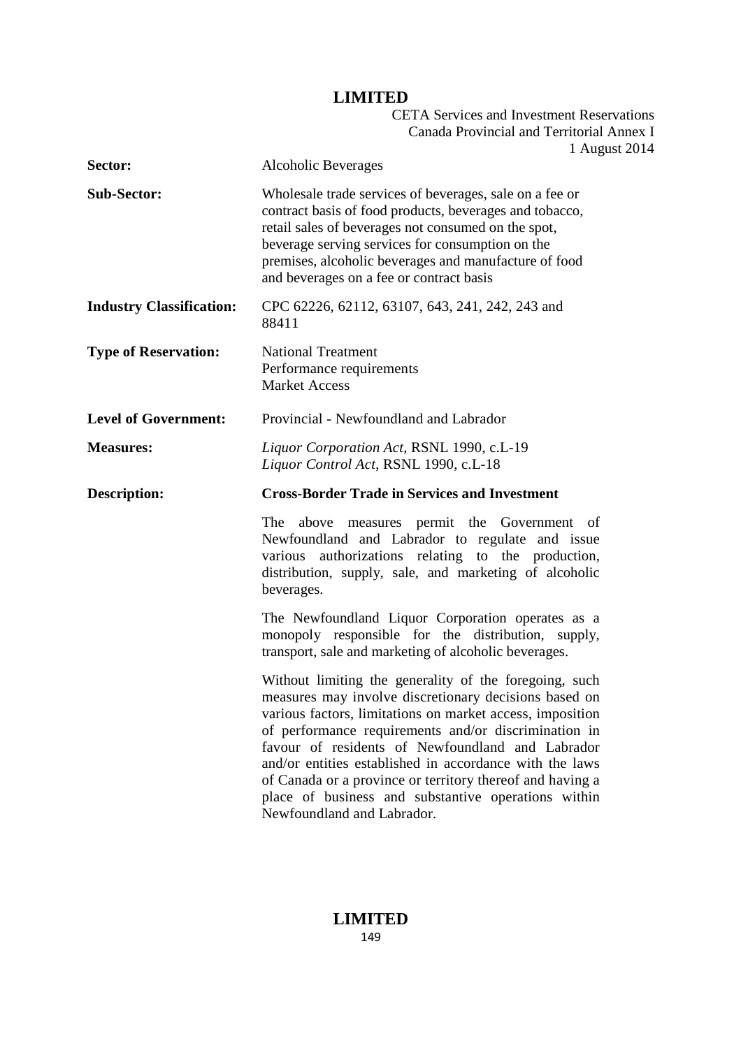| | |
|---|---|
| **Sector:** | Alcoholic Beverages |
| **Sub-Sector:** | Wholesale trade services of beverages, sale on a fee or contract basis of food products, beverages and tobacco, retail sales of beverages not consumed on the spot, beverage serving services for consumption on the premises, alcoholic beverages and manufacture of food and beverages on a fee or contract basis |
| **Industry Classification:** | CPC 62226, 62112, 63107, 643, 241, 242, 243 and 88411 |
| **Type of Reservation:** | National Treatment<br>Performance requirements<br>Market Access |
| **Level of Government:** | Provincial - Newfoundland and Labrador |
| **Measures:** | *Liquor Corporation Act*, RSNL 1990, c.L-19<br>*Liquor Control Act*, RSNL 1990, c.L-18 |
| **Description:** | **Cross-Border Trade in Services and Investment** |

The above measures permit the Government of Newfoundland and Labrador to regulate and issue various authorizations relating to the production, distribution, supply, sale, and marketing of alcoholic beverages.

The Newfoundland Liquor Corporation operates as a monopoly responsible for the distribution, supply, transport, sale and marketing of alcoholic beverages.

Without limiting the generality of the foregoing, such measures may involve discretionary decisions based on various factors, limitations on market access, imposition of performance requirements and/or discrimination in favour of residents of Newfoundland and Labrador and/or entities established in accordance with the laws of Canada or a province or territory thereof and having a place of business and substantive operations within Newfoundland and Labrador.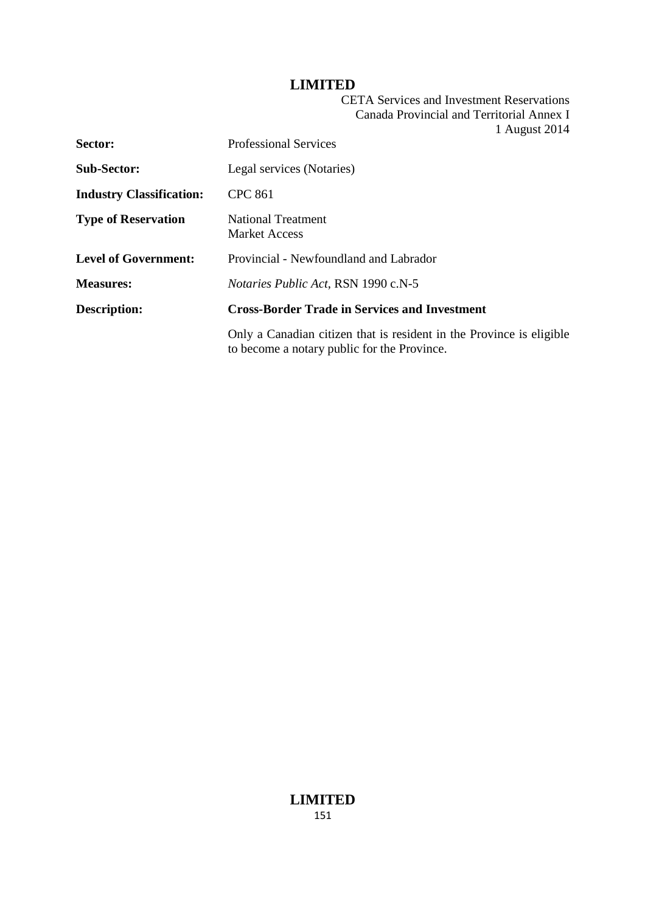| | |
|---|---|
| **Sector:** | Professional Services |
| **Sub-Sector:** | Legal services (Notaries) |
| **Industry Classification:** | CPC 861 |
| **Type of Reservation** | National Treatment<br>Market Access |
| **Level of Government:** | Provincial - Newfoundland and Labrador |
| **Measures:** | *Notaries Public Act*, RSN 1990 c.N-5 |
| **Description:** | **Cross-Border Trade in Services and Investment** |
| | Only a Canadian citizen that is resident in the Province is eligible to become a notary public for the Province. |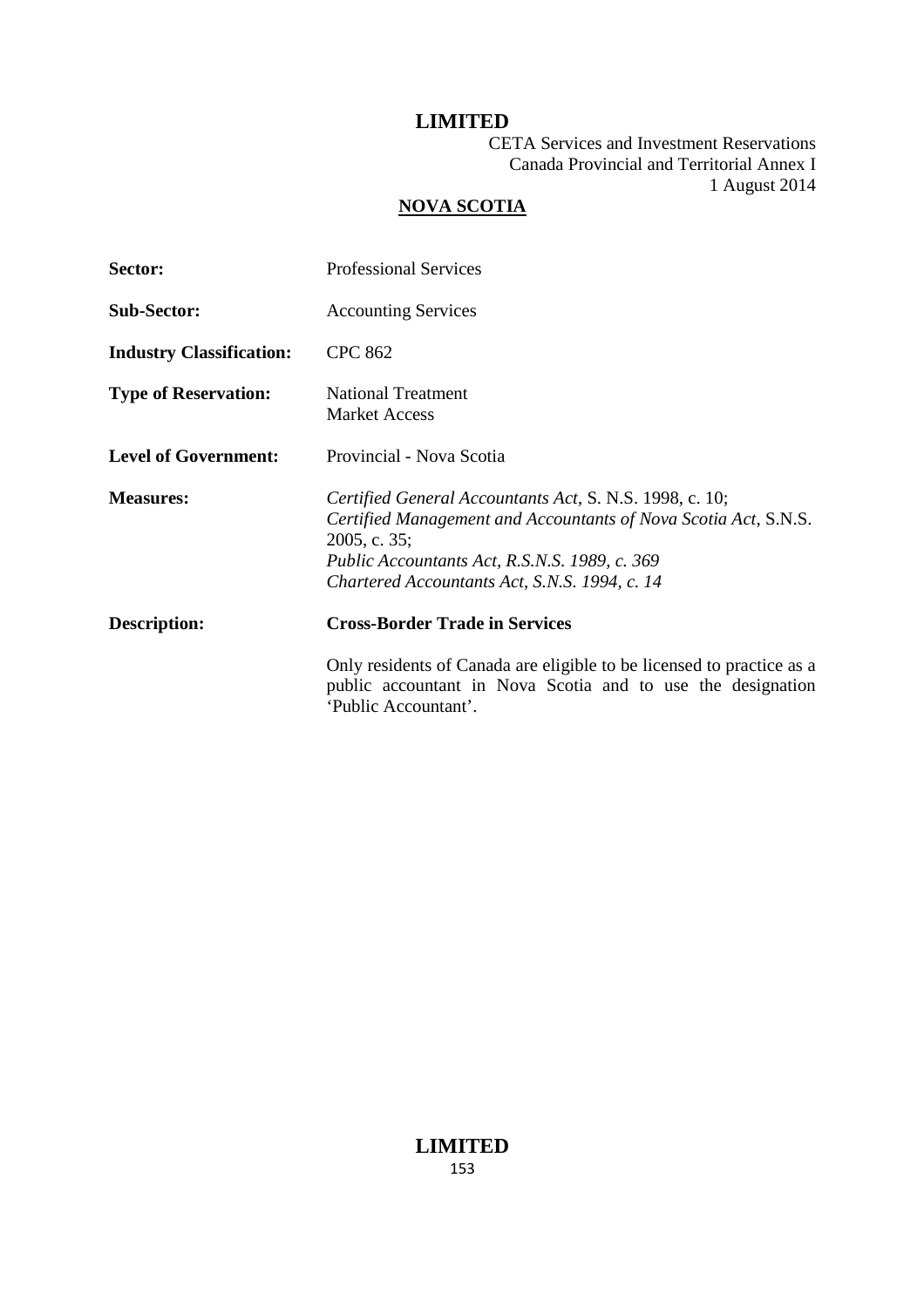## NOVA SCOTIA

| | |
|---|---|
| **Sector:** | Professional Services |
| **Sub-Sector:** | Accounting Services |
| **Industry Classification:** | CPC 862 |
| **Type of Reservation:** | National Treatment<br>Market Access |
| **Level of Government:** | Provincial - Nova Scotia |
| **Measures:** | *Certified General Accountants Act*, S. N.S. 1998, c. 10;<br>*Certified Management and Accountants of Nova Scotia Act*, S.N.S. 2005, c. 35;<br>*Public Accountants Act, R.S.N.S. 1989, c. 369*<br>*Chartered Accountants Act, S.N.S. 1994, c. 14* |
| **Description:** | **Cross-Border Trade in Services**<br><br>Only residents of Canada are eligible to be licensed to practice as a public accountant in Nova Scotia and to use the designation 'Public Accountant'. |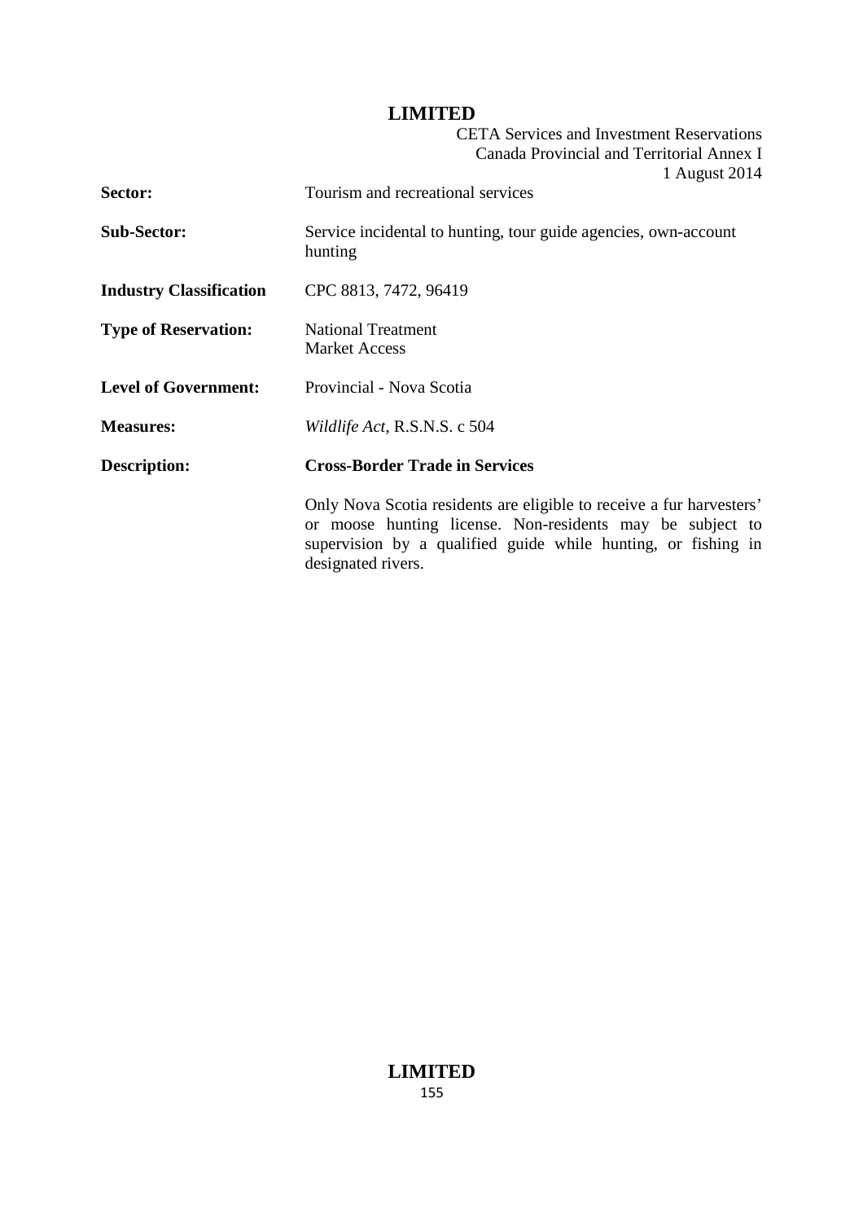| | |
|---|---|
| **Sector:** | Tourism and recreational services |
| **Sub-Sector:** | Service incidental to hunting, tour guide agencies, own-account hunting |
| **Industry Classification** | CPC 8813, 7472, 96419 |
| **Type of Reservation:** | National Treatment<br>Market Access |
| **Level of Government:** | Provincial - Nova Scotia |
| **Measures:** | *Wildlife Act*, R.S.N.S. c 504 |
| **Description:** | **Cross-Border Trade in Services** |
| | Only Nova Scotia residents are eligible to receive a fur harvesters' or moose hunting license. Non-residents may be subject to supervision by a qualified guide while hunting, or fishing in designated rivers. |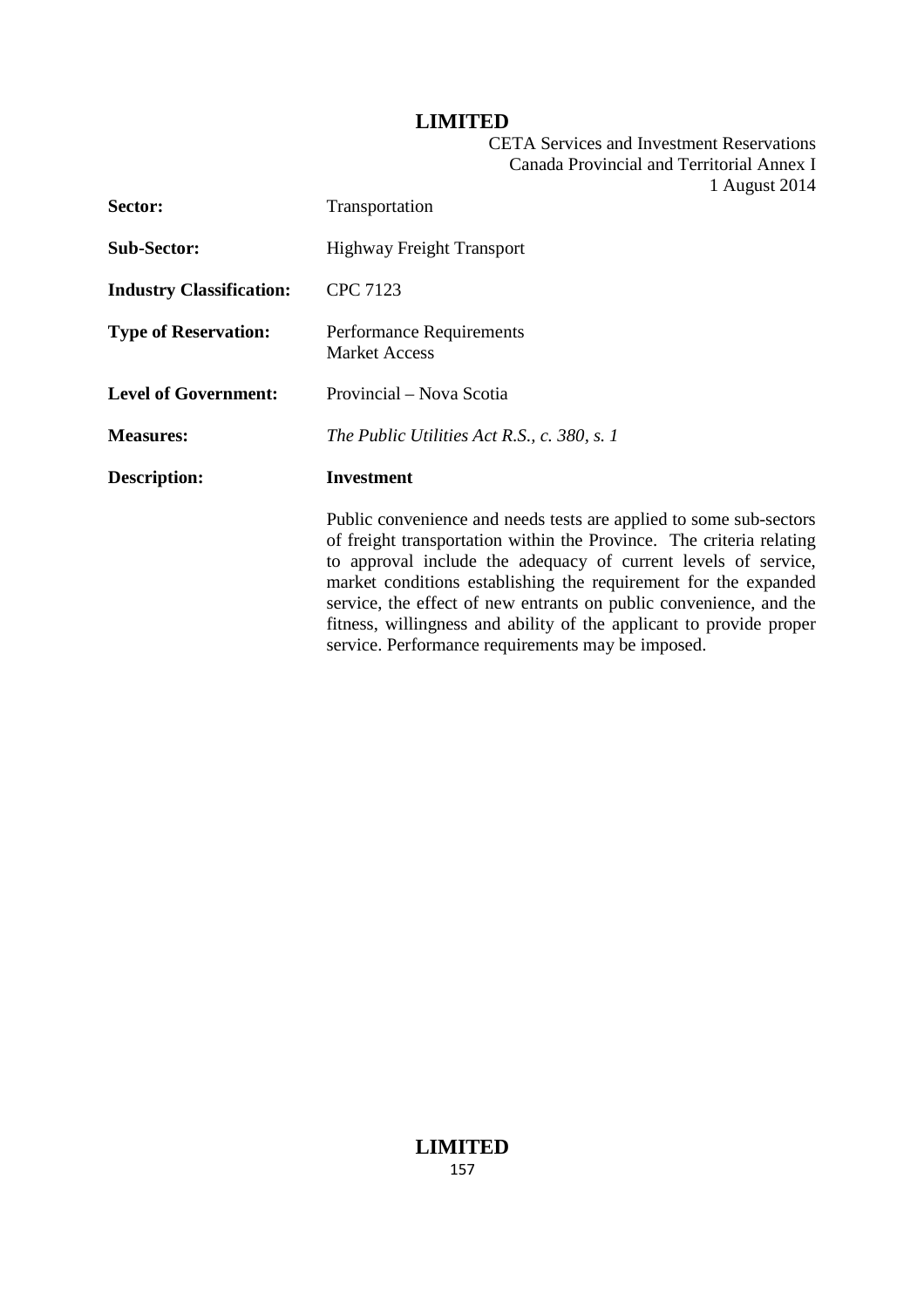| | |
|---|---|
| **Sector:** | Transportation |
| **Sub-Sector:** | Highway Freight Transport |
| **Industry Classification:** | CPC 7123 |
| **Type of Reservation:** | Performance Requirements<br>Market Access |
| **Level of Government:** | Provincial – Nova Scotia |
| **Measures:** | *The Public Utilities Act R.S., c. 380, s. 1* |
| **Description:** | **Investment** |

Public convenience and needs tests are applied to some sub-sectors of freight transportation within the Province. The criteria relating to approval include the adequacy of current levels of service, market conditions establishing the requirement for the expanded service, the effect of new entrants on public convenience, and the fitness, willingness and ability of the applicant to provide proper service. Performance requirements may be imposed.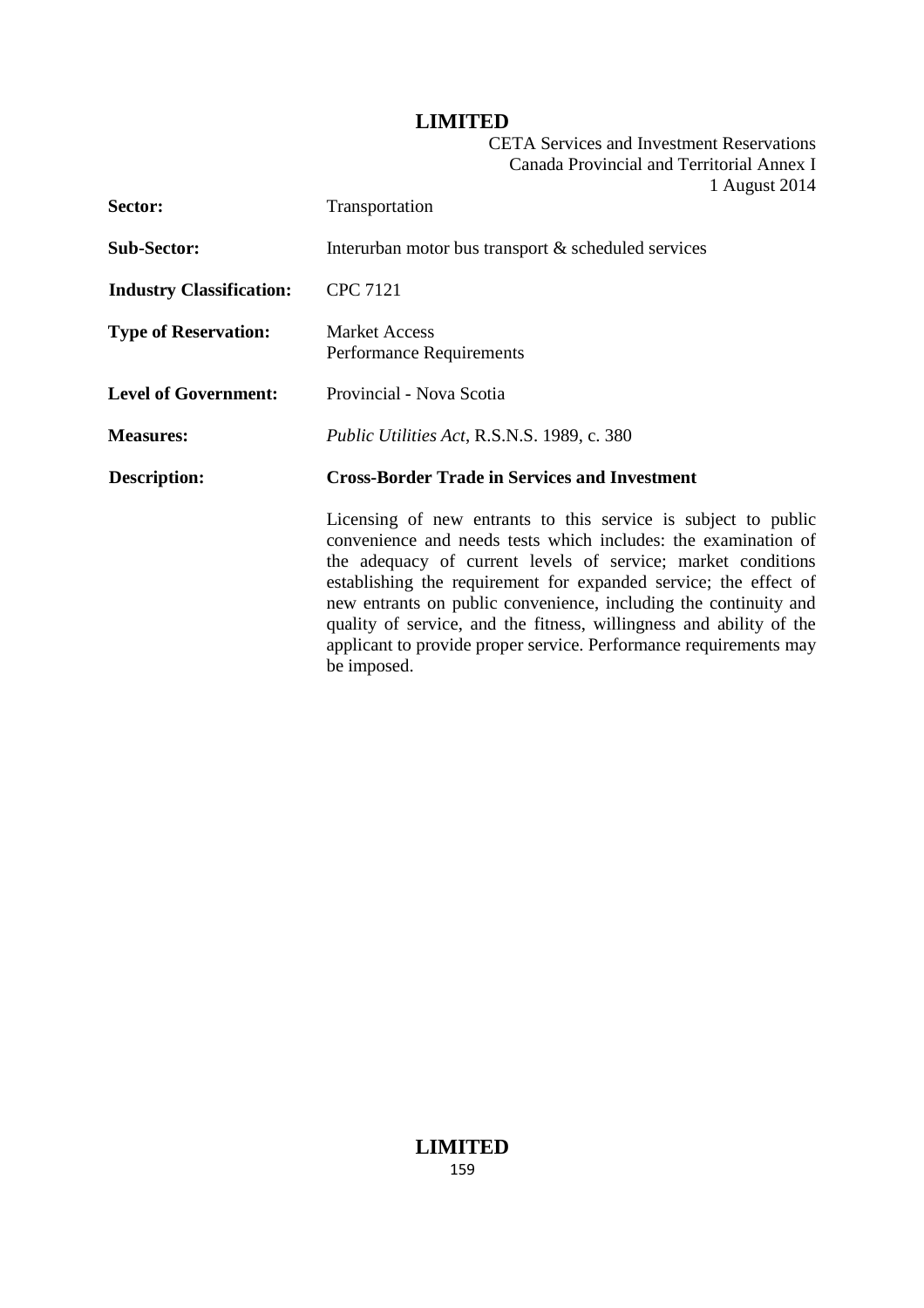| | |
|---|---|
| **Sector:** | Transportation |
| **Sub-Sector:** | Interurban motor bus transport & scheduled services |
| **Industry Classification:** | CPC 7121 |
| **Type of Reservation:** | Market Access<br>Performance Requirements |
| **Level of Government:** | Provincial - Nova Scotia |
| **Measures:** | *Public Utilities Act*, R.S.N.S. 1989, c. 380 |
| **Description:** | **Cross-Border Trade in Services and Investment**<br><br>Licensing of new entrants to this service is subject to public convenience and needs tests which includes: the examination of the adequacy of current levels of service; market conditions establishing the requirement for expanded service; the effect of new entrants on public convenience, including the continuity and quality of service, and the fitness, willingness and ability of the applicant to provide proper service. Performance requirements may be imposed. |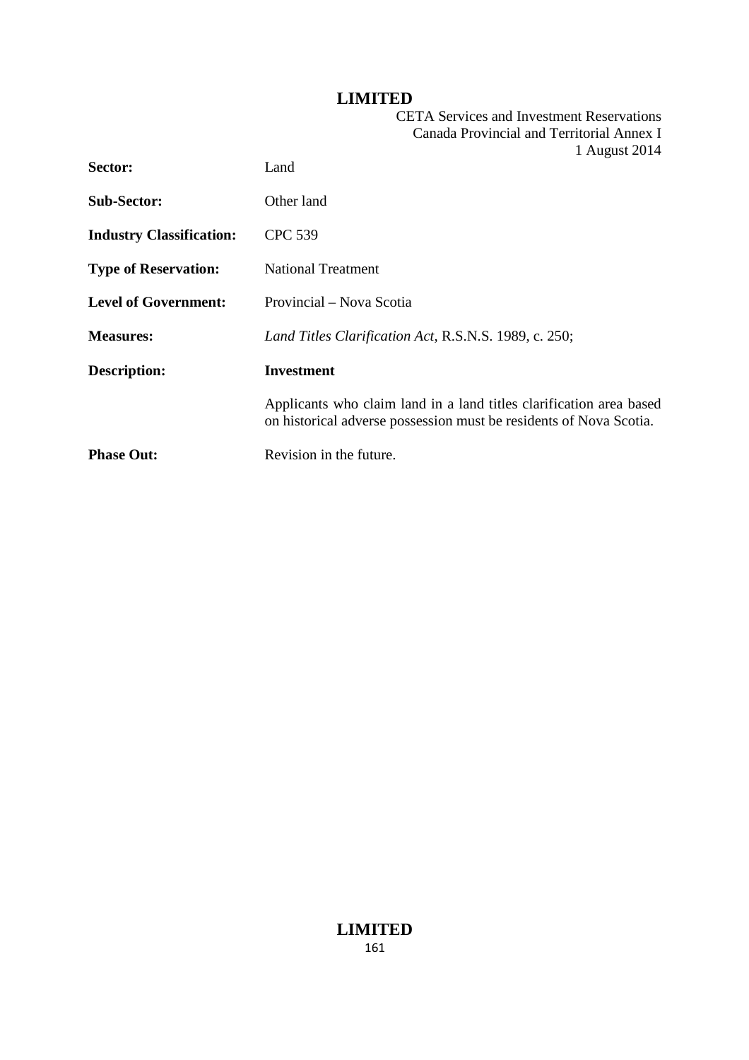| | |
|---|---|
| **Sector:** | Land |
| **Sub-Sector:** | Other land |
| **Industry Classification:** | CPC 539 |
| **Type of Reservation:** | National Treatment |
| **Level of Government:** | Provincial – Nova Scotia |
| **Measures:** | *Land Titles Clarification Act*, R.S.N.S. 1989, c. 250; |
| **Description:** | **Investment** |
| | Applicants who claim land in a land titles clarification area based on historical adverse possession must be residents of Nova Scotia. |
| **Phase Out:** | Revision in the future. |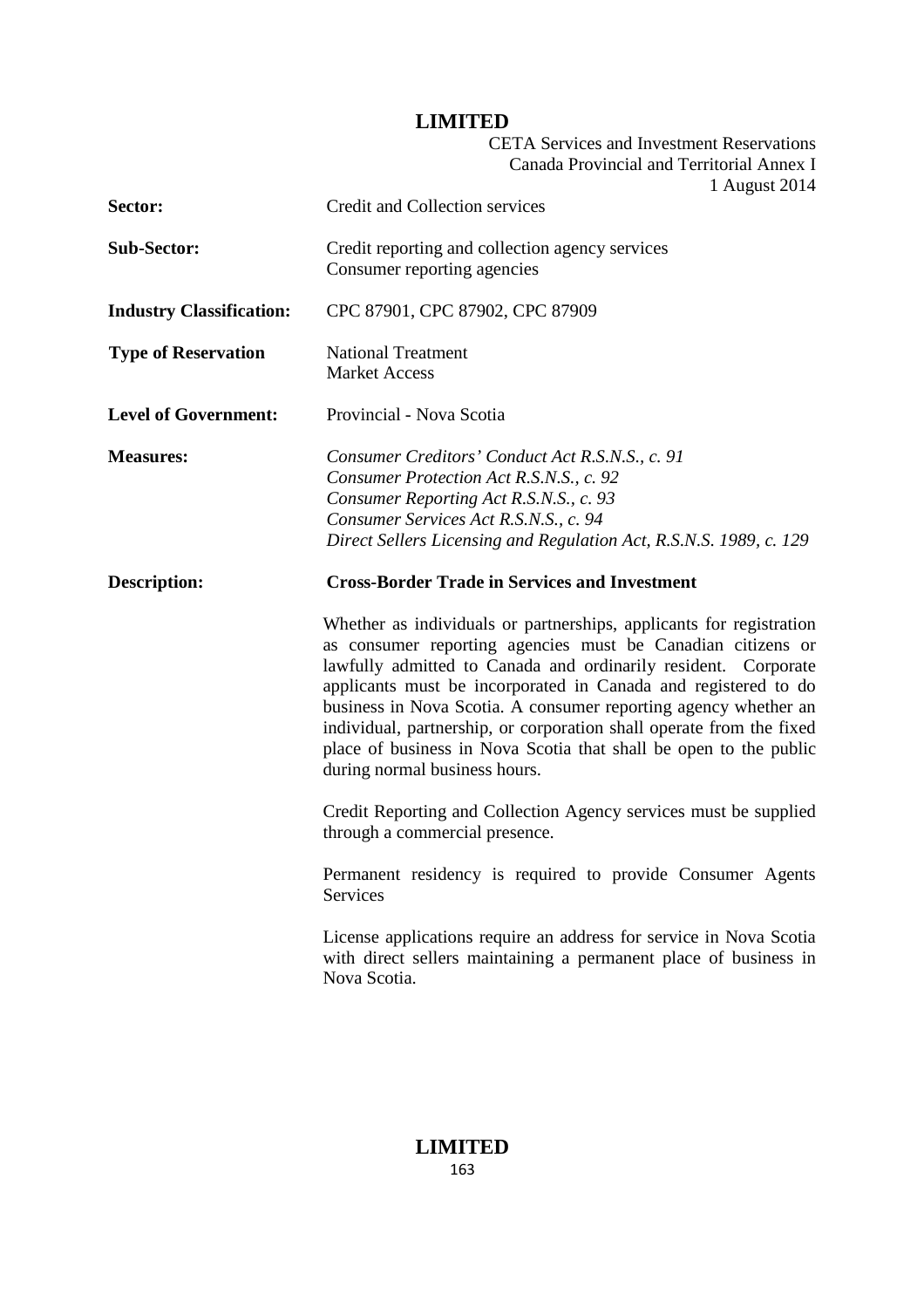| | |
|---|---|
| **Sector:** | Credit and Collection services |
| **Sub-Sector:** | Credit reporting and collection agency services<br>Consumer reporting agencies |
| **Industry Classification:** | CPC 87901, CPC 87902, CPC 87909 |
| **Type of Reservation** | National Treatment<br>Market Access |
| **Level of Government:** | Provincial - Nova Scotia |
| **Measures:** | *Consumer Creditors' Conduct Act R.S.N.S., c. 91*<br>*Consumer Protection Act R.S.N.S., c. 92*<br>*Consumer Reporting Act R.S.N.S., c. 93*<br>*Consumer Services Act R.S.N.S., c. 94*<br>*Direct Sellers Licensing and Regulation Act, R.S.N.S. 1989, c. 129* |
| **Description:** | **Cross-Border Trade in Services and Investment** |

Whether as individuals or partnerships, applicants for registration as consumer reporting agencies must be Canadian citizens or lawfully admitted to Canada and ordinarily resident. Corporate applicants must be incorporated in Canada and registered to do business in Nova Scotia. A consumer reporting agency whether an individual, partnership, or corporation shall operate from the fixed place of business in Nova Scotia that shall be open to the public during normal business hours.

Credit Reporting and Collection Agency services must be supplied through a commercial presence.

Permanent residency is required to provide Consumer Agents Services

License applications require an address for service in Nova Scotia with direct sellers maintaining a permanent place of business in Nova Scotia.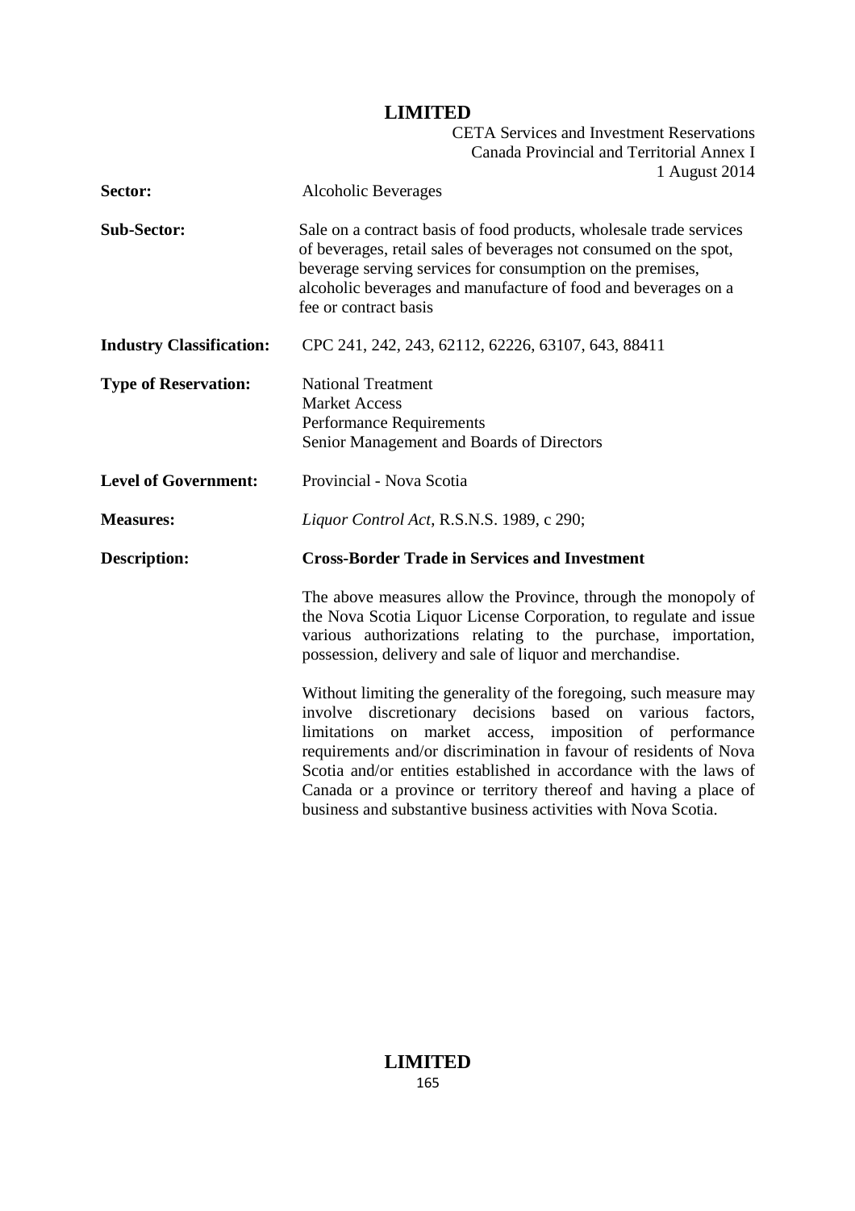| | |
|---|---|
| **Sector:** | Alcoholic Beverages |
| **Sub-Sector:** | Sale on a contract basis of food products, wholesale trade services of beverages, retail sales of beverages not consumed on the spot, beverage serving services for consumption on the premises, alcoholic beverages and manufacture of food and beverages on a fee or contract basis |
| **Industry Classification:** | CPC 241, 242, 243, 62112, 62226, 63107, 643, 88411 |
| **Type of Reservation:** | National Treatment<br>Market Access<br>Performance Requirements<br>Senior Management and Boards of Directors |
| **Level of Government:** | Provincial - Nova Scotia |
| **Measures:** | *Liquor Control Act*, R.S.N.S. 1989, c 290; |
| **Description:** | **Cross-Border Trade in Services and Investment** |

The above measures allow the Province, through the monopoly of the Nova Scotia Liquor License Corporation, to regulate and issue various authorizations relating to the purchase, importation, possession, delivery and sale of liquor and merchandise.

Without limiting the generality of the foregoing, such measure may involve discretionary decisions based on various factors, limitations on market access, imposition of performance requirements and/or discrimination in favour of residents of Nova Scotia and/or entities established in accordance with the laws of Canada or a province or territory thereof and having a place of business and substantive business activities with Nova Scotia.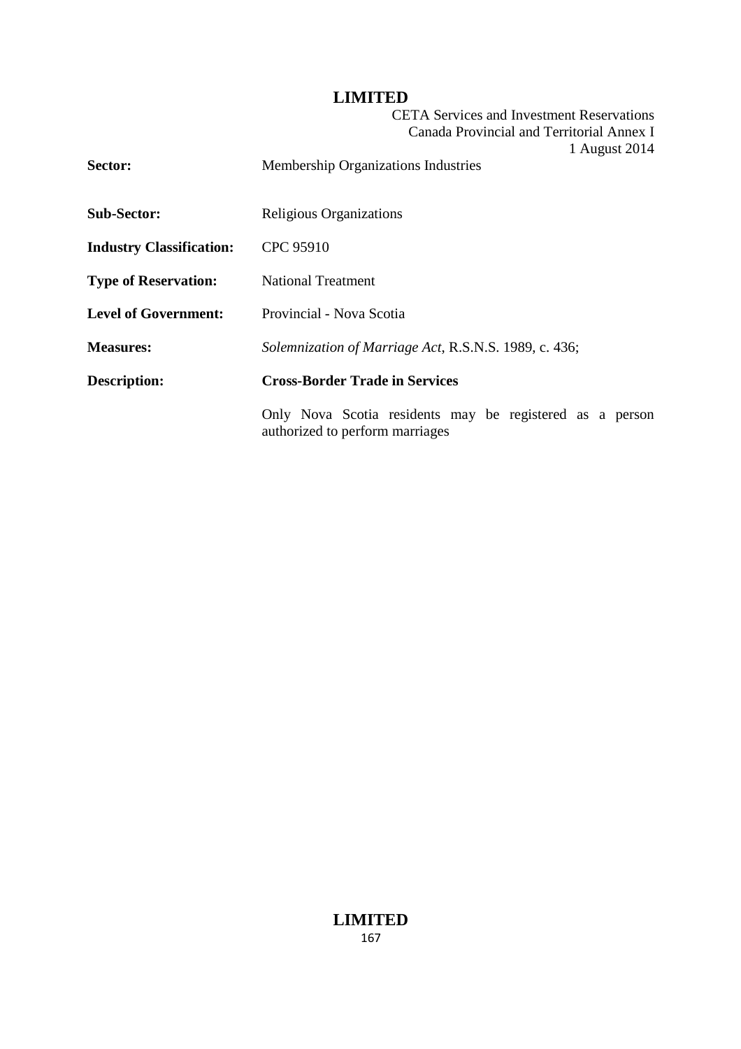| | |
|---|---|
| **Sector:** | Membership Organizations Industries |
| **Sub-Sector:** | Religious Organizations |
| **Industry Classification:** | CPC 95910 |
| **Type of Reservation:** | National Treatment |
| **Level of Government:** | Provincial - Nova Scotia |
| **Measures:** | *Solemnization of Marriage Act*, R.S.N.S. 1989, c. 436; |
| **Description:** | **Cross-Border Trade in Services** |
| | Only Nova Scotia residents may be registered as a person authorized to perform marriages |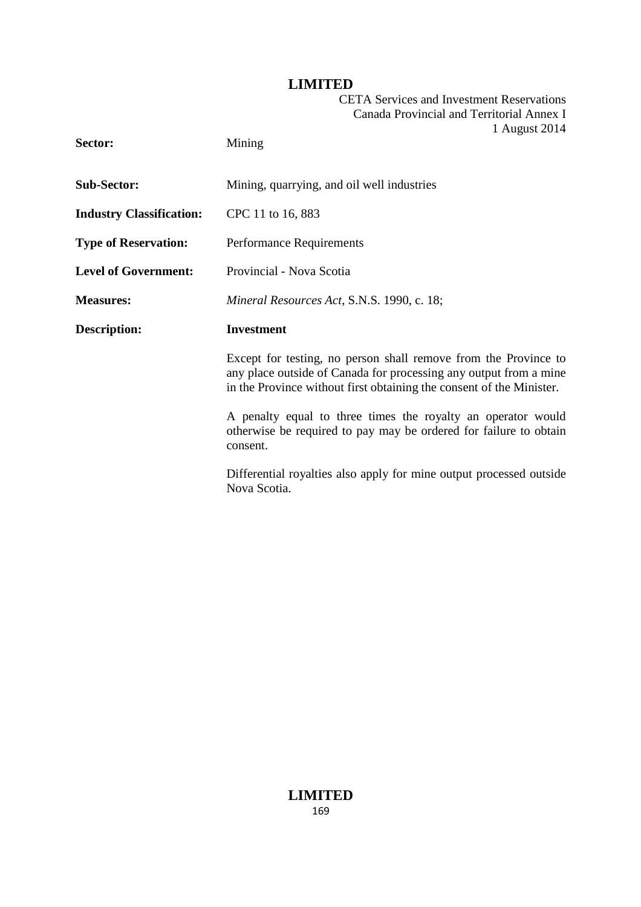| | |
|---|---|
| **Sector:** | Mining |
| **Sub-Sector:** | Mining, quarrying, and oil well industries |
| **Industry Classification:** | CPC 11 to 16, 883 |
| **Type of Reservation:** | Performance Requirements |
| **Level of Government:** | Provincial - Nova Scotia |
| **Measures:** | *Mineral Resources Act*, S.N.S. 1990, c. 18; |
| **Description:** | **Investment** |

Except for testing, no person shall remove from the Province to any place outside of Canada for processing any output from a mine in the Province without first obtaining the consent of the Minister.

A penalty equal to three times the royalty an operator would otherwise be required to pay may be ordered for failure to obtain consent.

Differential royalties also apply for mine output processed outside Nova Scotia.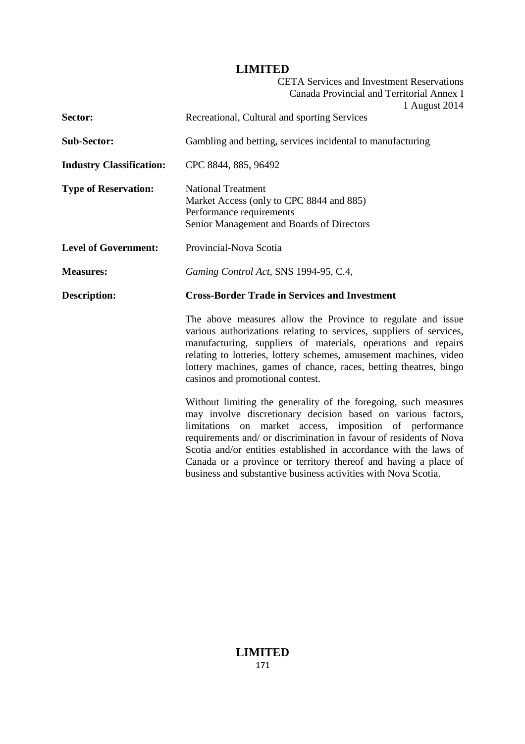| | |
|---|---|
| **Sector:** | Recreational, Cultural and sporting Services |
| **Sub-Sector:** | Gambling and betting, services incidental to manufacturing |
| **Industry Classification:** | CPC 8844, 885, 96492 |
| **Type of Reservation:** | National Treatment<br>Market Access (only to CPC 8844 and 885)<br>Performance requirements<br>Senior Management and Boards of Directors |
| **Level of Government:** | Provincial-Nova Scotia |
| **Measures:** | *Gaming Control Act*, SNS 1994-95, C.4, |
| **Description:** | **Cross-Border Trade in Services and Investment** |

The above measures allow the Province to regulate and issue various authorizations relating to services, suppliers of services, manufacturing, suppliers of materials, operations and repairs relating to lotteries, lottery schemes, amusement machines, video lottery machines, games of chance, races, betting theatres, bingo casinos and promotional contest.

Without limiting the generality of the foregoing, such measures may involve discretionary decision based on various factors, limitations on market access, imposition of performance requirements and/ or discrimination in favour of residents of Nova Scotia and/or entities established in accordance with the laws of Canada or a province or territory thereof and having a place of business and substantive business activities with Nova Scotia.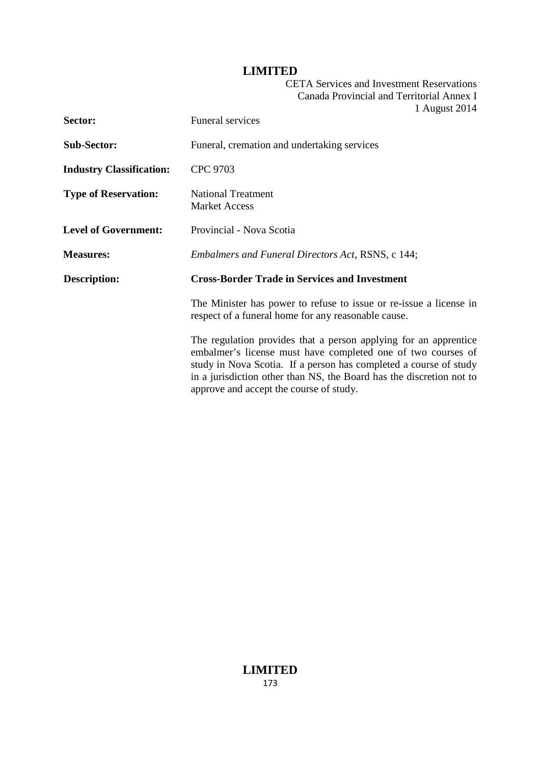| | |
|---|---|
| **Sector:** | Funeral services |
| **Sub-Sector:** | Funeral, cremation and undertaking services |
| **Industry Classification:** | CPC 9703 |
| **Type of Reservation:** | National Treatment<br>Market Access |
| **Level of Government:** | Provincial - Nova Scotia |
| **Measures:** | *Embalmers and Funeral Directors Act*, RSNS, c 144; |
| **Description:** | **Cross-Border Trade in Services and Investment** |

The Minister has power to refuse to issue or re-issue a license in respect of a funeral home for any reasonable cause.

The regulation provides that a person applying for an apprentice embalmer's license must have completed one of two courses of study in Nova Scotia. If a person has completed a course of study in a jurisdiction other than NS, the Board has the discretion not to approve and accept the course of study.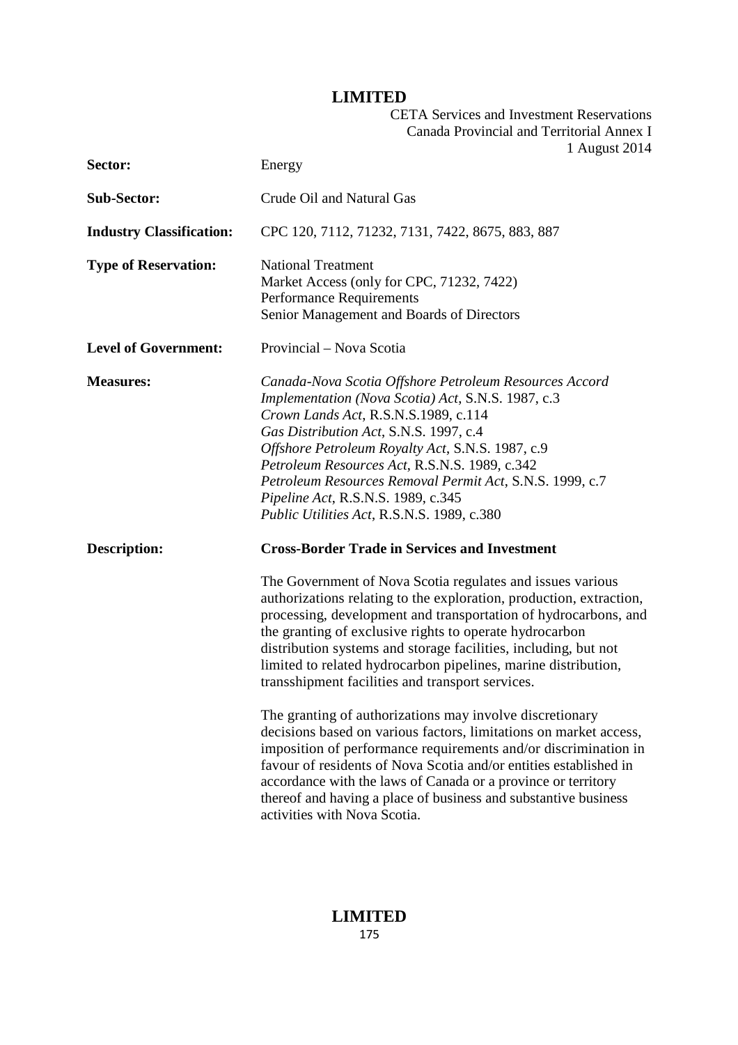| | |
|---|---|
| **Sector:** | Energy |
| **Sub-Sector:** | Crude Oil and Natural Gas |
| **Industry Classification:** | CPC 120, 7112, 71232, 7131, 7422, 8675, 883, 887 |
| **Type of Reservation:** | National Treatment<br>Market Access (only for CPC, 71232, 7422)<br>Performance Requirements<br>Senior Management and Boards of Directors |
| **Level of Government:** | Provincial – Nova Scotia |
| **Measures:** | *Canada-Nova Scotia Offshore Petroleum Resources Accord Implementation (Nova Scotia) Act*, S.N.S. 1987, c.3<br>*Crown Lands Act*, R.S.N.S.1989, c.114<br>*Gas Distribution Act*, S.N.S. 1997, c.4<br>*Offshore Petroleum Royalty Act*, S.N.S. 1987, c.9<br>*Petroleum Resources Act*, R.S.N.S. 1989, c.342<br>*Petroleum Resources Removal Permit Act*, S.N.S. 1999, c.7<br>*Pipeline Act*, R.S.N.S. 1989, c.345<br>*Public Utilities Act*, R.S.N.S. 1989, c.380 |
| **Description:** | **Cross-Border Trade in Services and Investment** |

The Government of Nova Scotia regulates and issues various authorizations relating to the exploration, production, extraction, processing, development and transportation of hydrocarbons, and the granting of exclusive rights to operate hydrocarbon distribution systems and storage facilities, including, but not limited to related hydrocarbon pipelines, marine distribution, transshipment facilities and transport services.

The granting of authorizations may involve discretionary decisions based on various factors, limitations on market access, imposition of performance requirements and/or discrimination in favour of residents of Nova Scotia and/or entities established in accordance with the laws of Canada or a province or territory thereof and having a place of business and substantive business activities with Nova Scotia.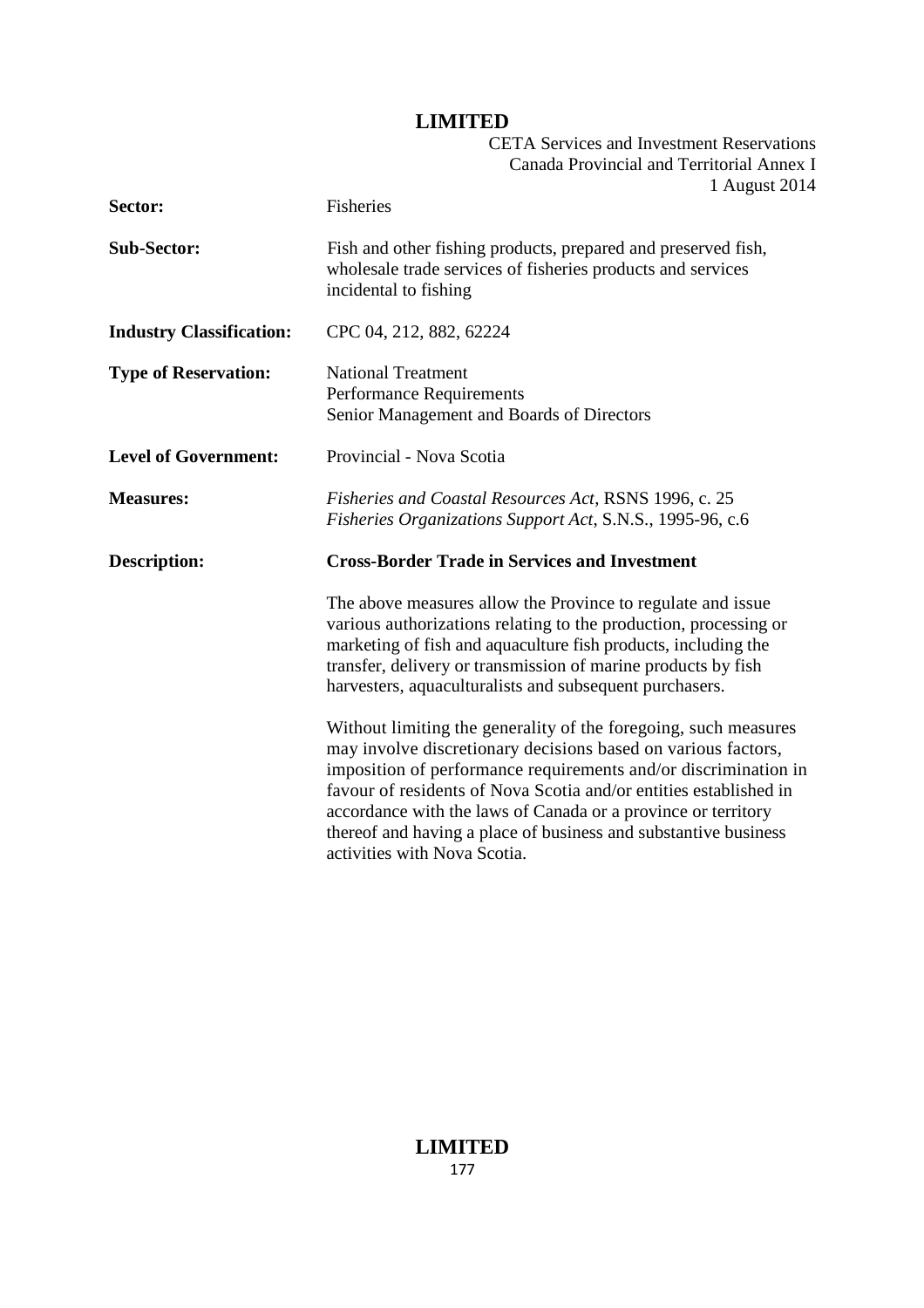| | |
|---|---|
| **Sector:** | Fisheries |
| **Sub-Sector:** | Fish and other fishing products, prepared and preserved fish, wholesale trade services of fisheries products and services incidental to fishing |
| **Industry Classification:** | CPC 04, 212, 882, 62224 |
| **Type of Reservation:** | National Treatment<br>Performance Requirements<br>Senior Management and Boards of Directors |
| **Level of Government:** | Provincial - Nova Scotia |
| **Measures:** | *Fisheries and Coastal Resources Act*, RSNS 1996, c. 25<br>*Fisheries Organizations Support Act*, S.N.S., 1995-96, c.6 |
| **Description:** | **Cross-Border Trade in Services and Investment**<br><br>The above measures allow the Province to regulate and issue various authorizations relating to the production, processing or marketing of fish and aquaculture fish products, including the transfer, delivery or transmission of marine products by fish harvesters, aquaculturalists and subsequent purchasers.<br><br>Without limiting the generality of the foregoing, such measures may involve discretionary decisions based on various factors, imposition of performance requirements and/or discrimination in favour of residents of Nova Scotia and/or entities established in accordance with the laws of Canada or a province or territory thereof and having a place of business and substantive business activities with Nova Scotia. |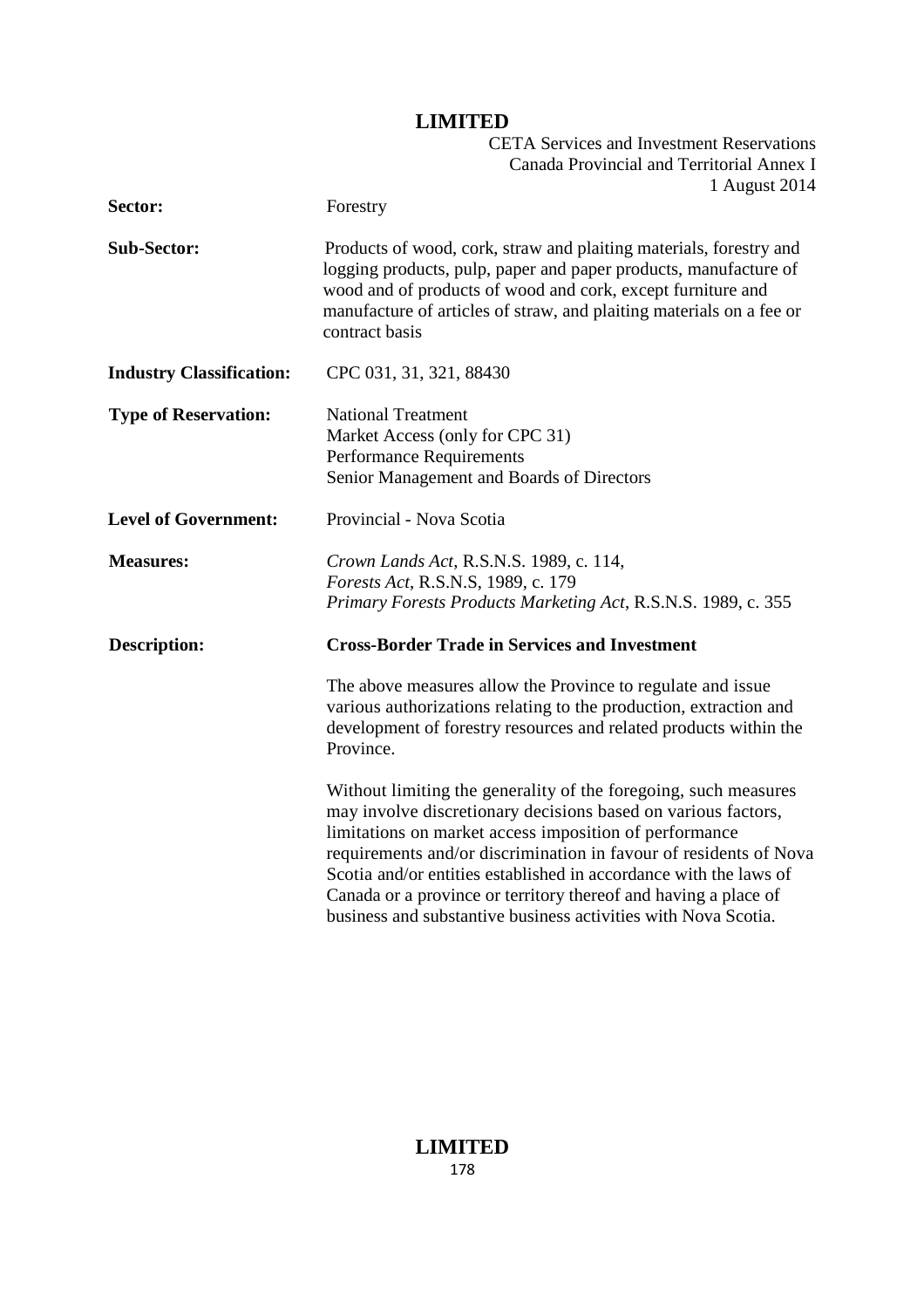| | |
|---|---|
| **Sector:** | Forestry |
| **Sub-Sector:** | Products of wood, cork, straw and plaiting materials, forestry and logging products, pulp, paper and paper products, manufacture of wood and of products of wood and cork, except furniture and manufacture of articles of straw, and plaiting materials on a fee or contract basis |
| **Industry Classification:** | CPC 031, 31, 321, 88430 |
| **Type of Reservation:** | National Treatment<br>Market Access (only for CPC 31)<br>Performance Requirements<br>Senior Management and Boards of Directors |
| **Level of Government:** | Provincial - Nova Scotia |
| **Measures:** | *Crown Lands Act*, R.S.N.S. 1989, c. 114,<br>*Forests Act*, R.S.N.S, 1989, c. 179<br>*Primary Forests Products Marketing Act*, R.S.N.S. 1989, c. 355 |
| **Description:** | **Cross-Border Trade in Services and Investment** |

The above measures allow the Province to regulate and issue various authorizations relating to the production, extraction and development of forestry resources and related products within the Province.

Without limiting the generality of the foregoing, such measures may involve discretionary decisions based on various factors, limitations on market access imposition of performance requirements and/or discrimination in favour of residents of Nova Scotia and/or entities established in accordance with the laws of Canada or a province or territory thereof and having a place of business and substantive business activities with Nova Scotia.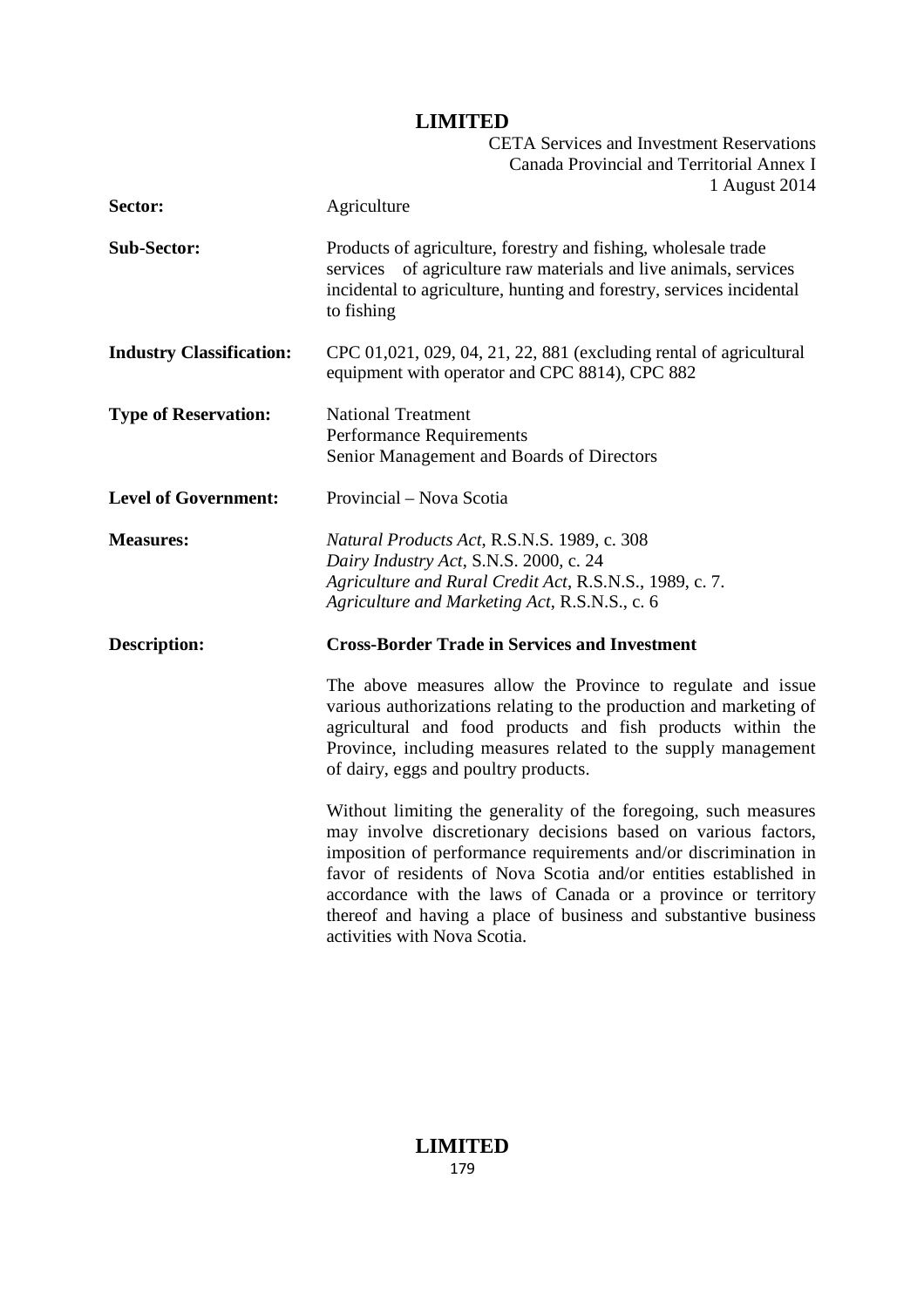| | |
|---|---|
| **Sector:** | Agriculture |
| **Sub-Sector:** | Products of agriculture, forestry and fishing, wholesale trade services of agriculture raw materials and live animals, services incidental to agriculture, hunting and forestry, services incidental to fishing |
| **Industry Classification:** | CPC 01,021, 029, 04, 21, 22, 881 (excluding rental of agricultural equipment with operator and CPC 8814), CPC 882 |
| **Type of Reservation:** | National Treatment<br>Performance Requirements<br>Senior Management and Boards of Directors |
| **Level of Government:** | Provincial – Nova Scotia |
| **Measures:** | *Natural Products Act*, R.S.N.S. 1989, c. 308<br>*Dairy Industry Act*, S.N.S. 2000, c. 24<br>*Agriculture and Rural Credit Act*, R.S.N.S., 1989, c. 7.<br>*Agriculture and Marketing Act*, R.S.N.S., c. 6 |
| **Description:** | **Cross-Border Trade in Services and Investment**<br><br>The above measures allow the Province to regulate and issue various authorizations relating to the production and marketing of agricultural and food products and fish products within the Province, including measures related to the supply management of dairy, eggs and poultry products.<br><br>Without limiting the generality of the foregoing, such measures may involve discretionary decisions based on various factors, imposition of performance requirements and/or discrimination in favor of residents of Nova Scotia and/or entities established in accordance with the laws of Canada or a province or territory thereof and having a place of business and substantive business activities with Nova Scotia. |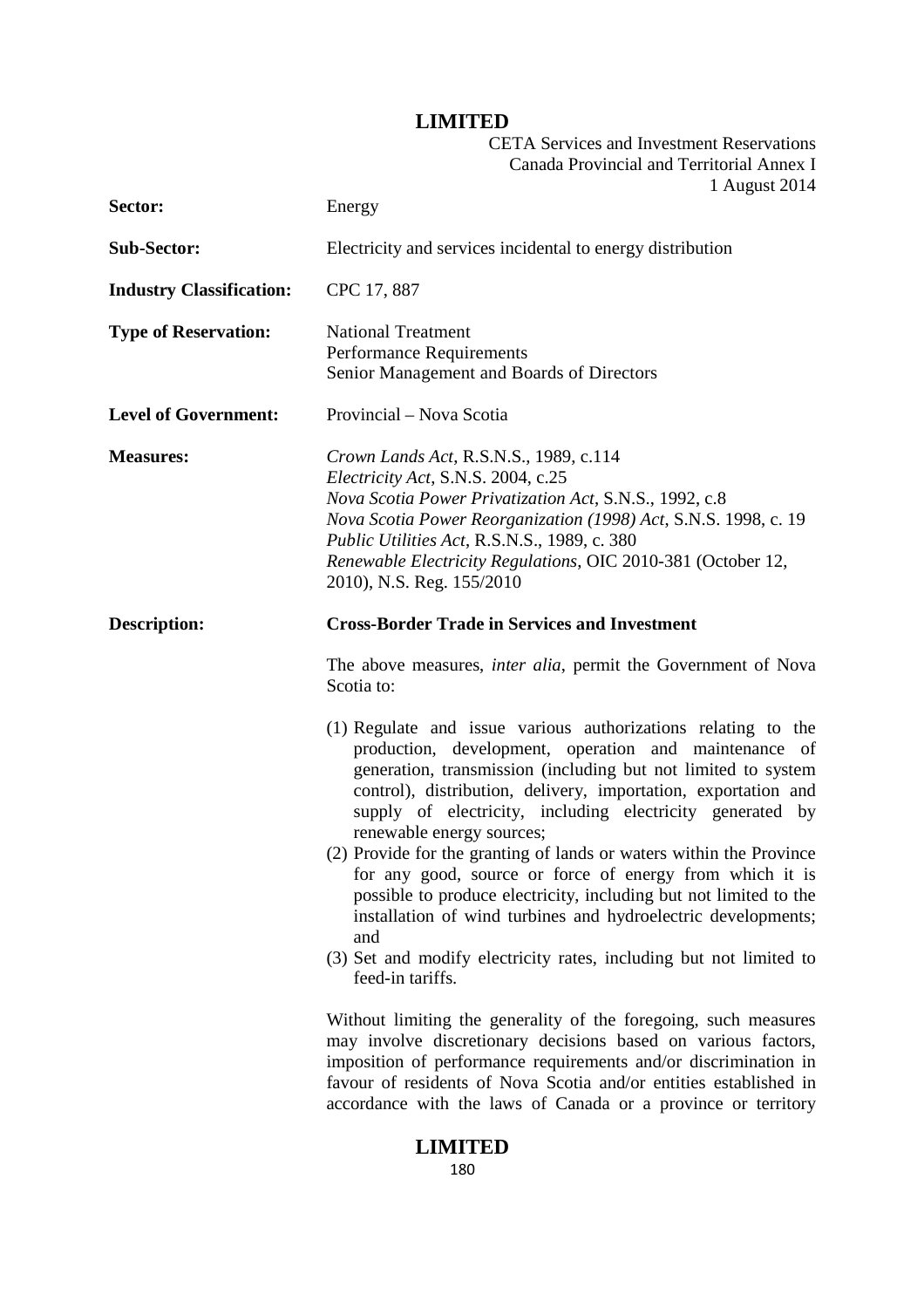| | |
|---|---|
| **Sector:** | Energy |
| **Sub-Sector:** | Electricity and services incidental to energy distribution |
| **Industry Classification:** | CPC 17, 887 |
| **Type of Reservation:** | National Treatment<br>Performance Requirements<br>Senior Management and Boards of Directors |
| **Level of Government:** | Provincial – Nova Scotia |
| **Measures:** | *Crown Lands Act*, R.S.N.S., 1989, c.114<br>*Electricity Act*, S.N.S. 2004, c.25<br>*Nova Scotia Power Privatization Act*, S.N.S., 1992, c.8<br>*Nova Scotia Power Reorganization (1998) Act*, S.N.S. 1998, c. 19<br>*Public Utilities Act*, R.S.N.S., 1989, c. 380<br>*Renewable Electricity Regulations*, OIC 2010-381 (October 12, 2010), N.S. Reg. 155/2010 |
| **Description:** | **Cross-Border Trade in Services and Investment** |

The above measures, *inter alia*, permit the Government of Nova Scotia to:

(1) Regulate and issue various authorizations relating to the production, development, operation and maintenance of generation, transmission (including but not limited to system control), distribution, delivery, importation, exportation and supply of electricity, including electricity generated by renewable energy sources;
(2) Provide for the granting of lands or waters within the Province for any good, source or force of energy from which it is possible to produce electricity, including but not limited to the installation of wind turbines and hydroelectric developments; and
(3) Set and modify electricity rates, including but not limited to feed-in tariffs.

Without limiting the generality of the foregoing, such measures may involve discretionary decisions based on various factors, imposition of performance requirements and/or discrimination in favour of residents of Nova Scotia and/or entities established in accordance with the laws of Canada or a province or territory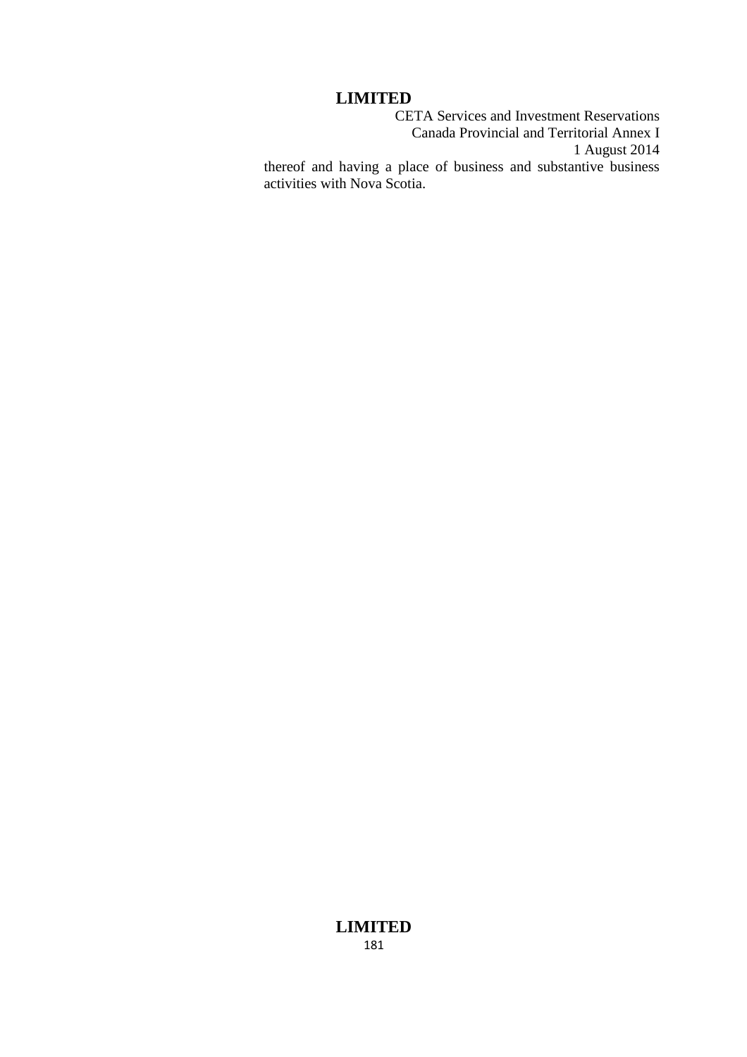thereof and having a place of business and substantive business activities with Nova Scotia.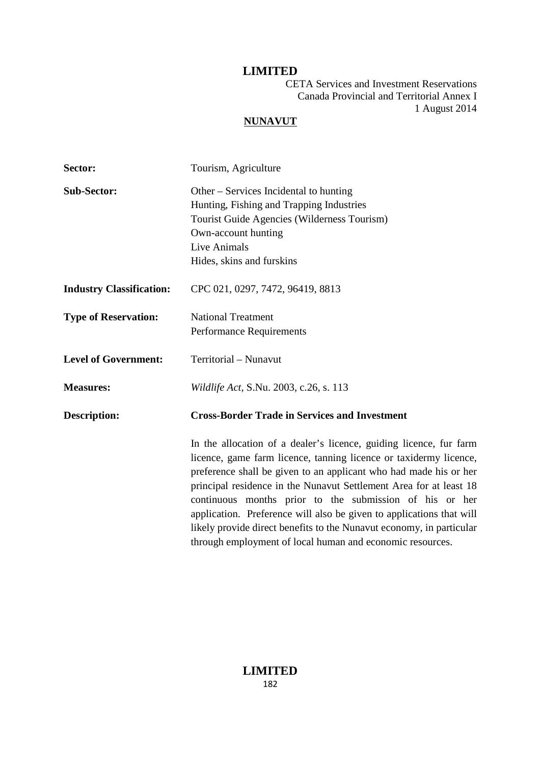**LIMITED**

CETA Services and Investment Reservations
Canada Provincial and Territorial Annex I
1 August 2014

## NUNAVUT

| | |
|---|---|
| **Sector:** | Tourism, Agriculture |
| **Sub-Sector:** | Other – Services Incidental to hunting<br>Hunting, Fishing and Trapping Industries<br>Tourist Guide Agencies (Wilderness Tourism)<br>Own-account hunting<br>Live Animals<br>Hides, skins and furskins |
| **Industry Classification:** | CPC 021, 0297, 7472, 96419, 8813 |
| **Type of Reservation:** | National Treatment<br>Performance Requirements |
| **Level of Government:** | Territorial – Nunavut |
| **Measures:** | *Wildlife Act*, S.Nu. 2003, c.26, s. 113 |
| **Description:** | **Cross-Border Trade in Services and Investment**<br><br>In the allocation of a dealer's licence, guiding licence, fur farm licence, game farm licence, tanning licence or taxidermy licence, preference shall be given to an applicant who had made his or her principal residence in the Nunavut Settlement Area for at least 18 continuous months prior to the submission of his or her application. Preference will also be given to applications that will likely provide direct benefits to the Nunavut economy, in particular through employment of local human and economic resources. |

**LIMITED**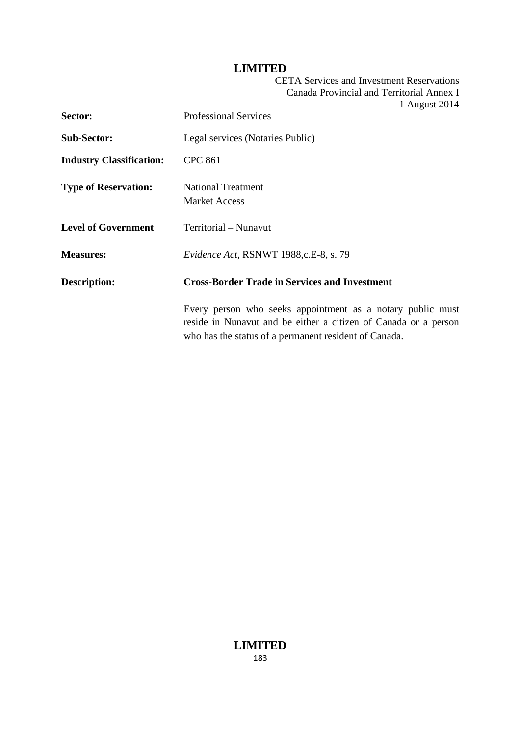| | |
|---|---|
| **Sector:** | Professional Services |
| **Sub-Sector:** | Legal services (Notaries Public) |
| **Industry Classification:** | CPC 861 |
| **Type of Reservation:** | National Treatment<br>Market Access |
| **Level of Government** | Territorial – Nunavut |
| **Measures:** | *Evidence Act*, RSNWT 1988,c.E-8, s. 79 |
| **Description:** | **Cross-Border Trade in Services and Investment** |
| | Every person who seeks appointment as a notary public must reside in Nunavut and be either a citizen of Canada or a person who has the status of a permanent resident of Canada. |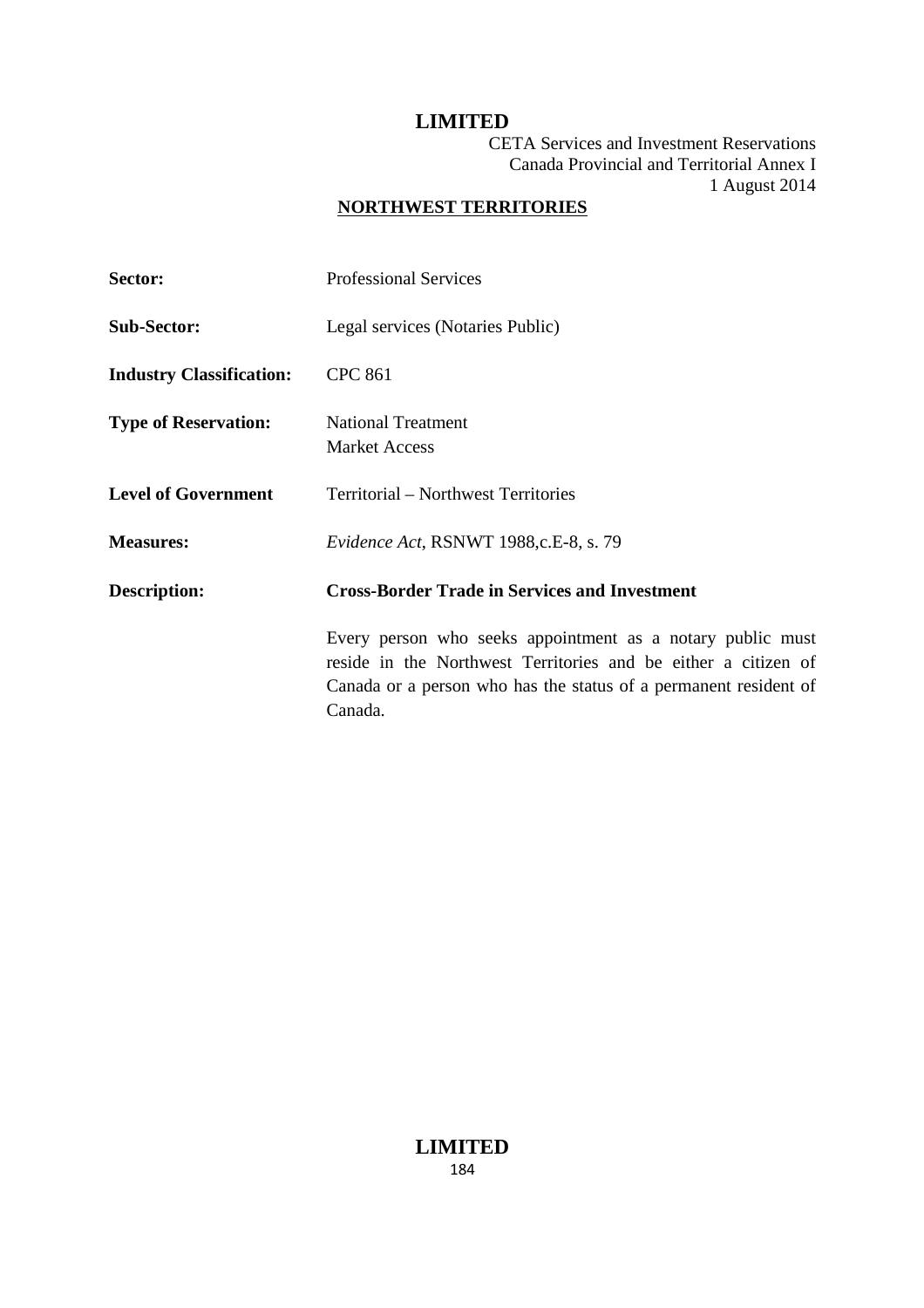## NORTHWEST TERRITORIES

**Sector:** Professional Services

**Sub-Sector:** Legal services (Notaries Public)

**Industry Classification:** CPC 861

**Type of Reservation:** National Treatment
Market Access

**Level of Government** Territorial – Northwest Territories

**Measures:** *Evidence Act*, RSNWT 1988,c.E-8, s. 79

**Description:** **Cross-Border Trade in Services and Investment**

Every person who seeks appointment as a notary public must reside in the Northwest Territories and be either a citizen of Canada or a person who has the status of a permanent resident of Canada.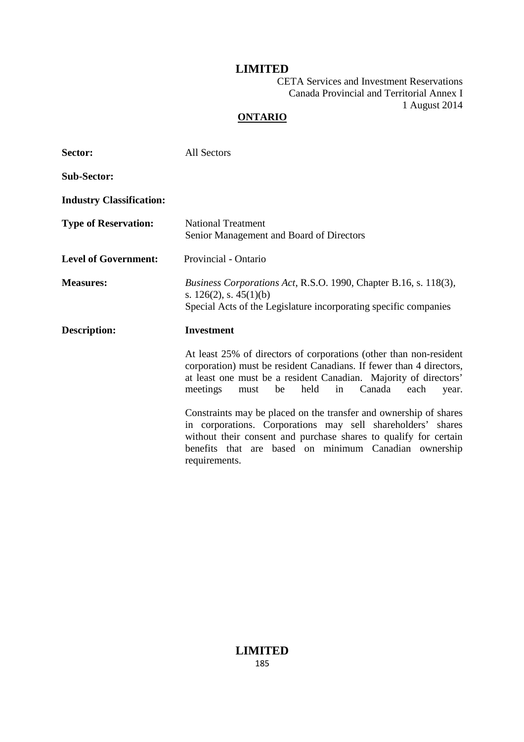**LIMITED**

CETA Services and Investment Reservations
Canada Provincial and Territorial Annex I
1 August 2014

## ONTARIO

| | |
|---|---|
| **Sector:** | All Sectors |
| **Sub-Sector:** | |
| **Industry Classification:** | |
| **Type of Reservation:** | National Treatment<br>Senior Management and Board of Directors |
| **Level of Government:** | Provincial - Ontario |
| **Measures:** | *Business Corporations Act*, R.S.O. 1990, Chapter B.16, s. 118(3), s. 126(2), s. 45(1)(b)<br>Special Acts of the Legislature incorporating specific companies |
| **Description:** | **Investment**<br><br>At least 25% of directors of corporations (other than non-resident corporation) must be resident Canadians. If fewer than 4 directors, at least one must be a resident Canadian. Majority of directors' meetings must be held in Canada each year.<br><br>Constraints may be placed on the transfer and ownership of shares in corporations. Corporations may sell shareholders' shares without their consent and purchase shares to qualify for certain benefits that are based on minimum Canadian ownership requirements. |

**LIMITED**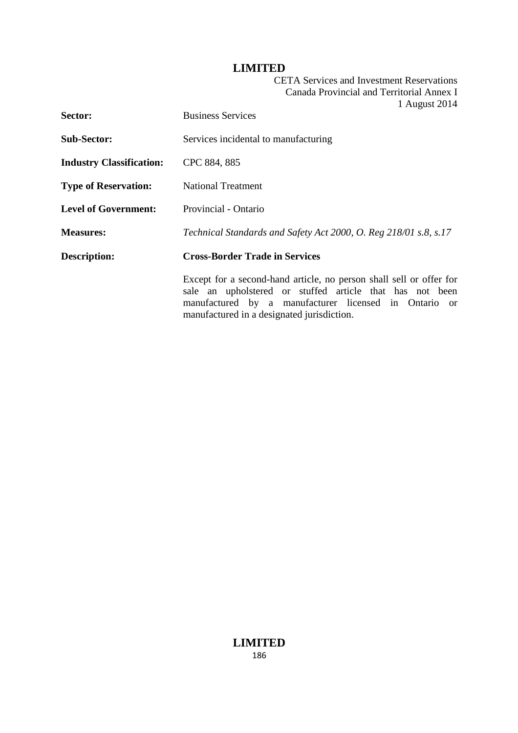| | |
|---|---|
| **Sector:** | Business Services |
| **Sub-Sector:** | Services incidental to manufacturing |
| **Industry Classification:** | CPC 884, 885 |
| **Type of Reservation:** | National Treatment |
| **Level of Government:** | Provincial - Ontario |
| **Measures:** | *Technical Standards and Safety Act 2000, O. Reg 218/01 s.8, s.17* |
| **Description:** | **Cross-Border Trade in Services** |
| | Except for a second-hand article, no person shall sell or offer for sale an upholstered or stuffed article that has not been manufactured by a manufacturer licensed in Ontario or manufactured in a designated jurisdiction. |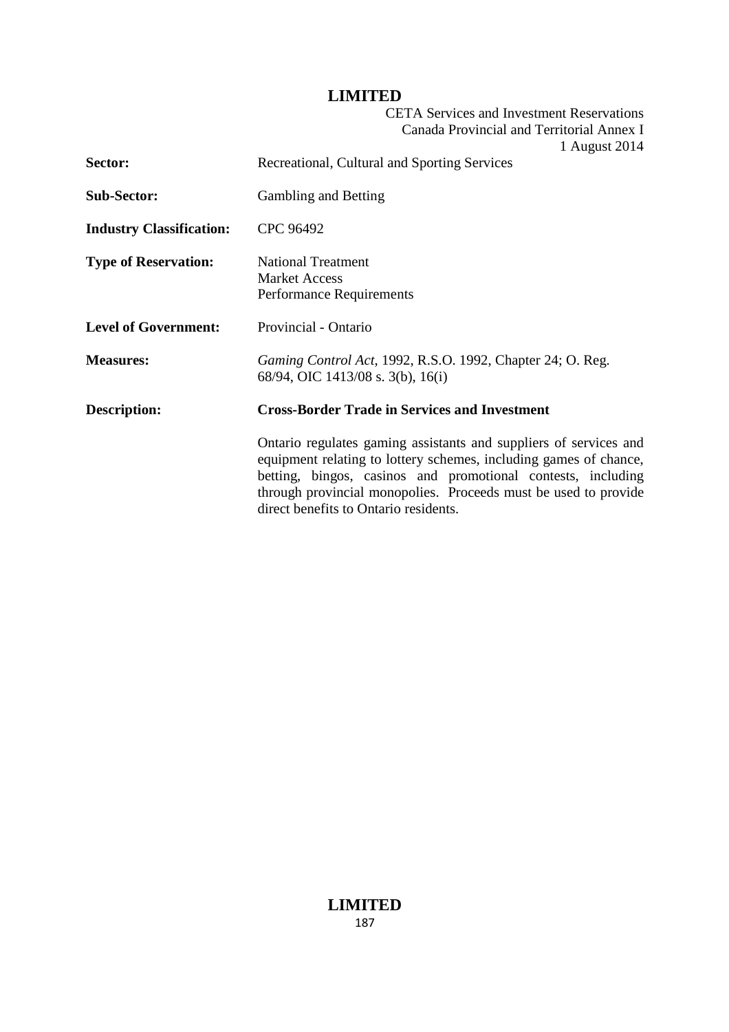| | |
|---|---|
| **Sector:** | Recreational, Cultural and Sporting Services |
| **Sub-Sector:** | Gambling and Betting |
| **Industry Classification:** | CPC 96492 |
| **Type of Reservation:** | National Treatment<br>Market Access<br>Performance Requirements |
| **Level of Government:** | Provincial - Ontario |
| **Measures:** | *Gaming Control Act*, 1992, R.S.O. 1992, Chapter 24; O. Reg. 68/94, OIC 1413/08 s. 3(b), 16(i) |
| **Description:** | **Cross-Border Trade in Services and Investment** |
| | Ontario regulates gaming assistants and suppliers of services and equipment relating to lottery schemes, including games of chance, betting, bingos, casinos and promotional contests, including through provincial monopolies. Proceeds must be used to provide direct benefits to Ontario residents. |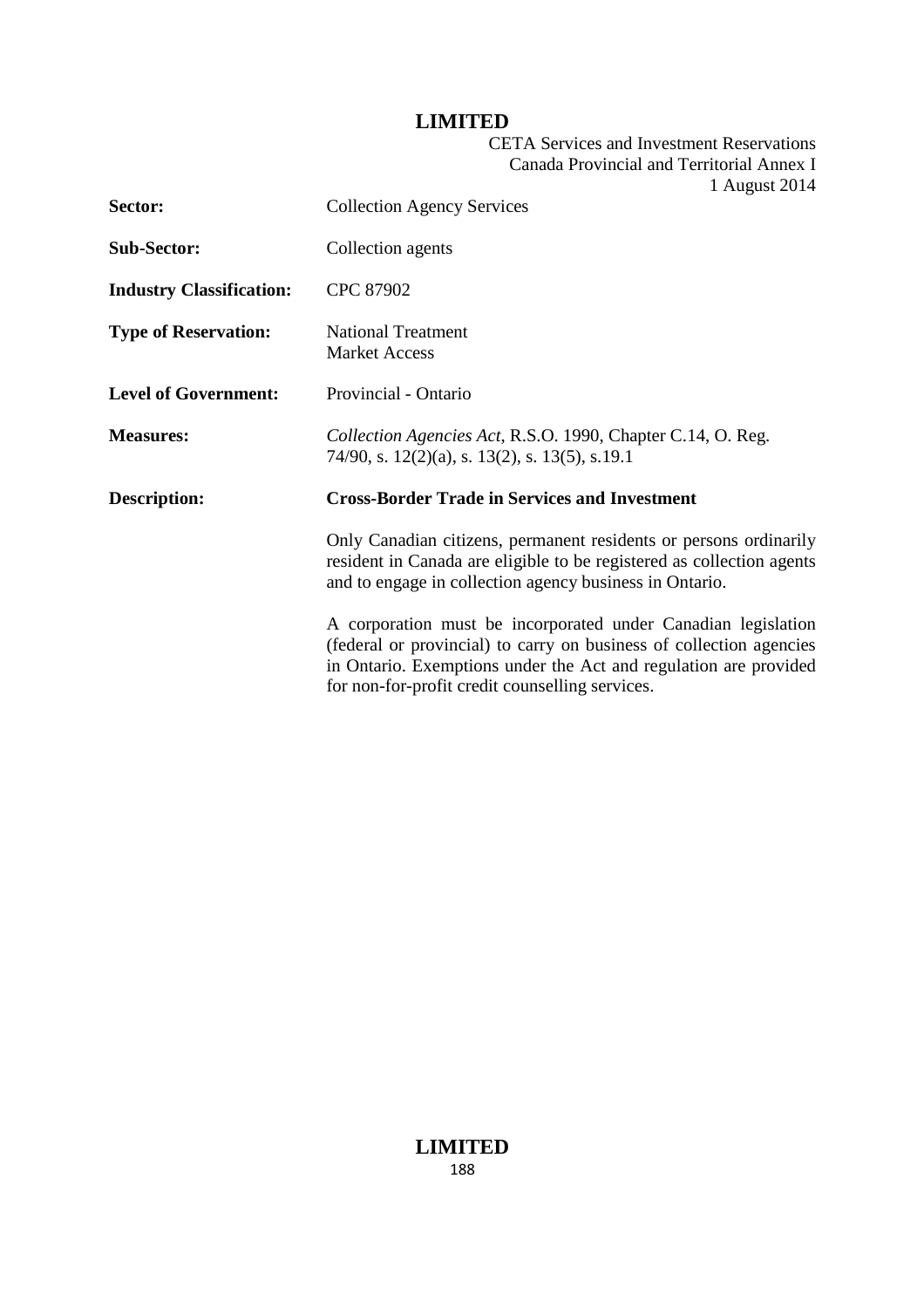| | |
|---|---|
| **Sector:** | Collection Agency Services |
| **Sub-Sector:** | Collection agents |
| **Industry Classification:** | CPC 87902 |
| **Type of Reservation:** | National Treatment<br>Market Access |
| **Level of Government:** | Provincial - Ontario |
| **Measures:** | *Collection Agencies Act*, R.S.O. 1990, Chapter C.14, O. Reg. 74/90, s. 12(2)(a), s. 13(2), s. 13(5), s.19.1 |
| **Description:** | **Cross-Border Trade in Services and Investment** |
| | Only Canadian citizens, permanent residents or persons ordinarily resident in Canada are eligible to be registered as collection agents and to engage in collection agency business in Ontario. |
| | A corporation must be incorporated under Canadian legislation (federal or provincial) to carry on business of collection agencies in Ontario. Exemptions under the Act and regulation are provided for non-for-profit credit counselling services. |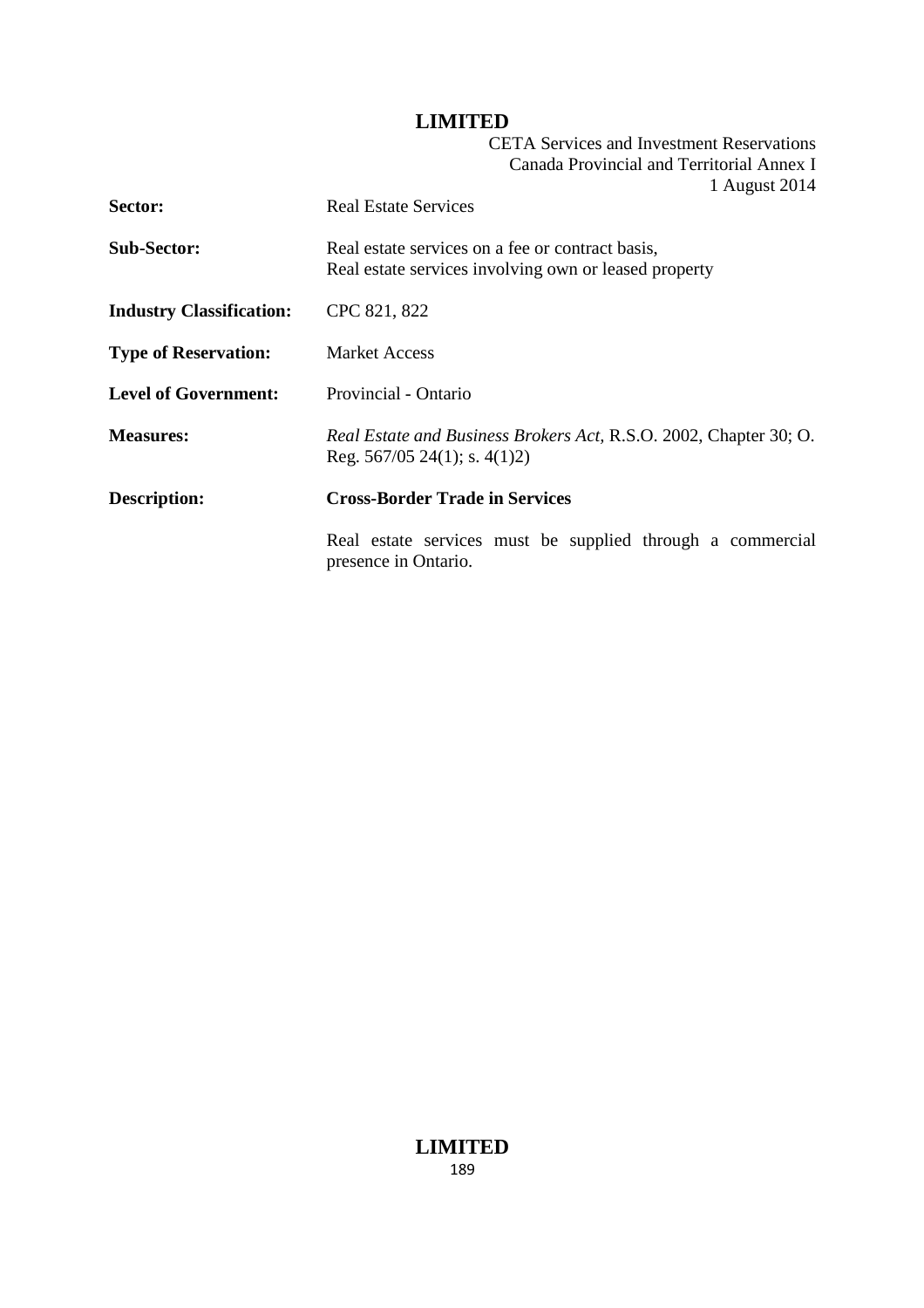| | |
|---|---|
| **Sector:** | Real Estate Services |
| **Sub-Sector:** | Real estate services on a fee or contract basis,<br>Real estate services involving own or leased property |
| **Industry Classification:** | CPC 821, 822 |
| **Type of Reservation:** | Market Access |
| **Level of Government:** | Provincial - Ontario |
| **Measures:** | *Real Estate and Business Brokers Act*, R.S.O. 2002, Chapter 30; O. Reg. 567/05 24(1); s. 4(1)2) |
| **Description:** | **Cross-Border Trade in Services** |
| | Real estate services must be supplied through a commercial presence in Ontario. |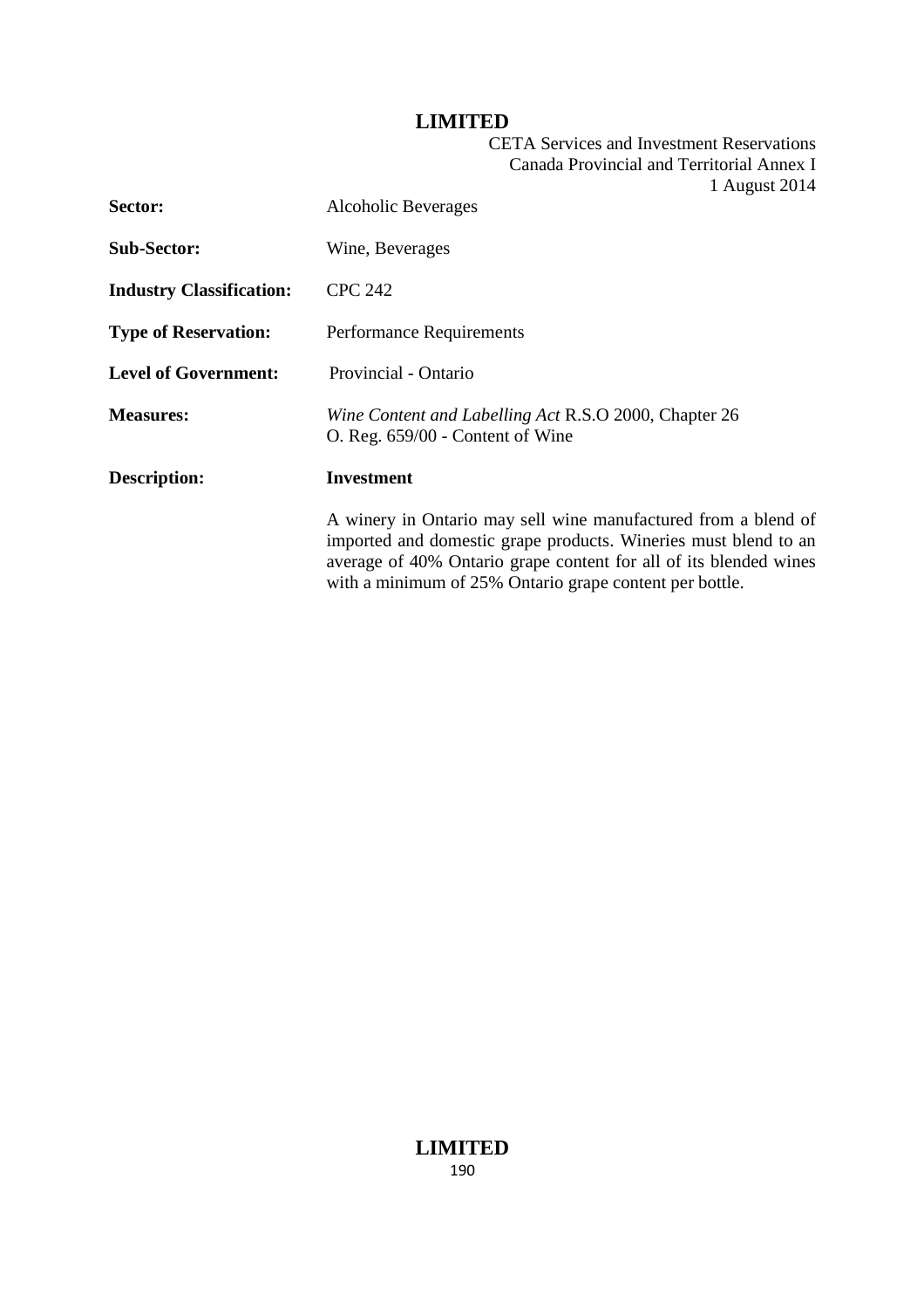| | |
|---|---|
| **Sector:** | Alcoholic Beverages |
| **Sub-Sector:** | Wine, Beverages |
| **Industry Classification:** | CPC 242 |
| **Type of Reservation:** | Performance Requirements |
| **Level of Government:** | Provincial - Ontario |
| **Measures:** | *Wine Content and Labelling Act* R.S.O 2000, Chapter 26<br>O. Reg. 659/00 - Content of Wine |
| **Description:** | **Investment**<br><br>A winery in Ontario may sell wine manufactured from a blend of imported and domestic grape products. Wineries must blend to an average of 40% Ontario grape content for all of its blended wines with a minimum of 25% Ontario grape content per bottle. |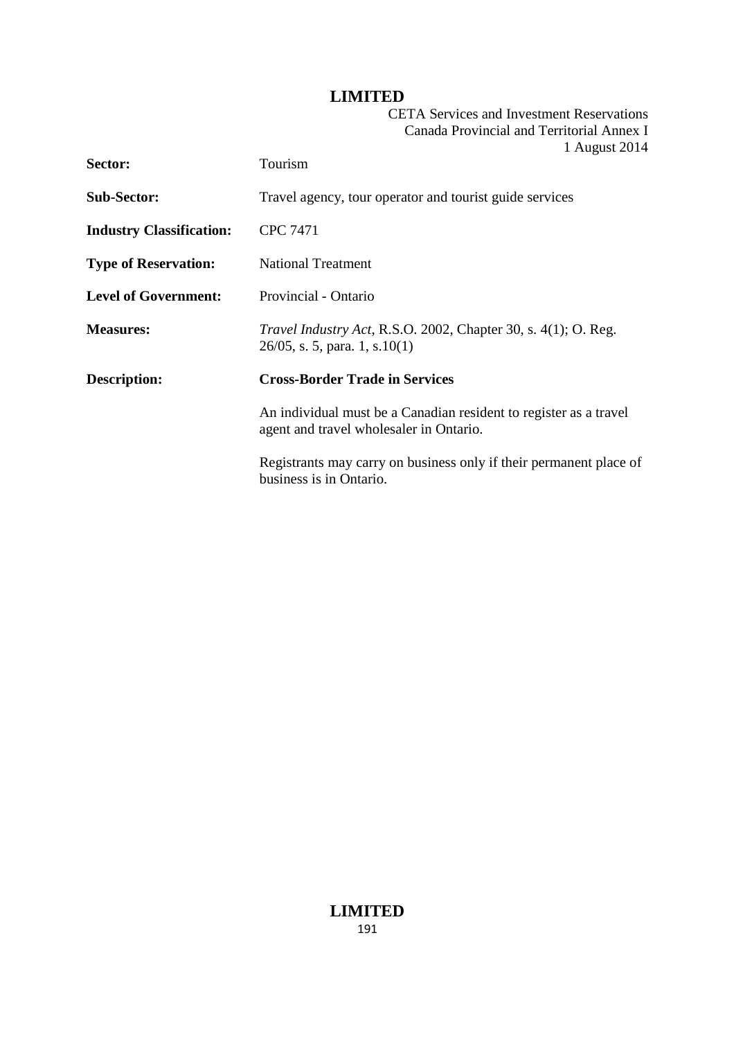| | |
|---|---|
| **Sector:** | Tourism |
| **Sub-Sector:** | Travel agency, tour operator and tourist guide services |
| **Industry Classification:** | CPC 7471 |
| **Type of Reservation:** | National Treatment |
| **Level of Government:** | Provincial - Ontario |
| **Measures:** | *Travel Industry Act*, R.S.O. 2002, Chapter 30, s. 4(1); O. Reg. 26/05, s. 5, para. 1, s.10(1) |
| **Description:** | **Cross-Border Trade in Services** |

An individual must be a Canadian resident to register as a travel agent and travel wholesaler in Ontario.

Registrants may carry on business only if their permanent place of business is in Ontario.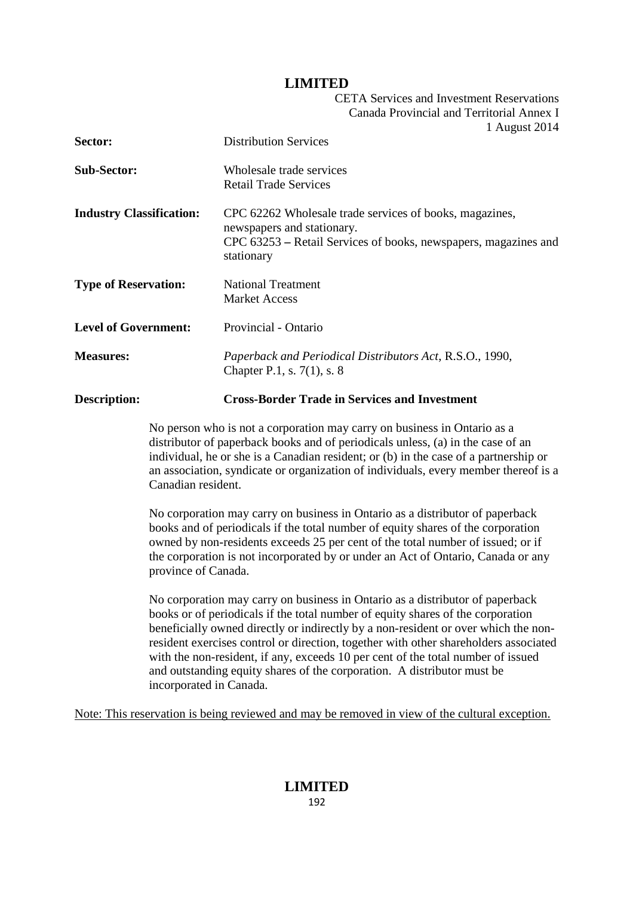| | |
|---|---|
| **Sector:** | Distribution Services |
| **Sub-Sector:** | Wholesale trade services<br>Retail Trade Services |
| **Industry Classification:** | CPC 62262 Wholesale trade services of books, magazines, newspapers and stationary.<br>CPC 63253 – Retail Services of books, newspapers, magazines and stationary |
| **Type of Reservation:** | National Treatment<br>Market Access |
| **Level of Government:** | Provincial - Ontario |
| **Measures:** | *Paperback and Periodical Distributors Act,* R.S.O., 1990, Chapter P.1, s. 7(1), s. 8 |
| **Description:** | **Cross-Border Trade in Services and Investment** |

No person who is not a corporation may carry on business in Ontario as a distributor of paperback books and of periodicals unless, (a) in the case of an individual, he or she is a Canadian resident; or (b) in the case of a partnership or an association, syndicate or organization of individuals, every member thereof is a Canadian resident.

No corporation may carry on business in Ontario as a distributor of paperback books and of periodicals if the total number of equity shares of the corporation owned by non-residents exceeds 25 per cent of the total number of issued; or if the corporation is not incorporated by or under an Act of Ontario, Canada or any province of Canada.

No corporation may carry on business in Ontario as a distributor of paperback books or of periodicals if the total number of equity shares of the corporation beneficially owned directly or indirectly by a non-resident or over which the non-resident exercises control or direction, together with other shareholders associated with the non-resident, if any, exceeds 10 per cent of the total number of issued and outstanding equity shares of the corporation. A distributor must be incorporated in Canada.

Note: This reservation is being reviewed and may be removed in view of the cultural exception.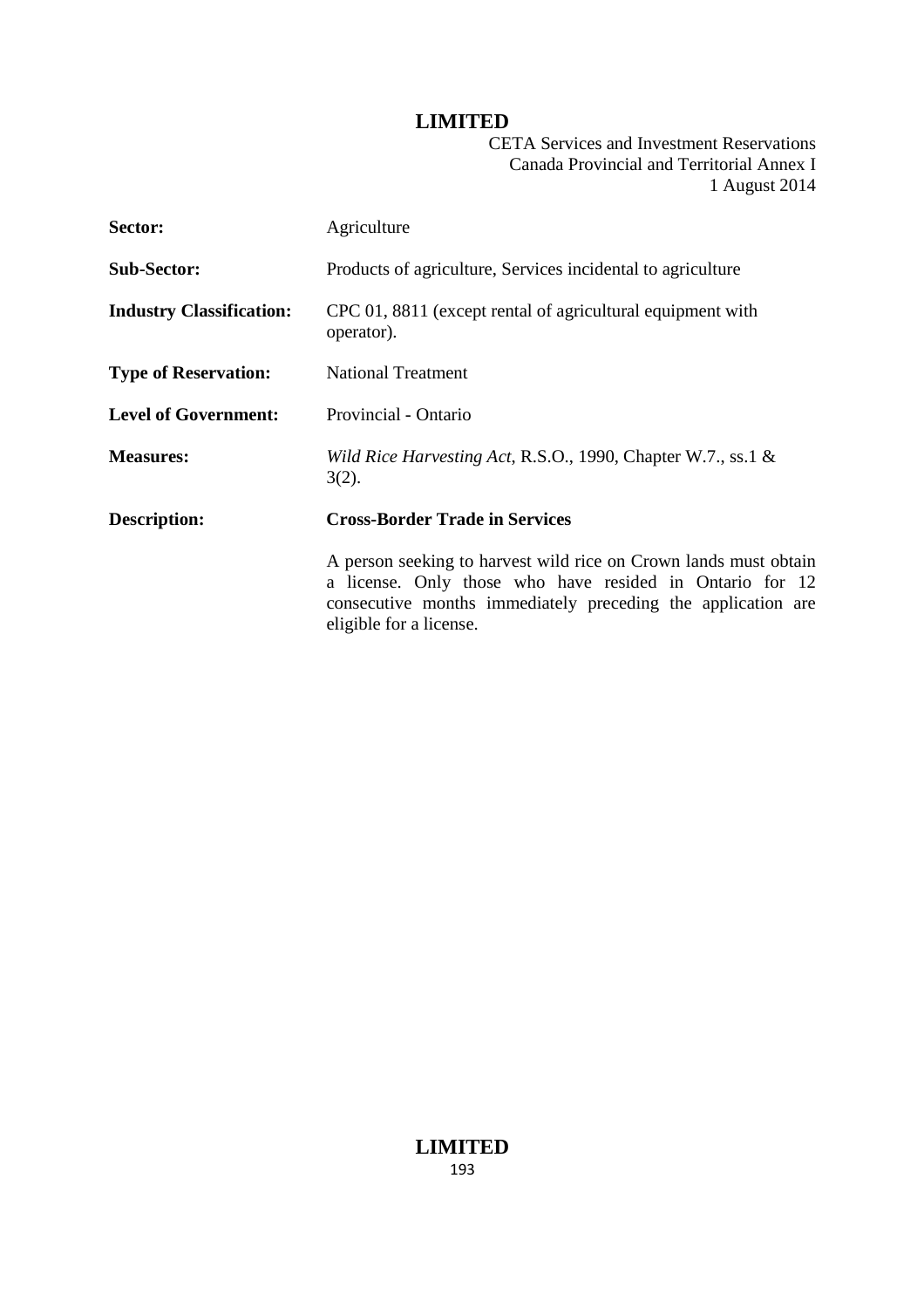| | |
|---|---|
| **Sector:** | Agriculture |
| **Sub-Sector:** | Products of agriculture, Services incidental to agriculture |
| **Industry Classification:** | CPC 01, 8811 (except rental of agricultural equipment with operator). |
| **Type of Reservation:** | National Treatment |
| **Level of Government:** | Provincial - Ontario |
| **Measures:** | *Wild Rice Harvesting Act*, R.S.O., 1990, Chapter W.7., ss.1 & 3(2). |
| **Description:** | **Cross-Border Trade in Services** |
| | A person seeking to harvest wild rice on Crown lands must obtain a license. Only those who have resided in Ontario for 12 consecutive months immediately preceding the application are eligible for a license. |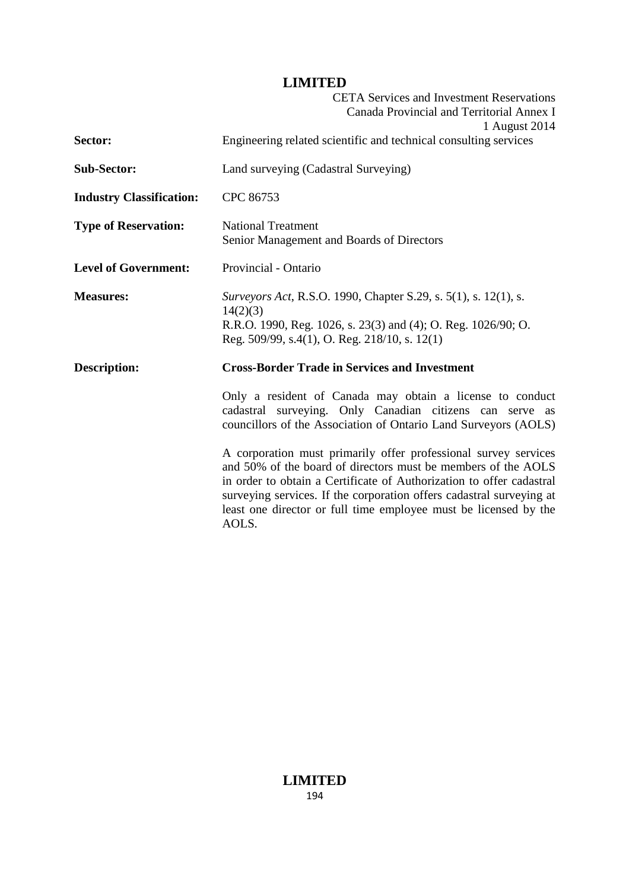| | |
|---|---|
| **Sector:** | Engineering related scientific and technical consulting services |
| **Sub-Sector:** | Land surveying (Cadastral Surveying) |
| **Industry Classification:** | CPC 86753 |
| **Type of Reservation:** | National Treatment<br>Senior Management and Boards of Directors |
| **Level of Government:** | Provincial - Ontario |
| **Measures:** | *Surveyors Act*, R.S.O. 1990, Chapter S.29, s. 5(1), s. 12(1), s. 14(2)(3)<br>R.R.O. 1990, Reg. 1026, s. 23(3) and (4); O. Reg. 1026/90; O. Reg. 509/99, s.4(1), O. Reg. 218/10, s. 12(1) |
| **Description:** | **Cross-Border Trade in Services and Investment** |

Only a resident of Canada may obtain a license to conduct cadastral surveying. Only Canadian citizens can serve as councillors of the Association of Ontario Land Surveyors (AOLS)

A corporation must primarily offer professional survey services and 50% of the board of directors must be members of the AOLS in order to obtain a Certificate of Authorization to offer cadastral surveying services. If the corporation offers cadastral surveying at least one director or full time employee must be licensed by the AOLS.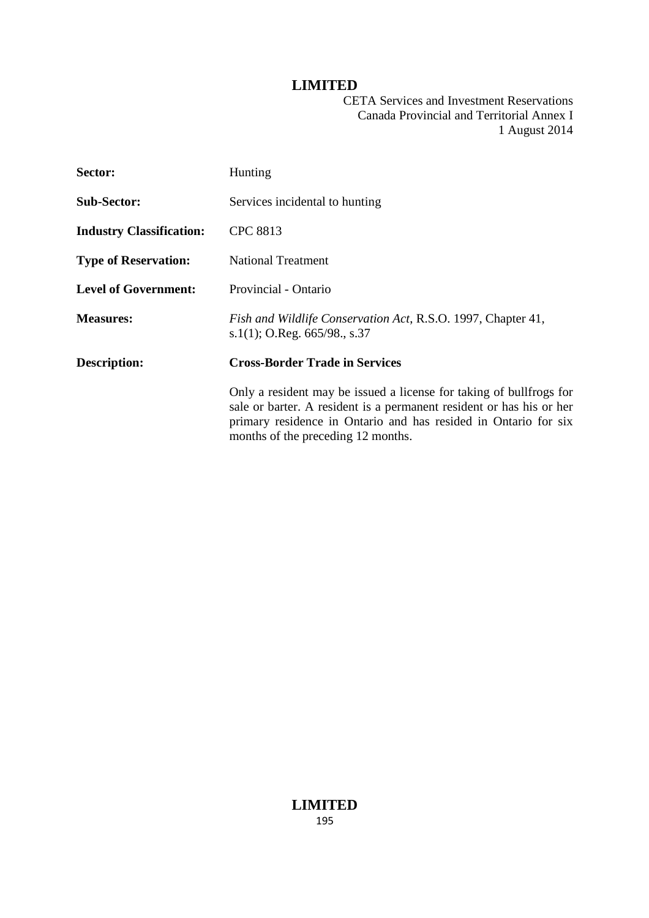| | |
|---|---|
| **Sector:** | Hunting |
| **Sub-Sector:** | Services incidental to hunting |
| **Industry Classification:** | CPC 8813 |
| **Type of Reservation:** | National Treatment |
| **Level of Government:** | Provincial - Ontario |
| **Measures:** | *Fish and Wildlife Conservation Act*, R.S.O. 1997, Chapter 41, s.1(1); O.Reg. 665/98., s.37 |
| **Description:** | **Cross-Border Trade in Services** |
| | Only a resident may be issued a license for taking of bullfrogs for sale or barter. A resident is a permanent resident or has his or her primary residence in Ontario and has resided in Ontario for six months of the preceding 12 months. |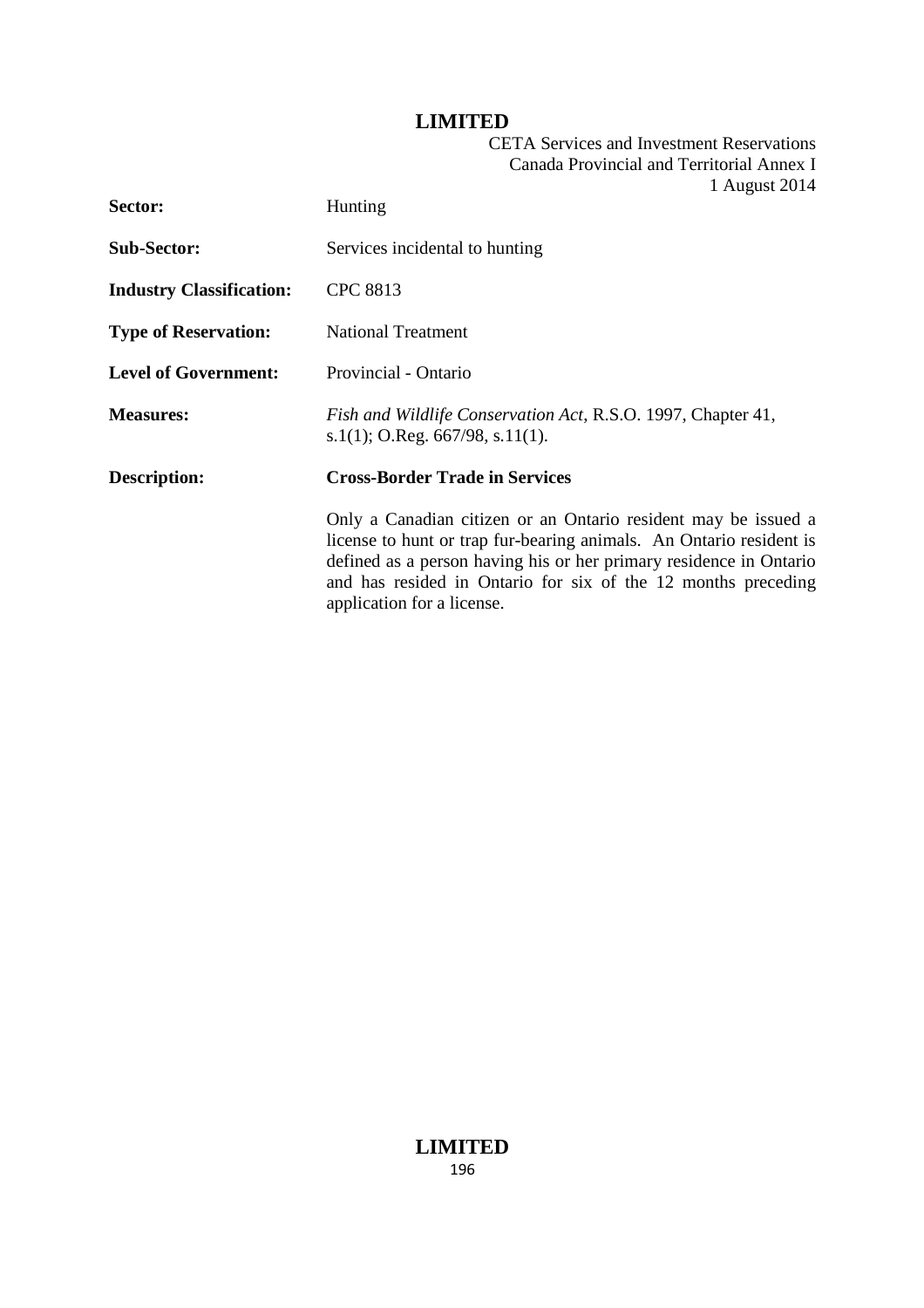| | |
|---|---|
| **Sector:** | Hunting |
| **Sub-Sector:** | Services incidental to hunting |
| **Industry Classification:** | CPC 8813 |
| **Type of Reservation:** | National Treatment |
| **Level of Government:** | Provincial - Ontario |
| **Measures:** | *Fish and Wildlife Conservation Act*, R.S.O. 1997, Chapter 41, s.1(1); O.Reg. 667/98, s.11(1). |
| **Description:** | **Cross-Border Trade in Services**<br><br>Only a Canadian citizen or an Ontario resident may be issued a license to hunt or trap fur-bearing animals. An Ontario resident is defined as a person having his or her primary residence in Ontario and has resided in Ontario for six of the 12 months preceding application for a license. |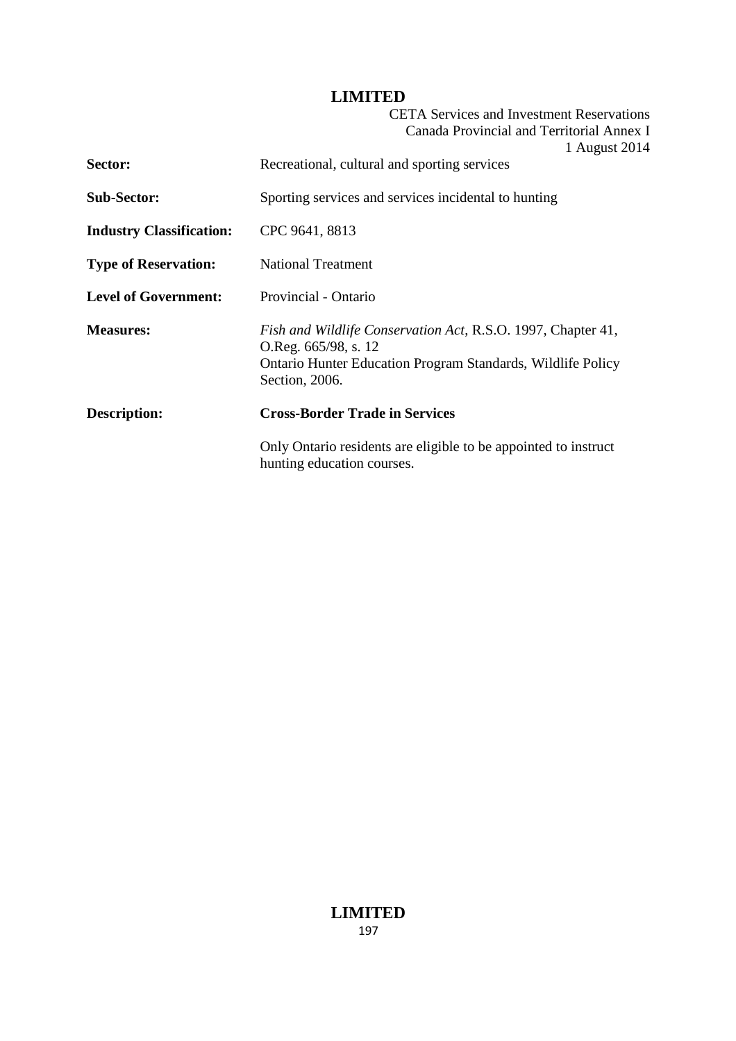| | |
|---|---|
| **Sector:** | Recreational, cultural and sporting services |
| **Sub-Sector:** | Sporting services and services incidental to hunting |
| **Industry Classification:** | CPC 9641, 8813 |
| **Type of Reservation:** | National Treatment |
| **Level of Government:** | Provincial - Ontario |
| **Measures:** | *Fish and Wildlife Conservation Act*, R.S.O. 1997, Chapter 41, O.Reg. 665/98, s. 12<br>Ontario Hunter Education Program Standards, Wildlife Policy Section, 2006. |
| **Description:** | **Cross-Border Trade in Services**<br><br>Only Ontario residents are eligible to be appointed to instruct hunting education courses. |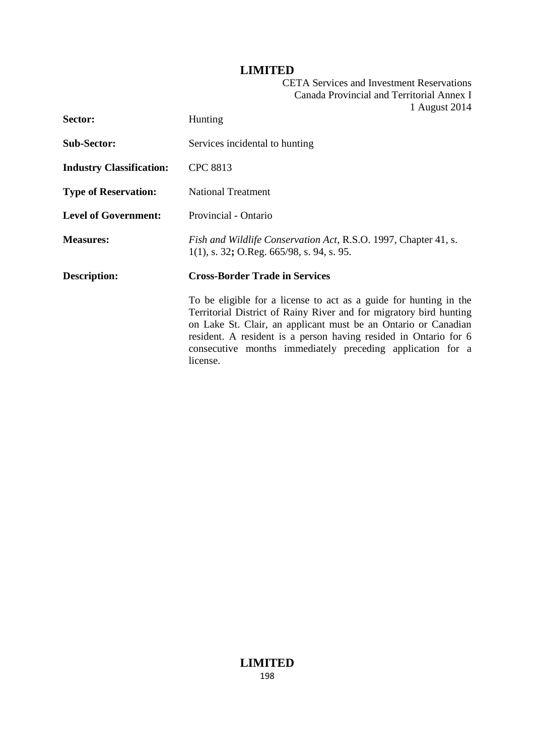| | |
|---|---|
| **Sector:** | Hunting |
| **Sub-Sector:** | Services incidental to hunting |
| **Industry Classification:** | CPC 8813 |
| **Type of Reservation:** | National Treatment |
| **Level of Government:** | Provincial - Ontario |
| **Measures:** | *Fish and Wildlife Conservation Act*, R.S.O. 1997, Chapter 41, s. 1(1), s. 32**;** O.Reg. 665/98, s. 94, s. 95. |
| **Description:** | **Cross-Border Trade in Services**<br><br>To be eligible for a license to act as a guide for hunting in the Territorial District of Rainy River and for migratory bird hunting on Lake St. Clair, an applicant must be an Ontario or Canadian resident. A resident is a person having resided in Ontario for 6 consecutive months immediately preceding application for a license. |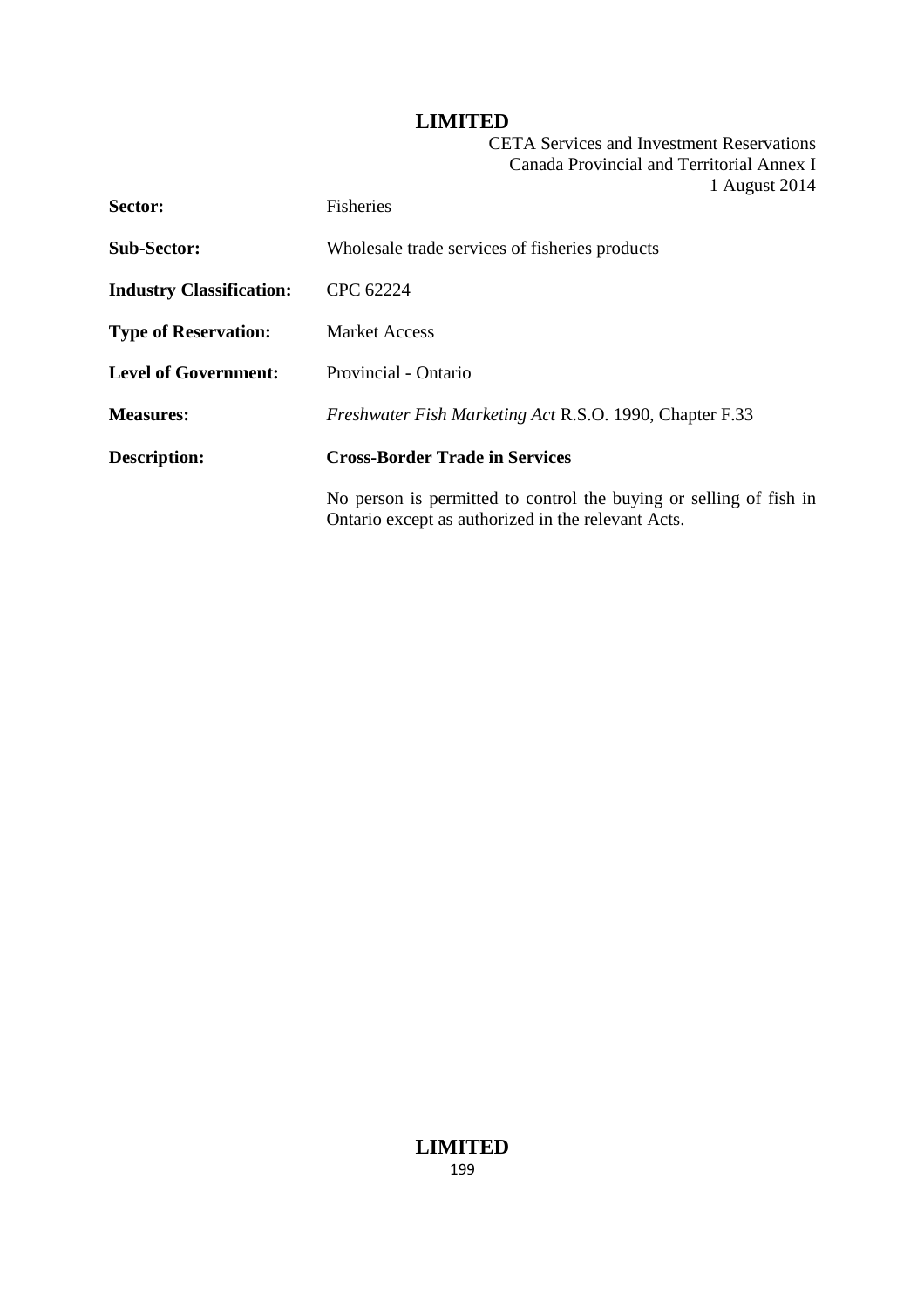| | |
|---|---|
| **Sector:** | Fisheries |
| **Sub-Sector:** | Wholesale trade services of fisheries products |
| **Industry Classification:** | CPC 62224 |
| **Type of Reservation:** | Market Access |
| **Level of Government:** | Provincial - Ontario |
| **Measures:** | *Freshwater Fish Marketing Act* R.S.O. 1990, Chapter F.33 |
| **Description:** | **Cross-Border Trade in Services** |
| | No person is permitted to control the buying or selling of fish in Ontario except as authorized in the relevant Acts. |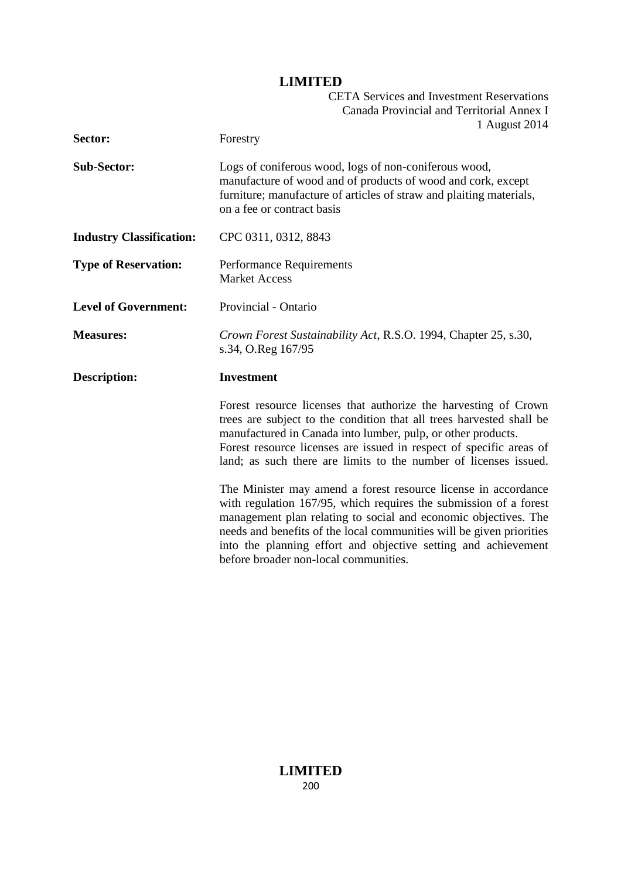| | |
|---|---|
| **Sector:** | Forestry |
| **Sub-Sector:** | Logs of coniferous wood, logs of non-coniferous wood, manufacture of wood and of products of wood and cork, except furniture; manufacture of articles of straw and plaiting materials, on a fee or contract basis |
| **Industry Classification:** | CPC 0311, 0312, 8843 |
| **Type of Reservation:** | Performance Requirements<br>Market Access |
| **Level of Government:** | Provincial - Ontario |
| **Measures:** | *Crown Forest Sustainability Act*, R.S.O. 1994, Chapter 25, s.30, s.34, O.Reg 167/95 |
| **Description:** | **Investment** |

Forest resource licenses that authorize the harvesting of Crown trees are subject to the condition that all trees harvested shall be manufactured in Canada into lumber, pulp, or other products. Forest resource licenses are issued in respect of specific areas of land; as such there are limits to the number of licenses issued.

The Minister may amend a forest resource license in accordance with regulation 167/95, which requires the submission of a forest management plan relating to social and economic objectives. The needs and benefits of the local communities will be given priorities into the planning effort and objective setting and achievement before broader non-local communities.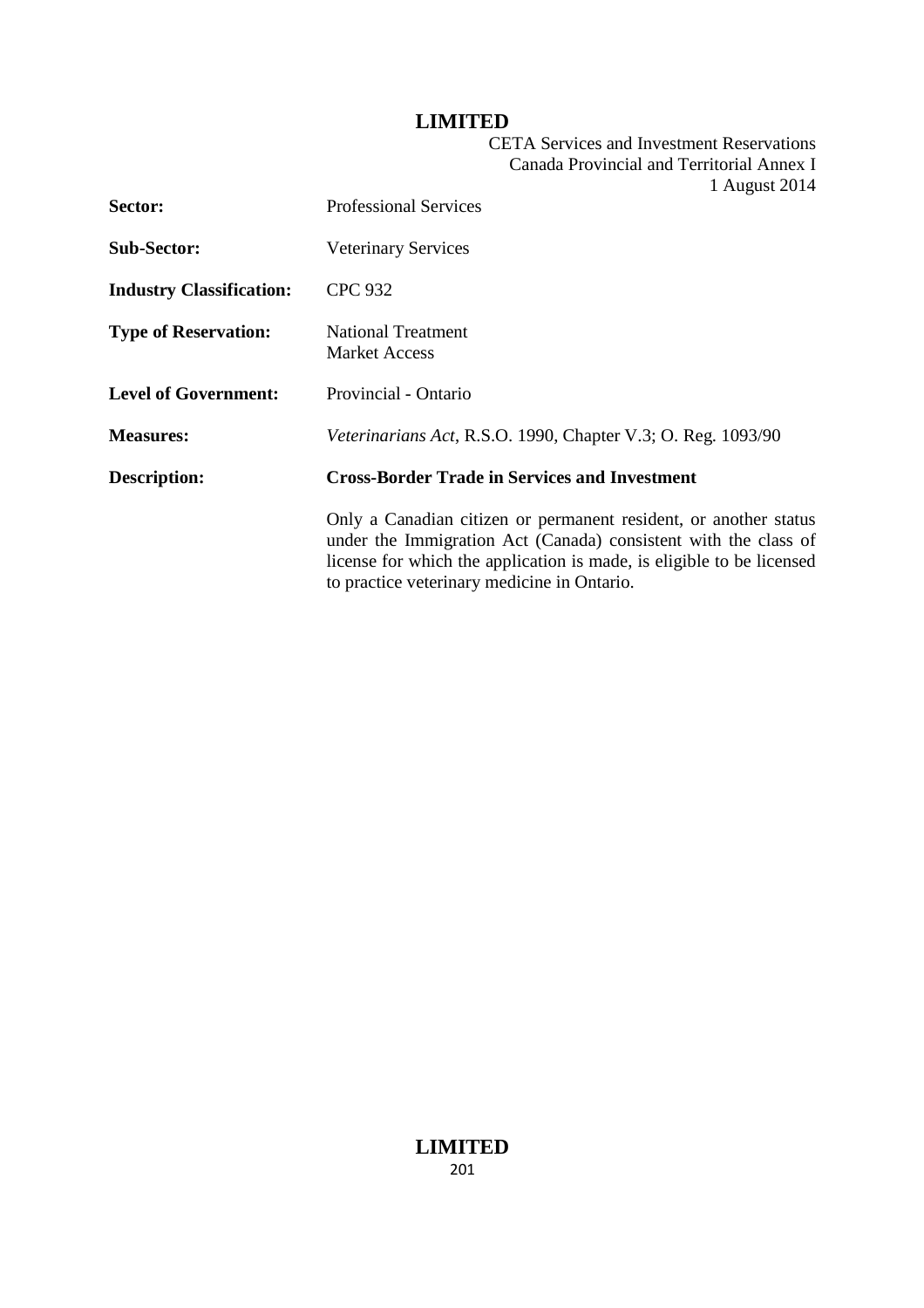| | |
|---|---|
| **Sector:** | Professional Services |
| **Sub-Sector:** | Veterinary Services |
| **Industry Classification:** | CPC 932 |
| **Type of Reservation:** | National Treatment<br>Market Access |
| **Level of Government:** | Provincial - Ontario |
| **Measures:** | *Veterinarians Act*, R.S.O. 1990, Chapter V.3; O. Reg. 1093/90 |
| **Description:** | **Cross-Border Trade in Services and Investment**<br><br>Only a Canadian citizen or permanent resident, or another status under the Immigration Act (Canada) consistent with the class of license for which the application is made, is eligible to be licensed to practice veterinary medicine in Ontario. |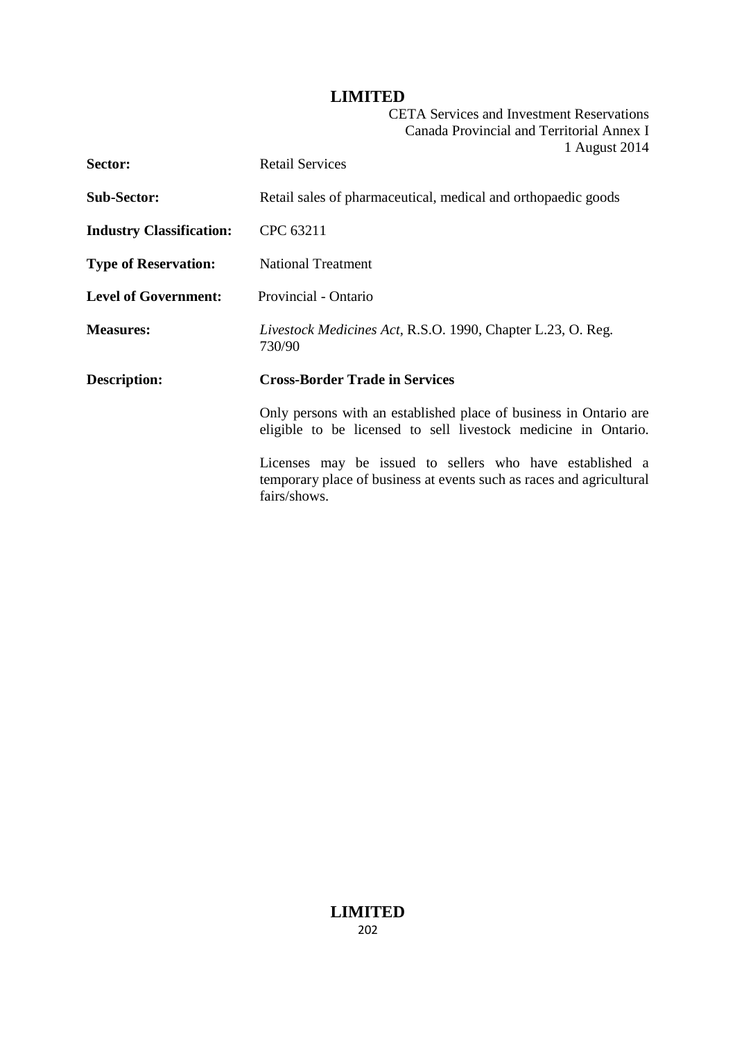| | |
|---|---|
| **Sector:** | Retail Services |
| **Sub-Sector:** | Retail sales of pharmaceutical, medical and orthopaedic goods |
| **Industry Classification:** | CPC 63211 |
| **Type of Reservation:** | National Treatment |
| **Level of Government:** | Provincial - Ontario |
| **Measures:** | *Livestock Medicines Act*, R.S.O. 1990, Chapter L.23, O. Reg. 730/90 |
| **Description:** | **Cross-Border Trade in Services** |
| | Only persons with an established place of business in Ontario are eligible to be licensed to sell livestock medicine in Ontario. |
| | Licenses may be issued to sellers who have established a temporary place of business at events such as races and agricultural fairs/shows. |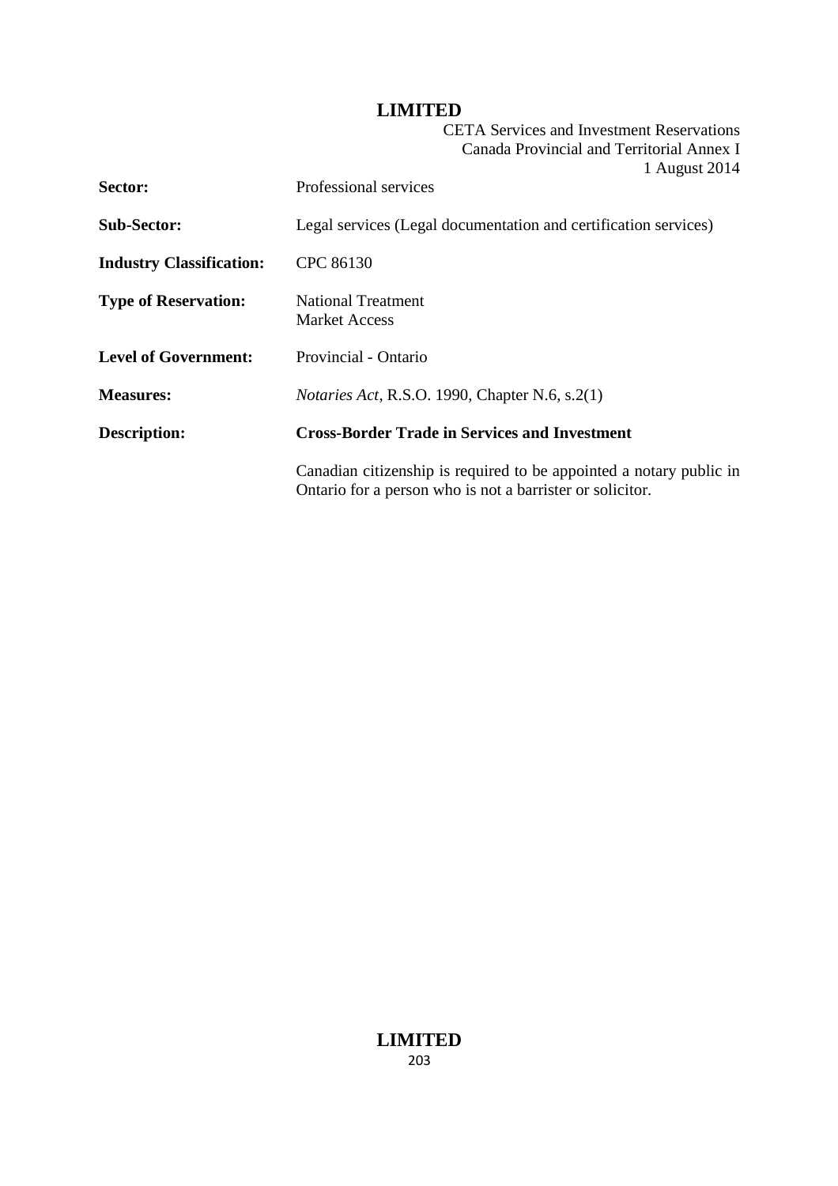| | |
|---|---|
| **Sector:** | Professional services |
| **Sub-Sector:** | Legal services (Legal documentation and certification services) |
| **Industry Classification:** | CPC 86130 |
| **Type of Reservation:** | National Treatment<br>Market Access |
| **Level of Government:** | Provincial - Ontario |
| **Measures:** | *Notaries Act*, R.S.O. 1990, Chapter N.6, s.2(1) |
| **Description:** | **Cross-Border Trade in Services and Investment** |
| | Canadian citizenship is required to be appointed a notary public in Ontario for a person who is not a barrister or solicitor. |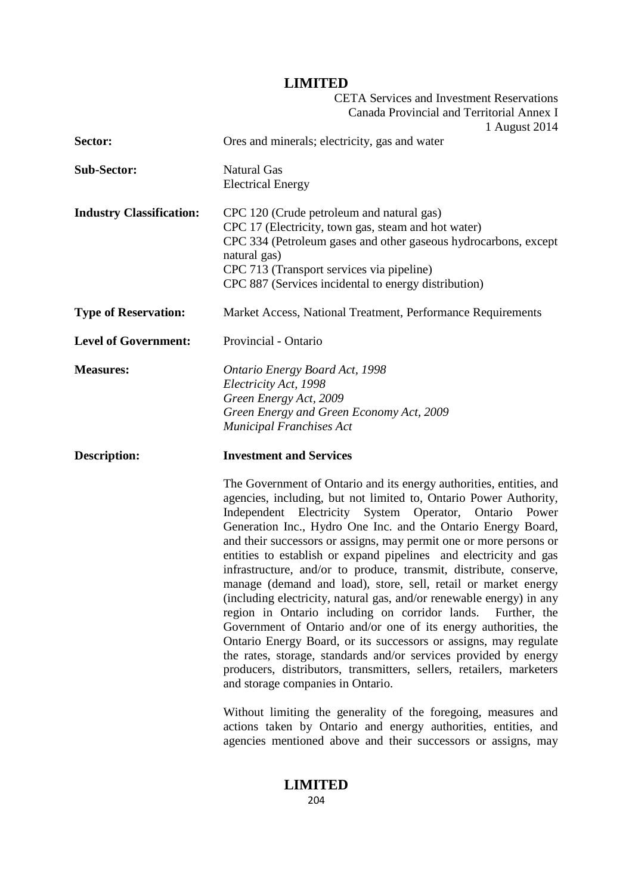| | |
|---|---|
| **Sector:** | Ores and minerals; electricity, gas and water |
| **Sub-Sector:** | Natural Gas<br>Electrical Energy |
| **Industry Classification:** | CPC 120 (Crude petroleum and natural gas)<br>CPC 17 (Electricity, town gas, steam and hot water)<br>CPC 334 (Petroleum gases and other gaseous hydrocarbons, except natural gas)<br>CPC 713 (Transport services via pipeline)<br>CPC 887 (Services incidental to energy distribution) |
| **Type of Reservation:** | Market Access, National Treatment, Performance Requirements |
| **Level of Government:** | Provincial - Ontario |
| **Measures:** | *Ontario Energy Board Act, 1998*<br>*Electricity Act, 1998*<br>*Green Energy Act, 2009*<br>*Green Energy and Green Economy Act, 2009*<br>*Municipal Franchises Act* |
| **Description:** | **Investment and Services** |

The Government of Ontario and its energy authorities, entities, and agencies, including, but not limited to, Ontario Power Authority, Independent Electricity System Operator, Ontario Power Generation Inc., Hydro One Inc. and the Ontario Energy Board, and their successors or assigns, may permit one or more persons or entities to establish or expand pipelines and electricity and gas infrastructure, and/or to produce, transmit, distribute, conserve, manage (demand and load), store, sell, retail or market energy (including electricity, natural gas, and/or renewable energy) in any region in Ontario including on corridor lands. Further, the Government of Ontario and/or one of its energy authorities, the Ontario Energy Board, or its successors or assigns, may regulate the rates, storage, standards and/or services provided by energy producers, distributors, transmitters, sellers, retailers, marketers and storage companies in Ontario.

Without limiting the generality of the foregoing, measures and actions taken by Ontario and energy authorities, entities, and agencies mentioned above and their successors or assigns, may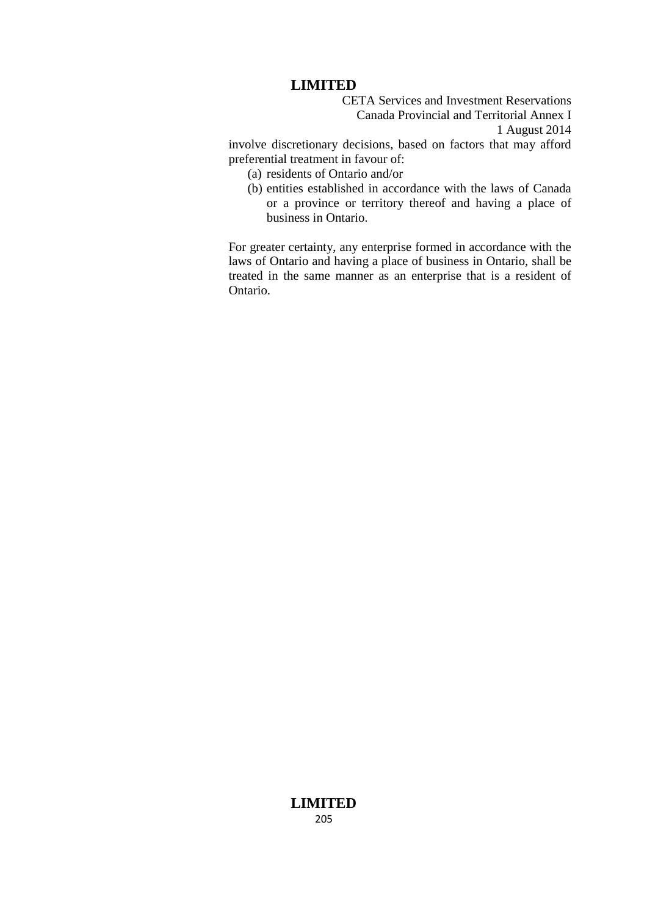involve discretionary decisions, based on factors that may afford preferential treatment in favour of:

(a) residents of Ontario and/or
(b) entities established in accordance with the laws of Canada or a province or territory thereof and having a place of business in Ontario.

For greater certainty, any enterprise formed in accordance with the laws of Ontario and having a place of business in Ontario, shall be treated in the same manner as an enterprise that is a resident of Ontario.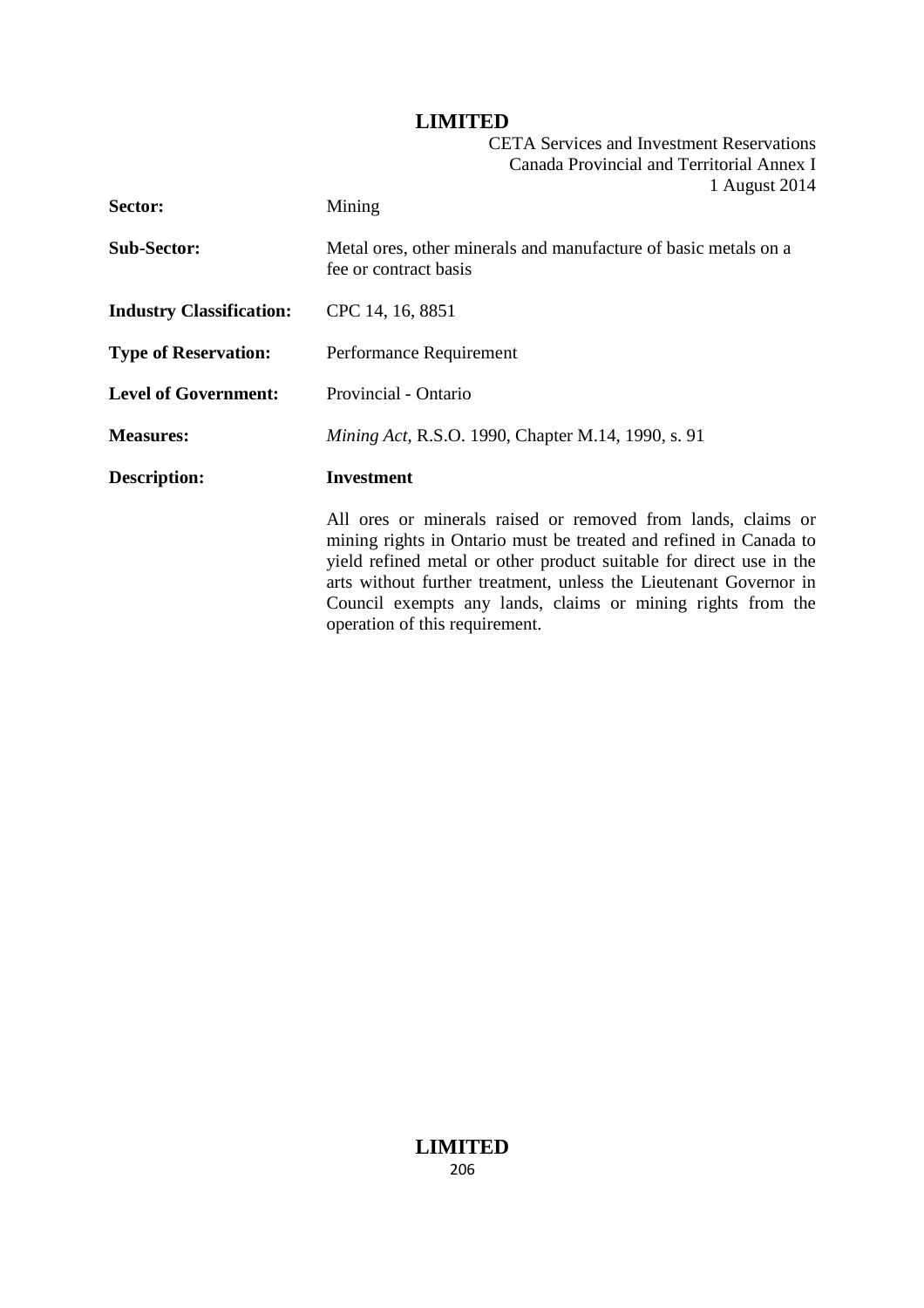| | |
|---|---|
| **Sector:** | Mining |
| **Sub-Sector:** | Metal ores, other minerals and manufacture of basic metals on a fee or contract basis |
| **Industry Classification:** | CPC 14, 16, 8851 |
| **Type of Reservation:** | Performance Requirement |
| **Level of Government:** | Provincial - Ontario |
| **Measures:** | *Mining Act*, R.S.O. 1990, Chapter M.14, 1990, s. 91 |
| **Description:** | **Investment**<br><br>All ores or minerals raised or removed from lands, claims or mining rights in Ontario must be treated and refined in Canada to yield refined metal or other product suitable for direct use in the arts without further treatment, unless the Lieutenant Governor in Council exempts any lands, claims or mining rights from the operation of this requirement. |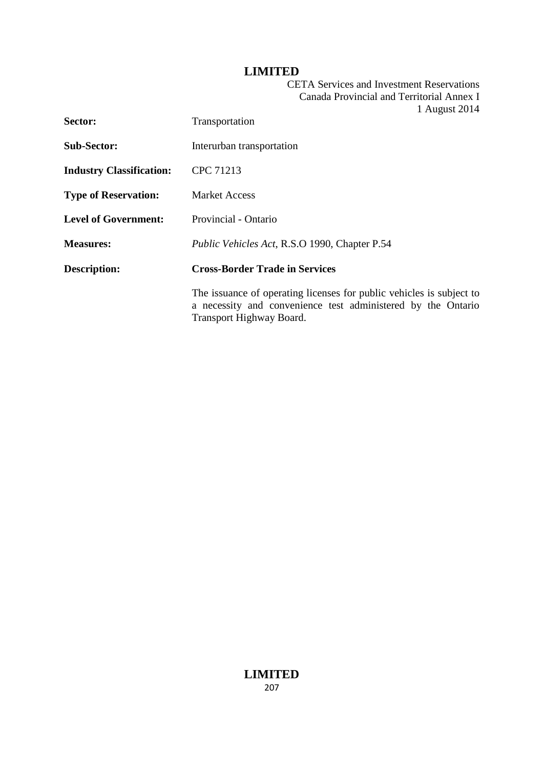| | |
|---|---|
| **Sector:** | Transportation |
| **Sub-Sector:** | Interurban transportation |
| **Industry Classification:** | CPC 71213 |
| **Type of Reservation:** | Market Access |
| **Level of Government:** | Provincial - Ontario |
| **Measures:** | *Public Vehicles Act*, R.S.O 1990, Chapter P.54 |
| **Description:** | **Cross-Border Trade in Services** |

The issuance of operating licenses for public vehicles is subject to a necessity and convenience test administered by the Ontario Transport Highway Board.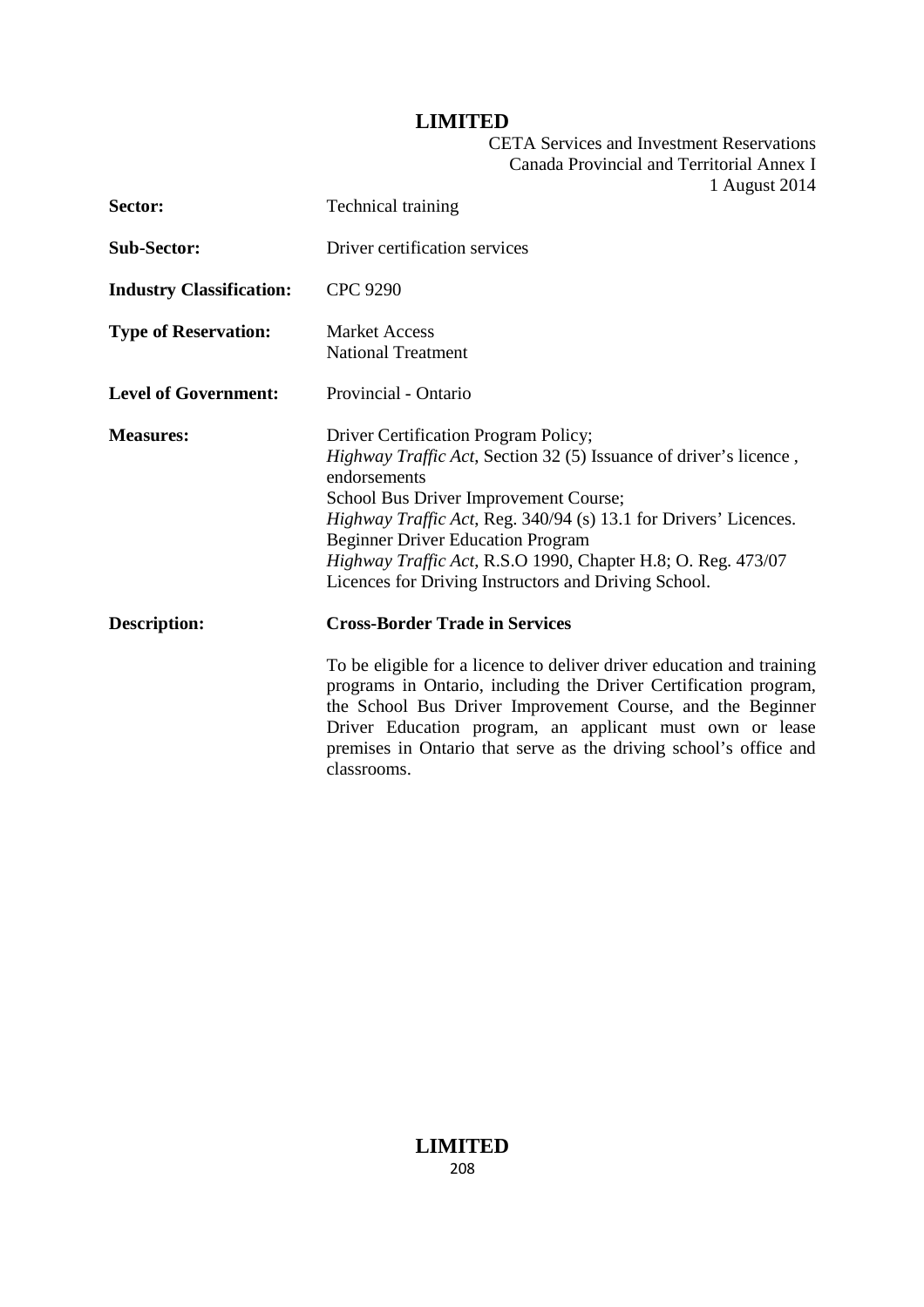| | |
|---|---|
| **Sector:** | Technical training |
| **Sub-Sector:** | Driver certification services |
| **Industry Classification:** | CPC 9290 |
| **Type of Reservation:** | Market Access<br>National Treatment |
| **Level of Government:** | Provincial - Ontario |
| **Measures:** | Driver Certification Program Policy;<br>*Highway Traffic Act*, Section 32 (5) Issuance of driver's licence , endorsements<br>School Bus Driver Improvement Course;<br>*Highway Traffic Act*, Reg. 340/94 (s) 13.1 for Drivers' Licences.<br>Beginner Driver Education Program<br>*Highway Traffic Act*, R.S.O 1990, Chapter H.8; O. Reg. 473/07 Licences for Driving Instructors and Driving School. |
| **Description:** | **Cross-Border Trade in Services**<br><br>To be eligible for a licence to deliver driver education and training programs in Ontario, including the Driver Certification program, the School Bus Driver Improvement Course, and the Beginner Driver Education program, an applicant must own or lease premises in Ontario that serve as the driving school's office and classrooms. |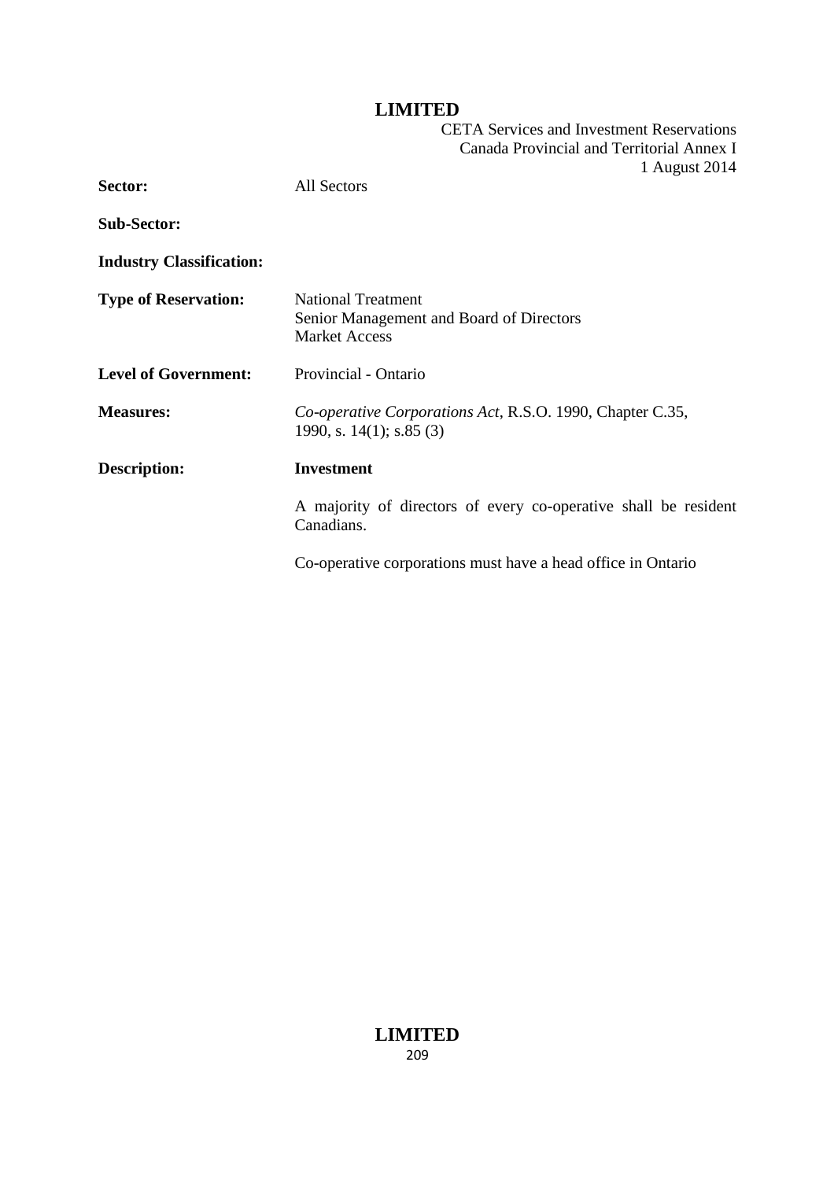| | |
|---|---|
| **Sector:** | All Sectors |
| **Sub-Sector:** | |
| **Industry Classification:** | |
| **Type of Reservation:** | National Treatment<br>Senior Management and Board of Directors<br>Market Access |
| **Level of Government:** | Provincial - Ontario |
| **Measures:** | *Co-operative Corporations Act*, R.S.O. 1990, Chapter C.35, 1990, s. 14(1); s.85 (3) |
| **Description:** | **Investment**<br><br>A majority of directors of every co-operative shall be resident Canadians.<br><br>Co-operative corporations must have a head office in Ontario |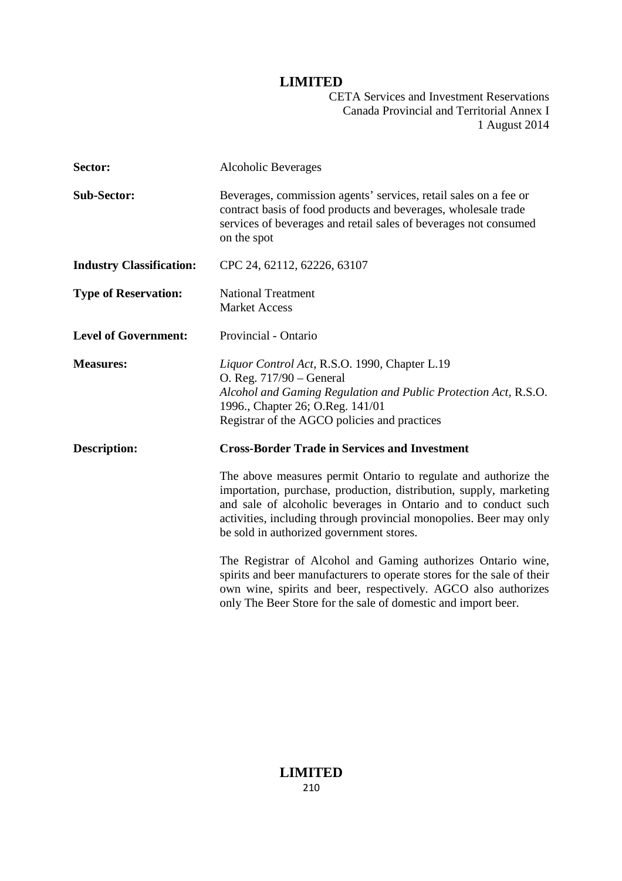| | |
|---|---|
| **Sector:** | Alcoholic Beverages |
| **Sub-Sector:** | Beverages, commission agents' services, retail sales on a fee or contract basis of food products and beverages, wholesale trade services of beverages and retail sales of beverages not consumed on the spot |
| **Industry Classification:** | CPC 24, 62112, 62226, 63107 |
| **Type of Reservation:** | National Treatment<br>Market Access |
| **Level of Government:** | Provincial - Ontario |
| **Measures:** | *Liquor Control Act*, R.S.O. 1990, Chapter L.19<br>O. Reg. 717/90 – General<br>*Alcohol and Gaming Regulation and Public Protection Act*, R.S.O. 1996., Chapter 26; O.Reg. 141/01<br>Registrar of the AGCO policies and practices |
| **Description:** | **Cross-Border Trade in Services and Investment** |

The above measures permit Ontario to regulate and authorize the importation, purchase, production, distribution, supply, marketing and sale of alcoholic beverages in Ontario and to conduct such activities, including through provincial monopolies. Beer may only be sold in authorized government stores.

The Registrar of Alcohol and Gaming authorizes Ontario wine, spirits and beer manufacturers to operate stores for the sale of their own wine, spirits and beer, respectively. AGCO also authorizes only The Beer Store for the sale of domestic and import beer.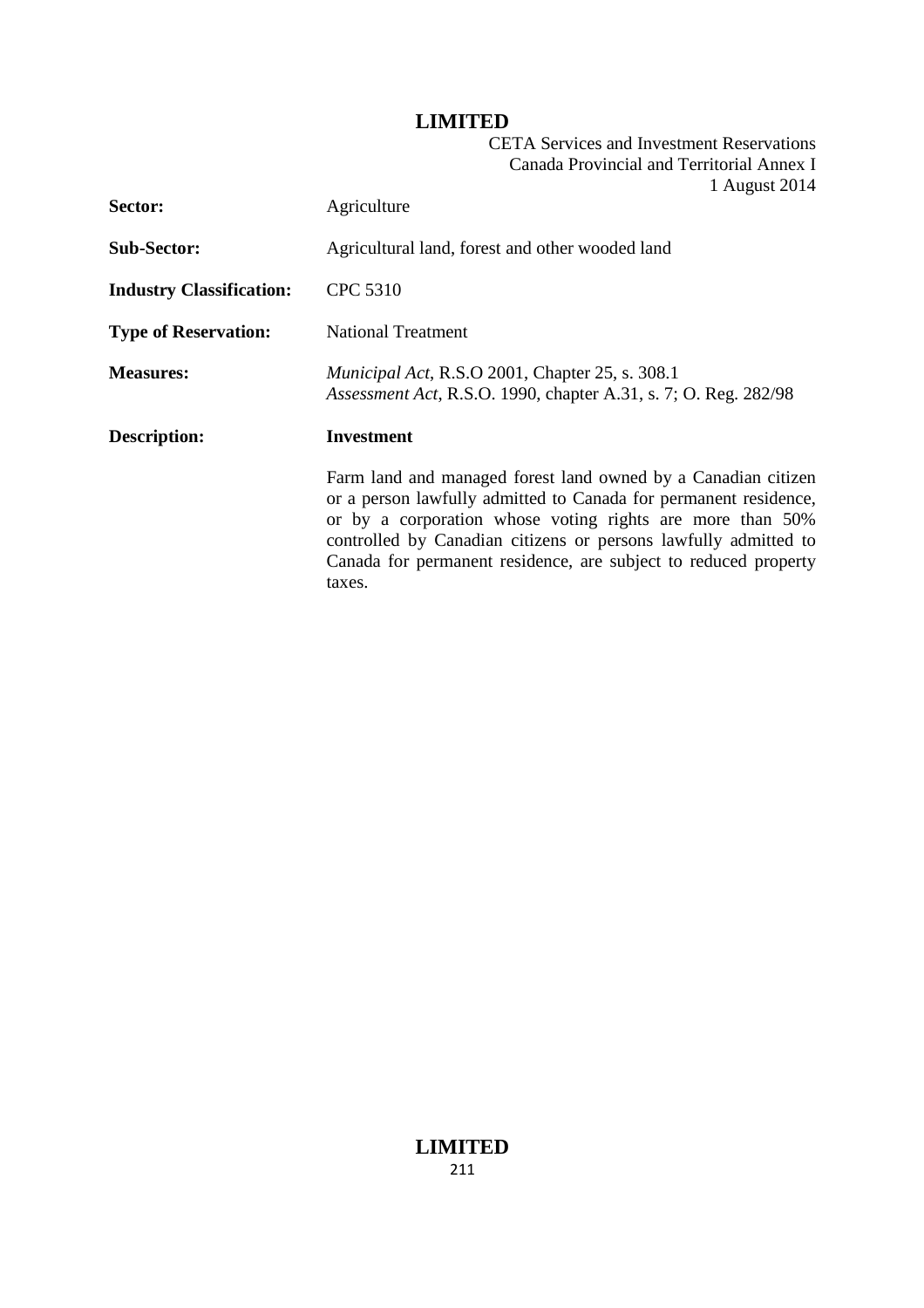| | |
|---|---|
| **Sector:** | Agriculture |
| **Sub-Sector:** | Agricultural land, forest and other wooded land |
| **Industry Classification:** | CPC 5310 |
| **Type of Reservation:** | National Treatment |
| **Measures:** | *Municipal Act*, R.S.O 2001, Chapter 25, s. 308.1<br>*Assessment Act*, R.S.O. 1990, chapter A.31, s. 7; O. Reg. 282/98 |
| **Description:** | **Investment**<br><br>Farm land and managed forest land owned by a Canadian citizen or a person lawfully admitted to Canada for permanent residence, or by a corporation whose voting rights are more than 50% controlled by Canadian citizens or persons lawfully admitted to Canada for permanent residence, are subject to reduced property taxes. |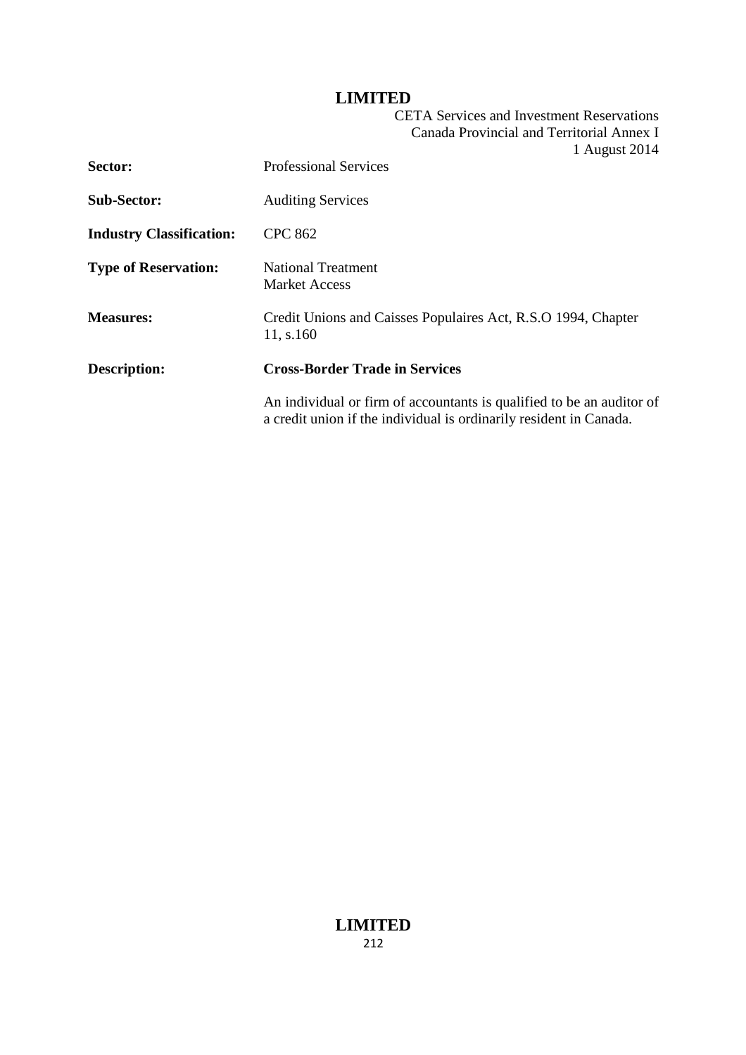| | |
|---|---|
| **Sector:** | Professional Services |
| **Sub-Sector:** | Auditing Services |
| **Industry Classification:** | CPC 862 |
| **Type of Reservation:** | National Treatment<br>Market Access |
| **Measures:** | Credit Unions and Caisses Populaires Act, R.S.O 1994, Chapter 11, s.160 |
| **Description:** | **Cross-Border Trade in Services** |
| | An individual or firm of accountants is qualified to be an auditor of a credit union if the individual is ordinarily resident in Canada. |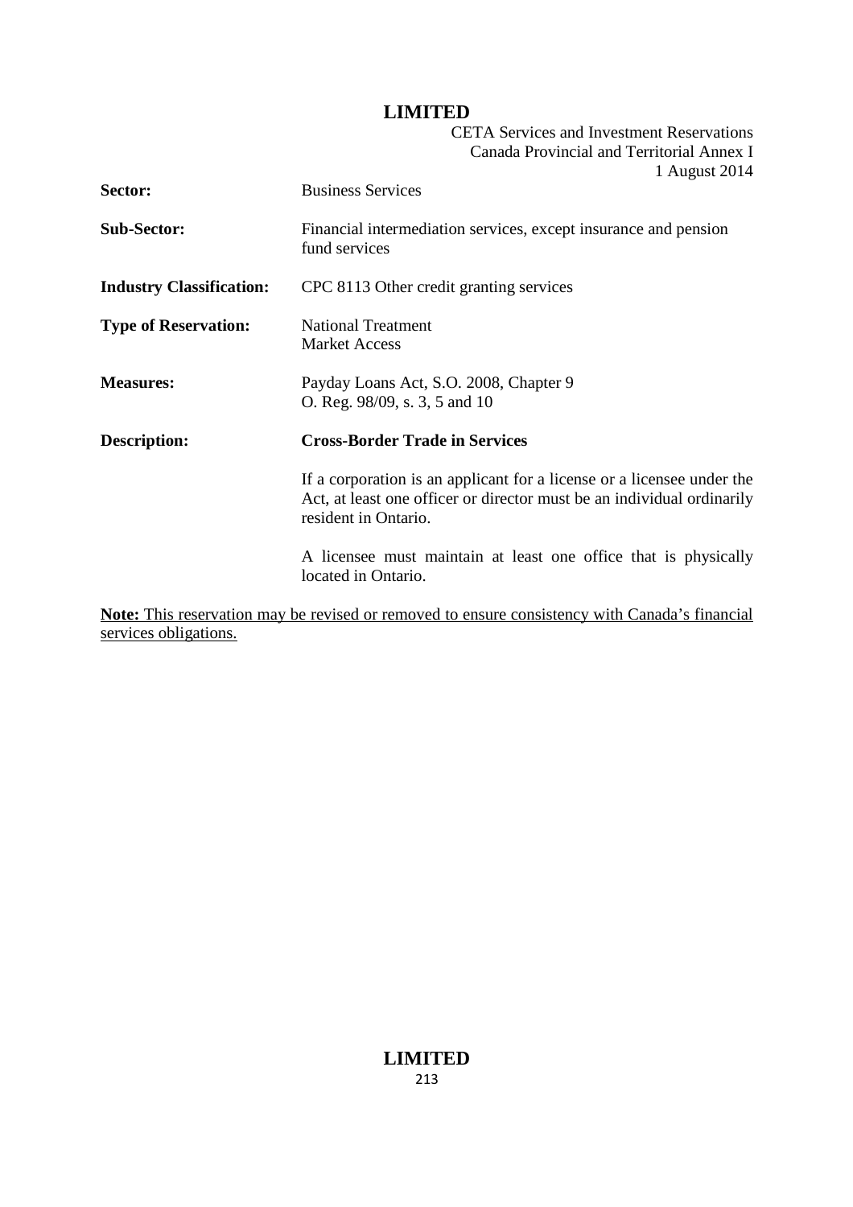| | |
|---|---|
| **Sector:** | Business Services |
| **Sub-Sector:** | Financial intermediation services, except insurance and pension fund services |
| **Industry Classification:** | CPC 8113 Other credit granting services |
| **Type of Reservation:** | National Treatment<br>Market Access |
| **Measures:** | Payday Loans Act, S.O. 2008, Chapter 9<br>O. Reg. 98/09, s. 3, 5 and 10 |
| **Description:** | **Cross-Border Trade in Services**<br><br>If a corporation is an applicant for a license or a licensee under the Act, at least one officer or director must be an individual ordinarily resident in Ontario.<br><br>A licensee must maintain at least one office that is physically located in Ontario. |

**Note:** This reservation may be revised or removed to ensure consistency with Canada's financial services obligations.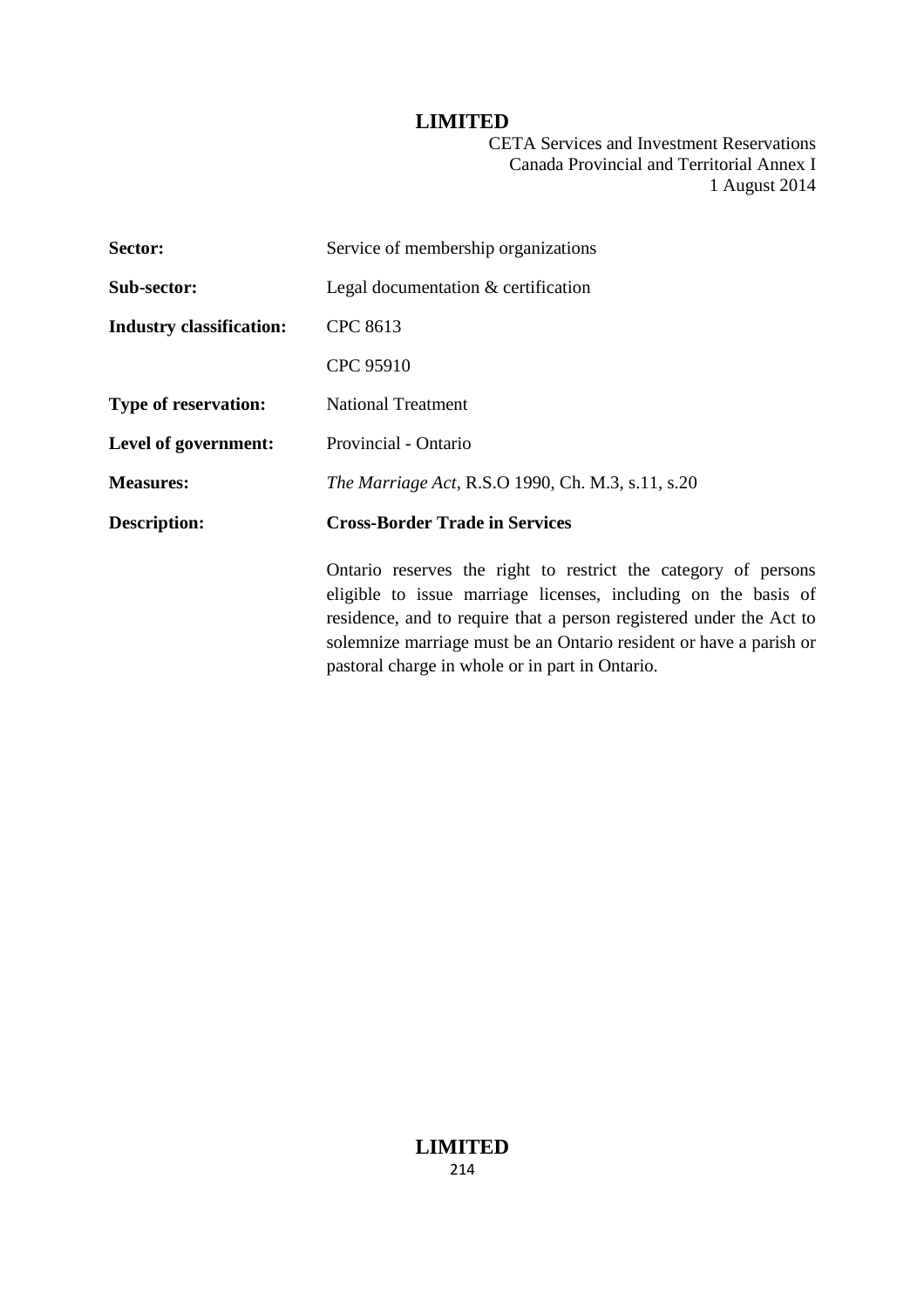| | |
|---|---|
| **Sector:** | Service of membership organizations |
| **Sub-sector:** | Legal documentation & certification |
| **Industry classification:** | CPC 8613 |
| | CPC 95910 |
| **Type of reservation:** | National Treatment |
| **Level of government:** | Provincial - Ontario |
| **Measures:** | *The Marriage Act*, R.S.O 1990, Ch. M.3, s.11, s.20 |
| **Description:** | **Cross-Border Trade in Services** |
| | Ontario reserves the right to restrict the category of persons eligible to issue marriage licenses, including on the basis of residence, and to require that a person registered under the Act to solemnize marriage must be an Ontario resident or have a parish or pastoral charge in whole or in part in Ontario. |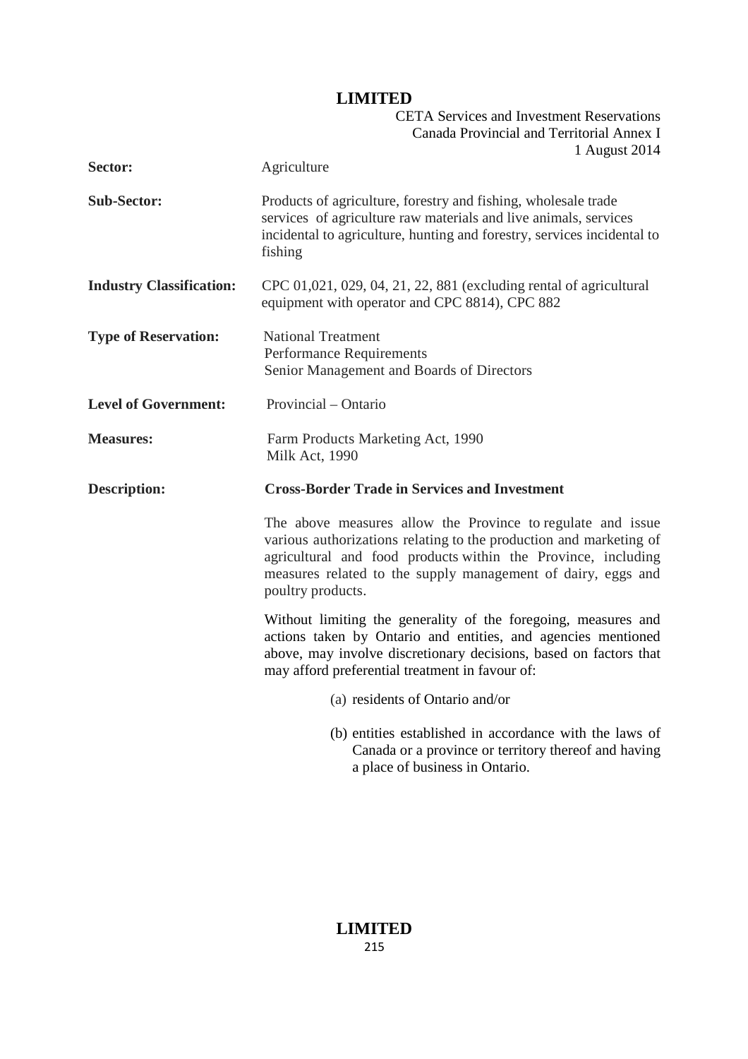| | |
|---|---|
| **Sector:** | Agriculture |
| **Sub-Sector:** | Products of agriculture, forestry and fishing, wholesale trade services of agriculture raw materials and live animals, services incidental to agriculture, hunting and forestry, services incidental to fishing |
| **Industry Classification:** | CPC 01,021, 029, 04, 21, 22, 881 (excluding rental of agricultural equipment with operator and CPC 8814), CPC 882 |
| **Type of Reservation:** | National Treatment<br>Performance Requirements<br>Senior Management and Boards of Directors |
| **Level of Government:** | Provincial – Ontario |
| **Measures:** | Farm Products Marketing Act, 1990<br>Milk Act, 1990 |
| **Description:** | **Cross-Border Trade in Services and Investment** |

The above measures allow the Province to regulate and issue various authorizations relating to the production and marketing of agricultural and food products within the Province, including measures related to the supply management of dairy, eggs and poultry products.

Without limiting the generality of the foregoing, measures and actions taken by Ontario and entities, and agencies mentioned above, may involve discretionary decisions, based on factors that may afford preferential treatment in favour of:

(a) residents of Ontario and/or

(b) entities established in accordance with the laws of Canada or a province or territory thereof and having a place of business in Ontario.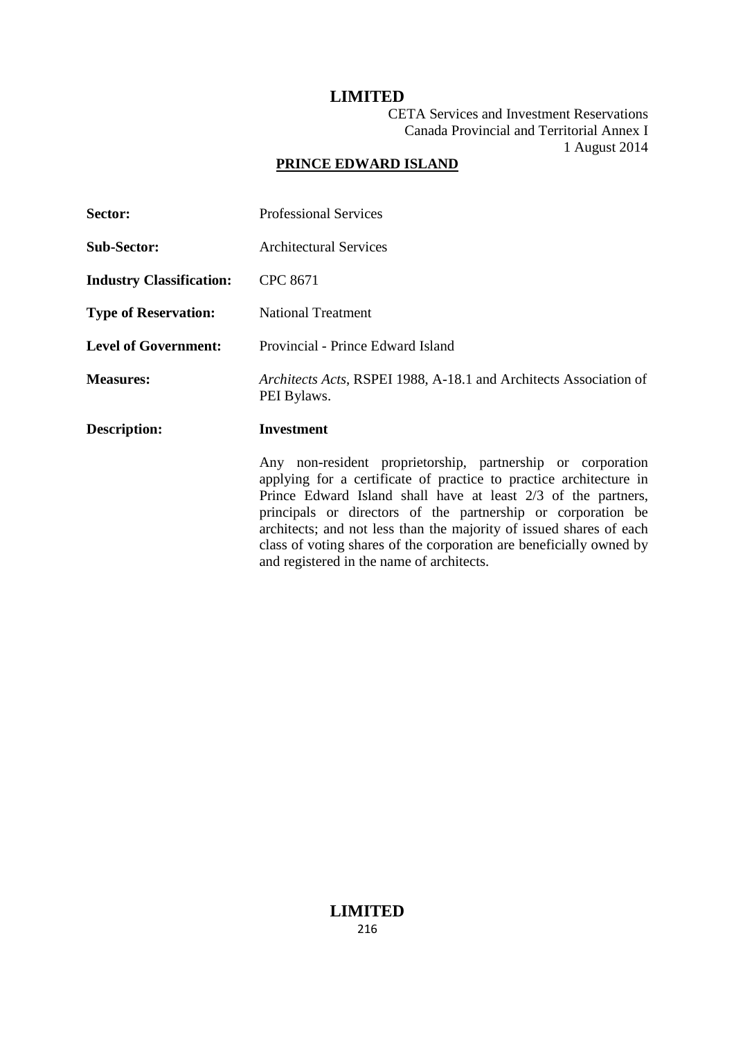## PRINCE EDWARD ISLAND

| | |
|---|---|
| **Sector:** | Professional Services |
| **Sub-Sector:** | Architectural Services |
| **Industry Classification:** | CPC 8671 |
| **Type of Reservation:** | National Treatment |
| **Level of Government:** | Provincial - Prince Edward Island |
| **Measures:** | *Architects Acts*, RSPEI 1988, A-18.1 and Architects Association of PEI Bylaws. |
| **Description:** | **Investment** |

Any non-resident proprietorship, partnership or corporation applying for a certificate of practice to practice architecture in Prince Edward Island shall have at least 2/3 of the partners, principals or directors of the partnership or corporation be architects; and not less than the majority of issued shares of each class of voting shares of the corporation are beneficially owned by and registered in the name of architects.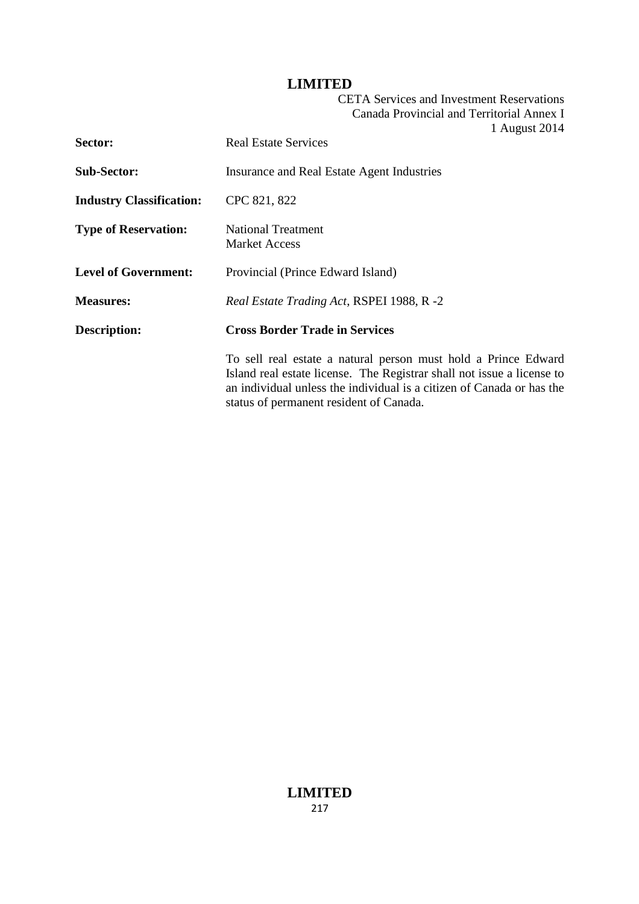| | |
|---|---|
| **Sector:** | Real Estate Services |
| **Sub-Sector:** | Insurance and Real Estate Agent Industries |
| **Industry Classification:** | CPC 821, 822 |
| **Type of Reservation:** | National Treatment<br>Market Access |
| **Level of Government:** | Provincial (Prince Edward Island) |
| **Measures:** | *Real Estate Trading Act*, RSPEI 1988, R -2 |
| **Description:** | **Cross Border Trade in Services** |
| | To sell real estate a natural person must hold a Prince Edward Island real estate license. The Registrar shall not issue a license to an individual unless the individual is a citizen of Canada or has the status of permanent resident of Canada. |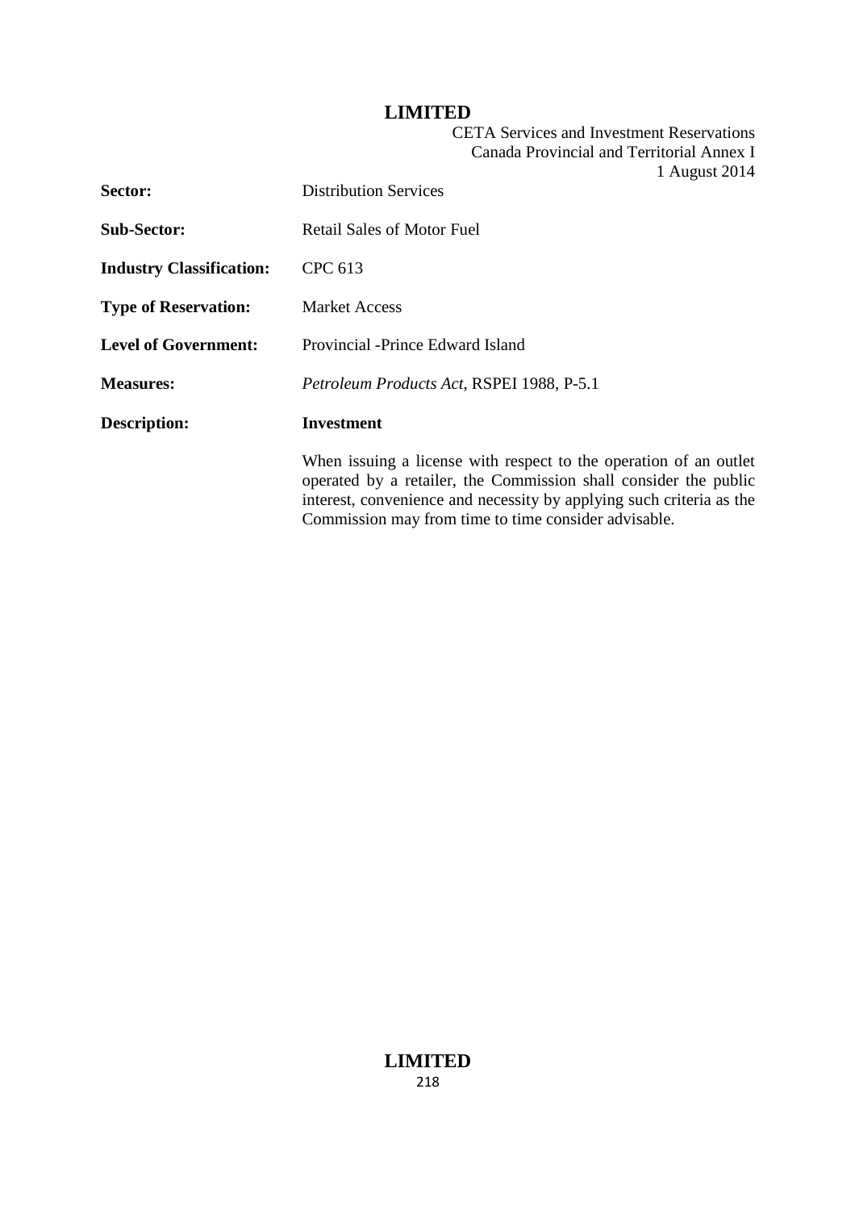| | |
|---|---|
| **Sector:** | Distribution Services |
| **Sub-Sector:** | Retail Sales of Motor Fuel |
| **Industry Classification:** | CPC 613 |
| **Type of Reservation:** | Market Access |
| **Level of Government:** | Provincial -Prince Edward Island |
| **Measures:** | *Petroleum Products Act*, RSPEI 1988, P-5.1 |
| **Description:** | **Investment** |
| | When issuing a license with respect to the operation of an outlet operated by a retailer, the Commission shall consider the public interest, convenience and necessity by applying such criteria as the Commission may from time to time consider advisable. |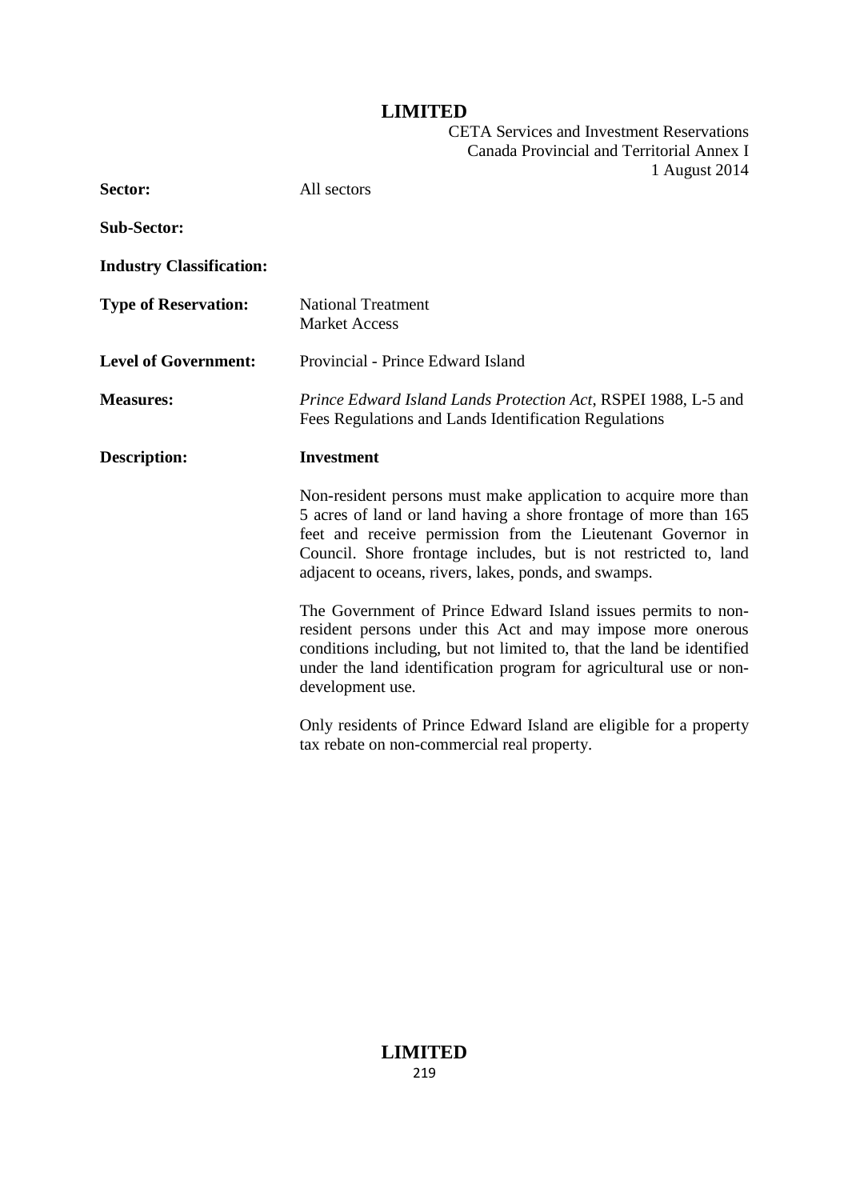**Sector:** All sectors

**Sub-Sector:**

**Industry Classification:**

**Type of Reservation:** National Treatment
Market Access

**Level of Government:** Provincial - Prince Edward Island

**Measures:** *Prince Edward Island Lands Protection Act*, RSPEI 1988, L-5 and Fees Regulations and Lands Identification Regulations

**Description:** **Investment**

Non-resident persons must make application to acquire more than 5 acres of land or land having a shore frontage of more than 165 feet and receive permission from the Lieutenant Governor in Council. Shore frontage includes, but is not restricted to, land adjacent to oceans, rivers, lakes, ponds, and swamps.

The Government of Prince Edward Island issues permits to non-resident persons under this Act and may impose more onerous conditions including, but not limited to, that the land be identified under the land identification program for agricultural use or non-development use.

Only residents of Prince Edward Island are eligible for a property tax rebate on non-commercial real property.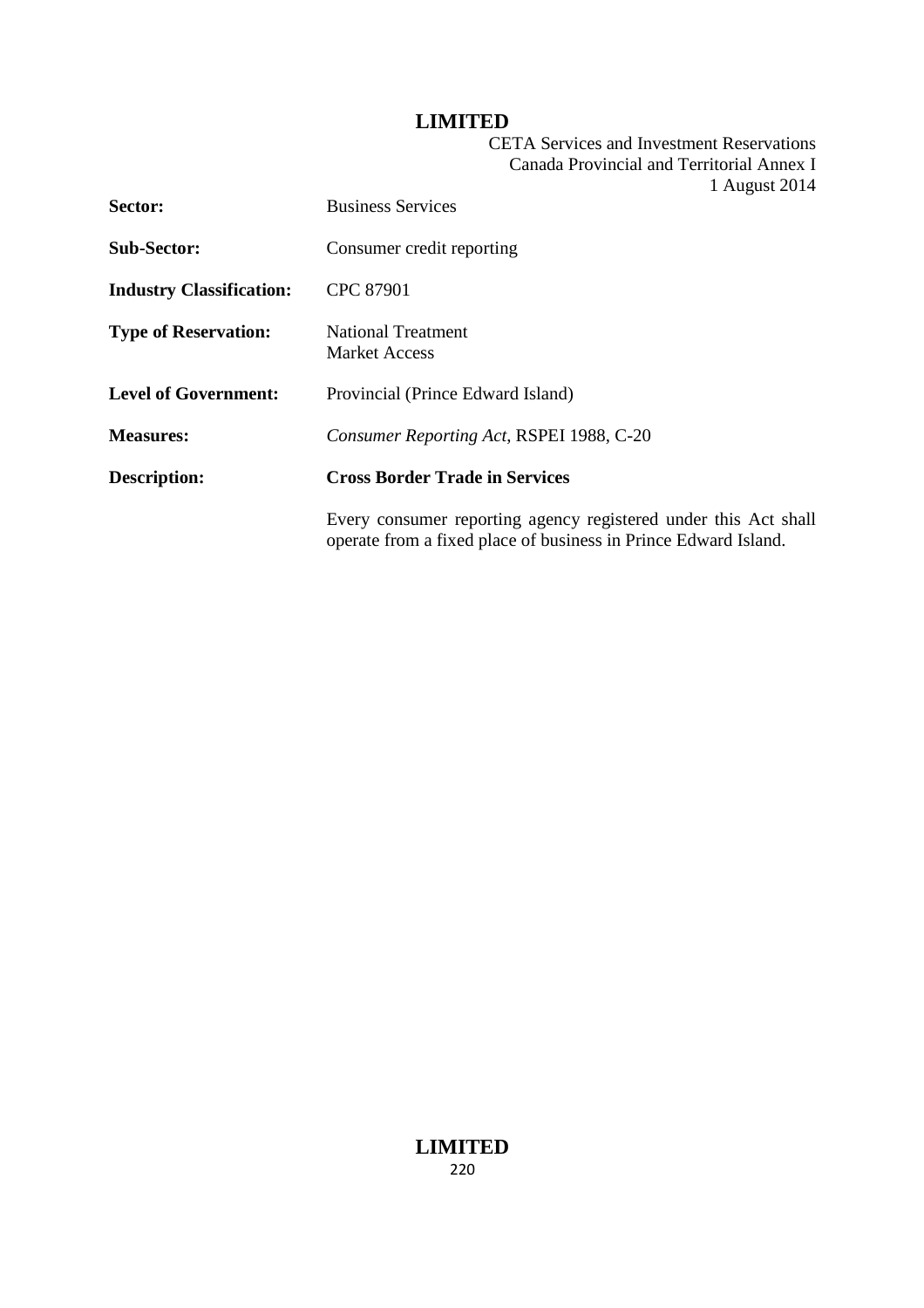| | |
|---|---|
| **Sector:** | Business Services |
| **Sub-Sector:** | Consumer credit reporting |
| **Industry Classification:** | CPC 87901 |
| **Type of Reservation:** | National Treatment<br>Market Access |
| **Level of Government:** | Provincial (Prince Edward Island) |
| **Measures:** | *Consumer Reporting Act*, RSPEI 1988, C-20 |
| **Description:** | **Cross Border Trade in Services**<br><br>Every consumer reporting agency registered under this Act shall operate from a fixed place of business in Prince Edward Island. |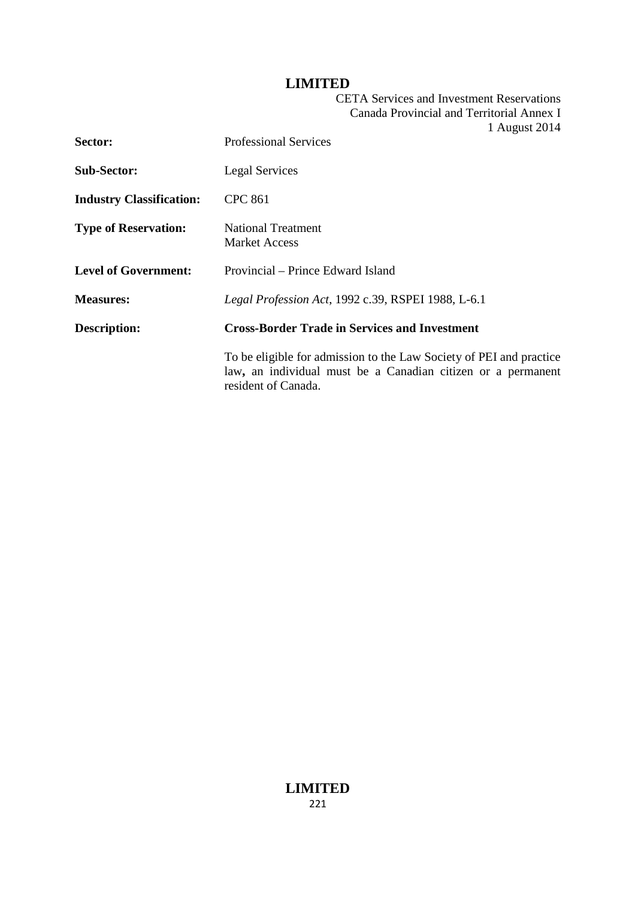| | |
|---|---|
| **Sector:** | Professional Services |
| **Sub-Sector:** | Legal Services |
| **Industry Classification:** | CPC 861 |
| **Type of Reservation:** | National Treatment<br>Market Access |
| **Level of Government:** | Provincial – Prince Edward Island |
| **Measures:** | *Legal Profession Act*, 1992 c.39, RSPEI 1988, L-6.1 |
| **Description:** | **Cross-Border Trade in Services and Investment** |
| | To be eligible for admission to the Law Society of PEI and practice law**,** an individual must be a Canadian citizen or a permanent resident of Canada. |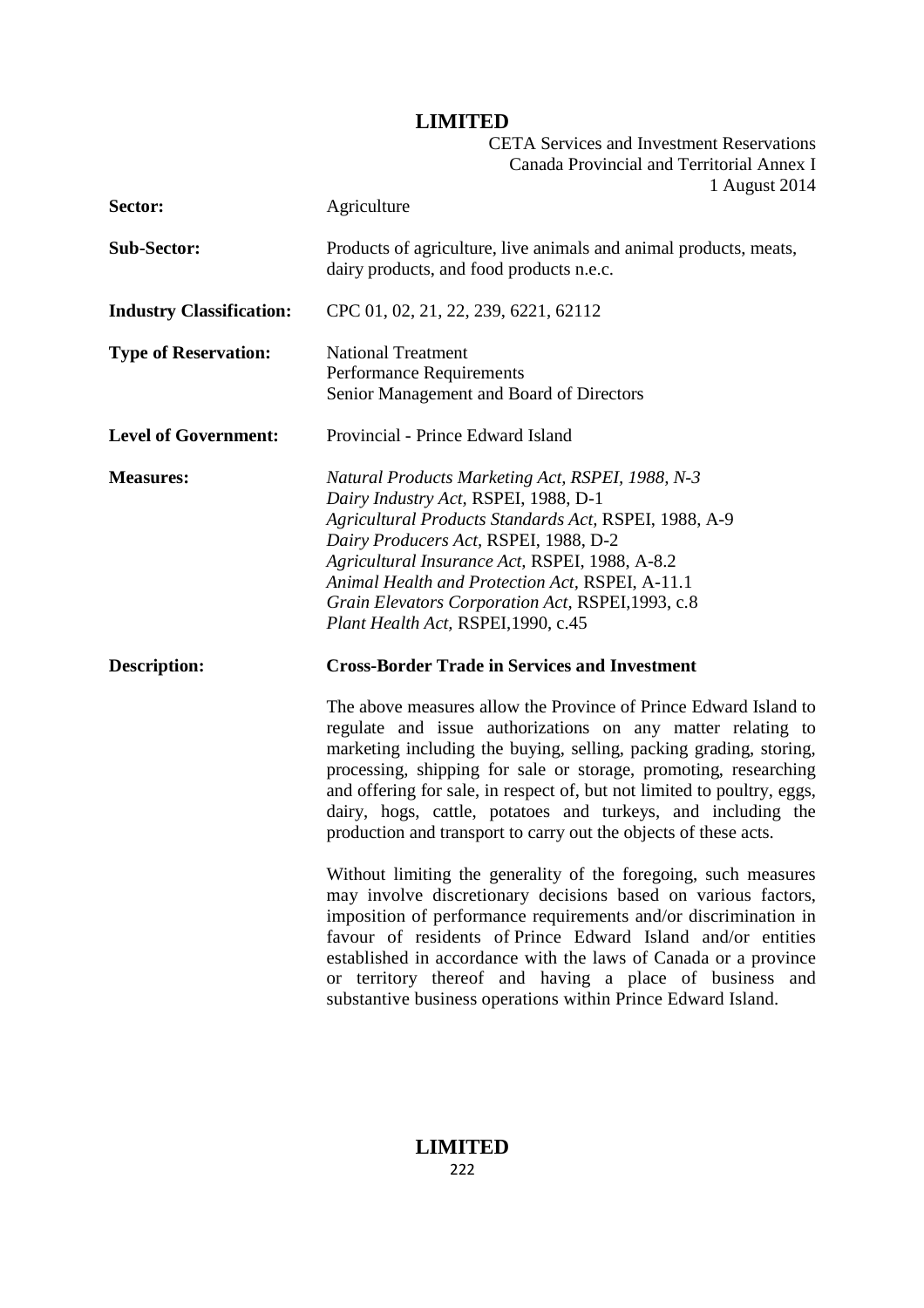| | |
|---|---|
| **Sector:** | Agriculture |
| **Sub-Sector:** | Products of agriculture, live animals and animal products, meats, dairy products, and food products n.e.c. |
| **Industry Classification:** | CPC 01, 02, 21, 22, 239, 6221, 62112 |
| **Type of Reservation:** | National Treatment<br>Performance Requirements<br>Senior Management and Board of Directors |
| **Level of Government:** | Provincial - Prince Edward Island |
| **Measures:** | *Natural Products Marketing Act, RSPEI, 1988, N-3*<br>*Dairy Industry Act*, RSPEI, 1988, D-1<br>*Agricultural Products Standards Act*, RSPEI, 1988, A-9<br>*Dairy Producers Act*, RSPEI, 1988, D-2<br>*Agricultural Insurance Act*, RSPEI, 1988, A-8.2<br>*Animal Health and Protection Act*, RSPEI, A-11.1<br>*Grain Elevators Corporation Act*, RSPEI,1993, c.8<br>*Plant Health Act*, RSPEI,1990, c.45 |
| **Description:** | **Cross-Border Trade in Services and Investment**<br><br>The above measures allow the Province of Prince Edward Island to regulate and issue authorizations on any matter relating to marketing including the buying, selling, packing grading, storing, processing, shipping for sale or storage, promoting, researching and offering for sale, in respect of, but not limited to poultry, eggs, dairy, hogs, cattle, potatoes and turkeys, and including the production and transport to carry out the objects of these acts.<br><br>Without limiting the generality of the foregoing, such measures may involve discretionary decisions based on various factors, imposition of performance requirements and/or discrimination in favour of residents of Prince Edward Island and/or entities established in accordance with the laws of Canada or a province or territory thereof and having a place of business and substantive business operations within Prince Edward Island. |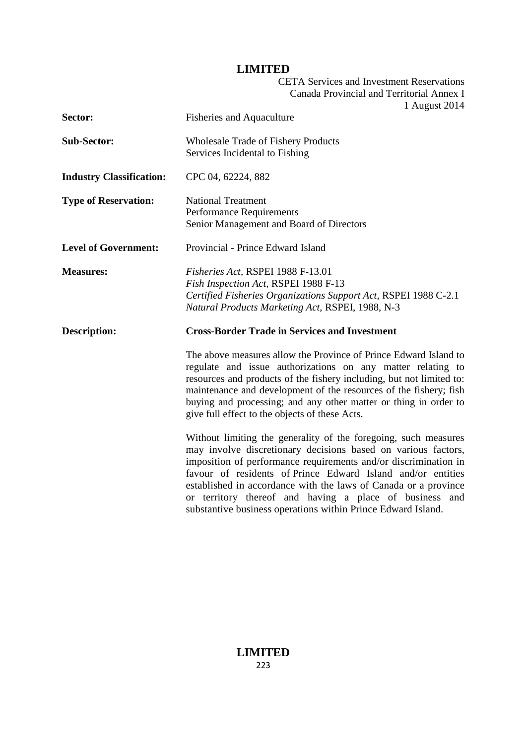| | |
|---|---|
| **Sector:** | Fisheries and Aquaculture |
| **Sub-Sector:** | Wholesale Trade of Fishery Products<br>Services Incidental to Fishing |
| **Industry Classification:** | CPC 04, 62224, 882 |
| **Type of Reservation:** | National Treatment<br>Performance Requirements<br>Senior Management and Board of Directors |
| **Level of Government:** | Provincial - Prince Edward Island |
| **Measures:** | *Fisheries Act*, RSPEI 1988 F-13.01<br>*Fish Inspection Act*, RSPEI 1988 F-13<br>*Certified Fisheries Organizations Support Act*, RSPEI 1988 C-2.1<br>*Natural Products Marketing Act*, RSPEI, 1988, N-3 |
| **Description:** | **Cross-Border Trade in Services and Investment** |

The above measures allow the Province of Prince Edward Island to regulate and issue authorizations on any matter relating to resources and products of the fishery including, but not limited to: maintenance and development of the resources of the fishery; fish buying and processing; and any other matter or thing in order to give full effect to the objects of these Acts.

Without limiting the generality of the foregoing, such measures may involve discretionary decisions based on various factors, imposition of performance requirements and/or discrimination in favour of residents of Prince Edward Island and/or entities established in accordance with the laws of Canada or a province or territory thereof and having a place of business and substantive business operations within Prince Edward Island.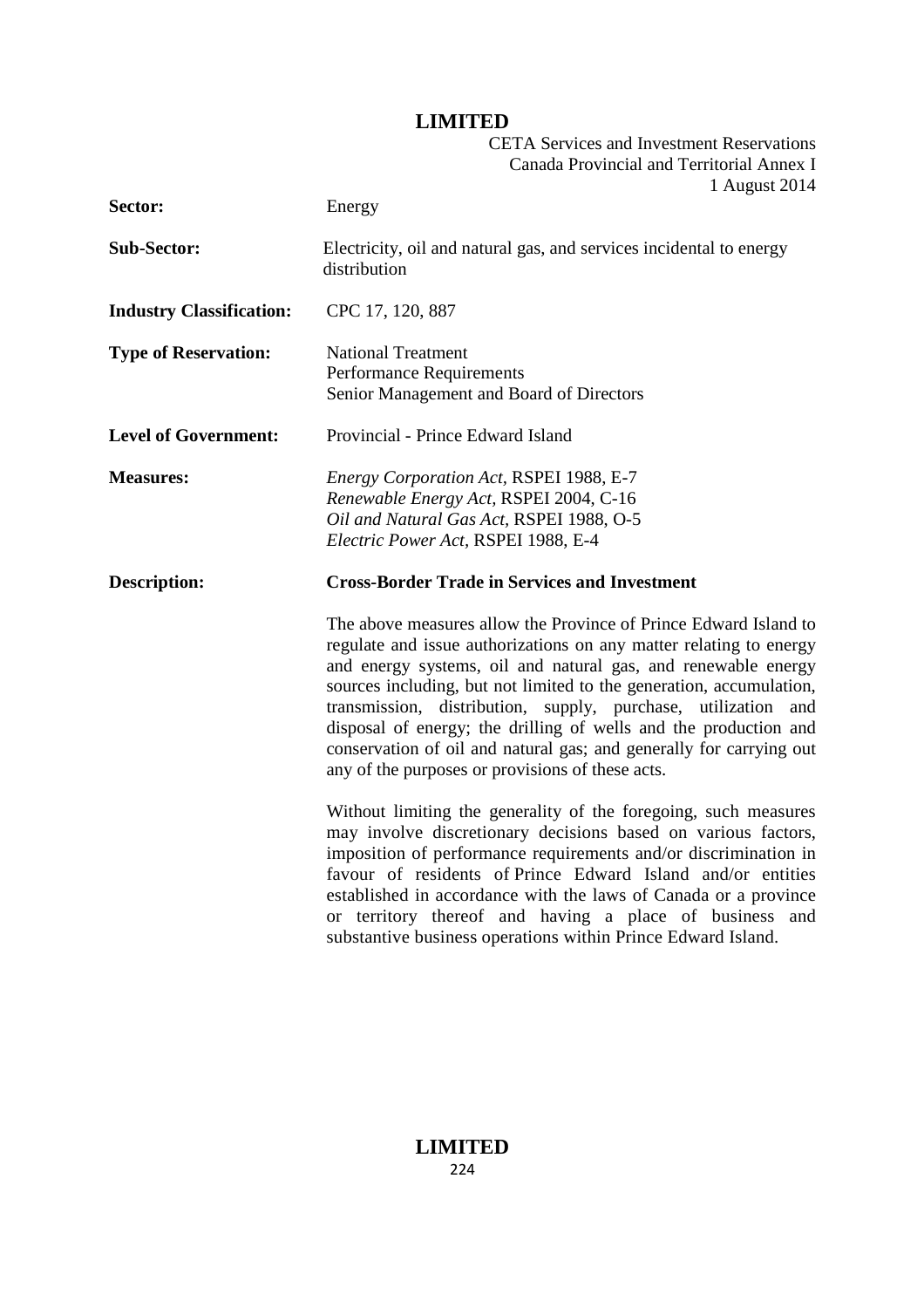| | |
|---|---|
| **Sector:** | Energy |
| **Sub-Sector:** | Electricity, oil and natural gas, and services incidental to energy distribution |
| **Industry Classification:** | CPC 17, 120, 887 |
| **Type of Reservation:** | National Treatment<br>Performance Requirements<br>Senior Management and Board of Directors |
| **Level of Government:** | Provincial - Prince Edward Island |
| **Measures:** | *Energy Corporation Act*, RSPEI 1988, E-7<br>*Renewable Energy Act*, RSPEI 2004, C-16<br>*Oil and Natural Gas Act*, RSPEI 1988, O-5<br>*Electric Power Act*, RSPEI 1988, E-4 |
| **Description:** | **Cross-Border Trade in Services and Investment** |

The above measures allow the Province of Prince Edward Island to regulate and issue authorizations on any matter relating to energy and energy systems, oil and natural gas, and renewable energy sources including, but not limited to the generation, accumulation, transmission, distribution, supply, purchase, utilization and disposal of energy; the drilling of wells and the production and conservation of oil and natural gas; and generally for carrying out any of the purposes or provisions of these acts.

Without limiting the generality of the foregoing, such measures may involve discretionary decisions based on various factors, imposition of performance requirements and/or discrimination in favour of residents of Prince Edward Island and/or entities established in accordance with the laws of Canada or a province or territory thereof and having a place of business and substantive business operations within Prince Edward Island.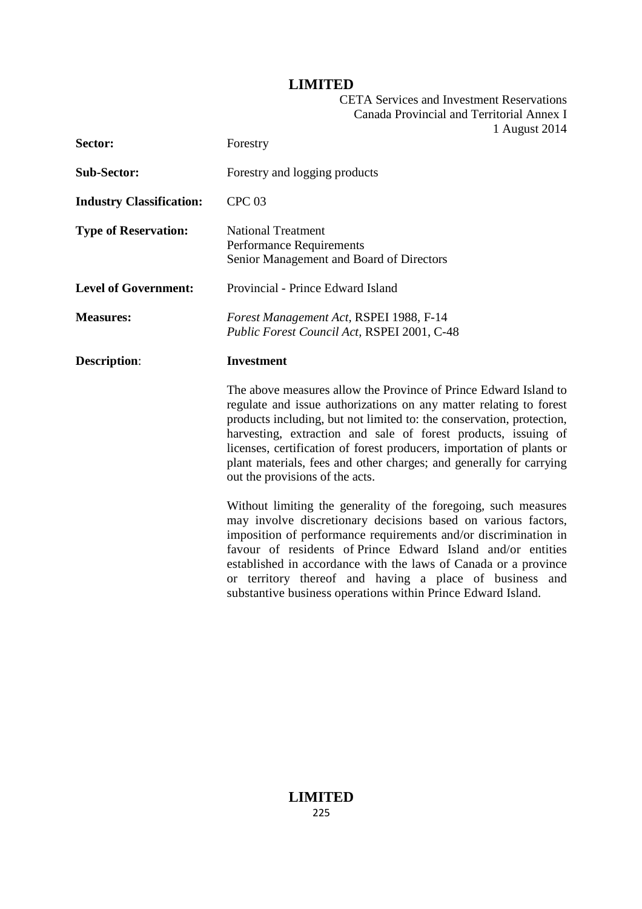| | |
|---|---|
| **Sector:** | Forestry |
| **Sub-Sector:** | Forestry and logging products |
| **Industry Classification:** | CPC 03 |
| **Type of Reservation:** | National Treatment<br>Performance Requirements<br>Senior Management and Board of Directors |
| **Level of Government:** | Provincial - Prince Edward Island |
| **Measures:** | *Forest Management Act,* RSPEI 1988, F-14<br>*Public Forest Council Act,* RSPEI 2001, C-48 |
| **Description**: | **Investment** |

The above measures allow the Province of Prince Edward Island to regulate and issue authorizations on any matter relating to forest products including, but not limited to: the conservation, protection, harvesting, extraction and sale of forest products, issuing of licenses, certification of forest producers, importation of plants or plant materials, fees and other charges; and generally for carrying out the provisions of the acts.

Without limiting the generality of the foregoing, such measures may involve discretionary decisions based on various factors, imposition of performance requirements and/or discrimination in favour of residents of Prince Edward Island and/or entities established in accordance with the laws of Canada or a province or territory thereof and having a place of business and substantive business operations within Prince Edward Island.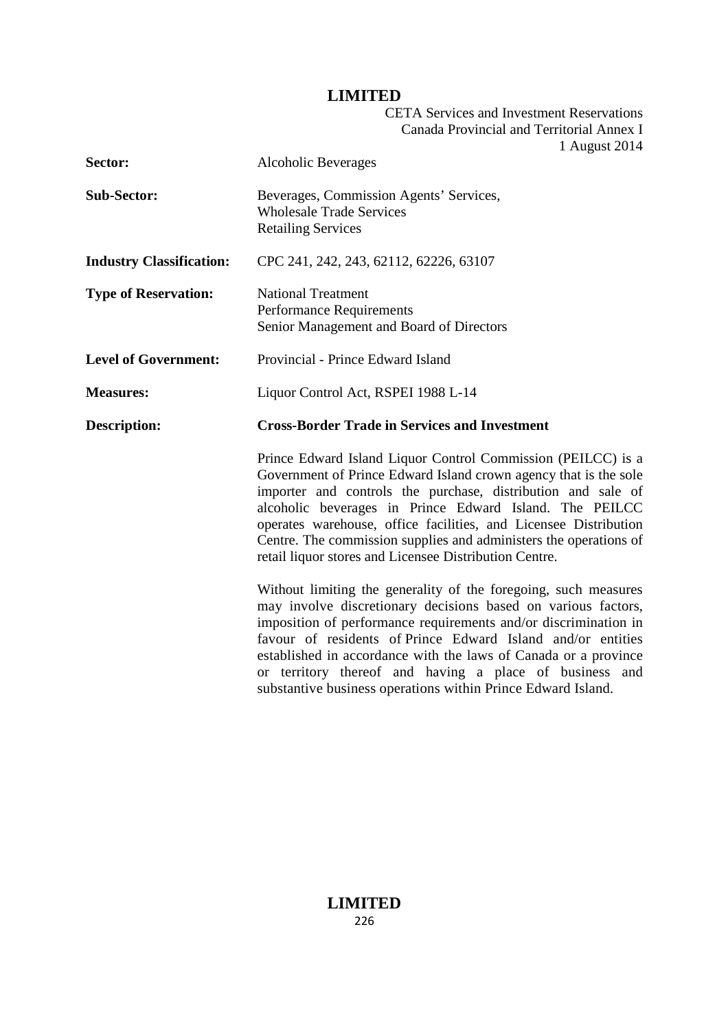| | |
|---|---|
| **Sector:** | Alcoholic Beverages |
| **Sub-Sector:** | Beverages, Commission Agents' Services,<br>Wholesale Trade Services<br>Retailing Services |
| **Industry Classification:** | CPC 241, 242, 243, 62112, 62226, 63107 |
| **Type of Reservation:** | National Treatment<br>Performance Requirements<br>Senior Management and Board of Directors |
| **Level of Government:** | Provincial - Prince Edward Island |
| **Measures:** | Liquor Control Act, RSPEI 1988 L-14 |
| **Description:** | **Cross-Border Trade in Services and Investment** |

Prince Edward Island Liquor Control Commission (PEILCC) is a Government of Prince Edward Island crown agency that is the sole importer and controls the purchase, distribution and sale of alcoholic beverages in Prince Edward Island. The PEILCC operates warehouse, office facilities, and Licensee Distribution Centre. The commission supplies and administers the operations of retail liquor stores and Licensee Distribution Centre.

Without limiting the generality of the foregoing, such measures may involve discretionary decisions based on various factors, imposition of performance requirements and/or discrimination in favour of residents of Prince Edward Island and/or entities established in accordance with the laws of Canada or a province or territory thereof and having a place of business and substantive business operations within Prince Edward Island.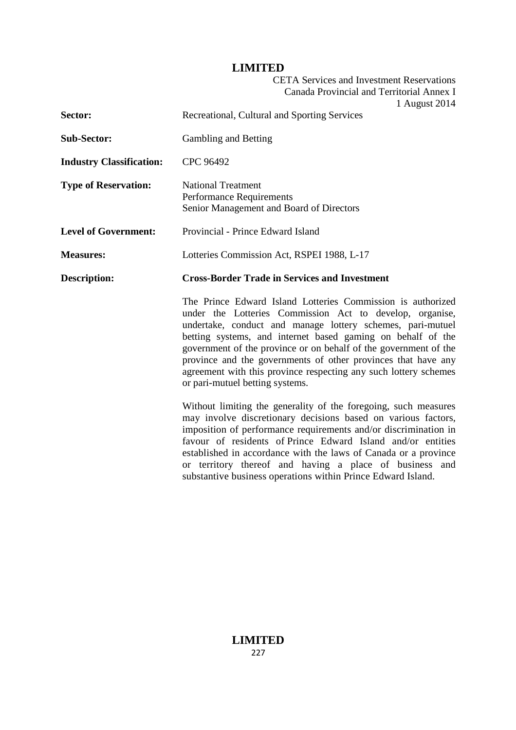| | |
|---|---|
| **Sector:** | Recreational, Cultural and Sporting Services |
| **Sub-Sector:** | Gambling and Betting |
| **Industry Classification:** | CPC 96492 |
| **Type of Reservation:** | National Treatment<br>Performance Requirements<br>Senior Management and Board of Directors |
| **Level of Government:** | Provincial - Prince Edward Island |
| **Measures:** | Lotteries Commission Act, RSPEI 1988, L-17 |
| **Description:** | **Cross-Border Trade in Services and Investment** |

The Prince Edward Island Lotteries Commission is authorized under the Lotteries Commission Act to develop, organise, undertake, conduct and manage lottery schemes, pari-mutuel betting systems, and internet based gaming on behalf of the government of the province or on behalf of the government of the province and the governments of other provinces that have any agreement with this province respecting any such lottery schemes or pari-mutuel betting systems.

Without limiting the generality of the foregoing, such measures may involve discretionary decisions based on various factors, imposition of performance requirements and/or discrimination in favour of residents of Prince Edward Island and/or entities established in accordance with the laws of Canada or a province or territory thereof and having a place of business and substantive business operations within Prince Edward Island.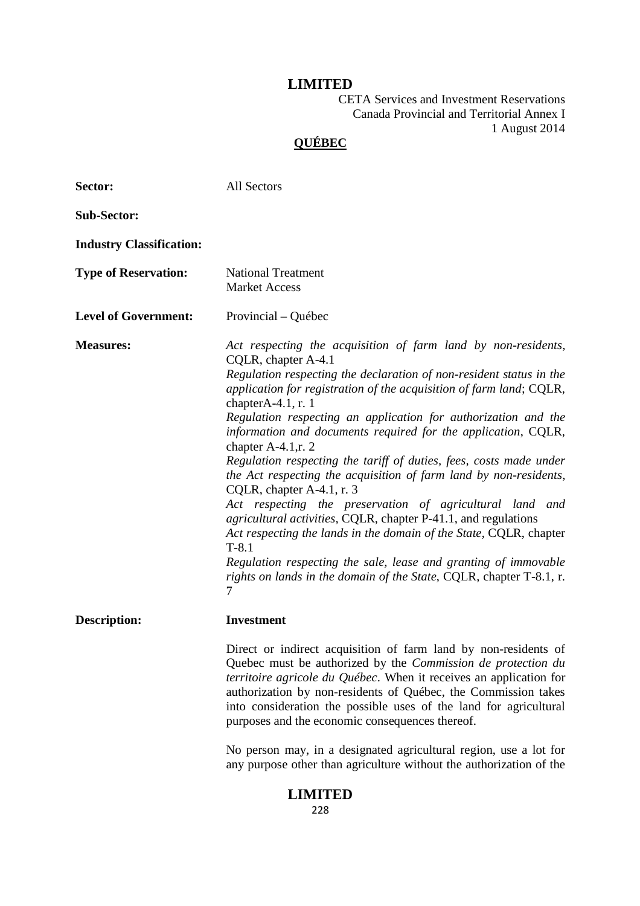**LIMITED**

CETA Services and Investment Reservations
Canada Provincial and Territorial Annex I
1 August 2014

## QUÉBEC

**Sector:** All Sectors

**Sub-Sector:**

**Industry Classification:**

**Type of Reservation:** National Treatment
Market Access

**Level of Government:** Provincial – Québec

**Measures:**

*Act respecting the acquisition of farm land by non-residents*, CQLR, chapter A-4.1

*Regulation respecting the declaration of non-resident status in the application for registration of the acquisition of farm land*; CQLR, chapterA-4.1, r. 1

*Regulation respecting an application for authorization and the information and documents required for the application*, CQLR, chapter A-4.1,r. 2

*Regulation respecting the tariff of duties, fees, costs made under the Act respecting the acquisition of farm land by non-residents*, CQLR, chapter A-4.1, r. 3

*Act respecting the preservation of agricultural land and agricultural activities*, CQLR, chapter P-41.1, and regulations

*Act respecting the lands in the domain of the State*, CQLR, chapter T-8.1

*Regulation respecting the sale, lease and granting of immovable rights on lands in the domain of the State*, CQLR, chapter T-8.1, r. 7

**Description:** **Investment**

Direct or indirect acquisition of farm land by non-residents of Quebec must be authorized by the *Commission de protection du territoire agricole du Québec*. When it receives an application for authorization by non-residents of Québec, the Commission takes into consideration the possible uses of the land for agricultural purposes and the economic consequences thereof.

No person may, in a designated agricultural region, use a lot for any purpose other than agriculture without the authorization of the

**LIMITED**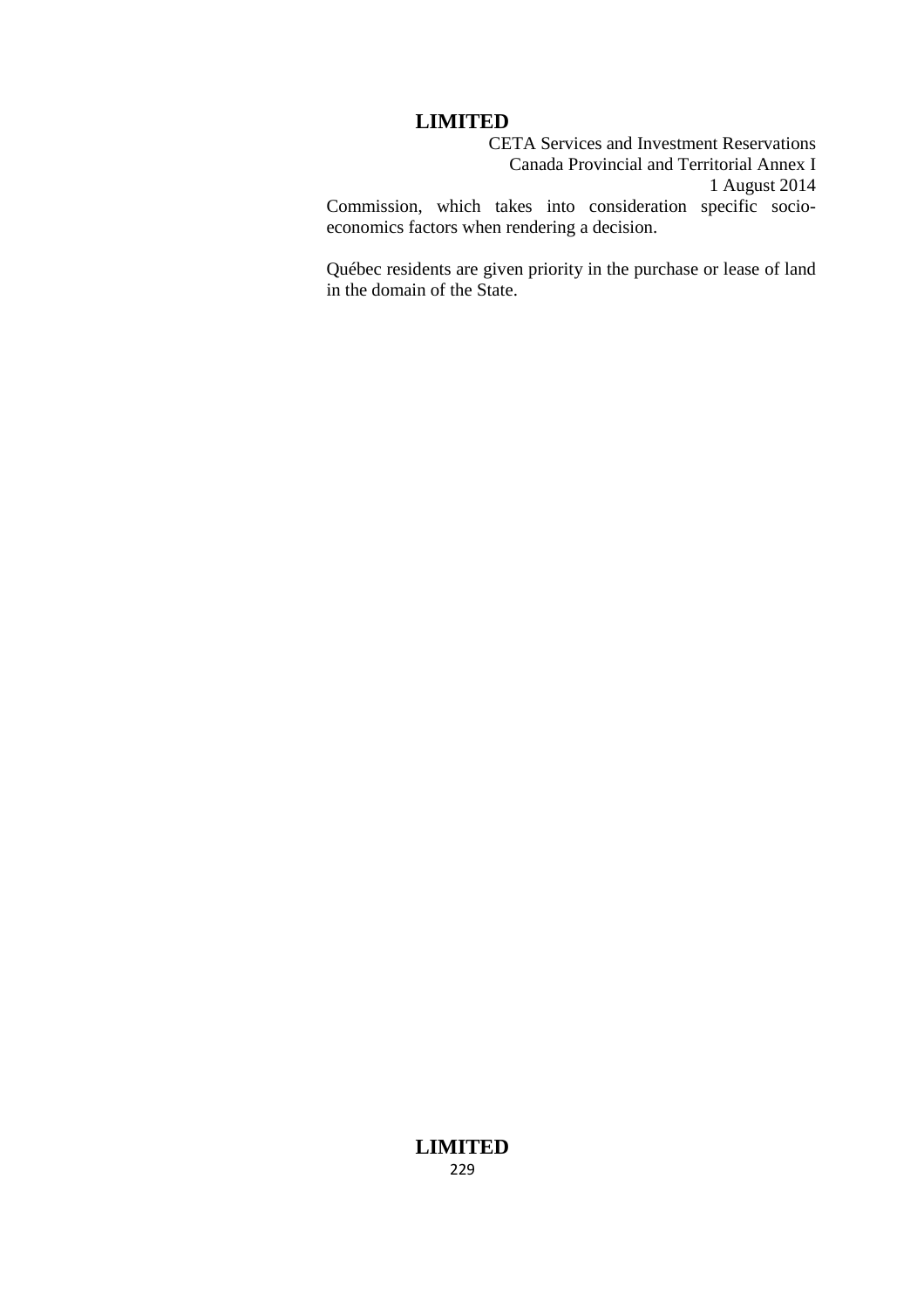Commission, which takes into consideration specific socio-economics factors when rendering a decision.

Québec residents are given priority in the purchase or lease of land in the domain of the State.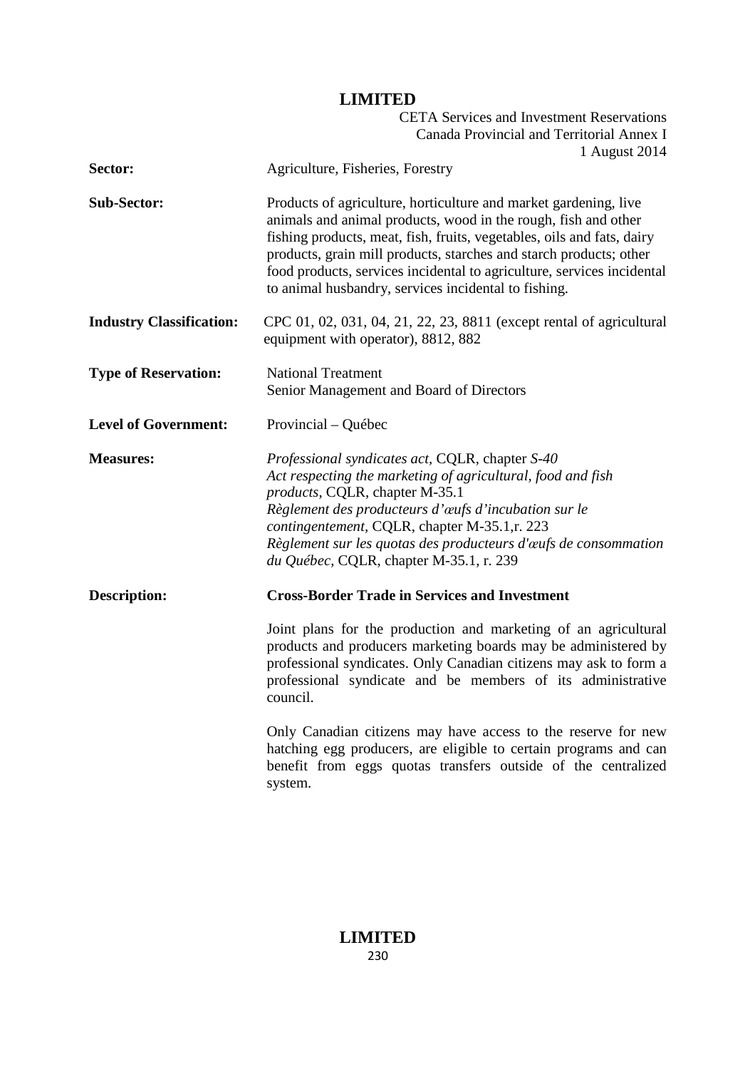| | |
|---|---|
| **Sector:** | Agriculture, Fisheries, Forestry |
| **Sub-Sector:** | Products of agriculture, horticulture and market gardening, live animals and animal products, wood in the rough, fish and other fishing products, meat, fish, fruits, vegetables, oils and fats, dairy products, grain mill products, starches and starch products; other food products, services incidental to agriculture, services incidental to animal husbandry, services incidental to fishing. |
| **Industry Classification:** | CPC 01, 02, 031, 04, 21, 22, 23, 8811 (except rental of agricultural equipment with operator), 8812, 882 |
| **Type of Reservation:** | National Treatment<br>Senior Management and Board of Directors |
| **Level of Government:** | Provincial – Québec |
| **Measures:** | *Professional syndicates act*, CQLR, chapter *S-40*<br>*Act respecting the marketing of agricultural, food and fish products*, CQLR, chapter M-35.1<br>*Règlement des producteurs d'œufs d'incubation sur le contingentement*, CQLR, chapter M-35.1,r. 223<br>*Règlement sur les quotas des producteurs d'œufs de consommation du Québec*, CQLR, chapter M-35.1, r. 239 |
| **Description:** | **Cross-Border Trade in Services and Investment**<br><br>Joint plans for the production and marketing of an agricultural products and producers marketing boards may be administered by professional syndicates. Only Canadian citizens may ask to form a professional syndicate and be members of its administrative council.<br><br>Only Canadian citizens may have access to the reserve for new hatching egg producers, are eligible to certain programs and can benefit from eggs quotas transfers outside of the centralized system. |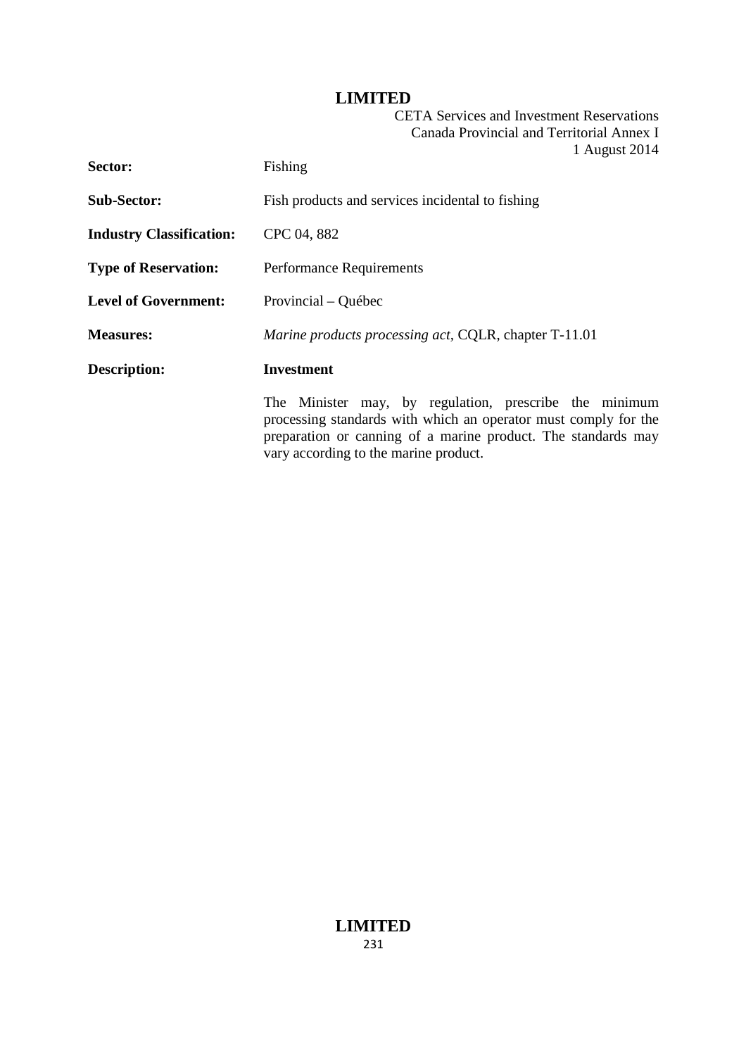| | |
|---|---|
| **Sector:** | Fishing |
| **Sub-Sector:** | Fish products and services incidental to fishing |
| **Industry Classification:** | CPC 04, 882 |
| **Type of Reservation:** | Performance Requirements |
| **Level of Government:** | Provincial – Québec |
| **Measures:** | *Marine products processing act*, CQLR, chapter T-11.01 |
| **Description:** | **Investment** |
| | The Minister may, by regulation, prescribe the minimum processing standards with which an operator must comply for the preparation or canning of a marine product. The standards may vary according to the marine product. |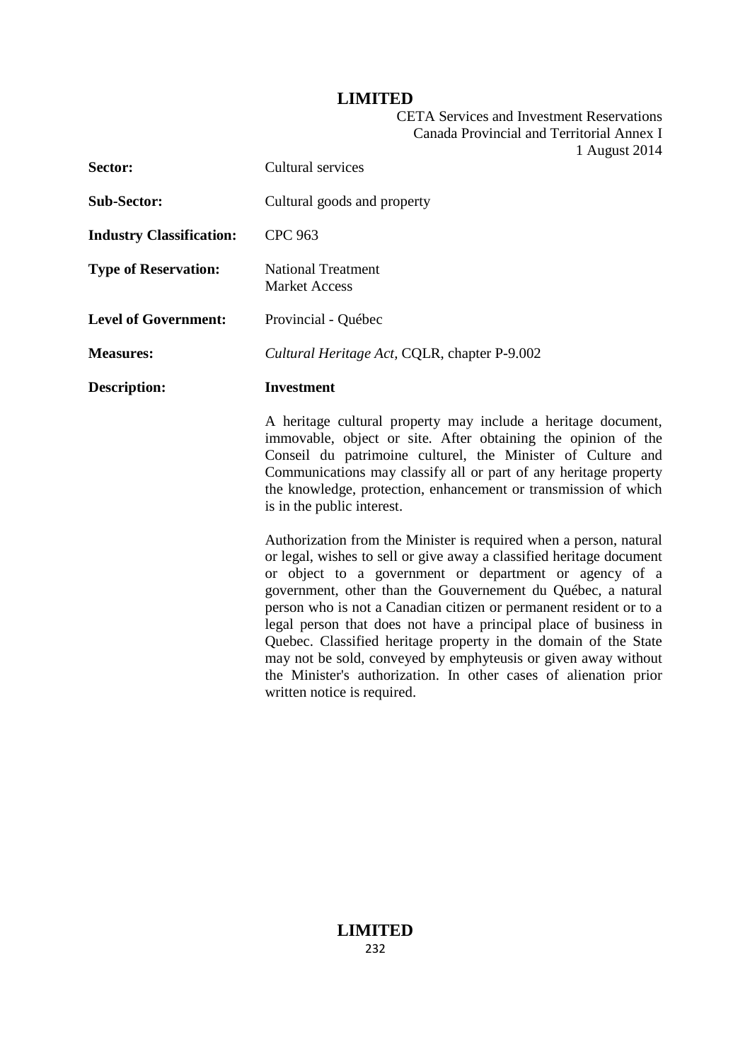| | |
|---|---|
| **Sector:** | Cultural services |
| **Sub-Sector:** | Cultural goods and property |
| **Industry Classification:** | CPC 963 |
| **Type of Reservation:** | National Treatment<br>Market Access |
| **Level of Government:** | Provincial - Québec |
| **Measures:** | *Cultural Heritage Act*, CQLR, chapter P-9.002 |
| **Description:** | **Investment** |

A heritage cultural property may include a heritage document, immovable, object or site. After obtaining the opinion of the Conseil du patrimoine culturel, the Minister of Culture and Communications may classify all or part of any heritage property the knowledge, protection, enhancement or transmission of which is in the public interest.

Authorization from the Minister is required when a person, natural or legal, wishes to sell or give away a classified heritage document or object to a government or department or agency of a government, other than the Gouvernement du Québec, a natural person who is not a Canadian citizen or permanent resident or to a legal person that does not have a principal place of business in Quebec. Classified heritage property in the domain of the State may not be sold, conveyed by emphyteusis or given away without the Minister's authorization. In other cases of alienation prior written notice is required.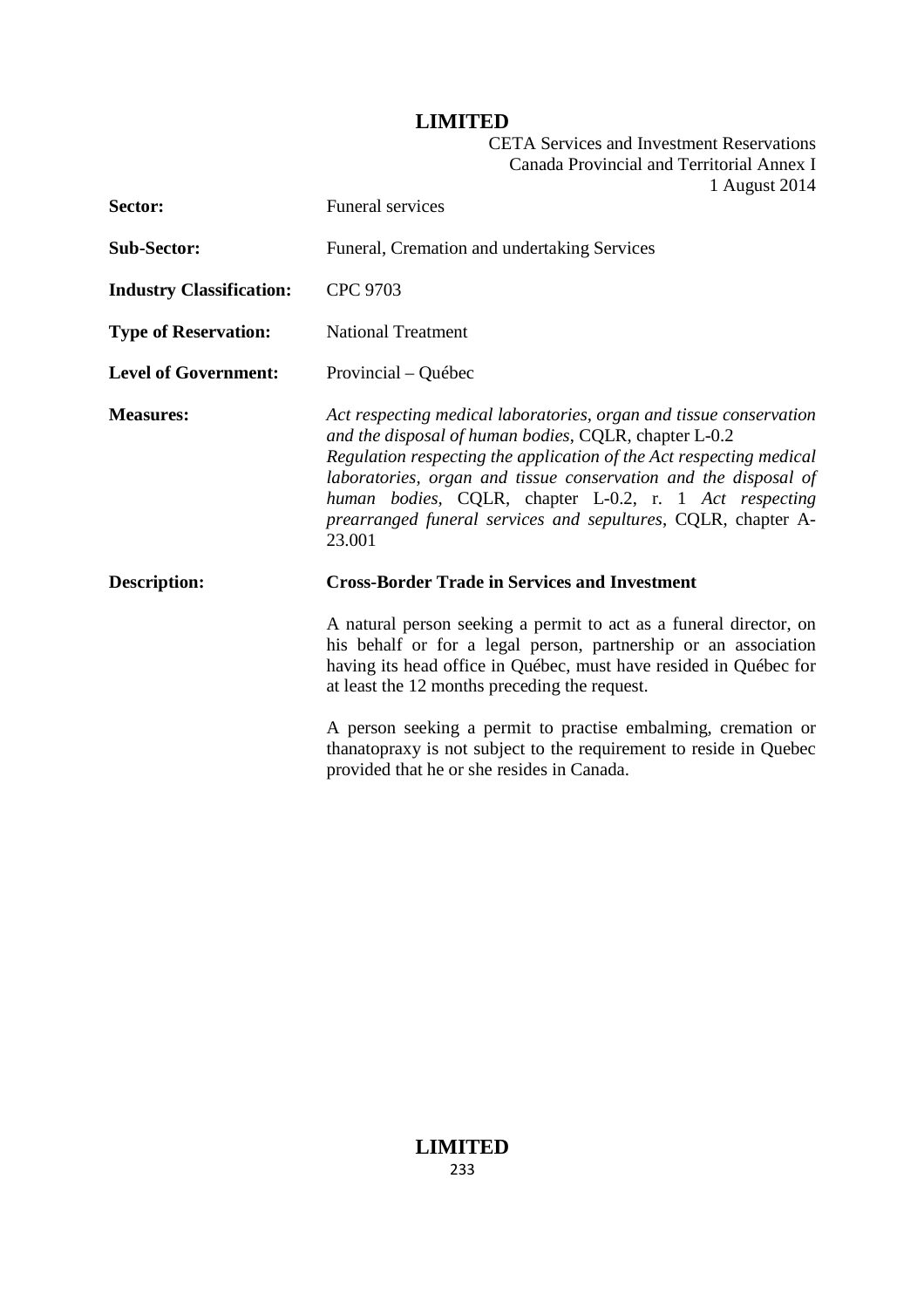| | |
|---|---|
| **Sector:** | Funeral services |
| **Sub-Sector:** | Funeral, Cremation and undertaking Services |
| **Industry Classification:** | CPC 9703 |
| **Type of Reservation:** | National Treatment |
| **Level of Government:** | Provincial – Québec |
| **Measures:** | *Act respecting medical laboratories, organ and tissue conservation and the disposal of human bodies*, CQLR, chapter L-0.2<br>*Regulation respecting the application of the Act respecting medical laboratories, organ and tissue conservation and the disposal of human bodies*, CQLR, chapter L-0.2, r. 1 *Act respecting prearranged funeral services and sepultures*, CQLR, chapter A-23.001 |
| **Description:** | **Cross-Border Trade in Services and Investment**<br><br>A natural person seeking a permit to act as a funeral director, on his behalf or for a legal person, partnership or an association having its head office in Québec, must have resided in Québec for at least the 12 months preceding the request.<br><br>A person seeking a permit to practise embalming, cremation or thanatopraxy is not subject to the requirement to reside in Quebec provided that he or she resides in Canada. |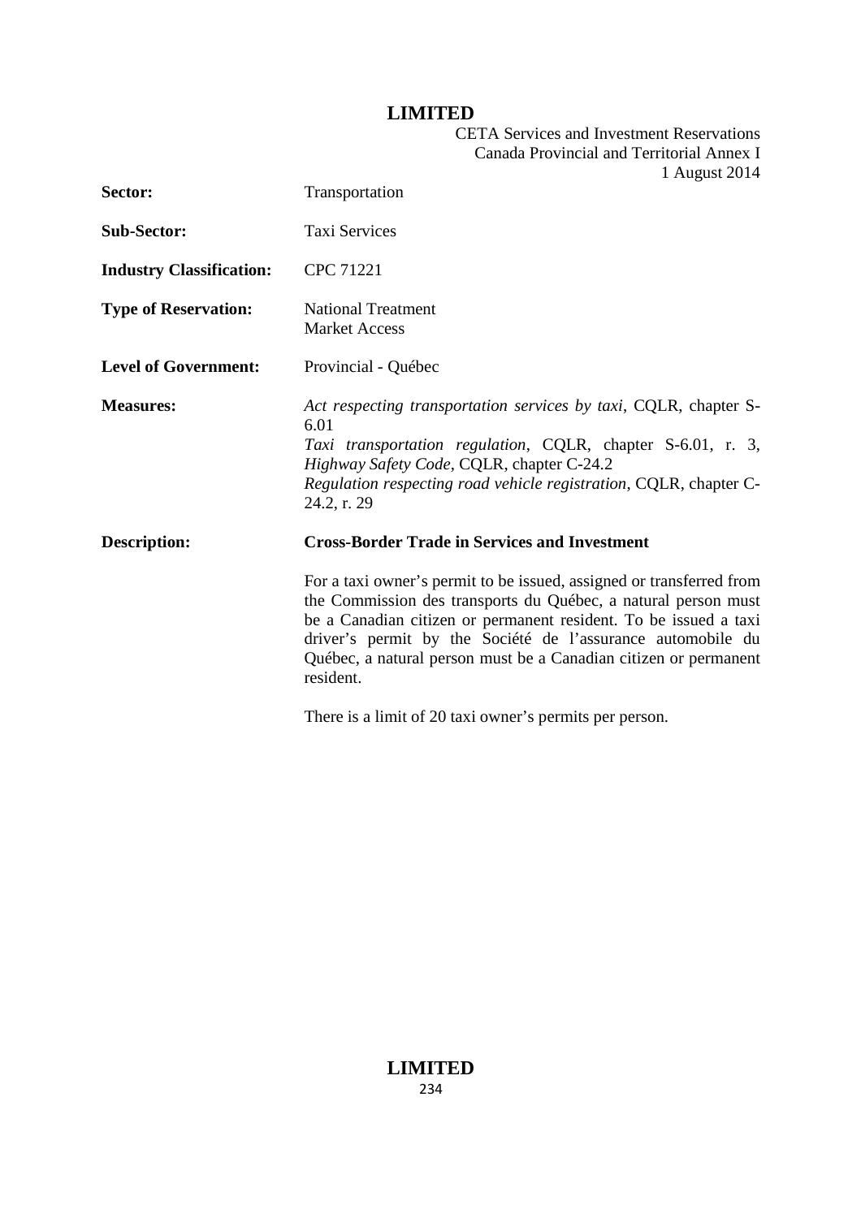| | |
|---|---|
| **Sector:** | Transportation |
| **Sub-Sector:** | Taxi Services |
| **Industry Classification:** | CPC 71221 |
| **Type of Reservation:** | National Treatment<br>Market Access |
| **Level of Government:** | Provincial - Québec |
| **Measures:** | *Act respecting transportation services by taxi*, CQLR, chapter S-6.01<br>*Taxi transportation regulation*, CQLR, chapter S-6.01, r. 3,<br>*Highway Safety Code*, CQLR, chapter C-24.2<br>*Regulation respecting road vehicle registration*, CQLR, chapter C-24.2, r. 29 |
| **Description:** | **Cross-Border Trade in Services and Investment**<br><br>For a taxi owner's permit to be issued, assigned or transferred from the Commission des transports du Québec, a natural person must be a Canadian citizen or permanent resident. To be issued a taxi driver's permit by the Société de l'assurance automobile du Québec, a natural person must be a Canadian citizen or permanent resident.<br><br>There is a limit of 20 taxi owner's permits per person. |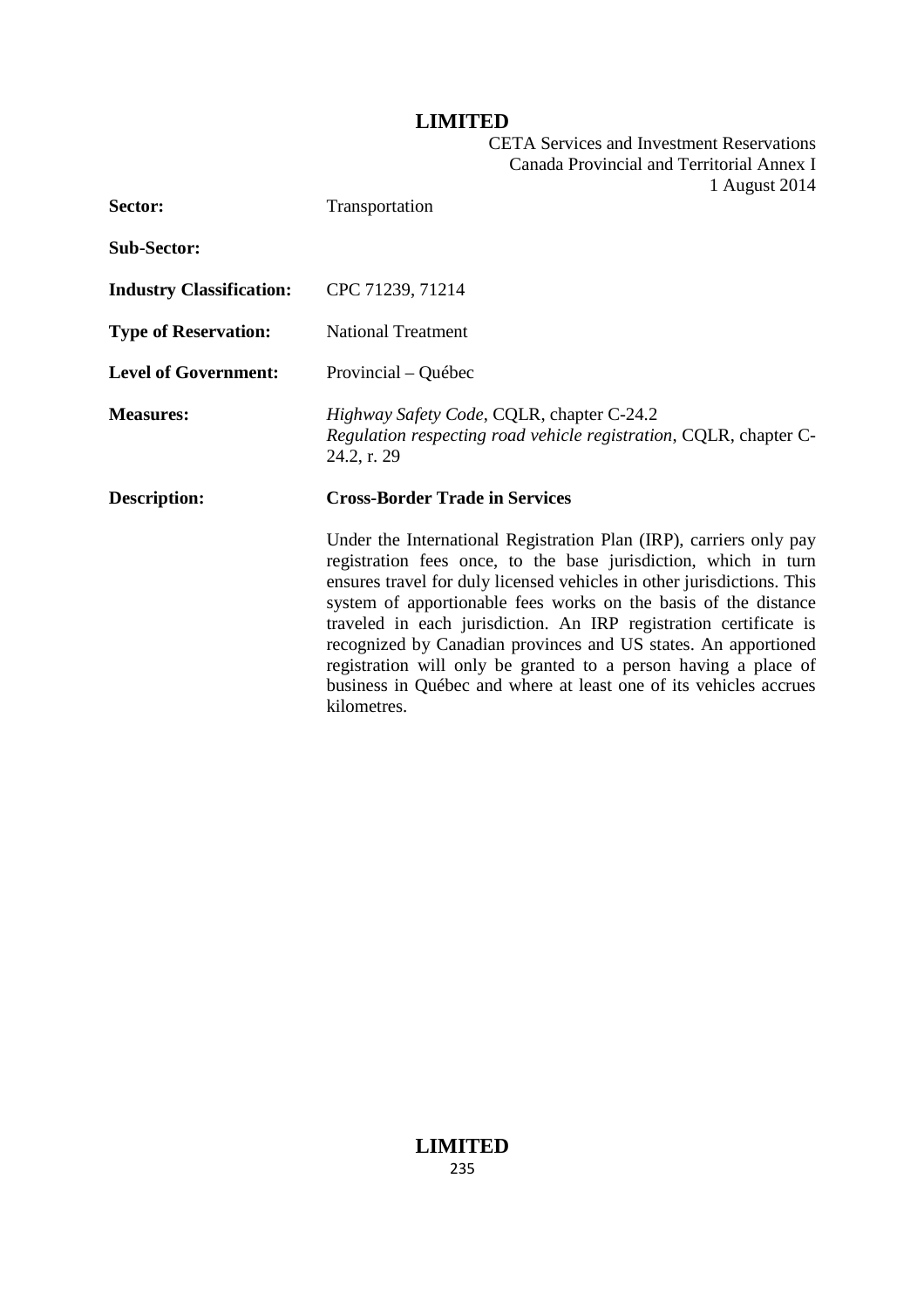| | |
|---|---|
| **Sector:** | Transportation |
| **Sub-Sector:** | |
| **Industry Classification:** | CPC 71239, 71214 |
| **Type of Reservation:** | National Treatment |
| **Level of Government:** | Provincial – Québec |
| **Measures:** | *Highway Safety Code*, CQLR, chapter C-24.2<br>*Regulation respecting road vehicle registration*, CQLR, chapter C-24.2, r. 29 |
| **Description:** | **Cross-Border Trade in Services**<br><br>Under the International Registration Plan (IRP), carriers only pay registration fees once, to the base jurisdiction, which in turn ensures travel for duly licensed vehicles in other jurisdictions. This system of apportionable fees works on the basis of the distance traveled in each jurisdiction. An IRP registration certificate is recognized by Canadian provinces and US states. An apportioned registration will only be granted to a person having a place of business in Québec and where at least one of its vehicles accrues kilometres. |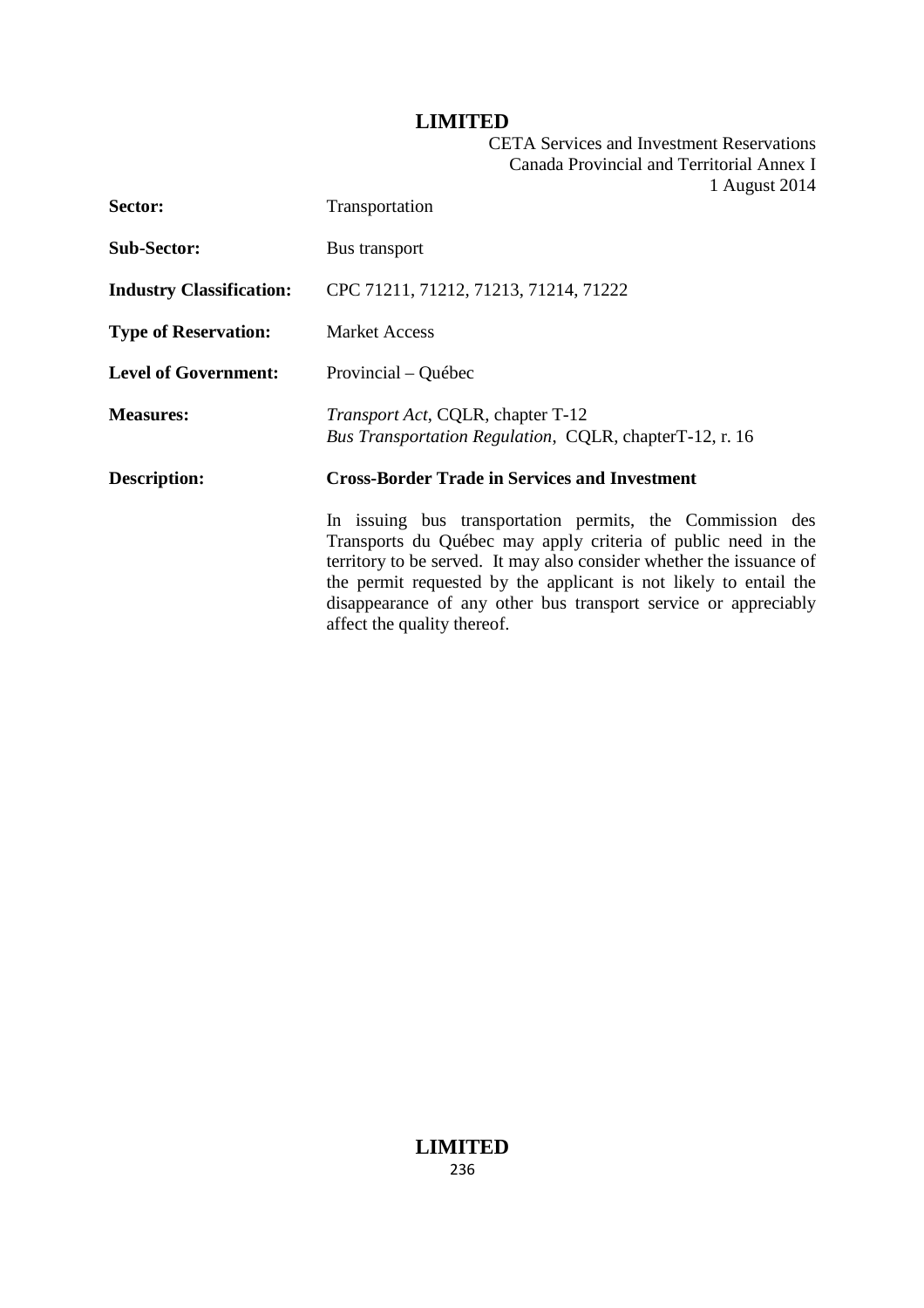| | |
|---|---|
| **Sector:** | Transportation |
| **Sub-Sector:** | Bus transport |
| **Industry Classification:** | CPC 71211, 71212, 71213, 71214, 71222 |
| **Type of Reservation:** | Market Access |
| **Level of Government:** | Provincial – Québec |
| **Measures:** | *Transport Act*, CQLR, chapter T-12<br>*Bus Transportation Regulation*, CQLR, chapterT-12, r. 16 |
| **Description:** | **Cross-Border Trade in Services and Investment**<br><br>In issuing bus transportation permits, the Commission des Transports du Québec may apply criteria of public need in the territory to be served. It may also consider whether the issuance of the permit requested by the applicant is not likely to entail the disappearance of any other bus transport service or appreciably affect the quality thereof. |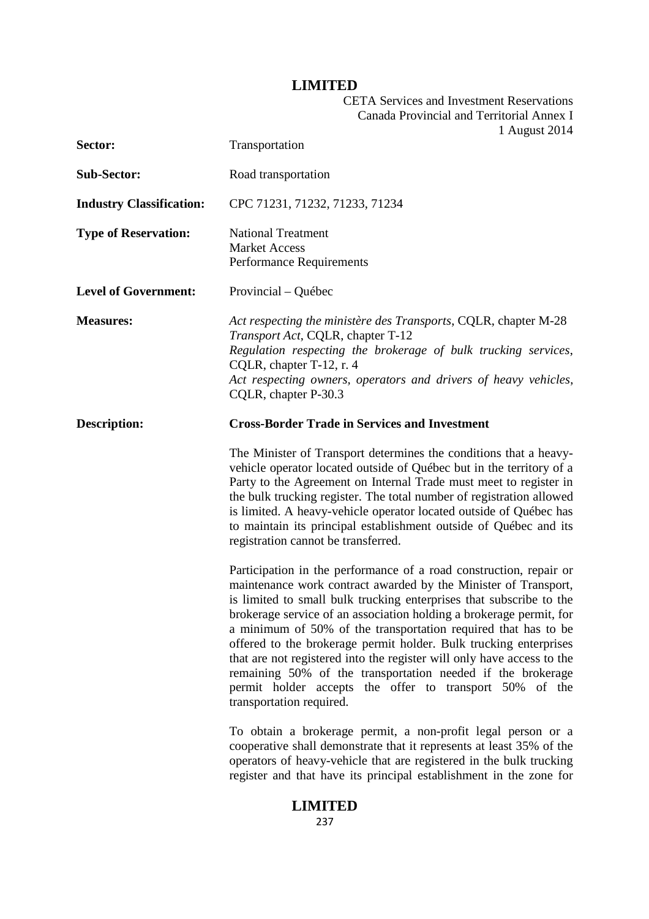| | |
|---|---|
| **Sector:** | Transportation |
| **Sub-Sector:** | Road transportation |
| **Industry Classification:** | CPC 71231, 71232, 71233, 71234 |
| **Type of Reservation:** | National Treatment<br>Market Access<br>Performance Requirements |
| **Level of Government:** | Provincial – Québec |
| **Measures:** | *Act respecting the ministère des Transports*, CQLR, chapter M-28<br>*Transport Act*, CQLR, chapter T-12<br>*Regulation respecting the brokerage of bulk trucking services*, CQLR, chapter T-12, r. 4<br>*Act respecting owners, operators and drivers of heavy vehicles*, CQLR, chapter P-30.3 |
| **Description:** | **Cross-Border Trade in Services and Investment** |

The Minister of Transport determines the conditions that a heavy-vehicle operator located outside of Québec but in the territory of a Party to the Agreement on Internal Trade must meet to register in the bulk trucking register. The total number of registration allowed is limited. A heavy-vehicle operator located outside of Québec has to maintain its principal establishment outside of Québec and its registration cannot be transferred.

Participation in the performance of a road construction, repair or maintenance work contract awarded by the Minister of Transport, is limited to small bulk trucking enterprises that subscribe to the brokerage service of an association holding a brokerage permit, for a minimum of 50% of the transportation required that has to be offered to the brokerage permit holder. Bulk trucking enterprises that are not registered into the register will only have access to the remaining 50% of the transportation needed if the brokerage permit holder accepts the offer to transport 50% of the transportation required.

To obtain a brokerage permit, a non-profit legal person or a cooperative shall demonstrate that it represents at least 35% of the operators of heavy-vehicle that are registered in the bulk trucking register and that have its principal establishment in the zone for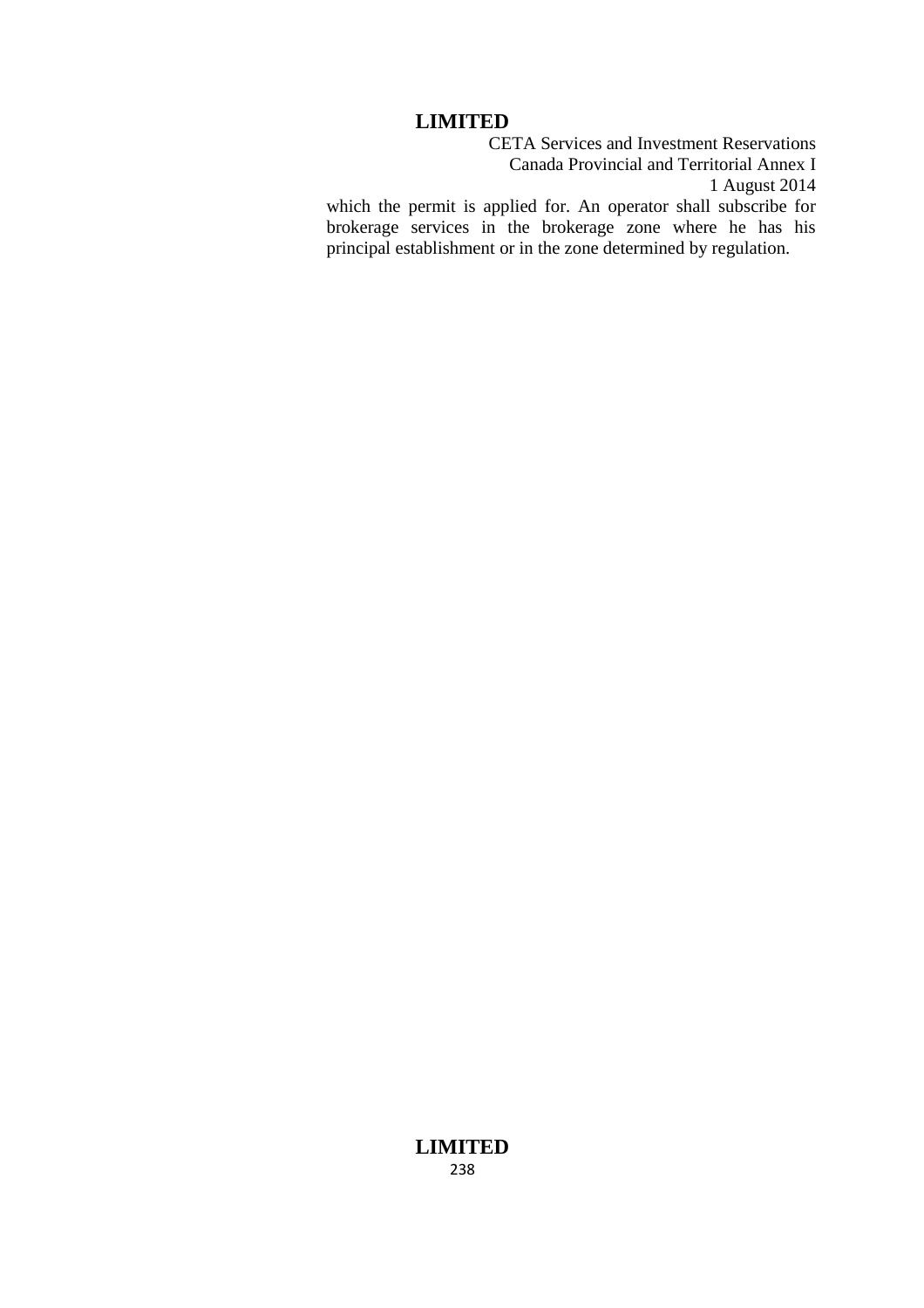which the permit is applied for. An operator shall subscribe for brokerage services in the brokerage zone where he has his principal establishment or in the zone determined by regulation.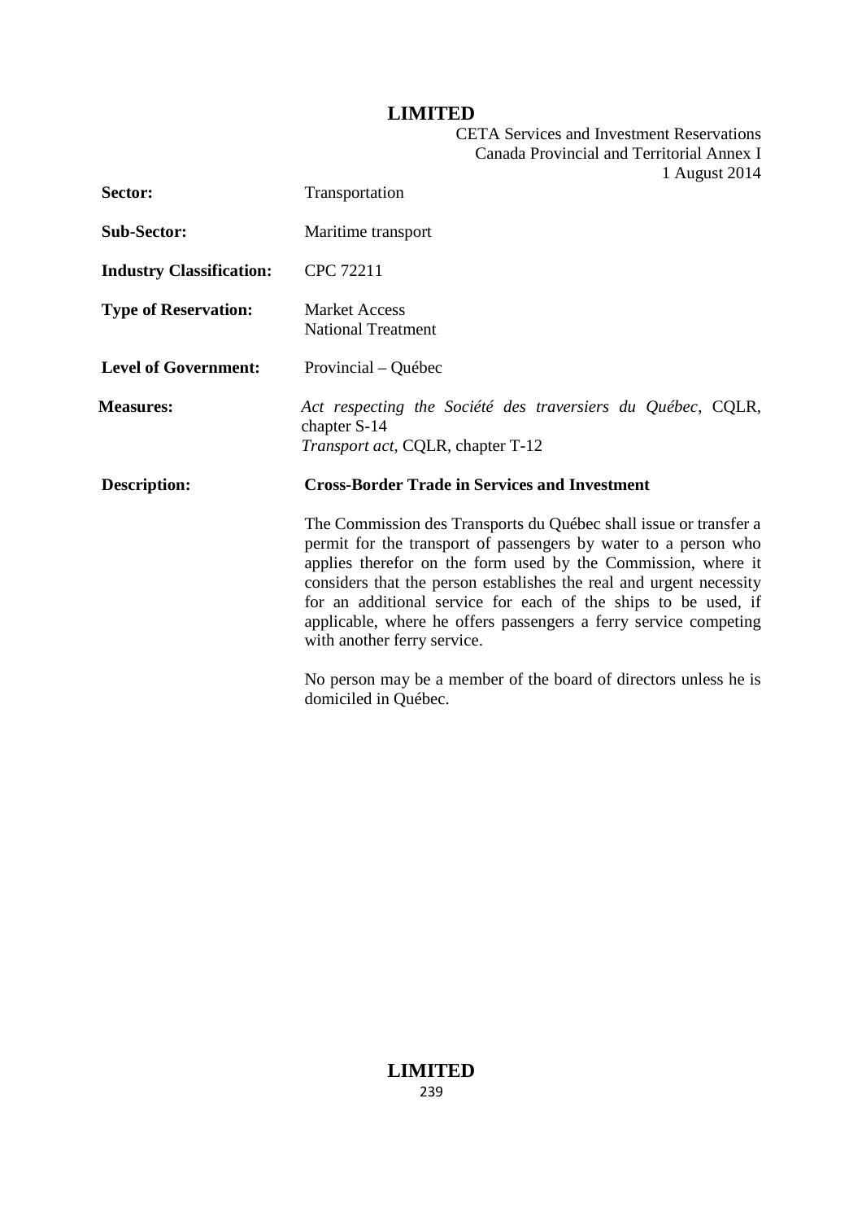| | |
|---|---|
| **Sector:** | Transportation |
| **Sub-Sector:** | Maritime transport |
| **Industry Classification:** | CPC 72211 |
| **Type of Reservation:** | Market Access<br>National Treatment |
| **Level of Government:** | Provincial – Québec |
| **Measures:** | *Act respecting the Société des traversiers du Québec*, CQLR, chapter S-14<br>*Transport act*, CQLR, chapter T-12 |
| **Description:** | **Cross-Border Trade in Services and Investment**<br><br>The Commission des Transports du Québec shall issue or transfer a permit for the transport of passengers by water to a person who applies therefor on the form used by the Commission, where it considers that the person establishes the real and urgent necessity for an additional service for each of the ships to be used, if applicable, where he offers passengers a ferry service competing with another ferry service.<br><br>No person may be a member of the board of directors unless he is domiciled in Québec. |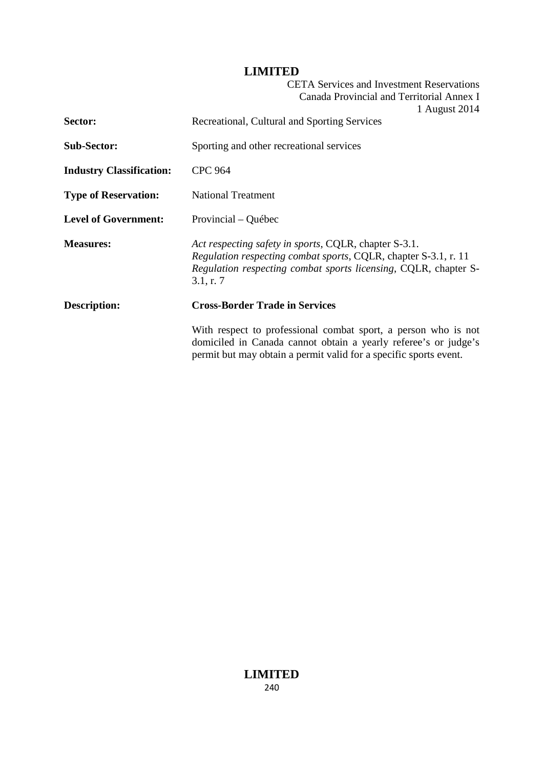| | |
|---|---|
| **Sector:** | Recreational, Cultural and Sporting Services |
| **Sub-Sector:** | Sporting and other recreational services |
| **Industry Classification:** | CPC 964 |
| **Type of Reservation:** | National Treatment |
| **Level of Government:** | Provincial – Québec |
| **Measures:** | *Act respecting safety in sports*, CQLR, chapter S-3.1.<br>*Regulation respecting combat sports*, CQLR, chapter S-3.1, r. 11<br>*Regulation respecting combat sports licensing*, CQLR, chapter S-3.1, r. 7 |
| **Description:** | **Cross-Border Trade in Services**<br><br>With respect to professional combat sport, a person who is not domiciled in Canada cannot obtain a yearly referee's or judge's permit but may obtain a permit valid for a specific sports event. |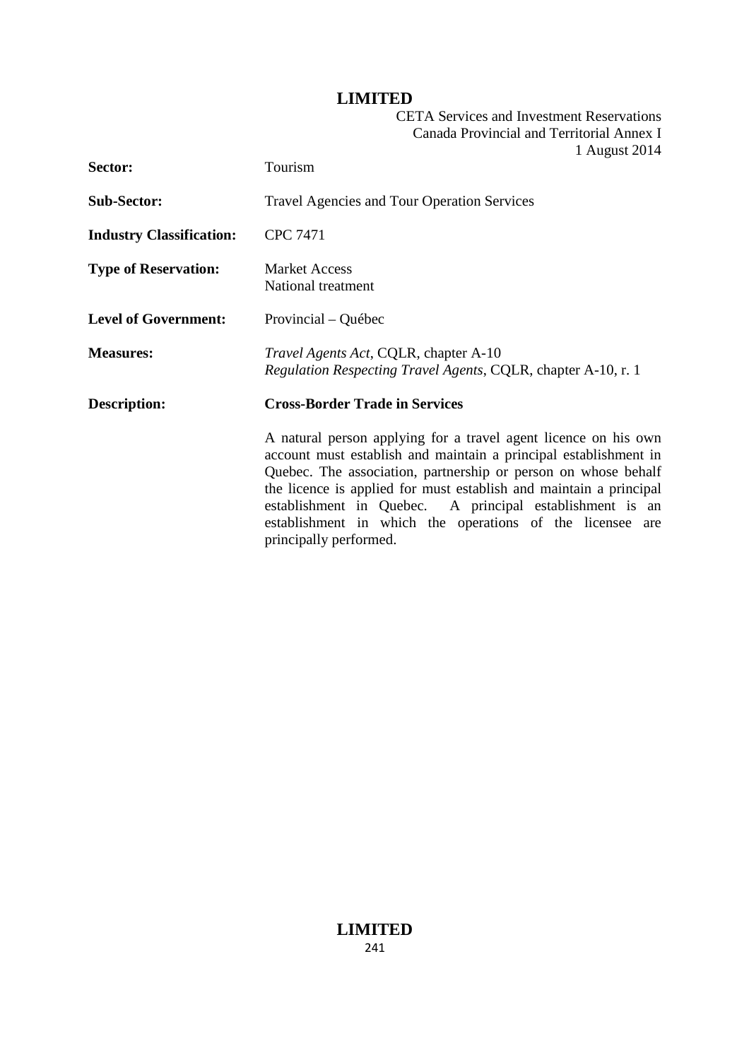| | |
|---|---|
| **Sector:** | Tourism |
| **Sub-Sector:** | Travel Agencies and Tour Operation Services |
| **Industry Classification:** | CPC 7471 |
| **Type of Reservation:** | Market Access<br>National treatment |
| **Level of Government:** | Provincial – Québec |
| **Measures:** | *Travel Agents Act*, CQLR, chapter A-10<br>*Regulation Respecting Travel Agents*, CQLR, chapter A-10, r. 1 |
| **Description:** | **Cross-Border Trade in Services** |
| | A natural person applying for a travel agent licence on his own account must establish and maintain a principal establishment in Quebec. The association, partnership or person on whose behalf the licence is applied for must establish and maintain a principal establishment in Quebec. A principal establishment is an establishment in which the operations of the licensee are principally performed. |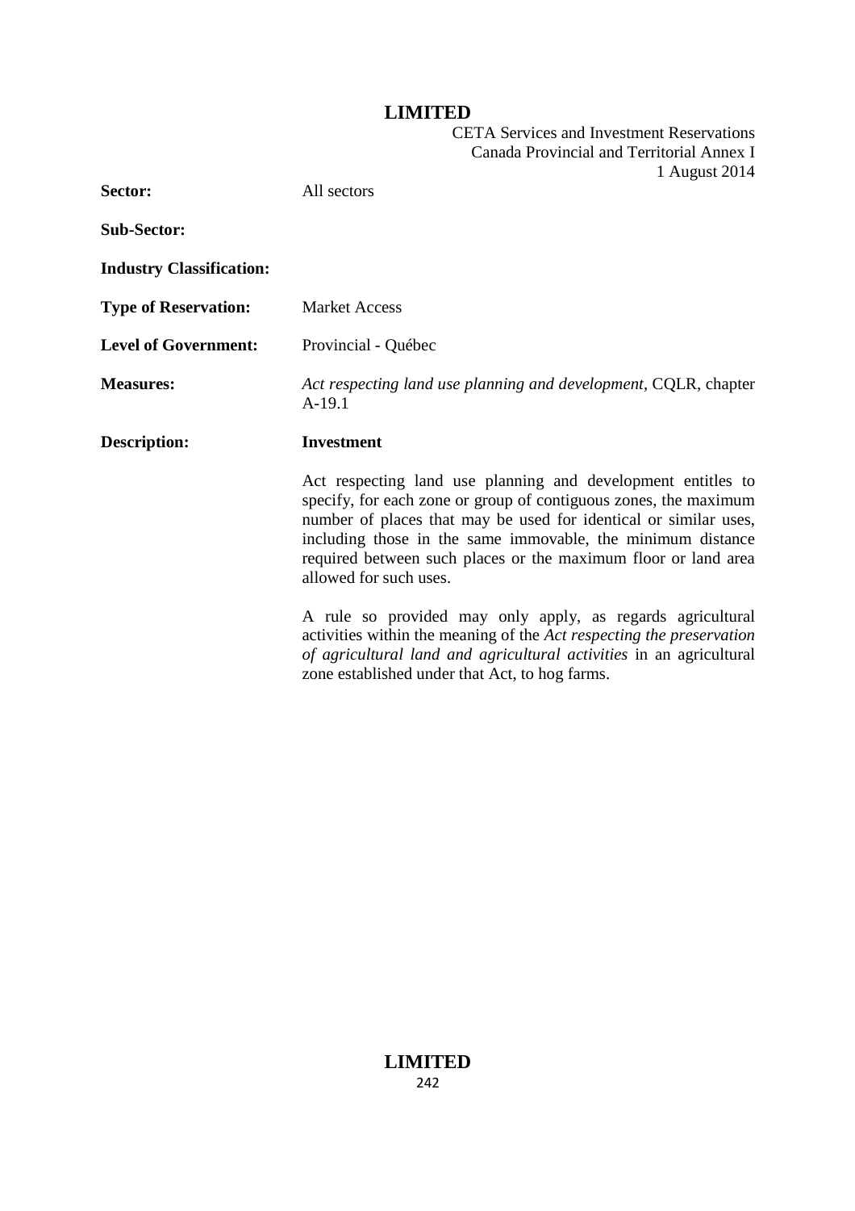| | |
|---|---|
| **Sector:** | All sectors |
| **Sub-Sector:** | |
| **Industry Classification:** | |
| **Type of Reservation:** | Market Access |
| **Level of Government:** | Provincial - Québec |
| **Measures:** | *Act respecting land use planning and development*, CQLR, chapter A-19.1 |
| **Description:** | **Investment** |

Act respecting land use planning and development entitles to specify, for each zone or group of contiguous zones, the maximum number of places that may be used for identical or similar uses, including those in the same immovable, the minimum distance required between such places or the maximum floor or land area allowed for such uses.

A rule so provided may only apply, as regards agricultural activities within the meaning of the *Act respecting the preservation of agricultural land and agricultural activities* in an agricultural zone established under that Act, to hog farms.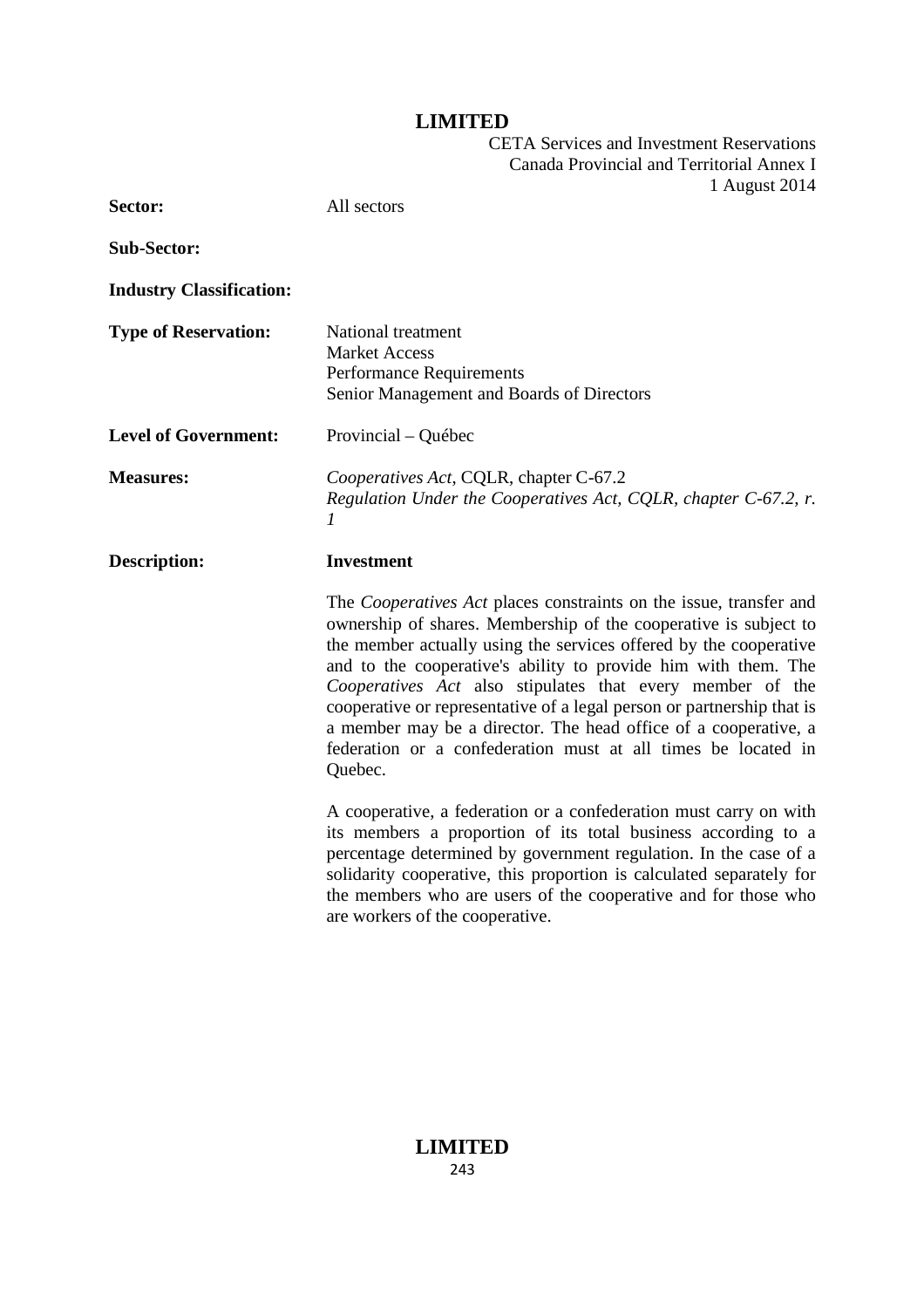| | |
|---|---|
| **Sector:** | All sectors |
| **Sub-Sector:** | |
| **Industry Classification:** | |
| **Type of Reservation:** | National treatment<br>Market Access<br>Performance Requirements<br>Senior Management and Boards of Directors |
| **Level of Government:** | Provincial – Québec |
| **Measures:** | *Cooperatives Act*, CQLR, chapter C-67.2<br>*Regulation Under the Cooperatives Act, CQLR, chapter C-67.2, r. 1* |
| **Description:** | **Investment** |

The *Cooperatives Act* places constraints on the issue, transfer and ownership of shares. Membership of the cooperative is subject to the member actually using the services offered by the cooperative and to the cooperative's ability to provide him with them. The *Cooperatives Act* also stipulates that every member of the cooperative or representative of a legal person or partnership that is a member may be a director. The head office of a cooperative, a federation or a confederation must at all times be located in Quebec.

A cooperative, a federation or a confederation must carry on with its members a proportion of its total business according to a percentage determined by government regulation. In the case of a solidarity cooperative, this proportion is calculated separately for the members who are users of the cooperative and for those who are workers of the cooperative.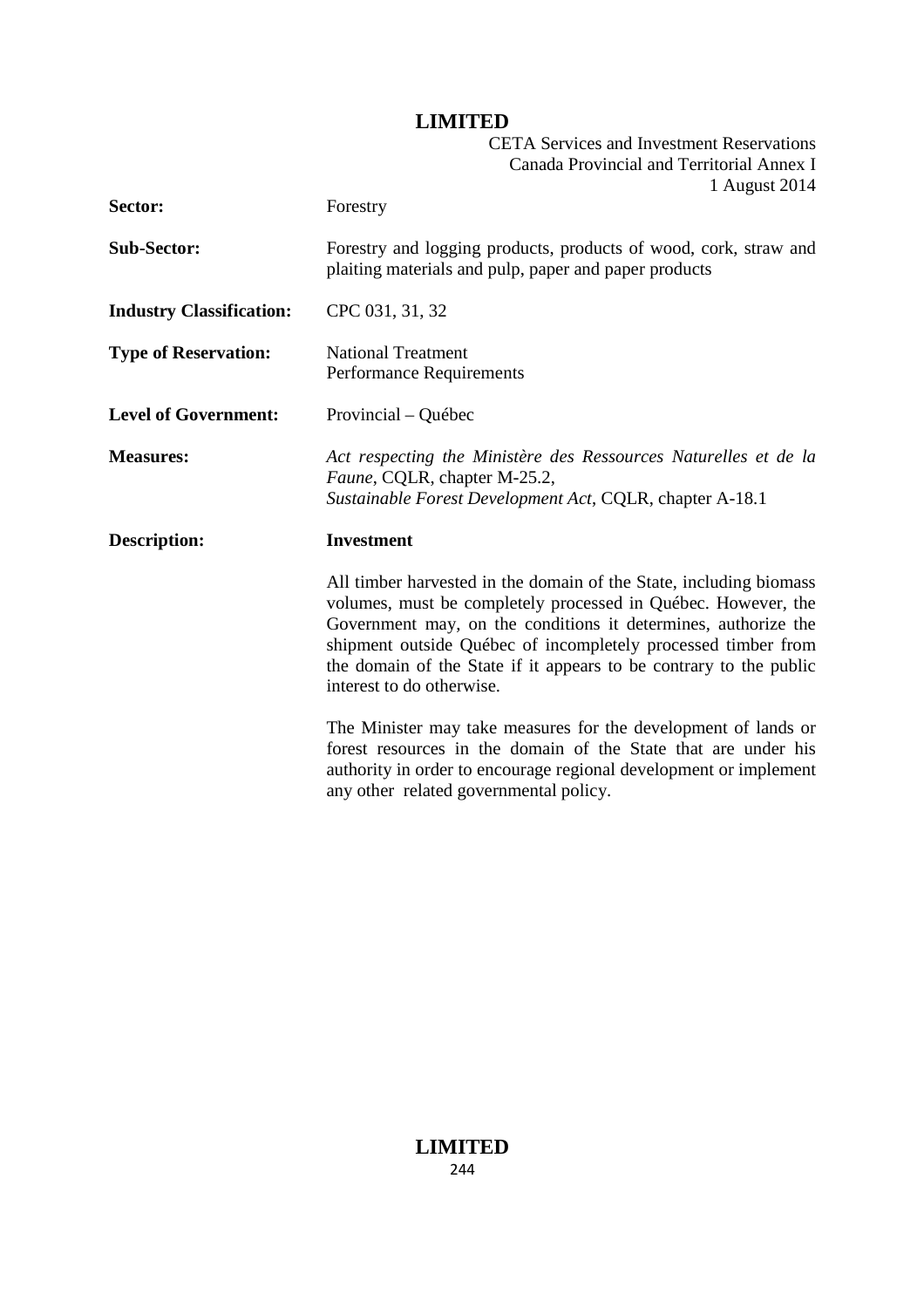| | |
|---|---|
| **Sector:** | Forestry |
| **Sub-Sector:** | Forestry and logging products, products of wood, cork, straw and plaiting materials and pulp, paper and paper products |
| **Industry Classification:** | CPC 031, 31, 32 |
| **Type of Reservation:** | National Treatment<br>Performance Requirements |
| **Level of Government:** | Provincial – Québec |
| **Measures:** | *Act respecting the Ministère des Ressources Naturelles et de la Faune*, CQLR, chapter M-25.2,<br>*Sustainable Forest Development Act*, CQLR, chapter A-18.1 |
| **Description:** | **Investment** |

All timber harvested in the domain of the State, including biomass volumes, must be completely processed in Québec. However, the Government may, on the conditions it determines, authorize the shipment outside Québec of incompletely processed timber from the domain of the State if it appears to be contrary to the public interest to do otherwise.

The Minister may take measures for the development of lands or forest resources in the domain of the State that are under his authority in order to encourage regional development or implement any other related governmental policy.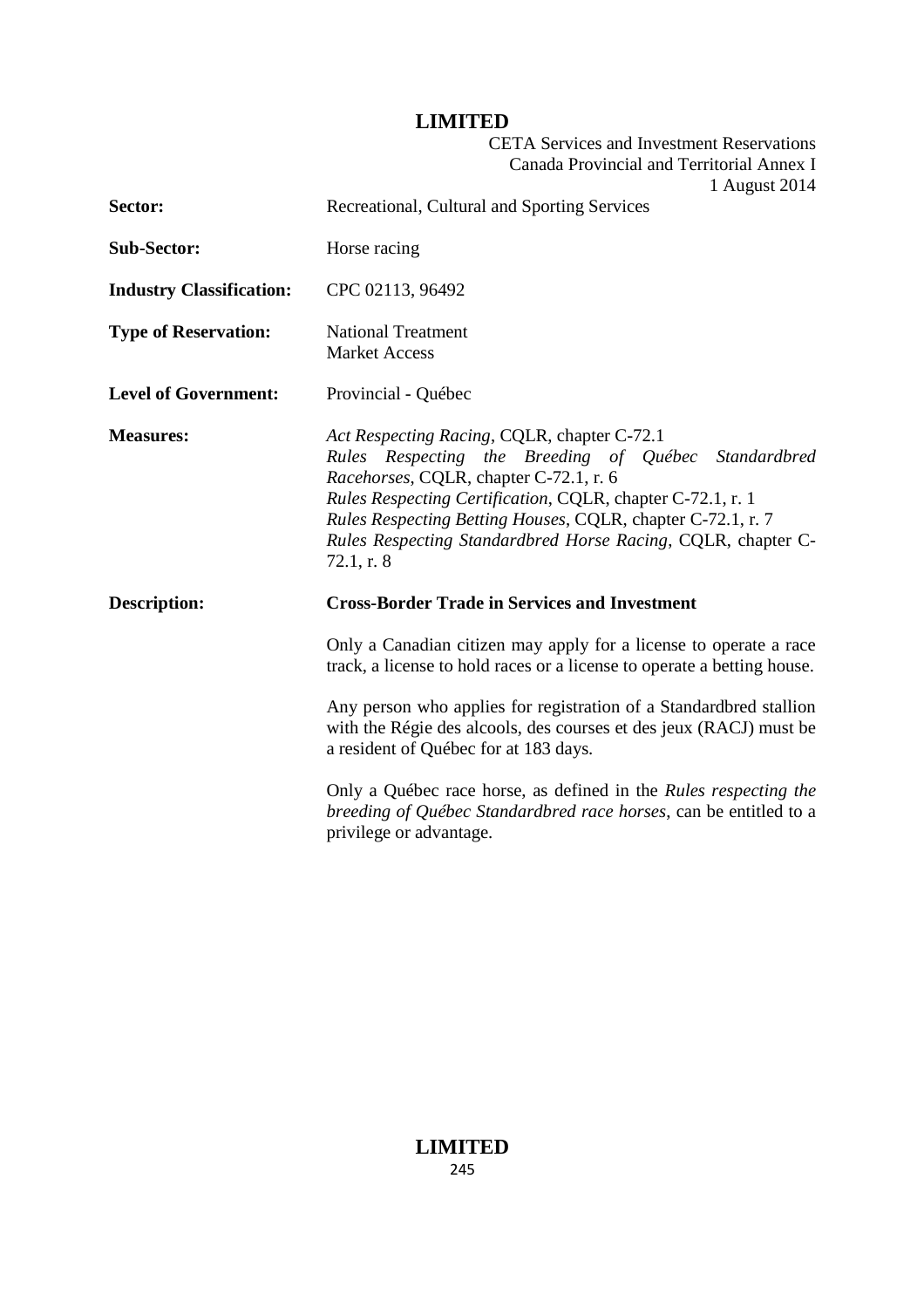| | |
|---|---|
| **Sector:** | Recreational, Cultural and Sporting Services |
| **Sub-Sector:** | Horse racing |
| **Industry Classification:** | CPC 02113, 96492 |
| **Type of Reservation:** | National Treatment<br>Market Access |
| **Level of Government:** | Provincial - Québec |
| **Measures:** | *Act Respecting Racing*, CQLR, chapter C-72.1<br>*Rules Respecting the Breeding of Québec Standardbred Racehorses*, CQLR, chapter C-72.1, r. 6<br>*Rules Respecting Certification*, CQLR, chapter C-72.1, r. 1<br>*Rules Respecting Betting Houses*, CQLR, chapter C-72.1, r. 7<br>*Rules Respecting Standardbred Horse Racing*, CQLR, chapter C-72.1, r. 8 |
| **Description:** | **Cross-Border Trade in Services and Investment** |

Only a Canadian citizen may apply for a license to operate a race track, a license to hold races or a license to operate a betting house.

Any person who applies for registration of a Standardbred stallion with the Régie des alcools, des courses et des jeux (RACJ) must be a resident of Québec for at 183 days.

Only a Québec race horse, as defined in the *Rules respecting the breeding of Québec Standardbred race horses*, can be entitled to a privilege or advantage.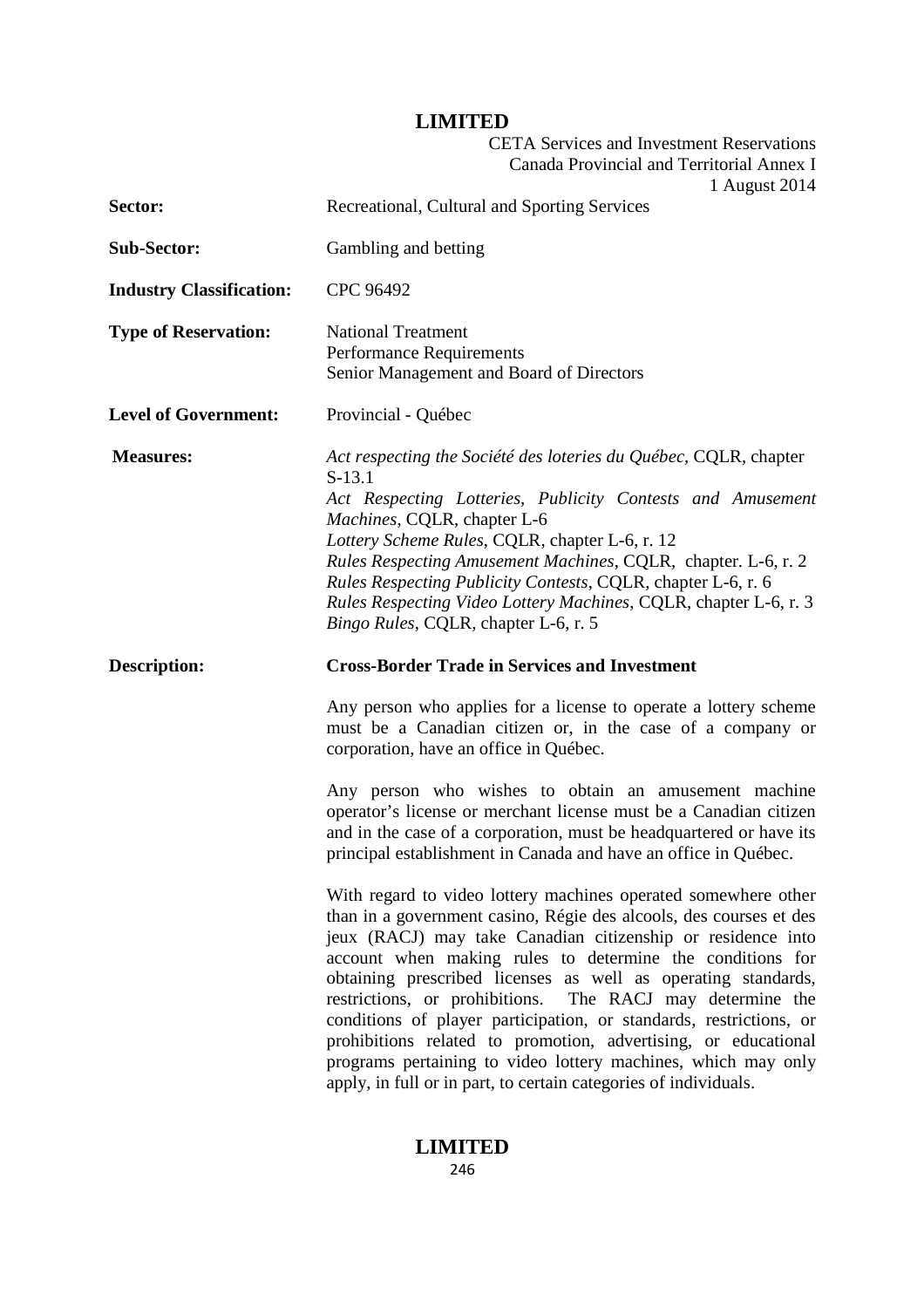| | |
|---|---|
| **Sector:** | Recreational, Cultural and Sporting Services |
| **Sub-Sector:** | Gambling and betting |
| **Industry Classification:** | CPC 96492 |
| **Type of Reservation:** | National Treatment<br>Performance Requirements<br>Senior Management and Board of Directors |
| **Level of Government:** | Provincial - Québec |
| **Measures:** | *Act respecting the Société des loteries du Québec*, CQLR, chapter S-13.1<br>*Act Respecting Lotteries, Publicity Contests and Amusement Machines*, CQLR, chapter L-6<br>*Lottery Scheme Rules*, CQLR, chapter L-6, r. 12<br>*Rules Respecting Amusement Machines*, CQLR, chapter. L-6, r. 2<br>*Rules Respecting Publicity Contests*, CQLR, chapter L-6, r. 6<br>*Rules Respecting Video Lottery Machines*, CQLR, chapter L-6, r. 3<br>*Bingo Rules*, CQLR, chapter L-6, r. 5 |
| **Description:** | **Cross-Border Trade in Services and Investment** |

Any person who applies for a license to operate a lottery scheme must be a Canadian citizen or, in the case of a company or corporation, have an office in Québec.

Any person who wishes to obtain an amusement machine operator's license or merchant license must be a Canadian citizen and in the case of a corporation, must be headquartered or have its principal establishment in Canada and have an office in Québec.

With regard to video lottery machines operated somewhere other than in a government casino, Régie des alcools, des courses et des jeux (RACJ) may take Canadian citizenship or residence into account when making rules to determine the conditions for obtaining prescribed licenses as well as operating standards, restrictions, or prohibitions. The RACJ may determine the conditions of player participation, or standards, restrictions, or prohibitions related to promotion, advertising, or educational programs pertaining to video lottery machines, which may only apply, in full or in part, to certain categories of individuals.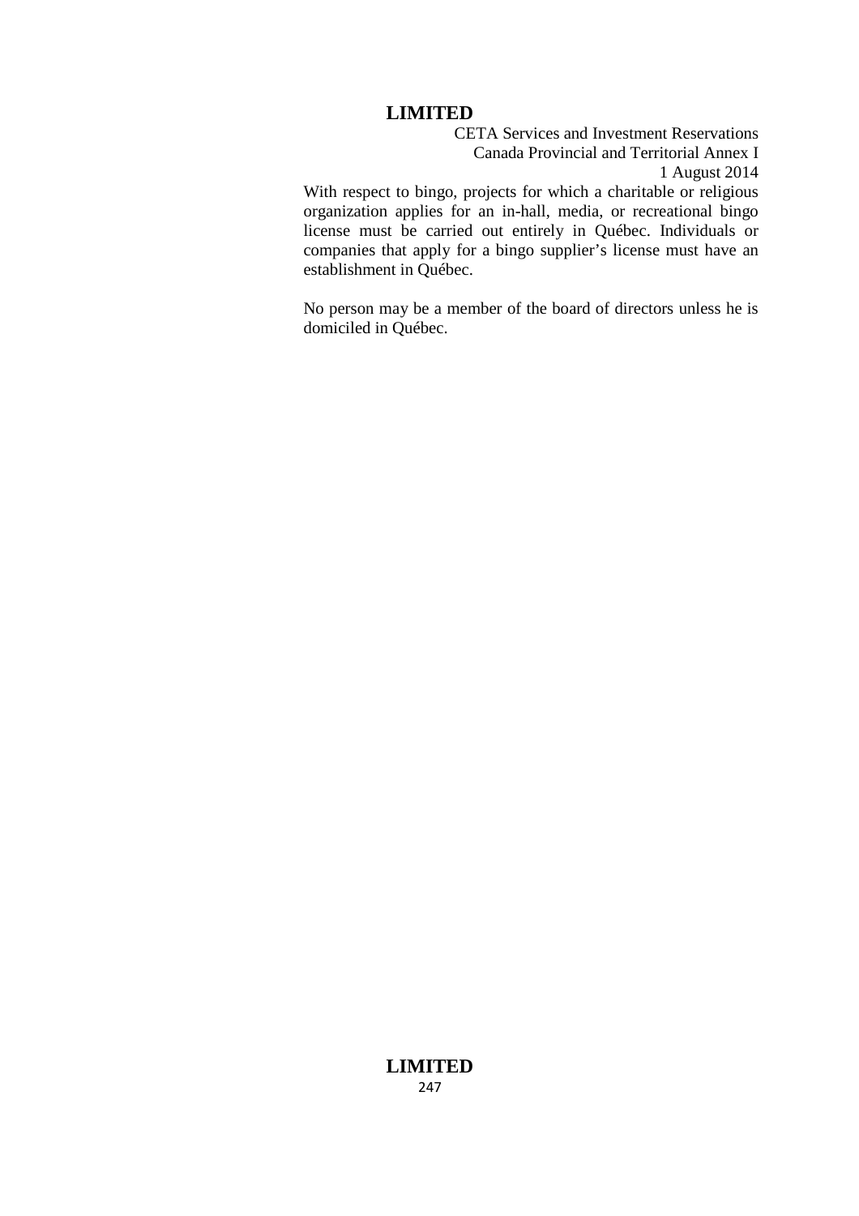With respect to bingo, projects for which a charitable or religious organization applies for an in-hall, media, or recreational bingo license must be carried out entirely in Québec. Individuals or companies that apply for a bingo supplier's license must have an establishment in Québec.

No person may be a member of the board of directors unless he is domiciled in Québec.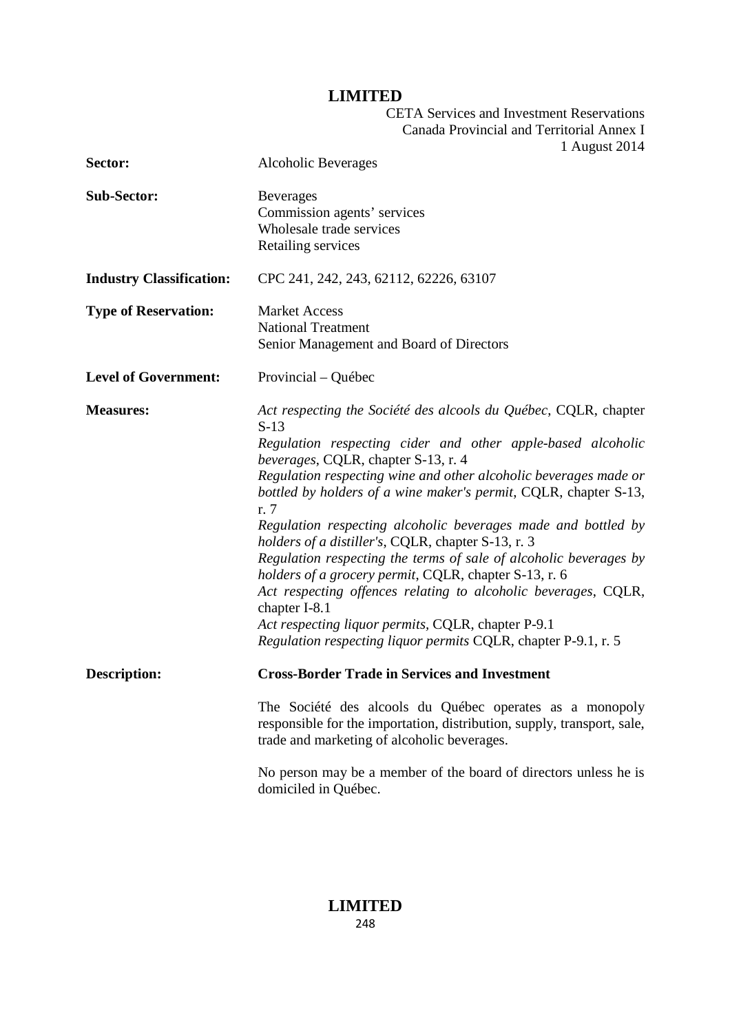| | |
|---|---|
| **Sector:** | Alcoholic Beverages |
| **Sub-Sector:** | Beverages<br>Commission agents' services<br>Wholesale trade services<br>Retailing services |
| **Industry Classification:** | CPC 241, 242, 243, 62112, 62226, 63107 |
| **Type of Reservation:** | Market Access<br>National Treatment<br>Senior Management and Board of Directors |
| **Level of Government:** | Provincial – Québec |
| **Measures:** | *Act respecting the Société des alcools du Québec*, CQLR, chapter S-13<br>*Regulation respecting cider and other apple-based alcoholic beverages*, CQLR, chapter S-13, r. 4<br>*Regulation respecting wine and other alcoholic beverages made or bottled by holders of a wine maker's permit*, CQLR, chapter S-13, r. 7<br>*Regulation respecting alcoholic beverages made and bottled by holders of a distiller's*, CQLR, chapter S-13, r. 3<br>*Regulation respecting the terms of sale of alcoholic beverages by holders of a grocery permit*, CQLR, chapter S-13, r. 6<br>*Act respecting offences relating to alcoholic beverages*, CQLR, chapter I-8.1<br>*Act respecting liquor permits,* CQLR, chapter P-9.1<br>*Regulation respecting liquor permits* CQLR, chapter P-9.1, r. 5 |
| **Description:** | **Cross-Border Trade in Services and Investment**<br><br>The Société des alcools du Québec operates as a monopoly responsible for the importation, distribution, supply, transport, sale, trade and marketing of alcoholic beverages.<br><br>No person may be a member of the board of directors unless he is domiciled in Québec. |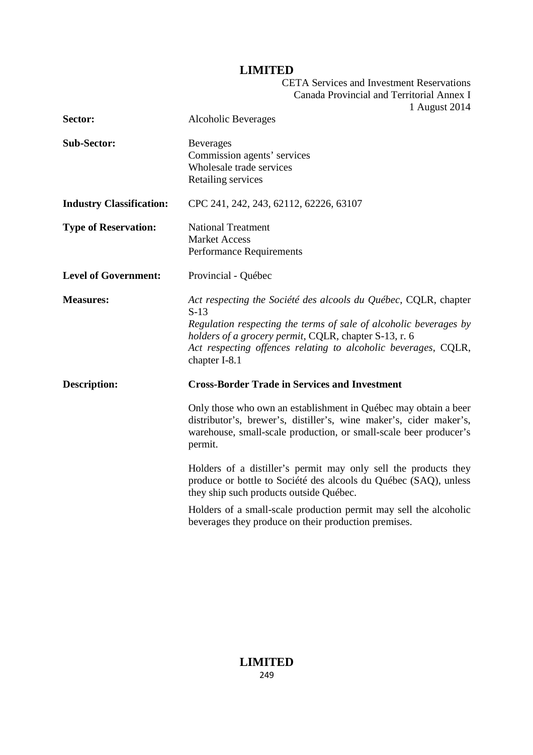| | |
|---|---|
| **Sector:** | Alcoholic Beverages |
| **Sub-Sector:** | Beverages<br>Commission agents' services<br>Wholesale trade services<br>Retailing services |
| **Industry Classification:** | CPC 241, 242, 243, 62112, 62226, 63107 |
| **Type of Reservation:** | National Treatment<br>Market Access<br>Performance Requirements |
| **Level of Government:** | Provincial - Québec |
| **Measures:** | *Act respecting the Société des alcools du Québec*, CQLR, chapter S-13<br>*Regulation respecting the terms of sale of alcoholic beverages by holders of a grocery permit*, CQLR, chapter S-13, r. 6<br>*Act respecting offences relating to alcoholic beverages*, CQLR, chapter I-8.1 |
| **Description:** | **Cross-Border Trade in Services and Investment** |

Only those who own an establishment in Québec may obtain a beer distributor's, brewer's, distiller's, wine maker's, cider maker's, warehouse, small-scale production, or small-scale beer producer's permit.

Holders of a distiller's permit may only sell the products they produce or bottle to Société des alcools du Québec (SAQ), unless they ship such products outside Québec.

Holders of a small-scale production permit may sell the alcoholic beverages they produce on their production premises.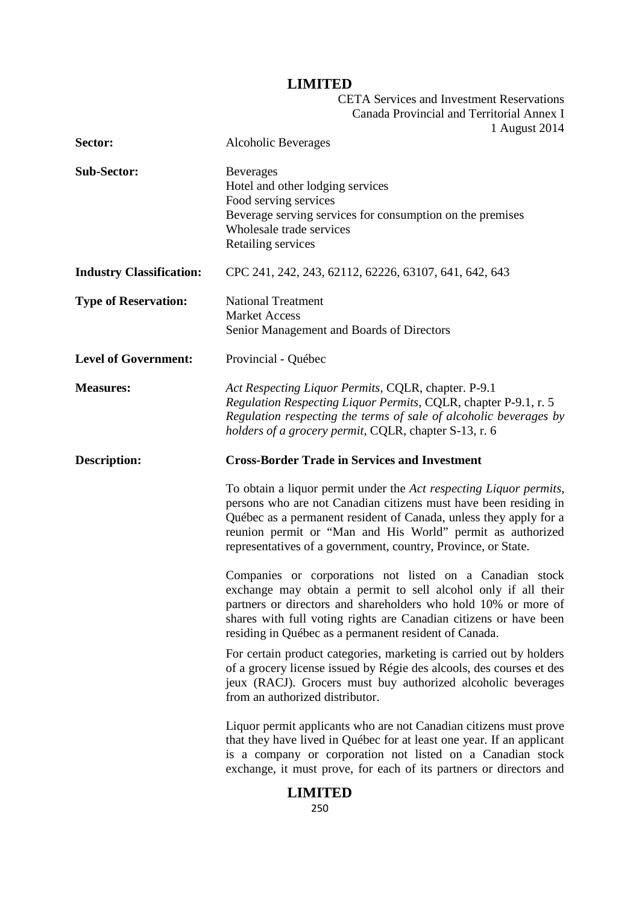| | |
|---|---|
| **Sector:** | Alcoholic Beverages |
| **Sub-Sector:** | Beverages<br>Hotel and other lodging services<br>Food serving services<br>Beverage serving services for consumption on the premises<br>Wholesale trade services<br>Retailing services |
| **Industry Classification:** | CPC 241, 242, 243, 62112, 62226, 63107, 641, 642, 643 |
| **Type of Reservation:** | National Treatment<br>Market Access<br>Senior Management and Boards of Directors |
| **Level of Government:** | Provincial - Québec |
| **Measures:** | *Act Respecting Liquor Permits*, CQLR, chapter. P-9.1<br>*Regulation Respecting Liquor Permits*, CQLR, chapter P-9.1, r. 5<br>*Regulation respecting the terms of sale of alcoholic beverages by holders of a grocery permit*, CQLR, chapter S-13, r. 6 |
| **Description:** | **Cross-Border Trade in Services and Investment** |

To obtain a liquor permit under the *Act respecting Liquor permits*, persons who are not Canadian citizens must have been residing in Québec as a permanent resident of Canada, unless they apply for a reunion permit or "Man and His World" permit as authorized representatives of a government, country, Province, or State.

Companies or corporations not listed on a Canadian stock exchange may obtain a permit to sell alcohol only if all their partners or directors and shareholders who hold 10% or more of shares with full voting rights are Canadian citizens or have been residing in Québec as a permanent resident of Canada.

For certain product categories, marketing is carried out by holders of a grocery license issued by Régie des alcools, des courses et des jeux (RACJ). Grocers must buy authorized alcoholic beverages from an authorized distributor.

Liquor permit applicants who are not Canadian citizens must prove that they have lived in Québec for at least one year. If an applicant is a company or corporation not listed on a Canadian stock exchange, it must prove, for each of its partners or directors and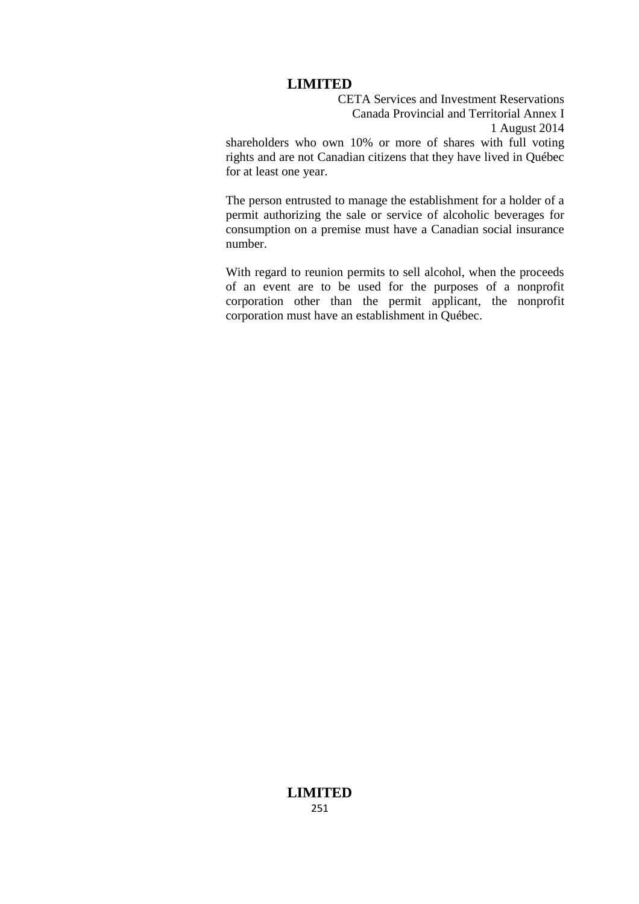shareholders who own 10% or more of shares with full voting rights and are not Canadian citizens that they have lived in Québec for at least one year.

The person entrusted to manage the establishment for a holder of a permit authorizing the sale or service of alcoholic beverages for consumption on a premise must have a Canadian social insurance number.

With regard to reunion permits to sell alcohol, when the proceeds of an event are to be used for the purposes of a nonprofit corporation other than the permit applicant, the nonprofit corporation must have an establishment in Québec.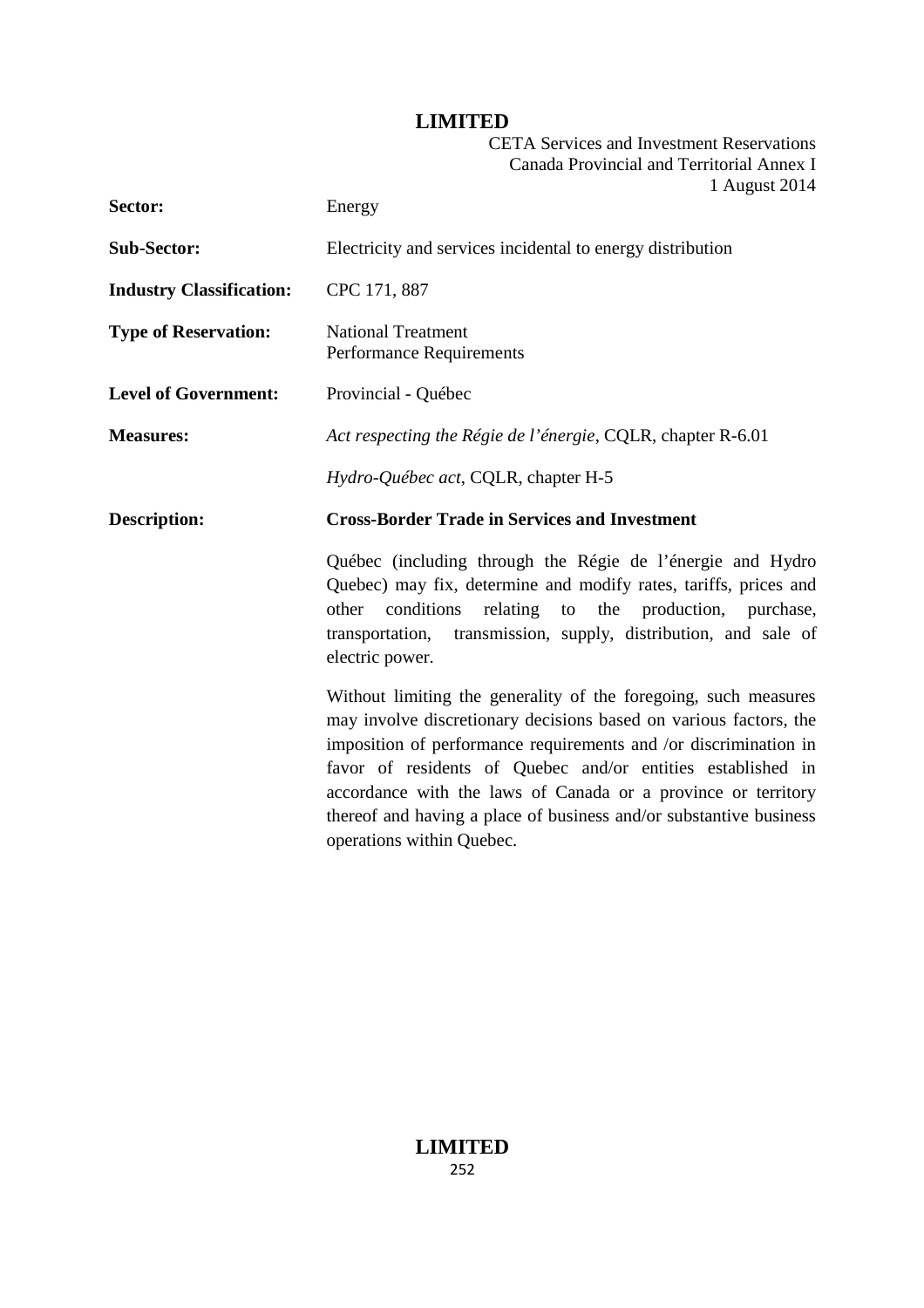| | |
|---|---|
| **Sector:** | Energy |
| **Sub-Sector:** | Electricity and services incidental to energy distribution |
| **Industry Classification:** | CPC 171, 887 |
| **Type of Reservation:** | National Treatment<br>Performance Requirements |
| **Level of Government:** | Provincial - Québec |
| **Measures:** | *Act respecting the Régie de l'énergie*, CQLR, chapter R-6.01<br><br>*Hydro-Québec act*, CQLR, chapter H-5 |
| **Description:** | **Cross-Border Trade in Services and Investment** |

Québec (including through the Régie de l'énergie and Hydro Quebec) may fix, determine and modify rates, tariffs, prices and other conditions relating to the production, purchase, transportation, transmission, supply, distribution, and sale of electric power.

Without limiting the generality of the foregoing, such measures may involve discretionary decisions based on various factors, the imposition of performance requirements and /or discrimination in favor of residents of Quebec and/or entities established in accordance with the laws of Canada or a province or territory thereof and having a place of business and/or substantive business operations within Quebec.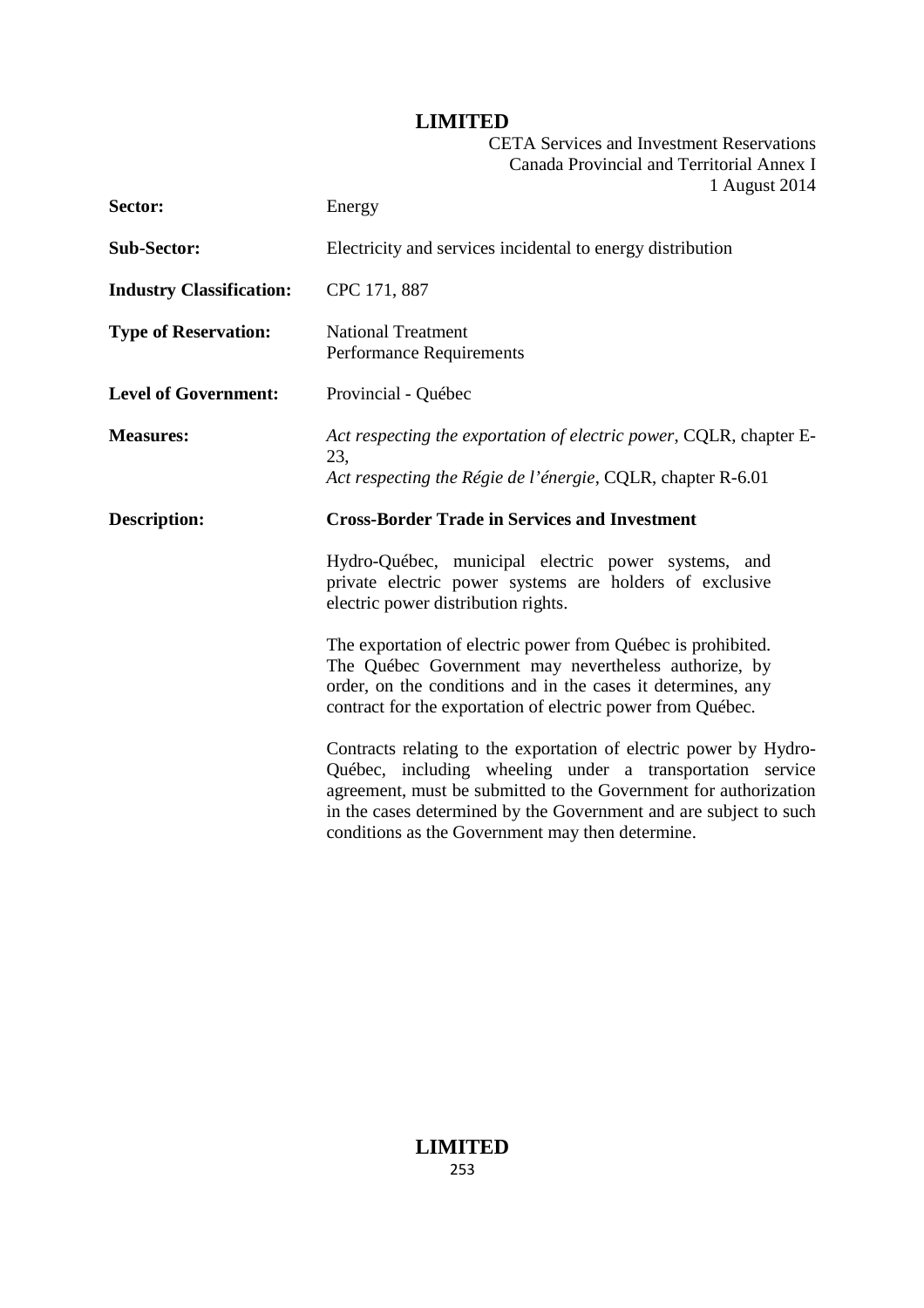| | |
|---|---|
| **Sector:** | Energy |
| **Sub-Sector:** | Electricity and services incidental to energy distribution |
| **Industry Classification:** | CPC 171, 887 |
| **Type of Reservation:** | National Treatment<br>Performance Requirements |
| **Level of Government:** | Provincial - Québec |
| **Measures:** | *Act respecting the exportation of electric power*, CQLR, chapter E-23,<br>*Act respecting the Régie de l'énergie*, CQLR, chapter R-6.01 |
| **Description:** | **Cross-Border Trade in Services and Investment** |

Hydro-Québec, municipal electric power systems, and private electric power systems are holders of exclusive electric power distribution rights.

The exportation of electric power from Québec is prohibited. The Québec Government may nevertheless authorize, by order, on the conditions and in the cases it determines, any contract for the exportation of electric power from Québec.

Contracts relating to the exportation of electric power by Hydro-Québec, including wheeling under a transportation service agreement, must be submitted to the Government for authorization in the cases determined by the Government and are subject to such conditions as the Government may then determine.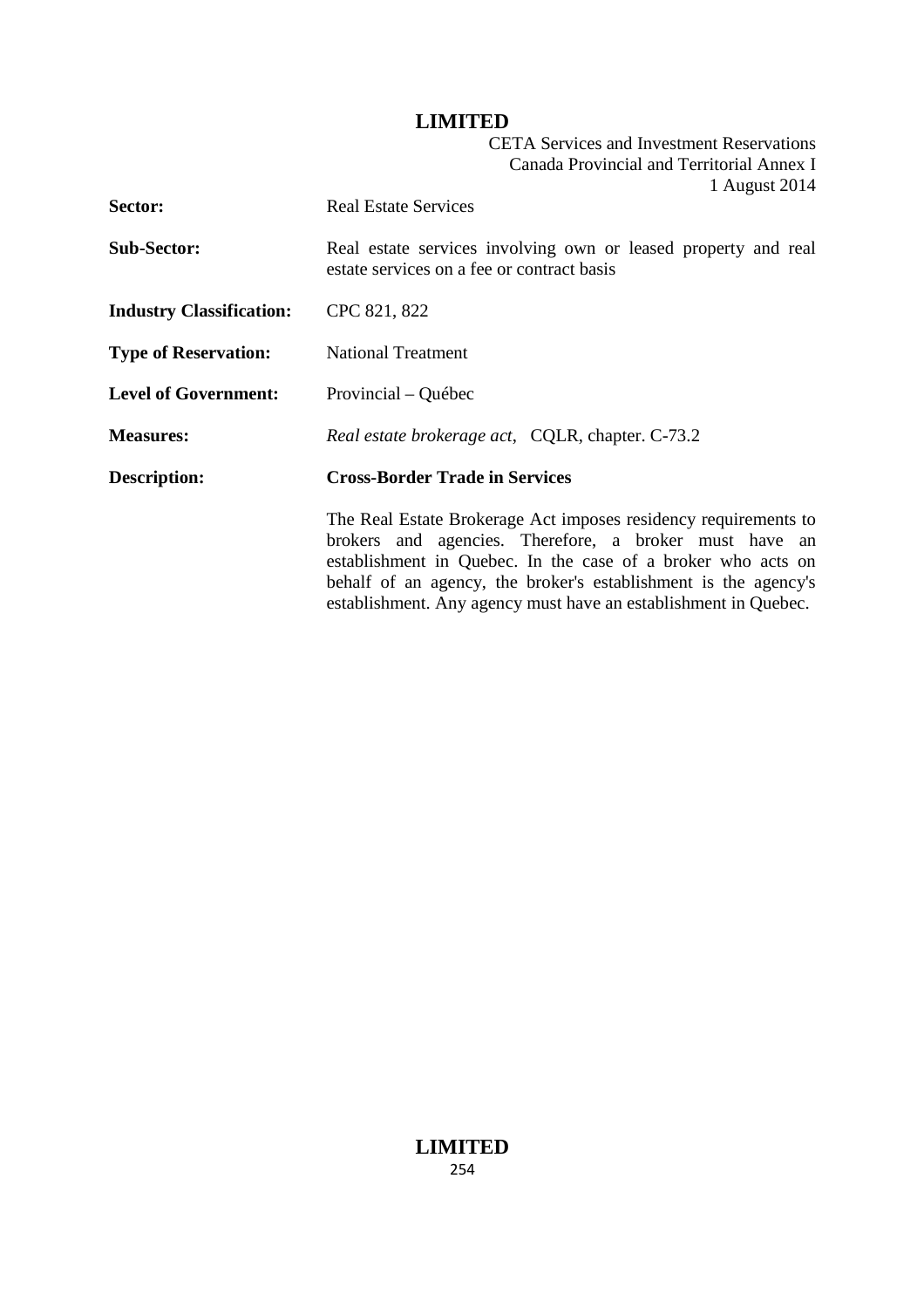| | |
|---|---|
| **Sector:** | Real Estate Services |
| **Sub-Sector:** | Real estate services involving own or leased property and real estate services on a fee or contract basis |
| **Industry Classification:** | CPC 821, 822 |
| **Type of Reservation:** | National Treatment |
| **Level of Government:** | Provincial – Québec |
| **Measures:** | *Real estate brokerage act*, CQLR, chapter. C-73.2 |
| **Description:** | **Cross-Border Trade in Services** |
| | The Real Estate Brokerage Act imposes residency requirements to brokers and agencies. Therefore, a broker must have an establishment in Quebec. In the case of a broker who acts on behalf of an agency, the broker's establishment is the agency's establishment. Any agency must have an establishment in Quebec. |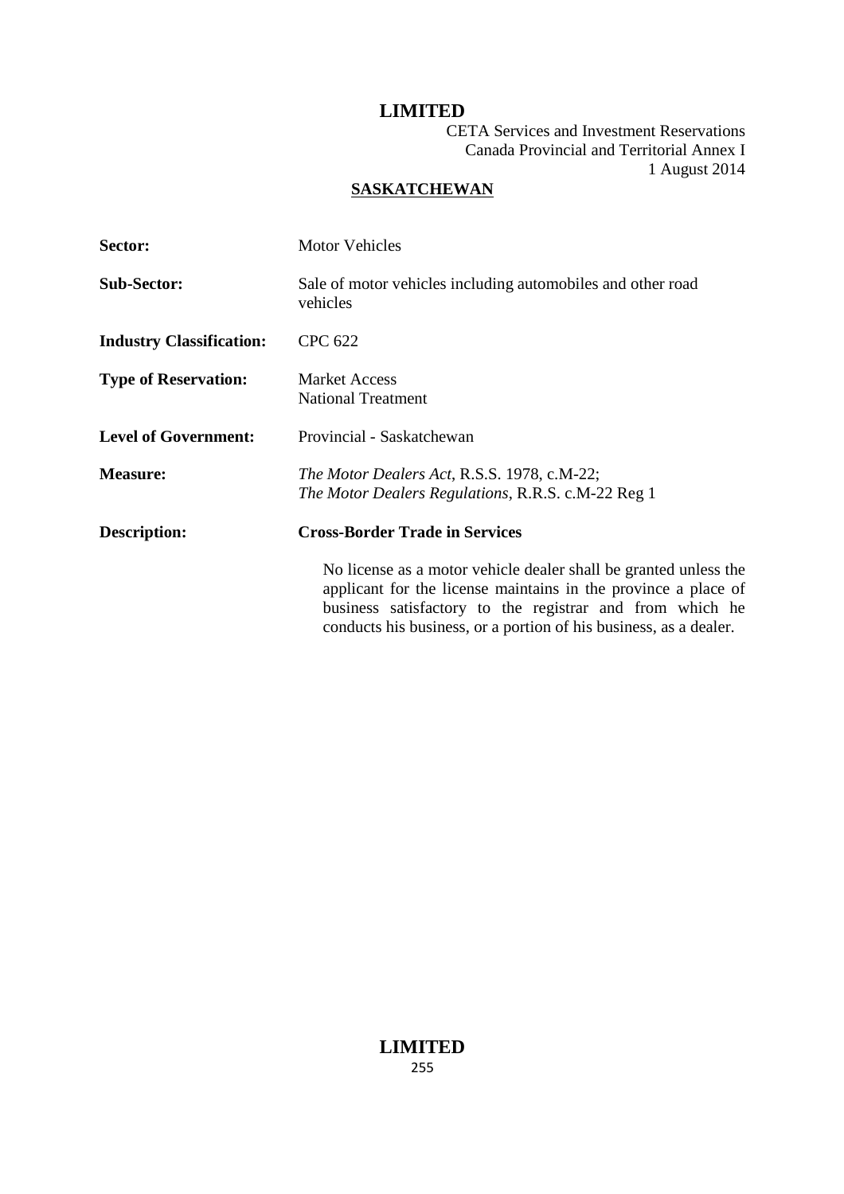## SASKATCHEWAN

| | |
|---|---|
| **Sector:** | Motor Vehicles |
| **Sub-Sector:** | Sale of motor vehicles including automobiles and other road vehicles |
| **Industry Classification:** | CPC 622 |
| **Type of Reservation:** | Market Access<br>National Treatment |
| **Level of Government:** | Provincial - Saskatchewan |
| **Measure:** | *The Motor Dealers Act*, R.S.S. 1978, c.M-22;<br>*The Motor Dealers Regulations*, R.R.S. c.M-22 Reg 1 |
| **Description:** | **Cross-Border Trade in Services** |

No license as a motor vehicle dealer shall be granted unless the applicant for the license maintains in the province a place of business satisfactory to the registrar and from which he conducts his business, or a portion of his business, as a dealer.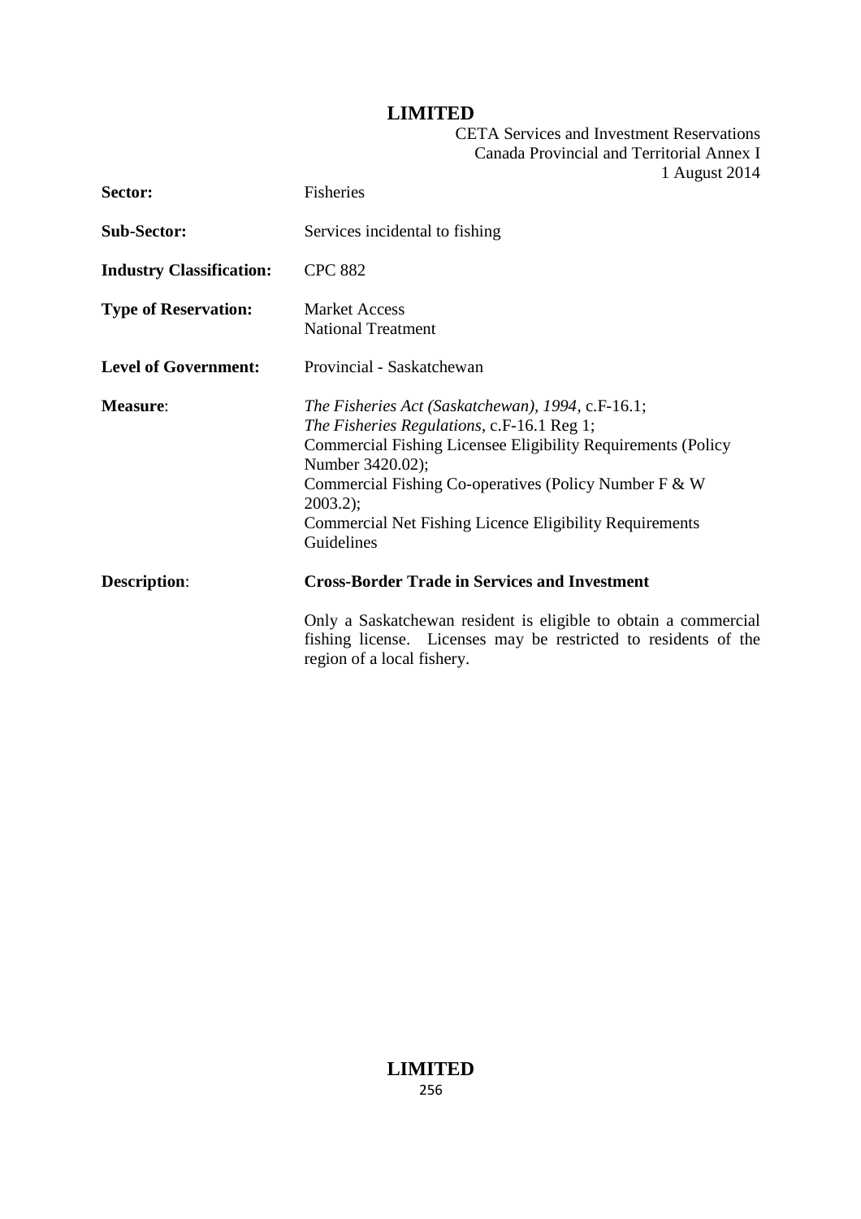| | |
|---|---|
| **Sector:** | Fisheries |
| **Sub-Sector:** | Services incidental to fishing |
| **Industry Classification:** | CPC 882 |
| **Type of Reservation:** | Market Access<br>National Treatment |
| **Level of Government:** | Provincial - Saskatchewan |
| **Measure**: | *The Fisheries Act (Saskatchewan), 1994*, c.F-16.1;<br>*The Fisheries Regulations*, c.F-16.1 Reg 1;<br>Commercial Fishing Licensee Eligibility Requirements (Policy Number 3420.02);<br>Commercial Fishing Co-operatives (Policy Number F & W 2003.2);<br>Commercial Net Fishing Licence Eligibility Requirements Guidelines |
| **Description**: | **Cross-Border Trade in Services and Investment**<br><br>Only a Saskatchewan resident is eligible to obtain a commercial fishing license. Licenses may be restricted to residents of the region of a local fishery. |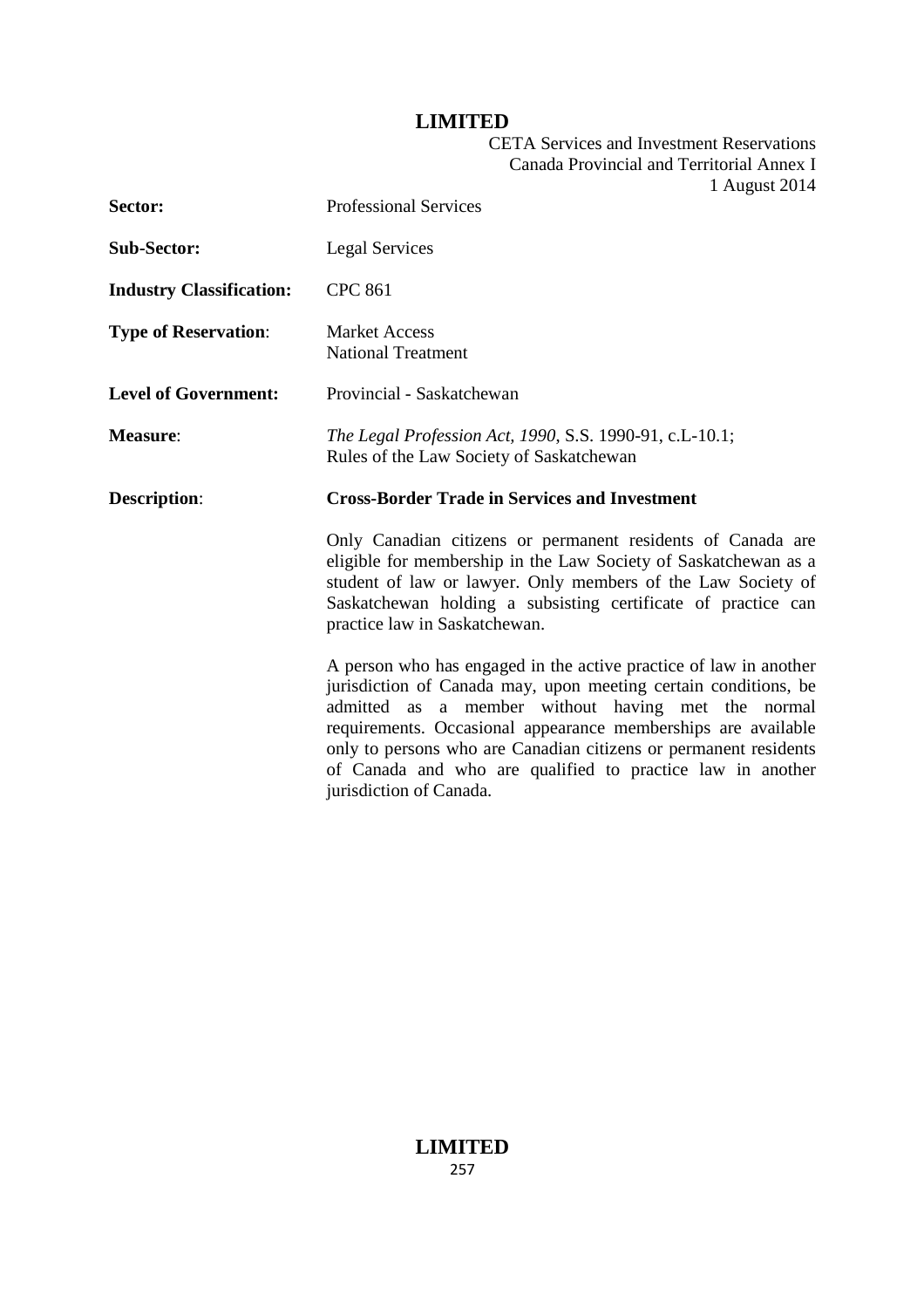| | |
|---|---|
| **Sector:** | Professional Services |
| **Sub-Sector:** | Legal Services |
| **Industry Classification:** | CPC 861 |
| **Type of Reservation**: | Market Access<br>National Treatment |
| **Level of Government:** | Provincial - Saskatchewan |
| **Measure**: | *The Legal Profession Act, 1990*, S.S. 1990-91, c.L-10.1;<br>Rules of the Law Society of Saskatchewan |
| **Description**: | **Cross-Border Trade in Services and Investment** |

Only Canadian citizens or permanent residents of Canada are eligible for membership in the Law Society of Saskatchewan as a student of law or lawyer. Only members of the Law Society of Saskatchewan holding a subsisting certificate of practice can practice law in Saskatchewan.

A person who has engaged in the active practice of law in another jurisdiction of Canada may, upon meeting certain conditions, be admitted as a member without having met the normal requirements. Occasional appearance memberships are available only to persons who are Canadian citizens or permanent residents of Canada and who are qualified to practice law in another jurisdiction of Canada.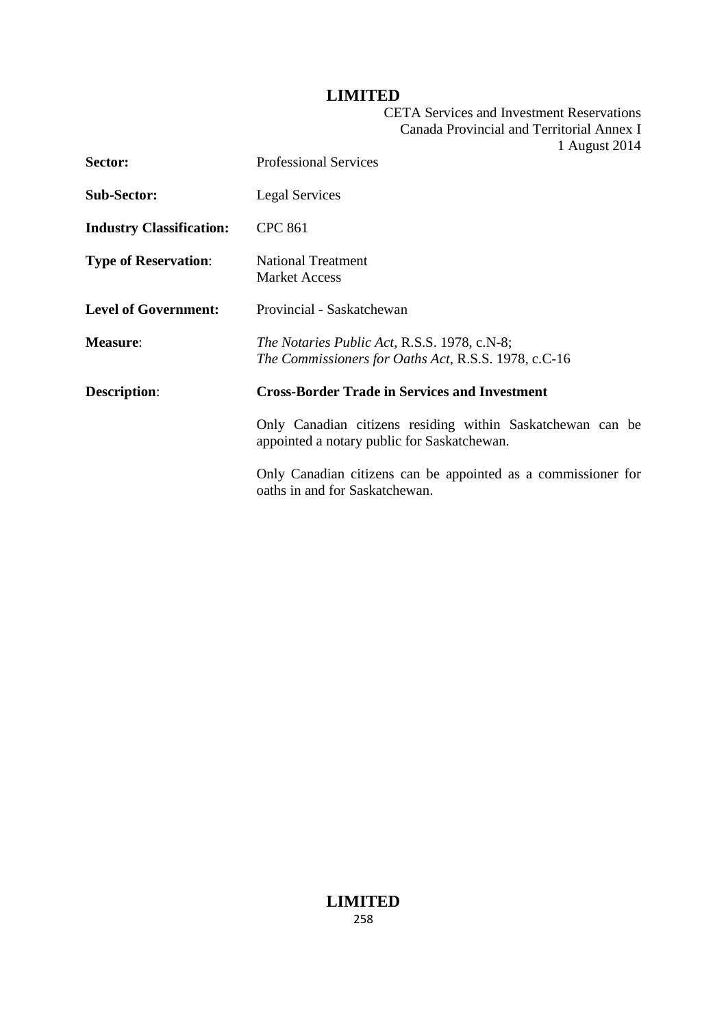| | |
|---|---|
| **Sector:** | Professional Services |
| **Sub-Sector:** | Legal Services |
| **Industry Classification:** | CPC 861 |
| **Type of Reservation:** | National Treatment<br>Market Access |
| **Level of Government:** | Provincial - Saskatchewan |
| **Measure:** | *The Notaries Public Act*, R.S.S. 1978, c.N-8;<br>*The Commissioners for Oaths Act*, R.S.S. 1978, c.C-16 |
| **Description:** | **Cross-Border Trade in Services and Investment**<br><br>Only Canadian citizens residing within Saskatchewan can be appointed a notary public for Saskatchewan.<br><br>Only Canadian citizens can be appointed as a commissioner for oaths in and for Saskatchewan. |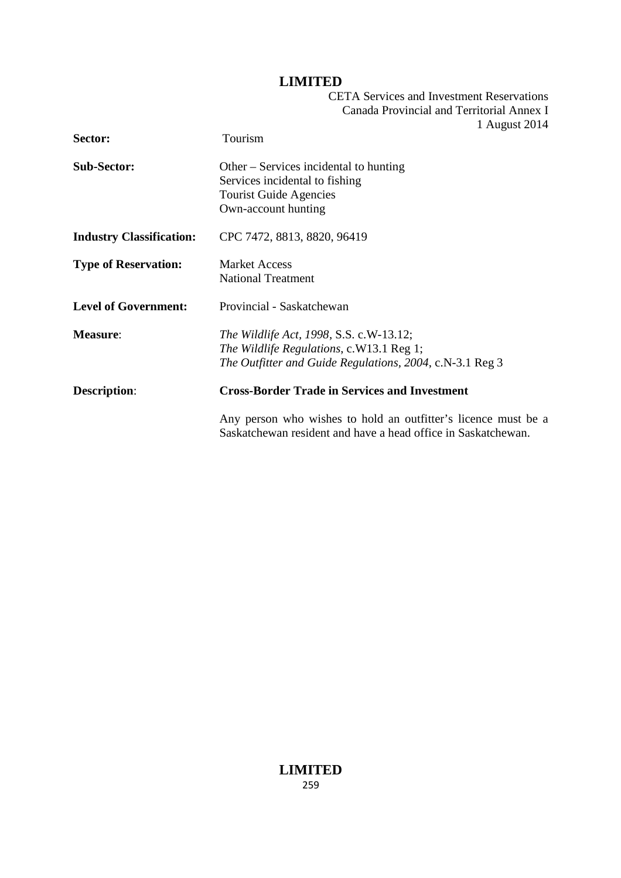| | |
|---|---|
| **Sector:** | Tourism |
| **Sub-Sector:** | Other – Services incidental to hunting<br>Services incidental to fishing<br>Tourist Guide Agencies<br>Own-account hunting |
| **Industry Classification:** | CPC 7472, 8813, 8820, 96419 |
| **Type of Reservation:** | Market Access<br>National Treatment |
| **Level of Government:** | Provincial - Saskatchewan |
| **Measure**: | *The Wildlife Act, 1998*, S.S. c.W-13.12;<br>*The Wildlife Regulations*, c.W13.1 Reg 1;<br>*The Outfitter and Guide Regulations, 2004*, c.N-3.1 Reg 3 |
| **Description**: | **Cross-Border Trade in Services and Investment**<br><br>Any person who wishes to hold an outfitter's licence must be a Saskatchewan resident and have a head office in Saskatchewan. |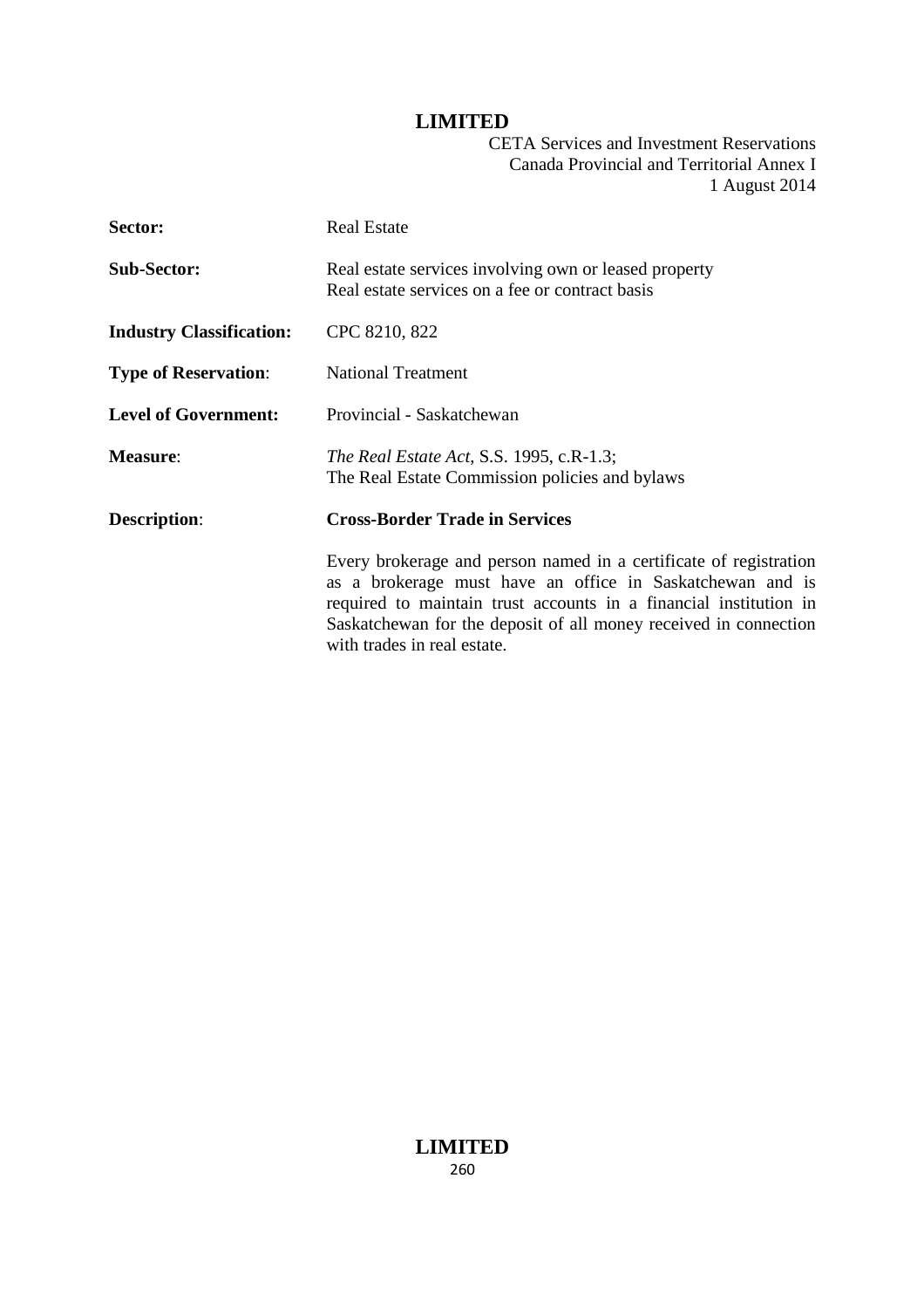| | |
|---|---|
| **Sector:** | Real Estate |
| **Sub-Sector:** | Real estate services involving own or leased property<br>Real estate services on a fee or contract basis |
| **Industry Classification:** | CPC 8210, 822 |
| **Type of Reservation**: | National Treatment |
| **Level of Government:** | Provincial - Saskatchewan |
| **Measure**: | *The Real Estate Act*, S.S. 1995, c.R-1.3;<br>The Real Estate Commission policies and bylaws |
| **Description**: | **Cross-Border Trade in Services**<br><br>Every brokerage and person named in a certificate of registration as a brokerage must have an office in Saskatchewan and is required to maintain trust accounts in a financial institution in Saskatchewan for the deposit of all money received in connection with trades in real estate. |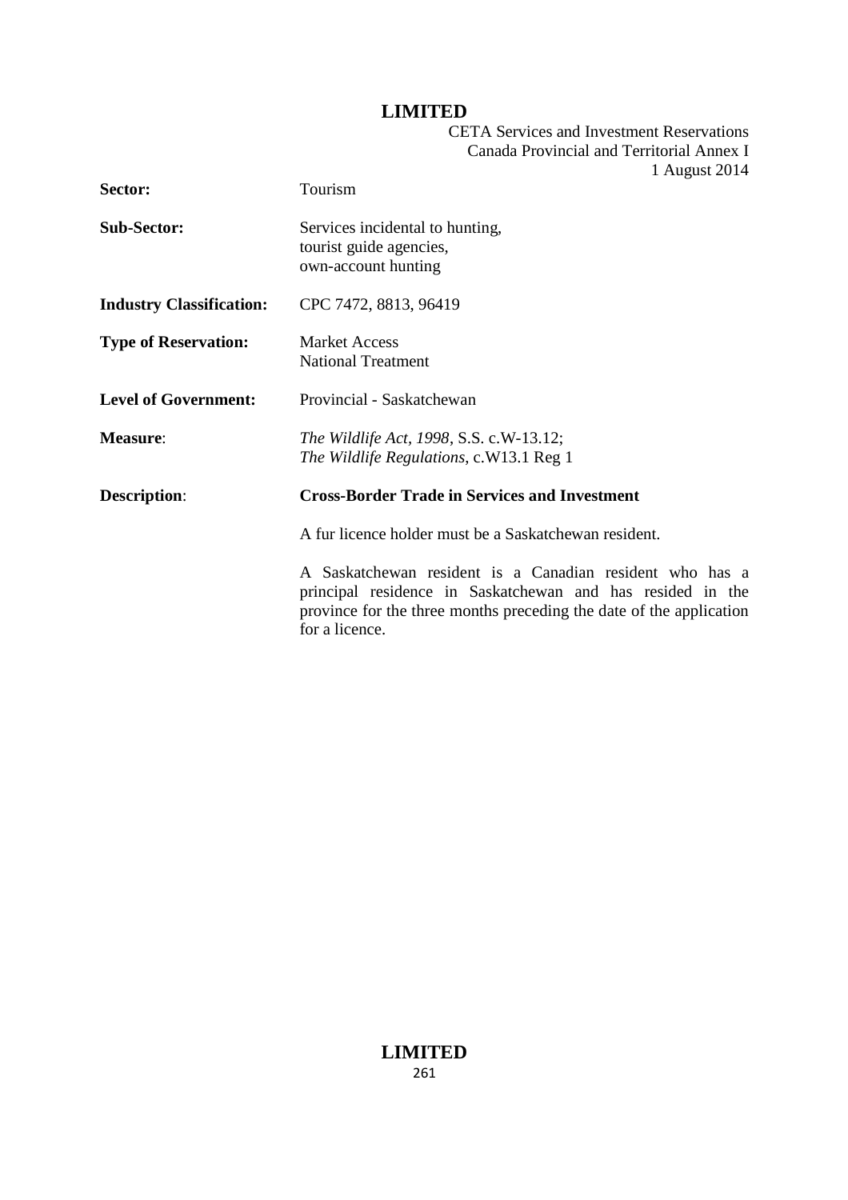| | |
|---|---|
| **Sector:** | Tourism |
| **Sub-Sector:** | Services incidental to hunting,<br>tourist guide agencies,<br>own-account hunting |
| **Industry Classification:** | CPC 7472, 8813, 96419 |
| **Type of Reservation:** | Market Access<br>National Treatment |
| **Level of Government:** | Provincial - Saskatchewan |
| **Measure**: | *The Wildlife Act, 1998*, S.S. c.W-13.12;<br>*The Wildlife Regulations*, c.W13.1 Reg 1 |
| **Description**: | **Cross-Border Trade in Services and Investment** |

A fur licence holder must be a Saskatchewan resident.

A Saskatchewan resident is a Canadian resident who has a principal residence in Saskatchewan and has resided in the province for the three months preceding the date of the application for a licence.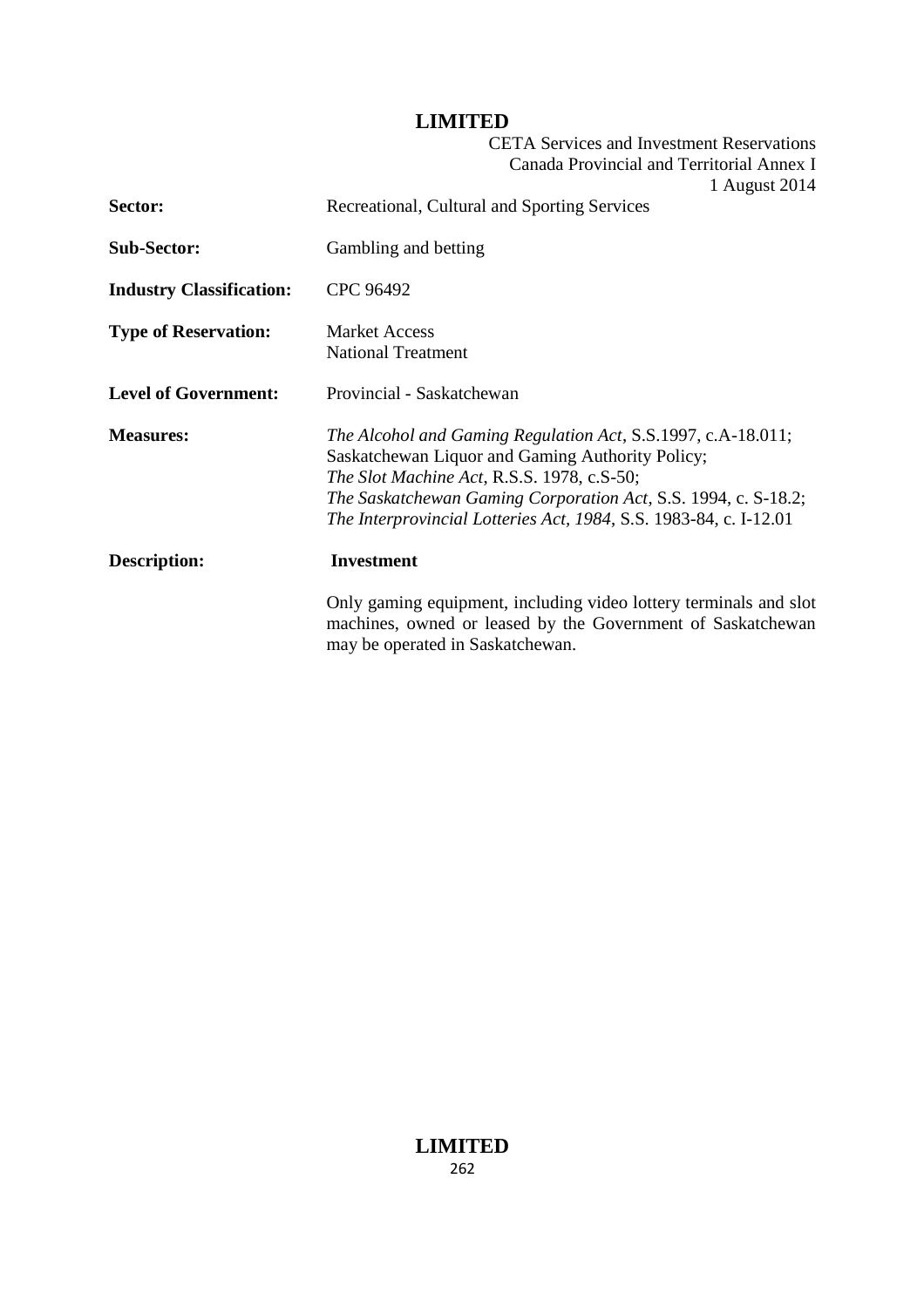| | |
|---|---|
| **Sector:** | Recreational, Cultural and Sporting Services |
| **Sub-Sector:** | Gambling and betting |
| **Industry Classification:** | CPC 96492 |
| **Type of Reservation:** | Market Access<br>National Treatment |
| **Level of Government:** | Provincial - Saskatchewan |
| **Measures:** | *The Alcohol and Gaming Regulation Act*, S.S.1997, c.A-18.011;<br>Saskatchewan Liquor and Gaming Authority Policy;<br>*The Slot Machine Act*, R.S.S. 1978, c.S-50;<br>*The Saskatchewan Gaming Corporation Act*, S.S. 1994, c. S-18.2;<br>*The Interprovincial Lotteries Act, 1984*, S.S. 1983-84, c. I-12.01 |
| **Description:** | **Investment**<br><br>Only gaming equipment, including video lottery terminals and slot machines, owned or leased by the Government of Saskatchewan may be operated in Saskatchewan. |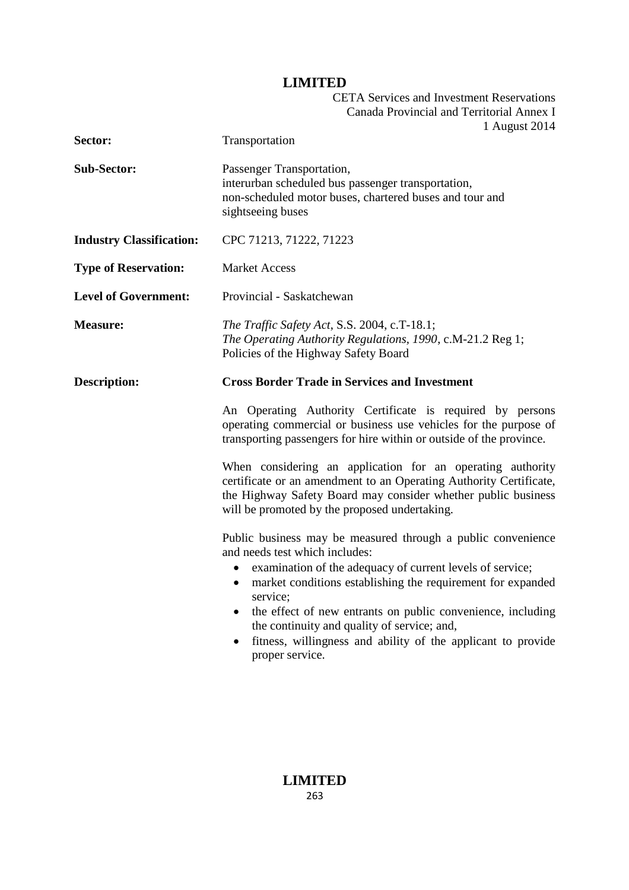| | |
|---|---|
| **Sector:** | Transportation |
| **Sub-Sector:** | Passenger Transportation,<br>interurban scheduled bus passenger transportation,<br>non-scheduled motor buses, chartered buses and tour and sightseeing buses |
| **Industry Classification:** | CPC 71213, 71222, 71223 |
| **Type of Reservation:** | Market Access |
| **Level of Government:** | Provincial - Saskatchewan |
| **Measure:** | *The Traffic Safety Act*, S.S. 2004, c.T-18.1;<br>*The Operating Authority Regulations, 1990*, c.M-21.2 Reg 1;<br>Policies of the Highway Safety Board |
| **Description:** | **Cross Border Trade in Services and Investment** |

An Operating Authority Certificate is required by persons operating commercial or business use vehicles for the purpose of transporting passengers for hire within or outside of the province.

When considering an application for an operating authority certificate or an amendment to an Operating Authority Certificate, the Highway Safety Board may consider whether public business will be promoted by the proposed undertaking.

Public business may be measured through a public convenience and needs test which includes:

- examination of the adequacy of current levels of service;
- market conditions establishing the requirement for expanded service;
- the effect of new entrants on public convenience, including the continuity and quality of service; and,
- fitness, willingness and ability of the applicant to provide proper service.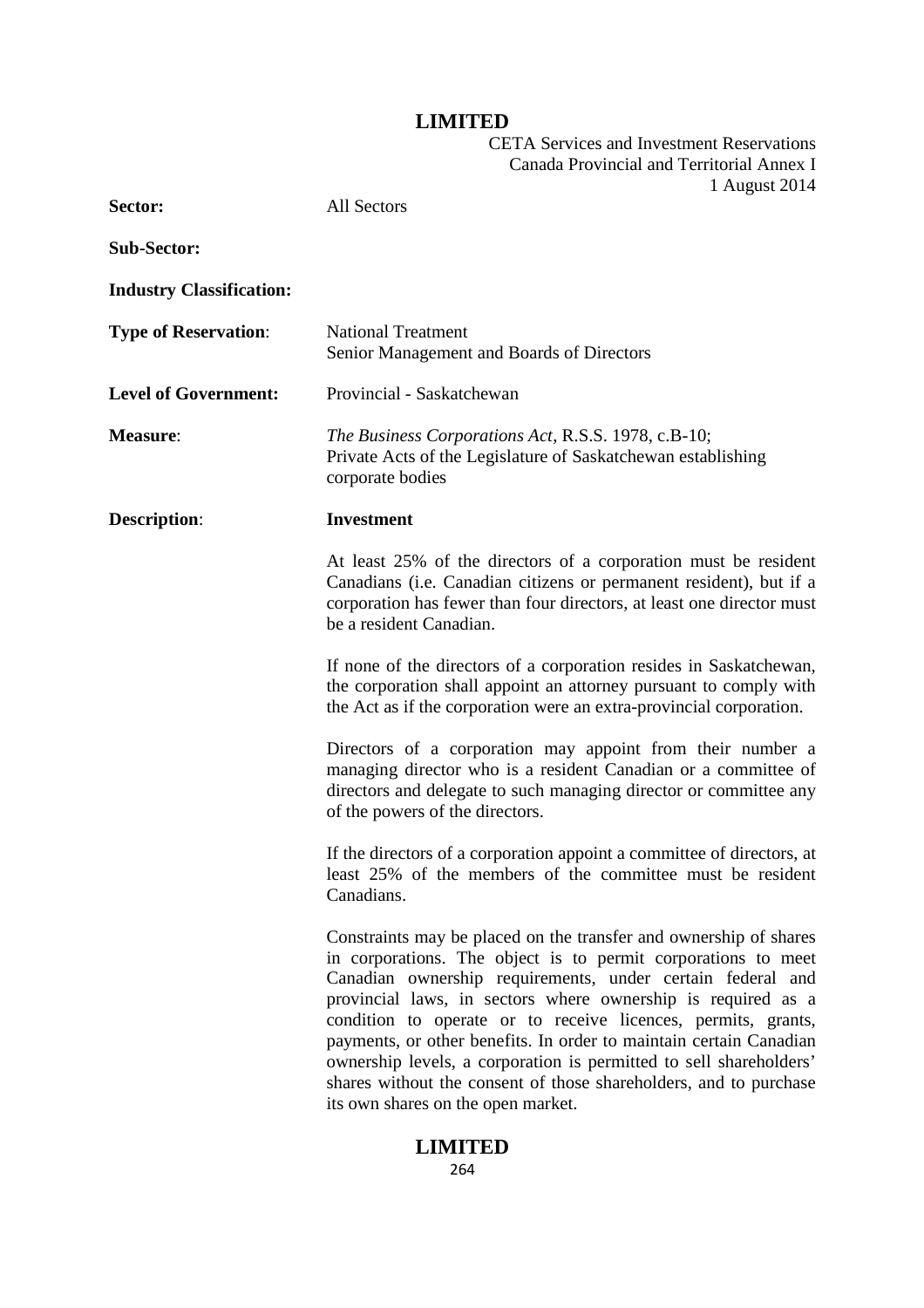| | |
|---|---|
| **Sector:** | All Sectors |
| **Sub-Sector:** | |
| **Industry Classification:** | |
| **Type of Reservation**: | National Treatment<br>Senior Management and Boards of Directors |
| **Level of Government:** | Provincial - Saskatchewan |
| **Measure**: | *The Business Corporations Act*, R.S.S. 1978, c.B-10;<br>Private Acts of the Legislature of Saskatchewan establishing corporate bodies |
| **Description**: | **Investment** |

At least 25% of the directors of a corporation must be resident Canadians (i.e. Canadian citizens or permanent resident), but if a corporation has fewer than four directors, at least one director must be a resident Canadian.

If none of the directors of a corporation resides in Saskatchewan, the corporation shall appoint an attorney pursuant to comply with the Act as if the corporation were an extra-provincial corporation.

Directors of a corporation may appoint from their number a managing director who is a resident Canadian or a committee of directors and delegate to such managing director or committee any of the powers of the directors.

If the directors of a corporation appoint a committee of directors, at least 25% of the members of the committee must be resident Canadians.

Constraints may be placed on the transfer and ownership of shares in corporations. The object is to permit corporations to meet Canadian ownership requirements, under certain federal and provincial laws, in sectors where ownership is required as a condition to operate or to receive licences, permits, grants, payments, or other benefits. In order to maintain certain Canadian ownership levels, a corporation is permitted to sell shareholders' shares without the consent of those shareholders, and to purchase its own shares on the open market.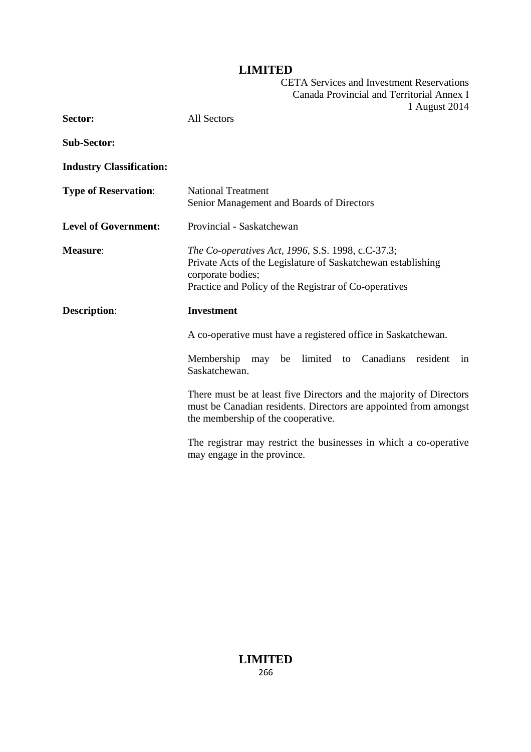| | |
|---|---|
| **Sector:** | All Sectors |
| **Sub-Sector:** | |
| **Industry Classification:** | |
| **Type of Reservation**: | National Treatment<br>Senior Management and Boards of Directors |
| **Level of Government:** | Provincial - Saskatchewan |
| **Measure**: | *The Co-operatives Act, 1996*, S.S. 1998, c.C-37.3;<br>Private Acts of the Legislature of Saskatchewan establishing corporate bodies;<br>Practice and Policy of the Registrar of Co-operatives |
| **Description**: | **Investment**<br><br>A co-operative must have a registered office in Saskatchewan.<br><br>Membership may be limited to Canadians resident in Saskatchewan.<br><br>There must be at least five Directors and the majority of Directors must be Canadian residents. Directors are appointed from amongst the membership of the cooperative.<br><br>The registrar may restrict the businesses in which a co-operative may engage in the province. |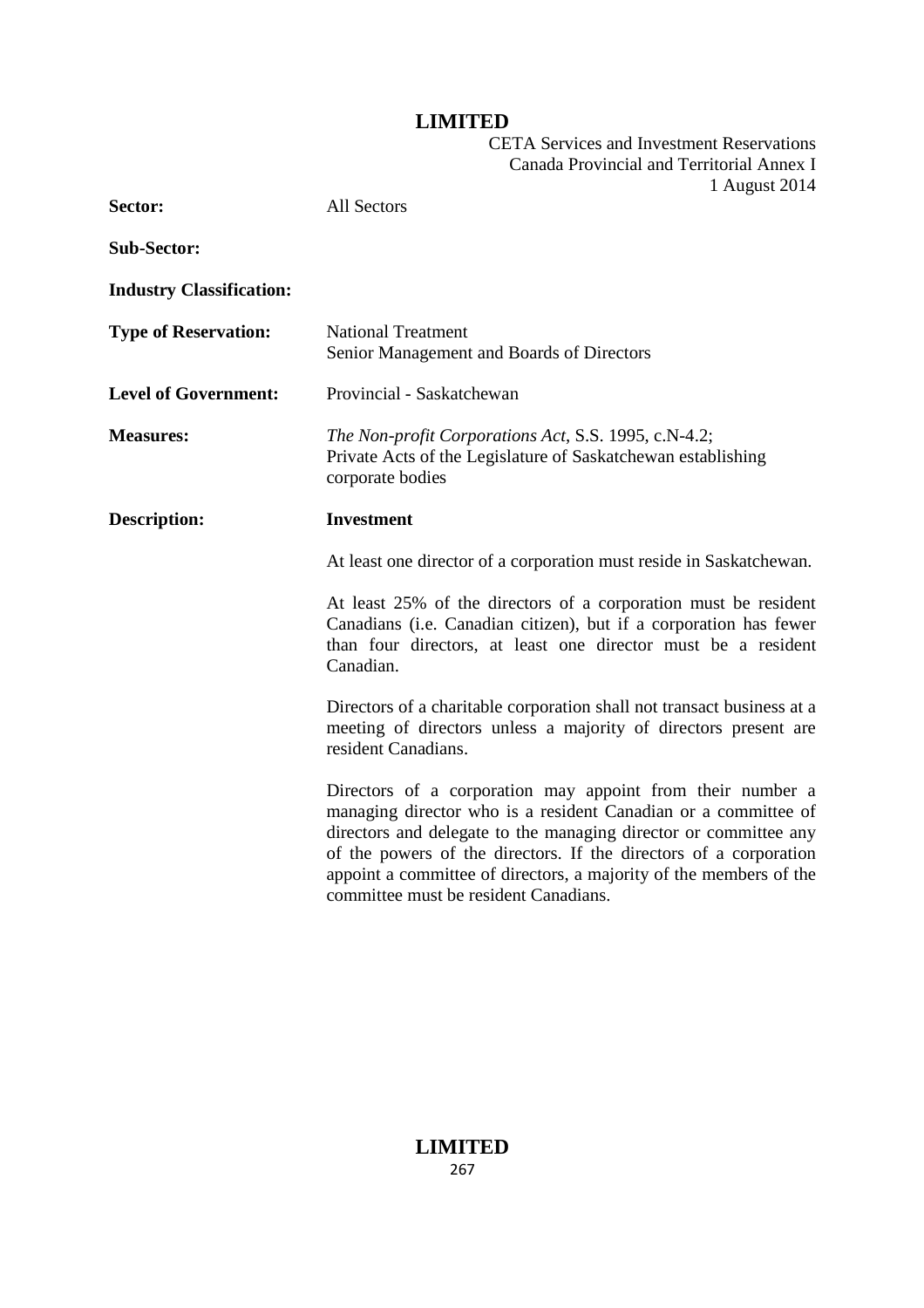| | |
|---|---|
| **Sector:** | All Sectors |
| **Sub-Sector:** | |
| **Industry Classification:** | |
| **Type of Reservation:** | National Treatment<br>Senior Management and Boards of Directors |
| **Level of Government:** | Provincial - Saskatchewan |
| **Measures:** | *The Non-profit Corporations Act*, S.S. 1995, c.N-4.2;<br>Private Acts of the Legislature of Saskatchewan establishing corporate bodies |
| **Description:** | **Investment** |

At least one director of a corporation must reside in Saskatchewan.

At least 25% of the directors of a corporation must be resident Canadians (i.e. Canadian citizen), but if a corporation has fewer than four directors, at least one director must be a resident Canadian.

Directors of a charitable corporation shall not transact business at a meeting of directors unless a majority of directors present are resident Canadians.

Directors of a corporation may appoint from their number a managing director who is a resident Canadian or a committee of directors and delegate to the managing director or committee any of the powers of the directors. If the directors of a corporation appoint a committee of directors, a majority of the members of the committee must be resident Canadians.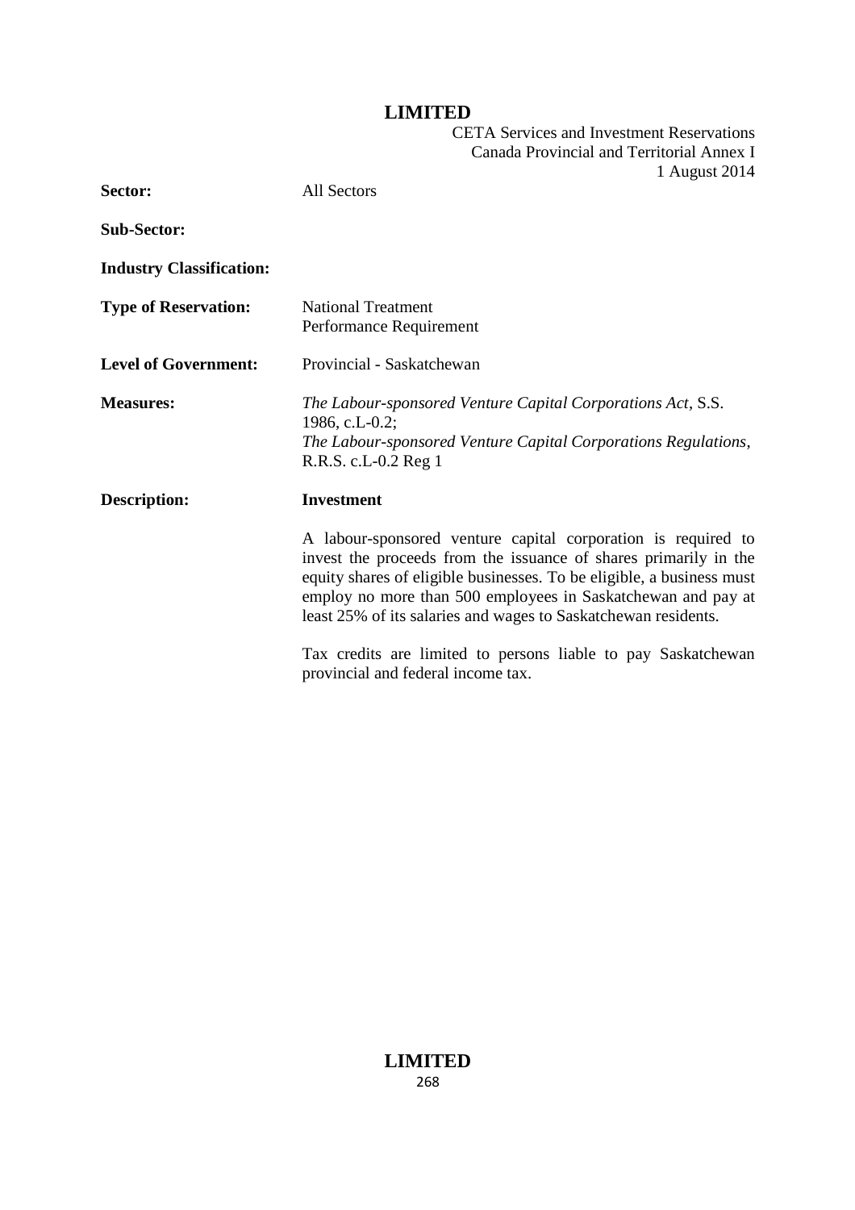| | |
|---|---|
| **Sector:** | All Sectors |
| **Sub-Sector:** | |
| **Industry Classification:** | |
| **Type of Reservation:** | National Treatment<br>Performance Requirement |
| **Level of Government:** | Provincial - Saskatchewan |
| **Measures:** | *The Labour-sponsored Venture Capital Corporations Act*, S.S. 1986, c.L-0.2;<br>*The Labour-sponsored Venture Capital Corporations Regulations*, R.R.S. c.L-0.2 Reg 1 |
| **Description:** | **Investment** |

A labour-sponsored venture capital corporation is required to invest the proceeds from the issuance of shares primarily in the equity shares of eligible businesses. To be eligible, a business must employ no more than 500 employees in Saskatchewan and pay at least 25% of its salaries and wages to Saskatchewan residents.

Tax credits are limited to persons liable to pay Saskatchewan provincial and federal income tax.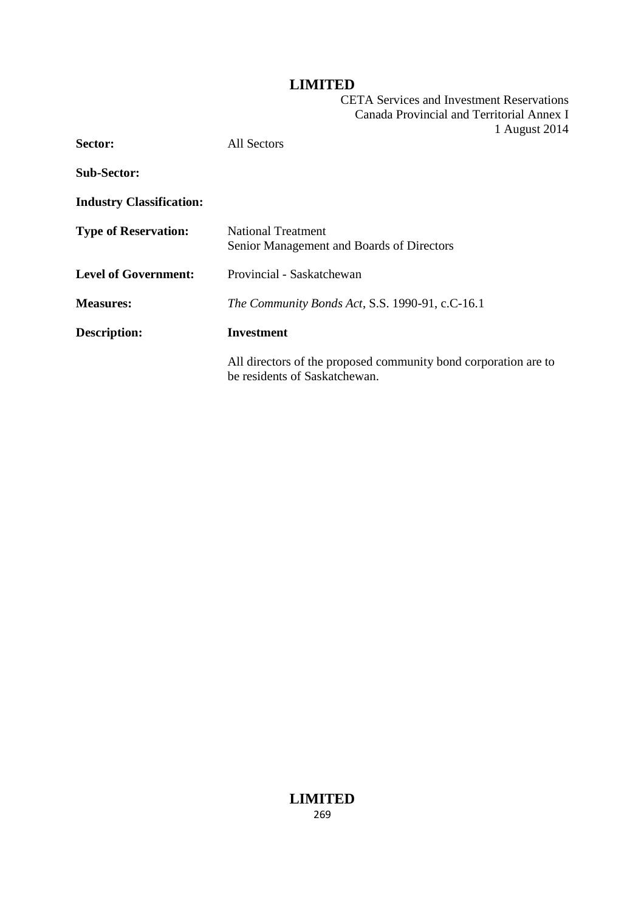| | |
|---|---|
| **Sector:** | All Sectors |
| **Sub-Sector:** | |
| **Industry Classification:** | |
| **Type of Reservation:** | National Treatment<br>Senior Management and Boards of Directors |
| **Level of Government:** | Provincial - Saskatchewan |
| **Measures:** | *The Community Bonds Act*, S.S. 1990-91, c.C-16.1 |
| **Description:** | **Investment**<br><br>All directors of the proposed community bond corporation are to be residents of Saskatchewan. |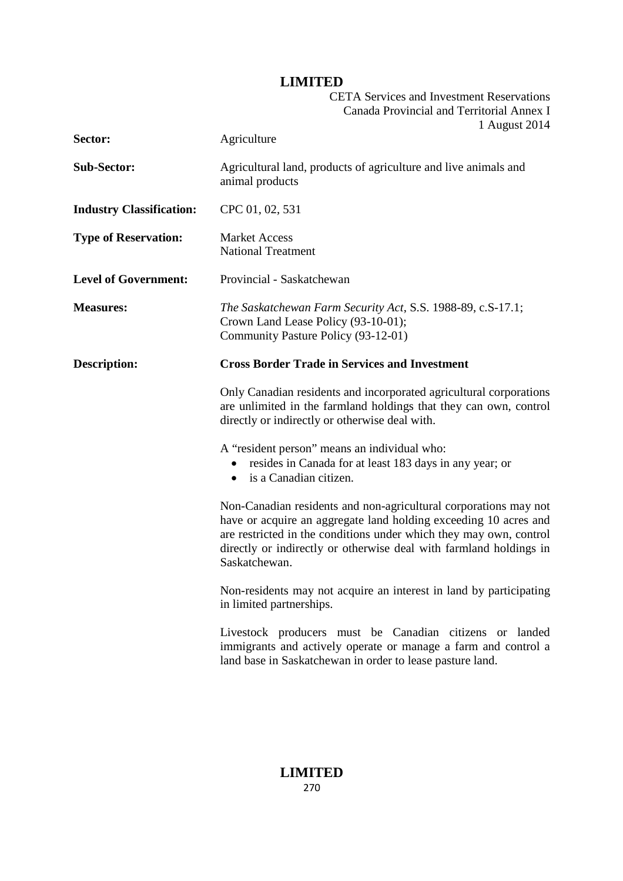| | |
|---|---|
| **Sector:** | Agriculture |
| **Sub-Sector:** | Agricultural land, products of agriculture and live animals and animal products |
| **Industry Classification:** | CPC 01, 02, 531 |
| **Type of Reservation:** | Market Access<br>National Treatment |
| **Level of Government:** | Provincial - Saskatchewan |
| **Measures:** | *The Saskatchewan Farm Security Act*, S.S. 1988-89, c.S-17.1;<br>Crown Land Lease Policy (93-10-01);<br>Community Pasture Policy (93-12-01) |
| **Description:** | **Cross Border Trade in Services and Investment** |

Only Canadian residents and incorporated agricultural corporations are unlimited in the farmland holdings that they can own, control directly or indirectly or otherwise deal with.

A "resident person" means an individual who:

- resides in Canada for at least 183 days in any year; or
- is a Canadian citizen.

Non-Canadian residents and non-agricultural corporations may not have or acquire an aggregate land holding exceeding 10 acres and are restricted in the conditions under which they may own, control directly or indirectly or otherwise deal with farmland holdings in Saskatchewan.

Non-residents may not acquire an interest in land by participating in limited partnerships.

Livestock producers must be Canadian citizens or landed immigrants and actively operate or manage a farm and control a land base in Saskatchewan in order to lease pasture land.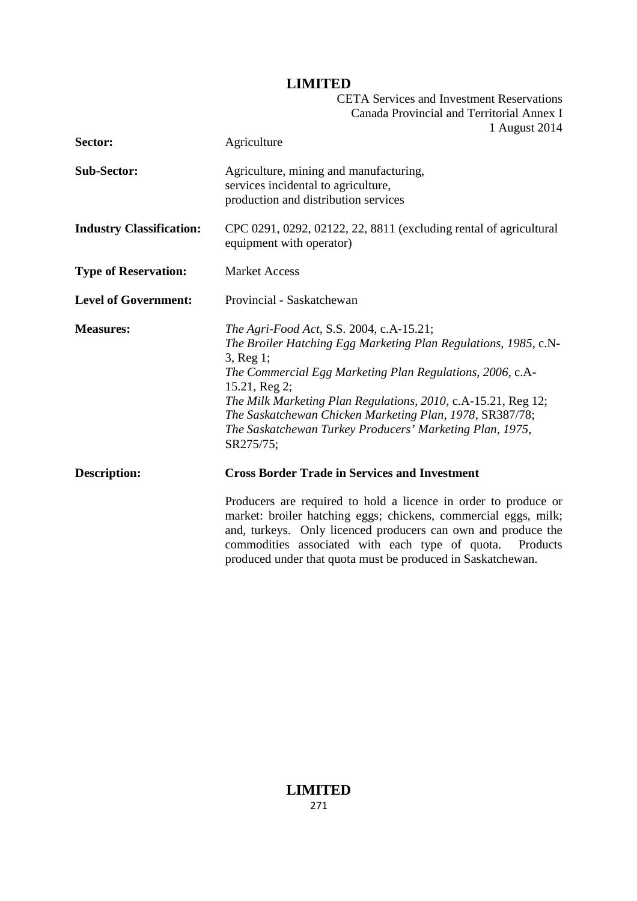| | |
|---|---|
| **Sector:** | Agriculture |
| **Sub-Sector:** | Agriculture, mining and manufacturing,<br>services incidental to agriculture,<br>production and distribution services |
| **Industry Classification:** | CPC 0291, 0292, 02122, 22, 8811 (excluding rental of agricultural equipment with operator) |
| **Type of Reservation:** | Market Access |
| **Level of Government:** | Provincial - Saskatchewan |
| **Measures:** | *The Agri-Food Act*, S.S. 2004, c.A-15.21;<br>*The Broiler Hatching Egg Marketing Plan Regulations, 1985*, c.N-3, Reg 1;<br>*The Commercial Egg Marketing Plan Regulations, 2006*, c.A-15.21, Reg 2;<br>*The Milk Marketing Plan Regulations, 2010*, c.A-15.21, Reg 12;<br>*The Saskatchewan Chicken Marketing Plan, 1978*, SR387/78;<br>*The Saskatchewan Turkey Producers' Marketing Plan, 1975*, SR275/75; |
| **Description:** | **Cross Border Trade in Services and Investment**<br><br>Producers are required to hold a licence in order to produce or market: broiler hatching eggs; chickens, commercial eggs, milk; and, turkeys. Only licenced producers can own and produce the commodities associated with each type of quota. Products produced under that quota must be produced in Saskatchewan. |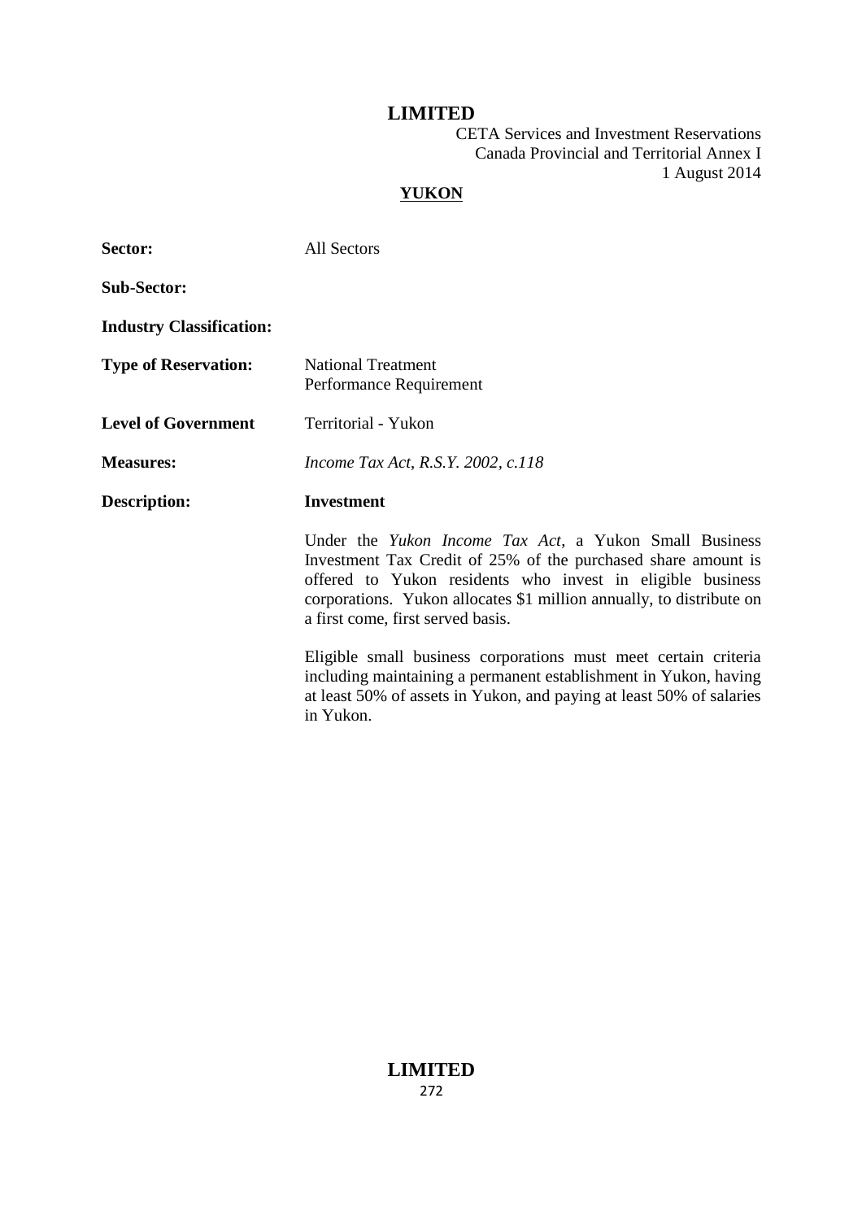**LIMITED**

CETA Services and Investment Reservations
Canada Provincial and Territorial Annex I
1 August 2014

**YUKON**

**Sector:** All Sectors

**Sub-Sector:**

**Industry Classification:**

**Type of Reservation:** National Treatment
Performance Requirement

**Level of Government** Territorial - Yukon

**Measures:** *Income Tax Act, R.S.Y. 2002, c.118*

**Description:** **Investment**

Under the *Yukon Income Tax Act*, a Yukon Small Business Investment Tax Credit of 25% of the purchased share amount is offered to Yukon residents who invest in eligible business corporations. Yukon allocates $1 million annually, to distribute on a first come, first served basis.

Eligible small business corporations must meet certain criteria including maintaining a permanent establishment in Yukon, having at least 50% of assets in Yukon, and paying at least 50% of salaries in Yukon.

**LIMITED**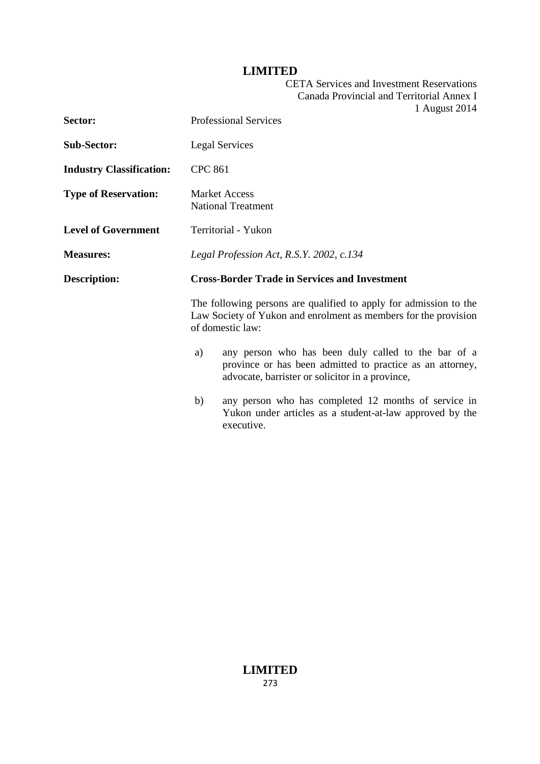| | |
|---|---|
| **Sector:** | Professional Services |
| **Sub-Sector:** | Legal Services |
| **Industry Classification:** | CPC 861 |
| **Type of Reservation:** | Market Access<br>National Treatment |
| **Level of Government** | Territorial - Yukon |
| **Measures:** | *Legal Profession Act, R.S.Y. 2002, c.134* |
| **Description:** | **Cross-Border Trade in Services and Investment** |

The following persons are qualified to apply for admission to the Law Society of Yukon and enrolment as members for the provision of domestic law:

a) any person who has been duly called to the bar of a province or has been admitted to practice as an attorney, advocate, barrister or solicitor in a province,

b) any person who has completed 12 months of service in Yukon under articles as a student-at-law approved by the executive.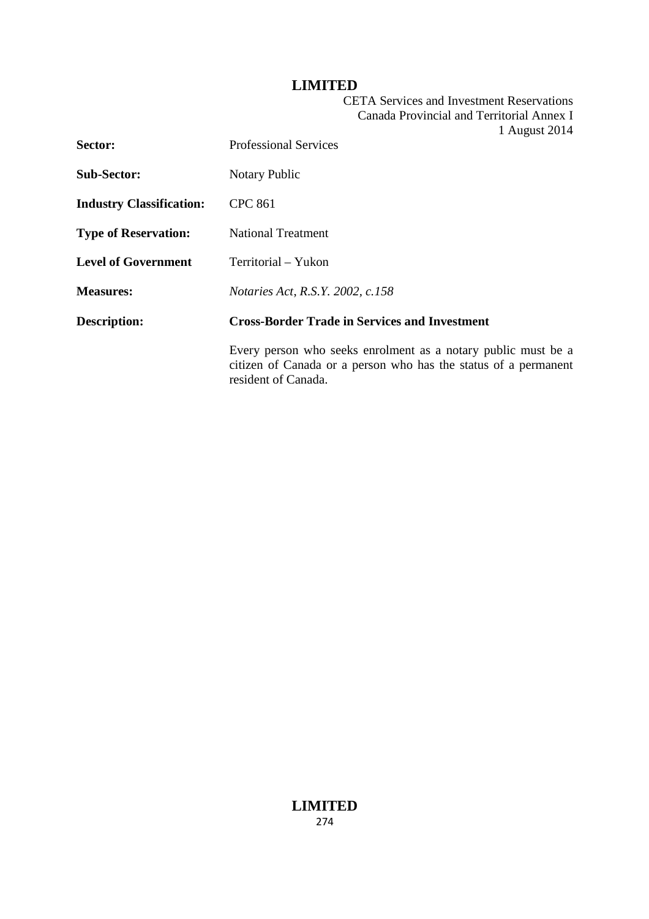| | |
|---|---|
| **Sector:** | Professional Services |
| **Sub-Sector:** | Notary Public |
| **Industry Classification:** | CPC 861 |
| **Type of Reservation:** | National Treatment |
| **Level of Government** | Territorial – Yukon |
| **Measures:** | *Notaries Act, R.S.Y. 2002, c.158* |
| **Description:** | **Cross-Border Trade in Services and Investment** |
| | Every person who seeks enrolment as a notary public must be a citizen of Canada or a person who has the status of a permanent resident of Canada. |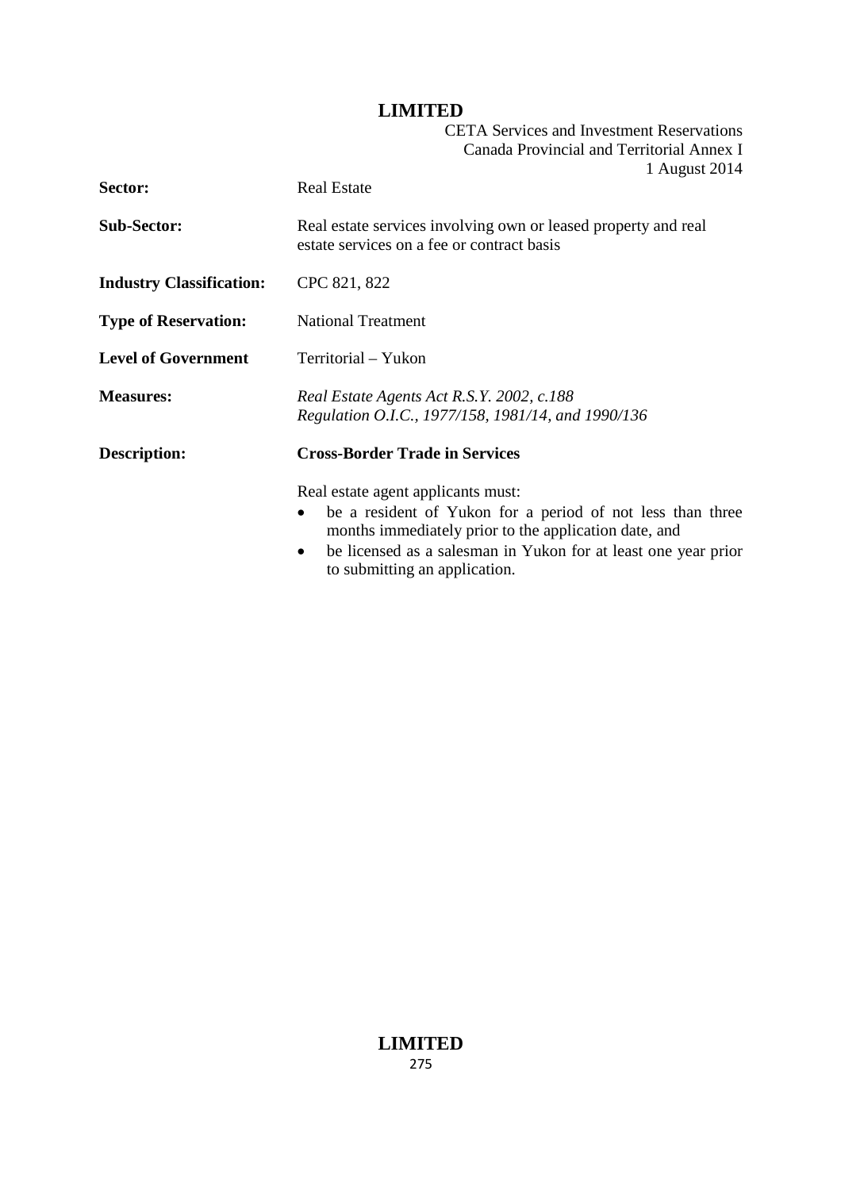| | |
|---|---|
| **Sector:** | Real Estate |
| **Sub-Sector:** | Real estate services involving own or leased property and real estate services on a fee or contract basis |
| **Industry Classification:** | CPC 821, 822 |
| **Type of Reservation:** | National Treatment |
| **Level of Government** | Territorial – Yukon |
| **Measures:** | *Real Estate Agents Act R.S.Y. 2002, c.188*<br>*Regulation O.I.C., 1977/158, 1981/14, and 1990/136* |
| **Description:** | **Cross-Border Trade in Services** |

Real estate agent applicants must:

- be a resident of Yukon for a period of not less than three months immediately prior to the application date, and
- be licensed as a salesman in Yukon for at least one year prior to submitting an application.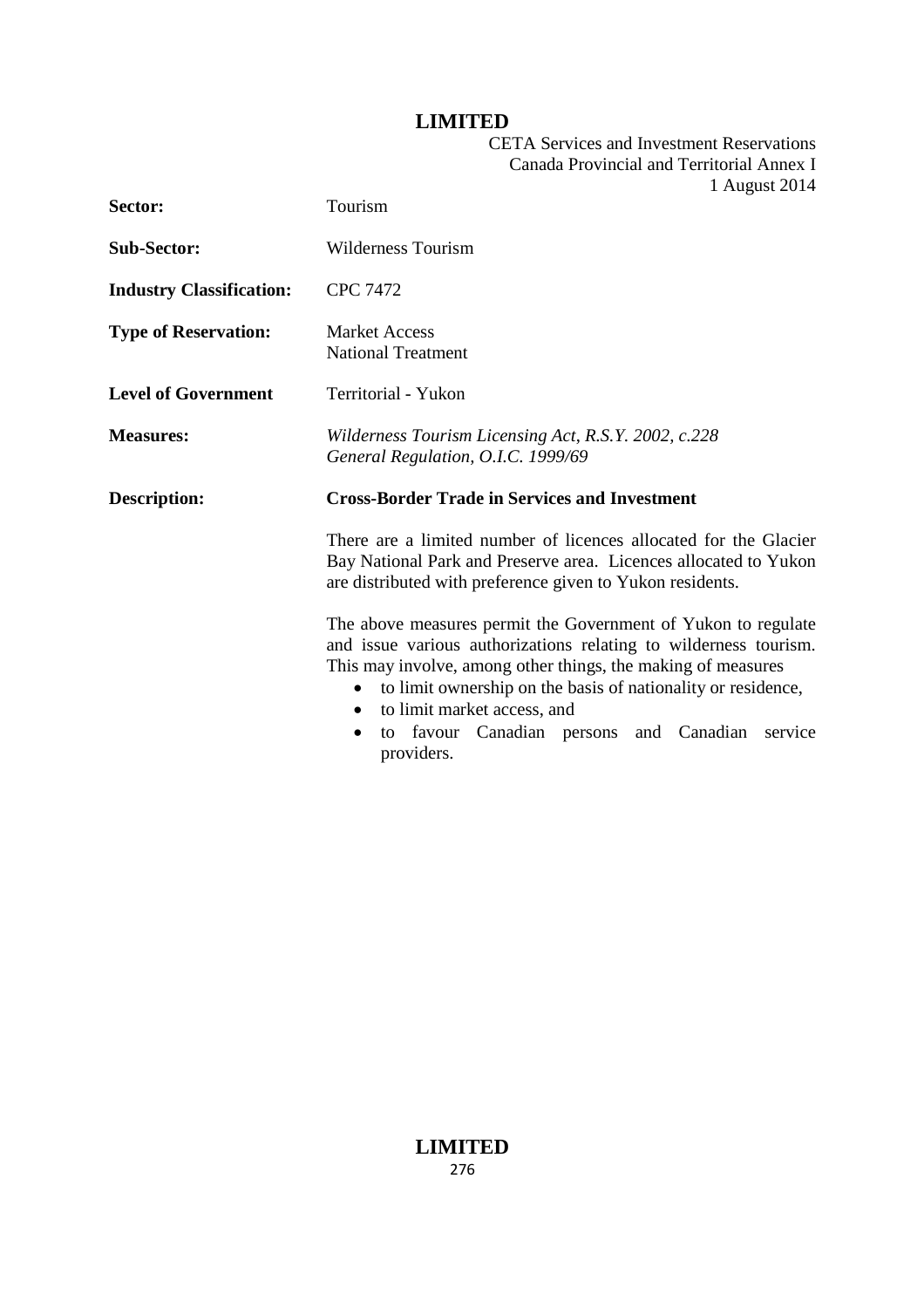| | |
|---|---|
| **Sector:** | Tourism |
| **Sub-Sector:** | Wilderness Tourism |
| **Industry Classification:** | CPC 7472 |
| **Type of Reservation:** | Market Access<br>National Treatment |
| **Level of Government** | Territorial - Yukon |
| **Measures:** | *Wilderness Tourism Licensing Act, R.S.Y. 2002, c.228*<br>*General Regulation, O.I.C. 1999/69* |
| **Description:** | **Cross-Border Trade in Services and Investment** |

There are a limited number of licences allocated for the Glacier Bay National Park and Preserve area. Licences allocated to Yukon are distributed with preference given to Yukon residents.

The above measures permit the Government of Yukon to regulate and issue various authorizations relating to wilderness tourism. This may involve, among other things, the making of measures

- to limit ownership on the basis of nationality or residence,
- to limit market access, and
- to favour Canadian persons and Canadian service providers.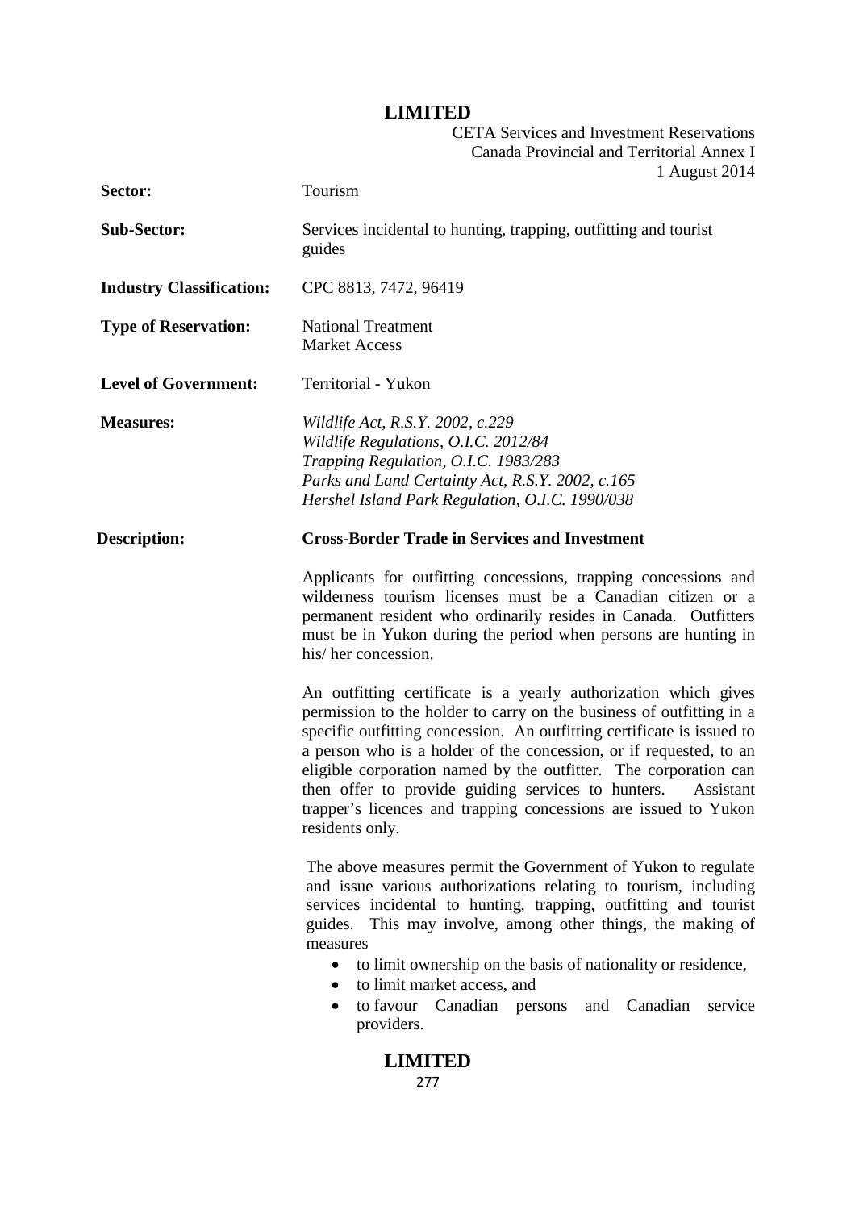| | |
|---|---|
| **Sector:** | Tourism |
| **Sub-Sector:** | Services incidental to hunting, trapping, outfitting and tourist guides |
| **Industry Classification:** | CPC 8813, 7472, 96419 |
| **Type of Reservation:** | National Treatment<br>Market Access |
| **Level of Government:** | Territorial - Yukon |
| **Measures:** | *Wildlife Act, R.S.Y. 2002, c.229*<br>*Wildlife Regulations, O.I.C. 2012/84*<br>*Trapping Regulation, O.I.C. 1983/283*<br>*Parks and Land Certainty Act, R.S.Y. 2002, c.165*<br>*Hershel Island Park Regulation, O.I.C. 1990/038* |

**Description:**

**Cross-Border Trade in Services and Investment**

Applicants for outfitting concessions, trapping concessions and wilderness tourism licenses must be a Canadian citizen or a permanent resident who ordinarily resides in Canada. Outfitters must be in Yukon during the period when persons are hunting in his/ her concession.

An outfitting certificate is a yearly authorization which gives permission to the holder to carry on the business of outfitting in a specific outfitting concession. An outfitting certificate is issued to a person who is a holder of the concession, or if requested, to an eligible corporation named by the outfitter. The corporation can then offer to provide guiding services to hunters. Assistant trapper's licences and trapping concessions are issued to Yukon residents only.

The above measures permit the Government of Yukon to regulate and issue various authorizations relating to tourism, including services incidental to hunting, trapping, outfitting and tourist guides. This may involve, among other things, the making of measures

- to limit ownership on the basis of nationality or residence,
- to limit market access, and
- to favour Canadian persons and Canadian service providers.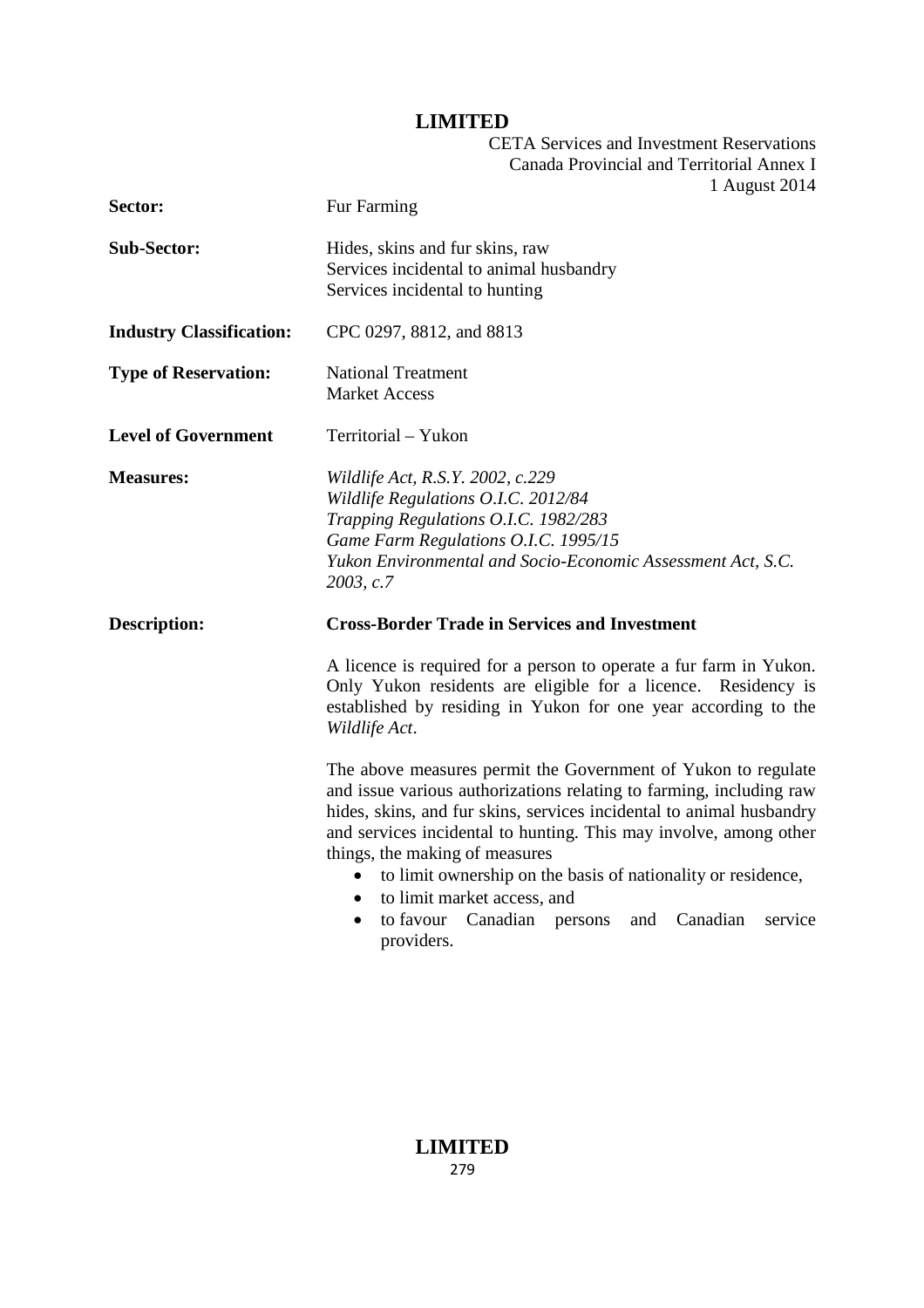| | |
|---|---|
| **Sector:** | Fur Farming |
| **Sub-Sector:** | Hides, skins and fur skins, raw<br>Services incidental to animal husbandry<br>Services incidental to hunting |
| **Industry Classification:** | CPC 0297, 8812, and 8813 |
| **Type of Reservation:** | National Treatment<br>Market Access |
| **Level of Government** | Territorial – Yukon |
| **Measures:** | *Wildlife Act, R.S.Y. 2002, c.229*<br>*Wildlife Regulations O.I.C. 2012/84*<br>*Trapping Regulations O.I.C. 1982/283*<br>*Game Farm Regulations O.I.C. 1995/15*<br>*Yukon Environmental and Socio-Economic Assessment Act, S.C. 2003, c.7* |
| **Description:** | **Cross-Border Trade in Services and Investment** |

A licence is required for a person to operate a fur farm in Yukon. Only Yukon residents are eligible for a licence. Residency is established by residing in Yukon for one year according to the *Wildlife Act*.

The above measures permit the Government of Yukon to regulate and issue various authorizations relating to farming, including raw hides, skins, and fur skins, services incidental to animal husbandry and services incidental to hunting. This may involve, among other things, the making of measures

- to limit ownership on the basis of nationality or residence,
- to limit market access, and
- to favour Canadian persons and Canadian service providers.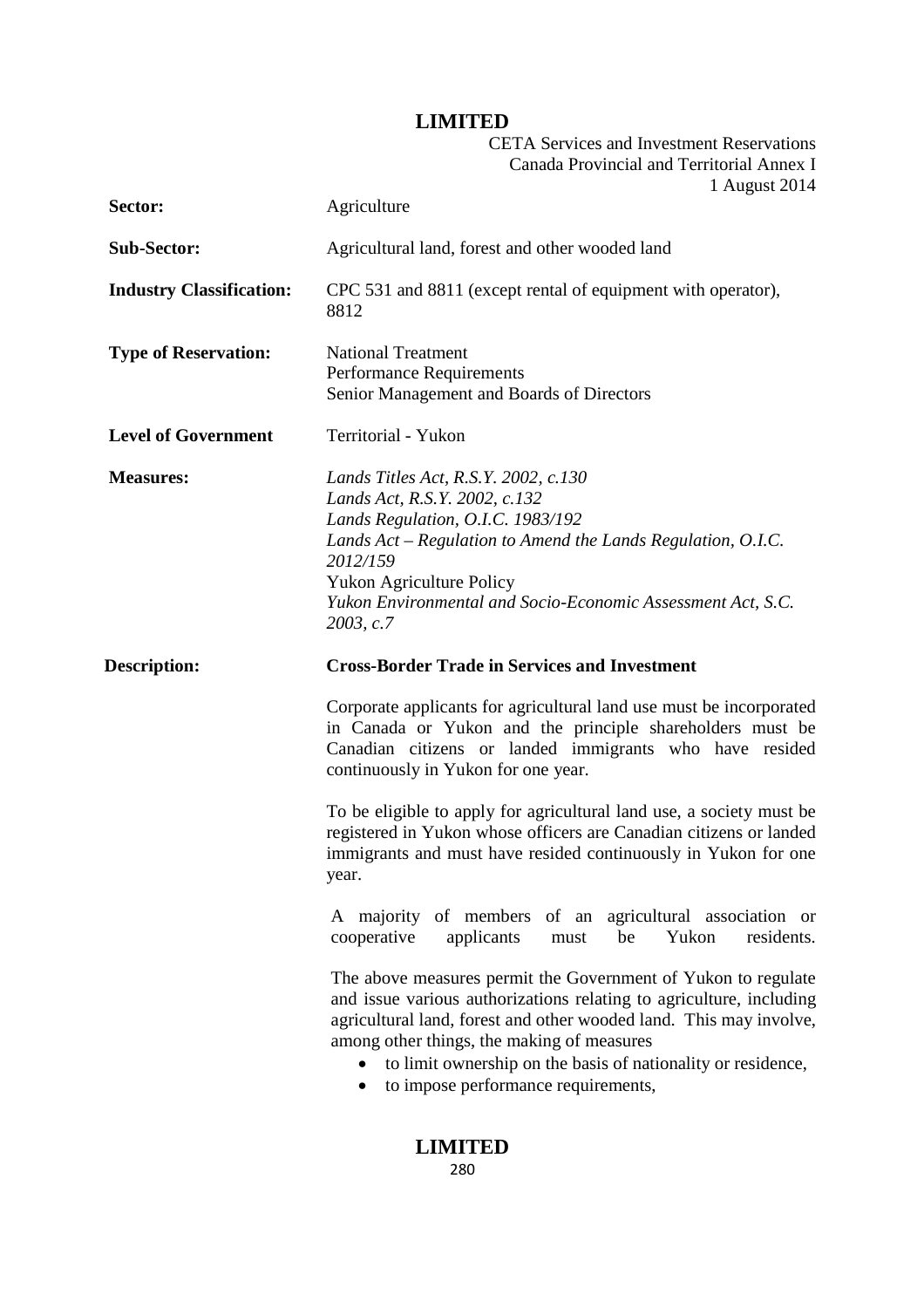| | |
|---|---|
| **Sector:** | Agriculture |
| **Sub-Sector:** | Agricultural land, forest and other wooded land |
| **Industry Classification:** | CPC 531 and 8811 (except rental of equipment with operator), 8812 |
| **Type of Reservation:** | National Treatment<br>Performance Requirements<br>Senior Management and Boards of Directors |
| **Level of Government** | Territorial - Yukon |
| **Measures:** | *Lands Titles Act, R.S.Y. 2002, c.130*<br>*Lands Act, R.S.Y. 2002, c.132*<br>*Lands Regulation, O.I.C. 1983/192*<br>*Lands Act – Regulation to Amend the Lands Regulation, O.I.C. 2012/159*<br>Yukon Agriculture Policy<br>*Yukon Environmental and Socio-Economic Assessment Act, S.C. 2003, c.7* |

**Description:** **Cross-Border Trade in Services and Investment**

Corporate applicants for agricultural land use must be incorporated in Canada or Yukon and the principle shareholders must be Canadian citizens or landed immigrants who have resided continuously in Yukon for one year.

To be eligible to apply for agricultural land use, a society must be registered in Yukon whose officers are Canadian citizens or landed immigrants and must have resided continuously in Yukon for one year.

A majority of members of an agricultural association or cooperative applicants must be Yukon residents.

The above measures permit the Government of Yukon to regulate and issue various authorizations relating to agriculture, including agricultural land, forest and other wooded land. This may involve, among other things, the making of measures

- to limit ownership on the basis of nationality or residence,
- to impose performance requirements,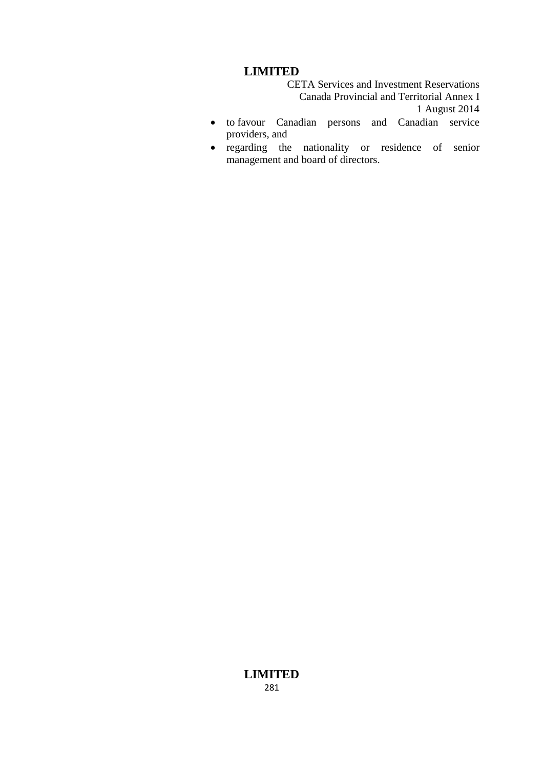- to favour Canadian persons and Canadian service providers, and
- regarding the nationality or residence of senior management and board of directors.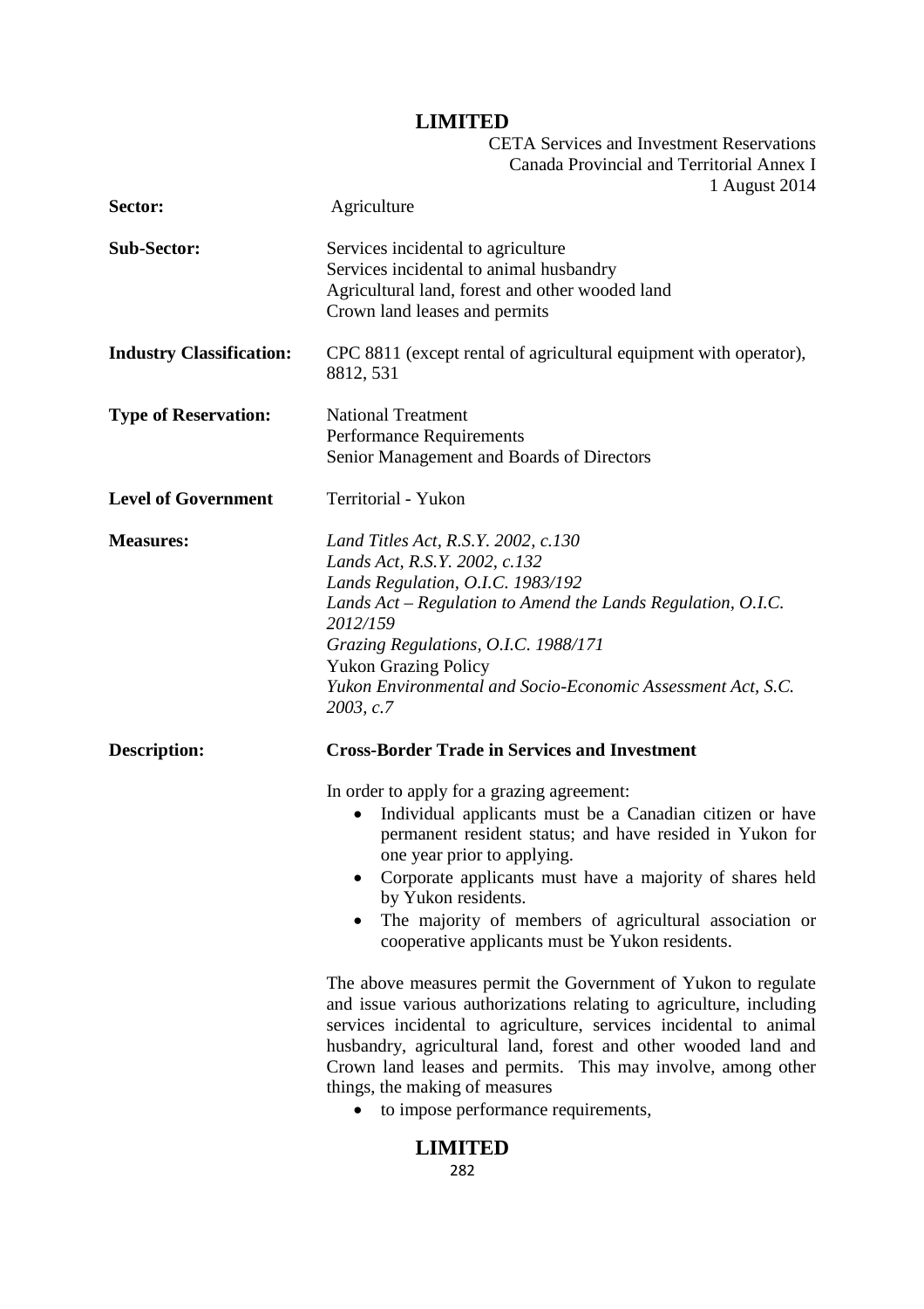**LIMITED**

CETA Services and Investment Reservations
Canada Provincial and Territorial Annex I
1 August 2014

| | |
|---|---|
| **Sector:** | Agriculture |
| **Sub-Sector:** | Services incidental to agriculture<br>Services incidental to animal husbandry<br>Agricultural land, forest and other wooded land<br>Crown land leases and permits |
| **Industry Classification:** | CPC 8811 (except rental of agricultural equipment with operator), 8812, 531 |
| **Type of Reservation:** | National Treatment<br>Performance Requirements<br>Senior Management and Boards of Directors |
| **Level of Government** | Territorial - Yukon |
| **Measures:** | *Land Titles Act, R.S.Y. 2002, c.130*<br>*Lands Act, R.S.Y. 2002, c.132*<br>*Lands Regulation, O.I.C. 1983/192*<br>*Lands Act – Regulation to Amend the Lands Regulation, O.I.C. 2012/159*<br>*Grazing Regulations, O.I.C. 1988/171*<br>Yukon Grazing Policy<br>*Yukon Environmental and Socio-Economic Assessment Act, S.C. 2003, c.7* |

**Description:**

**Cross-Border Trade in Services and Investment**

In order to apply for a grazing agreement:

- Individual applicants must be a Canadian citizen or have permanent resident status; and have resided in Yukon for one year prior to applying.
- Corporate applicants must have a majority of shares held by Yukon residents.
- The majority of members of agricultural association or cooperative applicants must be Yukon residents.

The above measures permit the Government of Yukon to regulate and issue various authorizations relating to agriculture, including services incidental to agriculture, services incidental to animal husbandry, agricultural land, forest and other wooded land and Crown land leases and permits. This may involve, among other things, the making of measures

- to impose performance requirements,

**LIMITED**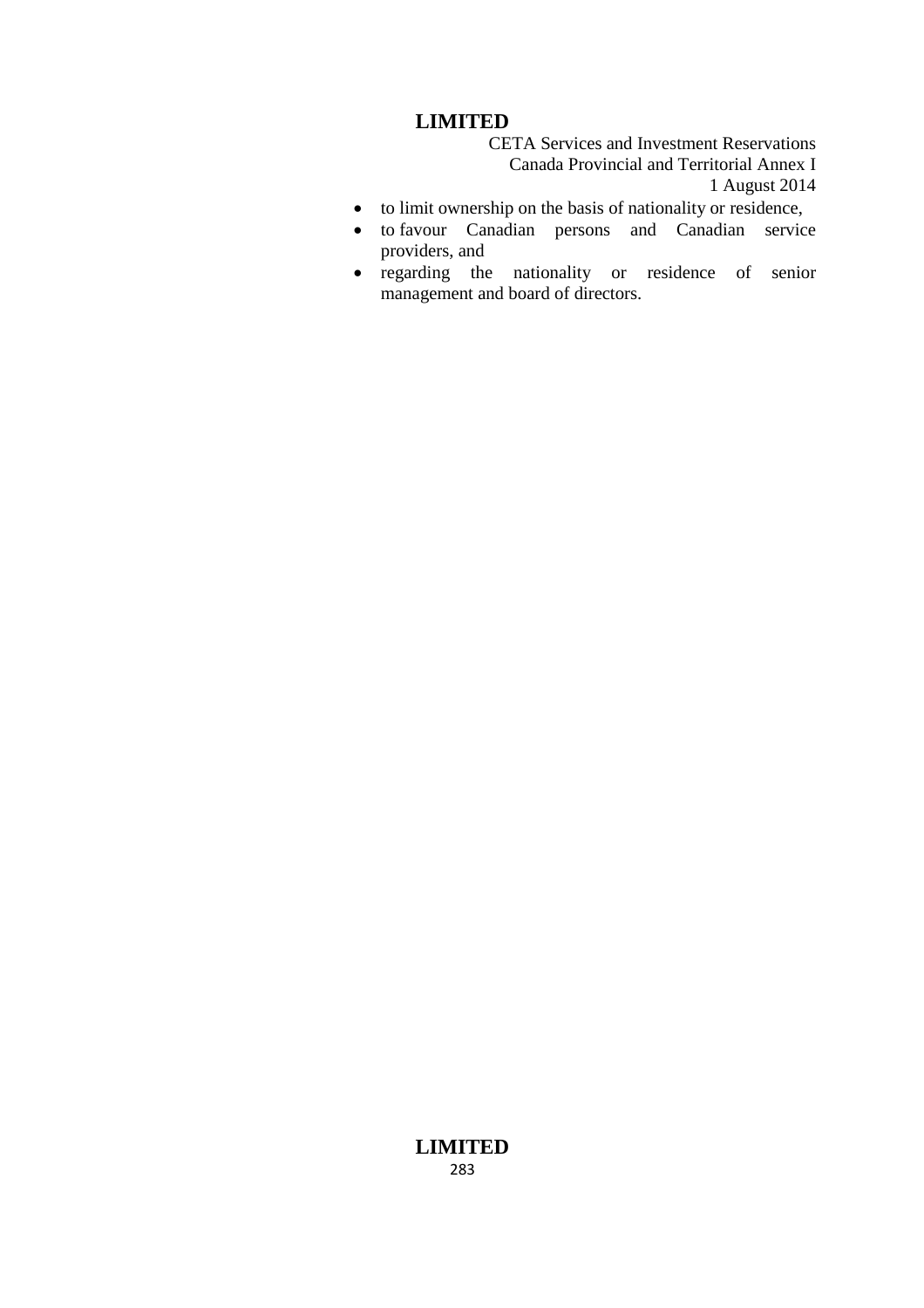- to limit ownership on the basis of nationality or residence,
- to favour Canadian persons and Canadian service providers, and
- regarding the nationality or residence of senior management and board of directors.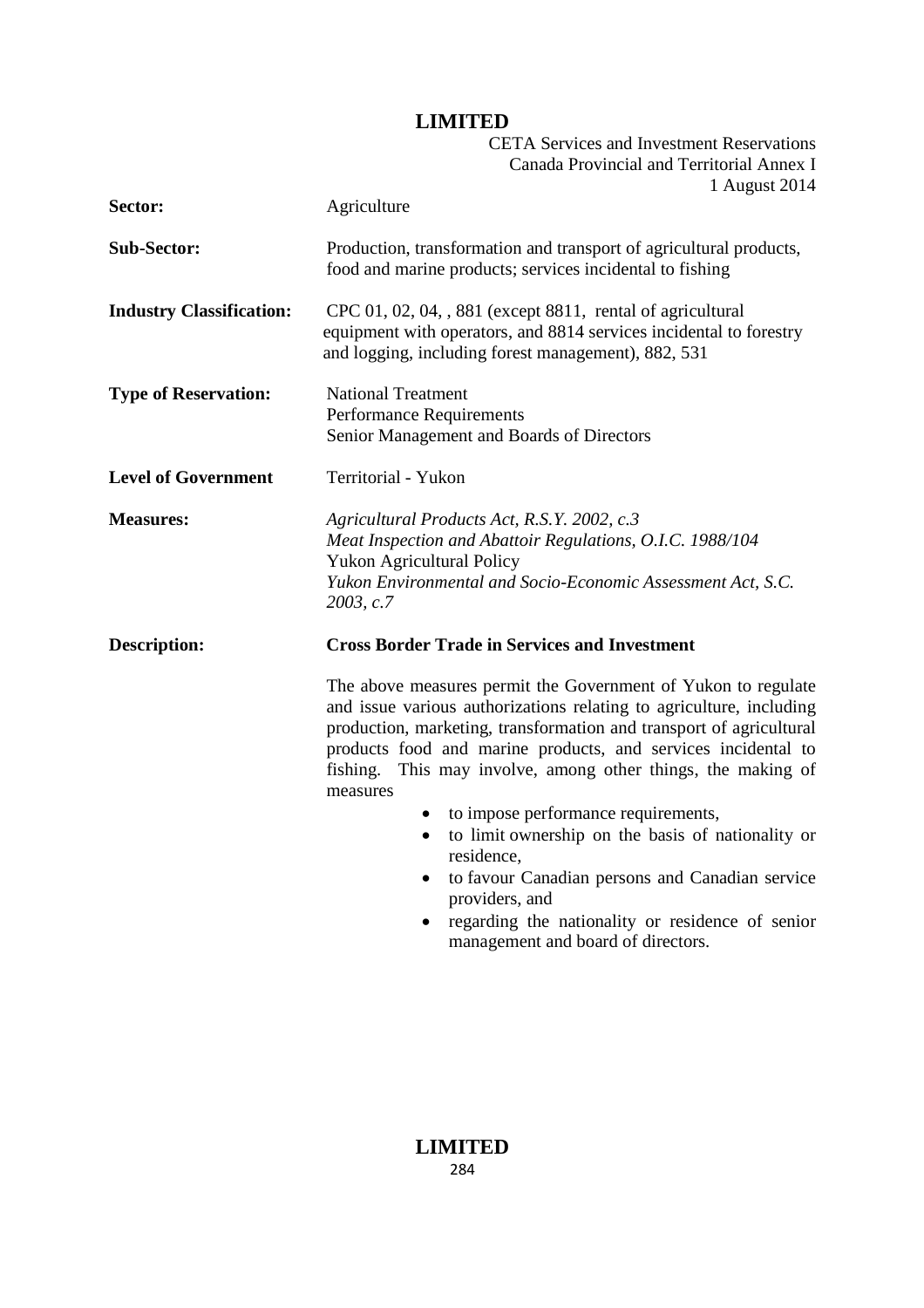| | |
|---|---|
| **Sector:** | Agriculture |
| **Sub-Sector:** | Production, transformation and transport of agricultural products, food and marine products; services incidental to fishing |
| **Industry Classification:** | CPC 01, 02, 04, , 881 (except 8811, rental of agricultural equipment with operators, and 8814 services incidental to forestry and logging, including forest management), 882, 531 |
| **Type of Reservation:** | National Treatment<br>Performance Requirements<br>Senior Management and Boards of Directors |
| **Level of Government** | Territorial - Yukon |
| **Measures:** | *Agricultural Products Act, R.S.Y. 2002, c.3*<br>*Meat Inspection and Abattoir Regulations, O.I.C. 1988/104*<br>Yukon Agricultural Policy<br>*Yukon Environmental and Socio-Economic Assessment Act, S.C. 2003, c.7* |
| **Description:** | **Cross Border Trade in Services and Investment** |

The above measures permit the Government of Yukon to regulate and issue various authorizations relating to agriculture, including production, marketing, transformation and transport of agricultural products food and marine products, and services incidental to fishing. This may involve, among other things, the making of measures

- to impose performance requirements,
- to limit ownership on the basis of nationality or residence,
- to favour Canadian persons and Canadian service providers, and
- regarding the nationality or residence of senior management and board of directors.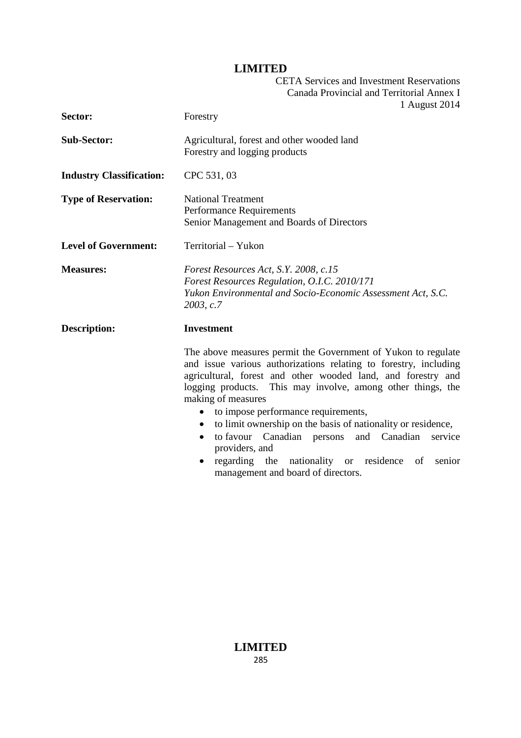| | |
|---|---|
| **Sector:** | Forestry |
| **Sub-Sector:** | Agricultural, forest and other wooded land<br>Forestry and logging products |
| **Industry Classification:** | CPC 531, 03 |
| **Type of Reservation:** | National Treatment<br>Performance Requirements<br>Senior Management and Boards of Directors |
| **Level of Government:** | Territorial – Yukon |
| **Measures:** | *Forest Resources Act, S.Y. 2008, c.15*<br>*Forest Resources Regulation, O.I.C. 2010/171*<br>*Yukon Environmental and Socio-Economic Assessment Act, S.C. 2003, c.7* |
| **Description:** | **Investment** |

The above measures permit the Government of Yukon to regulate and issue various authorizations relating to forestry, including agricultural, forest and other wooded land, and forestry and logging products. This may involve, among other things, the making of measures

- to impose performance requirements,
- to limit ownership on the basis of nationality or residence,
- to favour Canadian persons and Canadian service providers, and
- regarding the nationality or residence of senior management and board of directors.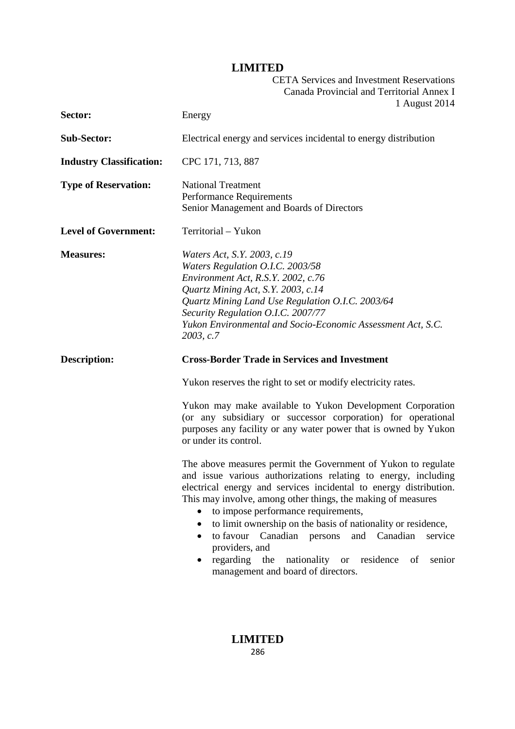| | |
|---|---|
| **Sector:** | Energy |
| **Sub-Sector:** | Electrical energy and services incidental to energy distribution |
| **Industry Classification:** | CPC 171, 713, 887 |
| **Type of Reservation:** | National Treatment<br>Performance Requirements<br>Senior Management and Boards of Directors |
| **Level of Government:** | Territorial – Yukon |
| **Measures:** | *Waters Act, S.Y. 2003, c.19*<br>*Waters Regulation O.I.C. 2003/58*<br>*Environment Act, R.S.Y. 2002, c.76*<br>*Quartz Mining Act, S.Y. 2003, c.14*<br>*Quartz Mining Land Use Regulation O.I.C. 2003/64*<br>*Security Regulation O.I.C. 2007/77*<br>*Yukon Environmental and Socio-Economic Assessment Act, S.C. 2003, c.7* |
| **Description:** | **Cross-Border Trade in Services and Investment** |

Yukon reserves the right to set or modify electricity rates.

Yukon may make available to Yukon Development Corporation (or any subsidiary or successor corporation) for operational purposes any facility or any water power that is owned by Yukon or under its control.

The above measures permit the Government of Yukon to regulate and issue various authorizations relating to energy, including electrical energy and services incidental to energy distribution. This may involve, among other things, the making of measures

- to impose performance requirements,
- to limit ownership on the basis of nationality or residence,
- to favour Canadian persons and Canadian service providers, and
- regarding the nationality or residence of senior management and board of directors.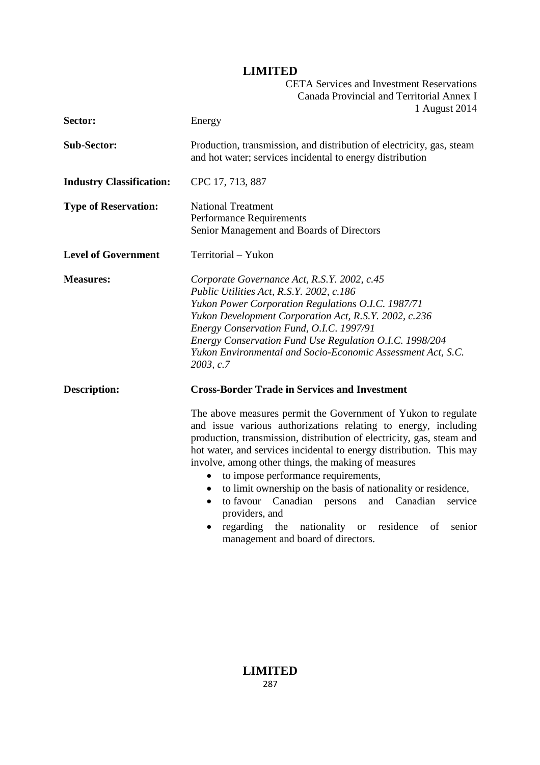| | |
|---|---|
| **Sector:** | Energy |
| **Sub-Sector:** | Production, transmission, and distribution of electricity, gas, steam and hot water; services incidental to energy distribution |
| **Industry Classification:** | CPC 17, 713, 887 |
| **Type of Reservation:** | National Treatment<br>Performance Requirements<br>Senior Management and Boards of Directors |
| **Level of Government** | Territorial – Yukon |
| **Measures:** | *Corporate Governance Act, R.S.Y. 2002, c.45*<br>*Public Utilities Act, R.S.Y. 2002, c.186*<br>*Yukon Power Corporation Regulations O.I.C. 1987/71*<br>*Yukon Development Corporation Act, R.S.Y. 2002, c.236*<br>*Energy Conservation Fund, O.I.C. 1997/91*<br>*Energy Conservation Fund Use Regulation O.I.C. 1998/204*<br>*Yukon Environmental and Socio-Economic Assessment Act, S.C. 2003, c.7* |

**Description:**

**Cross-Border Trade in Services and Investment**

The above measures permit the Government of Yukon to regulate and issue various authorizations relating to energy, including production, transmission, distribution of electricity, gas, steam and hot water, and services incidental to energy distribution. This may involve, among other things, the making of measures

- to impose performance requirements,
- to limit ownership on the basis of nationality or residence,
- to favour Canadian persons and Canadian service providers, and
- regarding the nationality or residence of senior management and board of directors.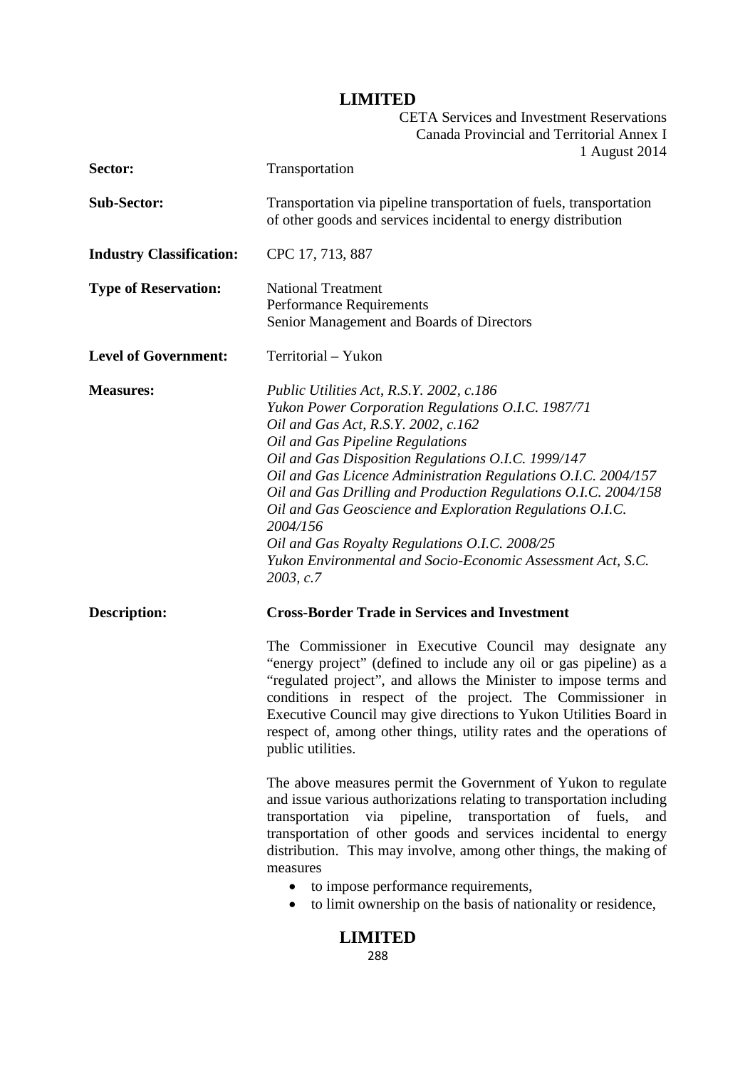| | |
|---|---|
| **Sector:** | Transportation |
| **Sub-Sector:** | Transportation via pipeline transportation of fuels, transportation of other goods and services incidental to energy distribution |
| **Industry Classification:** | CPC 17, 713, 887 |
| **Type of Reservation:** | National Treatment<br>Performance Requirements<br>Senior Management and Boards of Directors |
| **Level of Government:** | Territorial – Yukon |
| **Measures:** | *Public Utilities Act, R.S.Y. 2002, c.186*<br>*Yukon Power Corporation Regulations O.I.C. 1987/71*<br>*Oil and Gas Act, R.S.Y. 2002, c.162*<br>*Oil and Gas Pipeline Regulations*<br>*Oil and Gas Disposition Regulations O.I.C. 1999/147*<br>*Oil and Gas Licence Administration Regulations O.I.C. 2004/157*<br>*Oil and Gas Drilling and Production Regulations O.I.C. 2004/158*<br>*Oil and Gas Geoscience and Exploration Regulations O.I.C. 2004/156*<br>*Oil and Gas Royalty Regulations O.I.C. 2008/25*<br>*Yukon Environmental and Socio-Economic Assessment Act, S.C. 2003, c.7* |

**Description:**

**Cross-Border Trade in Services and Investment**

The Commissioner in Executive Council may designate any "energy project" (defined to include any oil or gas pipeline) as a "regulated project", and allows the Minister to impose terms and conditions in respect of the project. The Commissioner in Executive Council may give directions to Yukon Utilities Board in respect of, among other things, utility rates and the operations of public utilities.

The above measures permit the Government of Yukon to regulate and issue various authorizations relating to transportation including transportation via pipeline, transportation of fuels, and transportation of other goods and services incidental to energy distribution. This may involve, among other things, the making of measures

- to impose performance requirements,
- to limit ownership on the basis of nationality or residence,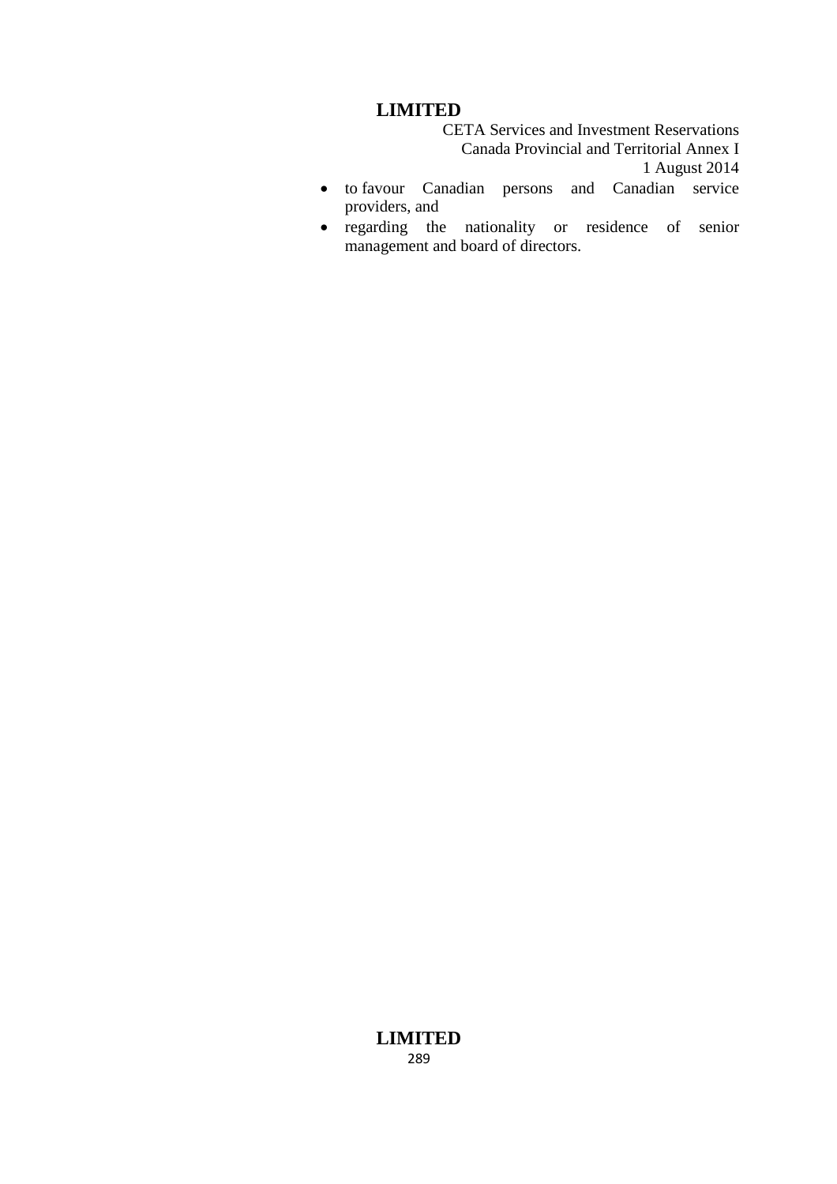- to favour Canadian persons and Canadian service providers, and
- regarding the nationality or residence of senior management and board of directors.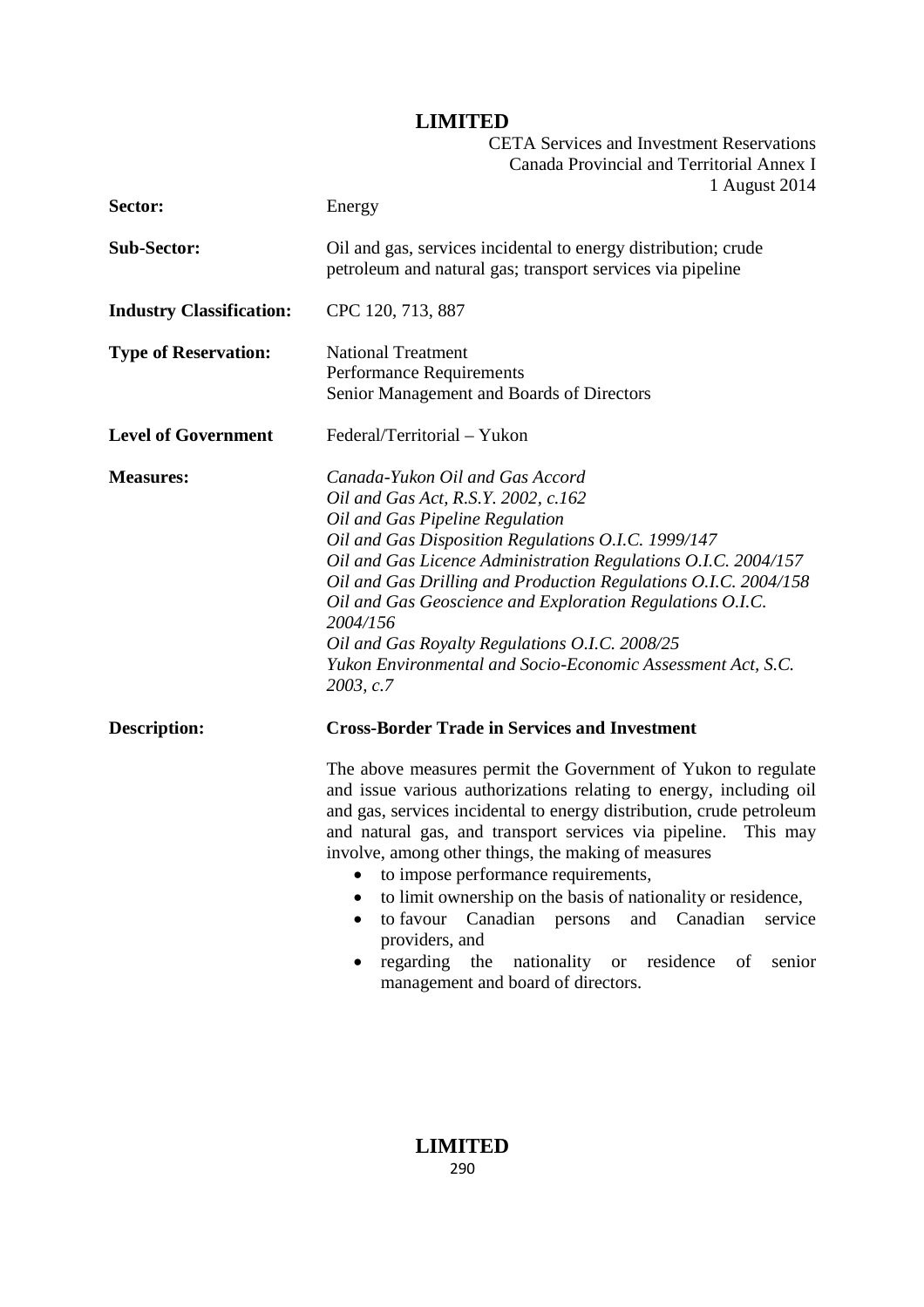| | |
|---|---|
| **Sector:** | Energy |
| **Sub-Sector:** | Oil and gas, services incidental to energy distribution; crude petroleum and natural gas; transport services via pipeline |
| **Industry Classification:** | CPC 120, 713, 887 |
| **Type of Reservation:** | National Treatment<br>Performance Requirements<br>Senior Management and Boards of Directors |
| **Level of Government** | Federal/Territorial – Yukon |
| **Measures:** | *Canada-Yukon Oil and Gas Accord*<br>*Oil and Gas Act, R.S.Y. 2002, c.162*<br>*Oil and Gas Pipeline Regulation*<br>*Oil and Gas Disposition Regulations O.I.C. 1999/147*<br>*Oil and Gas Licence Administration Regulations O.I.C. 2004/157*<br>*Oil and Gas Drilling and Production Regulations O.I.C. 2004/158*<br>*Oil and Gas Geoscience and Exploration Regulations O.I.C. 2004/156*<br>*Oil and Gas Royalty Regulations O.I.C. 2008/25*<br>*Yukon Environmental and Socio-Economic Assessment Act, S.C. 2003, c.7* |

**Description:**

**Cross-Border Trade in Services and Investment**

The above measures permit the Government of Yukon to regulate and issue various authorizations relating to energy, including oil and gas, services incidental to energy distribution, crude petroleum and natural gas, and transport services via pipeline. This may involve, among other things, the making of measures

- to impose performance requirements,
- to limit ownership on the basis of nationality or residence,
- to favour Canadian persons and Canadian service providers, and
- regarding the nationality or residence of senior management and board of directors.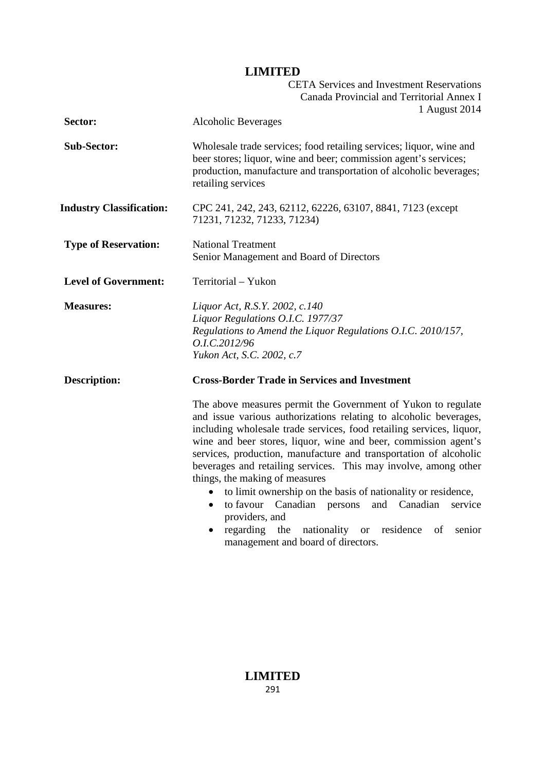| | |
|---|---|
| **Sector:** | Alcoholic Beverages |
| **Sub-Sector:** | Wholesale trade services; food retailing services; liquor, wine and beer stores; liquor, wine and beer; commission agent's services; production, manufacture and transportation of alcoholic beverages; retailing services |
| **Industry Classification:** | CPC 241, 242, 243, 62112, 62226, 63107, 8841, 7123 (except 71231, 71232, 71233, 71234) |
| **Type of Reservation:** | National Treatment<br>Senior Management and Board of Directors |
| **Level of Government:** | Territorial – Yukon |
| **Measures:** | *Liquor Act, R.S.Y. 2002, c.140*<br>*Liquor Regulations O.I.C. 1977/37*<br>*Regulations to Amend the Liquor Regulations O.I.C. 2010/157, O.I.C.2012/96*<br>*Yukon Act, S.C. 2002, c.7* |
| **Description:** | **Cross-Border Trade in Services and Investment** |

The above measures permit the Government of Yukon to regulate and issue various authorizations relating to alcoholic beverages, including wholesale trade services, food retailing services, liquor, wine and beer stores, liquor, wine and beer, commission agent's services, production, manufacture and transportation of alcoholic beverages and retailing services. This may involve, among other things, the making of measures

- to limit ownership on the basis of nationality or residence,
- to favour Canadian persons and Canadian service providers, and
- regarding the nationality or residence of senior management and board of directors.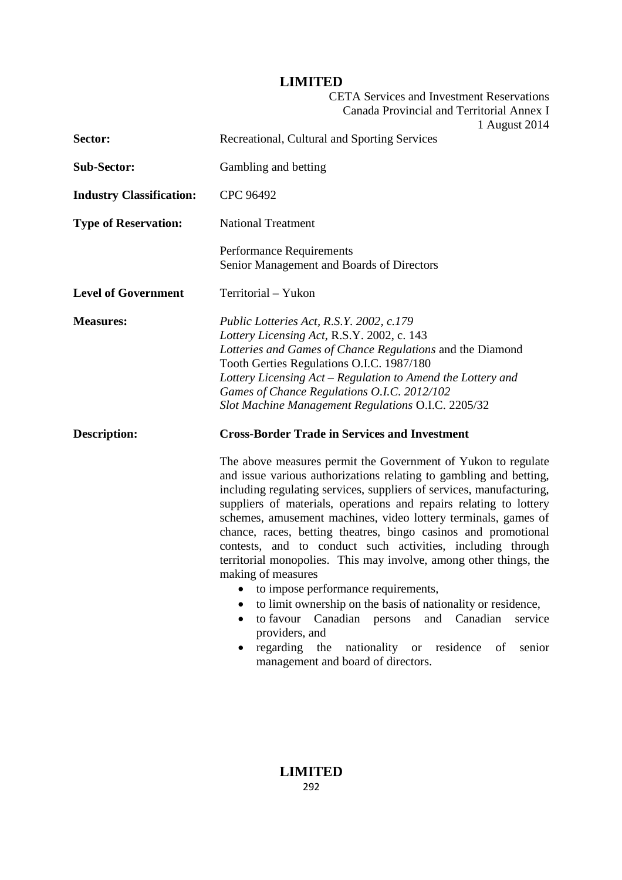| | |
|---|---|
| **Sector:** | Recreational, Cultural and Sporting Services |
| **Sub-Sector:** | Gambling and betting |
| **Industry Classification:** | CPC 96492 |
| **Type of Reservation:** | National Treatment<br><br>Performance Requirements<br>Senior Management and Boards of Directors |
| **Level of Government** | Territorial – Yukon |
| **Measures:** | *Public Lotteries Act, R.S.Y. 2002, c.179*<br>*Lottery Licensing Act*, R.S.Y. 2002, c. 143<br>*Lotteries and Games of Chance Regulations* and the Diamond Tooth Gerties Regulations O.I.C. 1987/180<br>*Lottery Licensing Act – Regulation to Amend the Lottery and Games of Chance Regulations O.I.C. 2012/102*<br>*Slot Machine Management Regulations* O.I.C. 2205/32 |
| **Description:** | **Cross-Border Trade in Services and Investment** |

The above measures permit the Government of Yukon to regulate and issue various authorizations relating to gambling and betting, including regulating services, suppliers of services, manufacturing, suppliers of materials, operations and repairs relating to lottery schemes, amusement machines, video lottery terminals, games of chance, races, betting theatres, bingo casinos and promotional contests, and to conduct such activities, including through territorial monopolies. This may involve, among other things, the making of measures

- to impose performance requirements,
- to limit ownership on the basis of nationality or residence,
- to favour Canadian persons and Canadian service providers, and
- regarding the nationality or residence of senior management and board of directors.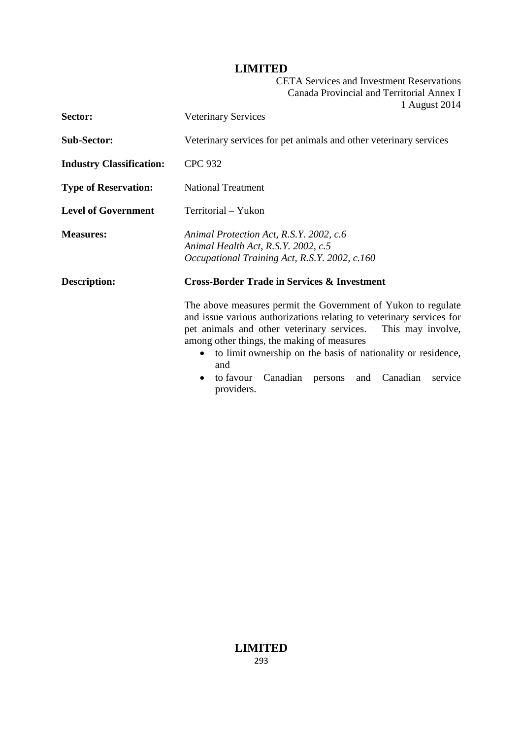| | |
|---|---|
| **Sector:** | Veterinary Services |
| **Sub-Sector:** | Veterinary services for pet animals and other veterinary services |
| **Industry Classification:** | CPC 932 |
| **Type of Reservation:** | National Treatment |
| **Level of Government** | Territorial – Yukon |
| **Measures:** | *Animal Protection Act, R.S.Y. 2002, c.6*<br>*Animal Health Act, R.S.Y. 2002, c.5*<br>*Occupational Training Act, R.S.Y. 2002, c.160* |
| **Description:** | **Cross-Border Trade in Services & Investment** |

The above measures permit the Government of Yukon to regulate and issue various authorizations relating to veterinary services for pet animals and other veterinary services. This may involve, among other things, the making of measures

- to limit ownership on the basis of nationality or residence, and
- to favour Canadian persons and Canadian service providers.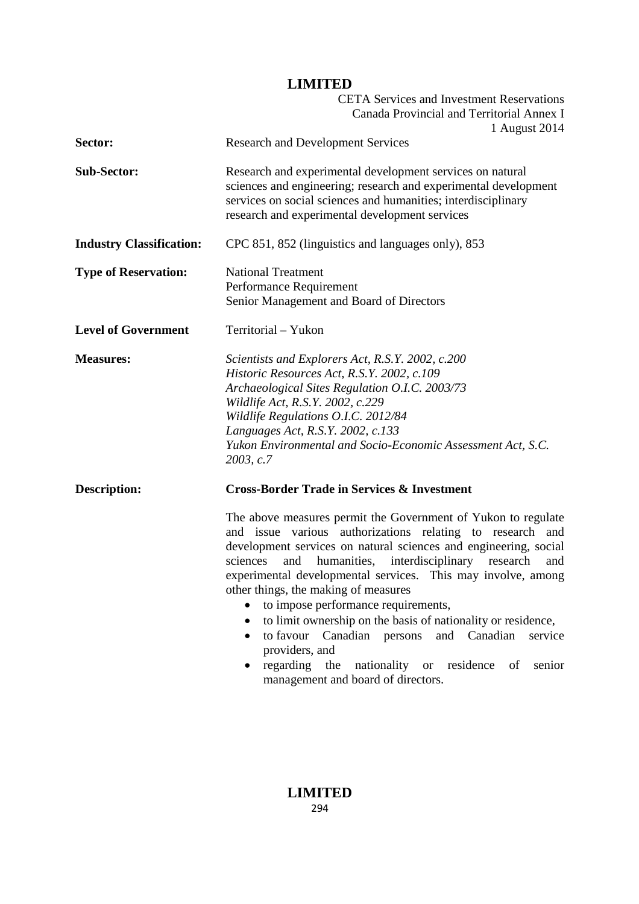| | |
|---|---|
| **Sector:** | Research and Development Services |
| **Sub-Sector:** | Research and experimental development services on natural sciences and engineering; research and experimental development services on social sciences and humanities; interdisciplinary research and experimental development services |
| **Industry Classification:** | CPC 851, 852 (linguistics and languages only), 853 |
| **Type of Reservation:** | National Treatment<br>Performance Requirement<br>Senior Management and Board of Directors |
| **Level of Government** | Territorial – Yukon |
| **Measures:** | *Scientists and Explorers Act, R.S.Y. 2002, c.200*<br>*Historic Resources Act, R.S.Y. 2002, c.109*<br>*Archaeological Sites Regulation O.I.C. 2003/73*<br>*Wildlife Act, R.S.Y. 2002, c.229*<br>*Wildlife Regulations O.I.C. 2012/84*<br>*Languages Act, R.S.Y. 2002, c.133*<br>*Yukon Environmental and Socio-Economic Assessment Act, S.C. 2003, c.7* |
| **Description:** | **Cross-Border Trade in Services & Investment** |

The above measures permit the Government of Yukon to regulate and issue various authorizations relating to research and development services on natural sciences and engineering, social sciences and humanities, interdisciplinary research and experimental developmental services. This may involve, among other things, the making of measures

- to impose performance requirements,
- to limit ownership on the basis of nationality or residence,
- to favour Canadian persons and Canadian service providers, and
- regarding the nationality or residence of senior management and board of directors.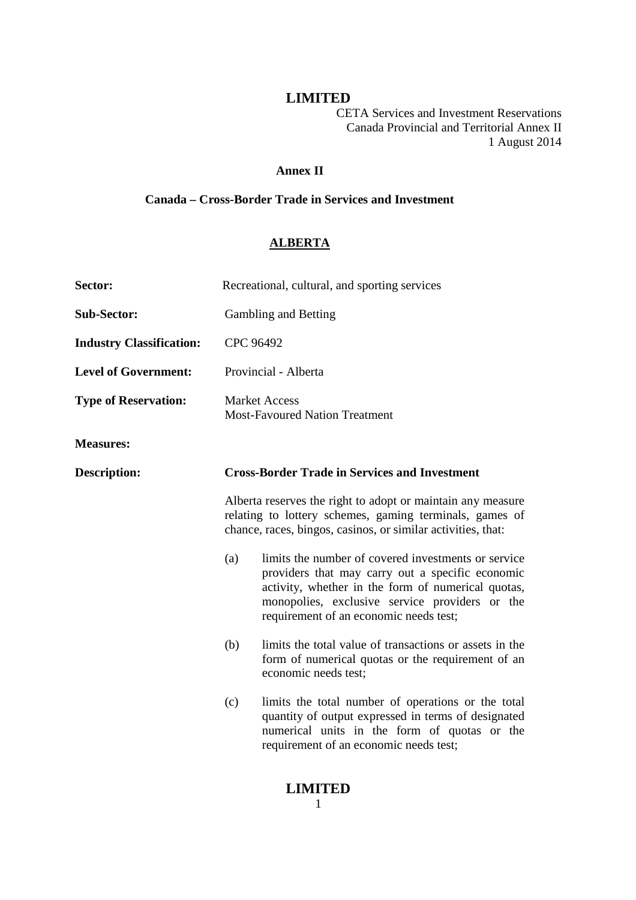**LIMITED**

CETA Services and Investment Reservations
Canada Provincial and Territorial Annex II
1 August 2014

## Annex II

## Canada – Cross-Border Trade in Services and Investment

## ALBERTA

**Sector:** Recreational, cultural, and sporting services

**Sub-Sector:** Gambling and Betting

**Industry Classification:** CPC 96492

**Level of Government:** Provincial - Alberta

**Type of Reservation:** Market Access
Most-Favoured Nation Treatment

**Measures:**

**Description:** **Cross-Border Trade in Services and Investment**

Alberta reserves the right to adopt or maintain any measure relating to lottery schemes, gaming terminals, games of chance, races, bingos, casinos, or similar activities, that:

(a) limits the number of covered investments or service providers that may carry out a specific economic activity, whether in the form of numerical quotas, monopolies, exclusive service providers or the requirement of an economic needs test;

(b) limits the total value of transactions or assets in the form of numerical quotas or the requirement of an economic needs test;

(c) limits the total number of operations or the total quantity of output expressed in terms of designated numerical units in the form of quotas or the requirement of an economic needs test;

**LIMITED**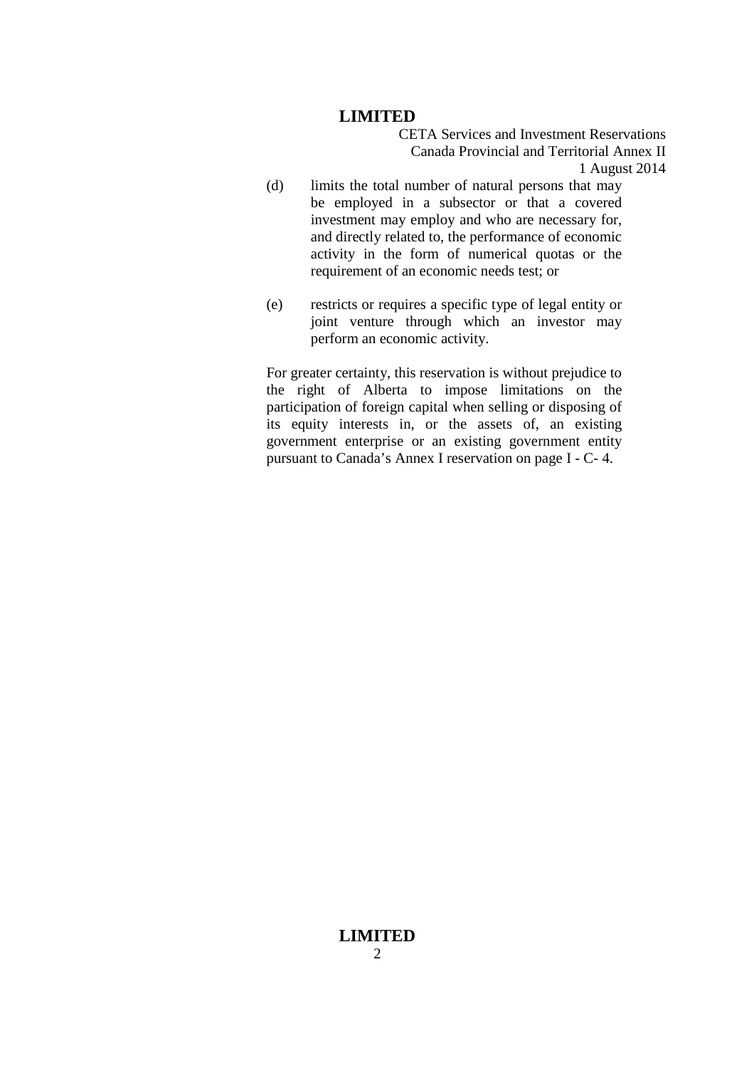(d) limits the total number of natural persons that may be employed in a subsector or that a covered investment may employ and who are necessary for, and directly related to, the performance of economic activity in the form of numerical quotas or the requirement of an economic needs test; or

(e) restricts or requires a specific type of legal entity or joint venture through which an investor may perform an economic activity.

For greater certainty, this reservation is without prejudice to the right of Alberta to impose limitations on the participation of foreign capital when selling or disposing of its equity interests in, or the assets of, an existing government enterprise or an existing government entity pursuant to Canada's Annex I reservation on page I - C- 4.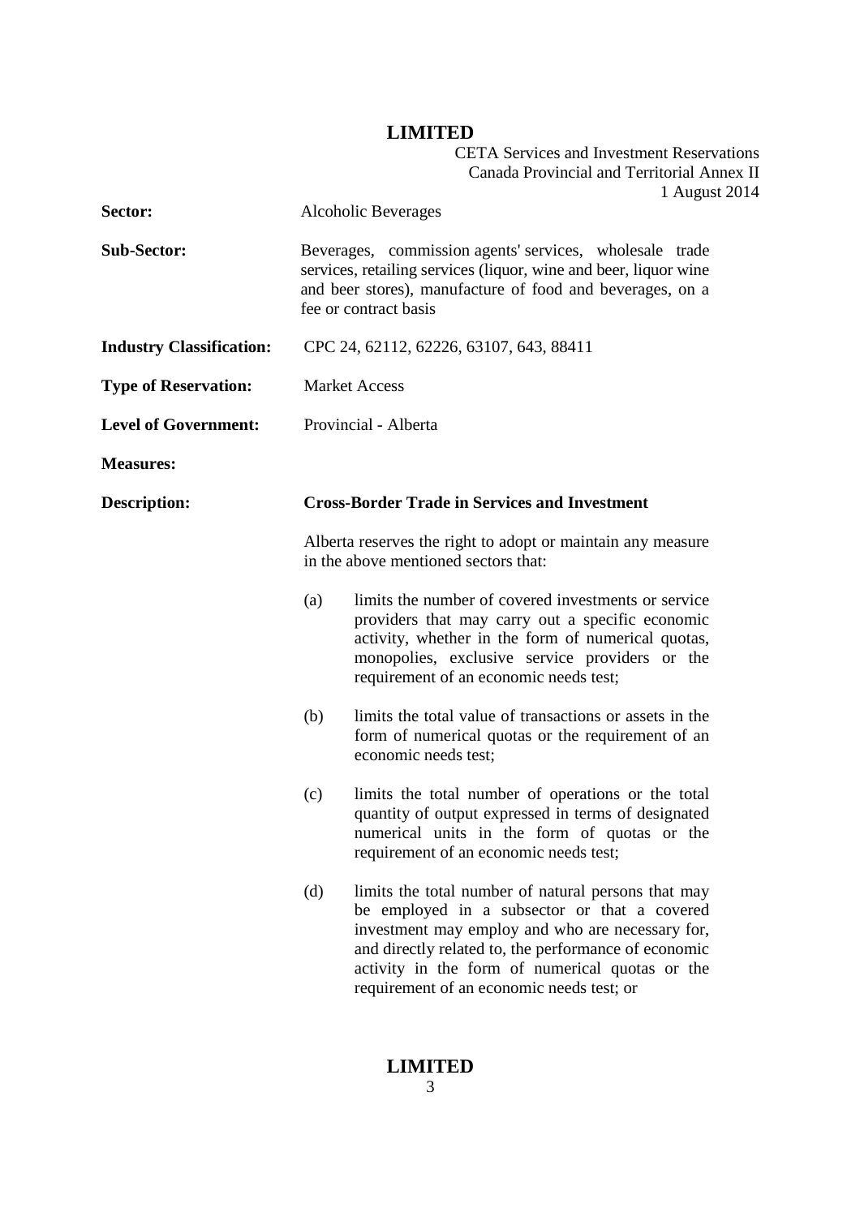**Sector:** Alcoholic Beverages

**Sub-Sector:** Beverages, commission agents' services, wholesale trade services, retailing services (liquor, wine and beer, liquor wine and beer stores), manufacture of food and beverages, on a fee or contract basis

**Industry Classification:** CPC 24, 62112, 62226, 63107, 643, 88411

**Type of Reservation:** Market Access

**Level of Government:** Provincial - Alberta

**Measures:**

**Description:**

**Cross-Border Trade in Services and Investment**

Alberta reserves the right to adopt or maintain any measure in the above mentioned sectors that:

(a) limits the number of covered investments or service providers that may carry out a specific economic activity, whether in the form of numerical quotas, monopolies, exclusive service providers or the requirement of an economic needs test;

(b) limits the total value of transactions or assets in the form of numerical quotas or the requirement of an economic needs test;

(c) limits the total number of operations or the total quantity of output expressed in terms of designated numerical units in the form of quotas or the requirement of an economic needs test;

(d) limits the total number of natural persons that may be employed in a subsector or that a covered investment may employ and who are necessary for, and directly related to, the performance of economic activity in the form of numerical quotas or the requirement of an economic needs test; or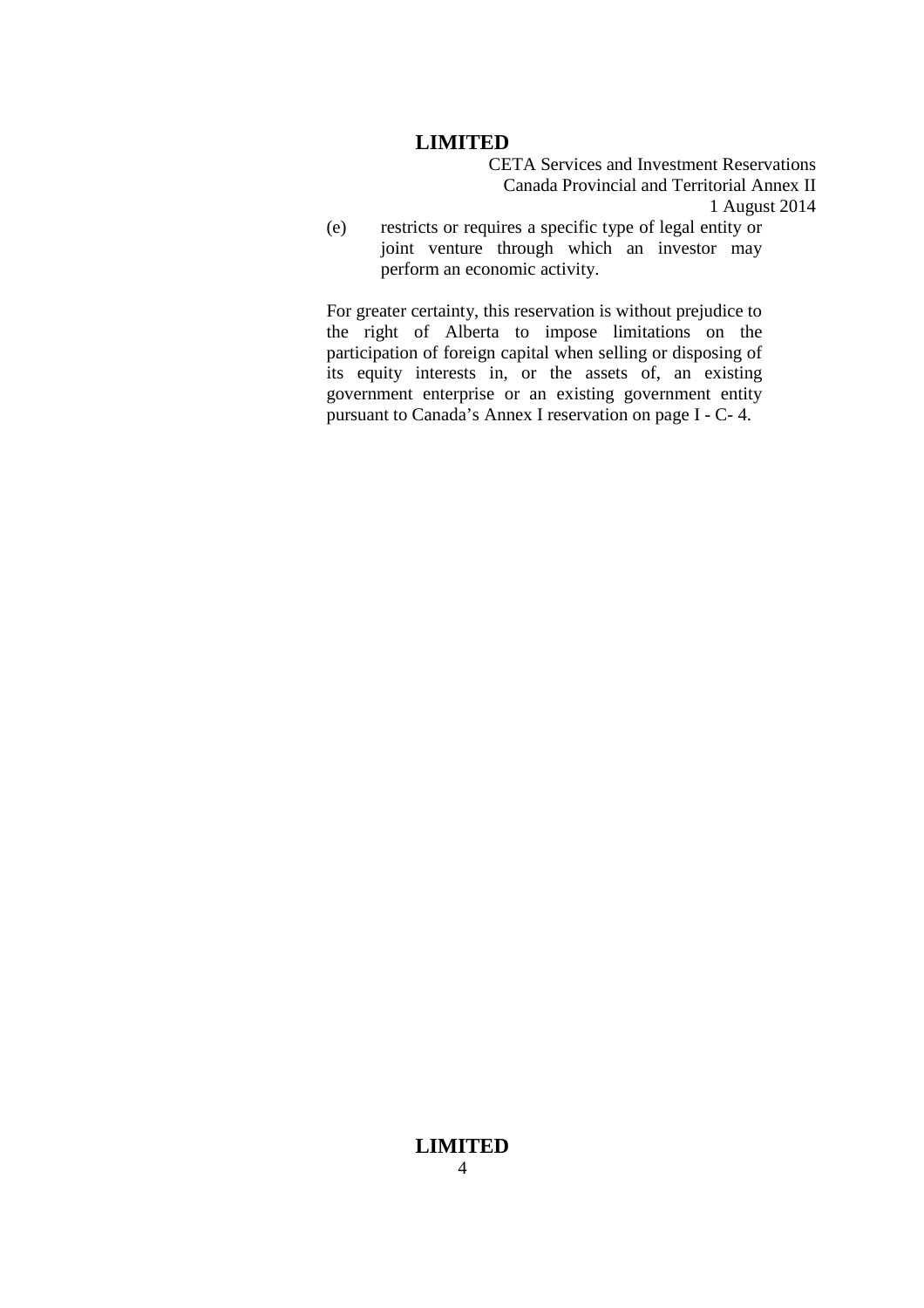(e) restricts or requires a specific type of legal entity or joint venture through which an investor may perform an economic activity.

For greater certainty, this reservation is without prejudice to the right of Alberta to impose limitations on the participation of foreign capital when selling or disposing of its equity interests in, or the assets of, an existing government enterprise or an existing government entity pursuant to Canada's Annex I reservation on page I - C- 4.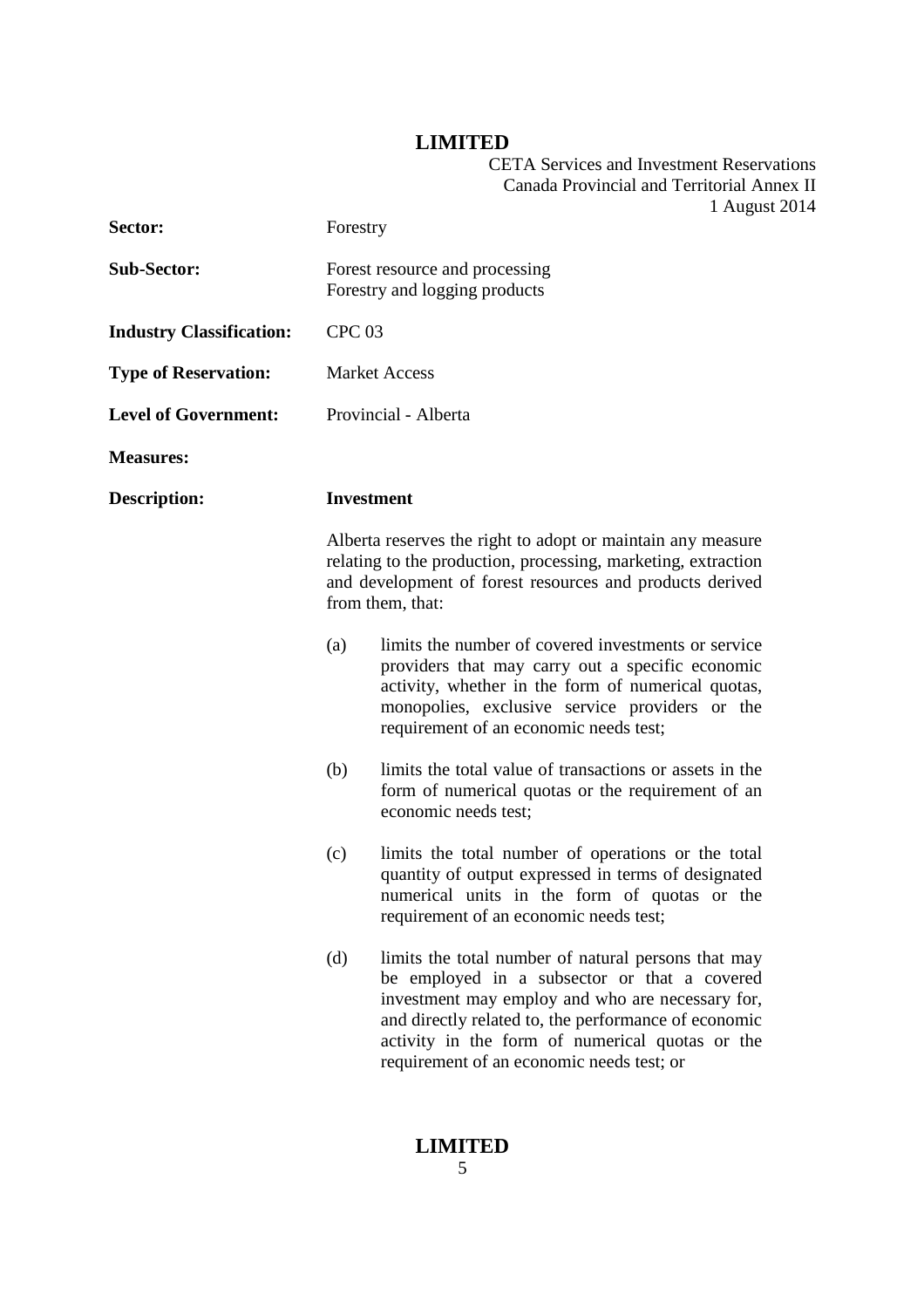| | |
|---|---|
| **Sector:** | Forestry |
| **Sub-Sector:** | Forest resource and processing<br>Forestry and logging products |
| **Industry Classification:** | CPC 03 |
| **Type of Reservation:** | Market Access |
| **Level of Government:** | Provincial - Alberta |
| **Measures:** | |
| **Description:** | **Investment** |

Alberta reserves the right to adopt or maintain any measure relating to the production, processing, marketing, extraction and development of forest resources and products derived from them, that:

(a) limits the number of covered investments or service providers that may carry out a specific economic activity, whether in the form of numerical quotas, monopolies, exclusive service providers or the requirement of an economic needs test;

(b) limits the total value of transactions or assets in the form of numerical quotas or the requirement of an economic needs test;

(c) limits the total number of operations or the total quantity of output expressed in terms of designated numerical units in the form of quotas or the requirement of an economic needs test;

(d) limits the total number of natural persons that may be employed in a subsector or that a covered investment may employ and who are necessary for, and directly related to, the performance of economic activity in the form of numerical quotas or the requirement of an economic needs test; or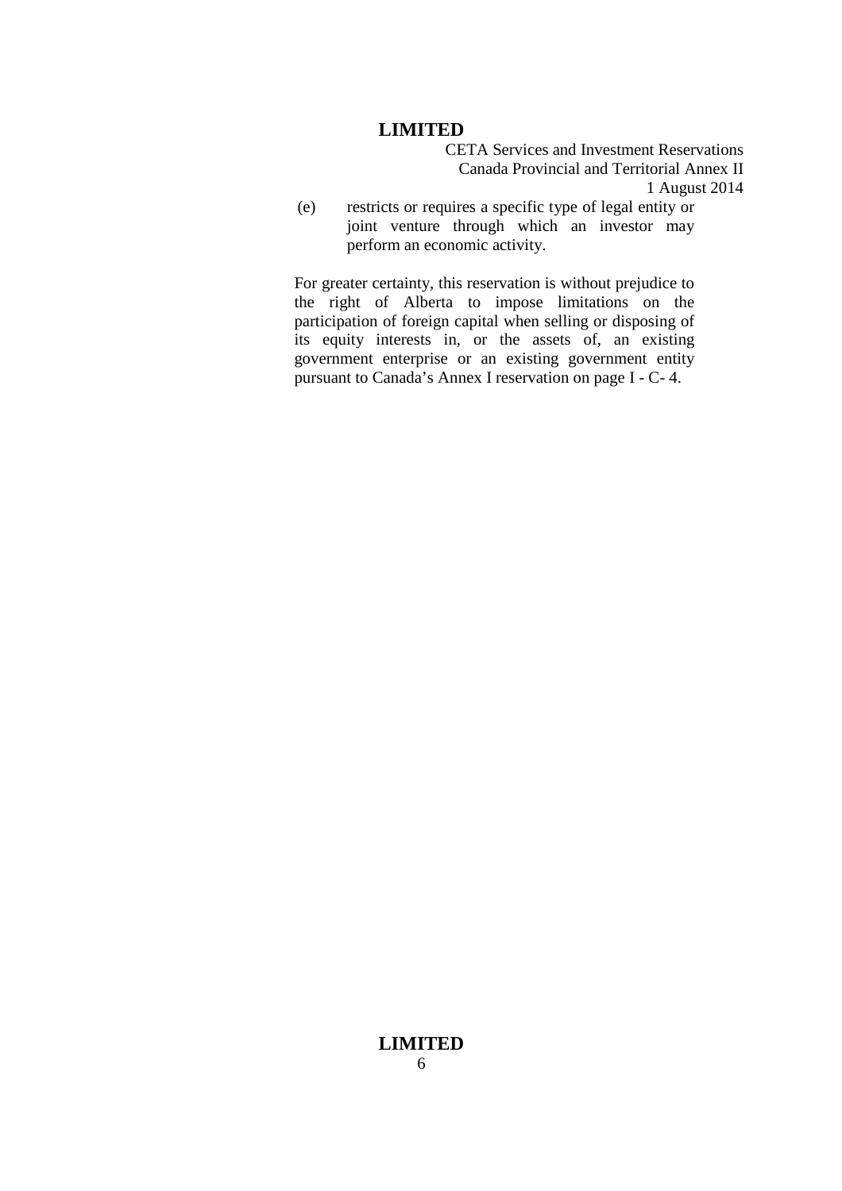(e) restricts or requires a specific type of legal entity or joint venture through which an investor may perform an economic activity.

For greater certainty, this reservation is without prejudice to the right of Alberta to impose limitations on the participation of foreign capital when selling or disposing of its equity interests in, or the assets of, an existing government enterprise or an existing government entity pursuant to Canada's Annex I reservation on page I - C- 4.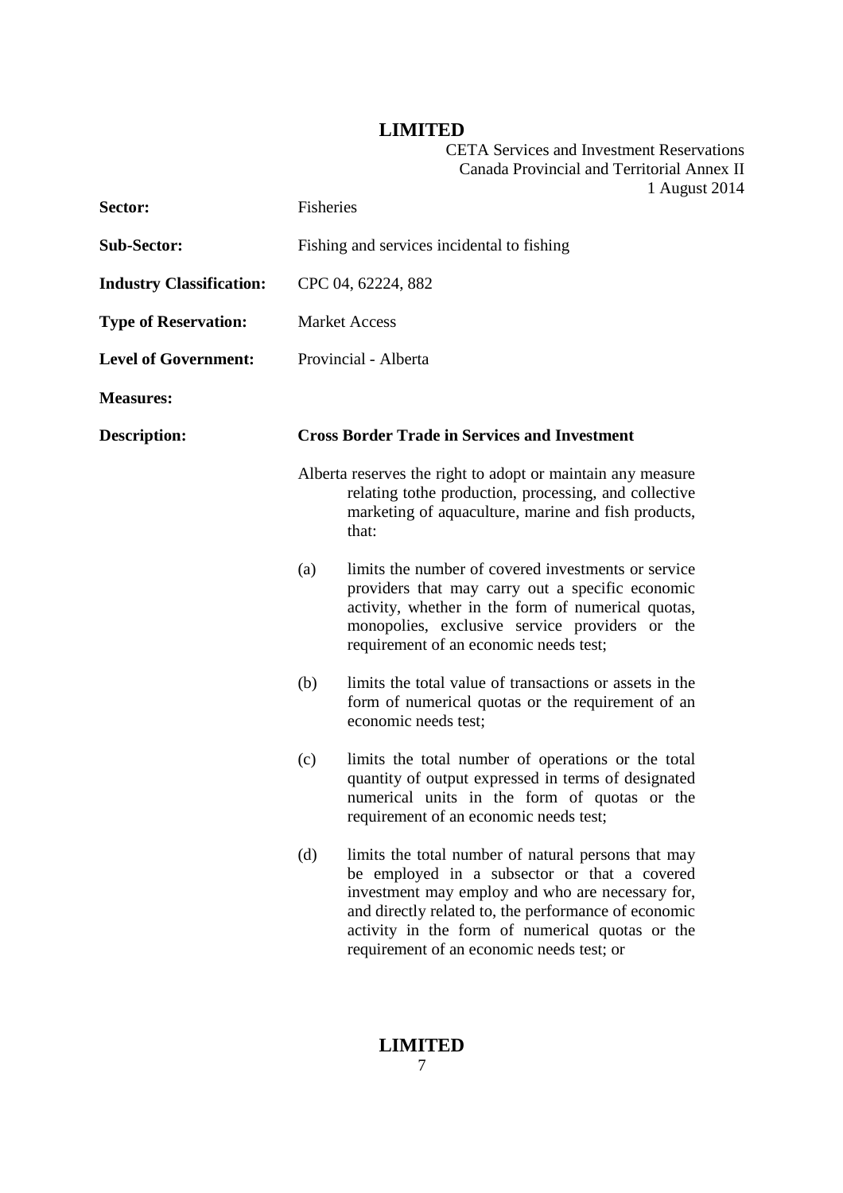| | |
|---|---|
| **Sector:** | Fisheries |
| **Sub-Sector:** | Fishing and services incidental to fishing |
| **Industry Classification:** | CPC 04, 62224, 882 |
| **Type of Reservation:** | Market Access |
| **Level of Government:** | Provincial - Alberta |
| **Measures:** | |
| **Description:** | **Cross Border Trade in Services and Investment** |

Alberta reserves the right to adopt or maintain any measure relating tothe production, processing, and collective marketing of aquaculture, marine and fish products, that:

(a) limits the number of covered investments or service providers that may carry out a specific economic activity, whether in the form of numerical quotas, monopolies, exclusive service providers or the requirement of an economic needs test;

(b) limits the total value of transactions or assets in the form of numerical quotas or the requirement of an economic needs test;

(c) limits the total number of operations or the total quantity of output expressed in terms of designated numerical units in the form of quotas or the requirement of an economic needs test;

(d) limits the total number of natural persons that may be employed in a subsector or that a covered investment may employ and who are necessary for, and directly related to, the performance of economic activity in the form of numerical quotas or the requirement of an economic needs test; or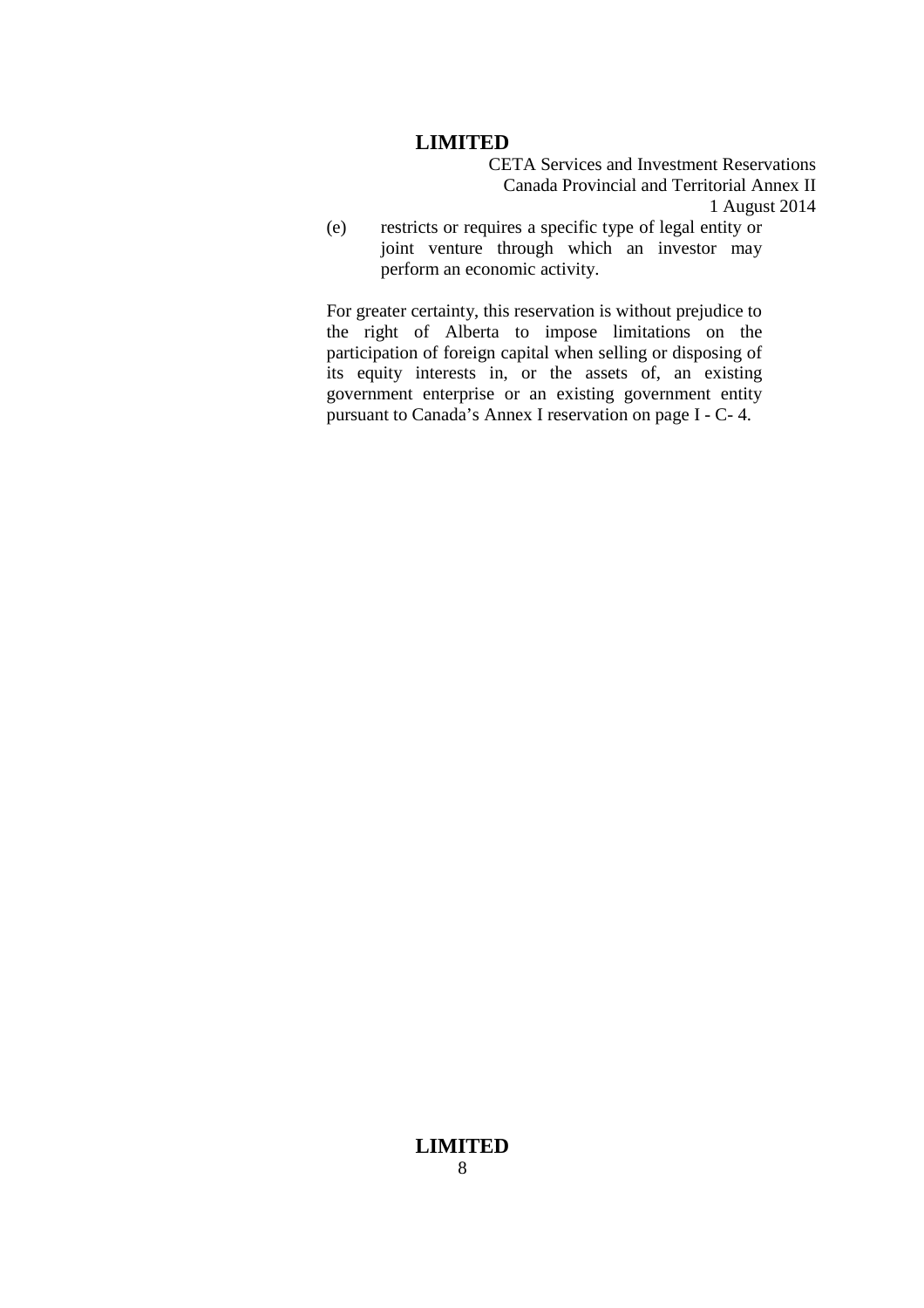(e) restricts or requires a specific type of legal entity or joint venture through which an investor may perform an economic activity.

For greater certainty, this reservation is without prejudice to the right of Alberta to impose limitations on the participation of foreign capital when selling or disposing of its equity interests in, or the assets of, an existing government enterprise or an existing government entity pursuant to Canada's Annex I reservation on page I - C- 4.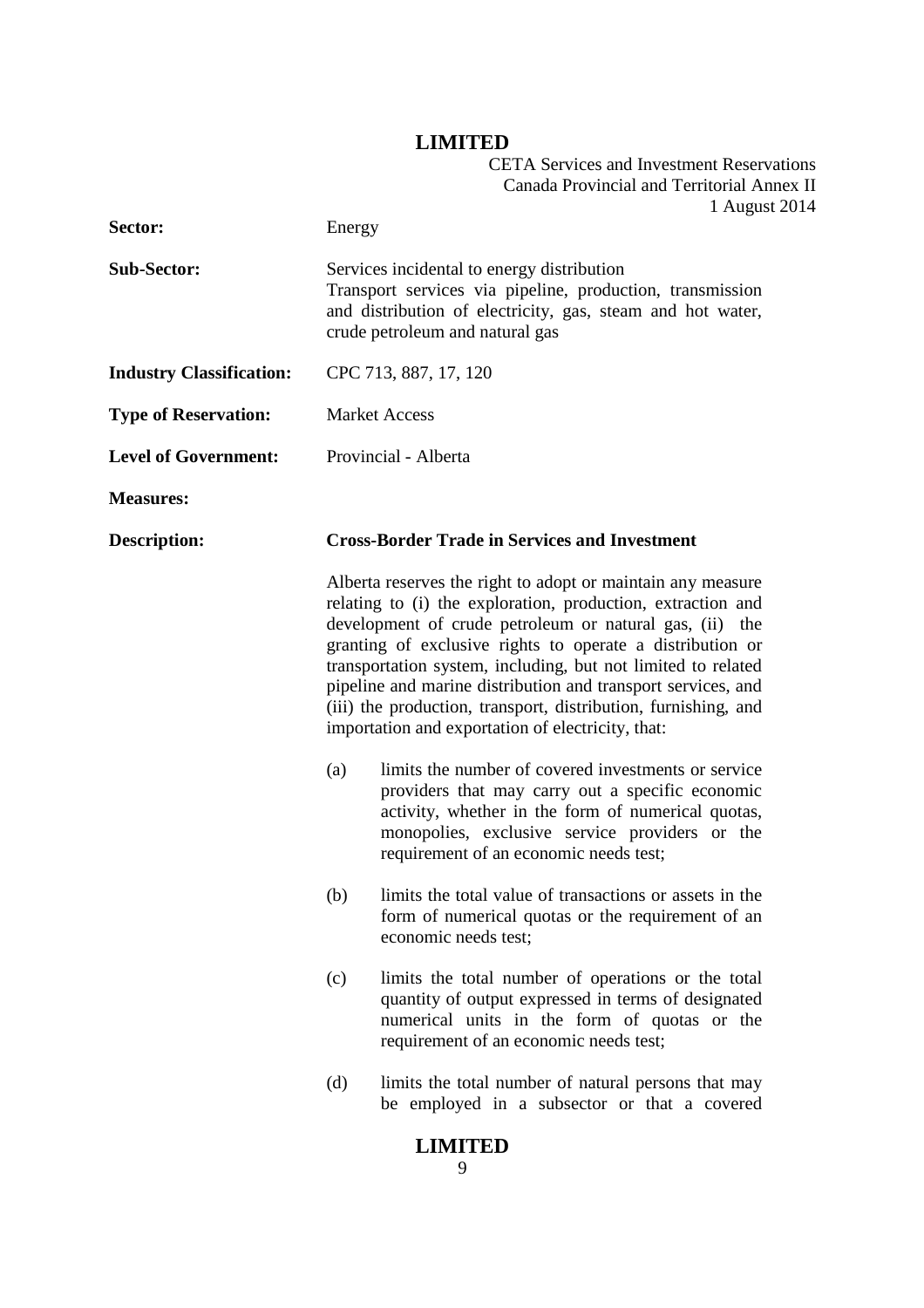| | |
|---|---|
| **Sector:** | Energy |
| **Sub-Sector:** | Services incidental to energy distribution<br>Transport services via pipeline, production, transmission and distribution of electricity, gas, steam and hot water, crude petroleum and natural gas |
| **Industry Classification:** | CPC 713, 887, 17, 120 |
| **Type of Reservation:** | Market Access |
| **Level of Government:** | Provincial - Alberta |
| **Measures:** | |
| **Description:** | **Cross-Border Trade in Services and Investment** |

Alberta reserves the right to adopt or maintain any measure relating to (i) the exploration, production, extraction and development of crude petroleum or natural gas, (ii) the granting of exclusive rights to operate a distribution or transportation system, including, but not limited to related pipeline and marine distribution and transport services, and (iii) the production, transport, distribution, furnishing, and importation and exportation of electricity, that:

(a) limits the number of covered investments or service providers that may carry out a specific economic activity, whether in the form of numerical quotas, monopolies, exclusive service providers or the requirement of an economic needs test;

(b) limits the total value of transactions or assets in the form of numerical quotas or the requirement of an economic needs test;

(c) limits the total number of operations or the total quantity of output expressed in terms of designated numerical units in the form of quotas or the requirement of an economic needs test;

(d) limits the total number of natural persons that may be employed in a subsector or that a covered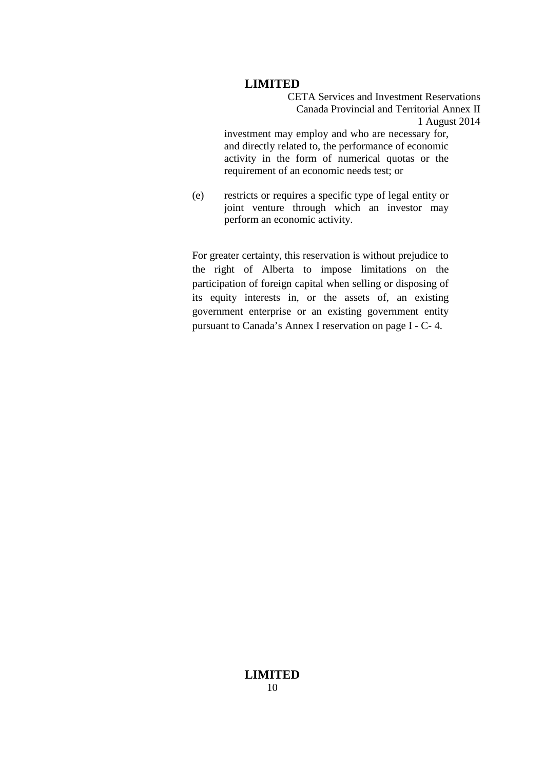investment may employ and who are necessary for, and directly related to, the performance of economic activity in the form of numerical quotas or the requirement of an economic needs test; or

(e) restricts or requires a specific type of legal entity or joint venture through which an investor may perform an economic activity.

For greater certainty, this reservation is without prejudice to the right of Alberta to impose limitations on the participation of foreign capital when selling or disposing of its equity interests in, or the assets of, an existing government enterprise or an existing government entity pursuant to Canada's Annex I reservation on page I - C- 4.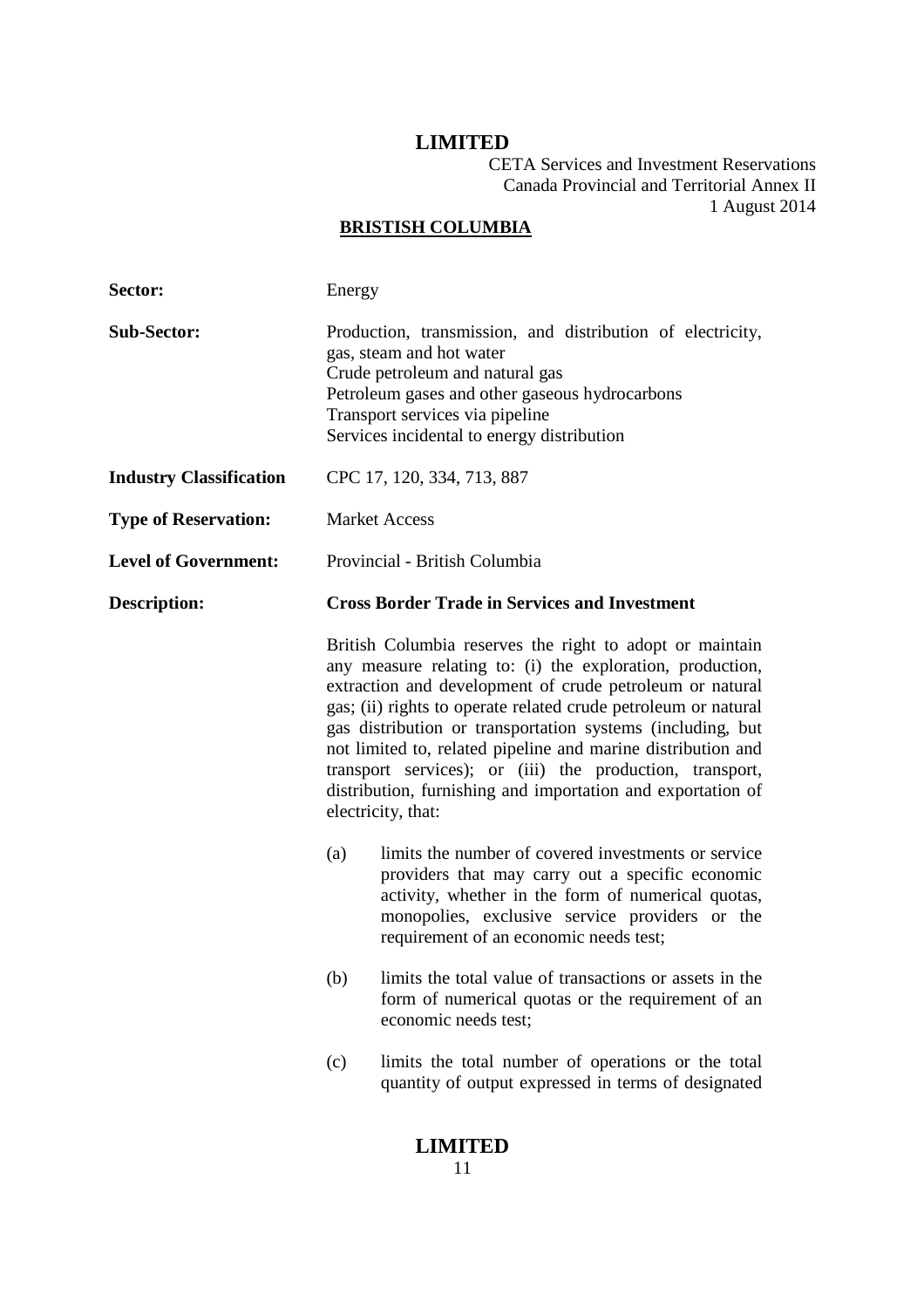CETA Services and Investment Reservations
Canada Provincial and Territorial Annex II
1 August 2014

## BRISTISH COLUMBIA

| | |
|---|---|
| **Sector:** | Energy |
| **Sub-Sector:** | Production, transmission, and distribution of electricity, gas, steam and hot water<br>Crude petroleum and natural gas<br>Petroleum gases and other gaseous hydrocarbons<br>Transport services via pipeline<br>Services incidental to energy distribution |
| **Industry Classification** | CPC 17, 120, 334, 713, 887 |
| **Type of Reservation:** | Market Access |
| **Level of Government:** | Provincial - British Columbia |
| **Description:** | **Cross Border Trade in Services and Investment** |

British Columbia reserves the right to adopt or maintain any measure relating to: (i) the exploration, production, extraction and development of crude petroleum or natural gas; (ii) rights to operate related crude petroleum or natural gas distribution or transportation systems (including, but not limited to, related pipeline and marine distribution and transport services); or (iii) the production, transport, distribution, furnishing and importation and exportation of electricity, that:

(a) limits the number of covered investments or service providers that may carry out a specific economic activity, whether in the form of numerical quotas, monopolies, exclusive service providers or the requirement of an economic needs test;

(b) limits the total value of transactions or assets in the form of numerical quotas or the requirement of an economic needs test;

(c) limits the total number of operations or the total quantity of output expressed in terms of designated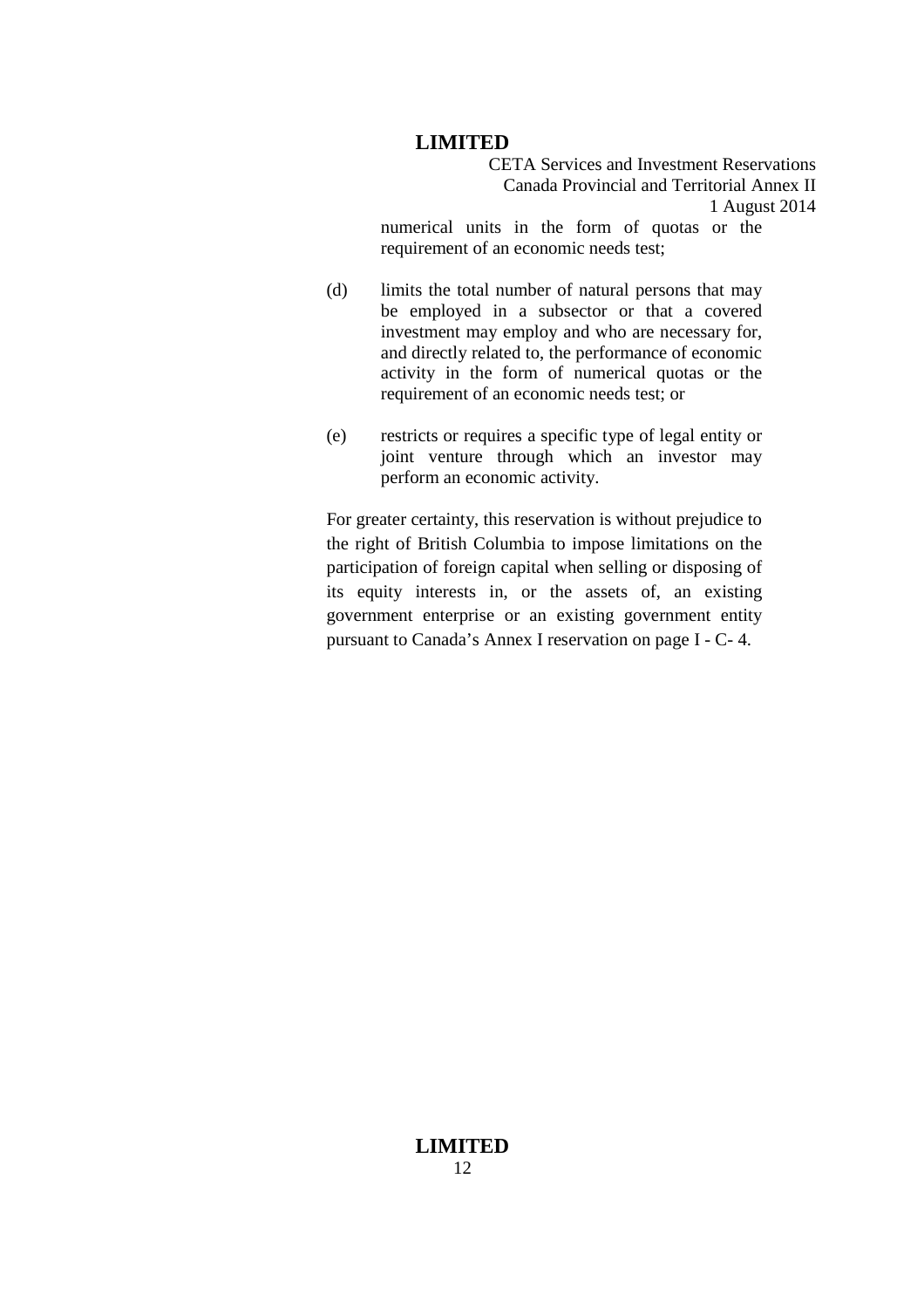numerical units in the form of quotas or the requirement of an economic needs test;

(d) limits the total number of natural persons that may be employed in a subsector or that a covered investment may employ and who are necessary for, and directly related to, the performance of economic activity in the form of numerical quotas or the requirement of an economic needs test; or

(e) restricts or requires a specific type of legal entity or joint venture through which an investor may perform an economic activity.

For greater certainty, this reservation is without prejudice to the right of British Columbia to impose limitations on the participation of foreign capital when selling or disposing of its equity interests in, or the assets of, an existing government enterprise or an existing government entity pursuant to Canada's Annex I reservation on page I - C- 4.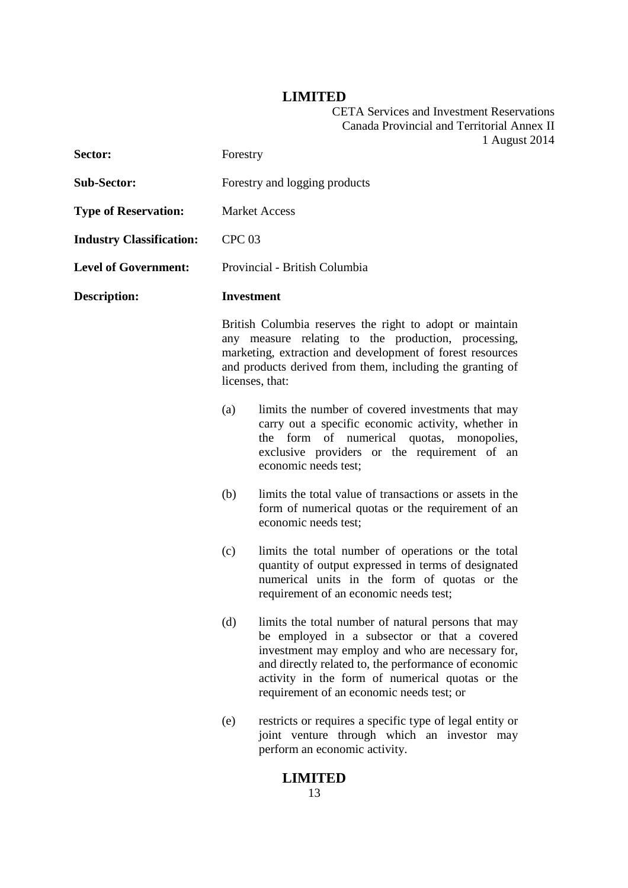| | |
|---|---|
| **Sector:** | Forestry |
| **Sub-Sector:** | Forestry and logging products |
| **Type of Reservation:** | Market Access |
| **Industry Classification:** | CPC 03 |
| **Level of Government:** | Provincial - British Columbia |
| **Description:** | **Investment** |

British Columbia reserves the right to adopt or maintain any measure relating to the production, processing, marketing, extraction and development of forest resources and products derived from them, including the granting of licenses, that:

(a) limits the number of covered investments that may carry out a specific economic activity, whether in the form of numerical quotas, monopolies, exclusive providers or the requirement of an economic needs test;

(b) limits the total value of transactions or assets in the form of numerical quotas or the requirement of an economic needs test;

(c) limits the total number of operations or the total quantity of output expressed in terms of designated numerical units in the form of quotas or the requirement of an economic needs test;

(d) limits the total number of natural persons that may be employed in a subsector or that a covered investment may employ and who are necessary for, and directly related to, the performance of economic activity in the form of numerical quotas or the requirement of an economic needs test; or

(e) restricts or requires a specific type of legal entity or joint venture through which an investor may perform an economic activity.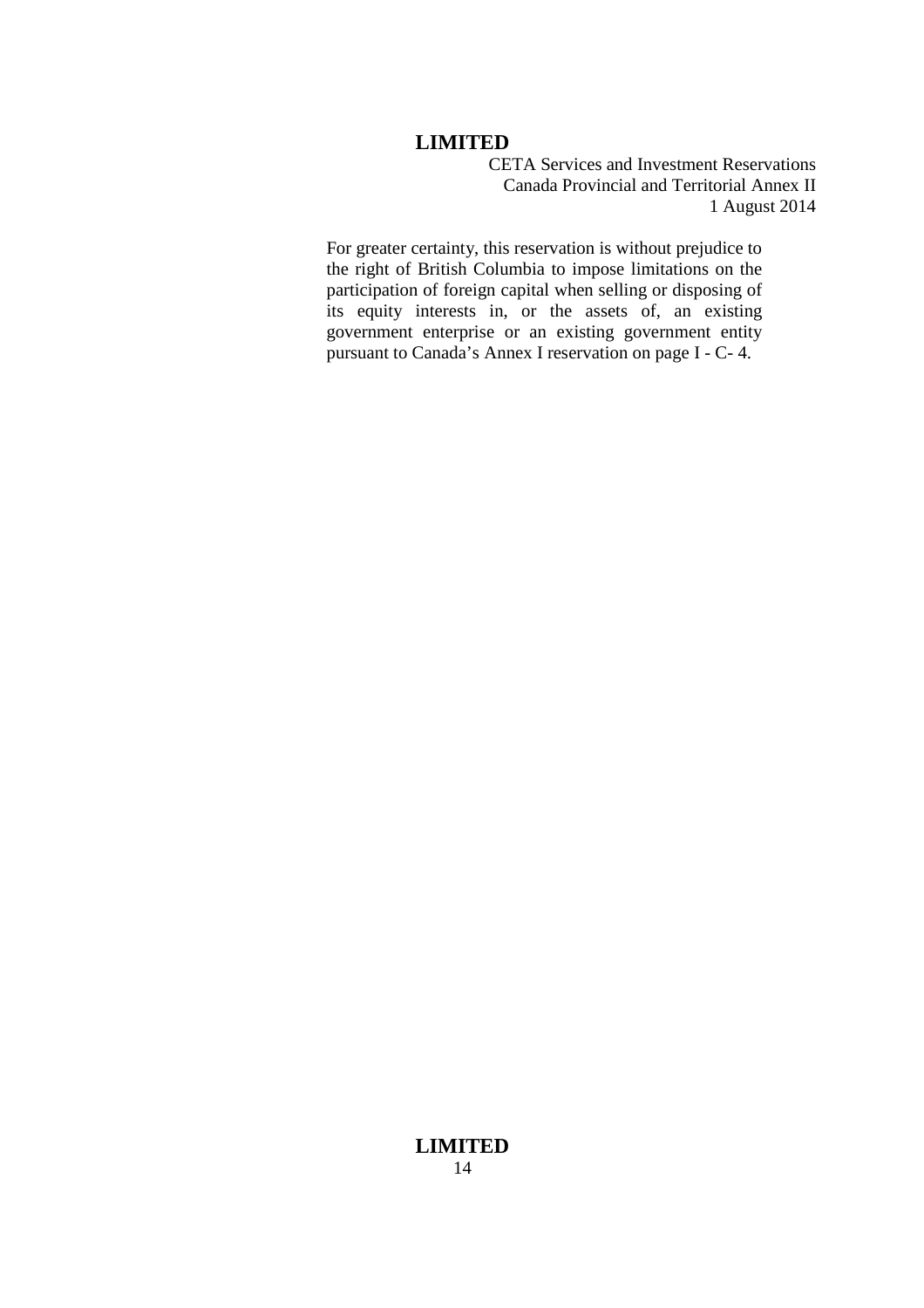For greater certainty, this reservation is without prejudice to the right of British Columbia to impose limitations on the participation of foreign capital when selling or disposing of its equity interests in, or the assets of, an existing government enterprise or an existing government entity pursuant to Canada's Annex I reservation on page I - C- 4.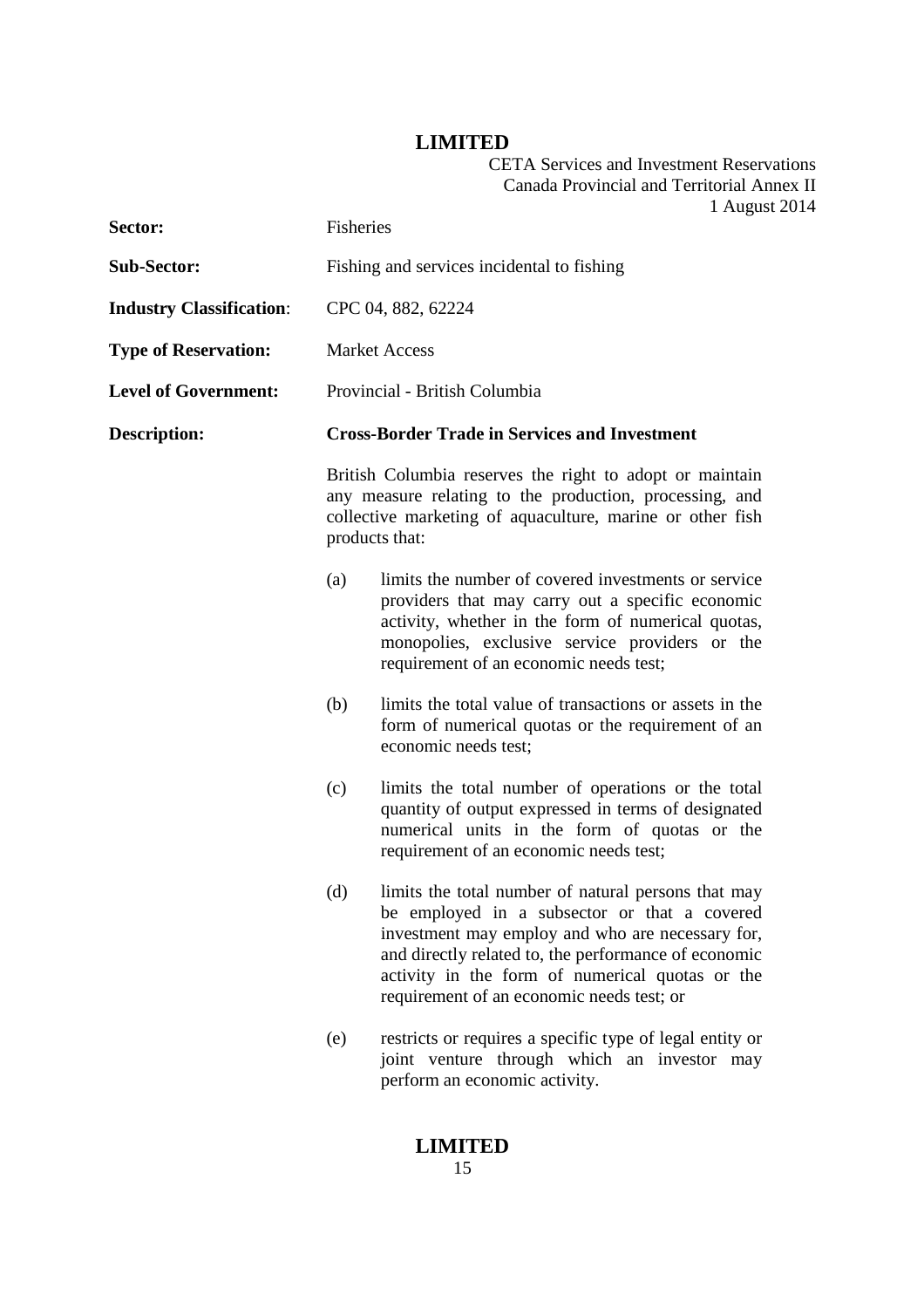**Sector:** Fisheries

**Sub-Sector:** Fishing and services incidental to fishing

**Industry Classification:** CPC 04, 882, 62224

**Type of Reservation:** Market Access

**Level of Government:** Provincial - British Columbia

**Description:** **Cross-Border Trade in Services and Investment**

British Columbia reserves the right to adopt or maintain any measure relating to the production, processing, and collective marketing of aquaculture, marine or other fish products that:

(a) limits the number of covered investments or service providers that may carry out a specific economic activity, whether in the form of numerical quotas, monopolies, exclusive service providers or the requirement of an economic needs test;

(b) limits the total value of transactions or assets in the form of numerical quotas or the requirement of an economic needs test;

(c) limits the total number of operations or the total quantity of output expressed in terms of designated numerical units in the form of quotas or the requirement of an economic needs test;

(d) limits the total number of natural persons that may be employed in a subsector or that a covered investment may employ and who are necessary for, and directly related to, the performance of economic activity in the form of numerical quotas or the requirement of an economic needs test; or

(e) restricts or requires a specific type of legal entity or joint venture through which an investor may perform an economic activity.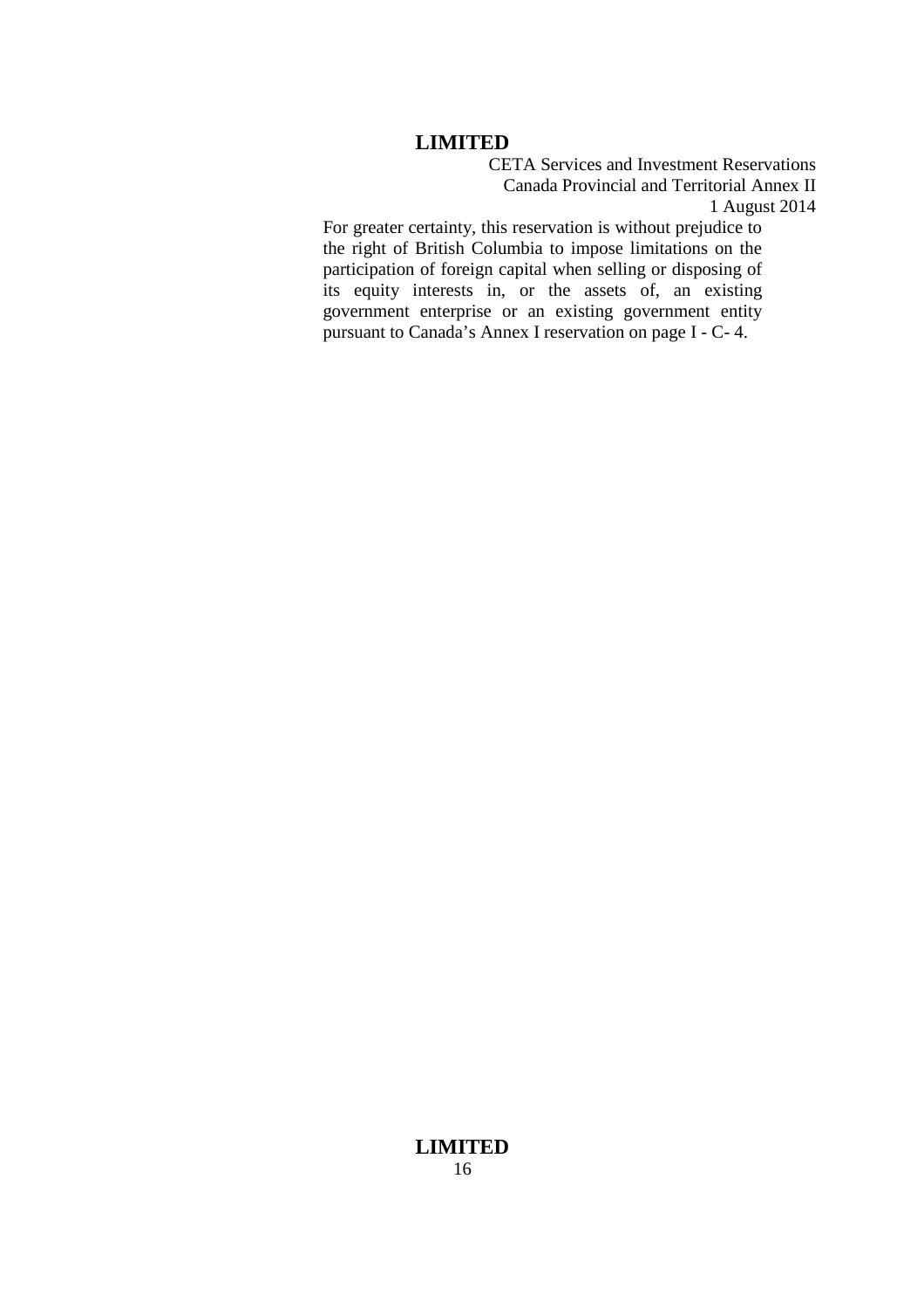For greater certainty, this reservation is without prejudice to the right of British Columbia to impose limitations on the participation of foreign capital when selling or disposing of its equity interests in, or the assets of, an existing government enterprise or an existing government entity pursuant to Canada's Annex I reservation on page I - C- 4.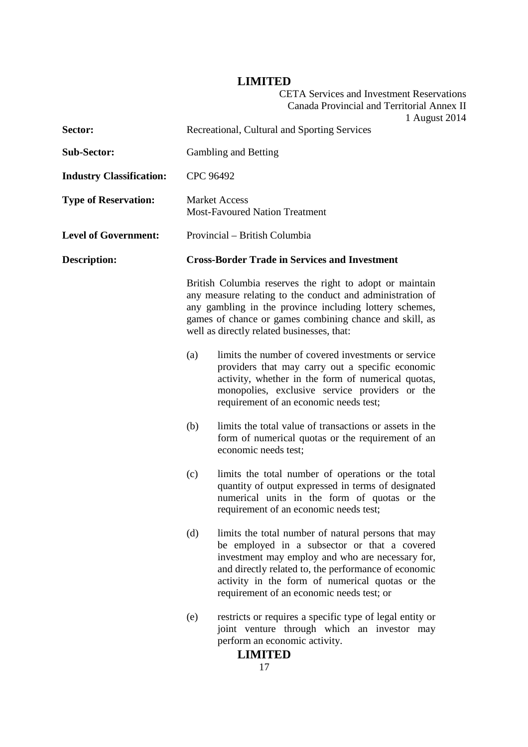| | |
|---|---|
| **Sector:** | Recreational, Cultural and Sporting Services |
| **Sub-Sector:** | Gambling and Betting |
| **Industry Classification:** | CPC 96492 |
| **Type of Reservation:** | Market Access<br>Most-Favoured Nation Treatment |
| **Level of Government:** | Provincial – British Columbia |
| **Description:** | **Cross-Border Trade in Services and Investment** |

British Columbia reserves the right to adopt or maintain any measure relating to the conduct and administration of any gambling in the province including lottery schemes, games of chance or games combining chance and skill, as well as directly related businesses, that:

(a) limits the number of covered investments or service providers that may carry out a specific economic activity, whether in the form of numerical quotas, monopolies, exclusive service providers or the requirement of an economic needs test;

(b) limits the total value of transactions or assets in the form of numerical quotas or the requirement of an economic needs test;

(c) limits the total number of operations or the total quantity of output expressed in terms of designated numerical units in the form of quotas or the requirement of an economic needs test;

(d) limits the total number of natural persons that may be employed in a subsector or that a covered investment may employ and who are necessary for, and directly related to, the performance of economic activity in the form of numerical quotas or the requirement of an economic needs test; or

(e) restricts or requires a specific type of legal entity or joint venture through which an investor may perform an economic activity.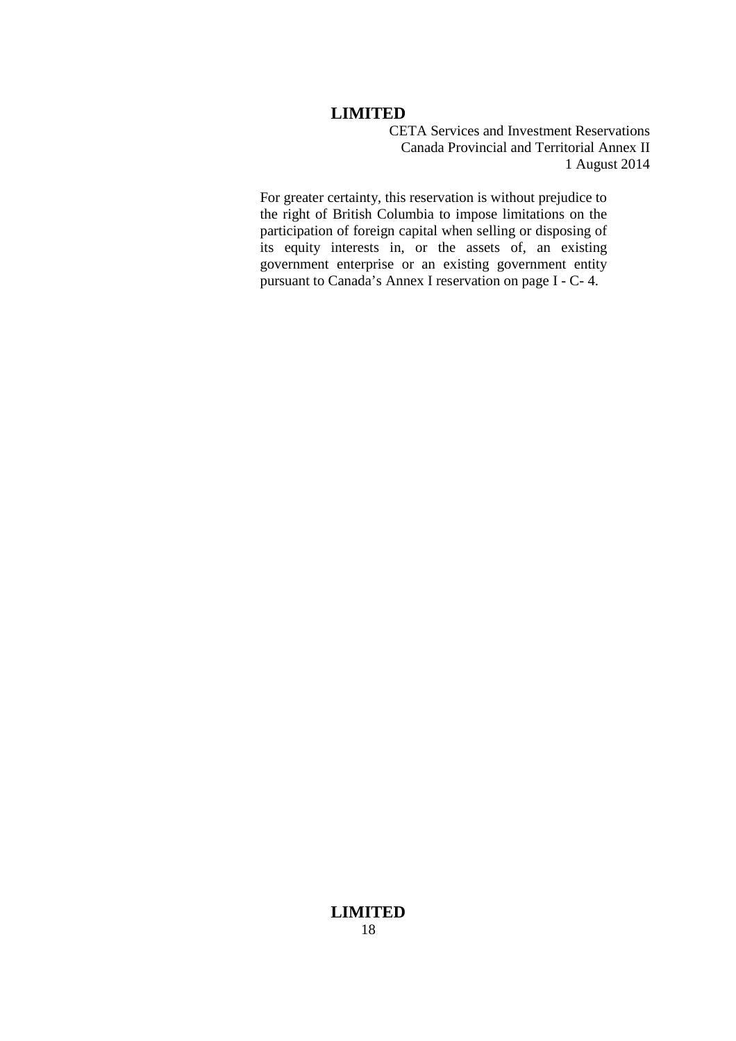For greater certainty, this reservation is without prejudice to the right of British Columbia to impose limitations on the participation of foreign capital when selling or disposing of its equity interests in, or the assets of, an existing government enterprise or an existing government entity pursuant to Canada's Annex I reservation on page I - C- 4.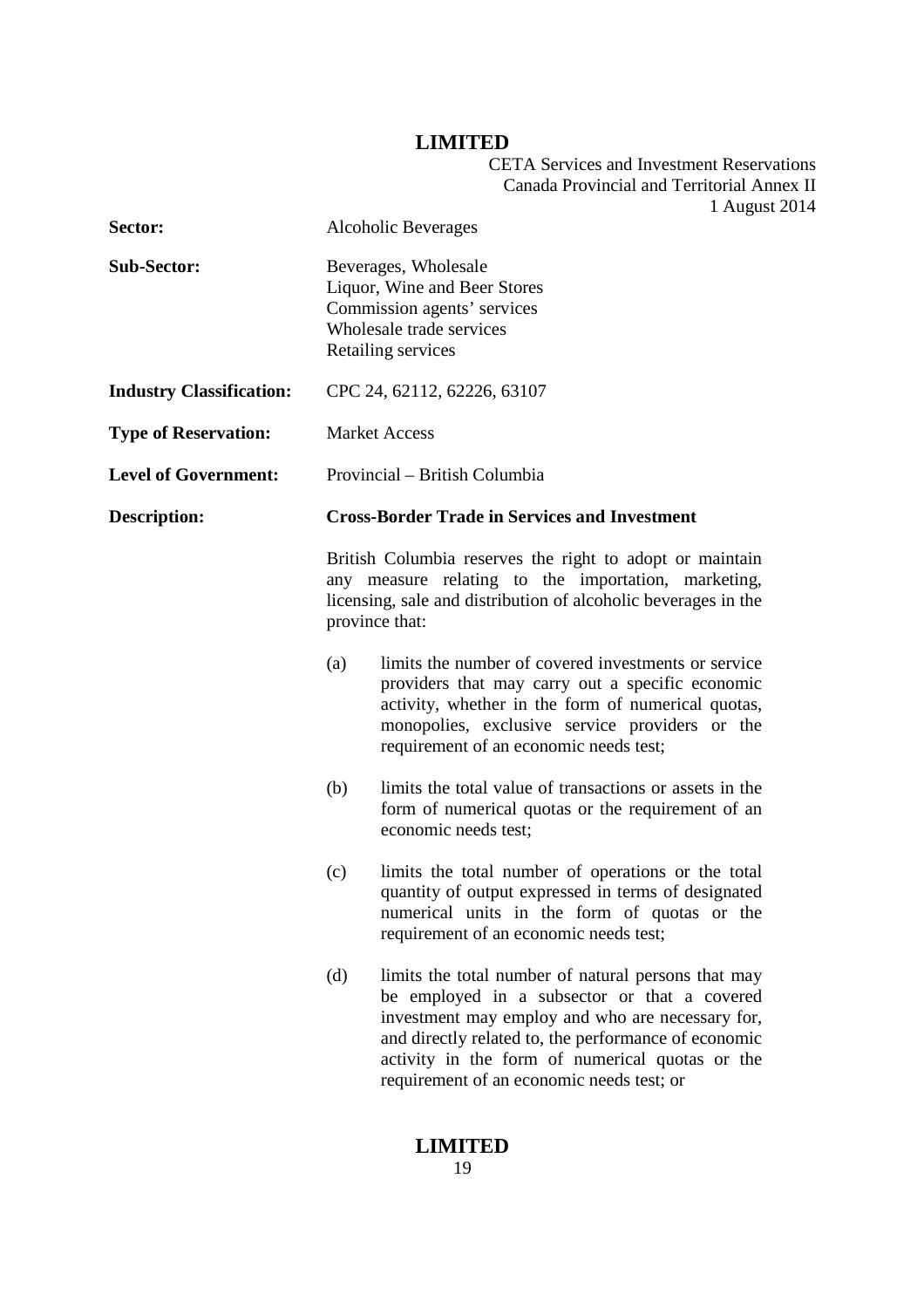| | |
|---|---|
| **Sector:** | Alcoholic Beverages |
| **Sub-Sector:** | Beverages, Wholesale<br>Liquor, Wine and Beer Stores<br>Commission agents' services<br>Wholesale trade services<br>Retailing services |
| **Industry Classification:** | CPC 24, 62112, 62226, 63107 |
| **Type of Reservation:** | Market Access |
| **Level of Government:** | Provincial – British Columbia |
| **Description:** | **Cross-Border Trade in Services and Investment** |

British Columbia reserves the right to adopt or maintain any measure relating to the importation, marketing, licensing, sale and distribution of alcoholic beverages in the province that:

(a) limits the number of covered investments or service providers that may carry out a specific economic activity, whether in the form of numerical quotas, monopolies, exclusive service providers or the requirement of an economic needs test;

(b) limits the total value of transactions or assets in the form of numerical quotas or the requirement of an economic needs test;

(c) limits the total number of operations or the total quantity of output expressed in terms of designated numerical units in the form of quotas or the requirement of an economic needs test;

(d) limits the total number of natural persons that may be employed in a subsector or that a covered investment may employ and who are necessary for, and directly related to, the performance of economic activity in the form of numerical quotas or the requirement of an economic needs test; or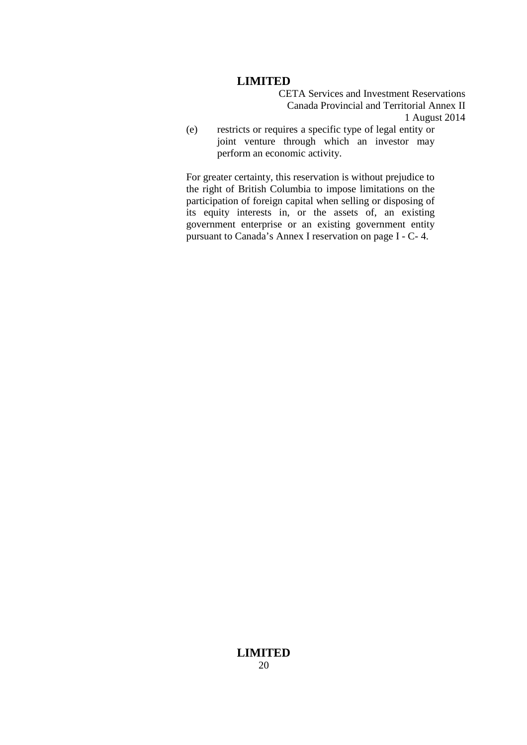(e) restricts or requires a specific type of legal entity or joint venture through which an investor may perform an economic activity.

For greater certainty, this reservation is without prejudice to the right of British Columbia to impose limitations on the participation of foreign capital when selling or disposing of its equity interests in, or the assets of, an existing government enterprise or an existing government entity pursuant to Canada's Annex I reservation on page I - C- 4.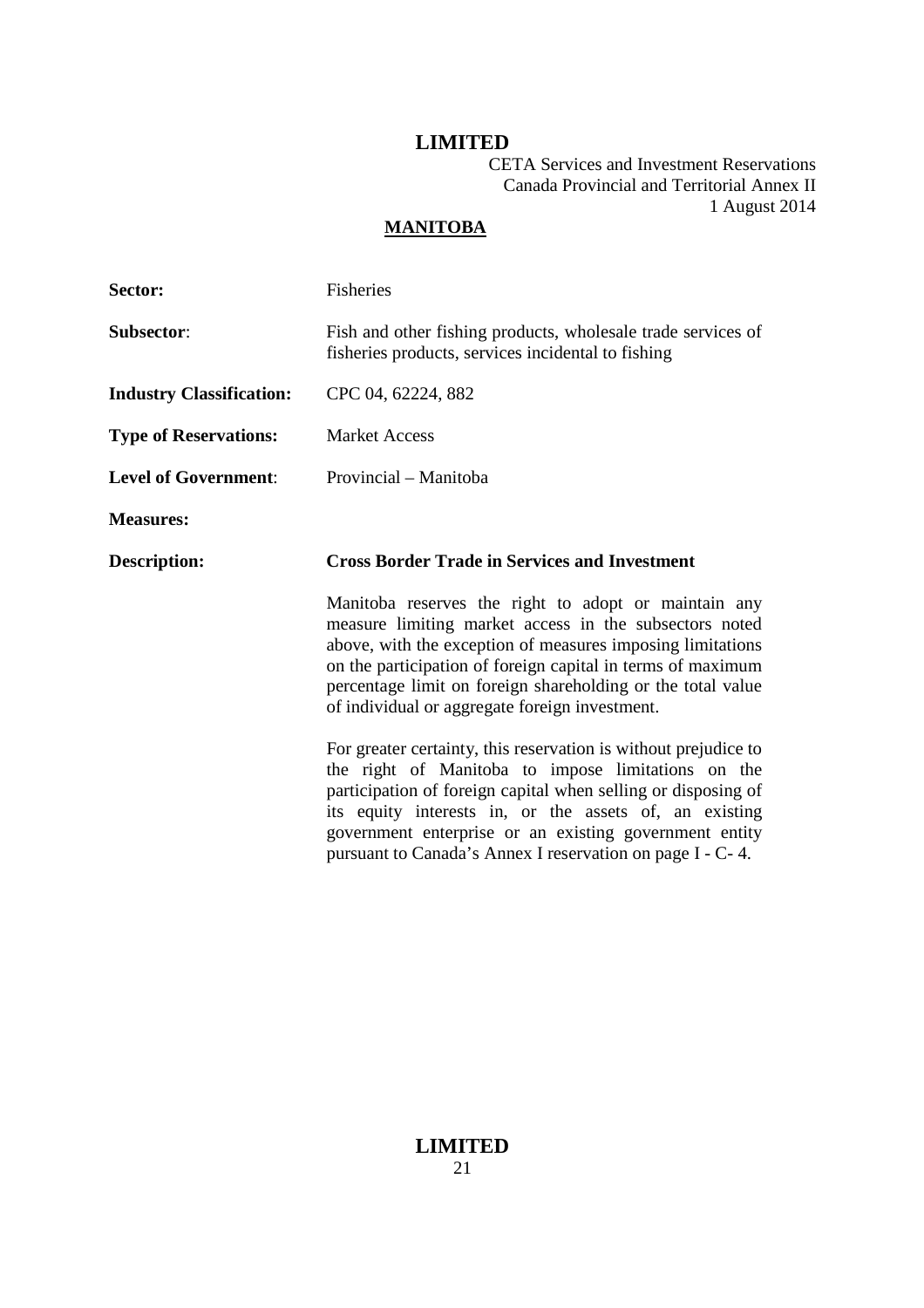**MANITOBA**

| | |
|---|---|
| **Sector:** | Fisheries |
| **Subsector**: | Fish and other fishing products, wholesale trade services of fisheries products, services incidental to fishing |
| **Industry Classification:** | CPC 04, 62224, 882 |
| **Type of Reservations:** | Market Access |
| **Level of Government**: | Provincial – Manitoba |
| **Measures:** | |
| **Description:** | **Cross Border Trade in Services and Investment** |

Manitoba reserves the right to adopt or maintain any measure limiting market access in the subsectors noted above, with the exception of measures imposing limitations on the participation of foreign capital in terms of maximum percentage limit on foreign shareholding or the total value of individual or aggregate foreign investment.

For greater certainty, this reservation is without prejudice to the right of Manitoba to impose limitations on the participation of foreign capital when selling or disposing of its equity interests in, or the assets of, an existing government enterprise or an existing government entity pursuant to Canada's Annex I reservation on page I - C- 4.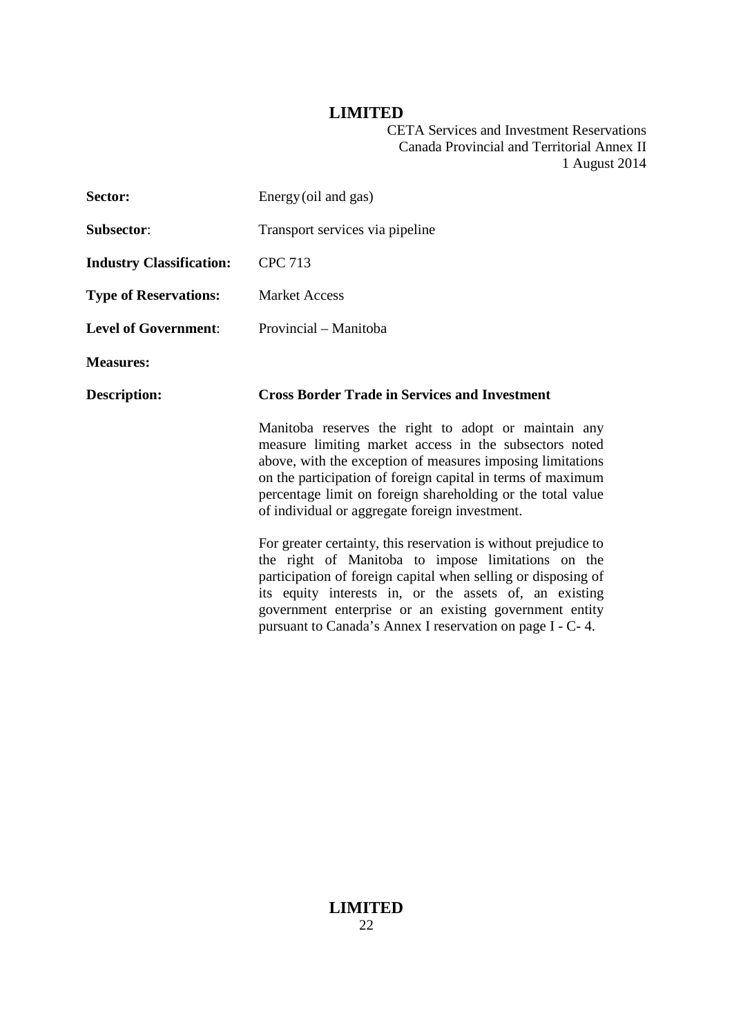| | |
|---|---|
| **Sector:** | Energy (oil and gas) |
| **Subsector**: | Transport services via pipeline |
| **Industry Classification:** | CPC 713 |
| **Type of Reservations:** | Market Access |
| **Level of Government**: | Provincial – Manitoba |
| **Measures:** | |
| **Description:** | **Cross Border Trade in Services and Investment** |

Manitoba reserves the right to adopt or maintain any measure limiting market access in the subsectors noted above, with the exception of measures imposing limitations on the participation of foreign capital in terms of maximum percentage limit on foreign shareholding or the total value of individual or aggregate foreign investment.

For greater certainty, this reservation is without prejudice to the right of Manitoba to impose limitations on the participation of foreign capital when selling or disposing of its equity interests in, or the assets of, an existing government enterprise or an existing government entity pursuant to Canada's Annex I reservation on page I - C- 4.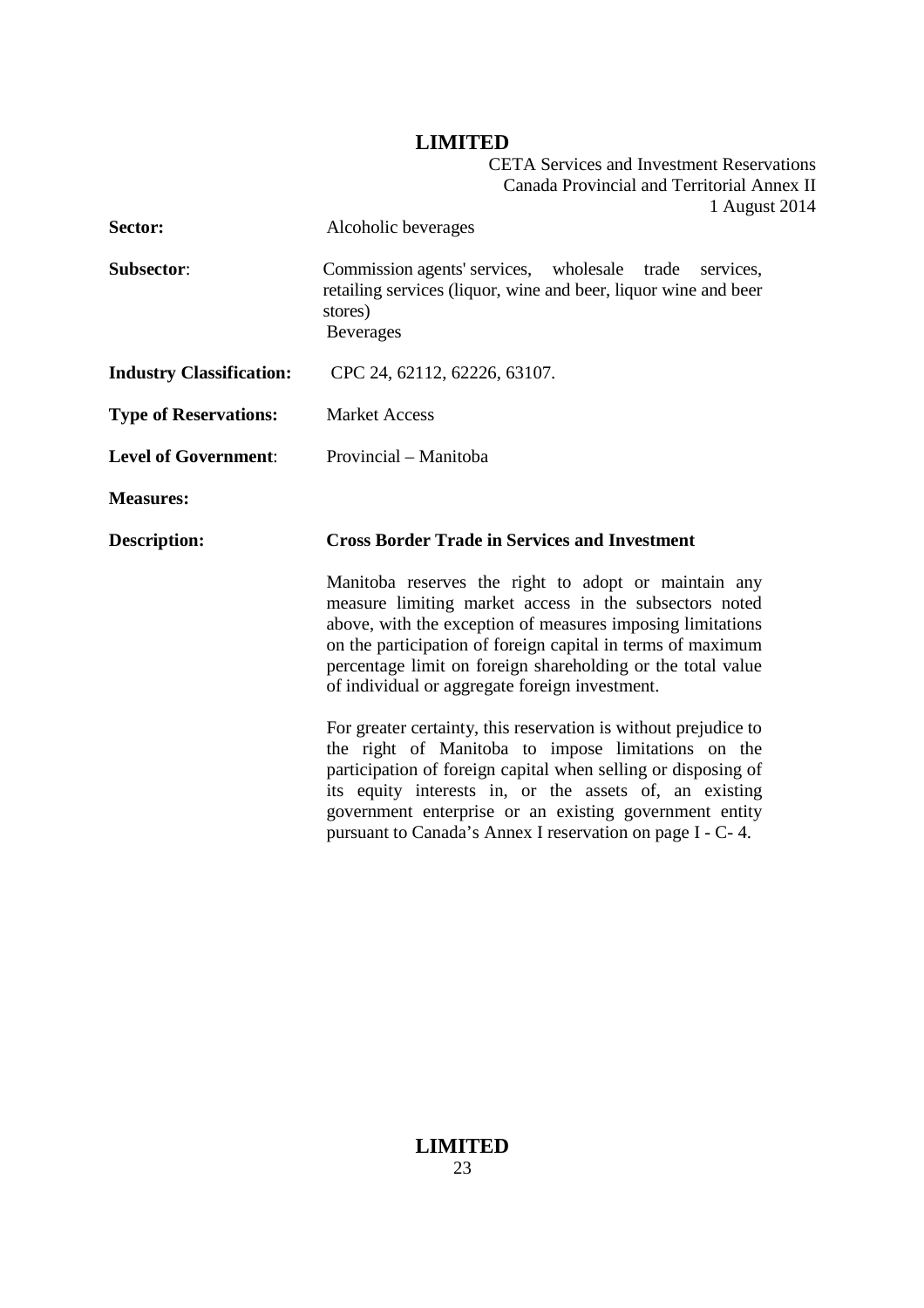| | |
|---|---|
| **Sector:** | Alcoholic beverages |
| **Subsector**: | Commission agents' services, wholesale trade services, retailing services (liquor, wine and beer, liquor wine and beer stores) Beverages |
| **Industry Classification:** | CPC 24, 62112, 62226, 63107. |
| **Type of Reservations:** | Market Access |
| **Level of Government**: | Provincial – Manitoba |
| **Measures:** | |
| **Description:** | **Cross Border Trade in Services and Investment** |

Manitoba reserves the right to adopt or maintain any measure limiting market access in the subsectors noted above, with the exception of measures imposing limitations on the participation of foreign capital in terms of maximum percentage limit on foreign shareholding or the total value of individual or aggregate foreign investment.

For greater certainty, this reservation is without prejudice to the right of Manitoba to impose limitations on the participation of foreign capital when selling or disposing of its equity interests in, or the assets of, an existing government enterprise or an existing government entity pursuant to Canada's Annex I reservation on page I - C- 4.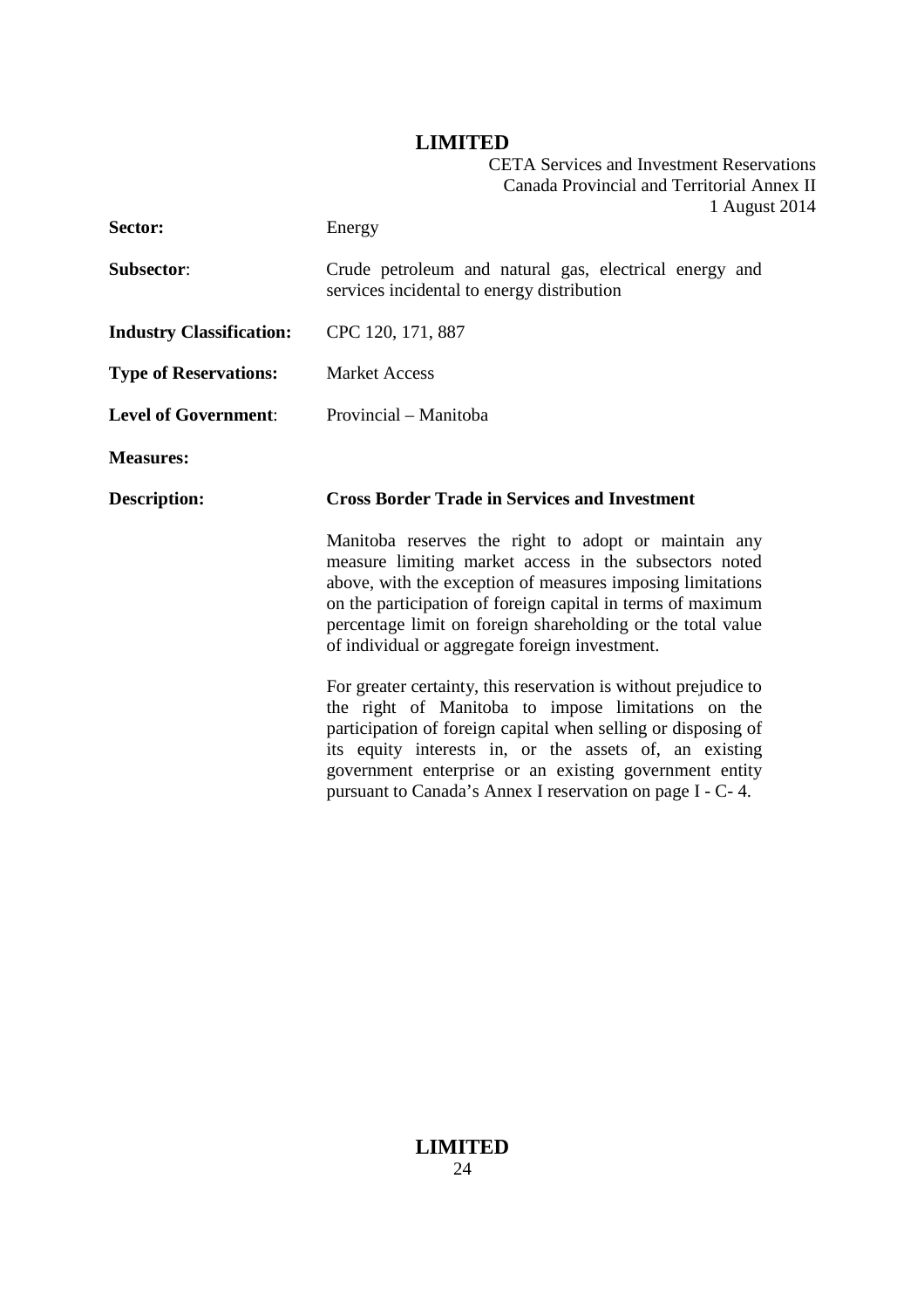| | |
|---|---|
| **Sector:** | Energy |
| **Subsector**: | Crude petroleum and natural gas, electrical energy and services incidental to energy distribution |
| **Industry Classification:** | CPC 120, 171, 887 |
| **Type of Reservations:** | Market Access |
| **Level of Government**: | Provincial – Manitoba |
| **Measures:** | |
| **Description:** | **Cross Border Trade in Services and Investment** |

Manitoba reserves the right to adopt or maintain any measure limiting market access in the subsectors noted above, with the exception of measures imposing limitations on the participation of foreign capital in terms of maximum percentage limit on foreign shareholding or the total value of individual or aggregate foreign investment.

For greater certainty, this reservation is without prejudice to the right of Manitoba to impose limitations on the participation of foreign capital when selling or disposing of its equity interests in, or the assets of, an existing government enterprise or an existing government entity pursuant to Canada's Annex I reservation on page I - C- 4.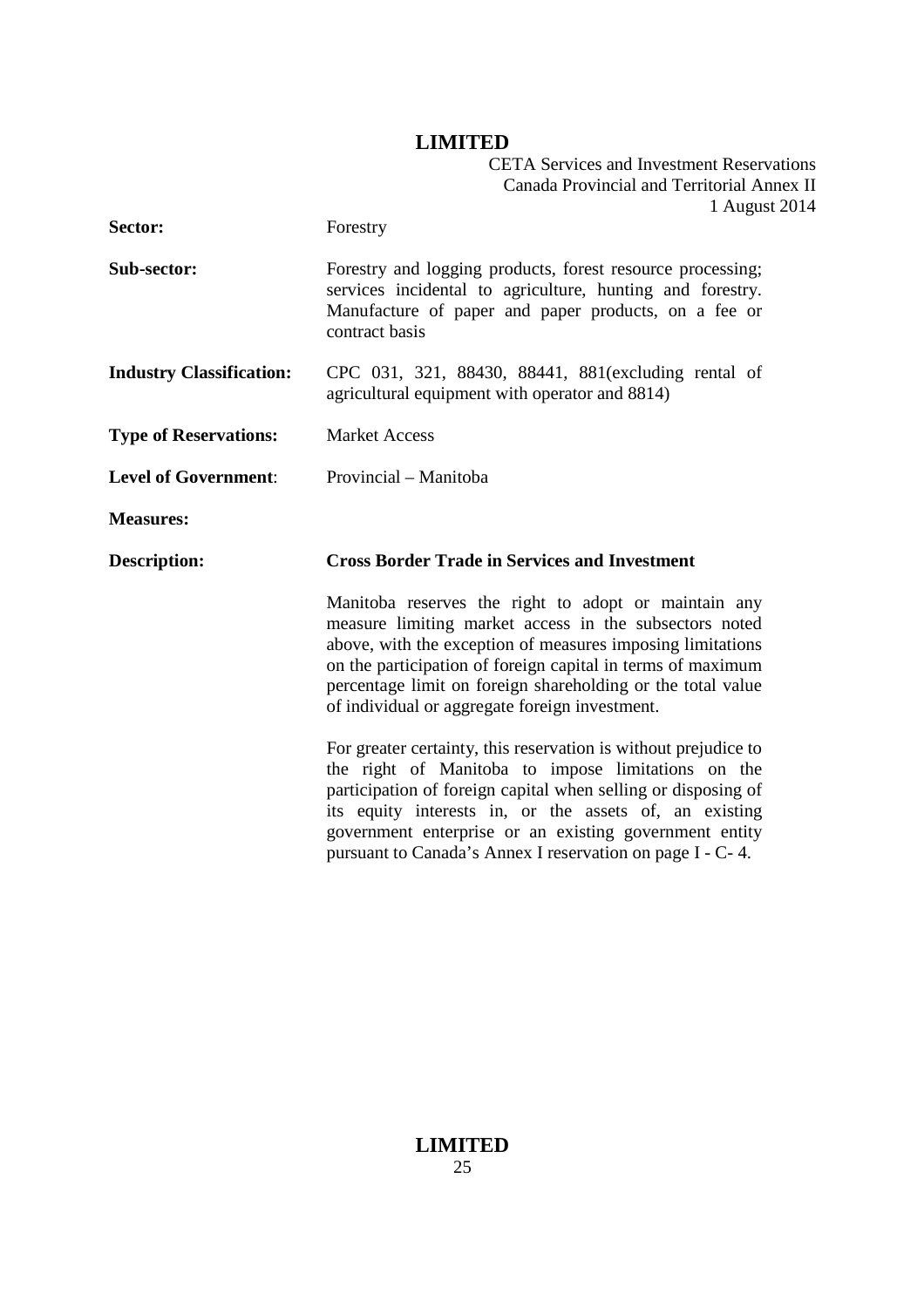| | |
|---|---|
| **Sector:** | Forestry |
| **Sub-sector:** | Forestry and logging products, forest resource processing; services incidental to agriculture, hunting and forestry. Manufacture of paper and paper products, on a fee or contract basis |
| **Industry Classification:** | CPC 031, 321, 88430, 88441, 881(excluding rental of agricultural equipment with operator and 8814) |
| **Type of Reservations:** | Market Access |
| **Level of Government**: | Provincial – Manitoba |
| **Measures:** | |
| **Description:** | **Cross Border Trade in Services and Investment** |

Manitoba reserves the right to adopt or maintain any measure limiting market access in the subsectors noted above, with the exception of measures imposing limitations on the participation of foreign capital in terms of maximum percentage limit on foreign shareholding or the total value of individual or aggregate foreign investment.

For greater certainty, this reservation is without prejudice to the right of Manitoba to impose limitations on the participation of foreign capital when selling or disposing of its equity interests in, or the assets of, an existing government enterprise or an existing government entity pursuant to Canada's Annex I reservation on page I - C- 4.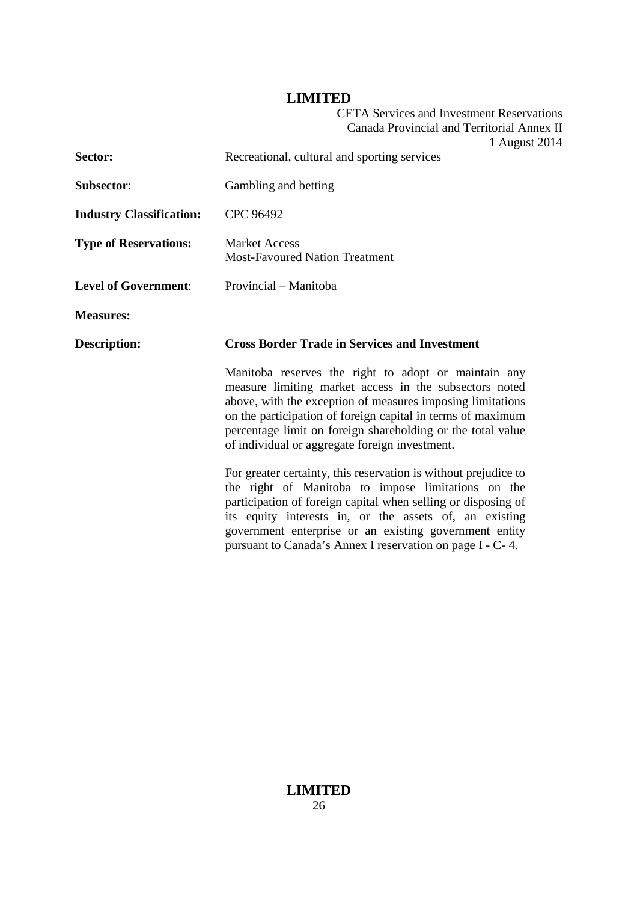| | |
|---|---|
| **Sector:** | Recreational, cultural and sporting services |
| **Subsector:** | Gambling and betting |
| **Industry Classification:** | CPC 96492 |
| **Type of Reservations:** | Market Access<br>Most-Favoured Nation Treatment |
| **Level of Government:** | Provincial – Manitoba |
| **Measures:** | |
| **Description:** | **Cross Border Trade in Services and Investment** |

Manitoba reserves the right to adopt or maintain any measure limiting market access in the subsectors noted above, with the exception of measures imposing limitations on the participation of foreign capital in terms of maximum percentage limit on foreign shareholding or the total value of individual or aggregate foreign investment.

For greater certainty, this reservation is without prejudice to the right of Manitoba to impose limitations on the participation of foreign capital when selling or disposing of its equity interests in, or the assets of, an existing government enterprise or an existing government entity pursuant to Canada's Annex I reservation on page I - C- 4.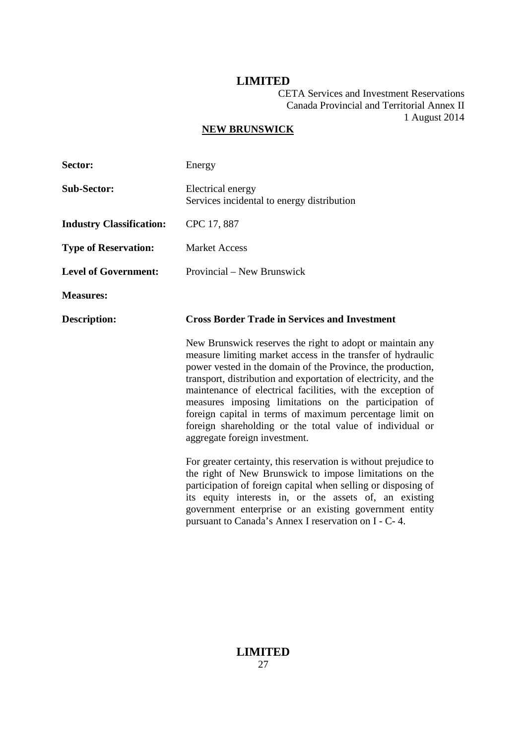**LIMITED**

CETA Services and Investment Reservations
Canada Provincial and Territorial Annex II
1 August 2014

**NEW BRUNSWICK**

| | |
|---|---|
| **Sector:** | Energy |
| **Sub-Sector:** | Electrical energy<br>Services incidental to energy distribution |
| **Industry Classification:** | CPC 17, 887 |
| **Type of Reservation:** | Market Access |
| **Level of Government:** | Provincial – New Brunswick |
| **Measures:** | |
| **Description:** | **Cross Border Trade in Services and Investment** |

New Brunswick reserves the right to adopt or maintain any measure limiting market access in the transfer of hydraulic power vested in the domain of the Province, the production, transport, distribution and exportation of electricity, and the maintenance of electrical facilities, with the exception of measures imposing limitations on the participation of foreign capital in terms of maximum percentage limit on foreign shareholding or the total value of individual or aggregate foreign investment.

For greater certainty, this reservation is without prejudice to the right of New Brunswick to impose limitations on the participation of foreign capital when selling or disposing of its equity interests in, or the assets of, an existing government enterprise or an existing government entity pursuant to Canada's Annex I reservation on I - C- 4.

**LIMITED**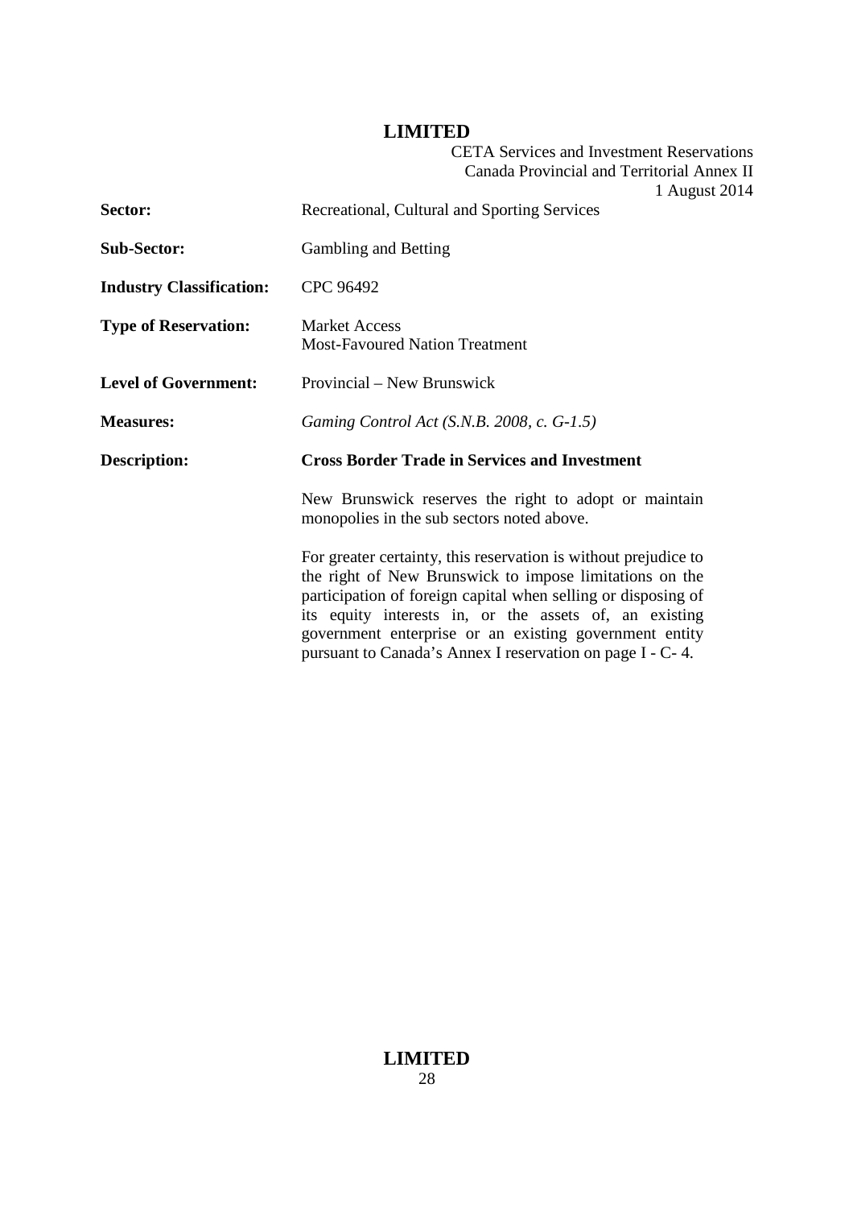| | |
|---|---|
| **Sector:** | Recreational, Cultural and Sporting Services |
| **Sub-Sector:** | Gambling and Betting |
| **Industry Classification:** | CPC 96492 |
| **Type of Reservation:** | Market Access<br>Most-Favoured Nation Treatment |
| **Level of Government:** | Provincial – New Brunswick |
| **Measures:** | *Gaming Control Act (S.N.B. 2008, c. G-1.5)* |
| **Description:** | **Cross Border Trade in Services and Investment** |

New Brunswick reserves the right to adopt or maintain monopolies in the sub sectors noted above.

For greater certainty, this reservation is without prejudice to the right of New Brunswick to impose limitations on the participation of foreign capital when selling or disposing of its equity interests in, or the assets of, an existing government enterprise or an existing government entity pursuant to Canada's Annex I reservation on page I - C- 4.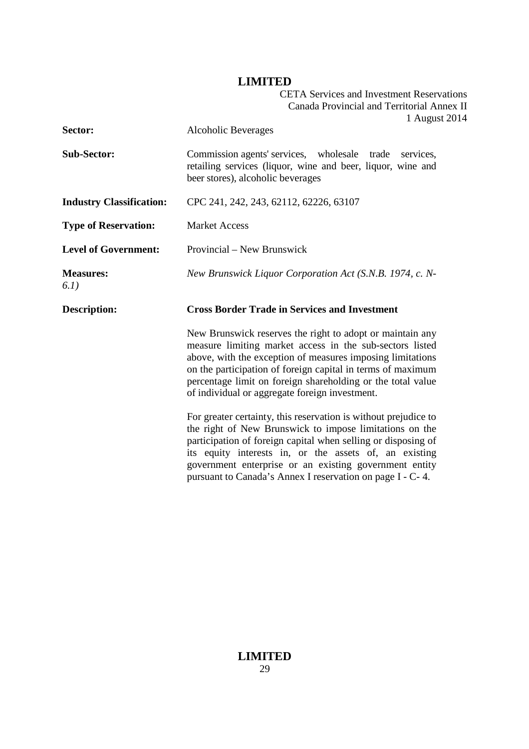| | |
|---|---|
| **Sector:** | Alcoholic Beverages |
| **Sub-Sector:** | Commission agents' services, wholesale trade services, retailing services (liquor, wine and beer, liquor, wine and beer stores), alcoholic beverages |
| **Industry Classification:** | CPC 241, 242, 243, 62112, 62226, 63107 |
| **Type of Reservation:** | Market Access |
| **Level of Government:** | Provincial – New Brunswick |
| **Measures:** | *New Brunswick Liquor Corporation Act (S.N.B. 1974, c. N-6.1)* |
| **Description:** | **Cross Border Trade in Services and Investment** |

New Brunswick reserves the right to adopt or maintain any measure limiting market access in the sub-sectors listed above, with the exception of measures imposing limitations on the participation of foreign capital in terms of maximum percentage limit on foreign shareholding or the total value of individual or aggregate foreign investment.

For greater certainty, this reservation is without prejudice to the right of New Brunswick to impose limitations on the participation of foreign capital when selling or disposing of its equity interests in, or the assets of, an existing government enterprise or an existing government entity pursuant to Canada's Annex I reservation on page I - C- 4.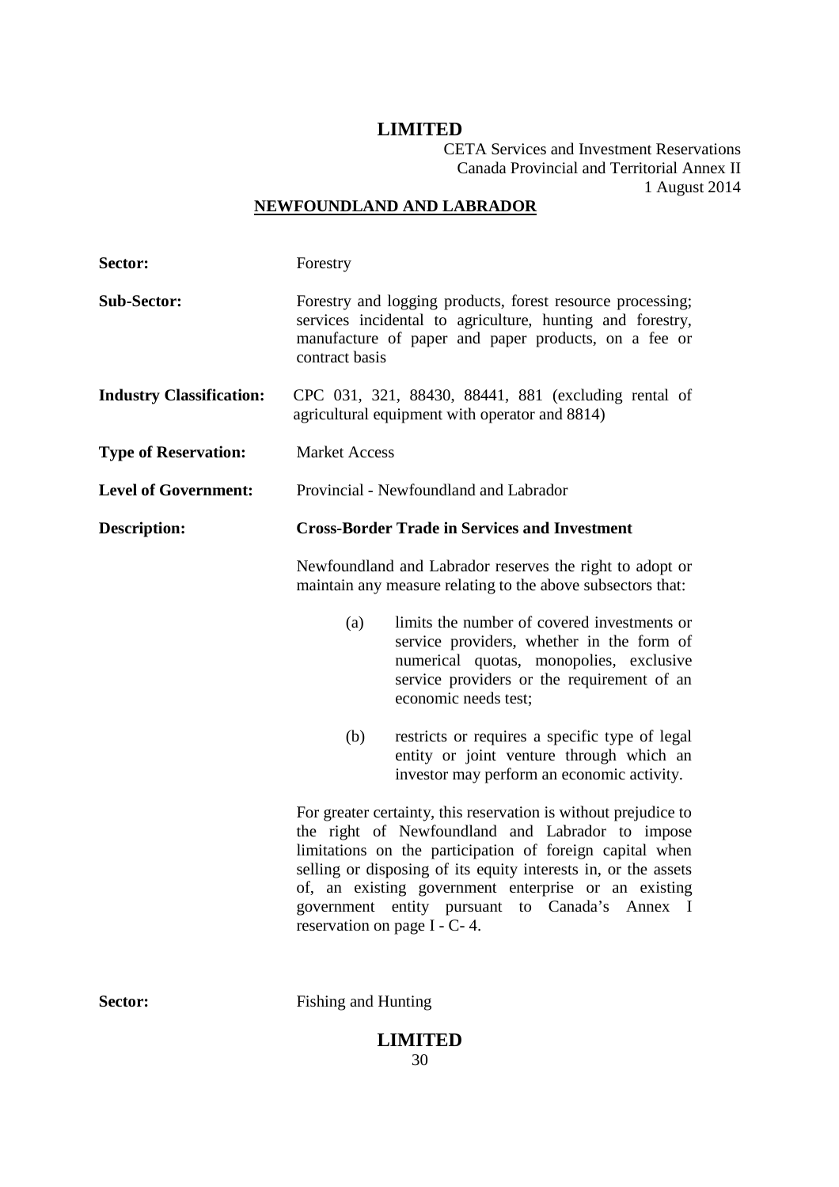## NEWFOUNDLAND AND LABRADOR

**Sector:** Forestry

**Sub-Sector:** Forestry and logging products, forest resource processing; services incidental to agriculture, hunting and forestry, manufacture of paper and paper products, on a fee or contract basis

**Industry Classification:** CPC 031, 321, 88430, 88441, 881 (excluding rental of agricultural equipment with operator and 8814)

**Type of Reservation:** Market Access

**Level of Government:** Provincial - Newfoundland and Labrador

**Description:** **Cross-Border Trade in Services and Investment**

Newfoundland and Labrador reserves the right to adopt or maintain any measure relating to the above subsectors that:

(a) limits the number of covered investments or service providers, whether in the form of numerical quotas, monopolies, exclusive service providers or the requirement of an economic needs test;

(b) restricts or requires a specific type of legal entity or joint venture through which an investor may perform an economic activity.

For greater certainty, this reservation is without prejudice to the right of Newfoundland and Labrador to impose limitations on the participation of foreign capital when selling or disposing of its equity interests in, or the assets of, an existing government enterprise or an existing government entity pursuant to Canada's Annex I reservation on page I - C- 4.

**Sector:** Fishing and Hunting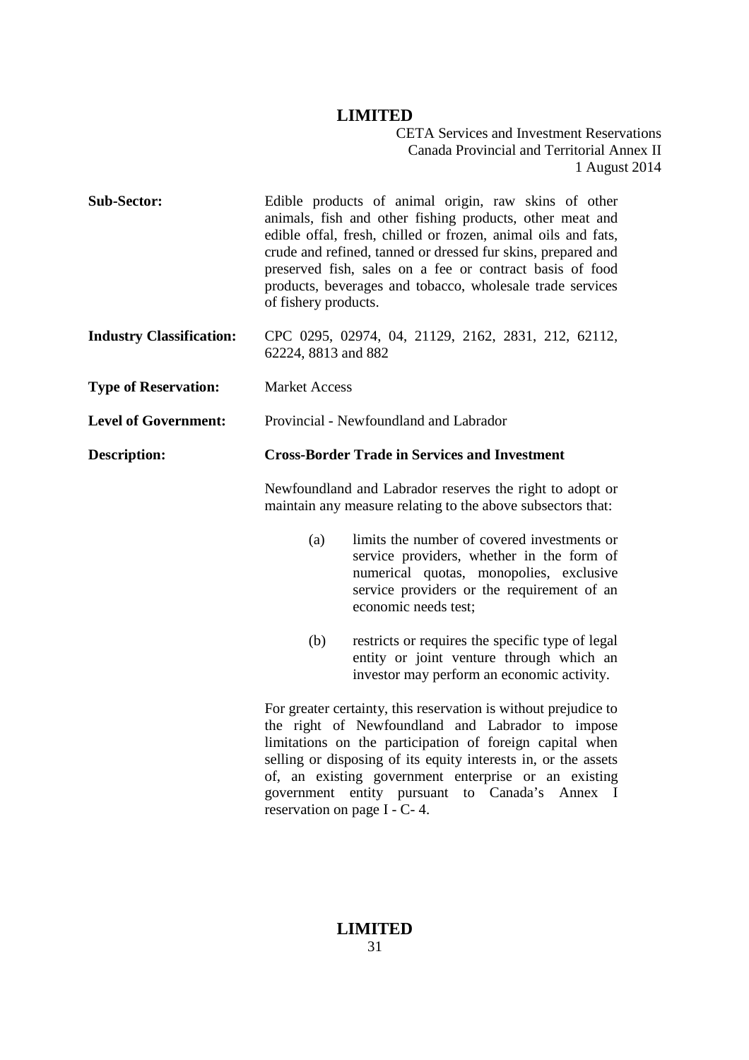| | |
|---|---|
| **Sub-Sector:** | Edible products of animal origin, raw skins of other animals, fish and other fishing products, other meat and edible offal, fresh, chilled or frozen, animal oils and fats, crude and refined, tanned or dressed fur skins, prepared and preserved fish, sales on a fee or contract basis of food products, beverages and tobacco, wholesale trade services of fishery products. |
| **Industry Classification:** | CPC 0295, 02974, 04, 21129, 2162, 2831, 212, 62112, 62224, 8813 and 882 |
| **Type of Reservation:** | Market Access |
| **Level of Government:** | Provincial - Newfoundland and Labrador |
| **Description:** | **Cross-Border Trade in Services and Investment** |

Newfoundland and Labrador reserves the right to adopt or maintain any measure relating to the above subsectors that:

(a) limits the number of covered investments or service providers, whether in the form of numerical quotas, monopolies, exclusive service providers or the requirement of an economic needs test;

(b) restricts or requires the specific type of legal entity or joint venture through which an investor may perform an economic activity.

For greater certainty, this reservation is without prejudice to the right of Newfoundland and Labrador to impose limitations on the participation of foreign capital when selling or disposing of its equity interests in, or the assets of, an existing government enterprise or an existing government entity pursuant to Canada's Annex I reservation on page I - C- 4.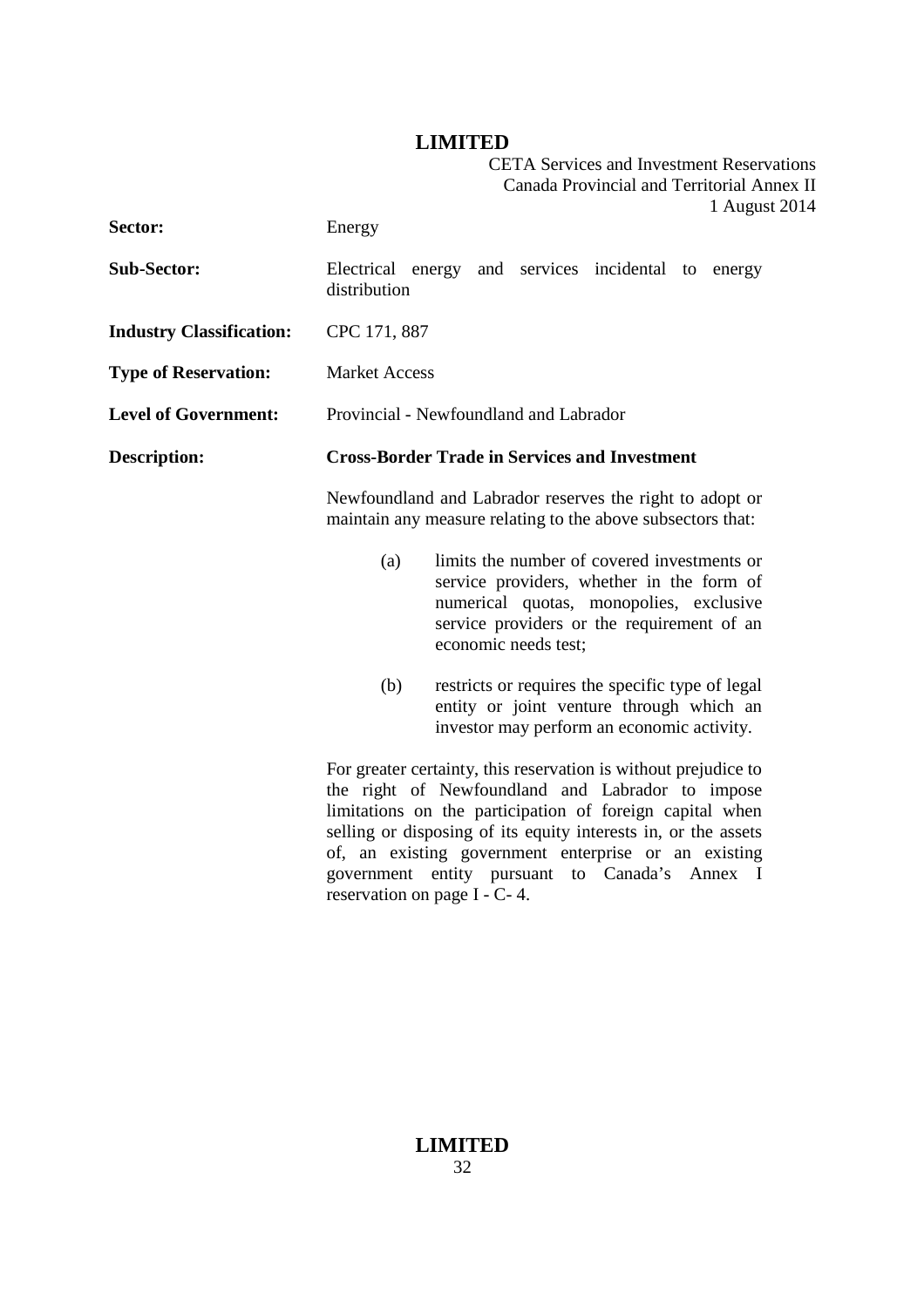| | |
|---|---|
| **Sector:** | Energy |
| **Sub-Sector:** | Electrical energy and services incidental to energy distribution |
| **Industry Classification:** | CPC 171, 887 |
| **Type of Reservation:** | Market Access |
| **Level of Government:** | Provincial - Newfoundland and Labrador |
| **Description:** | **Cross-Border Trade in Services and Investment** |

Newfoundland and Labrador reserves the right to adopt or maintain any measure relating to the above subsectors that:

(a) limits the number of covered investments or service providers, whether in the form of numerical quotas, monopolies, exclusive service providers or the requirement of an economic needs test;

(b) restricts or requires the specific type of legal entity or joint venture through which an investor may perform an economic activity.

For greater certainty, this reservation is without prejudice to the right of Newfoundland and Labrador to impose limitations on the participation of foreign capital when selling or disposing of its equity interests in, or the assets of, an existing government enterprise or an existing government entity pursuant to Canada's Annex I reservation on page I - C- 4.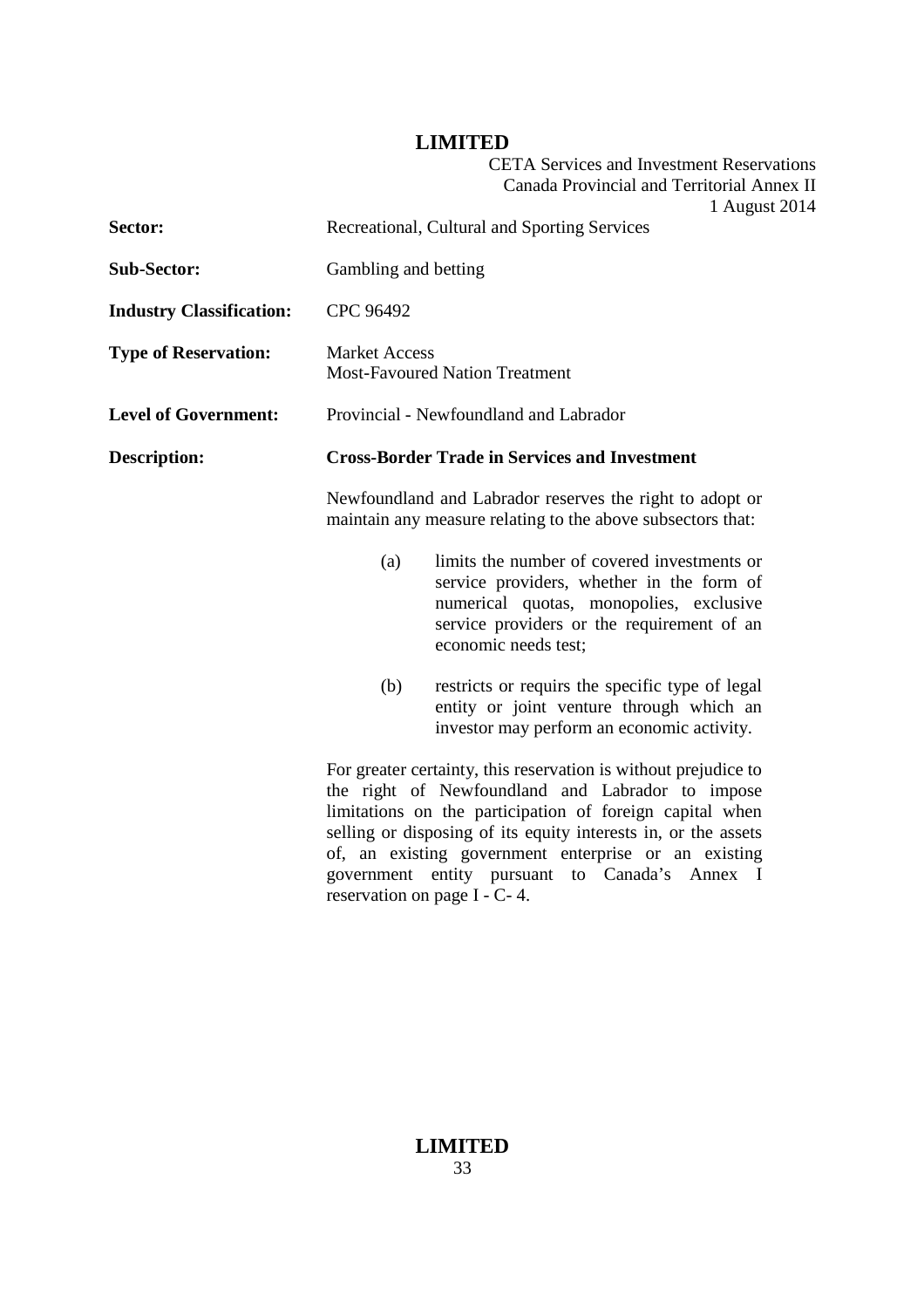| | |
|---|---|
| **Sector:** | Recreational, Cultural and Sporting Services |
| **Sub-Sector:** | Gambling and betting |
| **Industry Classification:** | CPC 96492 |
| **Type of Reservation:** | Market Access<br>Most-Favoured Nation Treatment |
| **Level of Government:** | Provincial - Newfoundland and Labrador |
| **Description:** | **Cross-Border Trade in Services and Investment** |

Newfoundland and Labrador reserves the right to adopt or maintain any measure relating to the above subsectors that:

(a) limits the number of covered investments or service providers, whether in the form of numerical quotas, monopolies, exclusive service providers or the requirement of an economic needs test;

(b) restricts or requirs the specific type of legal entity or joint venture through which an investor may perform an economic activity.

For greater certainty, this reservation is without prejudice to the right of Newfoundland and Labrador to impose limitations on the participation of foreign capital when selling or disposing of its equity interests in, or the assets of, an existing government enterprise or an existing government entity pursuant to Canada's Annex I reservation on page I - C- 4.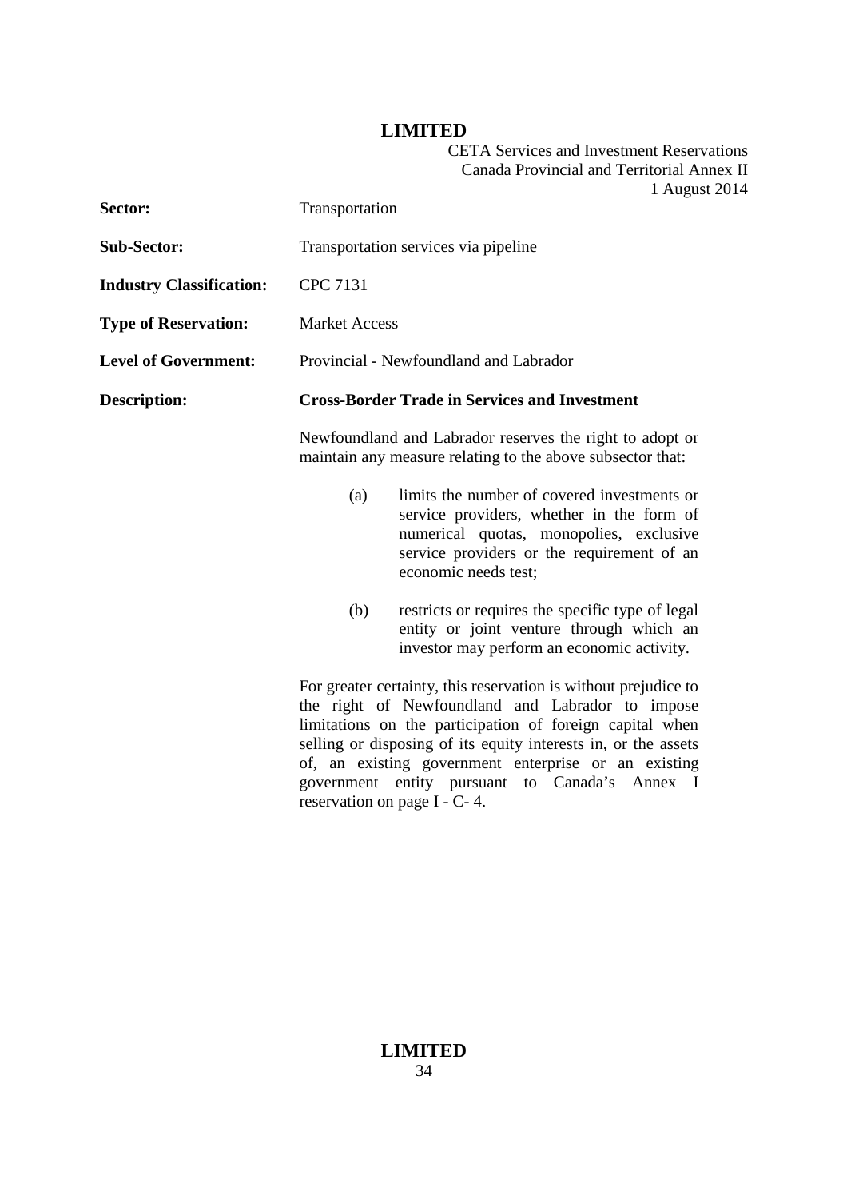| | |
|---|---|
| **Sector:** | Transportation |
| **Sub-Sector:** | Transportation services via pipeline |
| **Industry Classification:** | CPC 7131 |
| **Type of Reservation:** | Market Access |
| **Level of Government:** | Provincial - Newfoundland and Labrador |
| **Description:** | **Cross-Border Trade in Services and Investment** |

Newfoundland and Labrador reserves the right to adopt or maintain any measure relating to the above subsector that:

(a) limits the number of covered investments or service providers, whether in the form of numerical quotas, monopolies, exclusive service providers or the requirement of an economic needs test;

(b) restricts or requires the specific type of legal entity or joint venture through which an investor may perform an economic activity.

For greater certainty, this reservation is without prejudice to the right of Newfoundland and Labrador to impose limitations on the participation of foreign capital when selling or disposing of its equity interests in, or the assets of, an existing government enterprise or an existing government entity pursuant to Canada's Annex I reservation on page I - C- 4.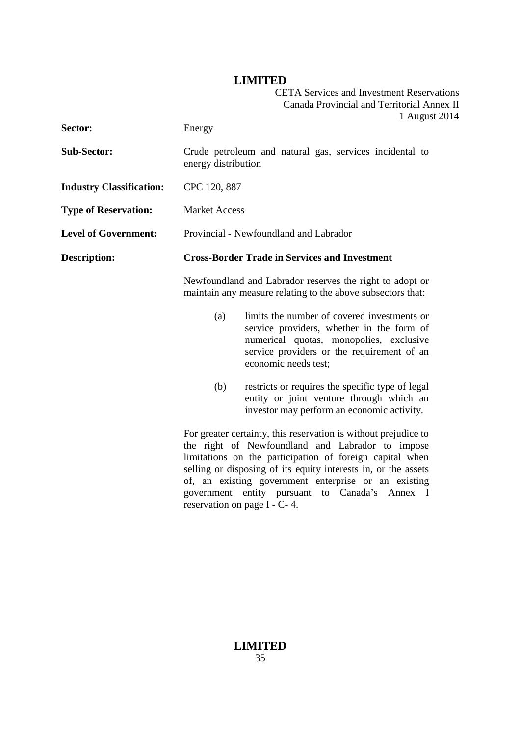| | |
|---|---|
| **Sector:** | Energy |
| **Sub-Sector:** | Crude petroleum and natural gas, services incidental to energy distribution |
| **Industry Classification:** | CPC 120, 887 |
| **Type of Reservation:** | Market Access |
| **Level of Government:** | Provincial - Newfoundland and Labrador |
| **Description:** | **Cross-Border Trade in Services and Investment** |

Newfoundland and Labrador reserves the right to adopt or maintain any measure relating to the above subsectors that:

(a) limits the number of covered investments or service providers, whether in the form of numerical quotas, monopolies, exclusive service providers or the requirement of an economic needs test;

(b) restricts or requires the specific type of legal entity or joint venture through which an investor may perform an economic activity.

For greater certainty, this reservation is without prejudice to the right of Newfoundland and Labrador to impose limitations on the participation of foreign capital when selling or disposing of its equity interests in, or the assets of, an existing government enterprise or an existing government entity pursuant to Canada's Annex I reservation on page I - C- 4.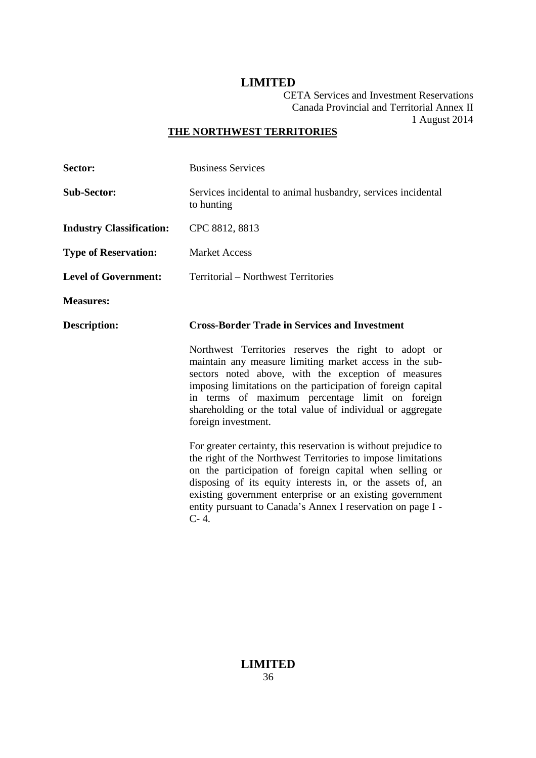## THE NORTHWEST TERRITORIES

**Sector:** Business Services

**Sub-Sector:** Services incidental to animal husbandry, services incidental to hunting

**Industry Classification:** CPC 8812, 8813

**Type of Reservation:** Market Access

**Level of Government:** Territorial – Northwest Territories

**Measures:**

**Description:** **Cross-Border Trade in Services and Investment**

Northwest Territories reserves the right to adopt or maintain any measure limiting market access in the sub-sectors noted above, with the exception of measures imposing limitations on the participation of foreign capital in terms of maximum percentage limit on foreign shareholding or the total value of individual or aggregate foreign investment.

For greater certainty, this reservation is without prejudice to the right of the Northwest Territories to impose limitations on the participation of foreign capital when selling or disposing of its equity interests in, or the assets of, an existing government enterprise or an existing government entity pursuant to Canada's Annex I reservation on page I - C- 4.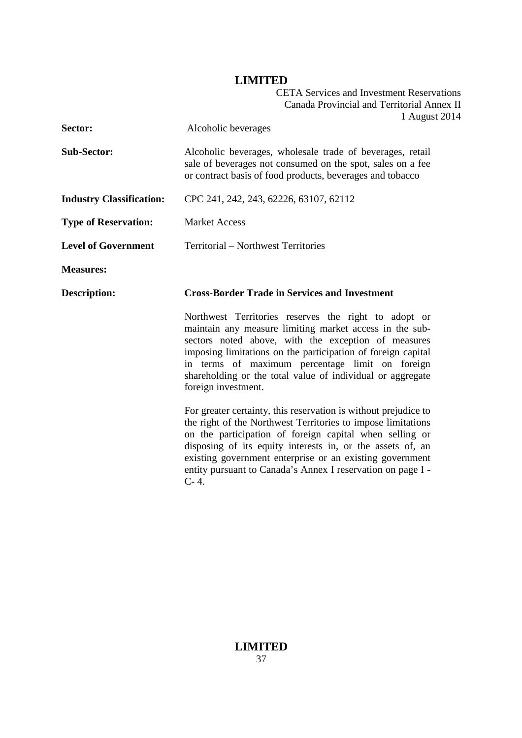| | |
|---|---|
| **Sector:** | Alcoholic beverages |
| **Sub-Sector:** | Alcoholic beverages, wholesale trade of beverages, retail sale of beverages not consumed on the spot, sales on a fee or contract basis of food products, beverages and tobacco |
| **Industry Classification:** | CPC 241, 242, 243, 62226, 63107, 62112 |
| **Type of Reservation:** | Market Access |
| **Level of Government** | Territorial – Northwest Territories |
| **Measures:** | |
| **Description:** | **Cross-Border Trade in Services and Investment** |

Northwest Territories reserves the right to adopt or maintain any measure limiting market access in the sub-sectors noted above, with the exception of measures imposing limitations on the participation of foreign capital in terms of maximum percentage limit on foreign shareholding or the total value of individual or aggregate foreign investment.

For greater certainty, this reservation is without prejudice to the right of the Northwest Territories to impose limitations on the participation of foreign capital when selling or disposing of its equity interests in, or the assets of, an existing government enterprise or an existing government entity pursuant to Canada's Annex I reservation on page I - C- 4.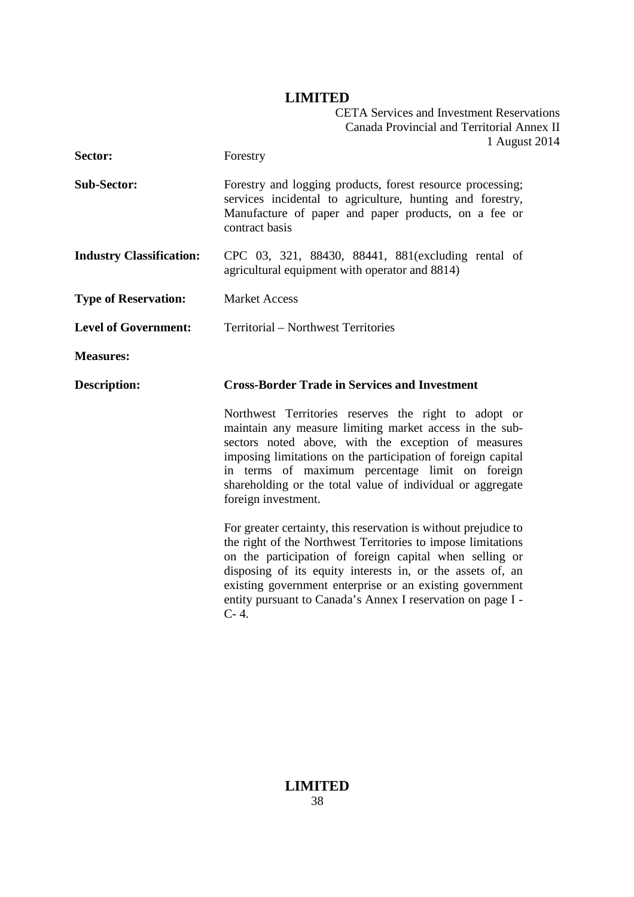| | |
|---|---|
| **Sector:** | Forestry |
| **Sub-Sector:** | Forestry and logging products, forest resource processing; services incidental to agriculture, hunting and forestry, Manufacture of paper and paper products, on a fee or contract basis |
| **Industry Classification:** | CPC 03, 321, 88430, 88441, 881(excluding rental of agricultural equipment with operator and 8814) |
| **Type of Reservation:** | Market Access |
| **Level of Government:** | Territorial – Northwest Territories |
| **Measures:** | |
| **Description:** | **Cross-Border Trade in Services and Investment** |

Northwest Territories reserves the right to adopt or maintain any measure limiting market access in the sub-sectors noted above, with the exception of measures imposing limitations on the participation of foreign capital in terms of maximum percentage limit on foreign shareholding or the total value of individual or aggregate foreign investment.

For greater certainty, this reservation is without prejudice to the right of the Northwest Territories to impose limitations on the participation of foreign capital when selling or disposing of its equity interests in, or the assets of, an existing government enterprise or an existing government entity pursuant to Canada's Annex I reservation on page I - C- 4.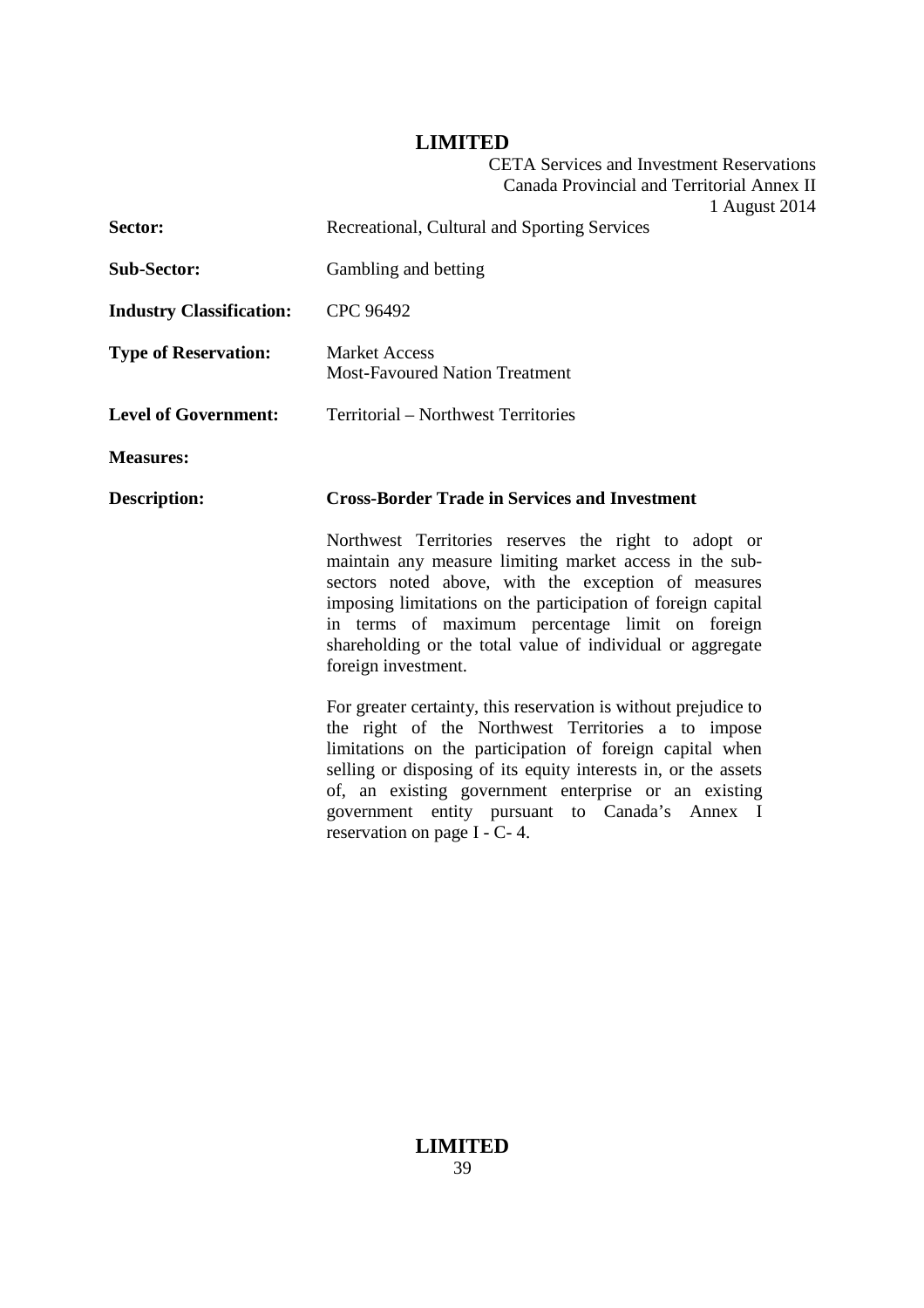**Sector:** Recreational, Cultural and Sporting Services

**Sub-Sector:** Gambling and betting

**Industry Classification:** CPC 96492

**Type of Reservation:** Market Access
Most-Favoured Nation Treatment

**Level of Government:** Territorial – Northwest Territories

**Measures:**

**Description:** **Cross-Border Trade in Services and Investment**

Northwest Territories reserves the right to adopt or maintain any measure limiting market access in the sub-sectors noted above, with the exception of measures imposing limitations on the participation of foreign capital in terms of maximum percentage limit on foreign shareholding or the total value of individual or aggregate foreign investment.

For greater certainty, this reservation is without prejudice to the right of the Northwest Territories a to impose limitations on the participation of foreign capital when selling or disposing of its equity interests in, or the assets of, an existing government enterprise or an existing government entity pursuant to Canada's Annex I reservation on page I - C- 4.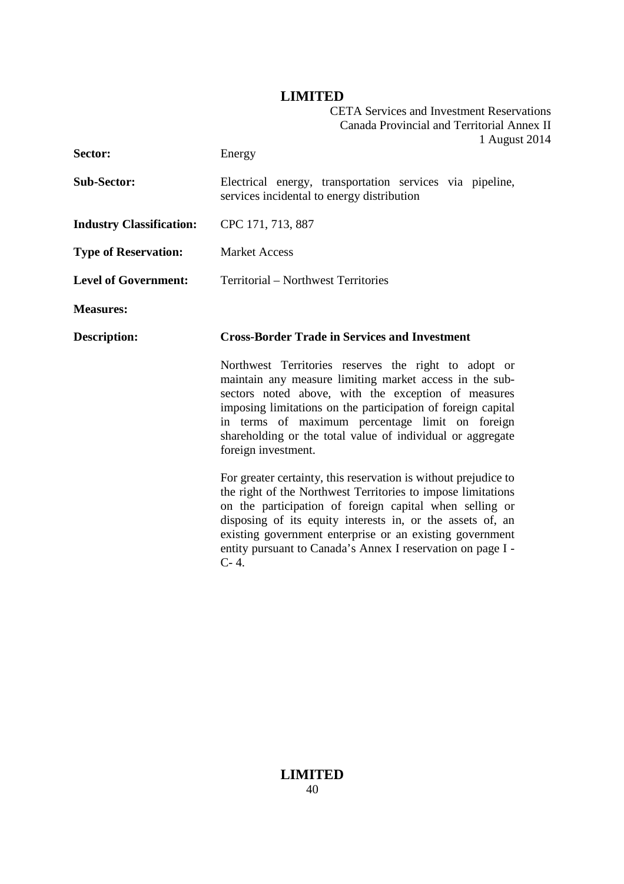| | |
|---|---|
| **Sector:** | Energy |
| **Sub-Sector:** | Electrical energy, transportation services via pipeline, services incidental to energy distribution |
| **Industry Classification:** | CPC 171, 713, 887 |
| **Type of Reservation:** | Market Access |
| **Level of Government:** | Territorial – Northwest Territories |
| **Measures:** | |
| **Description:** | **Cross-Border Trade in Services and Investment** |

Northwest Territories reserves the right to adopt or maintain any measure limiting market access in the sub-sectors noted above, with the exception of measures imposing limitations on the participation of foreign capital in terms of maximum percentage limit on foreign shareholding or the total value of individual or aggregate foreign investment.

For greater certainty, this reservation is without prejudice to the right of the Northwest Territories to impose limitations on the participation of foreign capital when selling or disposing of its equity interests in, or the assets of, an existing government enterprise or an existing government entity pursuant to Canada's Annex I reservation on page I - C- 4.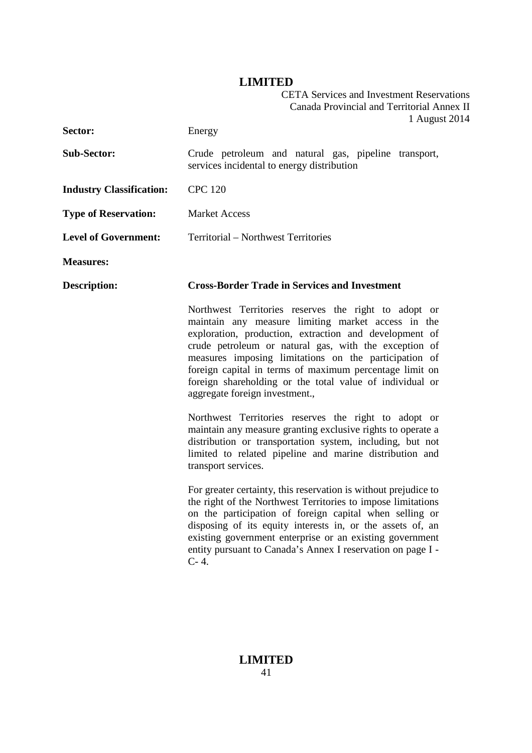| | |
|---|---|
| **Sector:** | Energy |
| **Sub-Sector:** | Crude petroleum and natural gas, pipeline transport, services incidental to energy distribution |
| **Industry Classification:** | CPC 120 |
| **Type of Reservation:** | Market Access |
| **Level of Government:** | Territorial – Northwest Territories |
| **Measures:** | |
| **Description:** | **Cross-Border Trade in Services and Investment** |

Northwest Territories reserves the right to adopt or maintain any measure limiting market access in the exploration, production, extraction and development of crude petroleum or natural gas, with the exception of measures imposing limitations on the participation of foreign capital in terms of maximum percentage limit on foreign shareholding or the total value of individual or aggregate foreign investment.,

Northwest Territories reserves the right to adopt or maintain any measure granting exclusive rights to operate a distribution or transportation system, including, but not limited to related pipeline and marine distribution and transport services.

For greater certainty, this reservation is without prejudice to the right of the Northwest Territories to impose limitations on the participation of foreign capital when selling or disposing of its equity interests in, or the assets of, an existing government enterprise or an existing government entity pursuant to Canada's Annex I reservation on page I - C- 4.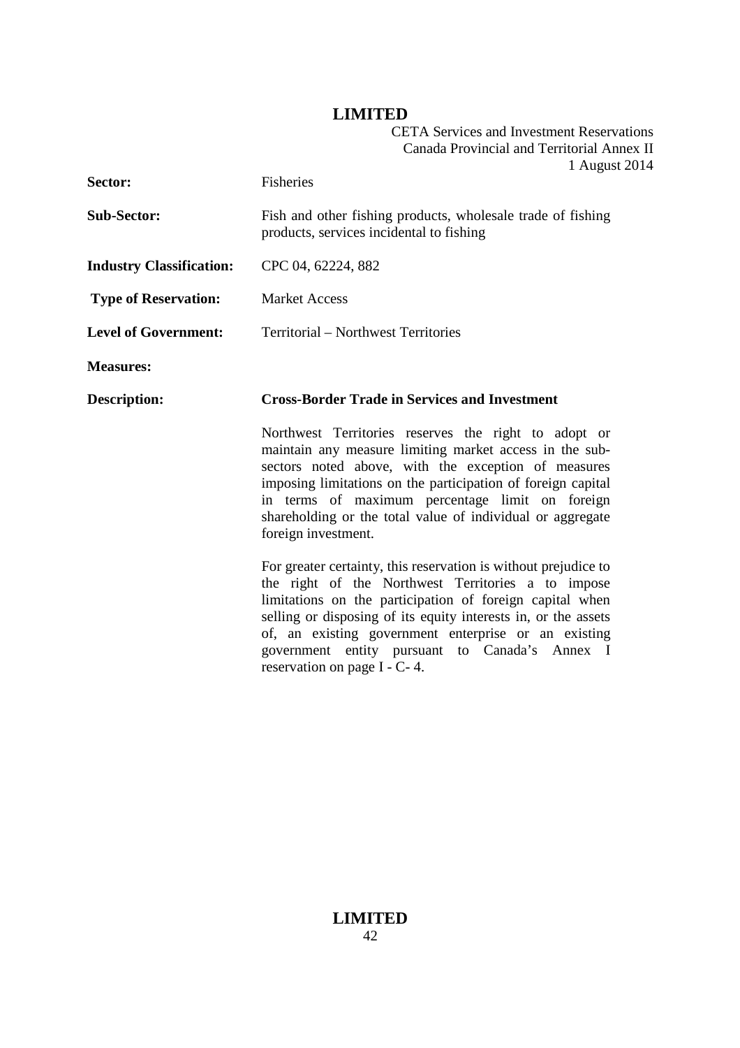| | |
|---|---|
| **Sector:** | Fisheries |
| **Sub-Sector:** | Fish and other fishing products, wholesale trade of fishing products, services incidental to fishing |
| **Industry Classification:** | CPC 04, 62224, 882 |
| **Type of Reservation:** | Market Access |
| **Level of Government:** | Territorial – Northwest Territories |
| **Measures:** | |
| **Description:** | **Cross-Border Trade in Services and Investment** |

Northwest Territories reserves the right to adopt or maintain any measure limiting market access in the sub-sectors noted above, with the exception of measures imposing limitations on the participation of foreign capital in terms of maximum percentage limit on foreign shareholding or the total value of individual or aggregate foreign investment.

For greater certainty, this reservation is without prejudice to the right of the Northwest Territories a to impose limitations on the participation of foreign capital when selling or disposing of its equity interests in, or the assets of, an existing government enterprise or an existing government entity pursuant to Canada's Annex I reservation on page I - C- 4.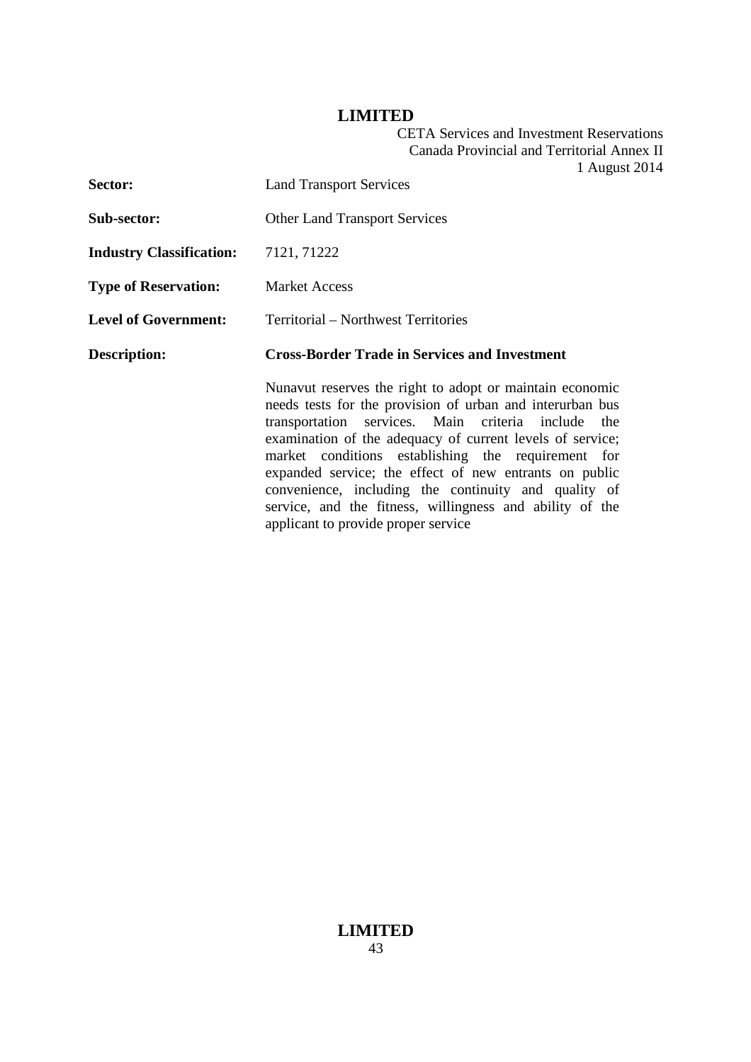| | |
|---|---|
| **Sector:** | Land Transport Services |
| **Sub-sector:** | Other Land Transport Services |
| **Industry Classification:** | 7121, 71222 |
| **Type of Reservation:** | Market Access |
| **Level of Government:** | Territorial – Northwest Territories |
| **Description:** | **Cross-Border Trade in Services and Investment** |

Nunavut reserves the right to adopt or maintain economic needs tests for the provision of urban and interurban bus transportation services. Main criteria include the examination of the adequacy of current levels of service; market conditions establishing the requirement for expanded service; the effect of new entrants on public convenience, including the continuity and quality of service, and the fitness, willingness and ability of the applicant to provide proper service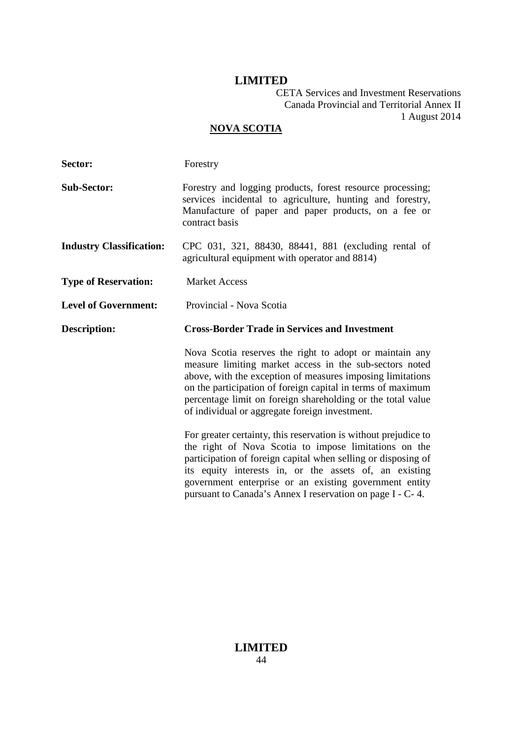## NOVA SCOTIA

| | |
|---|---|
| **Sector:** | Forestry |
| **Sub-Sector:** | Forestry and logging products, forest resource processing; services incidental to agriculture, hunting and forestry, Manufacture of paper and paper products, on a fee or contract basis |
| **Industry Classification:** | CPC 031, 321, 88430, 88441, 881 (excluding rental of agricultural equipment with operator and 8814) |
| **Type of Reservation:** | Market Access |
| **Level of Government:** | Provincial - Nova Scotia |
| **Description:** | **Cross-Border Trade in Services and Investment** |

Nova Scotia reserves the right to adopt or maintain any measure limiting market access in the sub-sectors noted above, with the exception of measures imposing limitations on the participation of foreign capital in terms of maximum percentage limit on foreign shareholding or the total value of individual or aggregate foreign investment.

For greater certainty, this reservation is without prejudice to the right of Nova Scotia to impose limitations on the participation of foreign capital when selling or disposing of its equity interests in, or the assets of, an existing government enterprise or an existing government entity pursuant to Canada's Annex I reservation on page I - C- 4.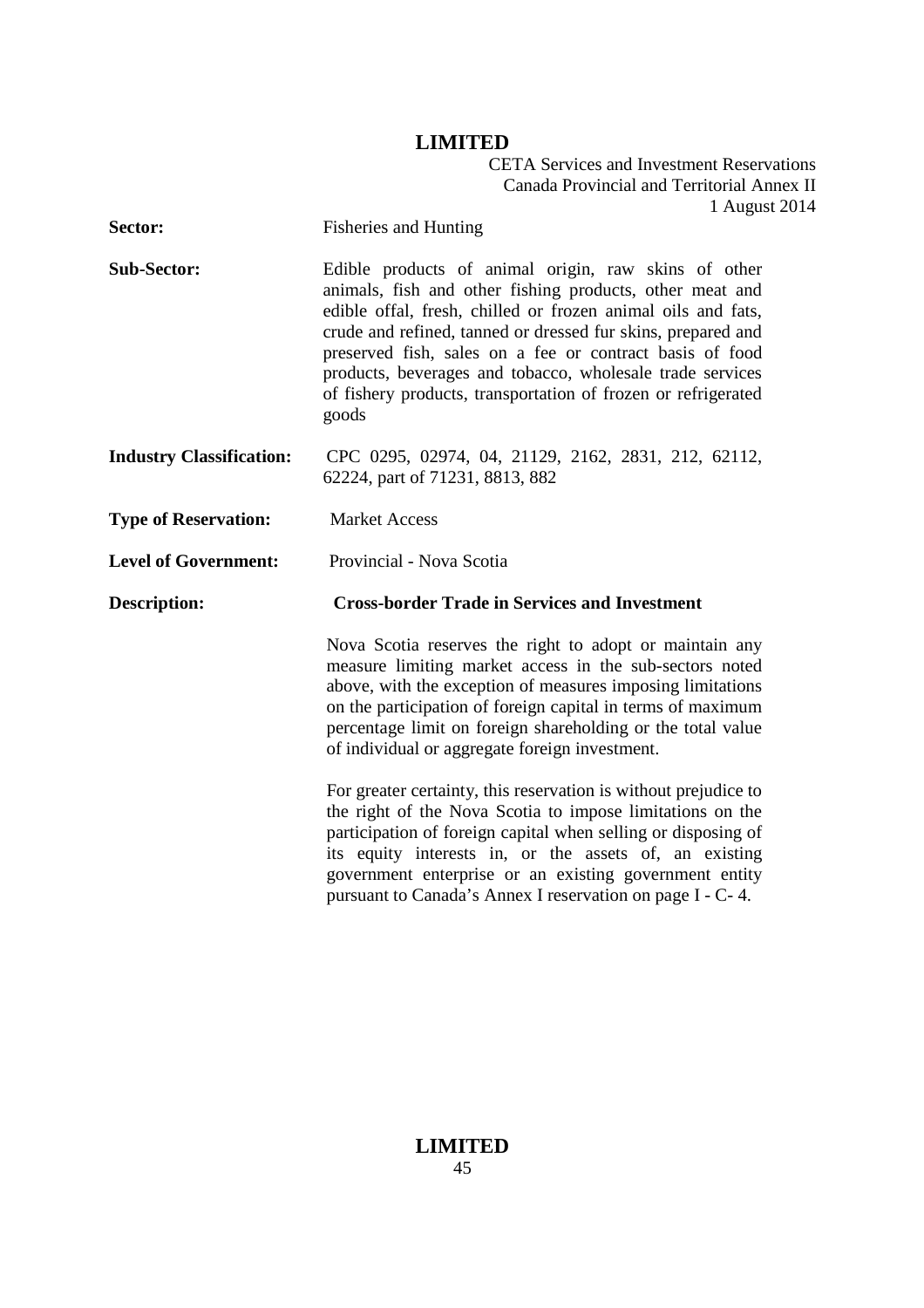**Sector:** Fisheries and Hunting

**Sub-Sector:** Edible products of animal origin, raw skins of other animals, fish and other fishing products, other meat and edible offal, fresh, chilled or frozen animal oils and fats, crude and refined, tanned or dressed fur skins, prepared and preserved fish, sales on a fee or contract basis of food products, beverages and tobacco, wholesale trade services of fishery products, transportation of frozen or refrigerated goods

**Industry Classification:** CPC 0295, 02974, 04, 21129, 2162, 2831, 212, 62112, 62224, part of 71231, 8813, 882

**Type of Reservation:** Market Access

**Level of Government:** Provincial - Nova Scotia

**Description:** **Cross-border Trade in Services and Investment**

Nova Scotia reserves the right to adopt or maintain any measure limiting market access in the sub-sectors noted above, with the exception of measures imposing limitations on the participation of foreign capital in terms of maximum percentage limit on foreign shareholding or the total value of individual or aggregate foreign investment.

For greater certainty, this reservation is without prejudice to the right of the Nova Scotia to impose limitations on the participation of foreign capital when selling or disposing of its equity interests in, or the assets of, an existing government enterprise or an existing government entity pursuant to Canada's Annex I reservation on page I - C- 4.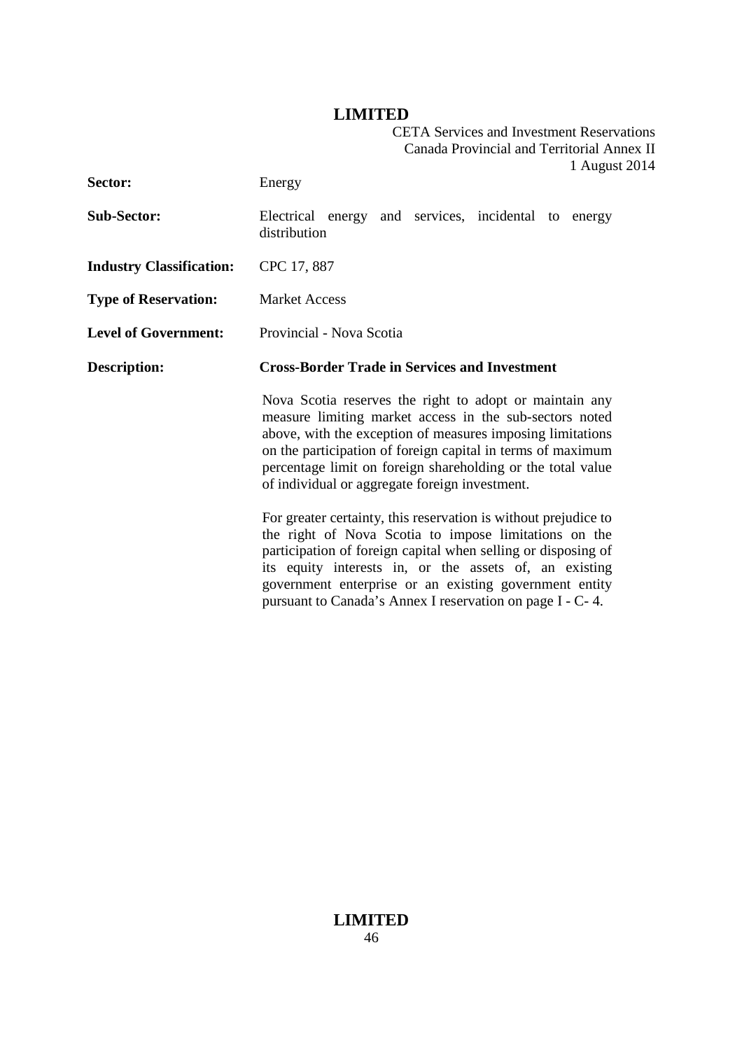| | |
|---|---|
| **Sector:** | Energy |
| **Sub-Sector:** | Electrical energy and services, incidental to energy distribution |
| **Industry Classification:** | CPC 17, 887 |
| **Type of Reservation:** | Market Access |
| **Level of Government:** | Provincial - Nova Scotia |
| **Description:** | **Cross-Border Trade in Services and Investment** |

Nova Scotia reserves the right to adopt or maintain any measure limiting market access in the sub-sectors noted above, with the exception of measures imposing limitations on the participation of foreign capital in terms of maximum percentage limit on foreign shareholding or the total value of individual or aggregate foreign investment.

For greater certainty, this reservation is without prejudice to the right of Nova Scotia to impose limitations on the participation of foreign capital when selling or disposing of its equity interests in, or the assets of, an existing government enterprise or an existing government entity pursuant to Canada's Annex I reservation on page I - C- 4.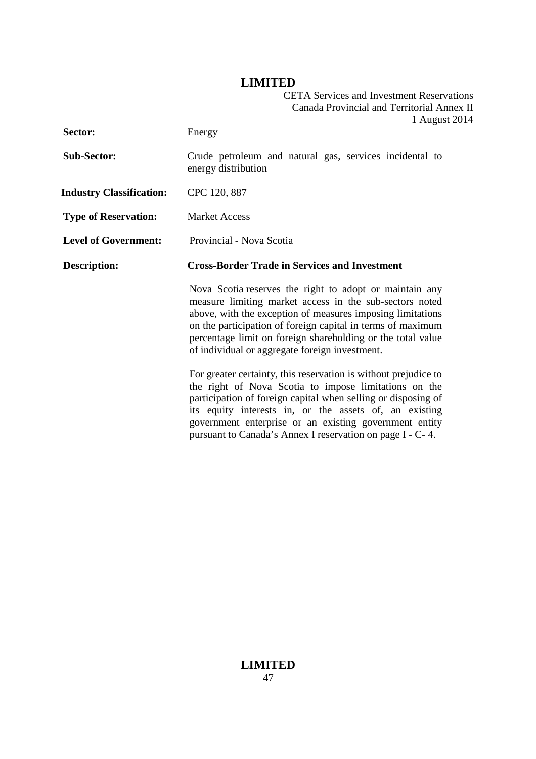| | |
|---|---|
| **Sector:** | Energy |
| **Sub-Sector:** | Crude petroleum and natural gas, services incidental to energy distribution |
| **Industry Classification:** | CPC 120, 887 |
| **Type of Reservation:** | Market Access |
| **Level of Government:** | Provincial - Nova Scotia |
| **Description:** | **Cross-Border Trade in Services and Investment** |

Nova Scotia reserves the right to adopt or maintain any measure limiting market access in the sub-sectors noted above, with the exception of measures imposing limitations on the participation of foreign capital in terms of maximum percentage limit on foreign shareholding or the total value of individual or aggregate foreign investment.

For greater certainty, this reservation is without prejudice to the right of Nova Scotia to impose limitations on the participation of foreign capital when selling or disposing of its equity interests in, or the assets of, an existing government enterprise or an existing government entity pursuant to Canada's Annex I reservation on page I - C- 4.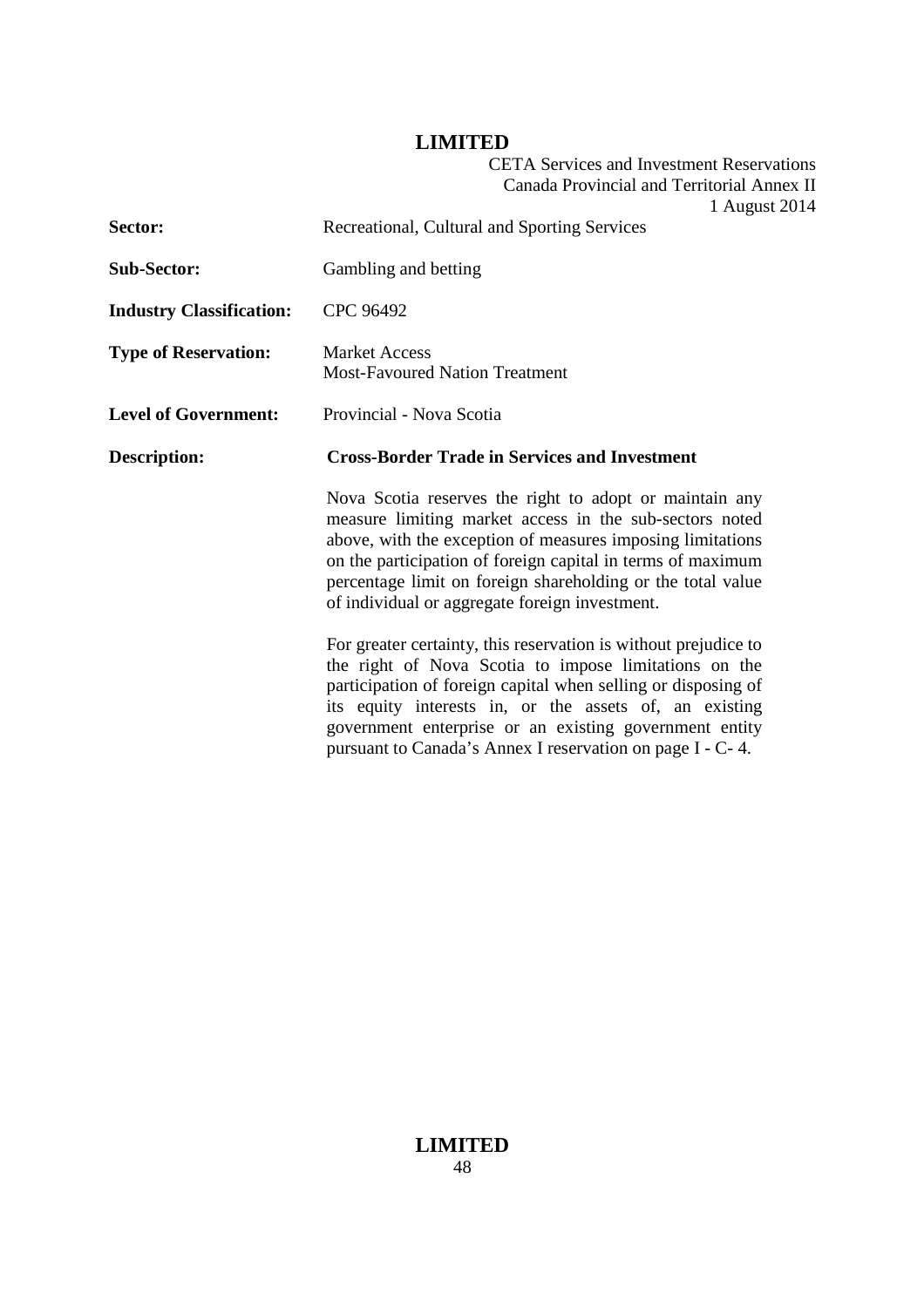| | |
|---|---|
| **Sector:** | Recreational, Cultural and Sporting Services |
| **Sub-Sector:** | Gambling and betting |
| **Industry Classification:** | CPC 96492 |
| **Type of Reservation:** | Market Access<br>Most-Favoured Nation Treatment |
| **Level of Government:** | Provincial - Nova Scotia |
| **Description:** | **Cross-Border Trade in Services and Investment** |

Nova Scotia reserves the right to adopt or maintain any measure limiting market access in the sub-sectors noted above, with the exception of measures imposing limitations on the participation of foreign capital in terms of maximum percentage limit on foreign shareholding or the total value of individual or aggregate foreign investment.

For greater certainty, this reservation is without prejudice to the right of Nova Scotia to impose limitations on the participation of foreign capital when selling or disposing of its equity interests in, or the assets of, an existing government enterprise or an existing government entity pursuant to Canada's Annex I reservation on page I - C- 4.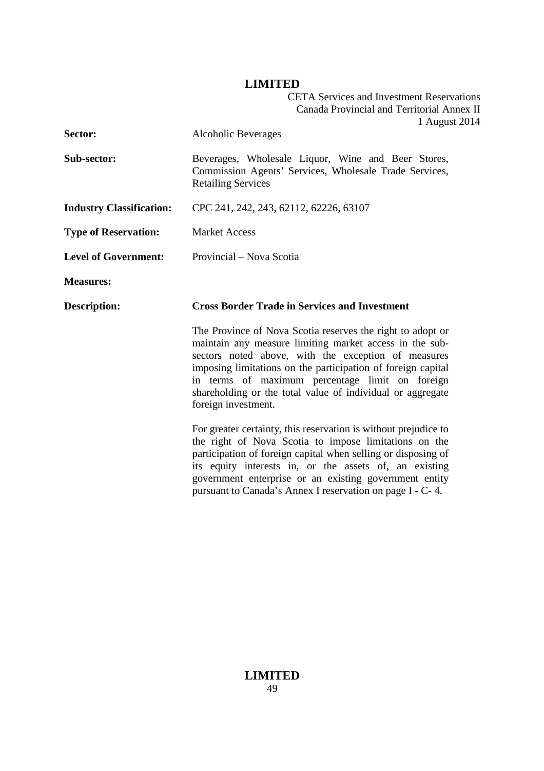| | |
|---|---|
| **Sector:** | Alcoholic Beverages |
| **Sub-sector:** | Beverages, Wholesale Liquor, Wine and Beer Stores, Commission Agents' Services, Wholesale Trade Services, Retailing Services |
| **Industry Classification:** | CPC 241, 242, 243, 62112, 62226, 63107 |
| **Type of Reservation:** | Market Access |
| **Level of Government:** | Provincial – Nova Scotia |
| **Measures:** | |
| **Description:** | **Cross Border Trade in Services and Investment** |

The Province of Nova Scotia reserves the right to adopt or maintain any measure limiting market access in the sub-sectors noted above, with the exception of measures imposing limitations on the participation of foreign capital in terms of maximum percentage limit on foreign shareholding or the total value of individual or aggregate foreign investment.

For greater certainty, this reservation is without prejudice to the right of Nova Scotia to impose limitations on the participation of foreign capital when selling or disposing of its equity interests in, or the assets of, an existing government enterprise or an existing government entity pursuant to Canada's Annex I reservation on page I - C- 4.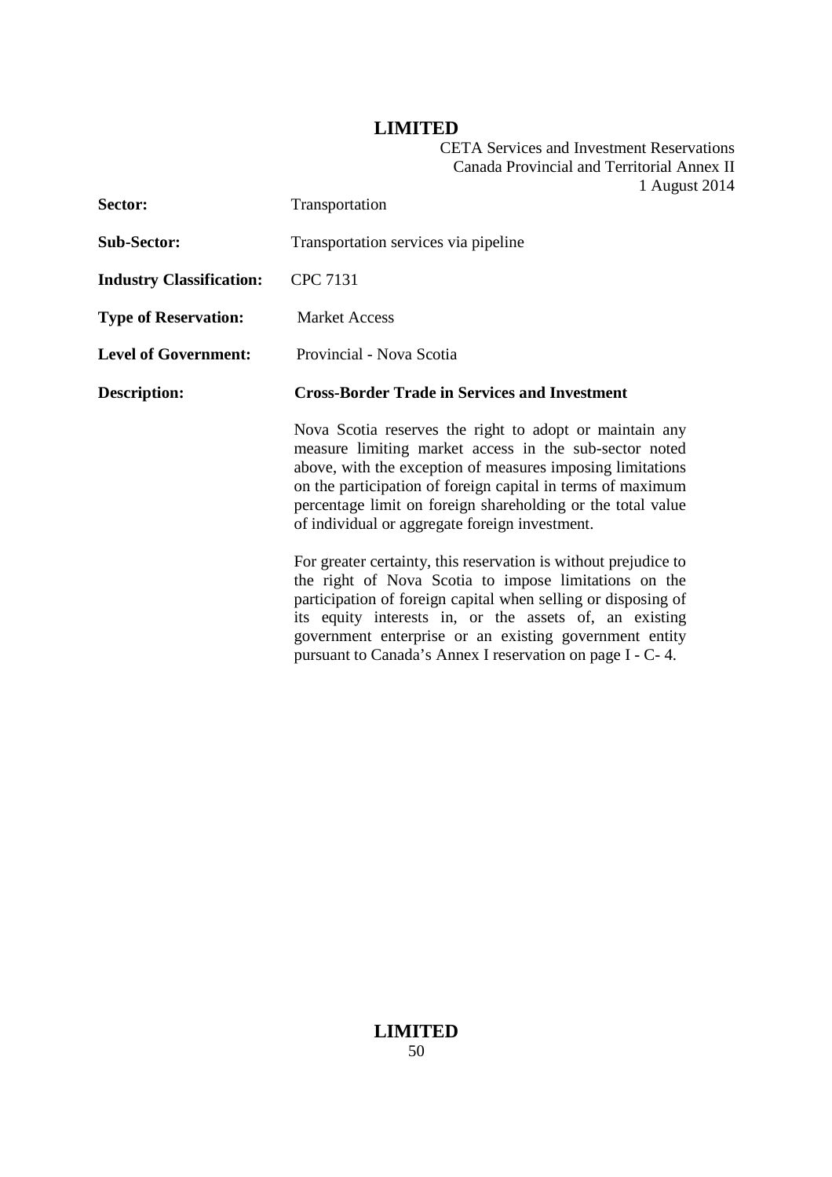| | |
|---|---|
| **Sector:** | Transportation |
| **Sub-Sector:** | Transportation services via pipeline |
| **Industry Classification:** | CPC 7131 |
| **Type of Reservation:** | Market Access |
| **Level of Government:** | Provincial - Nova Scotia |
| **Description:** | **Cross-Border Trade in Services and Investment** |

Nova Scotia reserves the right to adopt or maintain any measure limiting market access in the sub-sector noted above, with the exception of measures imposing limitations on the participation of foreign capital in terms of maximum percentage limit on foreign shareholding or the total value of individual or aggregate foreign investment.

For greater certainty, this reservation is without prejudice to the right of Nova Scotia to impose limitations on the participation of foreign capital when selling or disposing of its equity interests in, or the assets of, an existing government enterprise or an existing government entity pursuant to Canada's Annex I reservation on page I - C- 4.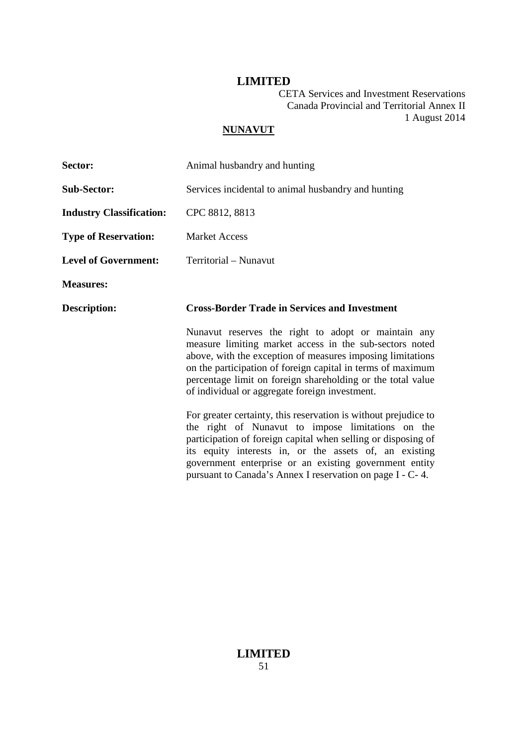## NUNAVUT

**Sector:** Animal husbandry and hunting

**Sub-Sector:** Services incidental to animal husbandry and hunting

**Industry Classification:** CPC 8812, 8813

**Type of Reservation:** Market Access

**Level of Government:** Territorial – Nunavut

**Measures:**

**Description:** **Cross-Border Trade in Services and Investment**

Nunavut reserves the right to adopt or maintain any measure limiting market access in the sub-sectors noted above, with the exception of measures imposing limitations on the participation of foreign capital in terms of maximum percentage limit on foreign shareholding or the total value of individual or aggregate foreign investment.

For greater certainty, this reservation is without prejudice to the right of Nunavut to impose limitations on the participation of foreign capital when selling or disposing of its equity interests in, or the assets of, an existing government enterprise or an existing government entity pursuant to Canada's Annex I reservation on page I - C- 4.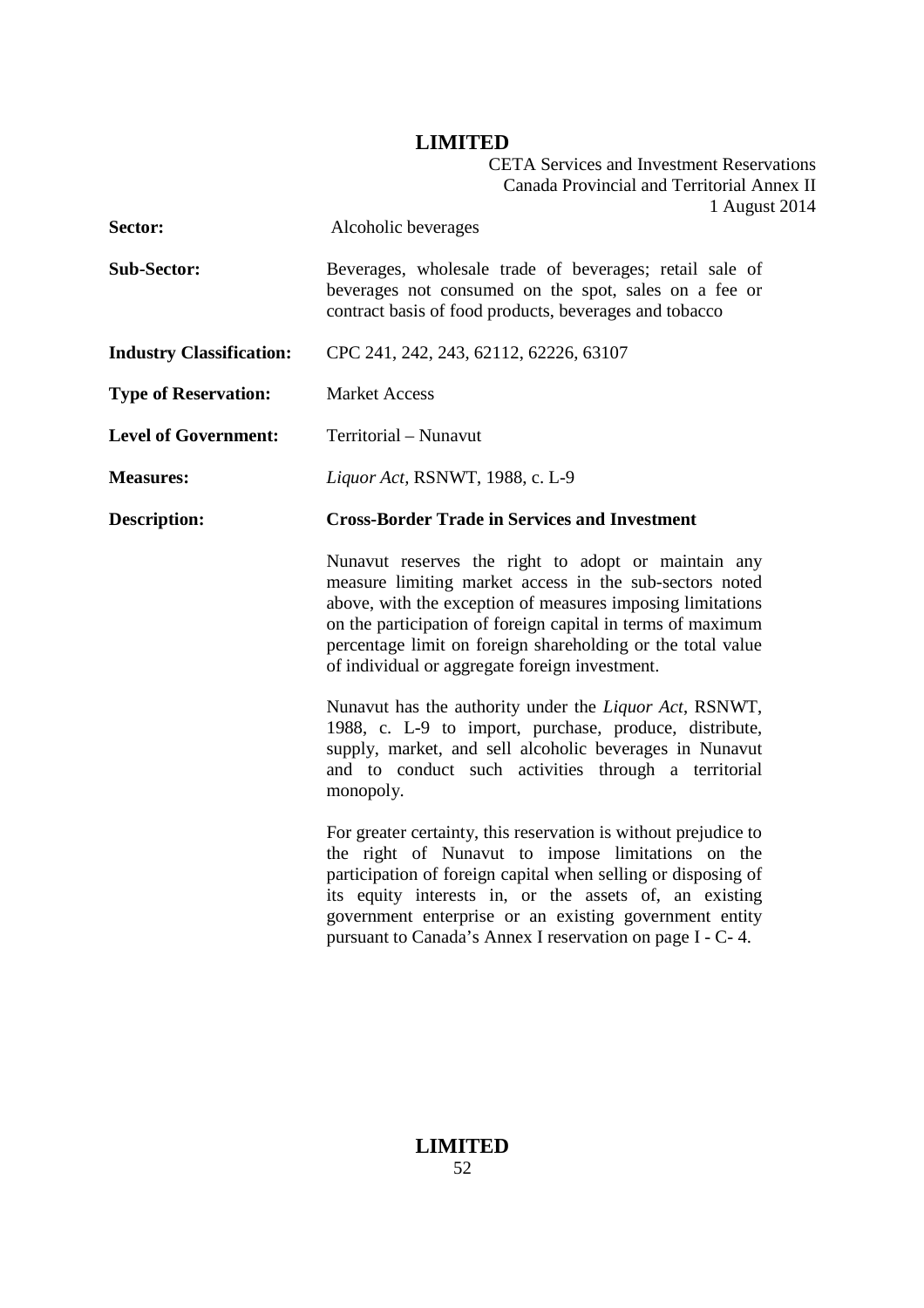| | |
|---|---|
| **Sector:** | Alcoholic beverages |
| **Sub-Sector:** | Beverages, wholesale trade of beverages; retail sale of beverages not consumed on the spot, sales on a fee or contract basis of food products, beverages and tobacco |
| **Industry Classification:** | CPC 241, 242, 243, 62112, 62226, 63107 |
| **Type of Reservation:** | Market Access |
| **Level of Government:** | Territorial – Nunavut |
| **Measures:** | *Liquor Act*, RSNWT, 1988, c. L-9 |
| **Description:** | **Cross-Border Trade in Services and Investment** |

Nunavut reserves the right to adopt or maintain any measure limiting market access in the sub-sectors noted above, with the exception of measures imposing limitations on the participation of foreign capital in terms of maximum percentage limit on foreign shareholding or the total value of individual or aggregate foreign investment.

Nunavut has the authority under the *Liquor Act*, RSNWT, 1988, c. L-9 to import, purchase, produce, distribute, supply, market, and sell alcoholic beverages in Nunavut and to conduct such activities through a territorial monopoly.

For greater certainty, this reservation is without prejudice to the right of Nunavut to impose limitations on the participation of foreign capital when selling or disposing of its equity interests in, or the assets of, an existing government enterprise or an existing government entity pursuant to Canada's Annex I reservation on page I - C- 4.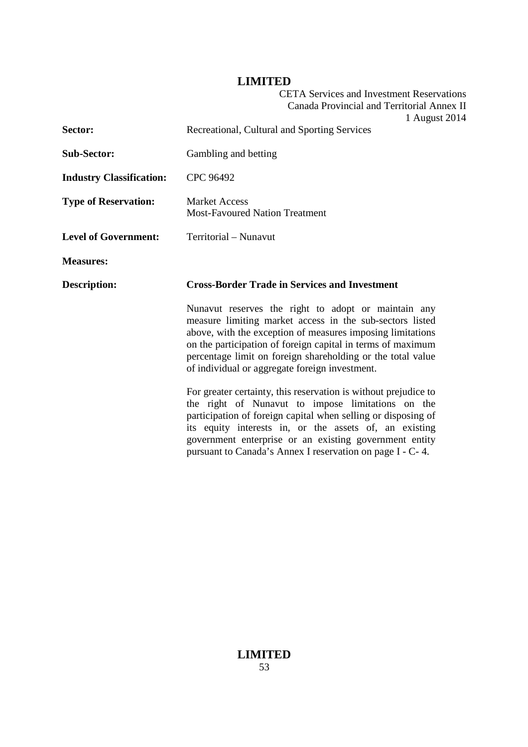| | |
|---|---|
| **Sector:** | Recreational, Cultural and Sporting Services |
| **Sub-Sector:** | Gambling and betting |
| **Industry Classification:** | CPC 96492 |
| **Type of Reservation:** | Market Access<br>Most-Favoured Nation Treatment |
| **Level of Government:** | Territorial – Nunavut |
| **Measures:** | |
| **Description:** | **Cross-Border Trade in Services and Investment** |

Nunavut reserves the right to adopt or maintain any measure limiting market access in the sub-sectors listed above, with the exception of measures imposing limitations on the participation of foreign capital in terms of maximum percentage limit on foreign shareholding or the total value of individual or aggregate foreign investment.

For greater certainty, this reservation is without prejudice to the right of Nunavut to impose limitations on the participation of foreign capital when selling or disposing of its equity interests in, or the assets of, an existing government enterprise or an existing government entity pursuant to Canada's Annex I reservation on page I - C- 4.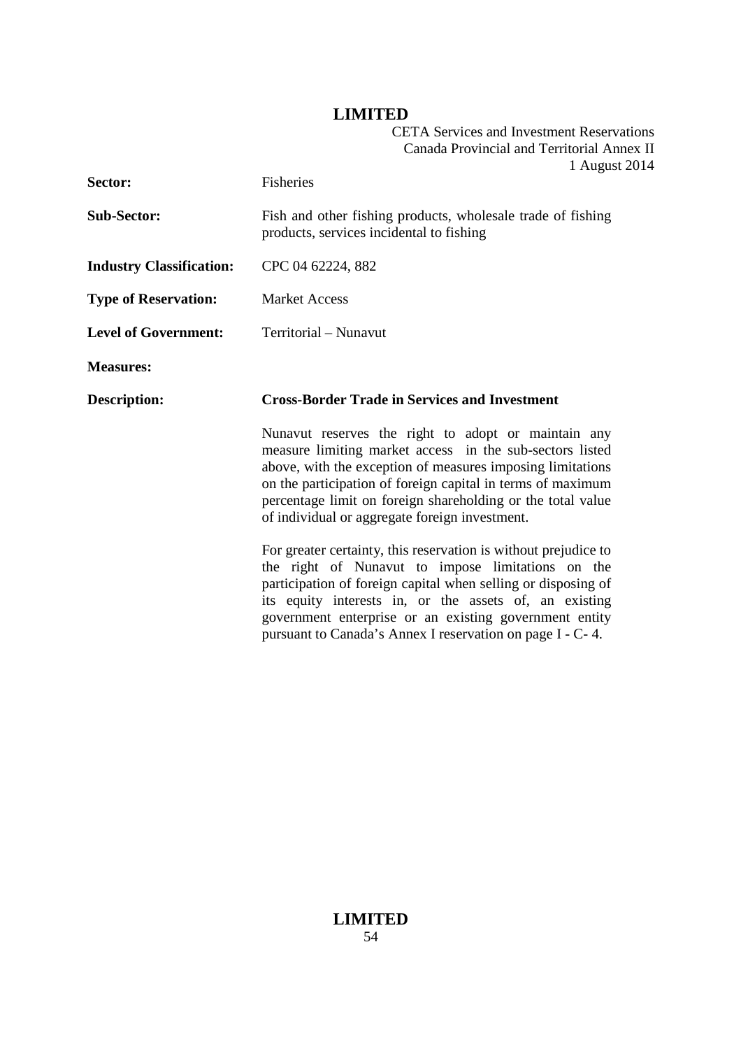| | |
|---|---|
| **Sector:** | Fisheries |
| **Sub-Sector:** | Fish and other fishing products, wholesale trade of fishing products, services incidental to fishing |
| **Industry Classification:** | CPC 04 62224, 882 |
| **Type of Reservation:** | Market Access |
| **Level of Government:** | Territorial – Nunavut |
| **Measures:** | |
| **Description:** | **Cross-Border Trade in Services and Investment** |

Nunavut reserves the right to adopt or maintain any measure limiting market access in the sub-sectors listed above, with the exception of measures imposing limitations on the participation of foreign capital in terms of maximum percentage limit on foreign shareholding or the total value of individual or aggregate foreign investment.

For greater certainty, this reservation is without prejudice to the right of Nunavut to impose limitations on the participation of foreign capital when selling or disposing of its equity interests in, or the assets of, an existing government enterprise or an existing government entity pursuant to Canada's Annex I reservation on page I - C- 4.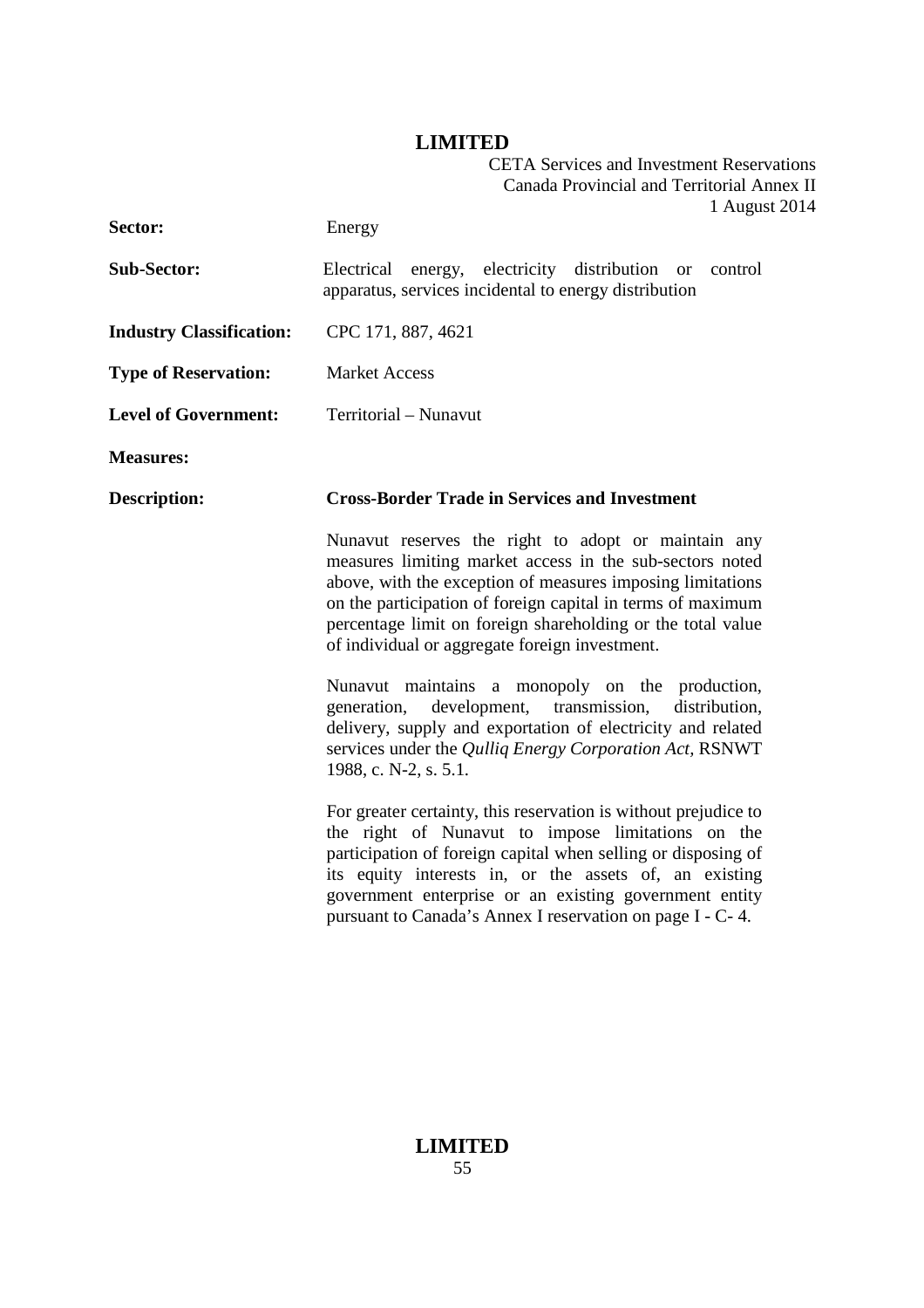**Sector:** Energy

**Sub-Sector:** Electrical energy, electricity distribution or control apparatus, services incidental to energy distribution

**Industry Classification:** CPC 171, 887, 4621

**Type of Reservation:** Market Access

**Level of Government:** Territorial – Nunavut

**Measures:**

**Description:** **Cross-Border Trade in Services and Investment**

Nunavut reserves the right to adopt or maintain any measures limiting market access in the sub-sectors noted above, with the exception of measures imposing limitations on the participation of foreign capital in terms of maximum percentage limit on foreign shareholding or the total value of individual or aggregate foreign investment.

Nunavut maintains a monopoly on the production, generation, development, transmission, distribution, delivery, supply and exportation of electricity and related services under the *Qulliq Energy Corporation Act*, RSNWT 1988, c. N-2, s. 5.1.

For greater certainty, this reservation is without prejudice to the right of Nunavut to impose limitations on the participation of foreign capital when selling or disposing of its equity interests in, or the assets of, an existing government enterprise or an existing government entity pursuant to Canada's Annex I reservation on page I - C- 4.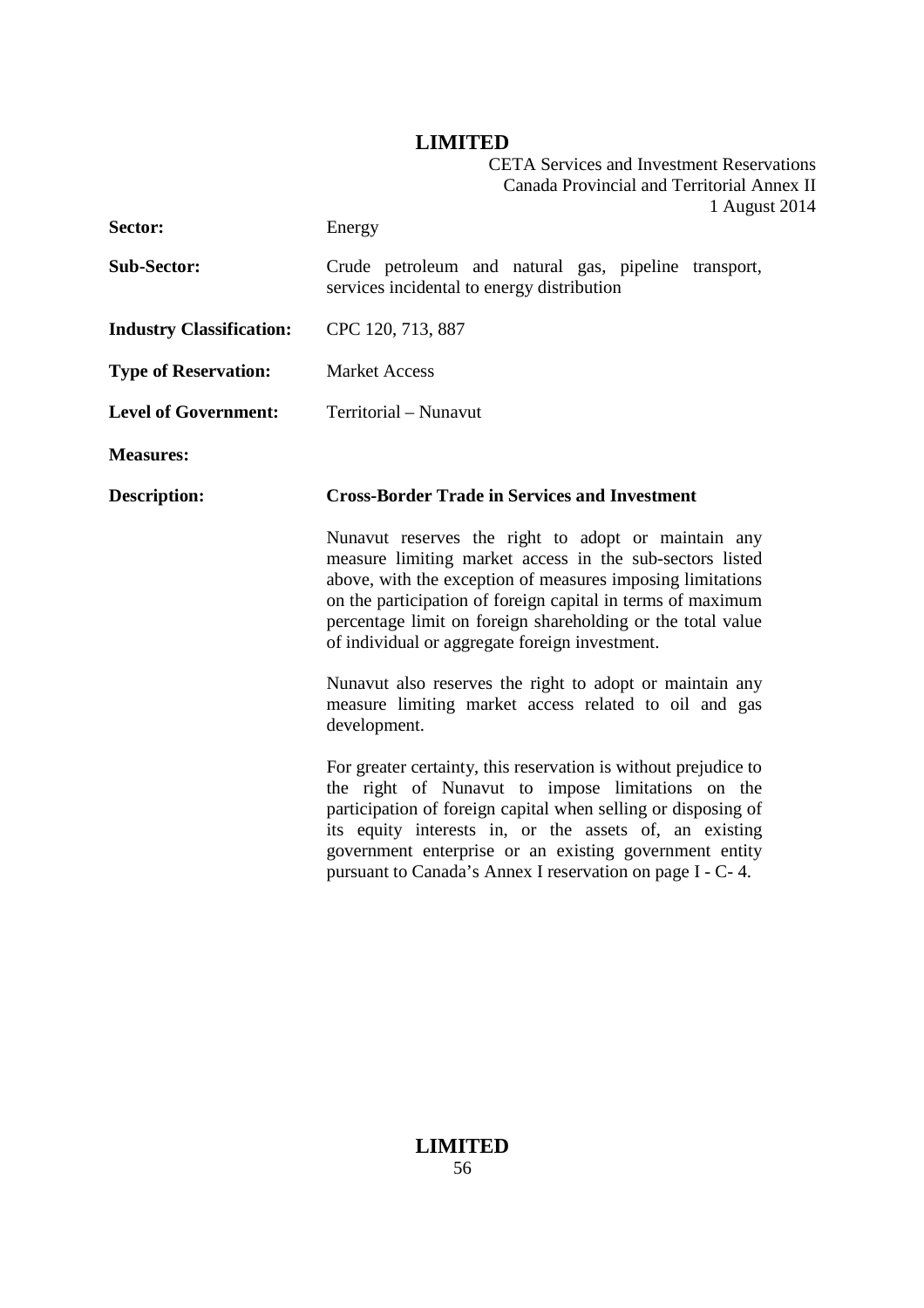| | |
|---|---|
| **Sector:** | Energy |
| **Sub-Sector:** | Crude petroleum and natural gas, pipeline transport, services incidental to energy distribution |
| **Industry Classification:** | CPC 120, 713, 887 |
| **Type of Reservation:** | Market Access |
| **Level of Government:** | Territorial – Nunavut |
| **Measures:** | |
| **Description:** | **Cross-Border Trade in Services and Investment** |

Nunavut reserves the right to adopt or maintain any measure limiting market access in the sub-sectors listed above, with the exception of measures imposing limitations on the participation of foreign capital in terms of maximum percentage limit on foreign shareholding or the total value of individual or aggregate foreign investment.

Nunavut also reserves the right to adopt or maintain any measure limiting market access related to oil and gas development.

For greater certainty, this reservation is without prejudice to the right of Nunavut to impose limitations on the participation of foreign capital when selling or disposing of its equity interests in, or the assets of, an existing government enterprise or an existing government entity pursuant to Canada's Annex I reservation on page I - C- 4.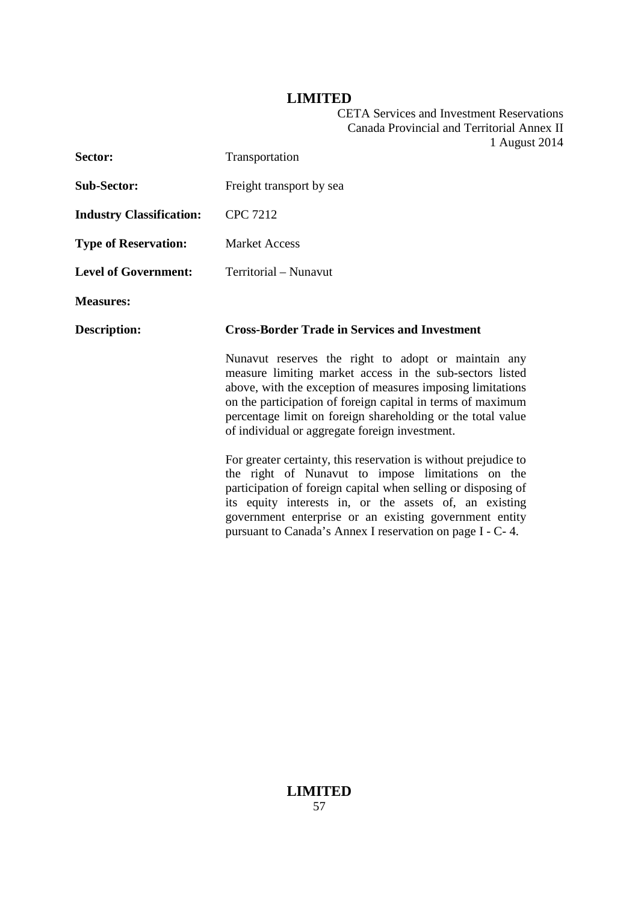| | |
|---|---|
| **Sector:** | Transportation |
| **Sub-Sector:** | Freight transport by sea |
| **Industry Classification:** | CPC 7212 |
| **Type of Reservation:** | Market Access |
| **Level of Government:** | Territorial – Nunavut |
| **Measures:** | |
| **Description:** | **Cross-Border Trade in Services and Investment** |

Nunavut reserves the right to adopt or maintain any measure limiting market access in the sub-sectors listed above, with the exception of measures imposing limitations on the participation of foreign capital in terms of maximum percentage limit on foreign shareholding or the total value of individual or aggregate foreign investment.

For greater certainty, this reservation is without prejudice to the right of Nunavut to impose limitations on the participation of foreign capital when selling or disposing of its equity interests in, or the assets of, an existing government enterprise or an existing government entity pursuant to Canada's Annex I reservation on page I - C- 4.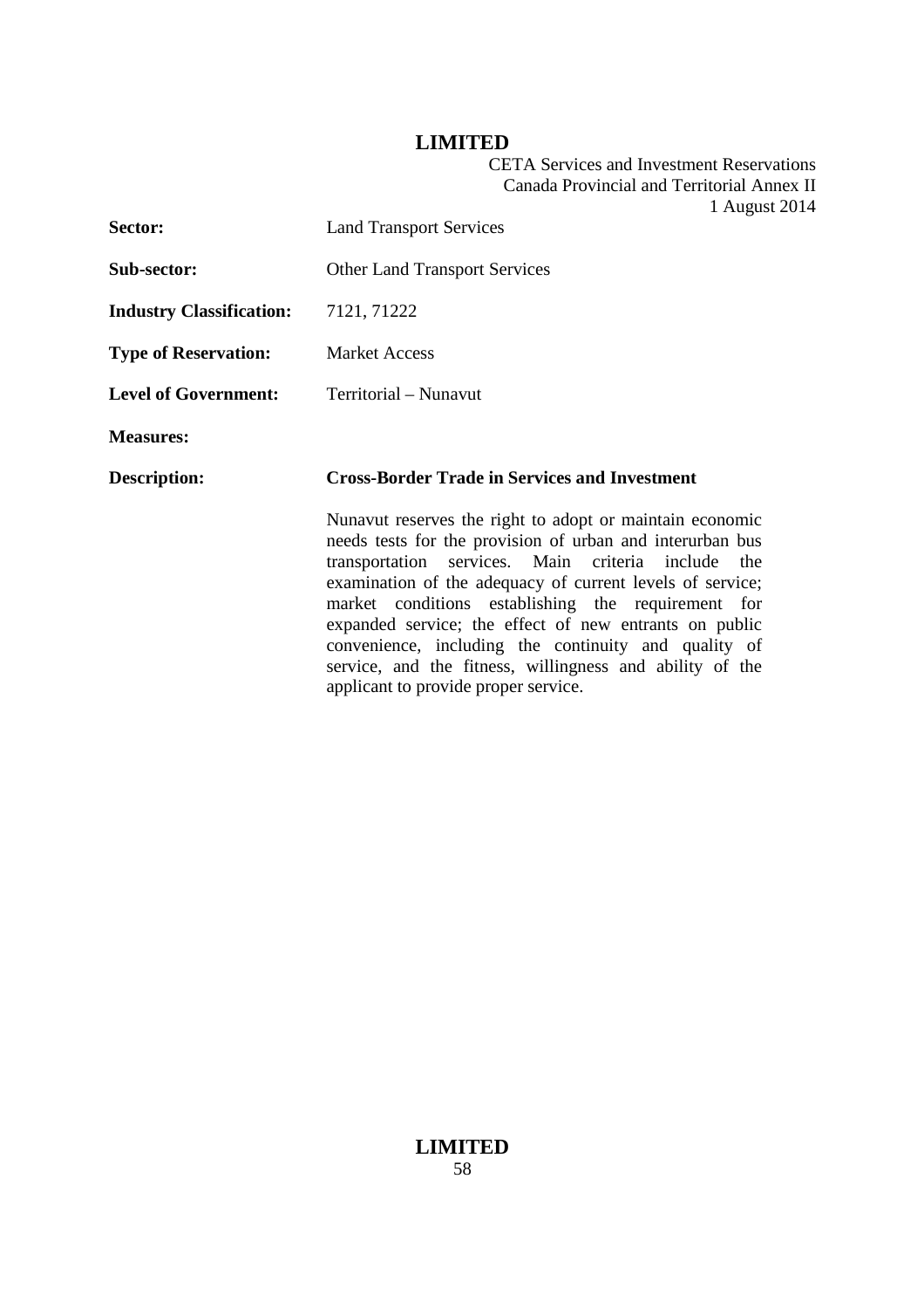| | |
|---|---|
| **Sector:** | Land Transport Services |
| **Sub-sector:** | Other Land Transport Services |
| **Industry Classification:** | 7121, 71222 |
| **Type of Reservation:** | Market Access |
| **Level of Government:** | Territorial – Nunavut |
| **Measures:** | |
| **Description:** | **Cross-Border Trade in Services and Investment** |
| | Nunavut reserves the right to adopt or maintain economic needs tests for the provision of urban and interurban bus transportation services. Main criteria include the examination of the adequacy of current levels of service; market conditions establishing the requirement for expanded service; the effect of new entrants on public convenience, including the continuity and quality of service, and the fitness, willingness and ability of the applicant to provide proper service. |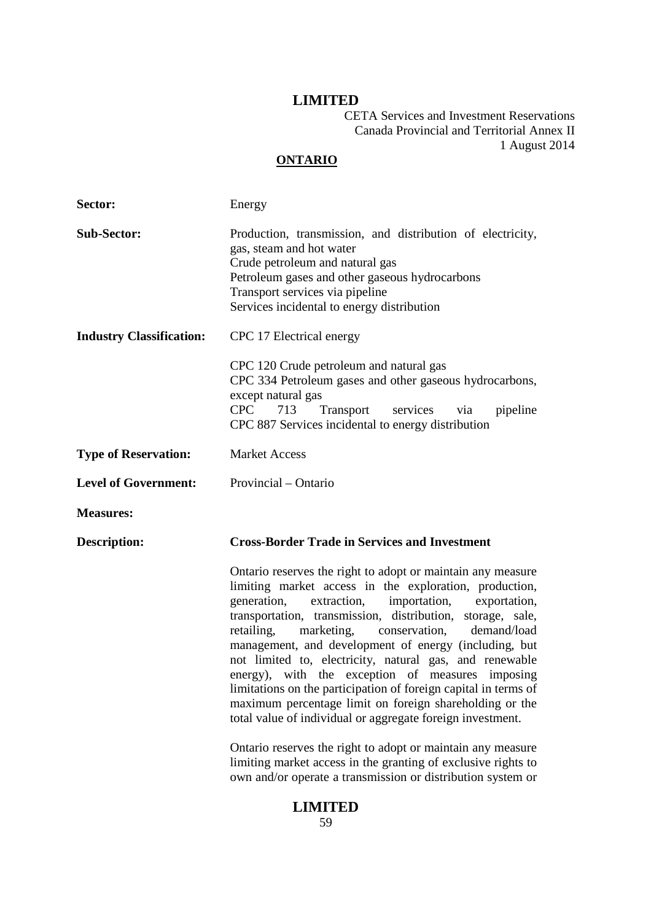**LIMITED**

CETA Services and Investment Reservations
Canada Provincial and Territorial Annex II
1 August 2014

**ONTARIO**

| | |
|---|---|
| **Sector:** | Energy |
| **Sub-Sector:** | Production, transmission, and distribution of electricity, gas, steam and hot water<br>Crude petroleum and natural gas<br>Petroleum gases and other gaseous hydrocarbons<br>Transport services via pipeline<br>Services incidental to energy distribution |
| **Industry Classification:** | CPC 17 Electrical energy<br><br>CPC 120 Crude petroleum and natural gas<br>CPC 334 Petroleum gases and other gaseous hydrocarbons, except natural gas<br>CPC 713 Transport services via pipeline<br>CPC 887 Services incidental to energy distribution |
| **Type of Reservation:** | Market Access |
| **Level of Government:** | Provincial – Ontario |
| **Measures:** | |
| **Description:** | **Cross-Border Trade in Services and Investment** |

Ontario reserves the right to adopt or maintain any measure limiting market access in the exploration, production, generation, extraction, importation, exportation, transportation, transmission, distribution, storage, sale, retailing, marketing, conservation, demand/load management, and development of energy (including, but not limited to, electricity, natural gas, and renewable energy), with the exception of measures imposing limitations on the participation of foreign capital in terms of maximum percentage limit on foreign shareholding or the total value of individual or aggregate foreign investment.

Ontario reserves the right to adopt or maintain any measure limiting market access in the granting of exclusive rights to own and/or operate a transmission or distribution system or

**LIMITED**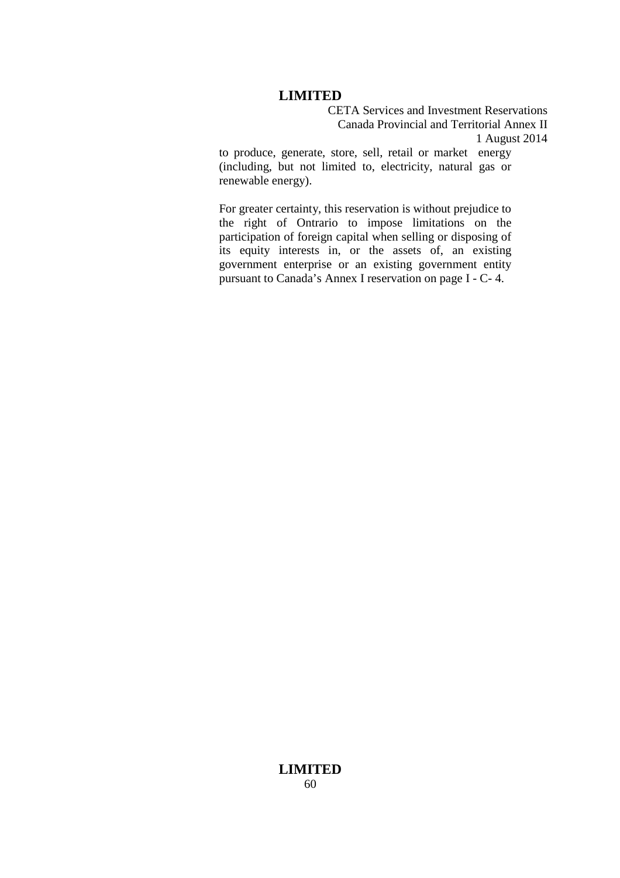to produce, generate, store, sell, retail or market energy (including, but not limited to, electricity, natural gas or renewable energy).

For greater certainty, this reservation is without prejudice to the right of Ontrario to impose limitations on the participation of foreign capital when selling or disposing of its equity interests in, or the assets of, an existing government enterprise or an existing government entity pursuant to Canada's Annex I reservation on page I - C- 4.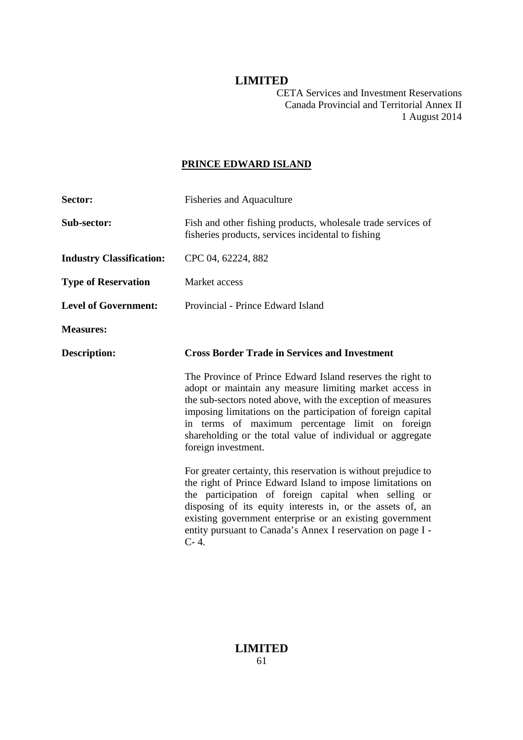## PRINCE EDWARD ISLAND

**Sector:** Fisheries and Aquaculture

**Sub-sector:** Fish and other fishing products, wholesale trade services of fisheries products, services incidental to fishing

**Industry Classification:** CPC 04, 62224, 882

**Type of Reservation** Market access

**Level of Government:** Provincial - Prince Edward Island

**Measures:**

**Description:** **Cross Border Trade in Services and Investment**

The Province of Prince Edward Island reserves the right to adopt or maintain any measure limiting market access in the sub-sectors noted above, with the exception of measures imposing limitations on the participation of foreign capital in terms of maximum percentage limit on foreign shareholding or the total value of individual or aggregate foreign investment.

For greater certainty, this reservation is without prejudice to the right of Prince Edward Island to impose limitations on the participation of foreign capital when selling or disposing of its equity interests in, or the assets of, an existing government enterprise or an existing government entity pursuant to Canada's Annex I reservation on page I - C- 4.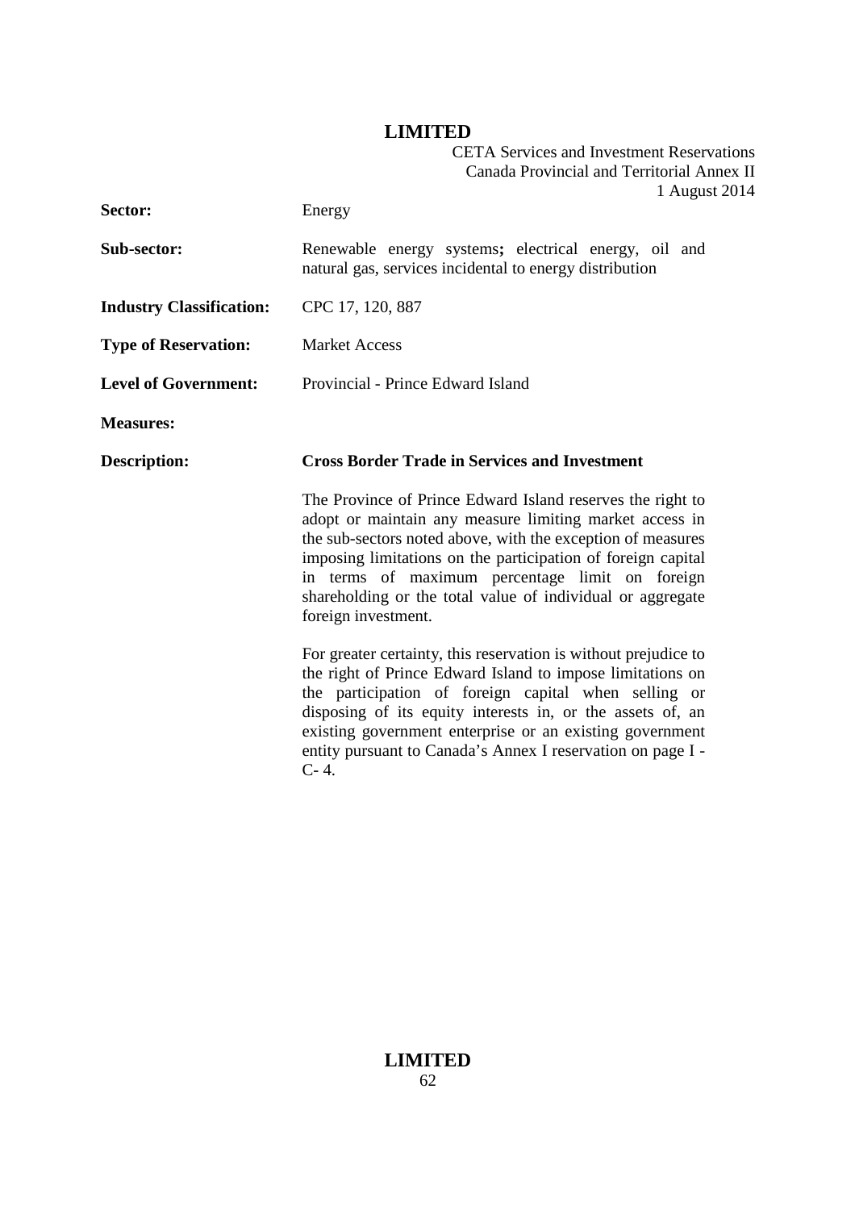| | |
|---|---|
| **Sector:** | Energy |
| **Sub-sector:** | Renewable energy systems**;** electrical energy, oil and natural gas, services incidental to energy distribution |
| **Industry Classification:** | CPC 17, 120, 887 |
| **Type of Reservation:** | Market Access |
| **Level of Government:** | Provincial - Prince Edward Island |
| **Measures:** | |
| **Description:** | **Cross Border Trade in Services and Investment** |

The Province of Prince Edward Island reserves the right to adopt or maintain any measure limiting market access in the sub-sectors noted above, with the exception of measures imposing limitations on the participation of foreign capital in terms of maximum percentage limit on foreign shareholding or the total value of individual or aggregate foreign investment.

For greater certainty, this reservation is without prejudice to the right of Prince Edward Island to impose limitations on the participation of foreign capital when selling or disposing of its equity interests in, or the assets of, an existing government enterprise or an existing government entity pursuant to Canada's Annex I reservation on page I - C- 4.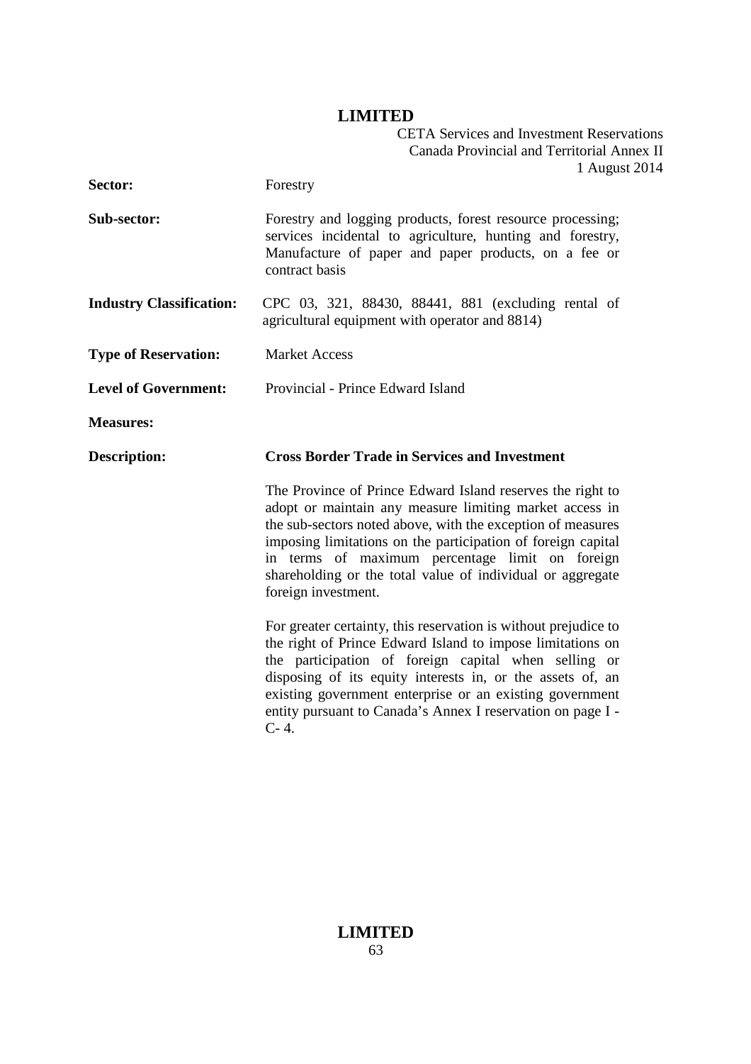| | |
|---|---|
| **Sector:** | Forestry |
| **Sub-sector:** | Forestry and logging products, forest resource processing; services incidental to agriculture, hunting and forestry, Manufacture of paper and paper products, on a fee or contract basis |
| **Industry Classification:** | CPC 03, 321, 88430, 88441, 881 (excluding rental of agricultural equipment with operator and 8814) |
| **Type of Reservation:** | Market Access |
| **Level of Government:** | Provincial - Prince Edward Island |
| **Measures:** | |
| **Description:** | **Cross Border Trade in Services and Investment** |

The Province of Prince Edward Island reserves the right to adopt or maintain any measure limiting market access in the sub-sectors noted above, with the exception of measures imposing limitations on the participation of foreign capital in terms of maximum percentage limit on foreign shareholding or the total value of individual or aggregate foreign investment.

For greater certainty, this reservation is without prejudice to the right of Prince Edward Island to impose limitations on the participation of foreign capital when selling or disposing of its equity interests in, or the assets of, an existing government enterprise or an existing government entity pursuant to Canada's Annex I reservation on page I - C- 4.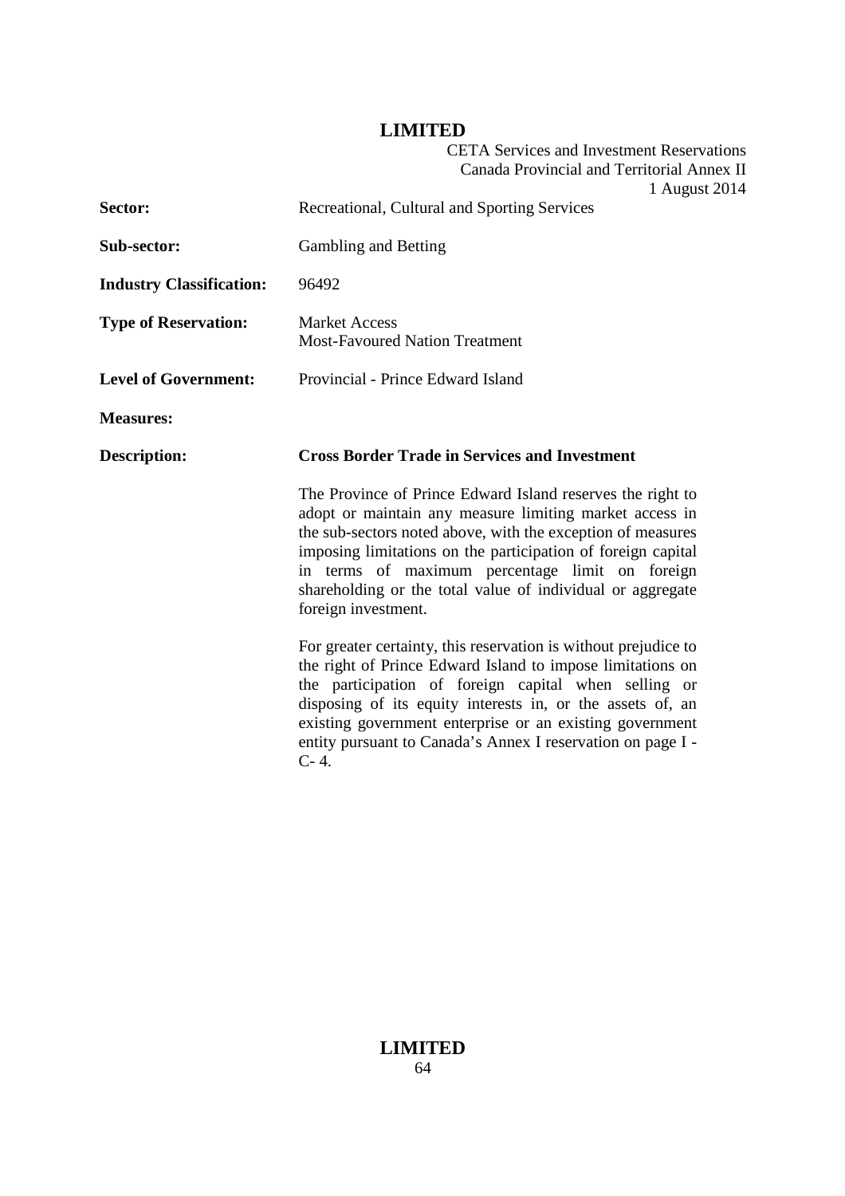| | |
|---|---|
| **Sector:** | Recreational, Cultural and Sporting Services |
| **Sub-sector:** | Gambling and Betting |
| **Industry Classification:** | 96492 |
| **Type of Reservation:** | Market Access<br>Most-Favoured Nation Treatment |
| **Level of Government:** | Provincial - Prince Edward Island |
| **Measures:** | |
| **Description:** | **Cross Border Trade in Services and Investment** |

The Province of Prince Edward Island reserves the right to adopt or maintain any measure limiting market access in the sub-sectors noted above, with the exception of measures imposing limitations on the participation of foreign capital in terms of maximum percentage limit on foreign shareholding or the total value of individual or aggregate foreign investment.

For greater certainty, this reservation is without prejudice to the right of Prince Edward Island to impose limitations on the participation of foreign capital when selling or disposing of its equity interests in, or the assets of, an existing government enterprise or an existing government entity pursuant to Canada's Annex I reservation on page I - C- 4.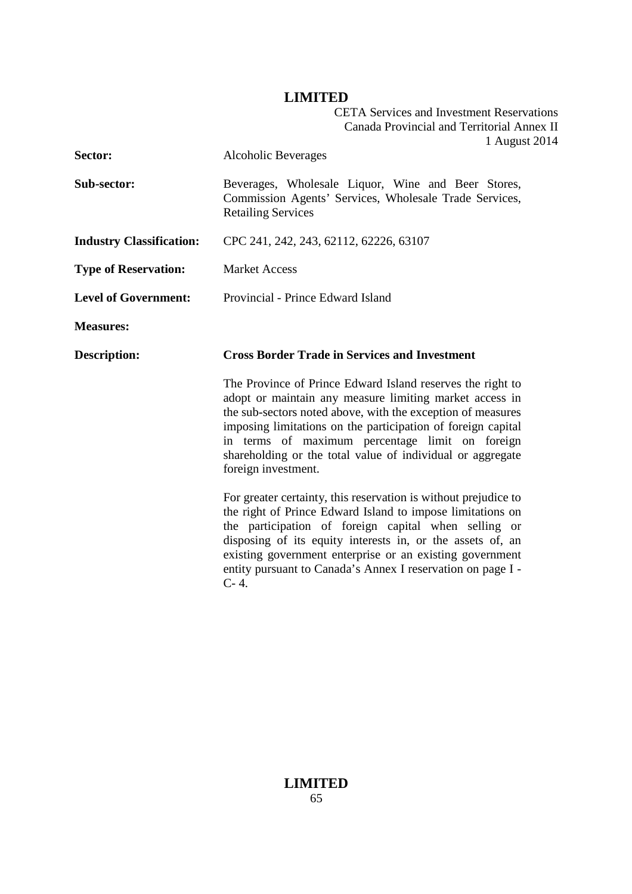| | |
|---|---|
| **Sector:** | Alcoholic Beverages |
| **Sub-sector:** | Beverages, Wholesale Liquor, Wine and Beer Stores, Commission Agents' Services, Wholesale Trade Services, Retailing Services |
| **Industry Classification:** | CPC 241, 242, 243, 62112, 62226, 63107 |
| **Type of Reservation:** | Market Access |
| **Level of Government:** | Provincial - Prince Edward Island |
| **Measures:** | |
| **Description:** | **Cross Border Trade in Services and Investment** |

The Province of Prince Edward Island reserves the right to adopt or maintain any measure limiting market access in the sub-sectors noted above, with the exception of measures imposing limitations on the participation of foreign capital in terms of maximum percentage limit on foreign shareholding or the total value of individual or aggregate foreign investment.

For greater certainty, this reservation is without prejudice to the right of Prince Edward Island to impose limitations on the participation of foreign capital when selling or disposing of its equity interests in, or the assets of, an existing government enterprise or an existing government entity pursuant to Canada's Annex I reservation on page I - C- 4.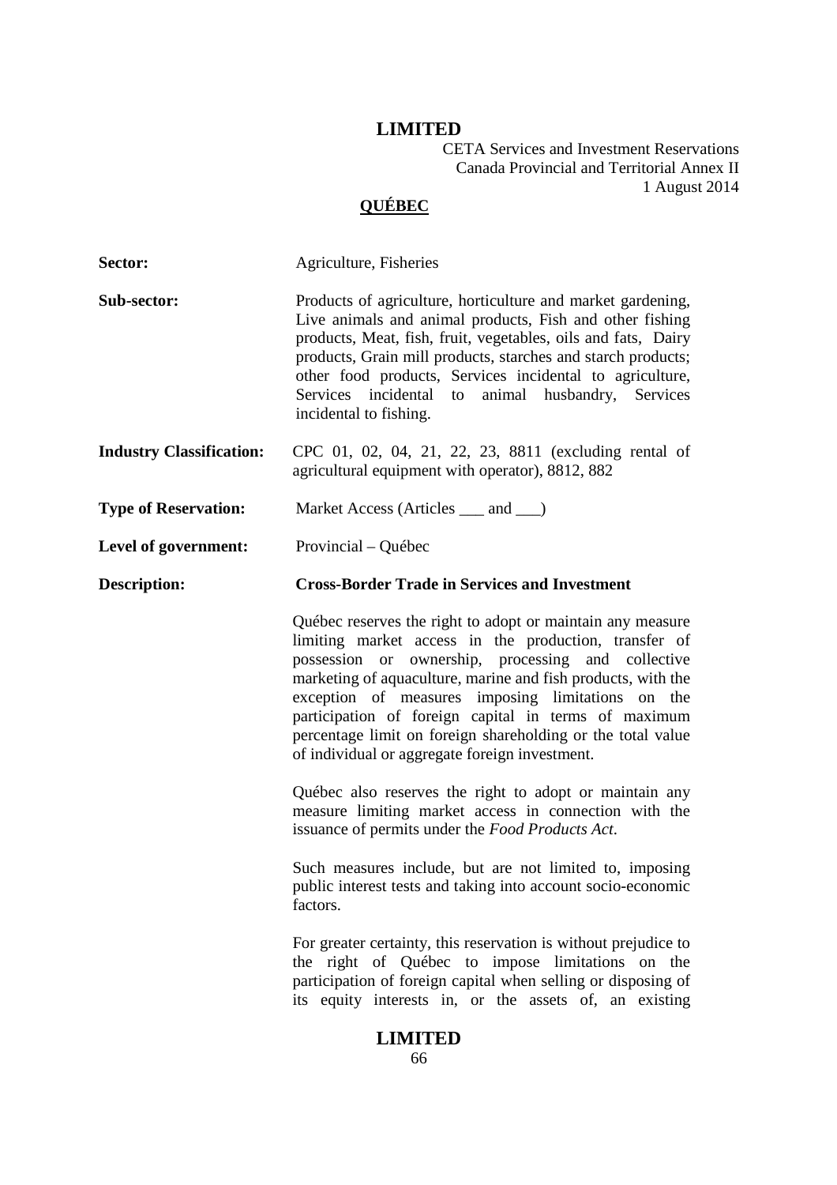## QUÉBEC

**Sector:** Agriculture, Fisheries

**Sub-sector:** Products of agriculture, horticulture and market gardening, Live animals and animal products, Fish and other fishing products, Meat, fish, fruit, vegetables, oils and fats, Dairy products, Grain mill products, starches and starch products; other food products, Services incidental to agriculture, Services incidental to animal husbandry, Services incidental to fishing.

**Industry Classification:** CPC 01, 02, 04, 21, 22, 23, 8811 (excluding rental of agricultural equipment with operator), 8812, 882

**Type of Reservation:** Market Access (Articles ___ and ___)

**Level of government:** Provincial – Québec

**Description:** **Cross-Border Trade in Services and Investment**

Québec reserves the right to adopt or maintain any measure limiting market access in the production, transfer of possession or ownership, processing and collective marketing of aquaculture, marine and fish products, with the exception of measures imposing limitations on the participation of foreign capital in terms of maximum percentage limit on foreign shareholding or the total value of individual or aggregate foreign investment.

Québec also reserves the right to adopt or maintain any measure limiting market access in connection with the issuance of permits under the *Food Products Act*.

Such measures include, but are not limited to, imposing public interest tests and taking into account socio-economic factors.

For greater certainty, this reservation is without prejudice to the right of Québec to impose limitations on the participation of foreign capital when selling or disposing of its equity interests in, or the assets of, an existing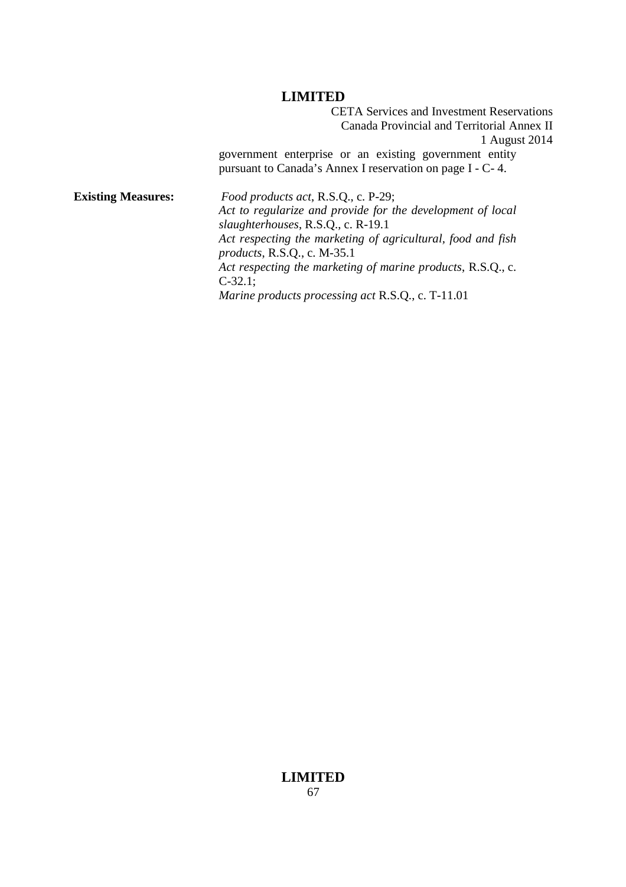government enterprise or an existing government entity pursuant to Canada's Annex I reservation on page I - C- 4.

**Existing Measures:** *Food products act*, R.S.Q., c. P-29;
*Act to regularize and provide for the development of local slaughterhouses*, R.S.Q., c. R-19.1
*Act respecting the marketing of agricultural, food and fish products*, R.S.Q., c. M-35.1
*Act respecting the marketing of marine products*, R.S.Q., c. C-32.1;
*Marine products processing act* R.S.Q., c. T-11.01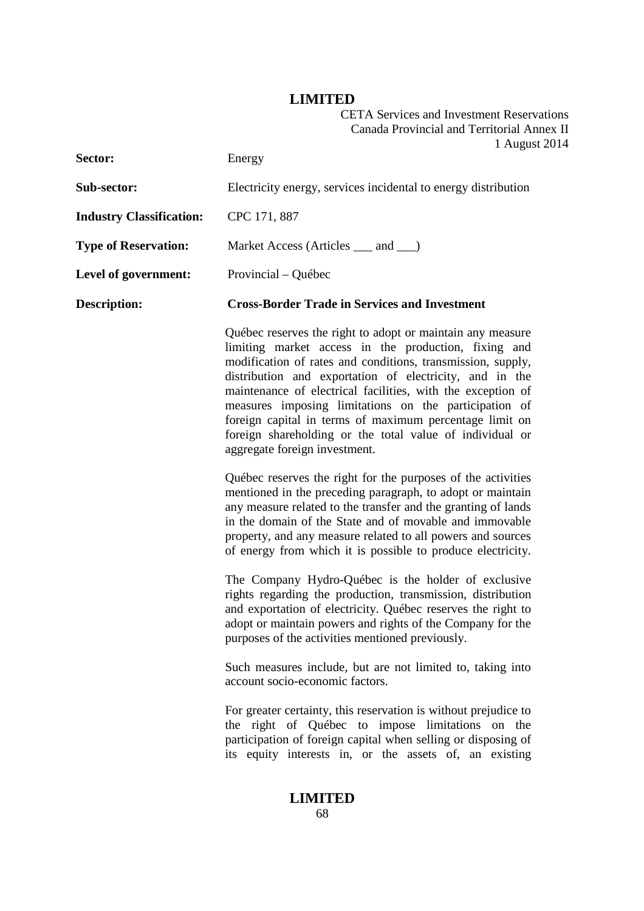| | |
|---|---|
| **Sector:** | Energy |
| **Sub-sector:** | Electricity energy, services incidental to energy distribution |
| **Industry Classification:** | CPC 171, 887 |
| **Type of Reservation:** | Market Access (Articles ___ and ___) |
| **Level of government:** | Provincial – Québec |
| **Description:** | **Cross-Border Trade in Services and Investment** |

Québec reserves the right to adopt or maintain any measure limiting market access in the production, fixing and modification of rates and conditions, transmission, supply, distribution and exportation of electricity, and in the maintenance of electrical facilities, with the exception of measures imposing limitations on the participation of foreign capital in terms of maximum percentage limit on foreign shareholding or the total value of individual or aggregate foreign investment.

Québec reserves the right for the purposes of the activities mentioned in the preceding paragraph, to adopt or maintain any measure related to the transfer and the granting of lands in the domain of the State and of movable and immovable property, and any measure related to all powers and sources of energy from which it is possible to produce electricity.

The Company Hydro-Québec is the holder of exclusive rights regarding the production, transmission, distribution and exportation of electricity. Québec reserves the right to adopt or maintain powers and rights of the Company for the purposes of the activities mentioned previously.

Such measures include, but are not limited to, taking into account socio-economic factors.

For greater certainty, this reservation is without prejudice to the right of Québec to impose limitations on the participation of foreign capital when selling or disposing of its equity interests in, or the assets of, an existing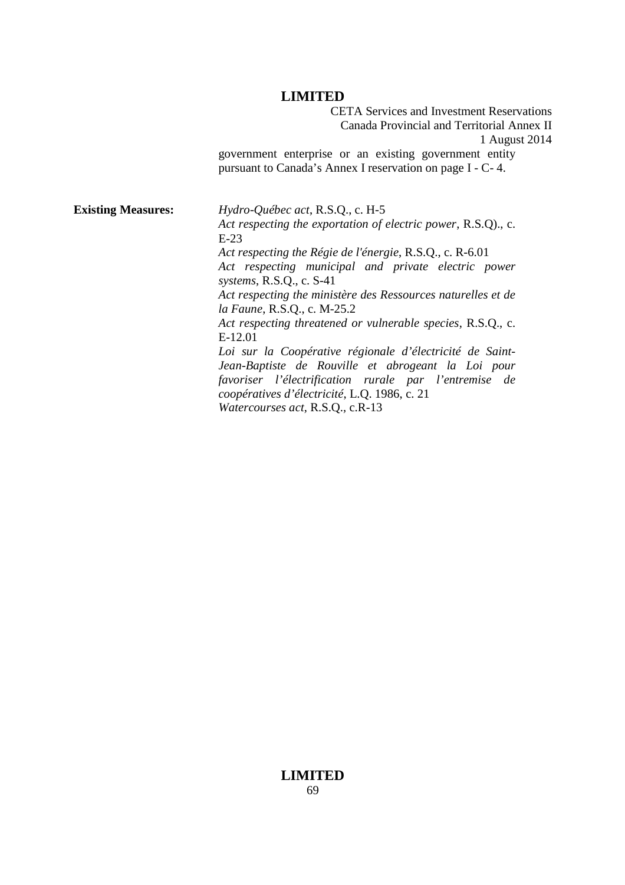government enterprise or an existing government entity pursuant to Canada's Annex I reservation on page I - C- 4.

**Existing Measures:**

*Hydro-Québec act*, R.S.Q., c. H-5

*Act respecting the exportation of electric power*, R.S.Q)., c. E-23

*Act respecting the Régie de l'énergie*, R.S.Q., c. R-6.01

*Act respecting municipal and private electric power systems*, R.S.Q., c. S-41

*Act respecting the ministère des Ressources naturelles et de la Faune*, R.S.Q., c. M-25.2

*Act respecting threatened or vulnerable species*, R.S.Q., c. E-12.01

*Loi sur la Coopérative régionale d'électricité de Saint-Jean-Baptiste de Rouville et abrogeant la Loi pour favoriser l'électrification rurale par l'entremise de coopératives d'électricité*, L.Q. 1986, c. 21

*Watercourses act*, R.S.Q., c.R-13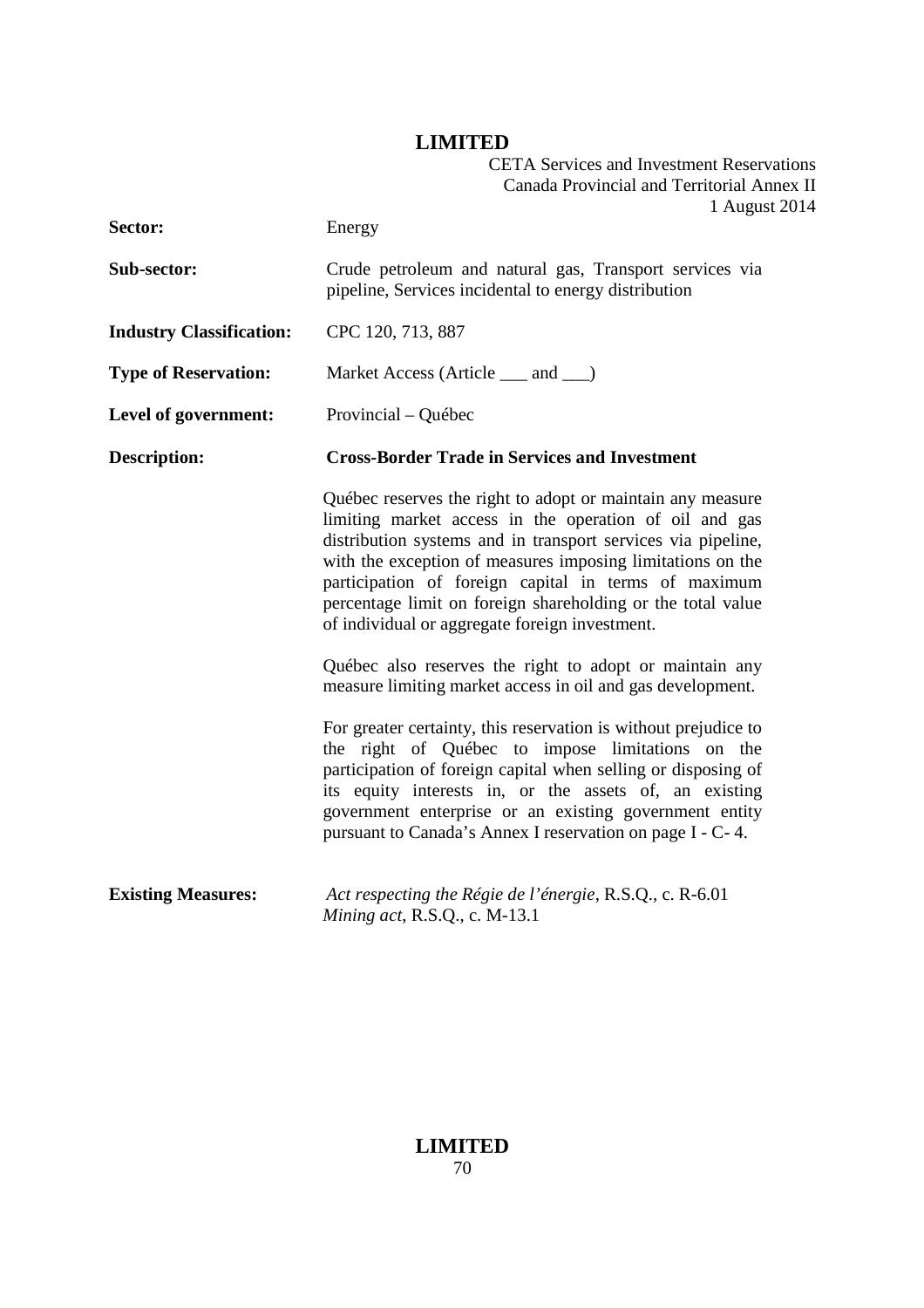| | |
|---|---|
| **Sector:** | Energy |
| **Sub-sector:** | Crude petroleum and natural gas, Transport services via pipeline, Services incidental to energy distribution |
| **Industry Classification:** | CPC 120, 713, 887 |
| **Type of Reservation:** | Market Access (Article ___ and ___) |
| **Level of government:** | Provincial – Québec |
| **Description:** | **Cross-Border Trade in Services and Investment** |

Québec reserves the right to adopt or maintain any measure limiting market access in the operation of oil and gas distribution systems and in transport services via pipeline, with the exception of measures imposing limitations on the participation of foreign capital in terms of maximum percentage limit on foreign shareholding or the total value of individual or aggregate foreign investment.

Québec also reserves the right to adopt or maintain any measure limiting market access in oil and gas development.

For greater certainty, this reservation is without prejudice to the right of Québec to impose limitations on the participation of foreign capital when selling or disposing of its equity interests in, or the assets of, an existing government enterprise or an existing government entity pursuant to Canada's Annex I reservation on page I - C- 4.

**Existing Measures:**

*Act respecting the Régie de l'énergie*, R.S.Q., c. R-6.01
*Mining act*, R.S.Q., c. M-13.1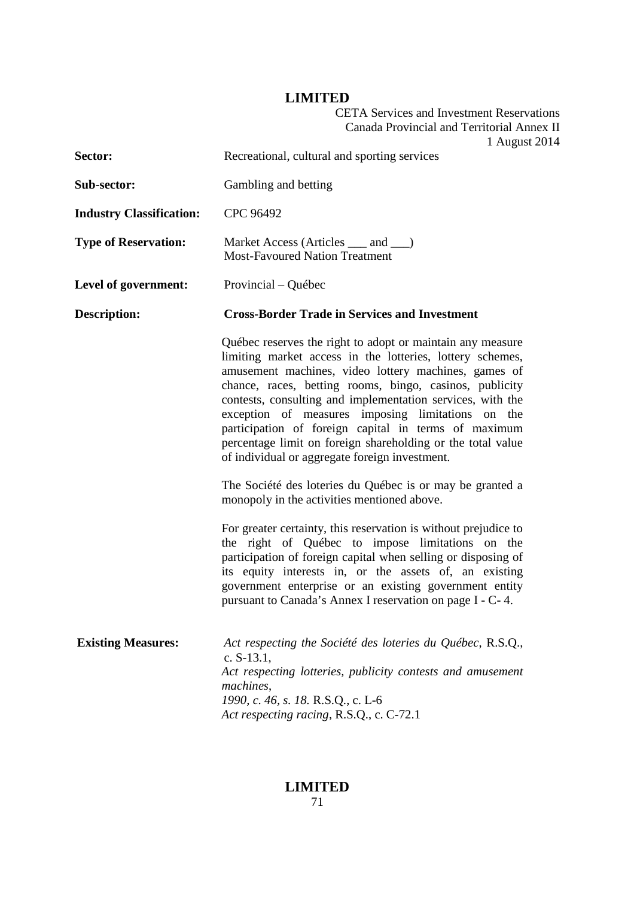| | |
|---|---|
| **Sector:** | Recreational, cultural and sporting services |
| **Sub-sector:** | Gambling and betting |
| **Industry Classification:** | CPC 96492 |
| **Type of Reservation:** | Market Access (Articles ___ and ___)<br>Most-Favoured Nation Treatment |
| **Level of government:** | Provincial – Québec |
| **Description:** | **Cross-Border Trade in Services and Investment**<br><br>Québec reserves the right to adopt or maintain any measure limiting market access in the lotteries, lottery schemes, amusement machines, video lottery machines, games of chance, races, betting rooms, bingo, casinos, publicity contests, consulting and implementation services, with the exception of measures imposing limitations on the participation of foreign capital in terms of maximum percentage limit on foreign shareholding or the total value of individual or aggregate foreign investment.<br><br>The Société des loteries du Québec is or may be granted a monopoly in the activities mentioned above.<br><br>For greater certainty, this reservation is without prejudice to the right of Québec to impose limitations on the participation of foreign capital when selling or disposing of its equity interests in, or the assets of, an existing government enterprise or an existing government entity pursuant to Canada's Annex I reservation on page I - C- 4. |
| **Existing Measures:** | *Act respecting the Société des loteries du Québec*, R.S.Q., c. S-13.1,<br>*Act respecting lotteries, publicity contests and amusement machines*,<br>*1990, c. 46, s. 18.* R.S.Q., c. L-6<br>*Act respecting racing*, R.S.Q., c. C-72.1 |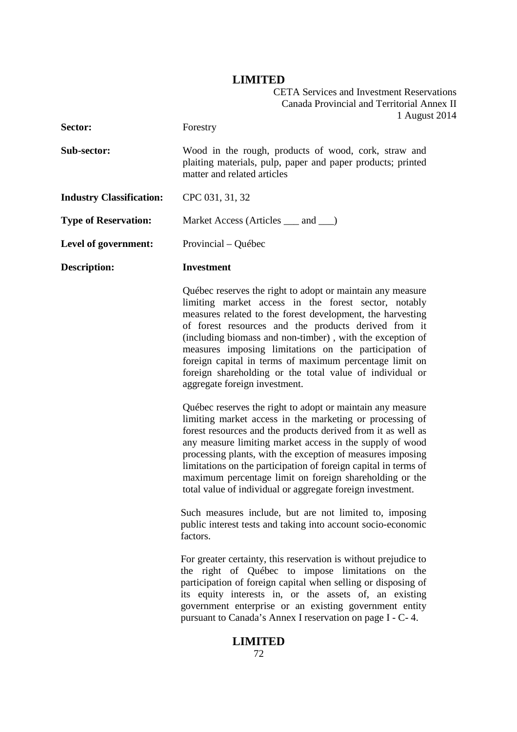**Sector:** Forestry

**Sub-sector:** Wood in the rough, products of wood, cork, straw and plaiting materials, pulp, paper and paper products; printed matter and related articles

**Industry Classification:** CPC 031, 31, 32

**Type of Reservation:** Market Access (Articles ___ and ___)

**Level of government:** Provincial – Québec

**Description:** **Investment**

Québec reserves the right to adopt or maintain any measure limiting market access in the forest sector, notably measures related to the forest development, the harvesting of forest resources and the products derived from it (including biomass and non-timber) , with the exception of measures imposing limitations on the participation of foreign capital in terms of maximum percentage limit on foreign shareholding or the total value of individual or aggregate foreign investment.

Québec reserves the right to adopt or maintain any measure limiting market access in the marketing or processing of forest resources and the products derived from it as well as any measure limiting market access in the supply of wood processing plants, with the exception of measures imposing limitations on the participation of foreign capital in terms of maximum percentage limit on foreign shareholding or the total value of individual or aggregate foreign investment.

Such measures include, but are not limited to, imposing public interest tests and taking into account socio-economic factors.

For greater certainty, this reservation is without prejudice to the right of Québec to impose limitations on the participation of foreign capital when selling or disposing of its equity interests in, or the assets of, an existing government enterprise or an existing government entity pursuant to Canada's Annex I reservation on page I - C- 4.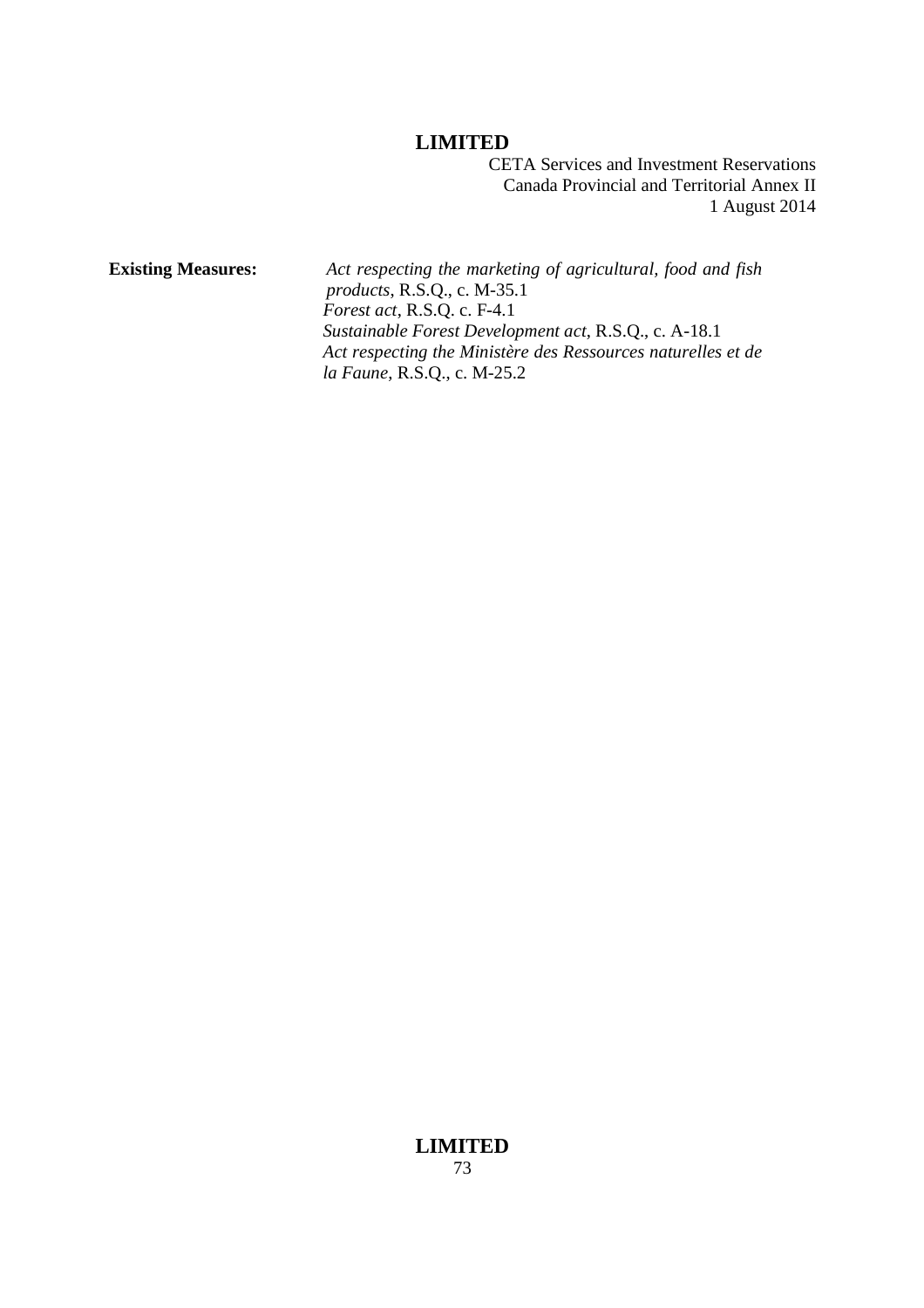**Existing Measures:** *Act respecting the marketing of agricultural, food and fish products*, R.S.Q., c. M-35.1
*Forest act*, R.S.Q. c. F-4.1
*Sustainable Forest Development act*, R.S.Q., c. A-18.1
*Act respecting the Ministère des Ressources naturelles et de la Faune*, R.S.Q., c. M-25.2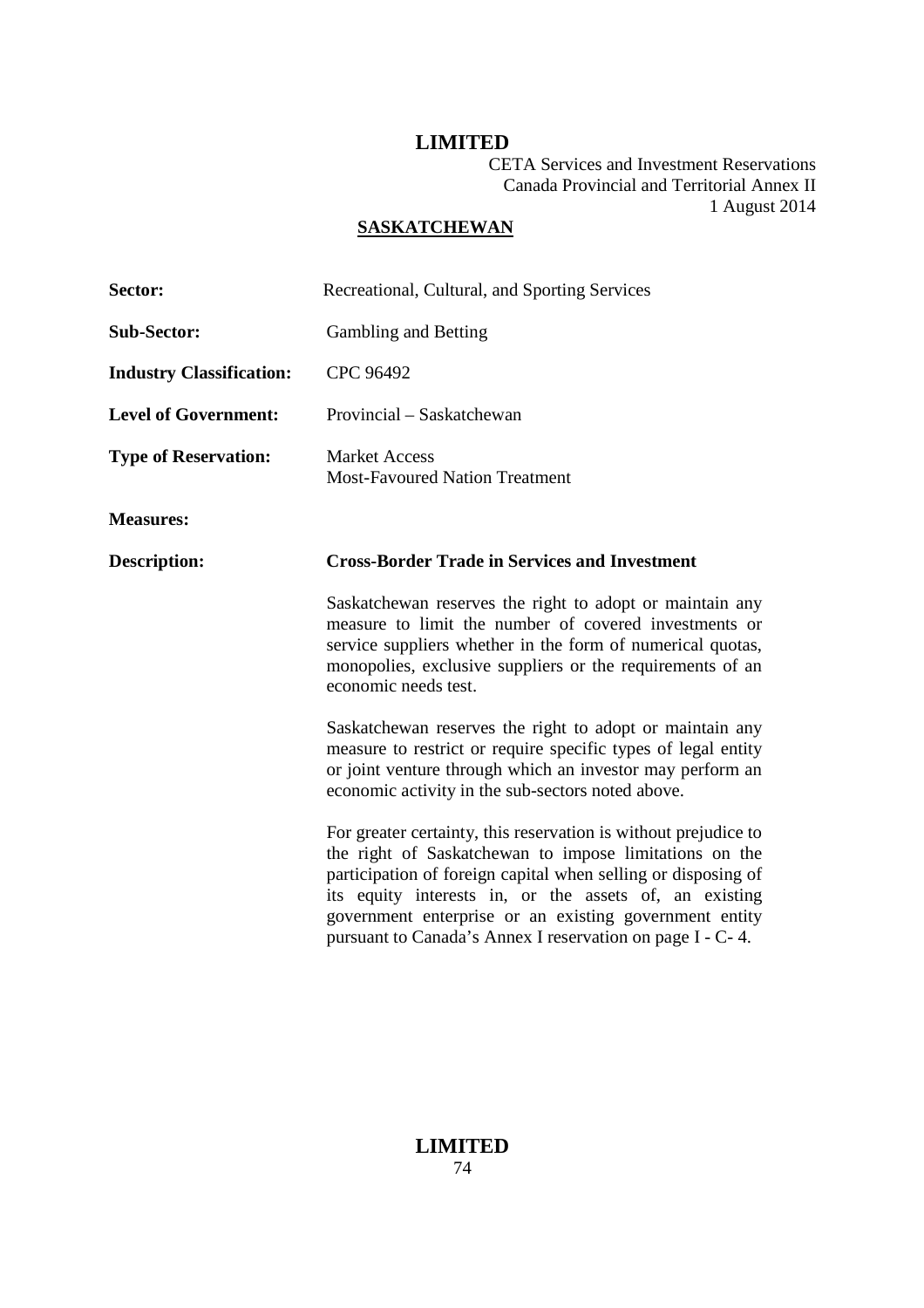**SASKATCHEWAN**

| | |
|---|---|
| **Sector:** | Recreational, Cultural, and Sporting Services |
| **Sub-Sector:** | Gambling and Betting |
| **Industry Classification:** | CPC 96492 |
| **Level of Government:** | Provincial – Saskatchewan |
| **Type of Reservation:** | Market Access<br>Most-Favoured Nation Treatment |
| **Measures:** | |
| **Description:** | **Cross-Border Trade in Services and Investment** |

Saskatchewan reserves the right to adopt or maintain any measure to limit the number of covered investments or service suppliers whether in the form of numerical quotas, monopolies, exclusive suppliers or the requirements of an economic needs test.

Saskatchewan reserves the right to adopt or maintain any measure to restrict or require specific types of legal entity or joint venture through which an investor may perform an economic activity in the sub-sectors noted above.

For greater certainty, this reservation is without prejudice to the right of Saskatchewan to impose limitations on the participation of foreign capital when selling or disposing of its equity interests in, or the assets of, an existing government enterprise or an existing government entity pursuant to Canada's Annex I reservation on page I - C- 4.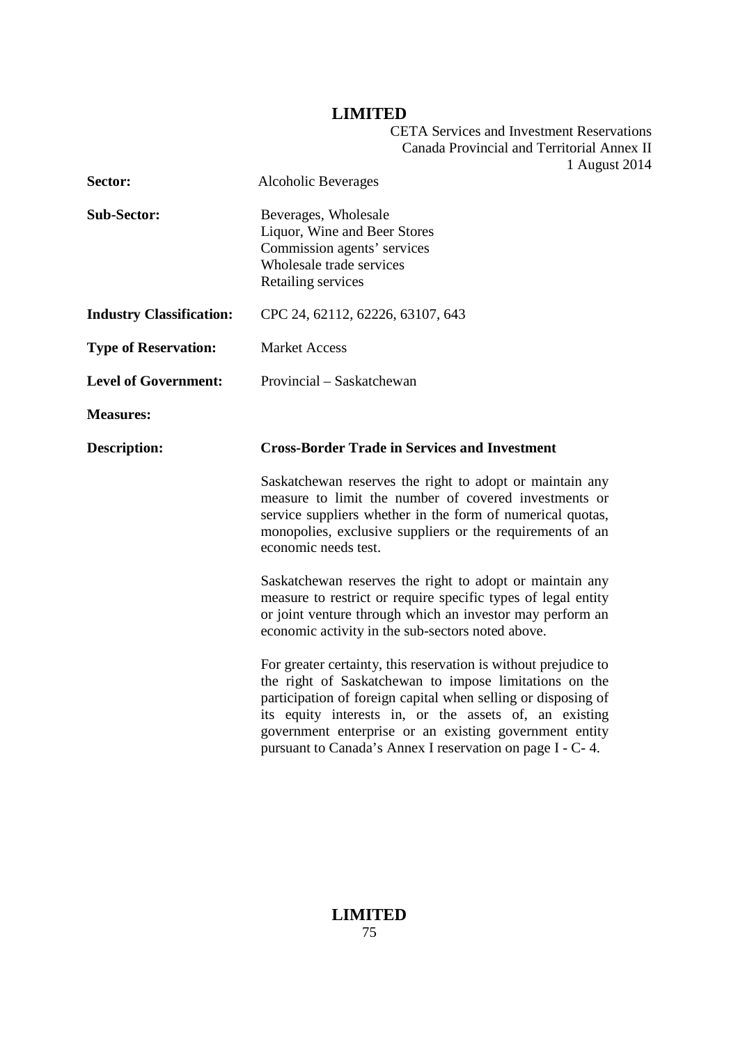| | |
|---|---|
| **Sector:** | Alcoholic Beverages |
| **Sub-Sector:** | Beverages, Wholesale<br>Liquor, Wine and Beer Stores<br>Commission agents' services<br>Wholesale trade services<br>Retailing services |
| **Industry Classification:** | CPC 24, 62112, 62226, 63107, 643 |
| **Type of Reservation:** | Market Access |
| **Level of Government:** | Provincial – Saskatchewan |
| **Measures:** | |
| **Description:** | **Cross-Border Trade in Services and Investment** |

Saskatchewan reserves the right to adopt or maintain any measure to limit the number of covered investments or service suppliers whether in the form of numerical quotas, monopolies, exclusive suppliers or the requirements of an economic needs test.

Saskatchewan reserves the right to adopt or maintain any measure to restrict or require specific types of legal entity or joint venture through which an investor may perform an economic activity in the sub-sectors noted above.

For greater certainty, this reservation is without prejudice to the right of Saskatchewan to impose limitations on the participation of foreign capital when selling or disposing of its equity interests in, or the assets of, an existing government enterprise or an existing government entity pursuant to Canada's Annex I reservation on page I - C- 4.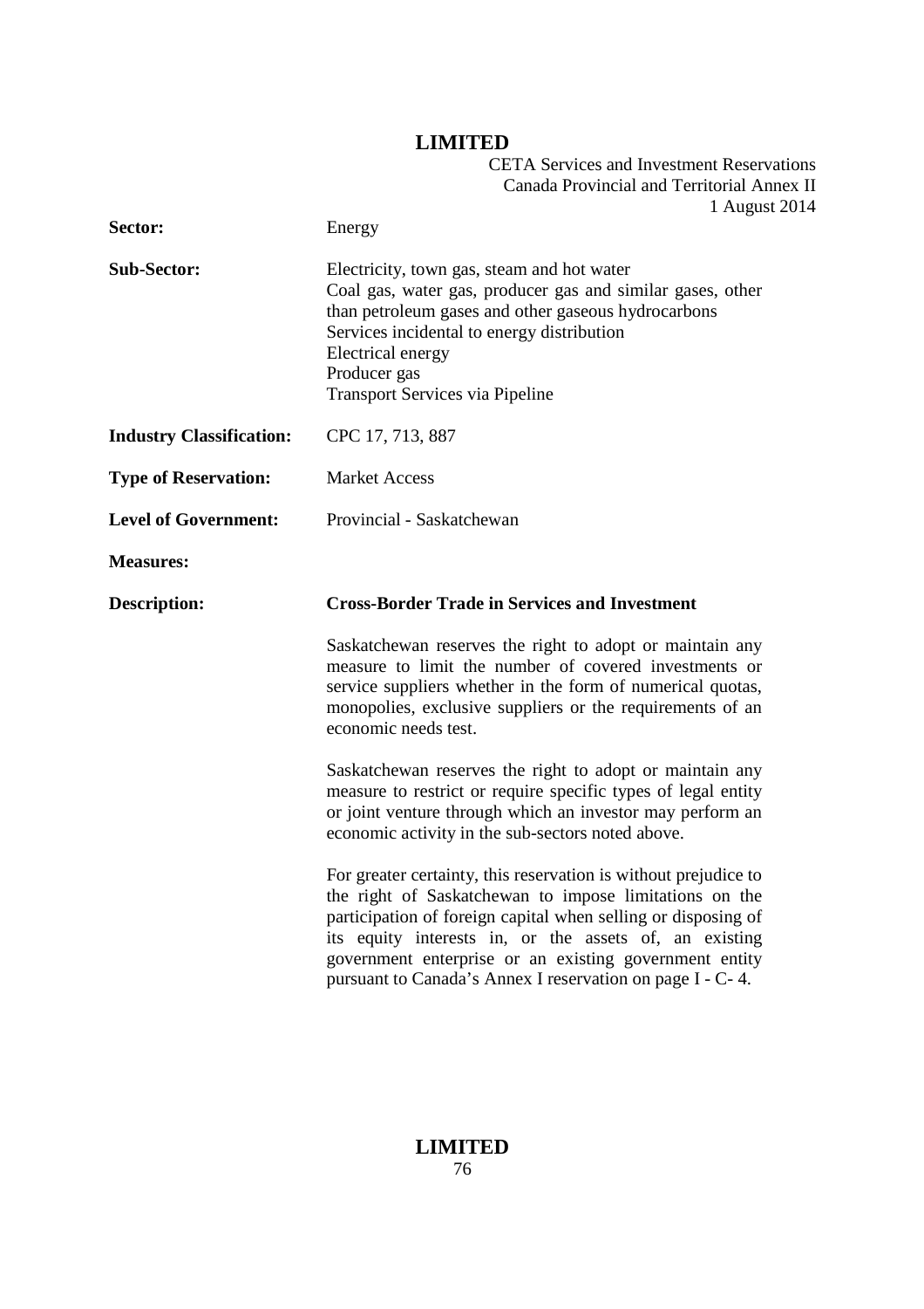| | |
|---|---|
| **Sector:** | Energy |
| **Sub-Sector:** | Electricity, town gas, steam and hot water<br>Coal gas, water gas, producer gas and similar gases, other than petroleum gases and other gaseous hydrocarbons<br>Services incidental to energy distribution<br>Electrical energy<br>Producer gas<br>Transport Services via Pipeline |
| **Industry Classification:** | CPC 17, 713, 887 |
| **Type of Reservation:** | Market Access |
| **Level of Government:** | Provincial - Saskatchewan |
| **Measures:** | |
| **Description:** | **Cross-Border Trade in Services and Investment** |

Saskatchewan reserves the right to adopt or maintain any measure to limit the number of covered investments or service suppliers whether in the form of numerical quotas, monopolies, exclusive suppliers or the requirements of an economic needs test.

Saskatchewan reserves the right to adopt or maintain any measure to restrict or require specific types of legal entity or joint venture through which an investor may perform an economic activity in the sub-sectors noted above.

For greater certainty, this reservation is without prejudice to the right of Saskatchewan to impose limitations on the participation of foreign capital when selling or disposing of its equity interests in, or the assets of, an existing government enterprise or an existing government entity pursuant to Canada's Annex I reservation on page I - C- 4.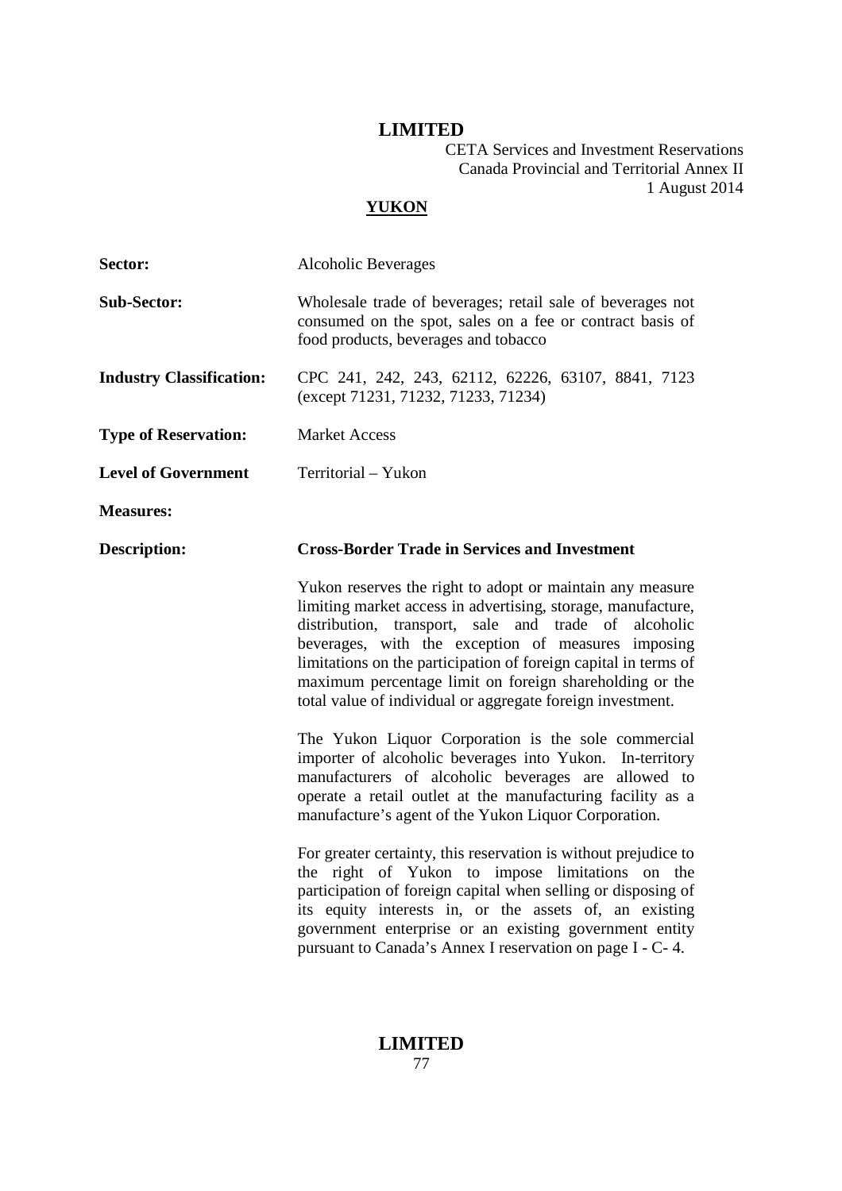**LIMITED**

CETA Services and Investment Reservations
Canada Provincial and Territorial Annex II
1 August 2014

## YUKON

| | |
|---|---|
| **Sector:** | Alcoholic Beverages |
| **Sub-Sector:** | Wholesale trade of beverages; retail sale of beverages not consumed on the spot, sales on a fee or contract basis of food products, beverages and tobacco |
| **Industry Classification:** | CPC 241, 242, 243, 62112, 62226, 63107, 8841, 7123 (except 71231, 71232, 71233, 71234) |
| **Type of Reservation:** | Market Access |
| **Level of Government** | Territorial – Yukon |
| **Measures:** | |
| **Description:** | **Cross-Border Trade in Services and Investment** |

Yukon reserves the right to adopt or maintain any measure limiting market access in advertising, storage, manufacture, distribution, transport, sale and trade of alcoholic beverages, with the exception of measures imposing limitations on the participation of foreign capital in terms of maximum percentage limit on foreign shareholding or the total value of individual or aggregate foreign investment.

The Yukon Liquor Corporation is the sole commercial importer of alcoholic beverages into Yukon. In-territory manufacturers of alcoholic beverages are allowed to operate a retail outlet at the manufacturing facility as a manufacture's agent of the Yukon Liquor Corporation.

For greater certainty, this reservation is without prejudice to the right of Yukon to impose limitations on the participation of foreign capital when selling or disposing of its equity interests in, or the assets of, an existing government enterprise or an existing government entity pursuant to Canada's Annex I reservation on page I - C- 4.

**LIMITED**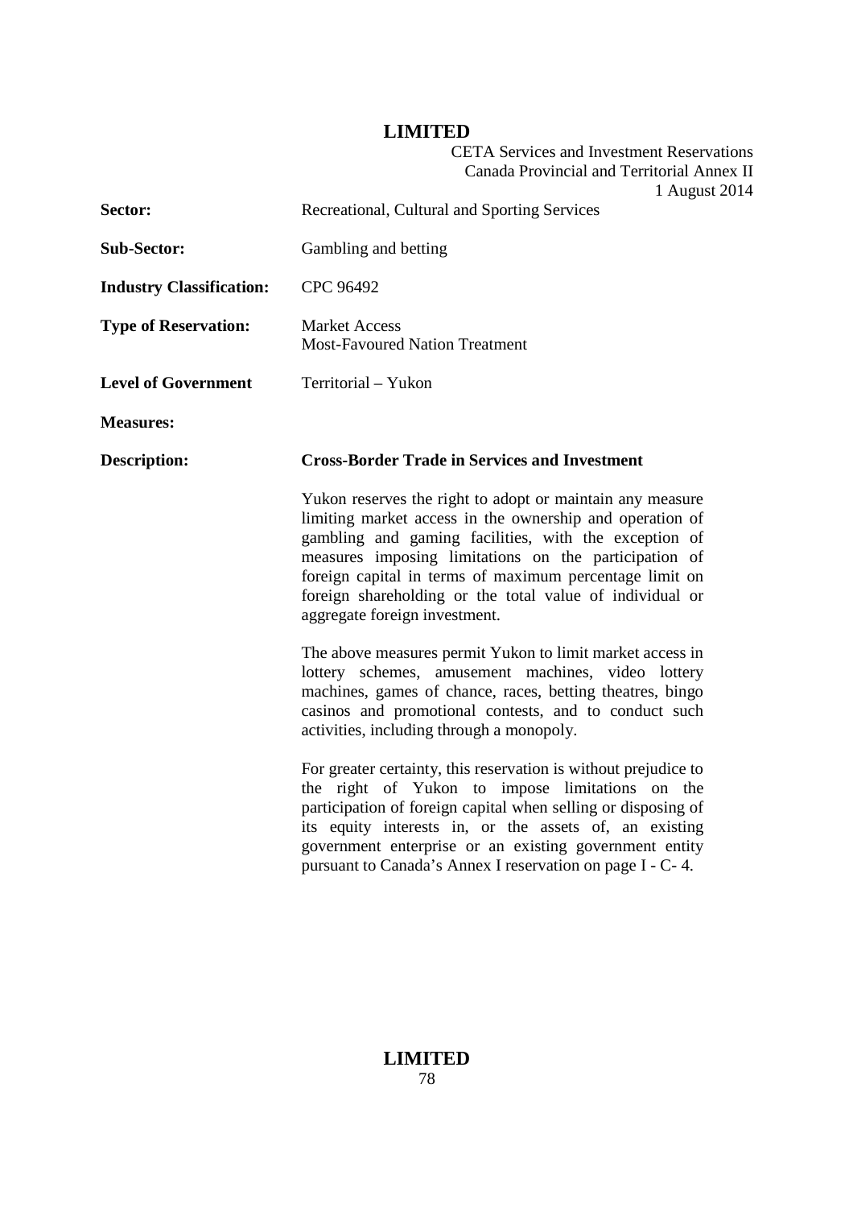| | |
|---|---|
| **Sector:** | Recreational, Cultural and Sporting Services |
| **Sub-Sector:** | Gambling and betting |
| **Industry Classification:** | CPC 96492 |
| **Type of Reservation:** | Market Access<br>Most-Favoured Nation Treatment |
| **Level of Government** | Territorial – Yukon |
| **Measures:** | |
| **Description:** | **Cross-Border Trade in Services and Investment** |

Yukon reserves the right to adopt or maintain any measure limiting market access in the ownership and operation of gambling and gaming facilities, with the exception of measures imposing limitations on the participation of foreign capital in terms of maximum percentage limit on foreign shareholding or the total value of individual or aggregate foreign investment.

The above measures permit Yukon to limit market access in lottery schemes, amusement machines, video lottery machines, games of chance, races, betting theatres, bingo casinos and promotional contests, and to conduct such activities, including through a monopoly.

For greater certainty, this reservation is without prejudice to the right of Yukon to impose limitations on the participation of foreign capital when selling or disposing of its equity interests in, or the assets of, an existing government enterprise or an existing government entity pursuant to Canada's Annex I reservation on page I - C- 4.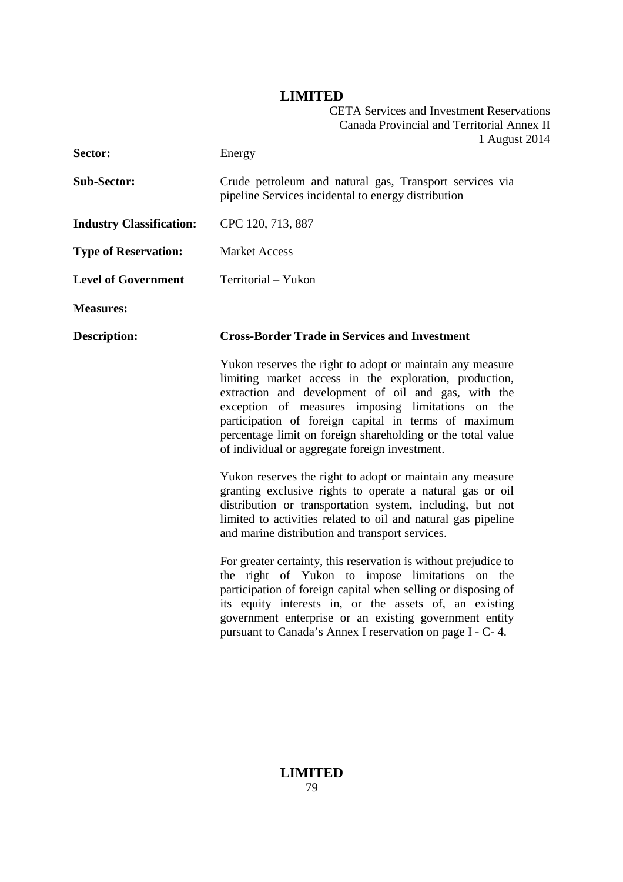| | |
|---|---|
| **Sector:** | Energy |
| **Sub-Sector:** | Crude petroleum and natural gas, Transport services via pipeline Services incidental to energy distribution |
| **Industry Classification:** | CPC 120, 713, 887 |
| **Type of Reservation:** | Market Access |
| **Level of Government** | Territorial – Yukon |
| **Measures:** | |
| **Description:** | **Cross-Border Trade in Services and Investment** |

Yukon reserves the right to adopt or maintain any measure limiting market access in the exploration, production, extraction and development of oil and gas, with the exception of measures imposing limitations on the participation of foreign capital in terms of maximum percentage limit on foreign shareholding or the total value of individual or aggregate foreign investment.

Yukon reserves the right to adopt or maintain any measure granting exclusive rights to operate a natural gas or oil distribution or transportation system, including, but not limited to activities related to oil and natural gas pipeline and marine distribution and transport services.

For greater certainty, this reservation is without prejudice to the right of Yukon to impose limitations on the participation of foreign capital when selling or disposing of its equity interests in, or the assets of, an existing government enterprise or an existing government entity pursuant to Canada's Annex I reservation on page I - C- 4.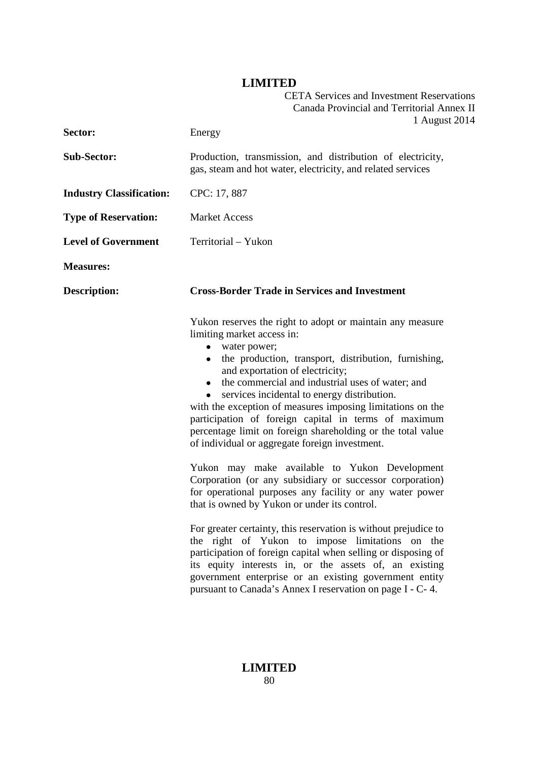| | |
|---|---|
| **Sector:** | Energy |
| **Sub-Sector:** | Production, transmission, and distribution of electricity, gas, steam and hot water, electricity, and related services |
| **Industry Classification:** | CPC: 17, 887 |
| **Type of Reservation:** | Market Access |
| **Level of Government** | Territorial – Yukon |
| **Measures:** | |
| **Description:** | **Cross-Border Trade in Services and Investment** |

Yukon reserves the right to adopt or maintain any measure limiting market access in:

- water power;
- the production, transport, distribution, furnishing, and exportation of electricity;
- the commercial and industrial uses of water; and
- services incidental to energy distribution.

with the exception of measures imposing limitations on the participation of foreign capital in terms of maximum percentage limit on foreign shareholding or the total value of individual or aggregate foreign investment.

Yukon may make available to Yukon Development Corporation (or any subsidiary or successor corporation) for operational purposes any facility or any water power that is owned by Yukon or under its control.

For greater certainty, this reservation is without prejudice to the right of Yukon to impose limitations on the participation of foreign capital when selling or disposing of its equity interests in, or the assets of, an existing government enterprise or an existing government entity pursuant to Canada's Annex I reservation on page I - C- 4.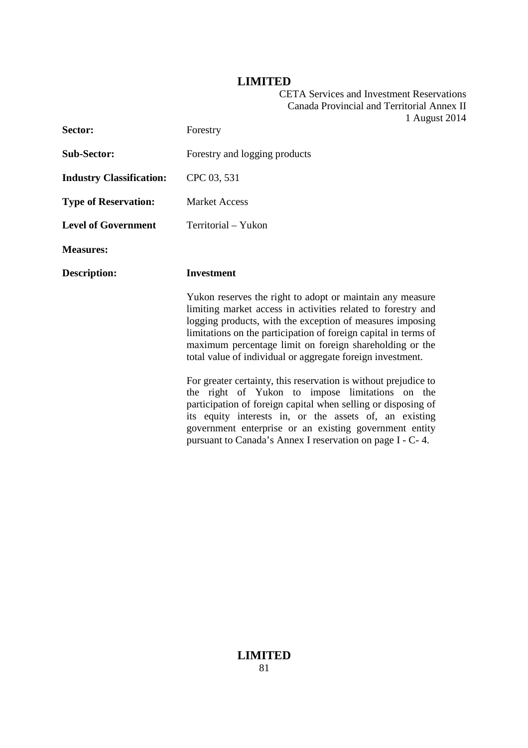| | |
|---|---|
| **Sector:** | Forestry |
| **Sub-Sector:** | Forestry and logging products |
| **Industry Classification:** | CPC 03, 531 |
| **Type of Reservation:** | Market Access |
| **Level of Government** | Territorial – Yukon |
| **Measures:** | |
| **Description:** | **Investment** |

Yukon reserves the right to adopt or maintain any measure limiting market access in activities related to forestry and logging products, with the exception of measures imposing limitations on the participation of foreign capital in terms of maximum percentage limit on foreign shareholding or the total value of individual or aggregate foreign investment.

For greater certainty, this reservation is without prejudice to the right of Yukon to impose limitations on the participation of foreign capital when selling or disposing of its equity interests in, or the assets of, an existing government enterprise or an existing government entity pursuant to Canada's Annex I reservation on page I - C- 4.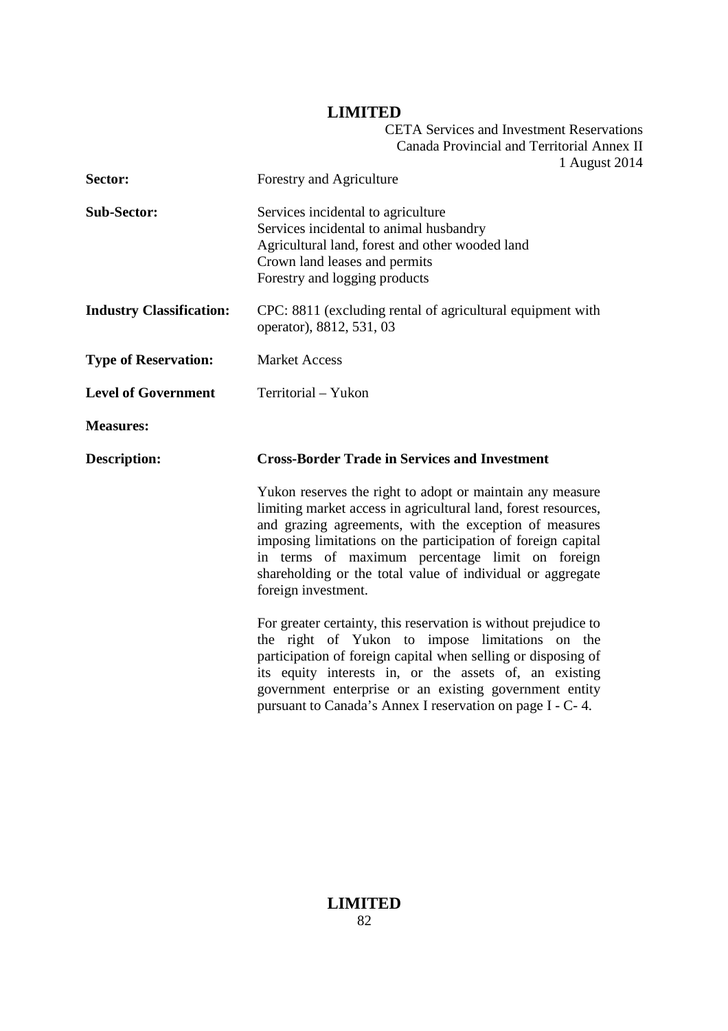| | |
|---|---|
| **Sector:** | Forestry and Agriculture |
| **Sub-Sector:** | Services incidental to agriculture<br>Services incidental to animal husbandry<br>Agricultural land, forest and other wooded land<br>Crown land leases and permits<br>Forestry and logging products |
| **Industry Classification:** | CPC: 8811 (excluding rental of agricultural equipment with operator), 8812, 531, 03 |
| **Type of Reservation:** | Market Access |
| **Level of Government** | Territorial – Yukon |
| **Measures:** | |
| **Description:** | **Cross-Border Trade in Services and Investment**<br><br>Yukon reserves the right to adopt or maintain any measure limiting market access in agricultural land, forest resources, and grazing agreements, with the exception of measures imposing limitations on the participation of foreign capital in terms of maximum percentage limit on foreign shareholding or the total value of individual or aggregate foreign investment.<br><br>For greater certainty, this reservation is without prejudice to the right of Yukon to impose limitations on the participation of foreign capital when selling or disposing of its equity interests in, or the assets of, an existing government enterprise or an existing government entity pursuant to Canada's Annex I reservation on page I - C- 4. |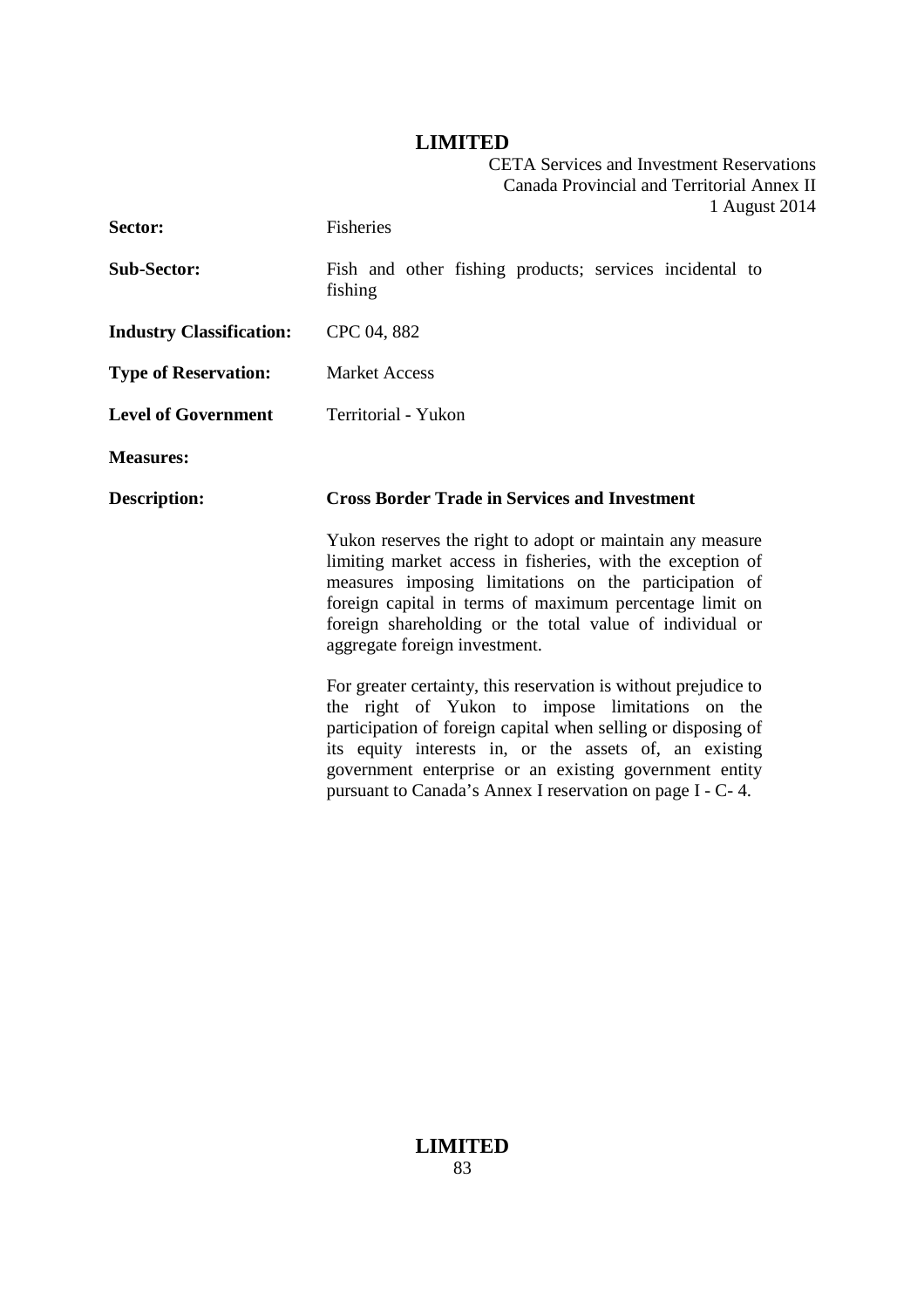| | |
|---|---|
| **Sector:** | Fisheries |
| **Sub-Sector:** | Fish and other fishing products; services incidental to fishing |
| **Industry Classification:** | CPC 04, 882 |
| **Type of Reservation:** | Market Access |
| **Level of Government** | Territorial - Yukon |
| **Measures:** | |
| **Description:** | **Cross Border Trade in Services and Investment** |

Yukon reserves the right to adopt or maintain any measure limiting market access in fisheries, with the exception of measures imposing limitations on the participation of foreign capital in terms of maximum percentage limit on foreign shareholding or the total value of individual or aggregate foreign investment.

For greater certainty, this reservation is without prejudice to the right of Yukon to impose limitations on the participation of foreign capital when selling or disposing of its equity interests in, or the assets of, an existing government enterprise or an existing government entity pursuant to Canada's Annex I reservation on page I - C- 4.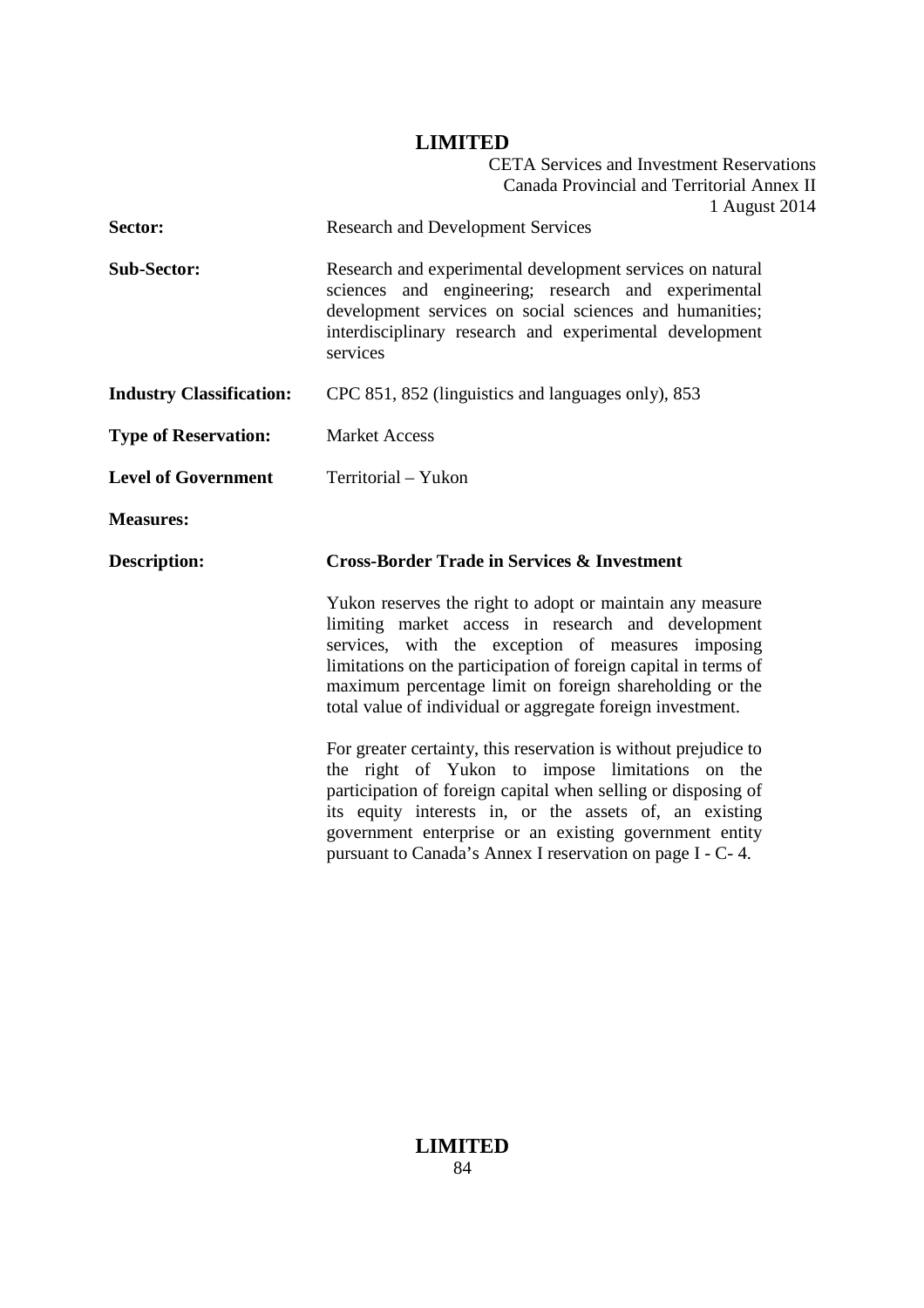| | |
|---|---|
| **Sector:** | Research and Development Services |
| **Sub-Sector:** | Research and experimental development services on natural sciences and engineering; research and experimental development services on social sciences and humanities; interdisciplinary research and experimental development services |
| **Industry Classification:** | CPC 851, 852 (linguistics and languages only), 853 |
| **Type of Reservation:** | Market Access |
| **Level of Government** | Territorial – Yukon |
| **Measures:** | |
| **Description:** | **Cross-Border Trade in Services & Investment** |

Yukon reserves the right to adopt or maintain any measure limiting market access in research and development services, with the exception of measures imposing limitations on the participation of foreign capital in terms of maximum percentage limit on foreign shareholding or the total value of individual or aggregate foreign investment.

For greater certainty, this reservation is without prejudice to the right of Yukon to impose limitations on the participation of foreign capital when selling or disposing of its equity interests in, or the assets of, an existing government enterprise or an existing government entity pursuant to Canada's Annex I reservation on page I - C- 4.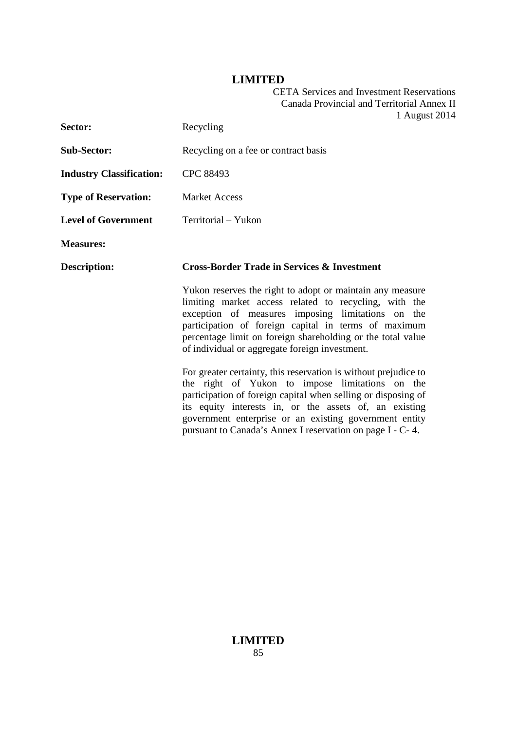| | |
|---|---|
| **Sector:** | Recycling |
| **Sub-Sector:** | Recycling on a fee or contract basis |
| **Industry Classification:** | CPC 88493 |
| **Type of Reservation:** | Market Access |
| **Level of Government** | Territorial – Yukon |
| **Measures:** | |
| **Description:** | **Cross-Border Trade in Services & Investment** |

Yukon reserves the right to adopt or maintain any measure limiting market access related to recycling, with the exception of measures imposing limitations on the participation of foreign capital in terms of maximum percentage limit on foreign shareholding or the total value of individual or aggregate foreign investment.

For greater certainty, this reservation is without prejudice to the right of Yukon to impose limitations on the participation of foreign capital when selling or disposing of its equity interests in, or the assets of, an existing government enterprise or an existing government entity pursuant to Canada's Annex I reservation on page I - C- 4.